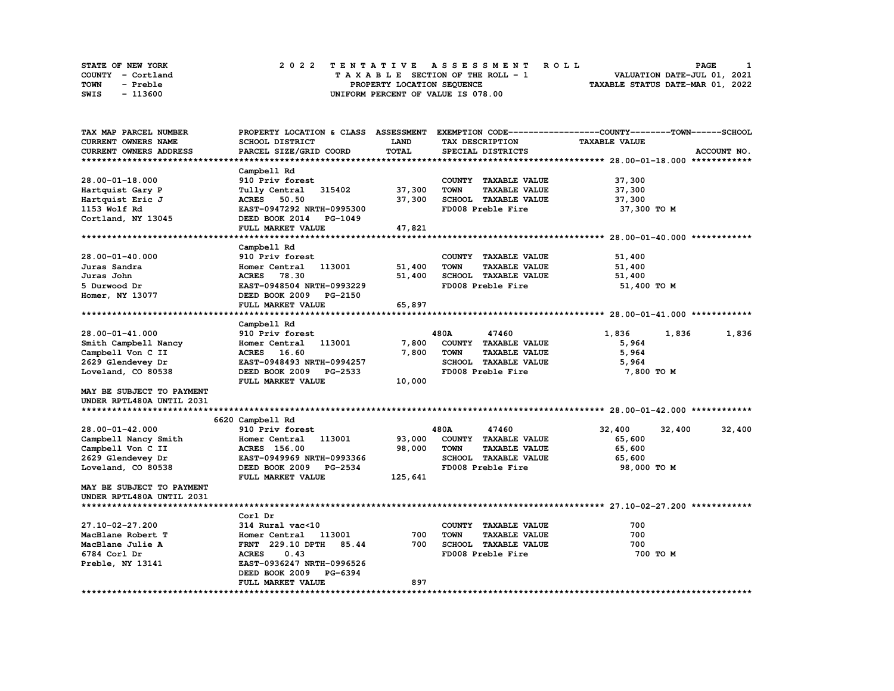STATE OF NEW YORK
COUNTY - Cortland
TOWN - Preble
SWIS - 113600

# 2022 TENTATIVE ASSESSMENT ROLL

TAXABLE SECTION OF THE ROLL - 1
PROPERTY LOCATION SEQUENCE
UNIFORM PERCENT OF VALUE IS 078.00

VALUATION DATE-JUL 01, 2021
TAXABLE STATUS DATE-MAR 01, 2022

| TAX MAP PARCEL NUMBER / CURRENT OWNERS NAME / CURRENT OWNERS ADDRESS | PROPERTY LOCATION & CLASS / SCHOOL DISTRICT / PARCEL SIZE/GRID COORD | ASSESSMENT LAND / TOTAL | EXEMPTION CODE / TAX DESCRIPTION / SPECIAL DISTRICTS | COUNTY TAXABLE VALUE | TOWN | SCHOOL / ACCOUNT NO. |
|---|---|---|---|---|---|---|
| ************ 28.00-01-18.000 ************ | | | | | | |
| | Campbell Rd | | | | | |
| 28.00-01-18.000 | 910 Priv forest | | COUNTY TAXABLE VALUE | 37,300 | | |
| Hartquist Gary P | Tully Central 315402 | 37,300 | TOWN TAXABLE VALUE | 37,300 | | |
| Hartquist Eric J | ACRES 50.50 | 37,300 | SCHOOL TAXABLE VALUE | 37,300 | | |
| 1153 Wolf Rd | EAST-0947292 NRTH-0995300 | | FD008 Preble Fire | 37,300 TO M | | |
| Cortland, NY 13045 | DEED BOOK 2014 PG-1049 | | | | | |
| | FULL MARKET VALUE | 47,821 | | | | |
| ************ 28.00-01-40.000 ************ | | | | | | |
| | Campbell Rd | | | | | |
| 28.00-01-40.000 | 910 Priv forest | | COUNTY TAXABLE VALUE | 51,400 | | |
| Juras Sandra | Homer Central 113001 | 51,400 | TOWN TAXABLE VALUE | 51,400 | | |
| Juras John | ACRES 78.30 | 51,400 | SCHOOL TAXABLE VALUE | 51,400 | | |
| 5 Durwood Dr | EAST-0948504 NRTH-0993229 | | FD008 Preble Fire | 51,400 TO M | | |
| Homer, NY 13077 | DEED BOOK 2009 PG-2150 | | | | | |
| | FULL MARKET VALUE | 65,897 | | | | |
| ************ 28.00-01-41.000 ************ | | | | | | |
| | Campbell Rd | | | | | |
| 28.00-01-41.000 | 910 Priv forest | | 480A 47460 | 1,836 | 1,836 | 1,836 |
| Smith Campbell Nancy | Homer Central 113001 | 7,800 | COUNTY TAXABLE VALUE | 5,964 | | |
| Campbell Von C II | ACRES 16.60 | 7,800 | TOWN TAXABLE VALUE | 5,964 | | |
| 2629 Glendevey Dr | EAST-0948493 NRTH-0994257 | | SCHOOL TAXABLE VALUE | 5,964 | | |
| Loveland, CO 80538 | DEED BOOK 2009 PG-2533 | | FD008 Preble Fire | 7,800 TO M | | |
| | FULL MARKET VALUE | 10,000 | | | | |
| MAY BE SUBJECT TO PAYMENT UNDER RPTL480A UNTIL 2031 | | | | | | |
| ************ 28.00-01-42.000 ************ | | | | | | |
| | 6620 Campbell Rd | | | | | |
| 28.00-01-42.000 | 910 Priv forest | | 480A 47460 | 32,400 | 32,400 | 32,400 |
| Campbell Nancy Smith | Homer Central 113001 | 93,000 | COUNTY TAXABLE VALUE | 65,600 | | |
| Campbell Von C II | ACRES 156.00 | 98,000 | TOWN TAXABLE VALUE | 65,600 | | |
| 2629 Glendevey Dr | EAST-0949969 NRTH-0993366 | | SCHOOL TAXABLE VALUE | 65,600 | | |
| Loveland, CO 80538 | DEED BOOK 2009 PG-2534 | | FD008 Preble Fire | 98,000 TO M | | |
| | FULL MARKET VALUE | 125,641 | | | | |
| MAY BE SUBJECT TO PAYMENT UNDER RPTL480A UNTIL 2031 | | | | | | |
| ************ 27.10-02-27.200 ************ | | | | | | |
| | Corl Dr | | | | | |
| 27.10-02-27.200 | 314 Rural vac<10 | | COUNTY TAXABLE VALUE | 700 | | |
| MacBlane Robert T | Homer Central 113001 | 700 | TOWN TAXABLE VALUE | 700 | | |
| MacBlane Julie A | FRNT 229.10 DPTH 85.44 | 700 | SCHOOL TAXABLE VALUE | 700 | | |
| 6784 Corl Dr | ACRES 0.43 | | FD008 Preble Fire | 700 TO M | | |
| Preble, NY 13141 | EAST-0936247 NRTH-0996526 | | | | | |
| | DEED BOOK 2009 PG-6394 | | | | | |
| | FULL MARKET VALUE | 897 | | | | |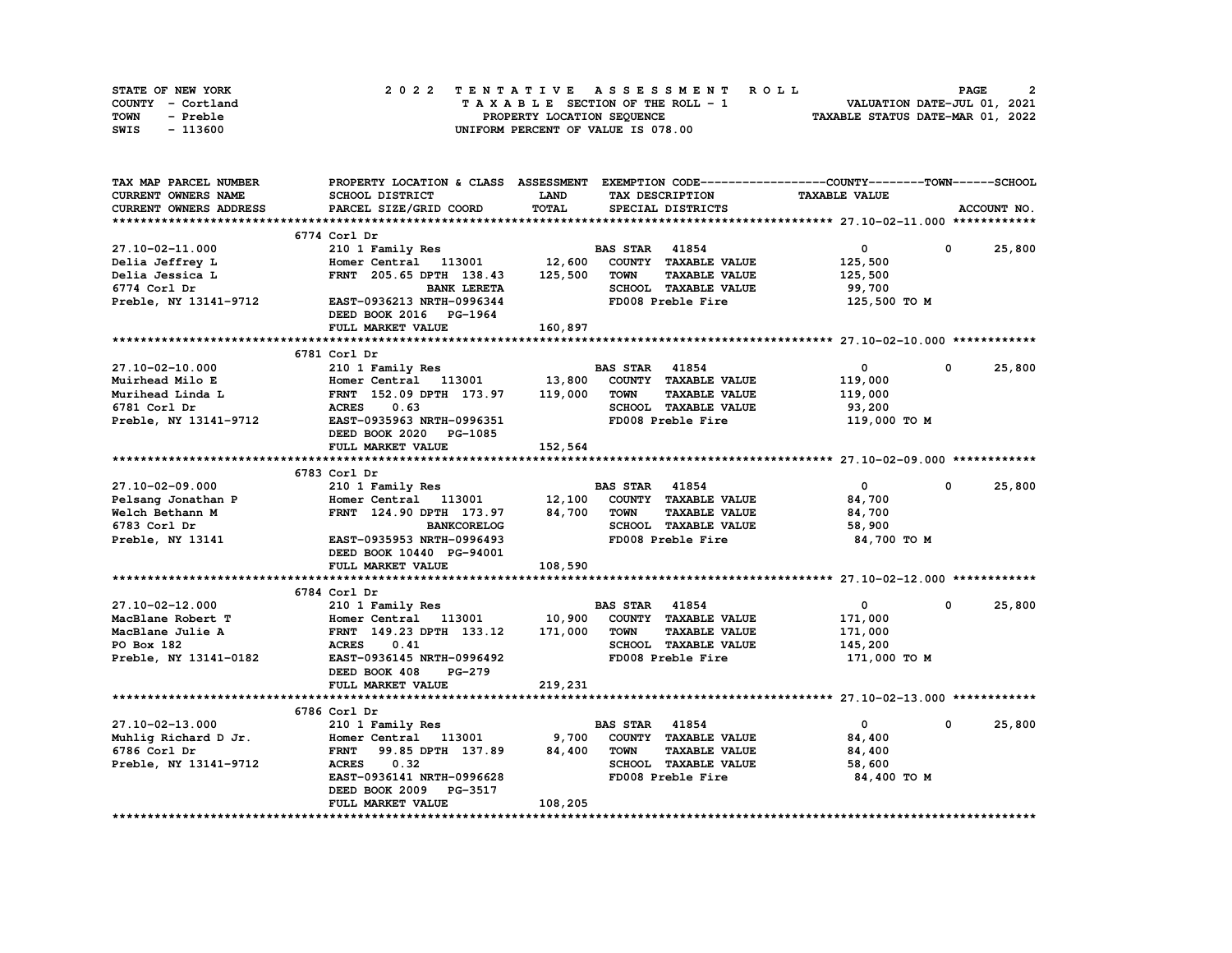STATE OF NEW YORK
COUNTY - Cortland
TOWN - Preble
SWIS - 113600

2 0 2 2 T E N T A T I V E A S S E S S M E N T R O L L
T A X A B L E SECTION OF THE ROLL - 1
PROPERTY LOCATION SEQUENCE
UNIFORM PERCENT OF VALUE IS 078.00

VALUATION DATE-JUL 01, 2021
TAXABLE STATUS DATE-MAR 01, 2022

| TAX MAP PARCEL NUMBER / CURRENT OWNERS NAME / CURRENT OWNERS ADDRESS | PROPERTY LOCATION & CLASS / SCHOOL DISTRICT / PARCEL SIZE/GRID COORD | ASSESSMENT LAND / TOTAL | EXEMPTION CODE / TAX DESCRIPTION / SPECIAL DISTRICTS | COUNTY TAXABLE VALUE | TOWN | SCHOOL / ACCOUNT NO. |
|---|---|---|---|---|---|---|
| **27.10-02-11.000** | 6774 Corl Dr | | | | | |
| 27.10-02-11.000 | 210 1 Family Res | | BAS STAR 41854 | 0 | 0 | 25,800 |
| Delia Jeffrey L | Homer Central 113001 | 12,600 | COUNTY TAXABLE VALUE | 125,500 | | |
| Delia Jessica L | FRNT 205.65 DPTH 138.43 | 125,500 | TOWN TAXABLE VALUE | 125,500 | | |
| 6774 Corl Dr | BANK LERETA | | SCHOOL TAXABLE VALUE | 99,700 | | |
| Preble, NY 13141-9712 | EAST-0936213 NRTH-0996344 | | FD008 Preble Fire | 125,500 TO M | | |
| | DEED BOOK 2016 PG-1964 | | | | | |
| | FULL MARKET VALUE | 160,897 | | | | |
| **27.10-02-10.000** | 6781 Corl Dr | | | | | |
| 27.10-02-10.000 | 210 1 Family Res | | BAS STAR 41854 | 0 | 0 | 25,800 |
| Muirhead Milo E | Homer Central 113001 | 13,800 | COUNTY TAXABLE VALUE | 119,000 | | |
| Murihead Linda L | FRNT 152.09 DPTH 173.97 | 119,000 | TOWN TAXABLE VALUE | 119,000 | | |
| 6781 Corl Dr | ACRES 0.63 | | SCHOOL TAXABLE VALUE | 93,200 | | |
| Preble, NY 13141-9712 | EAST-0935963 NRTH-0996351 | | FD008 Preble Fire | 119,000 TO M | | |
| | DEED BOOK 2020 PG-1085 | | | | | |
| | FULL MARKET VALUE | 152,564 | | | | |
| **27.10-02-09.000** | 6783 Corl Dr | | | | | |
| 27.10-02-09.000 | 210 1 Family Res | | BAS STAR 41854 | 0 | 0 | 25,800 |
| Pelsang Jonathan P | Homer Central 113001 | 12,100 | COUNTY TAXABLE VALUE | 84,700 | | |
| Welch Bethann M | FRNT 124.90 DPTH 173.97 | 84,700 | TOWN TAXABLE VALUE | 84,700 | | |
| 6783 Corl Dr | BANKCORELOG | | SCHOOL TAXABLE VALUE | 58,900 | | |
| Preble, NY 13141 | EAST-0935953 NRTH-0996493 | | FD008 Preble Fire | 84,700 TO M | | |
| | DEED BOOK 10440 PG-94001 | | | | | |
| | FULL MARKET VALUE | 108,590 | | | | |
| **27.10-02-12.000** | 6784 Corl Dr | | | | | |
| 27.10-02-12.000 | 210 1 Family Res | | BAS STAR 41854 | 0 | 0 | 25,800 |
| MacBlane Robert T | Homer Central 113001 | 10,900 | COUNTY TAXABLE VALUE | 171,000 | | |
| MacBlane Julie A | FRNT 149.23 DPTH 133.12 | 171,000 | TOWN TAXABLE VALUE | 171,000 | | |
| PO Box 182 | ACRES 0.41 | | SCHOOL TAXABLE VALUE | 145,200 | | |
| Preble, NY 13141-0182 | EAST-0936145 NRTH-0996492 | | FD008 Preble Fire | 171,000 TO M | | |
| | DEED BOOK 408 PG-279 | | | | | |
| | FULL MARKET VALUE | 219,231 | | | | |
| **27.10-02-13.000** | 6786 Corl Dr | | | | | |
| 27.10-02-13.000 | 210 1 Family Res | | BAS STAR 41854 | 0 | 0 | 25,800 |
| Muhlig Richard D Jr. | Homer Central 113001 | 9,700 | COUNTY TAXABLE VALUE | 84,400 | | |
| 6786 Corl Dr | FRNT 99.85 DPTH 137.89 | 84,400 | TOWN TAXABLE VALUE | 84,400 | | |
| Preble, NY 13141-9712 | ACRES 0.32 | | SCHOOL TAXABLE VALUE | 58,600 | | |
| | EAST-0936141 NRTH-0996628 | | FD008 Preble Fire | 84,400 TO M | | |
| | DEED BOOK 2009 PG-3517 | | | | | |
| | FULL MARKET VALUE | 108,205 | | | | |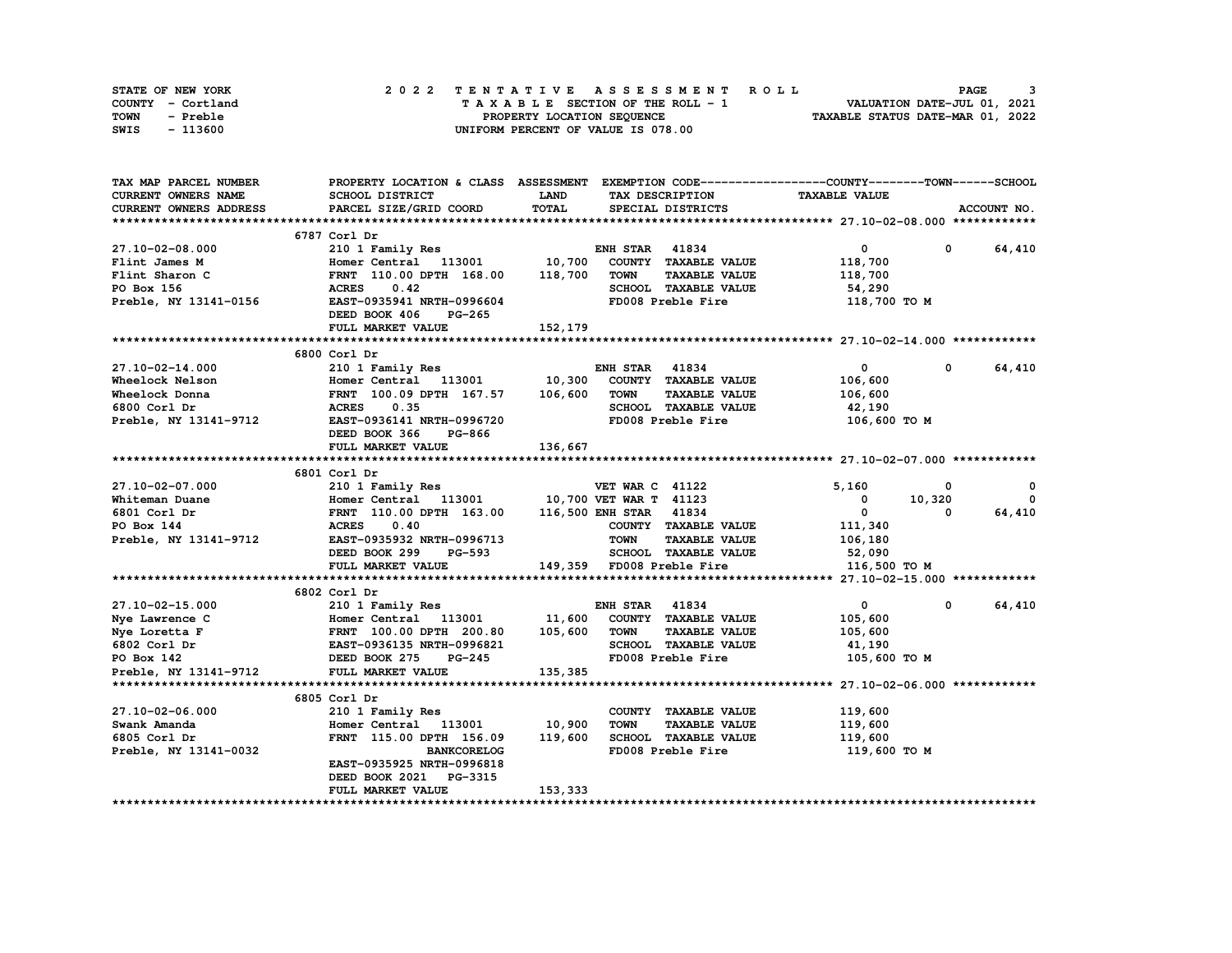STATE OF NEW YORK
COUNTY - Cortland
TOWN - Preble
SWIS - 113600

2022 TENTATIVE ASSESSMENT ROLL
TAXABLE SECTION OF THE ROLL - 1
PROPERTY LOCATION SEQUENCE
UNIFORM PERCENT OF VALUE IS 078.00

VALUATION DATE-JUL 01, 2021
TAXABLE STATUS DATE-MAR 01, 2022

| TAX MAP PARCEL NUMBER / CURRENT OWNERS NAME / CURRENT OWNERS ADDRESS | PROPERTY LOCATION & CLASS / SCHOOL DISTRICT / PARCEL SIZE/GRID COORD | ASSESSMENT LAND / TOTAL | EXEMPTION CODE / TAX DESCRIPTION / SPECIAL DISTRICTS | COUNTY TAXABLE VALUE | TOWN | SCHOOL / ACCOUNT NO. |
|---|---|---|---|---|---|---|
| 27.10-02-08.000 | 6787 Corl Dr | | | | | |
| 27.10-02-08.000 | 210 1 Family Res | | ENH STAR 41834 | 0 | 0 | 64,410 |
| Flint James M | Homer Central 113001 | 10,700 | COUNTY TAXABLE VALUE | 118,700 | | |
| Flint Sharon C | FRNT 110.00 DPTH 168.00 | 118,700 | TOWN TAXABLE VALUE | 118,700 | | |
| PO Box 156 | ACRES 0.42 | | SCHOOL TAXABLE VALUE | 54,290 | | |
| Preble, NY 13141-0156 | EAST-0935941 NRTH-0996604 | | FD008 Preble Fire | 118,700 TO M | | |
| | DEED BOOK 406 PG-265 | | | | | |
| | FULL MARKET VALUE | 152,179 | | | | |
| 27.10-02-14.000 | 6800 Corl Dr | | | | | |
| 27.10-02-14.000 | 210 1 Family Res | | ENH STAR 41834 | 0 | 0 | 64,410 |
| Wheelock Nelson | Homer Central 113001 | 10,300 | COUNTY TAXABLE VALUE | 106,600 | | |
| Wheelock Donna | FRNT 100.09 DPTH 167.57 | 106,600 | TOWN TAXABLE VALUE | 106,600 | | |
| 6800 Corl Dr | ACRES 0.35 | | SCHOOL TAXABLE VALUE | 42,190 | | |
| Preble, NY 13141-9712 | EAST-0936141 NRTH-0996720 | | FD008 Preble Fire | 106,600 TO M | | |
| | DEED BOOK 366 PG-866 | | | | | |
| | FULL MARKET VALUE | 136,667 | | | | |
| 27.10-02-07.000 | 6801 Corl Dr | | | | | |
| 27.10-02-07.000 | 210 1 Family Res | | VET WAR C 41122 | 5,160 | 0 | 0 |
| Whiteman Duane | Homer Central 113001 | 10,700 | VET WAR T 41123 | 0 | 10,320 | 0 |
| 6801 Corl Dr | FRNT 110.00 DPTH 163.00 | 116,500 | ENH STAR 41834 | 0 | 0 | 64,410 |
| PO Box 144 | ACRES 0.40 | | COUNTY TAXABLE VALUE | 111,340 | | |
| Preble, NY 13141-9712 | EAST-0935932 NRTH-0996713 | | TOWN TAXABLE VALUE | 106,180 | | |
| | DEED BOOK 299 PG-593 | | SCHOOL TAXABLE VALUE | 52,090 | | |
| | FULL MARKET VALUE | 149,359 | FD008 Preble Fire | 116,500 TO M | | |
| 27.10-02-15.000 | 6802 Corl Dr | | | | | |
| 27.10-02-15.000 | 210 1 Family Res | | ENH STAR 41834 | 0 | 0 | 64,410 |
| Nye Lawrence C | Homer Central 113001 | 11,600 | COUNTY TAXABLE VALUE | 105,600 | | |
| Nye Loretta F | FRNT 100.00 DPTH 200.80 | 105,600 | TOWN TAXABLE VALUE | 105,600 | | |
| 6802 Corl Dr | EAST-0936135 NRTH-0996821 | | SCHOOL TAXABLE VALUE | 41,190 | | |
| PO Box 142 | DEED BOOK 275 PG-245 | | FD008 Preble Fire | 105,600 TO M | | |
| Preble, NY 13141-9712 | FULL MARKET VALUE | 135,385 | | | | |
| 27.10-02-06.000 | 6805 Corl Dr | | | | | |
| 27.10-02-06.000 | 210 1 Family Res | | COUNTY TAXABLE VALUE | 119,600 | | |
| Swank Amanda | Homer Central 113001 | 10,900 | TOWN TAXABLE VALUE | 119,600 | | |
| 6805 Corl Dr | FRNT 115.00 DPTH 156.09 | 119,600 | SCHOOL TAXABLE VALUE | 119,600 | | |
| Preble, NY 13141-0032 | BANKCORELOG | | FD008 Preble Fire | 119,600 TO M | | |
| | EAST-0935925 NRTH-0996818 | | | | | |
| | DEED BOOK 2021 PG-3315 | | | | | |
| | FULL MARKET VALUE | 153,333 | | | | |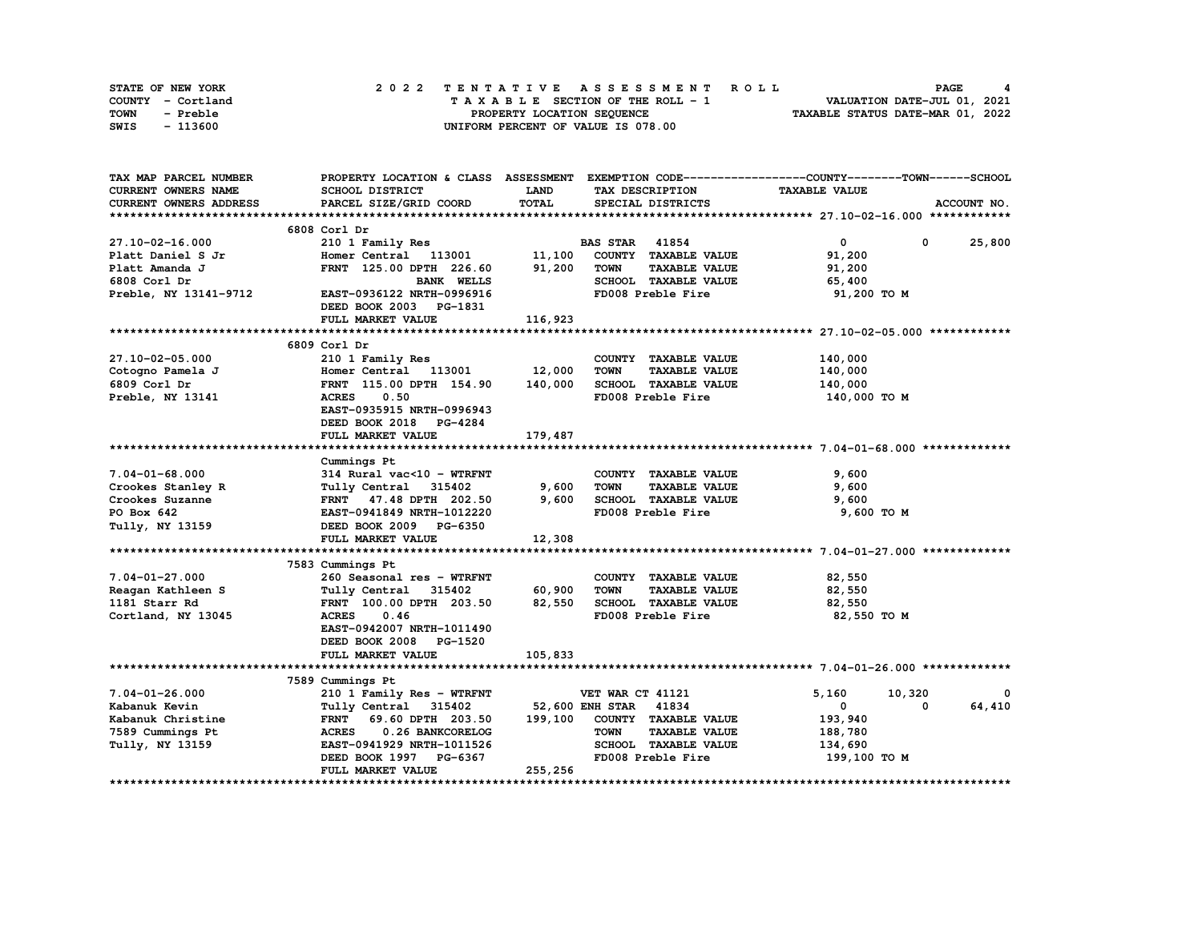STATE OF NEW YORK
COUNTY - Cortland
TOWN - Preble
SWIS - 113600

# 2022 TENTATIVE ASSESSMENT ROLL

TAXABLE SECTION OF THE ROLL - 1
PROPERTY LOCATION SEQUENCE
UNIFORM PERCENT OF VALUE IS 078.00

VALUATION DATE-JUL 01, 2021
TAXABLE STATUS DATE-MAR 01, 2022

| TAX MAP PARCEL NUMBER / CURRENT OWNERS NAME / CURRENT OWNERS ADDRESS | PROPERTY LOCATION & CLASS / SCHOOL DISTRICT / PARCEL SIZE/GRID COORD | ASSESSMENT LAND / TOTAL | EXEMPTION CODE / TAX DESCRIPTION / SPECIAL DISTRICTS | COUNTY | TOWN | SCHOOL / TAXABLE VALUE |
|---|---|---|---|---|---|---|
| **27.10-02-16.000** | 6808 Corl Dr | | | | | |
| | 210 1 Family Res | | BAS STAR 41854 | 0 | 0 | 25,800 |
| Platt Daniel S Jr | Homer Central 113001 | 11,100 | COUNTY TAXABLE VALUE | 91,200 | | |
| Platt Amanda J | FRNT 125.00 DPTH 226.60 | 91,200 | TOWN TAXABLE VALUE | | 91,200 | |
| 6808 Corl Dr | BANK WELLS | | SCHOOL TAXABLE VALUE | | | 65,400 |
| Preble, NY 13141-9712 | EAST-0936122 NRTH-0996916 | | FD008 Preble Fire | 91,200 TO M | | |
| | DEED BOOK 2003 PG-1831 | | | | | |
| | FULL MARKET VALUE | 116,923 | | | | |
| **27.10-02-05.000** | 6809 Corl Dr | | | | | |
| | 210 1 Family Res | | COUNTY TAXABLE VALUE | 140,000 | | |
| Cotogno Pamela J | Homer Central 113001 | 12,000 | TOWN TAXABLE VALUE | | 140,000 | |
| 6809 Corl Dr | FRNT 115.00 DPTH 154.90 | 140,000 | SCHOOL TAXABLE VALUE | | | 140,000 |
| Preble, NY 13141 | ACRES 0.50 | | FD008 Preble Fire | 140,000 TO M | | |
| | EAST-0935915 NRTH-0996943 | | | | | |
| | DEED BOOK 2018 PG-4284 | | | | | |
| | FULL MARKET VALUE | 179,487 | | | | |
| **7.04-01-68.000** | Cummings Pt | | | | | |
| | 314 Rural vac<10 - WTRFNT | | COUNTY TAXABLE VALUE | 9,600 | | |
| Crookes Stanley R | Tully Central 315402 | 9,600 | TOWN TAXABLE VALUE | | 9,600 | |
| Crookes Suzanne | FRNT 47.48 DPTH 202.50 | 9,600 | SCHOOL TAXABLE VALUE | | | 9,600 |
| PO Box 642 | EAST-0941849 NRTH-1012220 | | FD008 Preble Fire | 9,600 TO M | | |
| Tully, NY 13159 | DEED BOOK 2009 PG-6350 | | | | | |
| | FULL MARKET VALUE | 12,308 | | | | |
| **7.04-01-27.000** | 7583 Cummings Pt | | | | | |
| | 260 Seasonal res - WTRFNT | | COUNTY TAXABLE VALUE | 82,550 | | |
| Reagan Kathleen S | Tully Central 315402 | 60,900 | TOWN TAXABLE VALUE | | 82,550 | |
| 1181 Starr Rd | FRNT 100.00 DPTH 203.50 | 82,550 | SCHOOL TAXABLE VALUE | | | 82,550 |
| Cortland, NY 13045 | ACRES 0.46 | | FD008 Preble Fire | 82,550 TO M | | |
| | EAST-0942007 NRTH-1011490 | | | | | |
| | DEED BOOK 2008 PG-1520 | | | | | |
| | FULL MARKET VALUE | 105,833 | | | | |
| **7.04-01-26.000** | 7589 Cummings Pt | | | | | |
| | 210 1 Family Res - WTRFNT | | VET WAR CT 41121 | 5,160 | 10,320 | 0 |
| Kabanuk Kevin | Tully Central 315402 | 52,600 | ENH STAR 41834 | 0 | 0 | 64,410 |
| Kabanuk Christine | FRNT 69.60 DPTH 203.50 | 199,100 | COUNTY TAXABLE VALUE | 193,940 | | |
| 7589 Cummings Pt | ACRES 0.26 BANKCORELOG | | TOWN TAXABLE VALUE | | 188,780 | |
| Tully, NY 13159 | EAST-0941929 NRTH-1011526 | | SCHOOL TAXABLE VALUE | | | 134,690 |
| | DEED BOOK 1997 PG-6367 | | FD008 Preble Fire | 199,100 TO M | | |
| | FULL MARKET VALUE | 255,256 | | | | |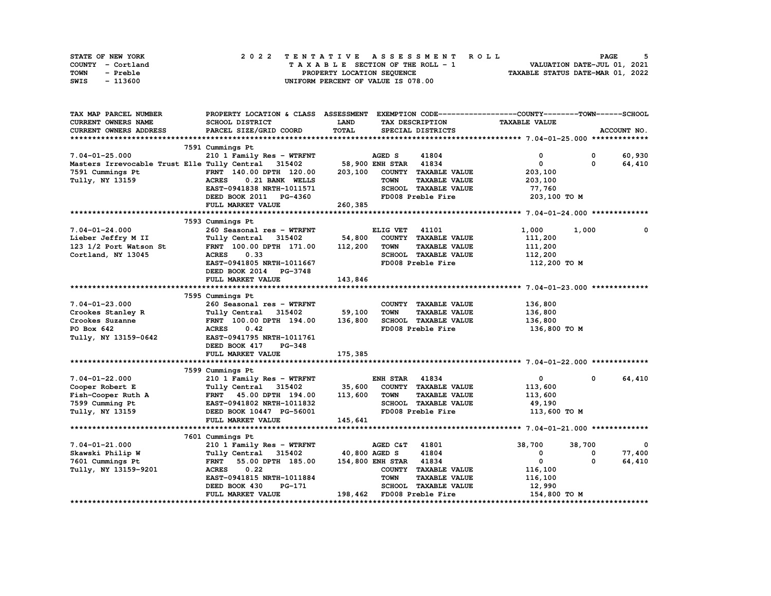STATE OF NEW YORK
COUNTY - Cortland
TOWN - Preble
SWIS - 113600

2022 TENTATIVE ASSESSMENT ROLL
TAXABLE SECTION OF THE ROLL - 1
PROPERTY LOCATION SEQUENCE
UNIFORM PERCENT OF VALUE IS 078.00

VALUATION DATE-JUL 01, 2021
TAXABLE STATUS DATE-MAR 01, 2022

| TAX MAP PARCEL NUMBER / CURRENT OWNERS NAME / CURRENT OWNERS ADDRESS | PROPERTY LOCATION & CLASS / SCHOOL DISTRICT / PARCEL SIZE/GRID COORD | ASSESSMENT LAND / TOTAL | EXEMPTION CODE / TAX DESCRIPTION / SPECIAL DISTRICTS | COUNTY TAXABLE VALUE | TOWN | SCHOOL / ACCOUNT NO. |
|---|---|---|---|---|---|---|
| **7.04-01-25.000** | 7591 Cummings Pt | | | | | |
| 7.04-01-25.000 | 210 1 Family Res - WTRFNT | | AGED S 41804 | 0 | 0 | 60,930 |
| Masters Irrevocable Trust Elle | Tully Central 315402 | 58,900 | ENH STAR 41834 | 0 | 0 | 64,410 |
| 7591 Cummings Pt | FRNT 140.00 DPTH 120.00 | 203,100 | COUNTY TAXABLE VALUE | 203,100 | | |
| Tully, NY 13159 | ACRES 0.21 BANK WELLS | | TOWN TAXABLE VALUE | 203,100 | | |
| | EAST-0941838 NRTH-1011571 | | SCHOOL TAXABLE VALUE | 77,760 | | |
| | DEED BOOK 2011 PG-4360 | | FD008 Preble Fire | 203,100 TO M | | |
| | FULL MARKET VALUE | 260,385 | | | | |
| **7.04-01-24.000** | 7593 Cummings Pt | | | | | |
| 7.04-01-24.000 | 260 Seasonal res - WTRFNT | | ELIG VET 41101 | 1,000 | 1,000 | 0 |
| Lieber Jeffry M II | Tully Central 315402 | 54,800 | COUNTY TAXABLE VALUE | 111,200 | | |
| 123 1/2 Port Watson St | FRNT 100.00 DPTH 171.00 | 112,200 | TOWN TAXABLE VALUE | 111,200 | | |
| Cortland, NY 13045 | ACRES 0.33 | | SCHOOL TAXABLE VALUE | 112,200 | | |
| | EAST-0941805 NRTH-1011667 | | FD008 Preble Fire | 112,200 TO M | | |
| | DEED BOOK 2014 PG-3748 | | | | | |
| | FULL MARKET VALUE | 143,846 | | | | |
| **7.04-01-23.000** | 7595 Cummings Pt | | | | | |
| 7.04-01-23.000 | 260 Seasonal res - WTRFNT | | COUNTY TAXABLE VALUE | 136,800 | | |
| Crookes Stanley R | Tully Central 315402 | 59,100 | TOWN TAXABLE VALUE | 136,800 | | |
| Crookes Suzanne | FRNT 100.00 DPTH 194.00 | 136,800 | SCHOOL TAXABLE VALUE | 136,800 | | |
| PO Box 642 | ACRES 0.42 | | FD008 Preble Fire | 136,800 TO M | | |
| Tully, NY 13159-0642 | EAST-0941795 NRTH-1011761 | | | | | |
| | DEED BOOK 417 PG-348 | | | | | |
| | FULL MARKET VALUE | 175,385 | | | | |
| **7.04-01-22.000** | 7599 Cummings Pt | | | | | |
| 7.04-01-22.000 | 210 1 Family Res - WTRFNT | | ENH STAR 41834 | 0 | 0 | 64,410 |
| Cooper Robert E | Tully Central 315402 | 35,600 | COUNTY TAXABLE VALUE | 113,600 | | |
| Fish-Cooper Ruth A | FRNT 45.00 DPTH 194.00 | 113,600 | TOWN TAXABLE VALUE | 113,600 | | |
| 7599 Cumming Pt | EAST-0941802 NRTH-1011832 | | SCHOOL TAXABLE VALUE | 49,190 | | |
| Tully, NY 13159 | DEED BOOK 10447 PG-56001 | | FD008 Preble Fire | 113,600 TO M | | |
| | FULL MARKET VALUE | 145,641 | | | | |
| **7.04-01-21.000** | 7601 Cummings Pt | | | | | |
| 7.04-01-21.000 | 210 1 Family Res - WTRFNT | | AGED C&T 41801 | 38,700 | 38,700 | 0 |
| Skawski Philip W | Tully Central 315402 | 40,800 | AGED S 41804 | 0 | 0 | 77,400 |
| 7601 Cummings Pt | FRNT 55.00 DPTH 185.00 | 154,800 | ENH STAR 41834 | 0 | 0 | 64,410 |
| Tully, NY 13159-9201 | ACRES 0.22 | | COUNTY TAXABLE VALUE | 116,100 | | |
| | EAST-0941815 NRTH-1011884 | | TOWN TAXABLE VALUE | 116,100 | | |
| | DEED BOOK 430 PG-171 | | SCHOOL TAXABLE VALUE | 12,990 | | |
| | FULL MARKET VALUE | 198,462 | FD008 Preble Fire | 154,800 TO M | | |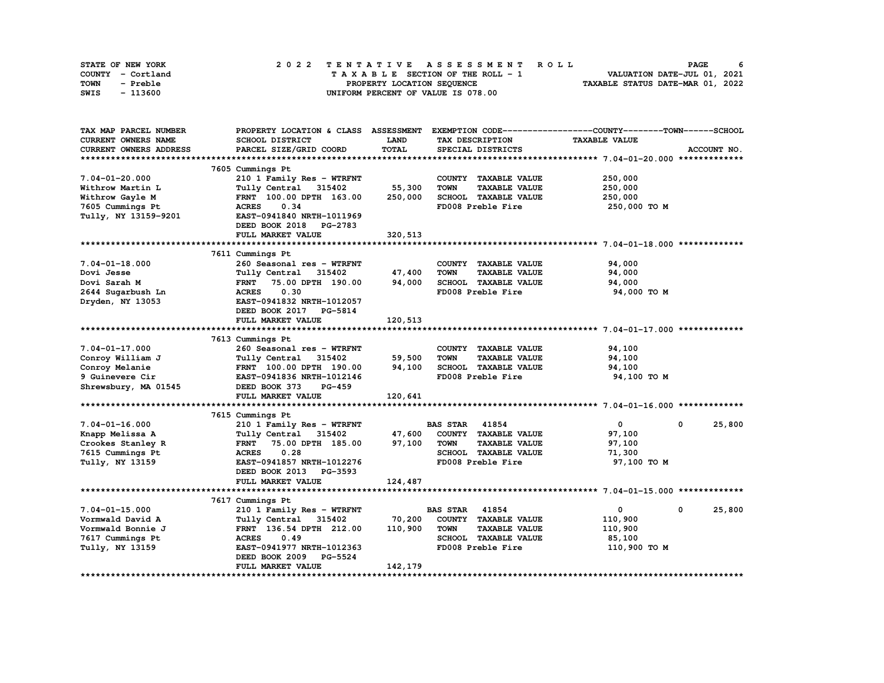STATE OF NEW YORK
COUNTY - Cortland
TOWN - Preble
SWIS - 113600

2022 TENTATIVE ASSESSMENT ROLL
TAXABLE SECTION OF THE ROLL - 1
PROPERTY LOCATION SEQUENCE
UNIFORM PERCENT OF VALUE IS 078.00

VALUATION DATE-JUL 01, 2021
TAXABLE STATUS DATE-MAR 01, 2022

| TAX MAP PARCEL NUMBER / CURRENT OWNERS NAME / CURRENT OWNERS ADDRESS | PROPERTY LOCATION & CLASS / SCHOOL DISTRICT / PARCEL SIZE/GRID COORD | ASSESSMENT LAND / TOTAL | EXEMPTION CODE / TAX DESCRIPTION / SPECIAL DISTRICTS | COUNTY / TAXABLE VALUE | TOWN | SCHOOL / ACCOUNT NO. |
|---|---|---|---|---|---|---|
| **7.04-01-20.000** | 7605 Cummings Pt | | | | | |
| 7.04-01-20.000 | 210 1 Family Res - WTRFNT | | COUNTY TAXABLE VALUE | 250,000 | | |
| Withrow Martin L | Tully Central 315402 | 55,300 | TOWN TAXABLE VALUE | 250,000 | | |
| Withrow Gayle M | FRNT 100.00 DPTH 163.00 | 250,000 | SCHOOL TAXABLE VALUE | 250,000 | | |
| 7605 Cummings Pt | ACRES 0.34 | | FD008 Preble Fire | 250,000 TO M | | |
| Tully, NY 13159-9201 | EAST-0941840 NRTH-1011969 | | | | | |
| | DEED BOOK 2018 PG-2783 | | | | | |
| | FULL MARKET VALUE | 320,513 | | | | |
| **7.04-01-18.000** | 7611 Cummings Pt | | | | | |
| 7.04-01-18.000 | 260 Seasonal res - WTRFNT | | COUNTY TAXABLE VALUE | 94,000 | | |
| Dovi Jesse | Tully Central 315402 | 47,400 | TOWN TAXABLE VALUE | 94,000 | | |
| Dovi Sarah M | FRNT 75.00 DPTH 190.00 | 94,000 | SCHOOL TAXABLE VALUE | 94,000 | | |
| 2644 Sugarbush Ln | ACRES 0.30 | | FD008 Preble Fire | 94,000 TO M | | |
| Dryden, NY 13053 | EAST-0941832 NRTH-1012057 | | | | | |
| | DEED BOOK 2017 PG-5814 | | | | | |
| | FULL MARKET VALUE | 120,513 | | | | |
| **7.04-01-17.000** | 7613 Cummings Pt | | | | | |
| 7.04-01-17.000 | 260 Seasonal res - WTRFNT | | COUNTY TAXABLE VALUE | 94,100 | | |
| Conroy William J | Tully Central 315402 | 59,500 | TOWN TAXABLE VALUE | 94,100 | | |
| Conroy Melanie | FRNT 100.00 DPTH 190.00 | 94,100 | SCHOOL TAXABLE VALUE | 94,100 | | |
| 9 Guinevere Cir | EAST-0941836 NRTH-1012146 | | FD008 Preble Fire | 94,100 TO M | | |
| Shrewsbury, MA 01545 | DEED BOOK 373 PG-459 | | | | | |
| | FULL MARKET VALUE | 120,641 | | | | |
| **7.04-01-16.000** | 7615 Cummings Pt | | | | | |
| 7.04-01-16.000 | 210 1 Family Res - WTRFNT | | BAS STAR 41854 | 0 | 0 | 25,800 |
| Knapp Melissa A | Tully Central 315402 | 47,600 | COUNTY TAXABLE VALUE | 97,100 | | |
| Crookes Stanley R | FRNT 75.00 DPTH 185.00 | 97,100 | TOWN TAXABLE VALUE | 97,100 | | |
| 7615 Cummings Pt | ACRES 0.28 | | SCHOOL TAXABLE VALUE | 71,300 | | |
| Tully, NY 13159 | EAST-0941857 NRTH-1012276 | | FD008 Preble Fire | 97,100 TO M | | |
| | DEED BOOK 2013 PG-3593 | | | | | |
| | FULL MARKET VALUE | 124,487 | | | | |
| **7.04-01-15.000** | 7617 Cummings Pt | | | | | |
| 7.04-01-15.000 | 210 1 Family Res - WTRFNT | | BAS STAR 41854 | 0 | 0 | 25,800 |
| Vormwald David A | Tully Central 315402 | 70,200 | COUNTY TAXABLE VALUE | 110,900 | | |
| Vormwald Bonnie J | FRNT 136.54 DPTH 212.00 | 110,900 | TOWN TAXABLE VALUE | 110,900 | | |
| 7617 Cummings Pt | ACRES 0.49 | | SCHOOL TAXABLE VALUE | 85,100 | | |
| Tully, NY 13159 | EAST-0941977 NRTH-1012363 | | FD008 Preble Fire | 110,900 TO M | | |
| | DEED BOOK 2009 PG-5524 | | | | | |
| | FULL MARKET VALUE | 142,179 | | | | |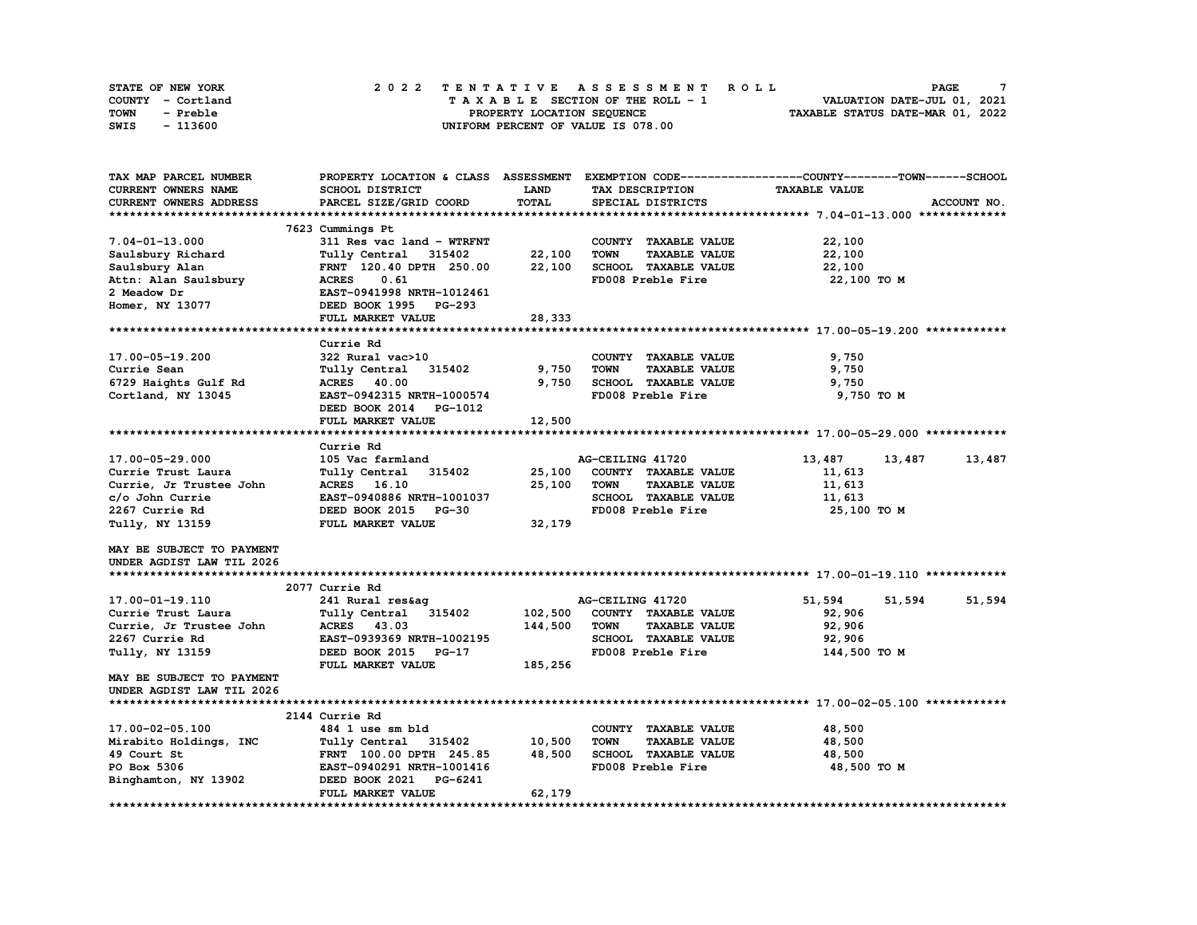STATE OF NEW YORK
COUNTY - Cortland
TOWN - Preble
SWIS - 113600

2 0 2 2 T E N T A T I V E A S S E S S M E N T R O L L
T A X A B L E SECTION OF THE ROLL - 1
PROPERTY LOCATION SEQUENCE
UNIFORM PERCENT OF VALUE IS 078.00

VALUATION DATE-JUL 01, 2021
TAXABLE STATUS DATE-MAR 01, 2022

```
TAX MAP PARCEL NUMBER          PROPERTY LOCATION & CLASS  ASSESSMENT  EXEMPTION CODE------------------COUNTY--------TOWN------SCHOOL
CURRENT OWNERS NAME            SCHOOL DISTRICT               LAND      TAX DESCRIPTION            TAXABLE VALUE
CURRENT OWNERS ADDRESS         PARCEL SIZE/GRID COORD        TOTAL     SPECIAL DISTRICTS                                 ACCOUNT NO.
******************************************************************************************************* 7.04-01-13.000 *************
                               7623 Cummings Pt
7.04-01-13.000                 311 Res vac land - WTRFNT              COUNTY  TAXABLE VALUE             22,100
Saulsbury Richard              Tully Central   315402       22,100    TOWN    TAXABLE VALUE             22,100
Saulsbury Alan                 FRNT 120.40 DPTH 250.00      22,100    SCHOOL  TAXABLE VALUE             22,100
Attn: Alan Saulsbury           ACRES    0.61                          FD008 Preble Fire                  22,100 TO M
2 Meadow Dr                    EAST-0941998 NRTH-1012461
Homer, NY 13077                DEED BOOK 1995   PG-293
                               FULL MARKET VALUE            28,333
******************************************************************************************************* 17.00-05-19.200 ************
                               Currie Rd
17.00-05-19.200                322 Rural vac>10                       COUNTY  TAXABLE VALUE              9,750
Currie Sean                    Tully Central   315402        9,750    TOWN    TAXABLE VALUE              9,750
6729 Haights Gulf Rd           ACRES   40.00                 9,750    SCHOOL  TAXABLE VALUE              9,750
Cortland, NY 13045             EAST-0942315 NRTH-1000574              FD008 Preble Fire                   9,750 TO M
                               DEED BOOK 2014   PG-1012
                               FULL MARKET VALUE            12,500
******************************************************************************************************* 17.00-05-29.000 ************
                               Currie Rd
17.00-05-29.000                105 Vac farmland                       AG-CEILING 41720              13,487     13,487     13,487
Currie Trust Laura             Tully Central   315402       25,100    COUNTY  TAXABLE VALUE             11,613
Currie, Jr Trustee John        ACRES   16.10                25,100    TOWN    TAXABLE VALUE             11,613
c/o John Currie                EAST-0940886 NRTH-1001037              SCHOOL  TAXABLE VALUE             11,613
2267 Currie Rd                 DEED BOOK 2015   PG-30                 FD008 Preble Fire                  25,100 TO M
Tully, NY 13159                FULL MARKET VALUE            32,179

MAY BE SUBJECT TO PAYMENT
UNDER AGDIST LAW TIL 2026
******************************************************************************************************* 17.00-01-19.110 ************
                               2077 Currie Rd
17.00-01-19.110                241 Rural res&ag                       AG-CEILING 41720              51,594     51,594     51,594
Currie Trust Laura             Tully Central   315402      102,500    COUNTY  TAXABLE VALUE             92,906
Currie, Jr Trustee John        ACRES   43.03               144,500    TOWN    TAXABLE VALUE             92,906
2267 Currie Rd                 EAST-0939369 NRTH-1002195              SCHOOL  TAXABLE VALUE             92,906
Tully, NY 13159                DEED BOOK 2015   PG-17                 FD008 Preble Fire                 144,500 TO M
                               FULL MARKET VALUE           185,256
MAY BE SUBJECT TO PAYMENT
UNDER AGDIST LAW TIL 2026
******************************************************************************************************* 17.00-02-05.100 ************
                               2144 Currie Rd
17.00-02-05.100                484 1 use sm bld                       COUNTY  TAXABLE VALUE             48,500
Mirabito Holdings, INC         Tully Central   315402       10,500    TOWN    TAXABLE VALUE             48,500
49 Court St                    FRNT 100.00 DPTH 245.85      48,500    SCHOOL  TAXABLE VALUE             48,500
PO Box 5306                    EAST-0940291 NRTH-1001416              FD008 Preble Fire                  48,500 TO M
Binghamton, NY 13902           DEED BOOK 2021   PG-6241
                               FULL MARKET VALUE            62,179
************************************************************************************************************************************
```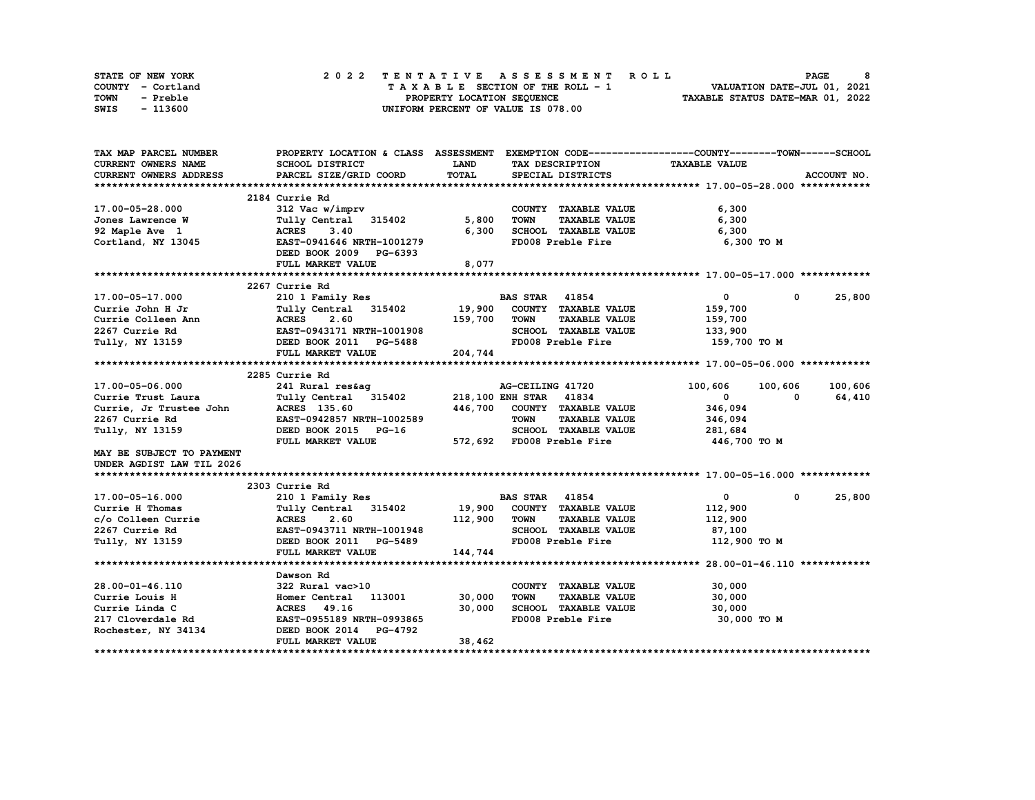STATE OF NEW YORK
COUNTY - Cortland
TOWN - Preble
SWIS - 113600

# 2022 TENTATIVE ASSESSMENT ROLL

TAXABLE SECTION OF THE ROLL - 1
PROPERTY LOCATION SEQUENCE
UNIFORM PERCENT OF VALUE IS 078.00

VALUATION DATE-JUL 01, 2021
TAXABLE STATUS DATE-MAR 01, 2022

| TAX MAP PARCEL NUMBER / CURRENT OWNERS NAME / CURRENT OWNERS ADDRESS | PROPERTY LOCATION & CLASS / SCHOOL DISTRICT / PARCEL SIZE/GRID COORD | ASSESSMENT LAND / TOTAL | EXEMPTION CODE / TAX DESCRIPTION / SPECIAL DISTRICTS | COUNTY TAXABLE VALUE | TOWN | SCHOOL / ACCOUNT NO. |
|---|---|---|---|---|---|---|
| **17.00-05-28.000** | 2184 Currie Rd | | | | | |
| 17.00-05-28.000 | 312 Vac w/imprv | | COUNTY TAXABLE VALUE | 6,300 | | |
| Jones Lawrence W | Tully Central 315402 | 5,800 | TOWN TAXABLE VALUE | 6,300 | | |
| 92 Maple Ave 1 | ACRES 3.40 | 6,300 | SCHOOL TAXABLE VALUE | 6,300 | | |
| Cortland, NY 13045 | EAST-0941646 NRTH-1001279 | | FD008 Preble Fire | 6,300 TO M | | |
| | DEED BOOK 2009 PG-6393 | | | | | |
| | FULL MARKET VALUE | 8,077 | | | | |
| **17.00-05-17.000** | 2267 Currie Rd | | | | | |
| 17.00-05-17.000 | 210 1 Family Res | | BAS STAR 41854 | 0 | 0 | 25,800 |
| Currie John H Jr | Tully Central 315402 | 19,900 | COUNTY TAXABLE VALUE | 159,700 | | |
| Currie Colleen Ann | ACRES 2.60 | 159,700 | TOWN TAXABLE VALUE | 159,700 | | |
| 2267 Currie Rd | EAST-0943171 NRTH-1001908 | | SCHOOL TAXABLE VALUE | 133,900 | | |
| Tully, NY 13159 | DEED BOOK 2011 PG-5488 | | FD008 Preble Fire | 159,700 TO M | | |
| | FULL MARKET VALUE | 204,744 | | | | |
| **17.00-05-06.000** | 2285 Currie Rd | | | | | |
| 17.00-05-06.000 | 241 Rural res&ag | | AG-CEILING 41720 | 100,606 | 100,606 | 100,606 |
| Currie Trust Laura | Tully Central 315402 | 218,100 | ENH STAR 41834 | 0 | 0 | 64,410 |
| Currie, Jr Trustee John | ACRES 135.60 | 446,700 | COUNTY TAXABLE VALUE | 346,094 | | |
| 2267 Currie Rd | EAST-0942857 NRTH-1002589 | | TOWN TAXABLE VALUE | 346,094 | | |
| Tully, NY 13159 | DEED BOOK 2015 PG-16 | | SCHOOL TAXABLE VALUE | 281,684 | | |
| | FULL MARKET VALUE | 572,692 | FD008 Preble Fire | 446,700 TO M | | |
| MAY BE SUBJECT TO PAYMENT UNDER AGDIST LAW TIL 2026 | | | | | | |
| **17.00-05-16.000** | 2303 Currie Rd | | | | | |
| 17.00-05-16.000 | 210 1 Family Res | | BAS STAR 41854 | 0 | 0 | 25,800 |
| Currie H Thomas | Tully Central 315402 | 19,900 | COUNTY TAXABLE VALUE | 112,900 | | |
| c/o Colleen Currie | ACRES 2.60 | 112,900 | TOWN TAXABLE VALUE | 112,900 | | |
| 2267 Currie Rd | EAST-0943711 NRTH-1001948 | | SCHOOL TAXABLE VALUE | 87,100 | | |
| Tully, NY 13159 | DEED BOOK 2011 PG-5489 | | FD008 Preble Fire | 112,900 TO M | | |
| | FULL MARKET VALUE | 144,744 | | | | |
| **28.00-01-46.110** | Dawson Rd | | | | | |
| 28.00-01-46.110 | 322 Rural vac>10 | | COUNTY TAXABLE VALUE | 30,000 | | |
| Currie Louis H | Homer Central 113001 | 30,000 | TOWN TAXABLE VALUE | 30,000 | | |
| Currie Linda C | ACRES 49.16 | 30,000 | SCHOOL TAXABLE VALUE | 30,000 | | |
| 217 Cloverdale Rd | EAST-0955189 NRTH-0993865 | | FD008 Preble Fire | 30,000 TO M | | |
| Rochester, NY 34134 | DEED BOOK 2014 PG-4792 | | | | | |
| | FULL MARKET VALUE | 38,462 | | | | |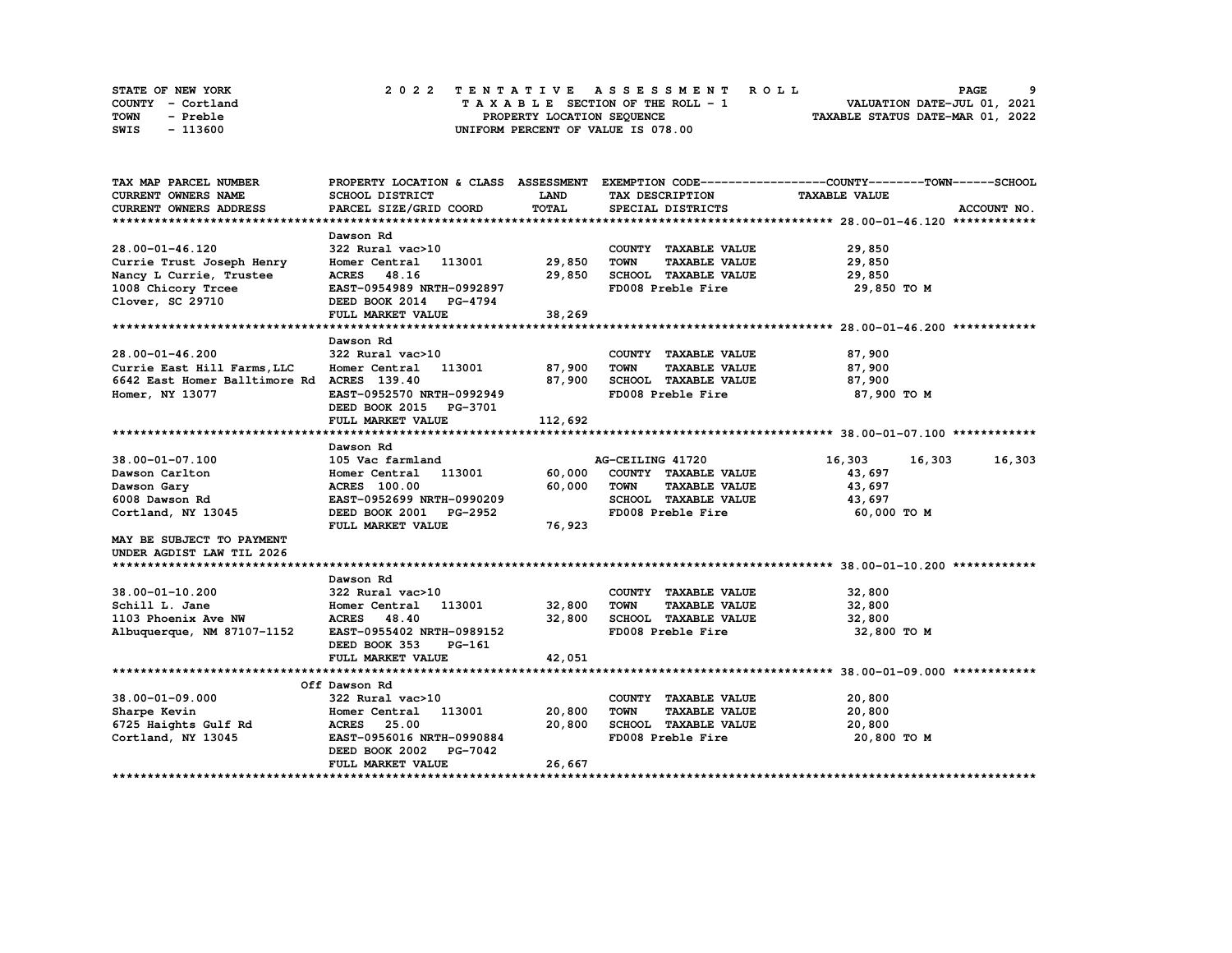STATE OF NEW YORK
COUNTY - Cortland
TOWN - Preble
SWIS - 113600

2 0 2 2 T E N T A T I V E A S S E S S M E N T R O L L
T A X A B L E SECTION OF THE ROLL - 1
PROPERTY LOCATION SEQUENCE
UNIFORM PERCENT OF VALUE IS 078.00

VALUATION DATE-JUL 01, 2021
TAXABLE STATUS DATE-MAR 01, 2022

| TAX MAP PARCEL NUMBER / CURRENT OWNERS NAME / CURRENT OWNERS ADDRESS | PROPERTY LOCATION & CLASS / SCHOOL DISTRICT / PARCEL SIZE/GRID COORD | ASSESSMENT LAND / TOTAL | EXEMPTION CODE / TAX DESCRIPTION / SPECIAL DISTRICTS | COUNTY TAXABLE VALUE | TOWN | SCHOOL | ACCOUNT NO. |
|---|---|---|---|---|---|---|---|
| ************ 28.00-01-46.120 ************ | | | | | | | |
| | Dawson Rd | | | | | | |
| 28.00-01-46.120 | 322 Rural vac>10 | | COUNTY TAXABLE VALUE | 29,850 | | | |
| Currie Trust Joseph Henry | Homer Central 113001 | 29,850 | TOWN TAXABLE VALUE | 29,850 | | | |
| Nancy L Currie, Trustee | ACRES 48.16 | 29,850 | SCHOOL TAXABLE VALUE | 29,850 | | | |
| 1008 Chicory Trcee | EAST-0954989 NRTH-0992897 | | FD008 Preble Fire | 29,850 TO M | | | |
| Clover, SC 29710 | DEED BOOK 2014 PG-4794 | | | | | | |
| | FULL MARKET VALUE | 38,269 | | | | | |
| ************ 28.00-01-46.200 ************ | | | | | | | |
| | Dawson Rd | | | | | | |
| 28.00-01-46.200 | 322 Rural vac>10 | | COUNTY TAXABLE VALUE | 87,900 | | | |
| Currie East Hill Farms,LLC | Homer Central 113001 | 87,900 | TOWN TAXABLE VALUE | 87,900 | | | |
| 6642 East Homer Balltimore Rd | ACRES 139.40 | 87,900 | SCHOOL TAXABLE VALUE | 87,900 | | | |
| Homer, NY 13077 | EAST-0952570 NRTH-0992949 | | FD008 Preble Fire | 87,900 TO M | | | |
| | DEED BOOK 2015 PG-3701 | | | | | | |
| | FULL MARKET VALUE | 112,692 | | | | | |
| ************ 38.00-01-07.100 ************ | | | | | | | |
| | Dawson Rd | | | | | | |
| 38.00-01-07.100 | 105 Vac farmland | | AG-CEILING 41720 | 16,303 | 16,303 | 16,303 | |
| Dawson Carlton | Homer Central 113001 | 60,000 | COUNTY TAXABLE VALUE | 43,697 | | | |
| Dawson Gary | ACRES 100.00 | 60,000 | TOWN TAXABLE VALUE | 43,697 | | | |
| 6008 Dawson Rd | EAST-0952699 NRTH-0990209 | | SCHOOL TAXABLE VALUE | 43,697 | | | |
| Cortland, NY 13045 | DEED BOOK 2001 PG-2952 | | FD008 Preble Fire | 60,000 TO M | | | |
| | FULL MARKET VALUE | 76,923 | | | | | |
| MAY BE SUBJECT TO PAYMENT | | | | | | | |
| UNDER AGDIST LAW TIL 2026 | | | | | | | |
| ************ 38.00-01-10.200 ************ | | | | | | | |
| | Dawson Rd | | | | | | |
| 38.00-01-10.200 | 322 Rural vac>10 | | COUNTY TAXABLE VALUE | 32,800 | | | |
| Schill L. Jane | Homer Central 113001 | 32,800 | TOWN TAXABLE VALUE | 32,800 | | | |
| 1103 Phoenix Ave NW | ACRES 48.40 | 32,800 | SCHOOL TAXABLE VALUE | 32,800 | | | |
| Albuquerque, NM 87107-1152 | EAST-0955402 NRTH-0989152 | | FD008 Preble Fire | 32,800 TO M | | | |
| | DEED BOOK 353 PG-161 | | | | | | |
| | FULL MARKET VALUE | 42,051 | | | | | |
| ************ 38.00-01-09.000 ************ | | | | | | | |
| | Off Dawson Rd | | | | | | |
| 38.00-01-09.000 | 322 Rural vac>10 | | COUNTY TAXABLE VALUE | 20,800 | | | |
| Sharpe Kevin | Homer Central 113001 | 20,800 | TOWN TAXABLE VALUE | 20,800 | | | |
| 6725 Haights Gulf Rd | ACRES 25.00 | 20,800 | SCHOOL TAXABLE VALUE | 20,800 | | | |
| Cortland, NY 13045 | EAST-0956016 NRTH-0990884 | | FD008 Preble Fire | 20,800 TO M | | | |
| | DEED BOOK 2002 PG-7042 | | | | | | |
| | FULL MARKET VALUE | 26,667 | | | | | |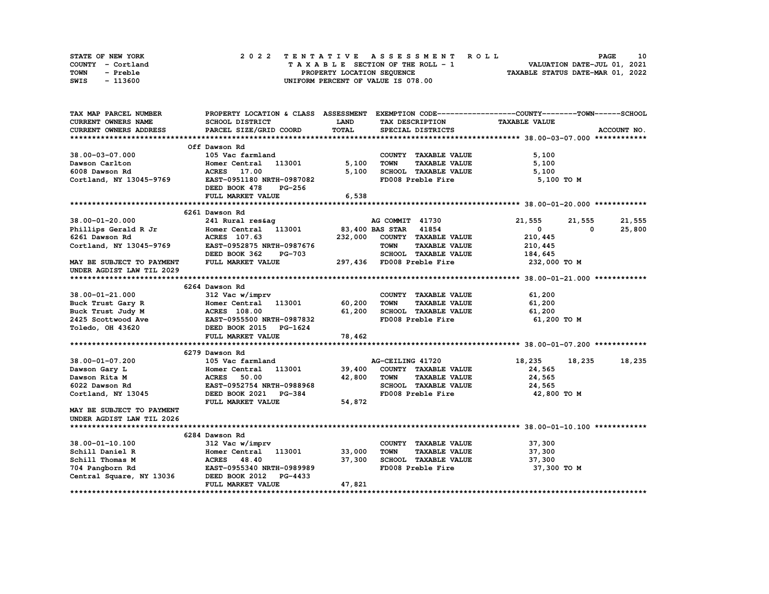STATE OF NEW YORK
COUNTY - Cortland
TOWN - Preble
SWIS - 113600

2022 TENTATIVE ASSESSMENT ROLL
TAXABLE SECTION OF THE ROLL - 1
PROPERTY LOCATION SEQUENCE
UNIFORM PERCENT OF VALUE IS 078.00

VALUATION DATE-JUL 01, 2021
TAXABLE STATUS DATE-MAR 01, 2022

| TAX MAP PARCEL NUMBER / CURRENT OWNERS NAME / CURRENT OWNERS ADDRESS | PROPERTY LOCATION & CLASS / SCHOOL DISTRICT / PARCEL SIZE/GRID COORD | ASSESSMENT LAND | TOTAL | EXEMPTION CODE / TAX DESCRIPTION / SPECIAL DISTRICTS | COUNTY TAXABLE VALUE | TOWN | SCHOOL |
|---|---|---|---|---|---|---|---|
| **38.00-03-07.000** | Off Dawson Rd | | | | | | |
| 38.00-03-07.000 | 105 Vac farmland | | | COUNTY TAXABLE VALUE | 5,100 | | |
| Dawson Carlton | Homer Central 113001 | 5,100 | | TOWN TAXABLE VALUE | 5,100 | | |
| 6008 Dawson Rd | ACRES 17.00 | | 5,100 | SCHOOL TAXABLE VALUE | 5,100 | | |
| Cortland, NY 13045-9769 | EAST-0951180 NRTH-0987082 | | | FD008 Preble Fire | 5,100 TO M | | |
| | DEED BOOK 478 PG-256 | | | | | | |
| | FULL MARKET VALUE | | 6,538 | | | | |
| **38.00-01-20.000** | 6261 Dawson Rd | | | | | | |
| 38.00-01-20.000 | 241 Rural res&ag | | | AG COMMIT 41730 | 21,555 | 21,555 | 21,555 |
| Phillips Gerald R Jr | Homer Central 113001 | 83,400 | | BAS STAR 41854 | 0 | 0 | 25,800 |
| 6261 Dawson Rd | ACRES 107.63 | | 232,000 | COUNTY TAXABLE VALUE | 210,445 | | |
| Cortland, NY 13045-9769 | EAST-0952875 NRTH-0987676 | | | TOWN TAXABLE VALUE | 210,445 | | |
| | DEED BOOK 362 PG-703 | | | SCHOOL TAXABLE VALUE | 184,645 | | |
| MAY BE SUBJECT TO PAYMENT | FULL MARKET VALUE | | 297,436 | FD008 Preble Fire | 232,000 TO M | | |
| UNDER AGDIST LAW TIL 2029 | | | | | | | |
| **38.00-01-21.000** | 6264 Dawson Rd | | | | | | |
| 38.00-01-21.000 | 312 Vac w/imprv | | | COUNTY TAXABLE VALUE | 61,200 | | |
| Buck Trust Gary R | Homer Central 113001 | 60,200 | | TOWN TAXABLE VALUE | 61,200 | | |
| Buck Trust Judy M | ACRES 108.00 | | 61,200 | SCHOOL TAXABLE VALUE | 61,200 | | |
| 2425 Scottwood Ave | EAST-0955500 NRTH-0987832 | | | FD008 Preble Fire | 61,200 TO M | | |
| Toledo, OH 43620 | DEED BOOK 2015 PG-1624 | | | | | | |
| | FULL MARKET VALUE | | 78,462 | | | | |
| **38.00-01-07.200** | 6279 Dawson Rd | | | | | | |
| 38.00-01-07.200 | 105 Vac farmland | | | AG-CEILING 41720 | 18,235 | 18,235 | 18,235 |
| Dawson Gary L | Homer Central 113001 | 39,400 | | COUNTY TAXABLE VALUE | 24,565 | | |
| Dawson Rita M | ACRES 50.00 | | 42,800 | TOWN TAXABLE VALUE | 24,565 | | |
| 6022 Dawson Rd | EAST-0952754 NRTH-0988968 | | | SCHOOL TAXABLE VALUE | 24,565 | | |
| Cortland, NY 13045 | DEED BOOK 2021 PG-384 | | | FD008 Preble Fire | 42,800 TO M | | |
| | FULL MARKET VALUE | | 54,872 | | | | |
| MAY BE SUBJECT TO PAYMENT | | | | | | | |
| UNDER AGDIST LAW TIL 2026 | | | | | | | |
| **38.00-01-10.100** | 6284 Dawson Rd | | | | | | |
| 38.00-01-10.100 | 312 Vac w/imprv | | | COUNTY TAXABLE VALUE | 37,300 | | |
| Schill Daniel R | Homer Central 113001 | 33,000 | | TOWN TAXABLE VALUE | 37,300 | | |
| Schill Thomas M | ACRES 48.40 | | 37,300 | SCHOOL TAXABLE VALUE | 37,300 | | |
| 704 Pangborn Rd | EAST-0955340 NRTH-0989989 | | | FD008 Preble Fire | 37,300 TO M | | |
| Central Square, NY 13036 | DEED BOOK 2012 PG-4433 | | | | | | |
| | FULL MARKET VALUE | | 47,821 | | | | |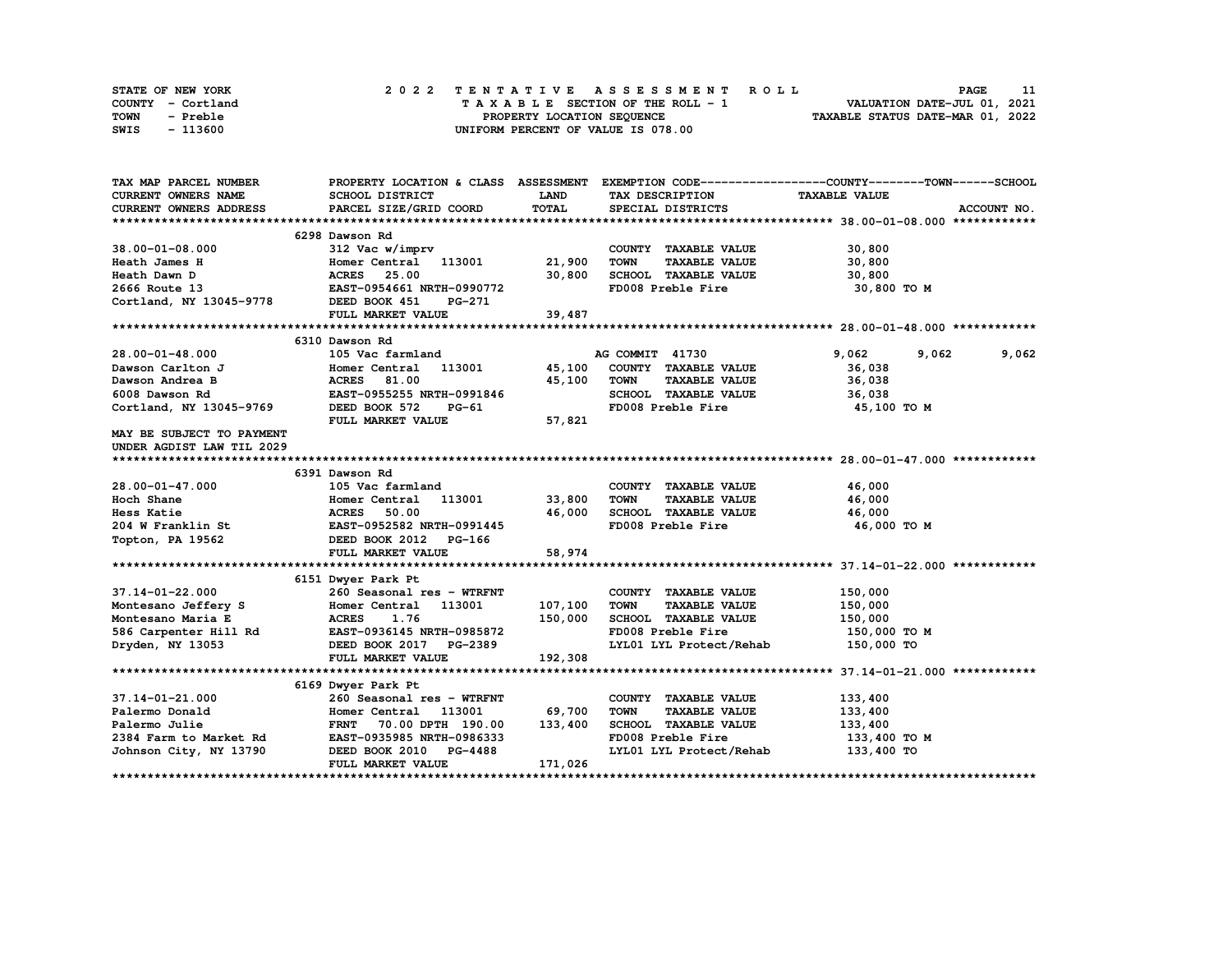STATE OF NEW YORK — 2022 TENTATIVE ASSESSMENT ROLL
COUNTY - Cortland — TAXABLE SECTION OF THE ROLL - 1 — VALUATION DATE-JUL 01, 2021
TOWN - Preble — PROPERTY LOCATION SEQUENCE — TAXABLE STATUS DATE-MAR 01, 2022
SWIS - 113600 — UNIFORM PERCENT OF VALUE IS 078.00

| TAX MAP PARCEL NUMBER / CURRENT OWNERS NAME / CURRENT OWNERS ADDRESS | PROPERTY LOCATION & CLASS / SCHOOL DISTRICT / PARCEL SIZE/GRID COORD | ASSESSMENT LAND / TOTAL | EXEMPTION CODE / TAX DESCRIPTION / SPECIAL DISTRICTS | COUNTY | TOWN | SCHOOL | TAXABLE VALUE / ACCOUNT NO. |
|---|---|---|---|---|---|---|---|
| **38.00-01-08.000** | 6298 Dawson Rd | | | | | | |
| 38.00-01-08.000 | 312 Vac w/imprv | | COUNTY TAXABLE VALUE | | | | 30,800 |
| Heath James H | Homer Central 113001 | 21,900 | TOWN TAXABLE VALUE | | | | 30,800 |
| Heath Dawn D | ACRES 25.00 | 30,800 | SCHOOL TAXABLE VALUE | | | | 30,800 |
| 2666 Route 13 | EAST-0954661 NRTH-0990772 | | FD008 Preble Fire | | | | 30,800 TO M |
| Cortland, NY 13045-9778 | DEED BOOK 451 PG-271 | | | | | | |
| | FULL MARKET VALUE | 39,487 | | | | | |
| **28.00-01-48.000** | 6310 Dawson Rd | | | | | | |
| 28.00-01-48.000 | 105 Vac farmland | | AG COMMIT 41730 | 9,062 | 9,062 | 9,062 | |
| Dawson Carlton J | Homer Central 113001 | 45,100 | COUNTY TAXABLE VALUE | | | | 36,038 |
| Dawson Andrea B | ACRES 81.00 | 45,100 | TOWN TAXABLE VALUE | | | | 36,038 |
| 6008 Dawson Rd | EAST-0955255 NRTH-0991846 | | SCHOOL TAXABLE VALUE | | | | 36,038 |
| Cortland, NY 13045-9769 | DEED BOOK 572 PG-61 | | FD008 Preble Fire | | | | 45,100 TO M |
| | FULL MARKET VALUE | 57,821 | | | | | |
| MAY BE SUBJECT TO PAYMENT UNDER AGDIST LAW TIL 2029 | | | | | | | |
| **28.00-01-47.000** | 6391 Dawson Rd | | | | | | |
| 28.00-01-47.000 | 105 Vac farmland | | COUNTY TAXABLE VALUE | | | | 46,000 |
| Hoch Shane | Homer Central 113001 | 33,800 | TOWN TAXABLE VALUE | | | | 46,000 |
| Hess Katie | ACRES 50.00 | 46,000 | SCHOOL TAXABLE VALUE | | | | 46,000 |
| 204 W Franklin St | EAST-0952582 NRTH-0991445 | | FD008 Preble Fire | | | | 46,000 TO M |
| Topton, PA 19562 | DEED BOOK 2012 PG-166 | | | | | | |
| | FULL MARKET VALUE | 58,974 | | | | | |
| **37.14-01-22.000** | 6151 Dwyer Park Pt | | | | | | |
| 37.14-01-22.000 | 260 Seasonal res - WTRFNT | | COUNTY TAXABLE VALUE | | | | 150,000 |
| Montesano Jeffery S | Homer Central 113001 | 107,100 | TOWN TAXABLE VALUE | | | | 150,000 |
| Montesano Maria E | ACRES 1.76 | 150,000 | SCHOOL TAXABLE VALUE | | | | 150,000 |
| 586 Carpenter Hill Rd | EAST-0936145 NRTH-0985872 | | FD008 Preble Fire | | | | 150,000 TO M |
| Dryden, NY 13053 | DEED BOOK 2017 PG-2389 | | LYL01 LYL Protect/Rehab | | | | 150,000 TO |
| | FULL MARKET VALUE | 192,308 | | | | | |
| **37.14-01-21.000** | 6169 Dwyer Park Pt | | | | | | |
| 37.14-01-21.000 | 260 Seasonal res - WTRFNT | | COUNTY TAXABLE VALUE | | | | 133,400 |
| Palermo Donald | Homer Central 113001 | 69,700 | TOWN TAXABLE VALUE | | | | 133,400 |
| Palermo Julie | FRNT 70.00 DPTH 190.00 | 133,400 | SCHOOL TAXABLE VALUE | | | | 133,400 |
| 2384 Farm to Market Rd | EAST-0935985 NRTH-0986333 | | FD008 Preble Fire | | | | 133,400 TO M |
| Johnson City, NY 13790 | DEED BOOK 2010 PG-4488 | | LYL01 LYL Protect/Rehab | | | | 133,400 TO |
| | FULL MARKET VALUE | 171,026 | | | | | |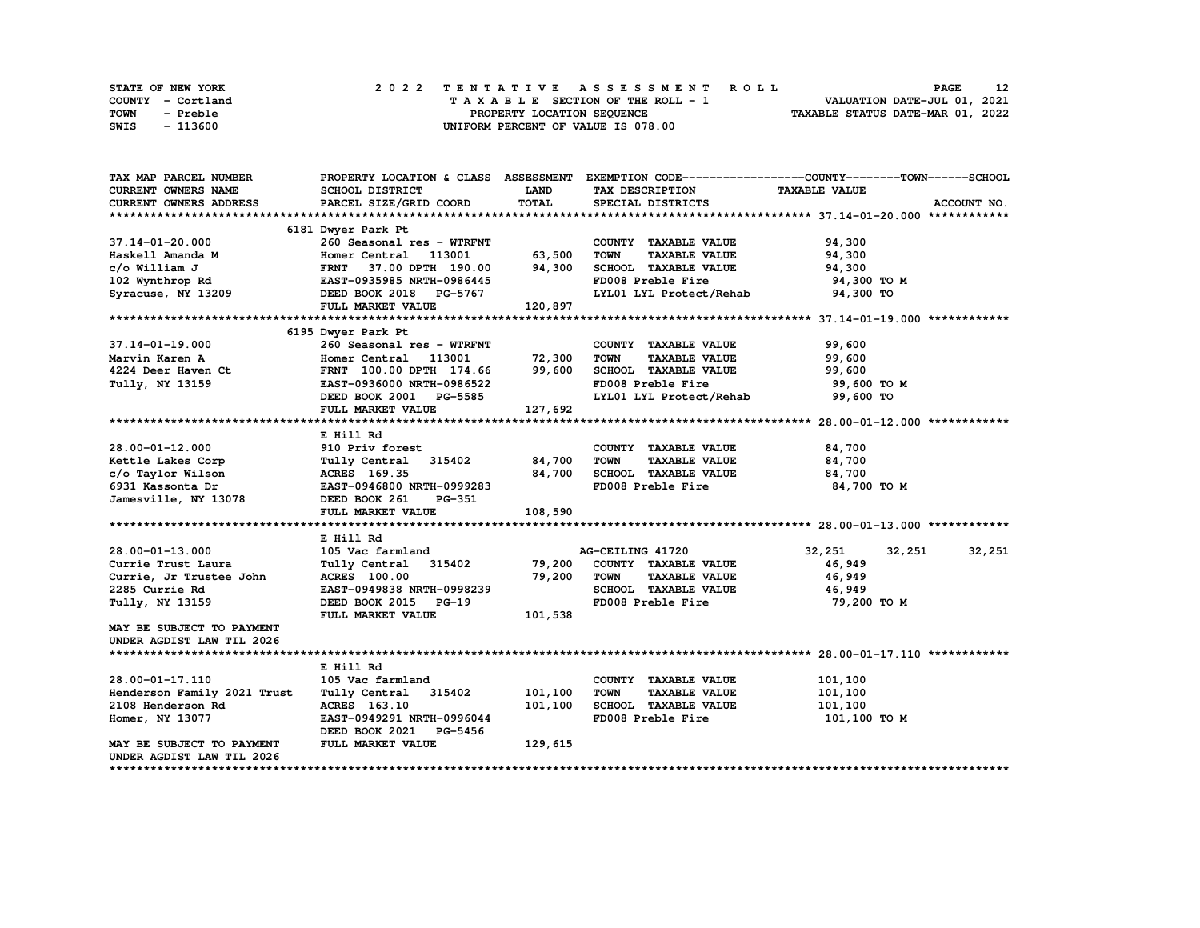STATE OF NEW YORK — 2022 TENTATIVE ASSESSMENT ROLL
COUNTY - Cortland — TAXABLE SECTION OF THE ROLL - 1 — VALUATION DATE-JUL 01, 2021
TOWN - Preble — PROPERTY LOCATION SEQUENCE — TAXABLE STATUS DATE-MAR 01, 2022
SWIS - 113600 — UNIFORM PERCENT OF VALUE IS 078.00

| TAX MAP PARCEL NUMBER / CURRENT OWNERS NAME / CURRENT OWNERS ADDRESS | PROPERTY LOCATION & CLASS / SCHOOL DISTRICT / PARCEL SIZE/GRID COORD | ASSESSMENT LAND | TOTAL | EXEMPTION CODE / TAX DESCRIPTION / SPECIAL DISTRICTS | COUNTY TAXABLE VALUE | TOWN | SCHOOL |
|---|---|---|---|---|---|---|---|
| **37.14-01-20.000** | 6181 Dwyer Park Pt | | | | | | |
| 37.14-01-20.000 | 260 Seasonal res - WTRFNT | | | COUNTY TAXABLE VALUE | 94,300 | | |
| Haskell Amanda M | Homer Central 113001 | 63,500 | | TOWN TAXABLE VALUE | 94,300 | | |
| c/o William J | FRNT 37.00 DPTH 190.00 | | 94,300 | SCHOOL TAXABLE VALUE | 94,300 | | |
| 102 Wynthrop Rd | EAST-0935985 NRTH-0986445 | | | FD008 Preble Fire | 94,300 TO M | | |
| Syracuse, NY 13209 | DEED BOOK 2018 PG-5767 | | | LYL01 LYL Protect/Rehab | 94,300 TO | | |
| | FULL MARKET VALUE | | 120,897 | | | | |
| **37.14-01-19.000** | 6195 Dwyer Park Pt | | | | | | |
| 37.14-01-19.000 | 260 Seasonal res - WTRFNT | | | COUNTY TAXABLE VALUE | 99,600 | | |
| Marvin Karen A | Homer Central 113001 | 72,300 | | TOWN TAXABLE VALUE | 99,600 | | |
| 4224 Deer Haven Ct | FRNT 100.00 DPTH 174.66 | | 99,600 | SCHOOL TAXABLE VALUE | 99,600 | | |
| Tully, NY 13159 | EAST-0936000 NRTH-0986522 | | | FD008 Preble Fire | 99,600 TO M | | |
| | DEED BOOK 2001 PG-5585 | | | LYL01 LYL Protect/Rehab | 99,600 TO | | |
| | FULL MARKET VALUE | | 127,692 | | | | |
| **28.00-01-12.000** | E Hill Rd | | | | | | |
| 28.00-01-12.000 | 910 Priv forest | | | COUNTY TAXABLE VALUE | 84,700 | | |
| Kettle Lakes Corp | Tully Central 315402 | 84,700 | | TOWN TAXABLE VALUE | 84,700 | | |
| c/o Taylor Wilson | ACRES 169.35 | | 84,700 | SCHOOL TAXABLE VALUE | 84,700 | | |
| 6931 Kassonta Dr | EAST-0946800 NRTH-0999283 | | | FD008 Preble Fire | 84,700 TO M | | |
| Jamesville, NY 13078 | DEED BOOK 261 PG-351 | | | | | | |
| | FULL MARKET VALUE | | 108,590 | | | | |
| **28.00-01-13.000** | E Hill Rd | | | | | | |
| 28.00-01-13.000 | 105 Vac farmland | | | AG-CEILING 41720 | 32,251 | 32,251 | 32,251 |
| Currie Trust Laura | Tully Central 315402 | 79,200 | | COUNTY TAXABLE VALUE | 46,949 | | |
| Currie, Jr Trustee John | ACRES 100.00 | | 79,200 | TOWN TAXABLE VALUE | 46,949 | | |
| 2285 Currie Rd | EAST-0949838 NRTH-0998239 | | | SCHOOL TAXABLE VALUE | 46,949 | | |
| Tully, NY 13159 | DEED BOOK 2015 PG-19 | | | FD008 Preble Fire | 79,200 TO M | | |
| | FULL MARKET VALUE | | 101,538 | | | | |
| MAY BE SUBJECT TO PAYMENT UNDER AGDIST LAW TIL 2026 | | | | | | | |
| **28.00-01-17.110** | E Hill Rd | | | | | | |
| 28.00-01-17.110 | 105 Vac farmland | | | COUNTY TAXABLE VALUE | 101,100 | | |
| Henderson Family 2021 Trust | Tully Central 315402 | 101,100 | | TOWN TAXABLE VALUE | 101,100 | | |
| 2108 Henderson Rd | ACRES 163.10 | | 101,100 | SCHOOL TAXABLE VALUE | 101,100 | | |
| Homer, NY 13077 | EAST-0949291 NRTH-0996044 | | | FD008 Preble Fire | 101,100 TO M | | |
| | DEED BOOK 2021 PG-5456 | | | | | | |
| MAY BE SUBJECT TO PAYMENT UNDER AGDIST LAW TIL 2026 | FULL MARKET VALUE | | 129,615 | | | | |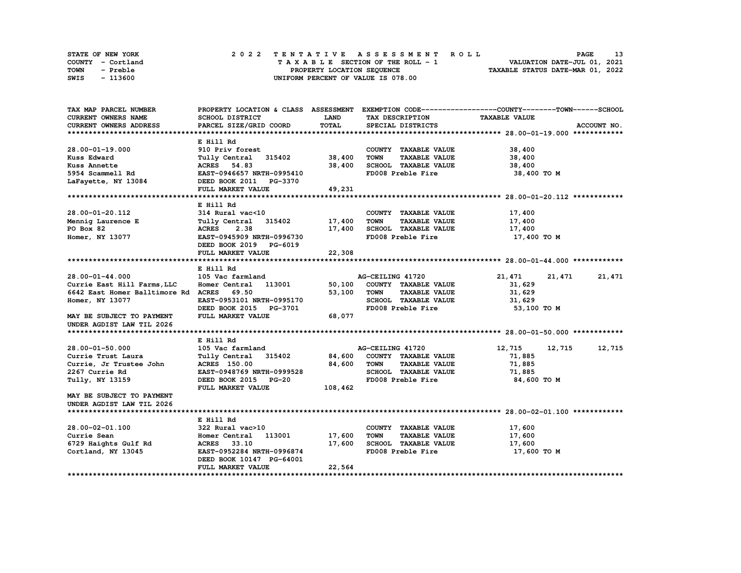STATE OF NEW YORK — COUNTY - Cortland — TOWN - Preble — SWIS - 113600

2 0 2 2 TENTATIVE ASSESSMENT ROLL
TAXABLE SECTION OF THE ROLL - 1
PROPERTY LOCATION SEQUENCE
UNIFORM PERCENT OF VALUE IS 078.00

VALUATION DATE-JUL 01, 2021
TAXABLE STATUS DATE-MAR 01, 2022

| TAX MAP PARCEL NUMBER / CURRENT OWNERS NAME / CURRENT OWNERS ADDRESS | PROPERTY LOCATION & CLASS / SCHOOL DISTRICT / PARCEL SIZE/GRID COORD | ASSESSMENT LAND / TOTAL | EXEMPTION CODE / TAX DESCRIPTION / SPECIAL DISTRICTS | COUNTY TAXABLE VALUE | TOWN | SCHOOL |
|---|---|---|---|---|---|---|
| **28.00-01-19.000** | E Hill Rd | | | | | |
| 28.00-01-19.000 | 910 Priv forest | | COUNTY TAXABLE VALUE | 38,400 | | |
| Kuss Edward | Tully Central 315402 | 38,400 | TOWN TAXABLE VALUE | 38,400 | | |
| Kuss Annette | ACRES 54.83 | 38,400 | SCHOOL TAXABLE VALUE | 38,400 | | |
| 5954 Scammell Rd | EAST-0946657 NRTH-0995410 | | FD008 Preble Fire | 38,400 TO M | | |
| LaFayette, NY 13084 | DEED BOOK 2011 PG-3370 | | | | | |
| | FULL MARKET VALUE | 49,231 | | | | |
| **28.00-01-20.112** | E Hill Rd | | | | | |
| 28.00-01-20.112 | 314 Rural vac<10 | | COUNTY TAXABLE VALUE | 17,400 | | |
| Mennig Laurence E | Tully Central 315402 | 17,400 | TOWN TAXABLE VALUE | 17,400 | | |
| PO Box 82 | ACRES 2.38 | 17,400 | SCHOOL TAXABLE VALUE | 17,400 | | |
| Homer, NY 13077 | EAST-0945909 NRTH-0996730 | | FD008 Preble Fire | 17,400 TO M | | |
| | DEED BOOK 2019 PG-6019 | | | | | |
| | FULL MARKET VALUE | 22,308 | | | | |
| **28.00-01-44.000** | E Hill Rd | | | | | |
| 28.00-01-44.000 | 105 Vac farmland | | AG-CEILING 41720 | 21,471 | 21,471 | 21,471 |
| Currie East Hill Farms,LLC | Homer Central 113001 | 50,100 | COUNTY TAXABLE VALUE | 31,629 | | |
| 6642 East Homer Balltimore Rd | ACRES 69.50 | 53,100 | TOWN TAXABLE VALUE | 31,629 | | |
| Homer, NY 13077 | EAST-0953101 NRTH-0995170 | | SCHOOL TAXABLE VALUE | 31,629 | | |
| | DEED BOOK 2015 PG-3701 | | FD008 Preble Fire | 53,100 TO M | | |
| MAY BE SUBJECT TO PAYMENT | FULL MARKET VALUE | 68,077 | | | | |
| UNDER AGDIST LAW TIL 2026 | | | | | | |
| **28.00-01-50.000** | E Hill Rd | | | | | |
| 28.00-01-50.000 | 105 Vac farmland | | AG-CEILING 41720 | 12,715 | 12,715 | 12,715 |
| Currie Trust Laura | Tully Central 315402 | 84,600 | COUNTY TAXABLE VALUE | 71,885 | | |
| Currie, Jr Trustee John | ACRES 150.00 | 84,600 | TOWN TAXABLE VALUE | 71,885 | | |
| 2267 Currie Rd | EAST-0948769 NRTH-0999528 | | SCHOOL TAXABLE VALUE | 71,885 | | |
| Tully, NY 13159 | DEED BOOK 2015 PG-20 | | FD008 Preble Fire | 84,600 TO M | | |
| | FULL MARKET VALUE | 108,462 | | | | |
| MAY BE SUBJECT TO PAYMENT | | | | | | |
| UNDER AGDIST LAW TIL 2026 | | | | | | |
| **28.00-02-01.100** | E Hill Rd | | | | | |
| 28.00-02-01.100 | 322 Rural vac>10 | | COUNTY TAXABLE VALUE | 17,600 | | |
| Currie Sean | Homer Central 113001 | 17,600 | TOWN TAXABLE VALUE | 17,600 | | |
| 6729 Haights Gulf Rd | ACRES 33.10 | 17,600 | SCHOOL TAXABLE VALUE | 17,600 | | |
| Cortland, NY 13045 | EAST-0952284 NRTH-0996874 | | FD008 Preble Fire | 17,600 TO M | | |
| | DEED BOOK 10147 PG-64001 | | | | | |
| | FULL MARKET VALUE | 22,564 | | | | |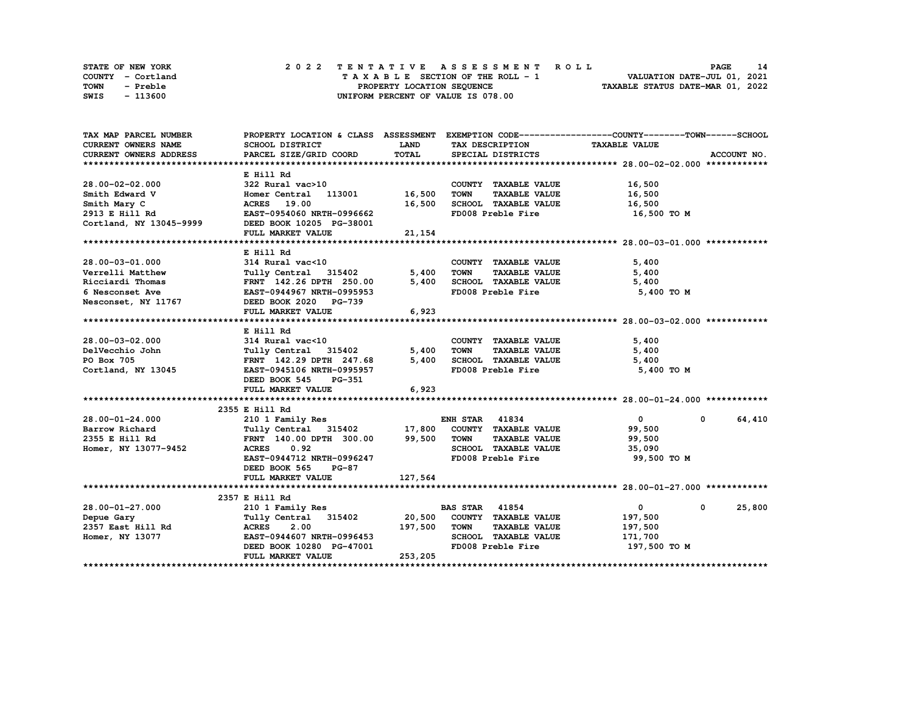STATE OF NEW YORK — 2022 TENTATIVE ASSESSMENT ROLL
COUNTY - Cortland — TAXABLE SECTION OF THE ROLL - 1 — VALUATION DATE-JUL 01, 2021
TOWN - Preble — PROPERTY LOCATION SEQUENCE — TAXABLE STATUS DATE-MAR 01, 2022
SWIS - 113600 — UNIFORM PERCENT OF VALUE IS 078.00

| TAX MAP PARCEL NUMBER / CURRENT OWNERS NAME / CURRENT OWNERS ADDRESS | PROPERTY LOCATION & CLASS / SCHOOL DISTRICT / PARCEL SIZE/GRID COORD | ASSESSMENT LAND / TOTAL | EXEMPTION CODE / TAX DESCRIPTION / SPECIAL DISTRICTS | COUNTY / TOWN / TAXABLE VALUE | SCHOOL / ACCOUNT NO. |
|---|---|---|---|---|---|
| **28.00-02-02.000** | E Hill Rd | | | | |
| 28.00-02-02.000 | 322 Rural vac>10 | | COUNTY TAXABLE VALUE | 16,500 | |
| Smith Edward V | Homer Central 113001 | 16,500 | TOWN TAXABLE VALUE | 16,500 | |
| Smith Mary C | ACRES 19.00 | 16,500 | SCHOOL TAXABLE VALUE | 16,500 | |
| 2913 E Hill Rd | EAST-0954060 NRTH-0996662 | | FD008 Preble Fire | 16,500 TO M | |
| Cortland, NY 13045-9999 | DEED BOOK 10205 PG-38001 | | | | |
| | FULL MARKET VALUE | 21,154 | | | |
| **28.00-03-01.000** | E Hill Rd | | | | |
| 28.00-03-01.000 | 314 Rural vac<10 | | COUNTY TAXABLE VALUE | 5,400 | |
| Verrelli Matthew | Tully Central 315402 | 5,400 | TOWN TAXABLE VALUE | 5,400 | |
| Ricciardi Thomas | FRNT 142.26 DPTH 250.00 | 5,400 | SCHOOL TAXABLE VALUE | 5,400 | |
| 6 Nesconset Ave | EAST-0944967 NRTH-0995953 | | FD008 Preble Fire | 5,400 TO M | |
| Nesconset, NY 11767 | DEED BOOK 2020 PG-739 | | | | |
| | FULL MARKET VALUE | 6,923 | | | |
| **28.00-03-02.000** | E Hill Rd | | | | |
| 28.00-03-02.000 | 314 Rural vac<10 | | COUNTY TAXABLE VALUE | 5,400 | |
| DelVecchio John | Tully Central 315402 | 5,400 | TOWN TAXABLE VALUE | 5,400 | |
| PO Box 705 | FRNT 142.29 DPTH 247.68 | 5,400 | SCHOOL TAXABLE VALUE | 5,400 | |
| Cortland, NY 13045 | EAST-0945106 NRTH-0995957 | | FD008 Preble Fire | 5,400 TO M | |
| | DEED BOOK 545 PG-351 | | | | |
| | FULL MARKET VALUE | 6,923 | | | |
| **28.00-01-24.000** | 2355 E Hill Rd | | | | |
| 28.00-01-24.000 | 210 1 Family Res | | ENH STAR 41834 | 0 / 0 | 64,410 |
| Barrow Richard | Tully Central 315402 | 17,800 | COUNTY TAXABLE VALUE | 99,500 | |
| 2355 E Hill Rd | FRNT 140.00 DPTH 300.00 | 99,500 | TOWN TAXABLE VALUE | 99,500 | |
| Homer, NY 13077-9452 | ACRES 0.92 | | SCHOOL TAXABLE VALUE | 35,090 | |
| | EAST-0944712 NRTH-0996247 | | FD008 Preble Fire | 99,500 TO M | |
| | DEED BOOK 565 PG-87 | | | | |
| | FULL MARKET VALUE | 127,564 | | | |
| **28.00-01-27.000** | 2357 E Hill Rd | | | | |
| 28.00-01-27.000 | 210 1 Family Res | | BAS STAR 41854 | 0 / 0 | 25,800 |
| Depue Gary | Tully Central 315402 | 20,500 | COUNTY TAXABLE VALUE | 197,500 | |
| 2357 East Hill Rd | ACRES 2.00 | 197,500 | TOWN TAXABLE VALUE | 197,500 | |
| Homer, NY 13077 | EAST-0944607 NRTH-0996453 | | SCHOOL TAXABLE VALUE | 171,700 | |
| | DEED BOOK 10280 PG-47001 | | FD008 Preble Fire | 197,500 TO M | |
| | FULL MARKET VALUE | 253,205 | | | |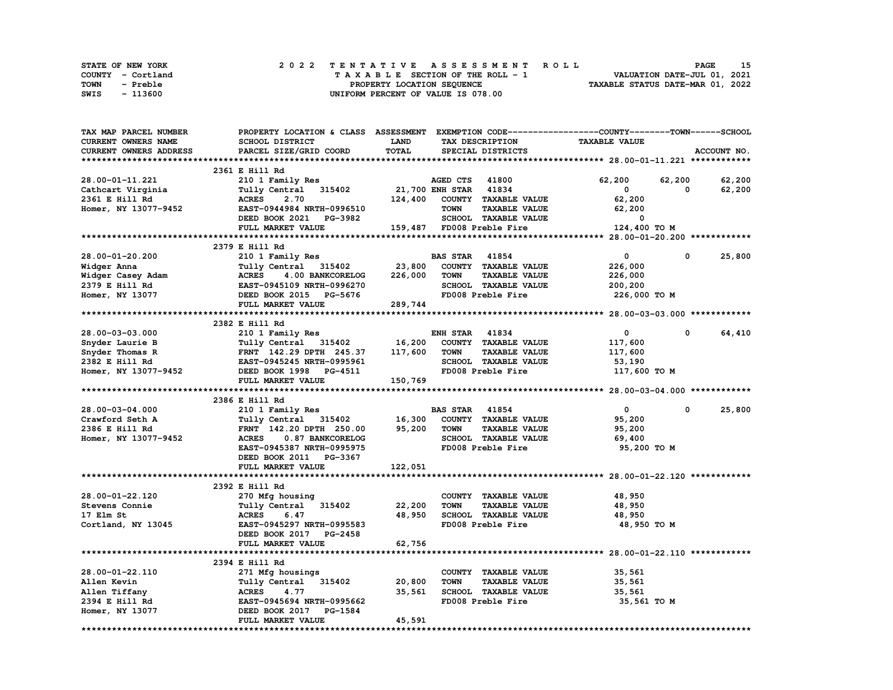STATE OF NEW YORK
COUNTY - Cortland
TOWN - Preble
SWIS - 113600

2 0 2 2 T E N T A T I V E A S S E S S M E N T R O L L
T A X A B L E SECTION OF THE ROLL - 1
PROPERTY LOCATION SEQUENCE
UNIFORM PERCENT OF VALUE IS 078.00

VALUATION DATE-JUL 01, 2021
TAXABLE STATUS DATE-MAR 01, 2022

| TAX MAP PARCEL NUMBER / CURRENT OWNERS NAME / CURRENT OWNERS ADDRESS | PROPERTY LOCATION & CLASS / SCHOOL DISTRICT / PARCEL SIZE/GRID COORD | ASSESSMENT LAND / TOTAL | EXEMPTION CODE / TAX DESCRIPTION / SPECIAL DISTRICTS | COUNTY TAXABLE VALUE | TOWN | SCHOOL / ACCOUNT NO. |
|---|---|---|---|---|---|---|
| | 2361 E Hill Rd | | | | | |
| 28.00-01-11.221 | 210 1 Family Res | | AGED CTS 41800 | 62,200 | 62,200 | 62,200 |
| Cathcart Virginia | Tully Central 315402 | 21,700 | ENH STAR 41834 | 0 | 0 | 62,200 |
| 2361 E Hill Rd | ACRES 2.70 | 124,400 | COUNTY TAXABLE VALUE | 62,200 | | |
| Homer, NY 13077-9452 | EAST-0944984 NRTH-0996510 | | TOWN TAXABLE VALUE | 62,200 | | |
| | DEED BOOK 2021 PG-3982 | | SCHOOL TAXABLE VALUE | 0 | | |
| | FULL MARKET VALUE | 159,487 | FD008 Preble Fire | 124,400 TO M | | |
| | 2379 E Hill Rd | | | | | |
| 28.00-01-20.200 | 210 1 Family Res | | BAS STAR 41854 | 0 | 0 | 25,800 |
| Widger Anna | Tully Central 315402 | 23,800 | COUNTY TAXABLE VALUE | 226,000 | | |
| Widger Casey Adam | ACRES 4.00 BANKCORELOG | 226,000 | TOWN TAXABLE VALUE | 226,000 | | |
| 2379 E Hill Rd | EAST-0945109 NRTH-0996270 | | SCHOOL TAXABLE VALUE | 200,200 | | |
| Homer, NY 13077 | DEED BOOK 2015 PG-5676 | | FD008 Preble Fire | 226,000 TO M | | |
| | FULL MARKET VALUE | 289,744 | | | | |
| | 2382 E Hill Rd | | | | | |
| 28.00-03-03.000 | 210 1 Family Res | | ENH STAR 41834 | 0 | 0 | 64,410 |
| Snyder Laurie B | Tully Central 315402 | 16,200 | COUNTY TAXABLE VALUE | 117,600 | | |
| Snyder Thomas R | FRNT 142.29 DPTH 245.37 | 117,600 | TOWN TAXABLE VALUE | 117,600 | | |
| 2382 E Hill Rd | EAST-0945245 NRTH-0995961 | | SCHOOL TAXABLE VALUE | 53,190 | | |
| Homer, NY 13077-9452 | DEED BOOK 1998 PG-4511 | | FD008 Preble Fire | 117,600 TO M | | |
| | FULL MARKET VALUE | 150,769 | | | | |
| | 2386 E Hill Rd | | | | | |
| 28.00-03-04.000 | 210 1 Family Res | | BAS STAR 41854 | 0 | 0 | 25,800 |
| Crawford Seth A | Tully Central 315402 | 16,300 | COUNTY TAXABLE VALUE | 95,200 | | |
| 2386 E Hill Rd | FRNT 142.20 DPTH 250.00 | 95,200 | TOWN TAXABLE VALUE | 95,200 | | |
| Homer, NY 13077-9452 | ACRES 0.87 BANKCORELOG | | SCHOOL TAXABLE VALUE | 69,400 | | |
| | EAST-0945387 NRTH-0995975 | | FD008 Preble Fire | 95,200 TO M | | |
| | DEED BOOK 2011 PG-3367 | | | | | |
| | FULL MARKET VALUE | 122,051 | | | | |
| | 2392 E Hill Rd | | | | | |
| 28.00-01-22.120 | 270 Mfg housing | | COUNTY TAXABLE VALUE | 48,950 | | |
| Stevens Connie | Tully Central 315402 | 22,200 | TOWN TAXABLE VALUE | 48,950 | | |
| 17 Elm St | ACRES 6.47 | 48,950 | SCHOOL TAXABLE VALUE | 48,950 | | |
| Cortland, NY 13045 | EAST-0945297 NRTH-0995583 | | FD008 Preble Fire | 48,950 TO M | | |
| | DEED BOOK 2017 PG-2458 | | | | | |
| | FULL MARKET VALUE | 62,756 | | | | |
| | 2394 E Hill Rd | | | | | |
| 28.00-01-22.110 | 271 Mfg housings | | COUNTY TAXABLE VALUE | 35,561 | | |
| Allen Kevin | Tully Central 315402 | 20,800 | TOWN TAXABLE VALUE | 35,561 | | |
| Allen Tiffany | ACRES 4.77 | 35,561 | SCHOOL TAXABLE VALUE | 35,561 | | |
| 2394 E Hill Rd | EAST-0945694 NRTH-0995662 | | FD008 Preble Fire | 35,561 TO M | | |
| Homer, NY 13077 | DEED BOOK 2017 PG-1584 | | | | | |
| | FULL MARKET VALUE | 45,591 | | | | |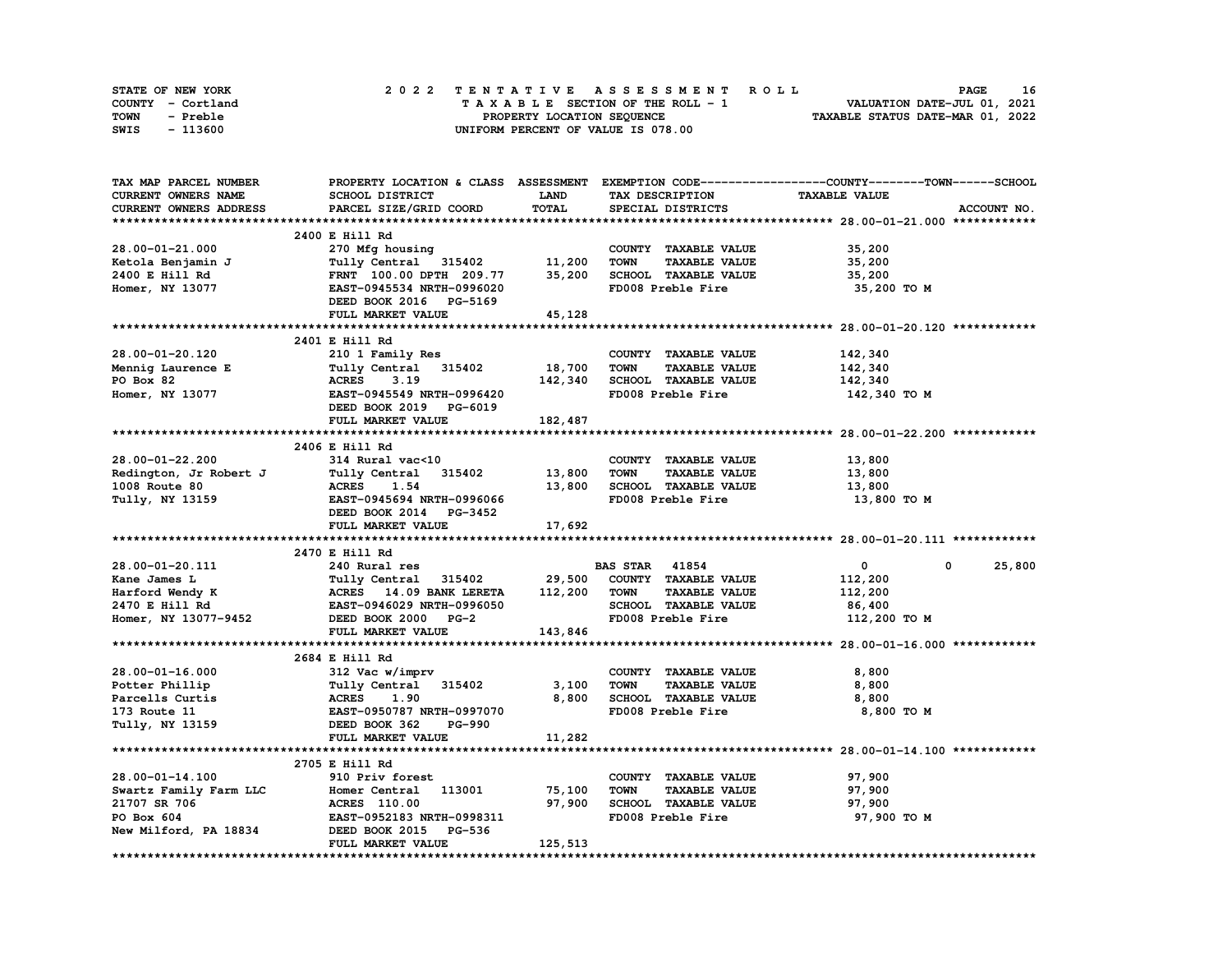STATE OF NEW YORK
COUNTY - Cortland
TOWN - Preble
SWIS - 113600

2 0 2 2 T E N T A T I V E A S S E S S M E N T R O L L
T A X A B L E SECTION OF THE ROLL - 1
PROPERTY LOCATION SEQUENCE
UNIFORM PERCENT OF VALUE IS 078.00

VALUATION DATE-JUL 01, 2021
TAXABLE STATUS DATE-MAR 01, 2022

| TAX MAP PARCEL NUMBER / CURRENT OWNERS NAME / CURRENT OWNERS ADDRESS | PROPERTY LOCATION & CLASS / SCHOOL DISTRICT / PARCEL SIZE/GRID COORD | ASSESSMENT LAND / TOTAL | EXEMPTION CODE / TAX DESCRIPTION / SPECIAL DISTRICTS | COUNTY / TOWN / SCHOOL TAXABLE VALUE | ACCOUNT NO. |
|---|---|---|---|---|---|
| **28.00-01-21.000** | 2400 E Hill Rd | | | | |
| | 270 Mfg housing | | COUNTY TAXABLE VALUE | 35,200 | |
| Ketola Benjamin J | Tully Central 315402 | 11,200 | TOWN TAXABLE VALUE | 35,200 | |
| 2400 E Hill Rd | FRNT 100.00 DPTH 209.77 | 35,200 | SCHOOL TAXABLE VALUE | 35,200 | |
| Homer, NY 13077 | EAST-0945534 NRTH-0996020 | | FD008 Preble Fire | 35,200 TO M | |
| | DEED BOOK 2016 PG-5169 | | | | |
| | FULL MARKET VALUE | 45,128 | | | |
| **28.00-01-20.120** | 2401 E Hill Rd | | | | |
| | 210 1 Family Res | | COUNTY TAXABLE VALUE | 142,340 | |
| Mennig Laurence E | Tully Central 315402 | 18,700 | TOWN TAXABLE VALUE | 142,340 | |
| PO Box 82 | ACRES 3.19 | 142,340 | SCHOOL TAXABLE VALUE | 142,340 | |
| Homer, NY 13077 | EAST-0945549 NRTH-0996420 | | FD008 Preble Fire | 142,340 TO M | |
| | DEED BOOK 2019 PG-6019 | | | | |
| | FULL MARKET VALUE | 182,487 | | | |
| **28.00-01-22.200** | 2406 E Hill Rd | | | | |
| | 314 Rural vac<10 | | COUNTY TAXABLE VALUE | 13,800 | |
| Redington, Jr Robert J | Tully Central 315402 | 13,800 | TOWN TAXABLE VALUE | 13,800 | |
| 1008 Route 80 | ACRES 1.54 | 13,800 | SCHOOL TAXABLE VALUE | 13,800 | |
| Tully, NY 13159 | EAST-0945694 NRTH-0996066 | | FD008 Preble Fire | 13,800 TO M | |
| | DEED BOOK 2014 PG-3452 | | | | |
| | FULL MARKET VALUE | 17,692 | | | |
| **28.00-01-20.111** | 2470 E Hill Rd | | | | |
| | 240 Rural res | | BAS STAR 41854 | 0 0 25,800 | |
| Kane James L | Tully Central 315402 | 29,500 | COUNTY TAXABLE VALUE | 112,200 | |
| Harford Wendy K | ACRES 14.09 BANK LERETA | 112,200 | TOWN TAXABLE VALUE | 112,200 | |
| 2470 E Hill Rd | EAST-0946029 NRTH-0996050 | | SCHOOL TAXABLE VALUE | 86,400 | |
| Homer, NY 13077-9452 | DEED BOOK 2000 PG-2 | | FD008 Preble Fire | 112,200 TO M | |
| | FULL MARKET VALUE | 143,846 | | | |
| **28.00-01-16.000** | 2684 E Hill Rd | | | | |
| | 312 Vac w/imprv | | COUNTY TAXABLE VALUE | 8,800 | |
| Potter Phillip | Tully Central 315402 | 3,100 | TOWN TAXABLE VALUE | 8,800 | |
| Parcells Curtis | ACRES 1.90 | 8,800 | SCHOOL TAXABLE VALUE | 8,800 | |
| 173 Route 11 | EAST-0950787 NRTH-0997070 | | FD008 Preble Fire | 8,800 TO M | |
| Tully, NY 13159 | DEED BOOK 362 PG-990 | | | | |
| | FULL MARKET VALUE | 11,282 | | | |
| **28.00-01-14.100** | 2705 E Hill Rd | | | | |
| | 910 Priv forest | | COUNTY TAXABLE VALUE | 97,900 | |
| Swartz Family Farm LLC | Homer Central 113001 | 75,100 | TOWN TAXABLE VALUE | 97,900 | |
| 21707 SR 706 | ACRES 110.00 | 97,900 | SCHOOL TAXABLE VALUE | 97,900 | |
| PO Box 604 | EAST-0952183 NRTH-0998311 | | FD008 Preble Fire | 97,900 TO M | |
| New Milford, PA 18834 | DEED BOOK 2015 PG-536 | | | | |
| | FULL MARKET VALUE | 125,513 | | | |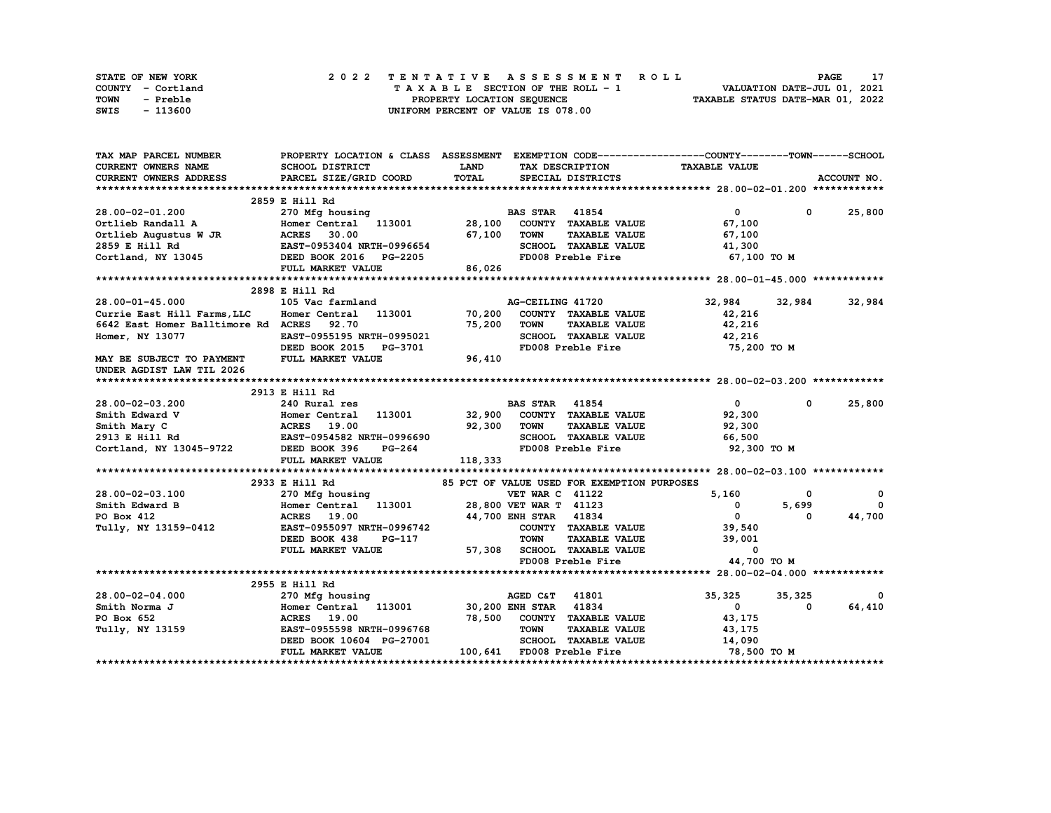STATE OF NEW YORK
COUNTY - Cortland
TOWN - Preble
SWIS - 113600

2 0 2 2 T E N T A T I V E A S S E S S M E N T R O L L
T A X A B L E SECTION OF THE ROLL - 1
PROPERTY LOCATION SEQUENCE
UNIFORM PERCENT OF VALUE IS 078.00

VALUATION DATE-JUL 01, 2021
TAXABLE STATUS DATE-MAR 01, 2022

| TAX MAP PARCEL NUMBER / CURRENT OWNERS NAME / CURRENT OWNERS ADDRESS | PROPERTY LOCATION & CLASS / SCHOOL DISTRICT / PARCEL SIZE/GRID COORD | ASSESSMENT LAND / TOTAL | EXEMPTION CODE / TAX DESCRIPTION / SPECIAL DISTRICTS | COUNTY TAXABLE VALUE | TOWN | SCHOOL | ACCOUNT NO. |
|---|---|---|---|---|---|---|---|
| **28.00-02-01.200** | 2859 E Hill Rd | | | | | | |
| 28.00-02-01.200 | 270 Mfg housing | | BAS STAR 41854 | 0 | 0 | 25,800 | |
| Ortlieb Randall A | Homer Central 113001 | 28,100 | COUNTY TAXABLE VALUE | 67,100 | | | |
| Ortlieb Augustus W JR | ACRES 30.00 | 67,100 | TOWN TAXABLE VALUE | 67,100 | | | |
| 2859 E Hill Rd | EAST-0953404 NRTH-0996654 | | SCHOOL TAXABLE VALUE | 41,300 | | | |
| Cortland, NY 13045 | DEED BOOK 2016 PG-2205 | | FD008 Preble Fire | 67,100 TO M | | | |
| | FULL MARKET VALUE | 86,026 | | | | | |
| **28.00-01-45.000** | 2898 E Hill Rd | | | | | | |
| 28.00-01-45.000 | 105 Vac farmland | | AG-CEILING 41720 | 32,984 | 32,984 | 32,984 | |
| Currie East Hill Farms,LLC | Homer Central 113001 | 70,200 | COUNTY TAXABLE VALUE | 42,216 | | | |
| 6642 East Homer Balltimore Rd | ACRES 92.70 | 75,200 | TOWN TAXABLE VALUE | 42,216 | | | |
| Homer, NY 13077 | EAST-0955195 NRTH-0995021 | | SCHOOL TAXABLE VALUE | 42,216 | | | |
| | DEED BOOK 2015 PG-3701 | | FD008 Preble Fire | 75,200 TO M | | | |
| MAY BE SUBJECT TO PAYMENT | FULL MARKET VALUE | 96,410 | | | | | |
| UNDER AGDIST LAW TIL 2026 | | | | | | | |
| **28.00-02-03.200** | 2913 E Hill Rd | | | | | | |
| 28.00-02-03.200 | 240 Rural res | | BAS STAR 41854 | 0 | 0 | 25,800 | |
| Smith Edward V | Homer Central 113001 | 32,900 | COUNTY TAXABLE VALUE | 92,300 | | | |
| Smith Mary C | ACRES 19.00 | 92,300 | TOWN TAXABLE VALUE | 92,300 | | | |
| 2913 E Hill Rd | EAST-0954582 NRTH-0996690 | | SCHOOL TAXABLE VALUE | 66,500 | | | |
| Cortland, NY 13045-9722 | DEED BOOK 396 PG-264 | | FD008 Preble Fire | 92,300 TO M | | | |
| | FULL MARKET VALUE | 118,333 | | | | | |
| **28.00-02-03.100** | 2933 E Hill Rd | | 85 PCT OF VALUE USED FOR EXEMPTION PURPOSES | | | | |
| 28.00-02-03.100 | 270 Mfg housing | | VET WAR C 41122 | 5,160 | 0 | 0 | |
| Smith Edward B | Homer Central 113001 | 28,800 | VET WAR T 41123 | 0 | 5,699 | 0 | |
| PO Box 412 | ACRES 19.00 | 44,700 | ENH STAR 41834 | 0 | 0 | 44,700 | |
| Tully, NY 13159-0412 | EAST-0955097 NRTH-0996742 | | COUNTY TAXABLE VALUE | 39,540 | | | |
| | DEED BOOK 438 PG-117 | | TOWN TAXABLE VALUE | 39,001 | | | |
| | FULL MARKET VALUE | 57,308 | SCHOOL TAXABLE VALUE | 0 | | | |
| | | | FD008 Preble Fire | 44,700 TO M | | | |
| **28.00-02-04.000** | 2955 E Hill Rd | | | | | | |
| 28.00-02-04.000 | 270 Mfg housing | | AGED C&T 41801 | 35,325 | 35,325 | 0 | |
| Smith Norma J | Homer Central 113001 | 30,200 | ENH STAR 41834 | 0 | 0 | 64,410 | |
| PO Box 652 | ACRES 19.00 | 78,500 | COUNTY TAXABLE VALUE | 43,175 | | | |
| Tully, NY 13159 | EAST-0955598 NRTH-0996768 | | TOWN TAXABLE VALUE | 43,175 | | | |
| | DEED BOOK 10604 PG-27001 | | SCHOOL TAXABLE VALUE | 14,090 | | | |
| | FULL MARKET VALUE | 100,641 | FD008 Preble Fire | 78,500 TO M | | | |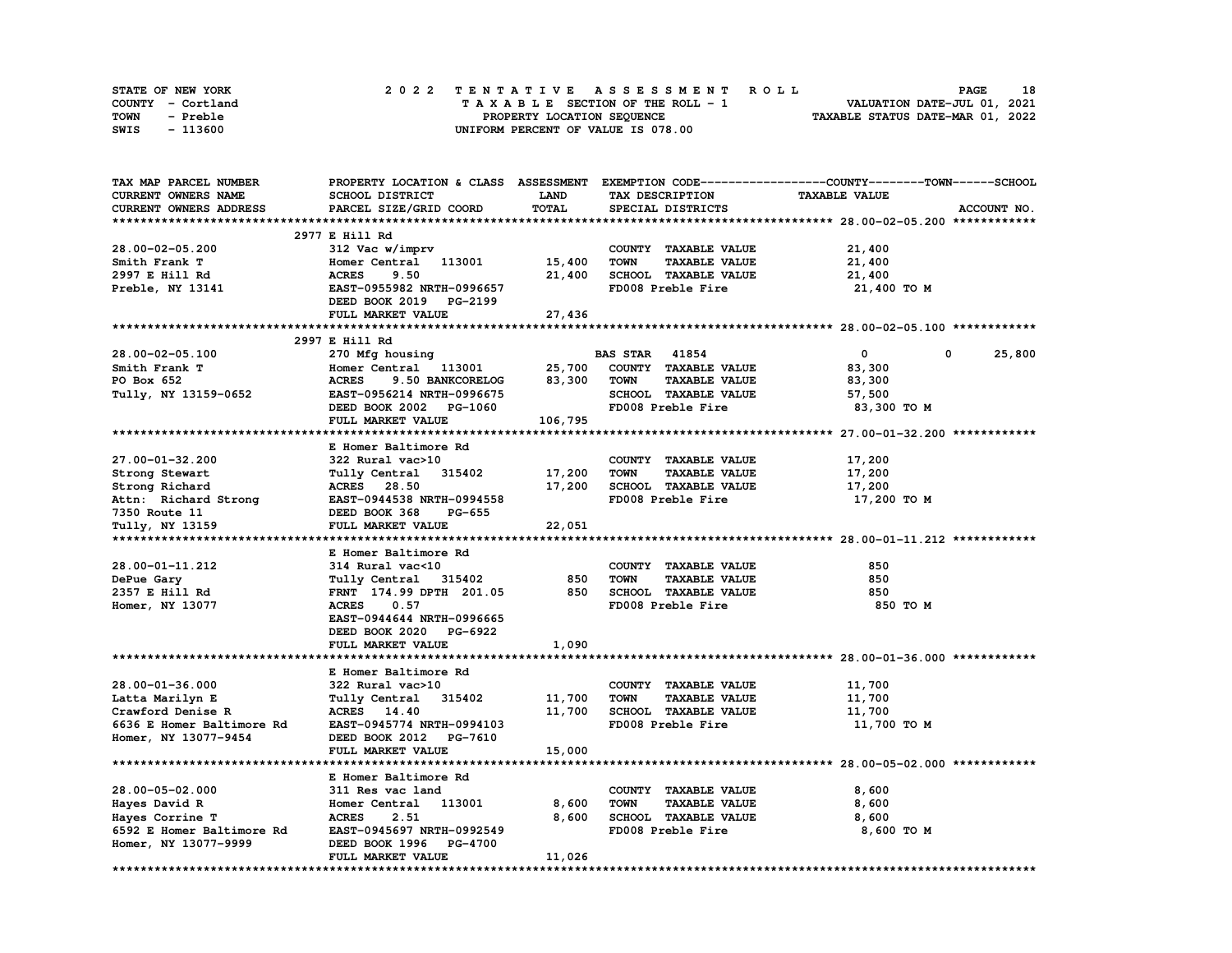STATE OF NEW YORK
COUNTY - Cortland
TOWN - Preble
SWIS - 113600

2 0 2 2 T E N T A T I V E A S S E S S M E N T R O L L
T A X A B L E SECTION OF THE ROLL - 1
PROPERTY LOCATION SEQUENCE
UNIFORM PERCENT OF VALUE IS 078.00

VALUATION DATE-JUL 01, 2021
TAXABLE STATUS DATE-MAR 01, 2022

| TAX MAP PARCEL NUMBER / CURRENT OWNERS NAME / CURRENT OWNERS ADDRESS | PROPERTY LOCATION & CLASS / SCHOOL DISTRICT / PARCEL SIZE/GRID COORD | ASSESSMENT LAND / TOTAL | EXEMPTION CODE / TAX DESCRIPTION / SPECIAL DISTRICTS | COUNTY / TOWN / SCHOOL TAXABLE VALUE | ACCOUNT NO. |
|---|---|---|---|---|---|
| **28.00-02-05.200** | 2977 E Hill Rd | | | | |
| 28.00-02-05.200 | 312 Vac w/imprv | | COUNTY TAXABLE VALUE | 21,400 | |
| Smith Frank T | Homer Central 113001 | 15,400 | TOWN TAXABLE VALUE | 21,400 | |
| 2997 E Hill Rd | ACRES 9.50 | 21,400 | SCHOOL TAXABLE VALUE | 21,400 | |
| Preble, NY 13141 | EAST-0955982 NRTH-0996657 | | FD008 Preble Fire | 21,400 TO M | |
| | DEED BOOK 2019 PG-2199 | | | | |
| | FULL MARKET VALUE | 27,436 | | | |
| **28.00-02-05.100** | 2997 E Hill Rd | | | | |
| 28.00-02-05.100 | 270 Mfg housing | | BAS STAR 41854 | 0 0 25,800 | |
| Smith Frank T | Homer Central 113001 | 25,700 | COUNTY TAXABLE VALUE | 83,300 | |
| PO Box 652 | ACRES 9.50 BANKCORELOG | 83,300 | TOWN TAXABLE VALUE | 83,300 | |
| Tully, NY 13159-0652 | EAST-0956214 NRTH-0996675 | | SCHOOL TAXABLE VALUE | 57,500 | |
| | DEED BOOK 2002 PG-1060 | | FD008 Preble Fire | 83,300 TO M | |
| | FULL MARKET VALUE | 106,795 | | | |
| **27.00-01-32.200** | E Homer Baltimore Rd | | | | |
| 27.00-01-32.200 | 322 Rural vac>10 | | COUNTY TAXABLE VALUE | 17,200 | |
| Strong Stewart | Tully Central 315402 | 17,200 | TOWN TAXABLE VALUE | 17,200 | |
| Strong Richard | ACRES 28.50 | 17,200 | SCHOOL TAXABLE VALUE | 17,200 | |
| Attn: Richard Strong | EAST-0944538 NRTH-0994558 | | FD008 Preble Fire | 17,200 TO M | |
| 7350 Route 11 | DEED BOOK 368 PG-655 | | | | |
| Tully, NY 13159 | FULL MARKET VALUE | 22,051 | | | |
| **28.00-01-11.212** | E Homer Baltimore Rd | | | | |
| 28.00-01-11.212 | 314 Rural vac<10 | | COUNTY TAXABLE VALUE | 850 | |
| DePue Gary | Tully Central 315402 | 850 | TOWN TAXABLE VALUE | 850 | |
| 2357 E Hill Rd | FRNT 174.99 DPTH 201.05 | 850 | SCHOOL TAXABLE VALUE | 850 | |
| Homer, NY 13077 | ACRES 0.57 | | FD008 Preble Fire | 850 TO M | |
| | EAST-0944644 NRTH-0996665 | | | | |
| | DEED BOOK 2020 PG-6922 | | | | |
| | FULL MARKET VALUE | 1,090 | | | |
| **28.00-01-36.000** | E Homer Baltimore Rd | | | | |
| 28.00-01-36.000 | 322 Rural vac>10 | | COUNTY TAXABLE VALUE | 11,700 | |
| Latta Marilyn E | Tully Central 315402 | 11,700 | TOWN TAXABLE VALUE | 11,700 | |
| Crawford Denise R | ACRES 14.40 | 11,700 | SCHOOL TAXABLE VALUE | 11,700 | |
| 6636 E Homer Baltimore Rd | EAST-0945774 NRTH-0994103 | | FD008 Preble Fire | 11,700 TO M | |
| Homer, NY 13077-9454 | DEED BOOK 2012 PG-7610 | | | | |
| | FULL MARKET VALUE | 15,000 | | | |
| **28.00-05-02.000** | E Homer Baltimore Rd | | | | |
| 28.00-05-02.000 | 311 Res vac land | | COUNTY TAXABLE VALUE | 8,600 | |
| Hayes David R | Homer Central 113001 | 8,600 | TOWN TAXABLE VALUE | 8,600 | |
| Hayes Corrine T | ACRES 2.51 | 8,600 | SCHOOL TAXABLE VALUE | 8,600 | |
| 6592 E Homer Baltimore Rd | EAST-0945697 NRTH-0992549 | | FD008 Preble Fire | 8,600 TO M | |
| Homer, NY 13077-9999 | DEED BOOK 1996 PG-4700 | | | | |
| | FULL MARKET VALUE | 11,026 | | | |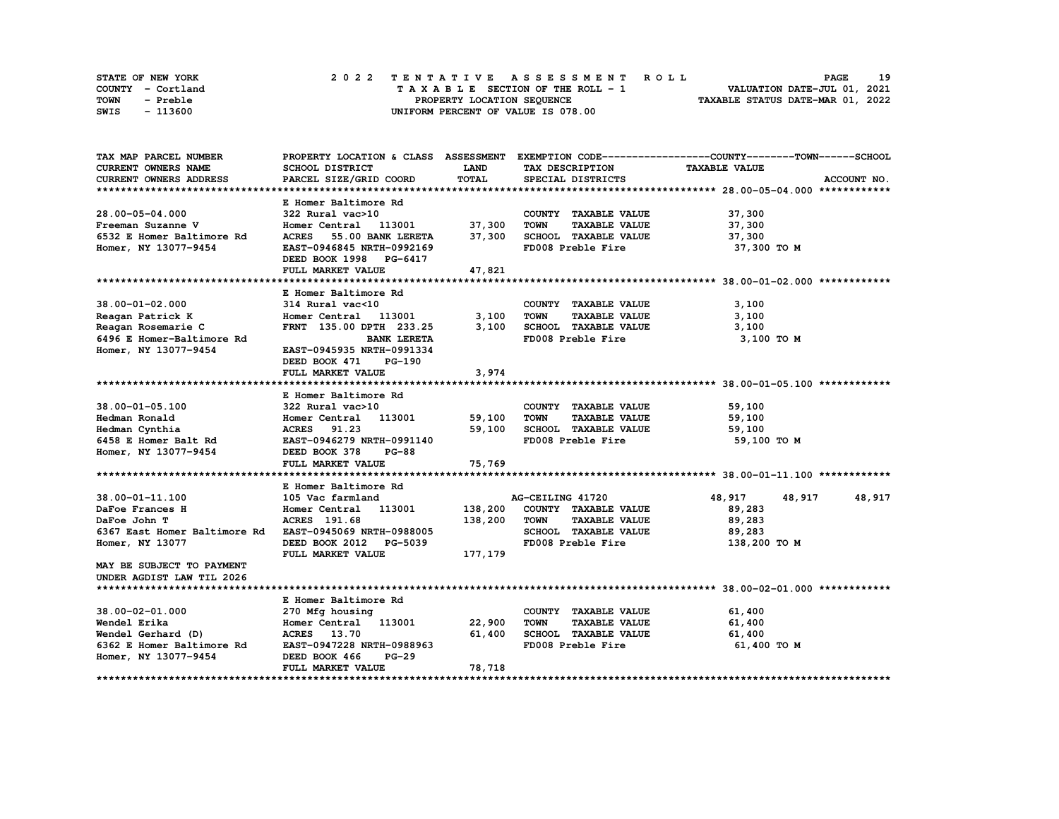STATE OF NEW YORK
COUNTY - Cortland
TOWN - Preble
SWIS - 113600

# 2022 TENTATIVE ASSESSMENT ROLL

TAXABLE SECTION OF THE ROLL - 1
PROPERTY LOCATION SEQUENCE
UNIFORM PERCENT OF VALUE IS 078.00

VALUATION DATE-JUL 01, 2021
TAXABLE STATUS DATE-MAR 01, 2022

| TAX MAP PARCEL NUMBER / CURRENT OWNERS NAME / CURRENT OWNERS ADDRESS | PROPERTY LOCATION & CLASS / SCHOOL DISTRICT / PARCEL SIZE/GRID COORD | ASSESSMENT LAND / TOTAL | EXEMPTION CODE / TAX DESCRIPTION / SPECIAL DISTRICTS | COUNTY | TOWN | SCHOOL / TAXABLE VALUE / ACCOUNT NO. |
|---|---|---|---|---|---|---|
| **28.00-05-04.000** | E Homer Baltimore Rd | | | | | |
| 28.00-05-04.000 | 322 Rural vac>10 | | COUNTY TAXABLE VALUE | 37,300 | | |
| Freeman Suzanne V | Homer Central 113001 | 37,300 | TOWN TAXABLE VALUE | 37,300 | | |
| 6532 E Homer Baltimore Rd | ACRES 55.00 BANK LERETA | 37,300 | SCHOOL TAXABLE VALUE | 37,300 | | |
| Homer, NY 13077-9454 | EAST-0946845 NRTH-0992169 | | FD008 Preble Fire | 37,300 TO M | | |
| | DEED BOOK 1998 PG-6417 | | | | | |
| | FULL MARKET VALUE | 47,821 | | | | |
| **38.00-01-02.000** | E Homer Baltimore Rd | | | | | |
| 38.00-01-02.000 | 314 Rural vac<10 | | COUNTY TAXABLE VALUE | 3,100 | | |
| Reagan Patrick K | Homer Central 113001 | 3,100 | TOWN TAXABLE VALUE | 3,100 | | |
| Reagan Rosemarie C | FRNT 135.00 DPTH 233.25 | 3,100 | SCHOOL TAXABLE VALUE | 3,100 | | |
| 6496 E Homer-Baltimore Rd | BANK LERETA | | FD008 Preble Fire | 3,100 TO M | | |
| Homer, NY 13077-9454 | EAST-0945935 NRTH-0991334 | | | | | |
| | DEED BOOK 471 PG-190 | | | | | |
| | FULL MARKET VALUE | 3,974 | | | | |
| **38.00-01-05.100** | E Homer Baltimore Rd | | | | | |
| 38.00-01-05.100 | 322 Rural vac>10 | | COUNTY TAXABLE VALUE | 59,100 | | |
| Hedman Ronald | Homer Central 113001 | 59,100 | TOWN TAXABLE VALUE | 59,100 | | |
| Hedman Cynthia | ACRES 91.23 | 59,100 | SCHOOL TAXABLE VALUE | 59,100 | | |
| 6458 E Homer Balt Rd | EAST-0946279 NRTH-0991140 | | FD008 Preble Fire | 59,100 TO M | | |
| Homer, NY 13077-9454 | DEED BOOK 378 PG-88 | | | | | |
| | FULL MARKET VALUE | 75,769 | | | | |
| **38.00-01-11.100** | E Homer Baltimore Rd | | | | | |
| 38.00-01-11.100 | 105 Vac farmland | | AG-CEILING 41720 | 48,917 | 48,917 | 48,917 |
| DaFoe Frances H | Homer Central 113001 | 138,200 | COUNTY TAXABLE VALUE | 89,283 | | |
| DaFoe John T | ACRES 191.68 | 138,200 | TOWN TAXABLE VALUE | 89,283 | | |
| 6367 East Homer Baltimore Rd | EAST-0945069 NRTH-0988005 | | SCHOOL TAXABLE VALUE | 89,283 | | |
| Homer, NY 13077 | DEED BOOK 2012 PG-5039 | | FD008 Preble Fire | 138,200 TO M | | |
| | FULL MARKET VALUE | 177,179 | | | | |
| MAY BE SUBJECT TO PAYMENT | | | | | | |
| UNDER AGDIST LAW TIL 2026 | | | | | | |
| **38.00-02-01.000** | E Homer Baltimore Rd | | | | | |
| 38.00-02-01.000 | 270 Mfg housing | | COUNTY TAXABLE VALUE | 61,400 | | |
| Wendel Erika | Homer Central 113001 | 22,900 | TOWN TAXABLE VALUE | 61,400 | | |
| Wendel Gerhard (D) | ACRES 13.70 | 61,400 | SCHOOL TAXABLE VALUE | 61,400 | | |
| 6362 E Homer Baltimore Rd | EAST-0947228 NRTH-0988963 | | FD008 Preble Fire | 61,400 TO M | | |
| Homer, NY 13077-9454 | DEED BOOK 466 PG-29 | | | | | |
| | FULL MARKET VALUE | 78,718 | | | | |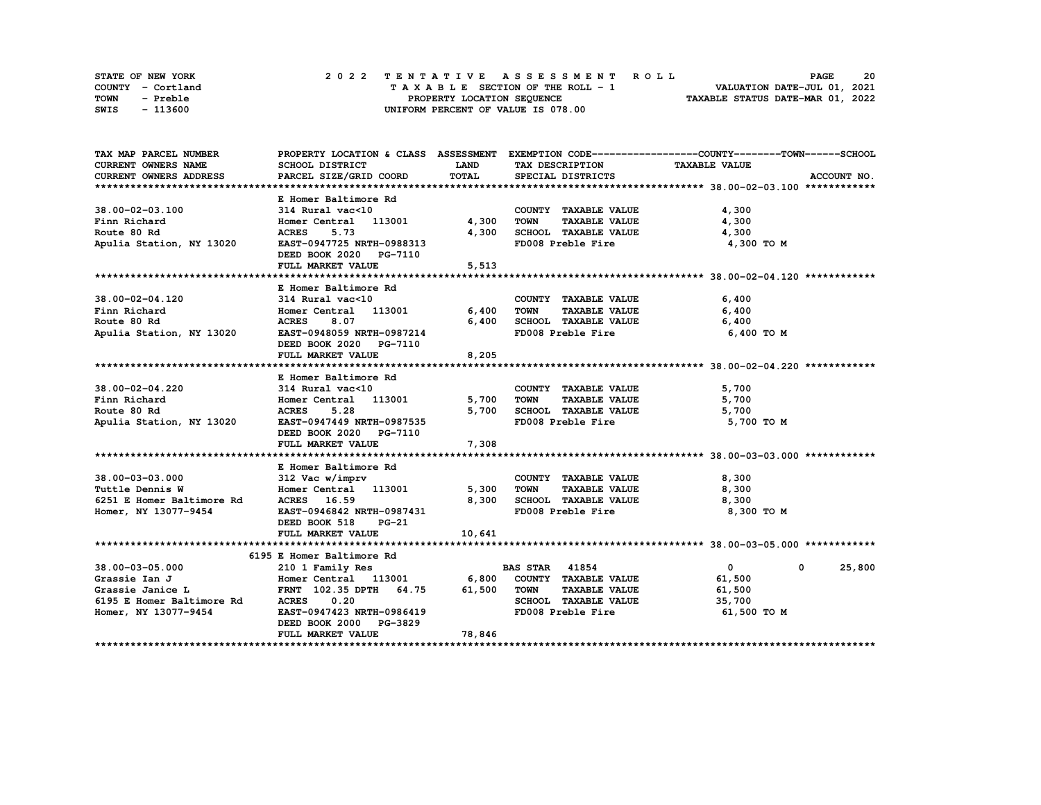STATE OF NEW YORK
COUNTY - Cortland
TOWN - Preble
SWIS - 113600

2 0 2 2 T E N T A T I V E A S S E S S M E N T R O L L
T A X A B L E SECTION OF THE ROLL - 1
PROPERTY LOCATION SEQUENCE
UNIFORM PERCENT OF VALUE IS 078.00

VALUATION DATE-JUL 01, 2021
TAXABLE STATUS DATE-MAR 01, 2022

| TAX MAP PARCEL NUMBER / CURRENT OWNERS NAME / CURRENT OWNERS ADDRESS | PROPERTY LOCATION & CLASS / SCHOOL DISTRICT / PARCEL SIZE/GRID COORD | ASSESSMENT LAND / TOTAL | EXEMPTION CODE / TAX DESCRIPTION / SPECIAL DISTRICTS | COUNTY / TOWN / SCHOOL TAXABLE VALUE | ACCOUNT NO. |
|---|---|---|---|---|---|
| **38.00-02-03.100** | E Homer Baltimore Rd | | | | |
| 38.00-02-03.100 | 314 Rural vac<10 | | COUNTY TAXABLE VALUE | 4,300 | |
| Finn Richard | Homer Central 113001 | 4,300 | TOWN TAXABLE VALUE | 4,300 | |
| Route 80 Rd | ACRES 5.73 | 4,300 | SCHOOL TAXABLE VALUE | 4,300 | |
| Apulia Station, NY 13020 | EAST-0947725 NRTH-0988313 | | FD008 Preble Fire | 4,300 TO M | |
| | DEED BOOK 2020 PG-7110 | | | | |
| | FULL MARKET VALUE | 5,513 | | | |
| **38.00-02-04.120** | E Homer Baltimore Rd | | | | |
| 38.00-02-04.120 | 314 Rural vac<10 | | COUNTY TAXABLE VALUE | 6,400 | |
| Finn Richard | Homer Central 113001 | 6,400 | TOWN TAXABLE VALUE | 6,400 | |
| Route 80 Rd | ACRES 8.07 | 6,400 | SCHOOL TAXABLE VALUE | 6,400 | |
| Apulia Station, NY 13020 | EAST-0948059 NRTH-0987214 | | FD008 Preble Fire | 6,400 TO M | |
| | DEED BOOK 2020 PG-7110 | | | | |
| | FULL MARKET VALUE | 8,205 | | | |
| **38.00-02-04.220** | E Homer Baltimore Rd | | | | |
| 38.00-02-04.220 | 314 Rural vac<10 | | COUNTY TAXABLE VALUE | 5,700 | |
| Finn Richard | Homer Central 113001 | 5,700 | TOWN TAXABLE VALUE | 5,700 | |
| Route 80 Rd | ACRES 5.28 | 5,700 | SCHOOL TAXABLE VALUE | 5,700 | |
| Apulia Station, NY 13020 | EAST-0947449 NRTH-0987535 | | FD008 Preble Fire | 5,700 TO M | |
| | DEED BOOK 2020 PG-7110 | | | | |
| | FULL MARKET VALUE | 7,308 | | | |
| **38.00-03-03.000** | E Homer Baltimore Rd | | | | |
| 38.00-03-03.000 | 312 Vac w/imprv | | COUNTY TAXABLE VALUE | 8,300 | |
| Tuttle Dennis W | Homer Central 113001 | 5,300 | TOWN TAXABLE VALUE | 8,300 | |
| 6251 E Homer Baltimore Rd | ACRES 16.59 | 8,300 | SCHOOL TAXABLE VALUE | 8,300 | |
| Homer, NY 13077-9454 | EAST-0946842 NRTH-0987431 | | FD008 Preble Fire | 8,300 TO M | |
| | DEED BOOK 518 PG-21 | | | | |
| | FULL MARKET VALUE | 10,641 | | | |
| **38.00-03-05.000** | 6195 E Homer Baltimore Rd | | | | |
| 38.00-03-05.000 | 210 1 Family Res | | BAS STAR 41854 | 0 0 25,800 | |
| Grassie Ian J | Homer Central 113001 | 6,800 | COUNTY TAXABLE VALUE | 61,500 | |
| Grassie Janice L | FRNT 102.35 DPTH 64.75 | 61,500 | TOWN TAXABLE VALUE | 61,500 | |
| 6195 E Homer Baltimore Rd | ACRES 0.20 | | SCHOOL TAXABLE VALUE | 35,700 | |
| Homer, NY 13077-9454 | EAST-0947423 NRTH-0986419 | | FD008 Preble Fire | 61,500 TO M | |
| | DEED BOOK 2000 PG-3829 | | | | |
| | FULL MARKET VALUE | 78,846 | | | |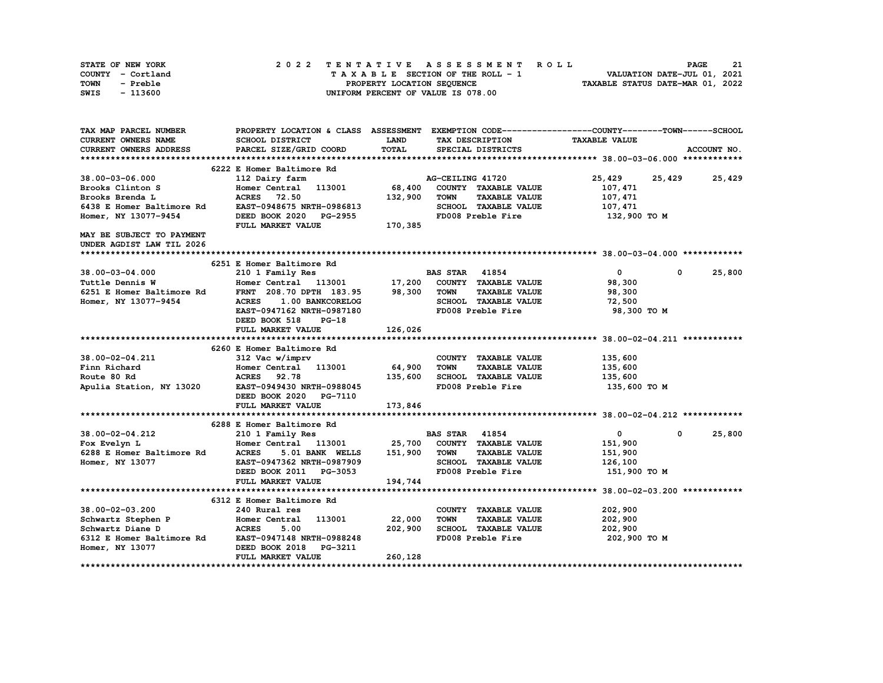STATE OF NEW YORK — COUNTY - Cortland — TOWN - Preble — SWIS - 113600

# 2022 TENTATIVE ASSESSMENT ROLL

TAXABLE SECTION OF THE ROLL - 1
PROPERTY LOCATION SEQUENCE
UNIFORM PERCENT OF VALUE IS 078.00

VALUATION DATE-JUL 01, 2021
TAXABLE STATUS DATE-MAR 01, 2022

| TAX MAP PARCEL NUMBER / CURRENT OWNERS NAME / CURRENT OWNERS ADDRESS | PROPERTY LOCATION & CLASS / SCHOOL DISTRICT / PARCEL SIZE/GRID COORD | ASSESSMENT LAND / TOTAL | EXEMPTION CODE / TAX DESCRIPTION / SPECIAL DISTRICTS | COUNTY | TOWN | SCHOOL / ACCOUNT NO. |
|---|---|---|---|---|---|---|
| **38.00-03-06.000** | 6222 E Homer Baltimore Rd | | | | | |
| 38.00-03-06.000 | 112 Dairy farm | | AG-CEILING 41720 | 25,429 | 25,429 | 25,429 |
| Brooks Clinton S | Homer Central 113001 | 68,400 | COUNTY TAXABLE VALUE | 107,471 | | |
| Brooks Brenda L | ACRES 72.50 | 132,900 | TOWN TAXABLE VALUE | | 107,471 | |
| 6438 E Homer Baltimore Rd | EAST-0948675 NRTH-0986813 | | SCHOOL TAXABLE VALUE | | | 107,471 |
| Homer, NY 13077-9454 | DEED BOOK 2020 PG-2955 | | FD008 Preble Fire | 132,900 TO M | | |
| | FULL MARKET VALUE | 170,385 | | | | |
| MAY BE SUBJECT TO PAYMENT UNDER AGDIST LAW TIL 2026 | | | | | | |
| **38.00-03-04.000** | 6251 E Homer Baltimore Rd | | | | | |
| 38.00-03-04.000 | 210 1 Family Res | | BAS STAR 41854 | 0 | 0 | 25,800 |
| Tuttle Dennis W | Homer Central 113001 | 17,200 | COUNTY TAXABLE VALUE | 98,300 | | |
| 6251 E Homer Baltimore Rd | FRNT 208.70 DPTH 183.95 | 98,300 | TOWN TAXABLE VALUE | | 98,300 | |
| Homer, NY 13077-9454 | ACRES 1.00 BANKCORELOG | | SCHOOL TAXABLE VALUE | | | 72,500 |
| | EAST-0947162 NRTH-0987180 | | FD008 Preble Fire | 98,300 TO M | | |
| | DEED BOOK 518 PG-18 | | | | | |
| | FULL MARKET VALUE | 126,026 | | | | |
| **38.00-02-04.211** | 6260 E Homer Baltimore Rd | | | | | |
| 38.00-02-04.211 | 312 Vac w/imprv | | COUNTY TAXABLE VALUE | 135,600 | | |
| Finn Richard | Homer Central 113001 | 64,900 | TOWN TAXABLE VALUE | | 135,600 | |
| Route 80 Rd | ACRES 92.78 | 135,600 | SCHOOL TAXABLE VALUE | | | 135,600 |
| Apulia Station, NY 13020 | EAST-0949430 NRTH-0988045 | | FD008 Preble Fire | 135,600 TO M | | |
| | DEED BOOK 2020 PG-7110 | | | | | |
| | FULL MARKET VALUE | 173,846 | | | | |
| **38.00-02-04.212** | 6288 E Homer Baltimore Rd | | | | | |
| 38.00-02-04.212 | 210 1 Family Res | | BAS STAR 41854 | 0 | 0 | 25,800 |
| Fox Evelyn L | Homer Central 113001 | 25,700 | COUNTY TAXABLE VALUE | 151,900 | | |
| 6288 E Homer Baltimore Rd | ACRES 5.01 BANK WELLS | 151,900 | TOWN TAXABLE VALUE | | 151,900 | |
| Homer, NY 13077 | EAST-0947362 NRTH-0987909 | | SCHOOL TAXABLE VALUE | | | 126,100 |
| | DEED BOOK 2011 PG-3053 | | FD008 Preble Fire | 151,900 TO M | | |
| | FULL MARKET VALUE | 194,744 | | | | |
| **38.00-02-03.200** | 6312 E Homer Baltimore Rd | | | | | |
| 38.00-02-03.200 | 240 Rural res | | COUNTY TAXABLE VALUE | 202,900 | | |
| Schwartz Stephen P | Homer Central 113001 | 22,000 | TOWN TAXABLE VALUE | | 202,900 | |
| Schwartz Diane D | ACRES 5.00 | 202,900 | SCHOOL TAXABLE VALUE | | | 202,900 |
| 6312 E Homer Baltimore Rd | EAST-0947148 NRTH-0988248 | | FD008 Preble Fire | 202,900 TO M | | |
| Homer, NY 13077 | DEED BOOK 2018 PG-3211 | | | | | |
| | FULL MARKET VALUE | 260,128 | | | | |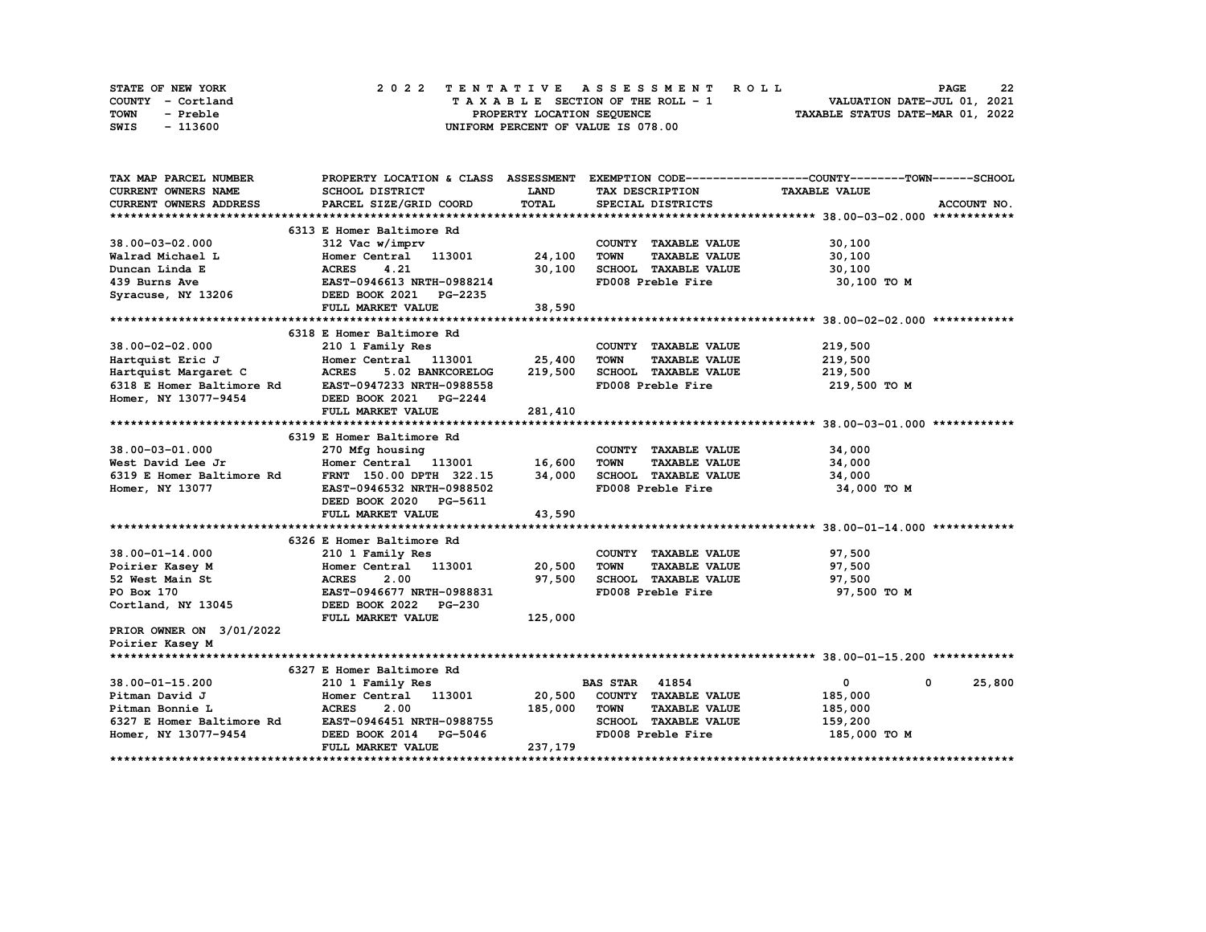STATE OF NEW YORK — 2022 TENTATIVE ASSESSMENT ROLL — PAGE 22
COUNTY - Cortland — TAXABLE SECTION OF THE ROLL - 1 — VALUATION DATE-JUL 01, 2021
TOWN - Preble — PROPERTY LOCATION SEQUENCE — TAXABLE STATUS DATE-MAR 01, 2022
SWIS - 113600 — UNIFORM PERCENT OF VALUE IS 078.00

| TAX MAP PARCEL NUMBER / CURRENT OWNERS NAME / CURRENT OWNERS ADDRESS | PROPERTY LOCATION & CLASS / SCHOOL DISTRICT / PARCEL SIZE/GRID COORD | ASSESSMENT LAND / TOTAL | EXEMPTION CODE / TAX DESCRIPTION / SPECIAL DISTRICTS | COUNTY | TOWN | SCHOOL / TAXABLE VALUE | ACCOUNT NO. |
|---|---|---|---|---|---|---|---|
| **38.00-03-02.000** | 6313 E Homer Baltimore Rd | | | | | | |
| 38.00-03-02.000 | 312 Vac w/imprv | | COUNTY TAXABLE VALUE | 30,100 | | | |
| Walrad Michael L | Homer Central 113001 | 24,100 | TOWN TAXABLE VALUE | 30,100 | | | |
| Duncan Linda E | ACRES 4.21 | 30,100 | SCHOOL TAXABLE VALUE | 30,100 | | | |
| 439 Burns Ave | EAST-0946613 NRTH-0988214 | | FD008 Preble Fire | 30,100 TO M | | | |
| Syracuse, NY 13206 | DEED BOOK 2021 PG-2235 | | | | | | |
| | FULL MARKET VALUE | 38,590 | | | | | |
| **38.00-02-02.000** | 6318 E Homer Baltimore Rd | | | | | | |
| 38.00-02-02.000 | 210 1 Family Res | | COUNTY TAXABLE VALUE | 219,500 | | | |
| Hartquist Eric J | Homer Central 113001 | 25,400 | TOWN TAXABLE VALUE | 219,500 | | | |
| Hartquist Margaret C | ACRES 5.02 BANKCORELOG | 219,500 | SCHOOL TAXABLE VALUE | 219,500 | | | |
| 6318 E Homer Baltimore Rd | EAST-0947233 NRTH-0988558 | | FD008 Preble Fire | 219,500 TO M | | | |
| Homer, NY 13077-9454 | DEED BOOK 2021 PG-2244 | | | | | | |
| | FULL MARKET VALUE | 281,410 | | | | | |
| **38.00-03-01.000** | 6319 E Homer Baltimore Rd | | | | | | |
| 38.00-03-01.000 | 270 Mfg housing | | COUNTY TAXABLE VALUE | 34,000 | | | |
| West David Lee Jr | Homer Central 113001 | 16,600 | TOWN TAXABLE VALUE | 34,000 | | | |
| 6319 E Homer Baltimore Rd | FRNT 150.00 DPTH 322.15 | 34,000 | SCHOOL TAXABLE VALUE | 34,000 | | | |
| Homer, NY 13077 | EAST-0946532 NRTH-0988502 | | FD008 Preble Fire | 34,000 TO M | | | |
| | DEED BOOK 2020 PG-5611 | | | | | | |
| | FULL MARKET VALUE | 43,590 | | | | | |
| **38.00-01-14.000** | 6326 E Homer Baltimore Rd | | | | | | |
| 38.00-01-14.000 | 210 1 Family Res | | COUNTY TAXABLE VALUE | 97,500 | | | |
| Poirier Kasey M | Homer Central 113001 | 20,500 | TOWN TAXABLE VALUE | 97,500 | | | |
| 52 West Main St | ACRES 2.00 | 97,500 | SCHOOL TAXABLE VALUE | 97,500 | | | |
| PO Box 170 | EAST-0946677 NRTH-0988831 | | FD008 Preble Fire | 97,500 TO M | | | |
| Cortland, NY 13045 | DEED BOOK 2022 PG-230 | | | | | | |
| | FULL MARKET VALUE | 125,000 | | | | | |
| PRIOR OWNER ON 3/01/2022 | | | | | | | |
| Poirier Kasey M | | | | | | | |
| **38.00-01-15.200** | 6327 E Homer Baltimore Rd | | | | | | |
| 38.00-01-15.200 | 210 1 Family Res | | BAS STAR 41854 | 0 | 0 | 25,800 | |
| Pitman David J | Homer Central 113001 | 20,500 | COUNTY TAXABLE VALUE | 185,000 | | | |
| Pitman Bonnie L | ACRES 2.00 | 185,000 | TOWN TAXABLE VALUE | 185,000 | | | |
| 6327 E Homer Baltimore Rd | EAST-0946451 NRTH-0988755 | | SCHOOL TAXABLE VALUE | 159,200 | | | |
| Homer, NY 13077-9454 | DEED BOOK 2014 PG-5046 | | FD008 Preble Fire | 185,000 TO M | | | |
| | FULL MARKET VALUE | 237,179 | | | | | |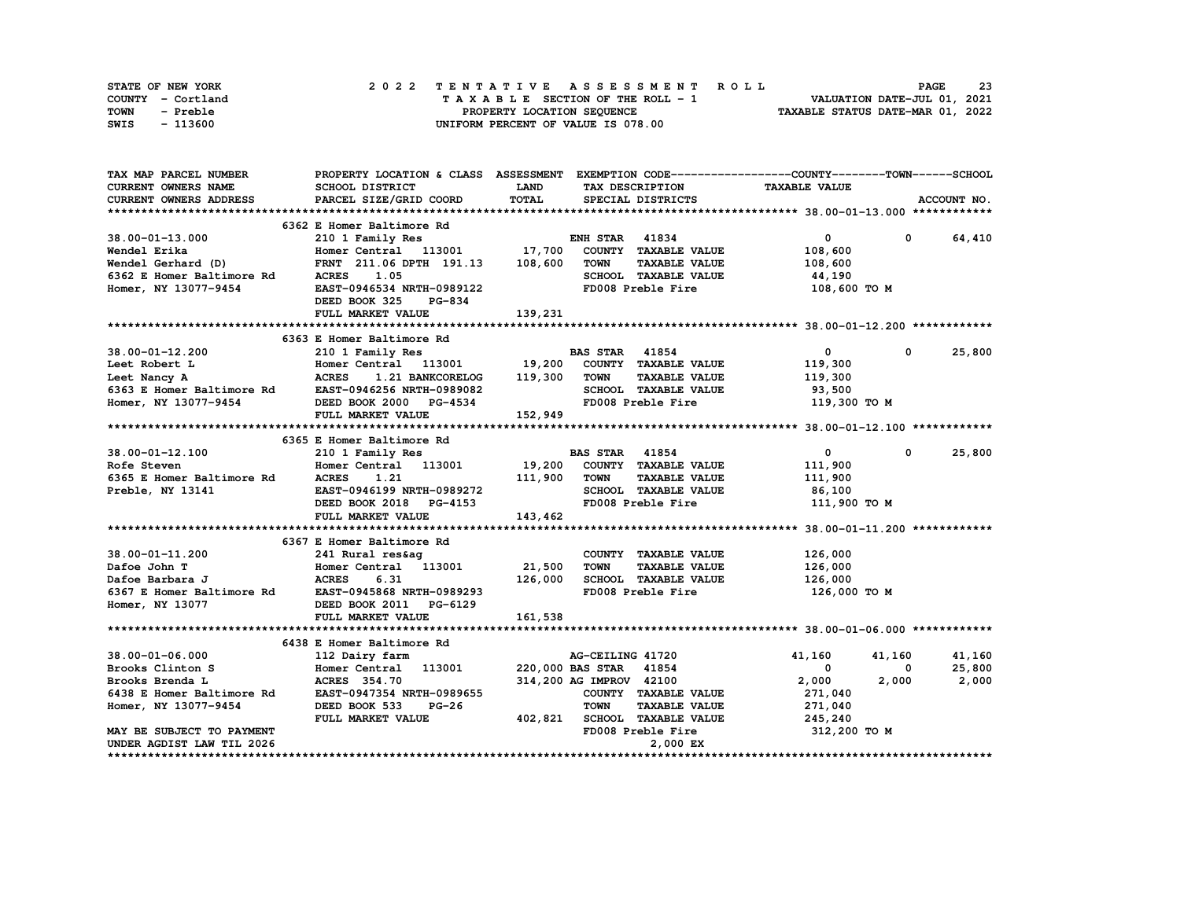STATE OF NEW YORK
COUNTY - Cortland
TOWN - Preble
SWIS - 113600

2022 TENTATIVE ASSESSMENT ROLL
TAXABLE SECTION OF THE ROLL - 1
PROPERTY LOCATION SEQUENCE
UNIFORM PERCENT OF VALUE IS 078.00

VALUATION DATE-JUL 01, 2021
TAXABLE STATUS DATE-MAR 01, 2022

| TAX MAP PARCEL NUMBER / CURRENT OWNERS NAME / CURRENT OWNERS ADDRESS | PROPERTY LOCATION & CLASS / SCHOOL DISTRICT / PARCEL SIZE/GRID COORD | ASSESSMENT LAND / TOTAL | EXEMPTION CODE / TAX DESCRIPTION / SPECIAL DISTRICTS | COUNTY TAXABLE VALUE | TOWN | SCHOOL / ACCOUNT NO. |
|---|---|---|---|---|---|---|
| 38.00-01-13.000 | 6362 E Homer Baltimore Rd | | | | | |
| | 210 1 Family Res | | ENH STAR 41834 | 0 | 0 | 64,410 |
| Wendel Erika | Homer Central 113001 | 17,700 | COUNTY TAXABLE VALUE | 108,600 | | |
| Wendel Gerhard (D) | FRNT 211.06 DPTH 191.13 | 108,600 | TOWN TAXABLE VALUE | 108,600 | | |
| 6362 E Homer Baltimore Rd | ACRES 1.05 | | SCHOOL TAXABLE VALUE | 44,190 | | |
| Homer, NY 13077-9454 | EAST-0946534 NRTH-0989122 | | FD008 Preble Fire | 108,600 TO M | | |
| | DEED BOOK 325 PG-834 | | | | | |
| | FULL MARKET VALUE | 139,231 | | | | |
| 38.00-01-12.200 | 6363 E Homer Baltimore Rd | | | | | |
| | 210 1 Family Res | | BAS STAR 41854 | 0 | 0 | 25,800 |
| Leet Robert L | Homer Central 113001 | 19,200 | COUNTY TAXABLE VALUE | 119,300 | | |
| Leet Nancy A | ACRES 1.21 BANKCORELOG | 119,300 | TOWN TAXABLE VALUE | 119,300 | | |
| 6363 E Homer Baltimore Rd | EAST-0946256 NRTH-0989082 | | SCHOOL TAXABLE VALUE | 93,500 | | |
| Homer, NY 13077-9454 | DEED BOOK 2000 PG-4534 | | FD008 Preble Fire | 119,300 TO M | | |
| | FULL MARKET VALUE | 152,949 | | | | |
| 38.00-01-12.100 | 6365 E Homer Baltimore Rd | | | | | |
| | 210 1 Family Res | | BAS STAR 41854 | 0 | 0 | 25,800 |
| Rofe Steven | Homer Central 113001 | 19,200 | COUNTY TAXABLE VALUE | 111,900 | | |
| 6365 E Homer Baltimore Rd | ACRES 1.21 | 111,900 | TOWN TAXABLE VALUE | 111,900 | | |
| Preble, NY 13141 | EAST-0946199 NRTH-0989272 | | SCHOOL TAXABLE VALUE | 86,100 | | |
| | DEED BOOK 2018 PG-4153 | | FD008 Preble Fire | 111,900 TO M | | |
| | FULL MARKET VALUE | 143,462 | | | | |
| 38.00-01-11.200 | 6367 E Homer Baltimore Rd | | | | | |
| | 241 Rural res&ag | | COUNTY TAXABLE VALUE | 126,000 | | |
| Dafoe John T | Homer Central 113001 | 21,500 | TOWN TAXABLE VALUE | 126,000 | | |
| Dafoe Barbara J | ACRES 6.31 | 126,000 | SCHOOL TAXABLE VALUE | 126,000 | | |
| 6367 E Homer Baltimore Rd | EAST-0945868 NRTH-0989293 | | FD008 Preble Fire | 126,000 TO M | | |
| Homer, NY 13077 | DEED BOOK 2011 PG-6129 | | | | | |
| | FULL MARKET VALUE | 161,538 | | | | |
| 38.00-01-06.000 | 6438 E Homer Baltimore Rd | | | | | |
| | 112 Dairy farm | | AG-CEILING 41720 | 41,160 | 41,160 | 41,160 |
| Brooks Clinton S | Homer Central 113001 | 220,000 | BAS STAR 41854 | 0 | 0 | 25,800 |
| Brooks Brenda L | ACRES 354.70 | 314,200 | AG IMPROV 42100 | 2,000 | 2,000 | 2,000 |
| 6438 E Homer Baltimore Rd | EAST-0947354 NRTH-0989655 | | COUNTY TAXABLE VALUE | 271,040 | | |
| Homer, NY 13077-9454 | DEED BOOK 533 PG-26 | | TOWN TAXABLE VALUE | 271,040 | | |
| | FULL MARKET VALUE | 402,821 | SCHOOL TAXABLE VALUE | 245,240 | | |
| MAY BE SUBJECT TO PAYMENT | | | FD008 Preble Fire | 312,200 TO M | | |
| UNDER AGDIST LAW TIL 2026 | | | 2,000 EX | | | |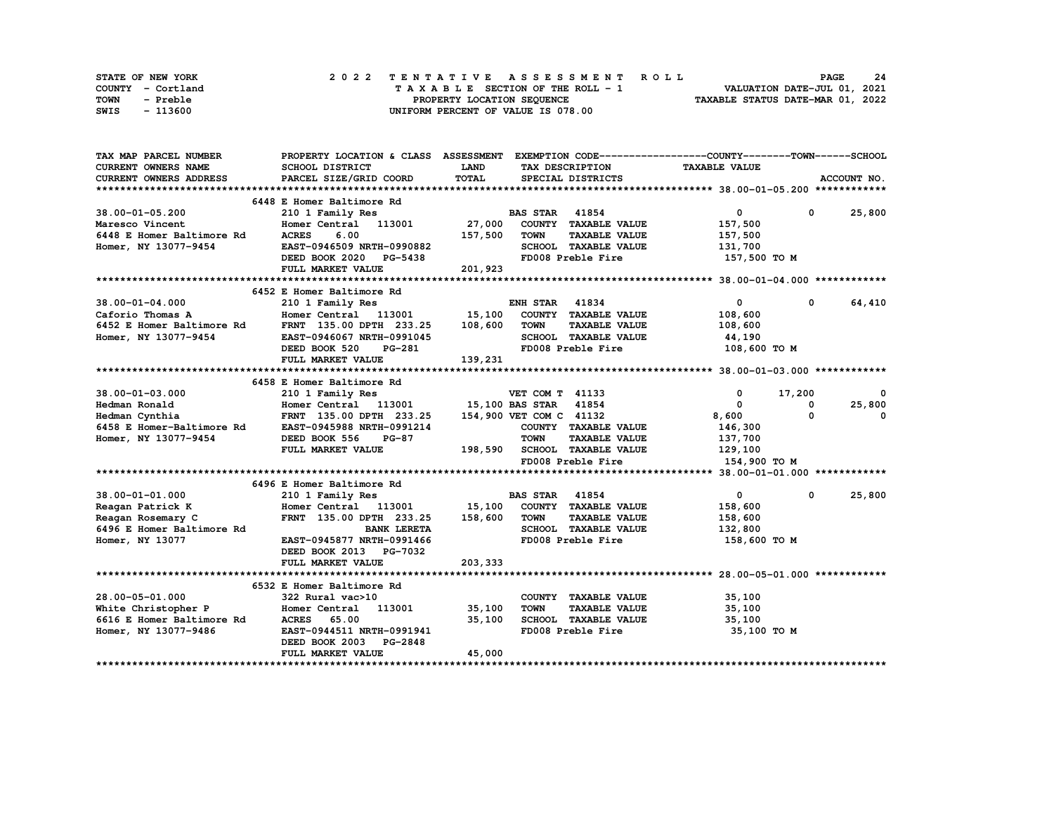STATE OF NEW YORK
COUNTY - Cortland
TOWN - Preble
SWIS - 113600

2 0 2 2 T E N T A T I V E A S S E S S M E N T R O L L
T A X A B L E SECTION OF THE ROLL - 1
PROPERTY LOCATION SEQUENCE
UNIFORM PERCENT OF VALUE IS 078.00

VALUATION DATE-JUL 01, 2021
TAXABLE STATUS DATE-MAR 01, 2022

```
TAX MAP PARCEL NUMBER          PROPERTY LOCATION & CLASS  ASSESSMENT  EXEMPTION CODE------------------COUNTY--------TOWN------SCHOOL
CURRENT OWNERS NAME            SCHOOL DISTRICT              LAND      TAX DESCRIPTION              TAXABLE VALUE
CURRENT OWNERS ADDRESS         PARCEL SIZE/GRID COORD       TOTAL     SPECIAL DISTRICTS                                     ACCOUNT NO.
****************************************************************************************************** 38.00-01-05.200 ************
                               6448 E Homer Baltimore Rd
38.00-01-05.200                210 1 Family Res                       BAS STAR  41854                 0           0      25,800
Maresco Vincent                Homer Central  113001       27,000     COUNTY  TAXABLE VALUE         157,500
6448 E Homer Baltimore Rd      ACRES      6.00             157,500    TOWN    TAXABLE VALUE         157,500
Homer, NY 13077-9454           EAST-0946509 NRTH-0990882              SCHOOL  TAXABLE VALUE         131,700
                               DEED BOOK 2020   PG-5438               FD008 Preble Fire              157,500 TO M
                               FULL MARKET VALUE           201,923
****************************************************************************************************** 38.00-01-04.000 ************
                               6452 E Homer Baltimore Rd
38.00-01-04.000                210 1 Family Res                       ENH STAR  41834                 0           0      64,410
Caforio Thomas A               Homer Central  113001       15,100     COUNTY  TAXABLE VALUE         108,600
6452 E Homer Baltimore Rd      FRNT 135.00 DPTH 233.25     108,600    TOWN    TAXABLE VALUE         108,600
Homer, NY 13077-9454           EAST-0946067 NRTH-0991045              SCHOOL  TAXABLE VALUE          44,190
                               DEED BOOK 520     PG-281               FD008 Preble Fire              108,600 TO M
                               FULL MARKET VALUE           139,231
****************************************************************************************************** 38.00-01-03.000 ************
                               6458 E Homer Baltimore Rd
38.00-01-03.000                210 1 Family Res                       VET COM T 41133                 0      17,200           0
Hedman Ronald                  Homer Central  113001       15,100 BAS STAR  41854                 0           0      25,800
Hedman Cynthia                 FRNT 135.00 DPTH 233.25     154,900 VET COM C 41132             8,600           0           0
6458 E Homer-Baltimore Rd      EAST-0945988 NRTH-0991214              COUNTY  TAXABLE VALUE         146,300
Homer, NY 13077-9454           DEED BOOK 556     PG-87                TOWN    TAXABLE VALUE         137,700
                               FULL MARKET VALUE           198,590    SCHOOL  TAXABLE VALUE         129,100
                                                                      FD008 Preble Fire              154,900 TO M
****************************************************************************************************** 38.00-01-01.000 ************
                               6496 E Homer Baltimore Rd
38.00-01-01.000                210 1 Family Res                       BAS STAR  41854                 0           0      25,800
Reagan Patrick K               Homer Central  113001       15,100     COUNTY  TAXABLE VALUE         158,600
Reagan Rosemary C              FRNT 135.00 DPTH 233.25     158,600    TOWN    TAXABLE VALUE         158,600
6496 E Homer Baltimore Rd                   BANK LERETA               SCHOOL  TAXABLE VALUE         132,800
Homer, NY 13077                EAST-0945877 NRTH-0991466              FD008 Preble Fire              158,600 TO M
                               DEED BOOK 2013   PG-7032
                               FULL MARKET VALUE           203,333
****************************************************************************************************** 28.00-05-01.000 ************
                               6532 E Homer Baltimore Rd
28.00-05-01.000                322 Rural vac>10                       COUNTY  TAXABLE VALUE          35,100
White Christopher P            Homer Central  113001       35,100     TOWN    TAXABLE VALUE          35,100
6616 E Homer Baltimore Rd      ACRES     65.00              35,100    SCHOOL  TAXABLE VALUE          35,100
Homer, NY 13077-9486           EAST-0944511 NRTH-0991941              FD008 Preble Fire               35,100 TO M
                               DEED BOOK 2003   PG-2848
                               FULL MARKET VALUE            45,000
************************************************************************************************************************************
```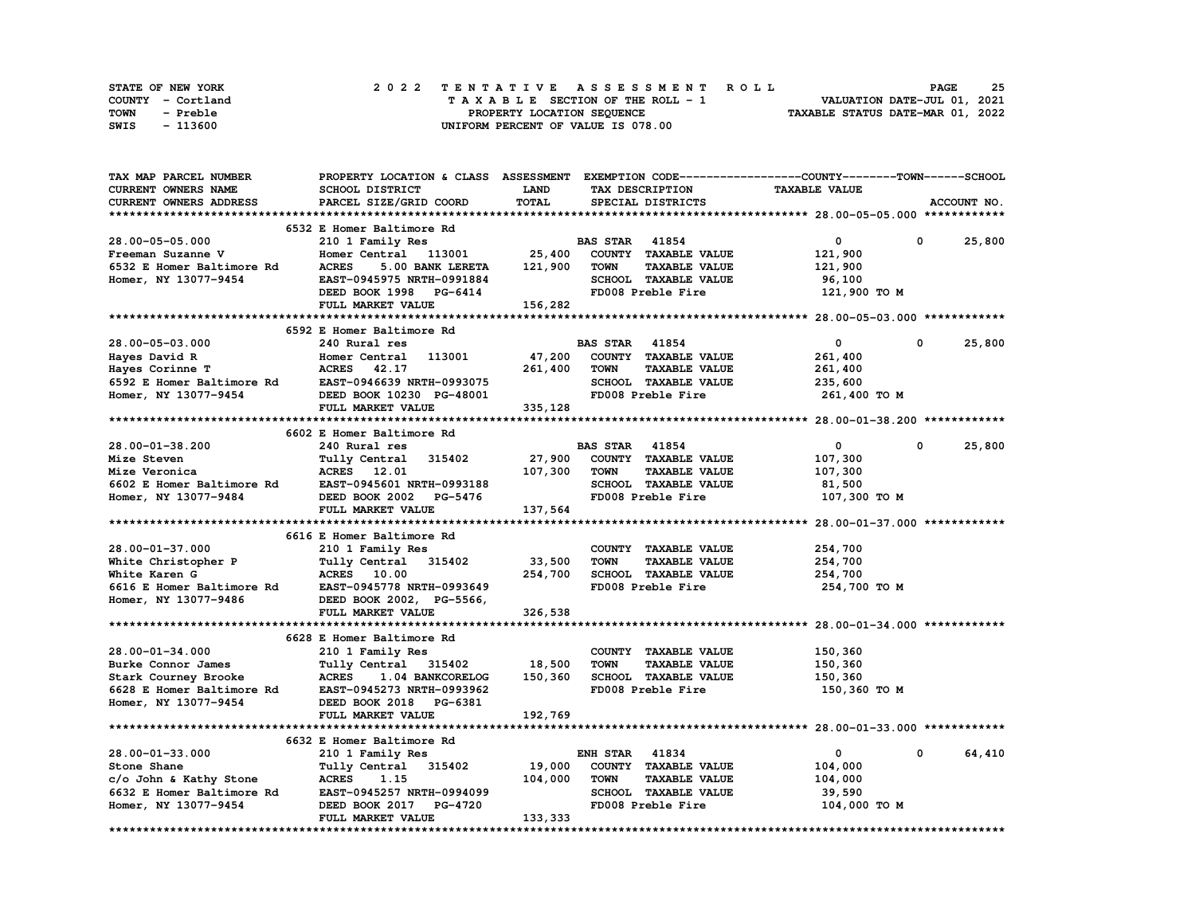STATE OF NEW YORK
COUNTY - Cortland
TOWN - Preble
SWIS - 113600

2 0 2 2 T E N T A T I V E A S S E S S M E N T R O L L
T A X A B L E SECTION OF THE ROLL - 1
PROPERTY LOCATION SEQUENCE
UNIFORM PERCENT OF VALUE IS 078.00

VALUATION DATE-JUL 01, 2021
TAXABLE STATUS DATE-MAR 01, 2022

| TAX MAP PARCEL NUMBER / CURRENT OWNERS NAME / CURRENT OWNERS ADDRESS | PROPERTY LOCATION & CLASS / SCHOOL DISTRICT / PARCEL SIZE/GRID COORD | ASSESSMENT LAND / TOTAL | EXEMPTION CODE / TAX DESCRIPTION / SPECIAL DISTRICTS | COUNTY / TOWN / SCHOOL TAXABLE VALUE | ACCOUNT NO. |
|---|---|---|---|---|---|
| **28.00-05-05.000** | 6532 E Homer Baltimore Rd | | | | |
| 28.00-05-05.000 | 210 1 Family Res | | BAS STAR 41854 | 0 0 25,800 | |
| Freeman Suzanne V | Homer Central 113001 | 25,400 | COUNTY TAXABLE VALUE | 121,900 | |
| 6532 E Homer Baltimore Rd | ACRES 5.00 BANK LERETA | 121,900 | TOWN TAXABLE VALUE | 121,900 | |
| Homer, NY 13077-9454 | EAST-0945975 NRTH-0991884 | | SCHOOL TAXABLE VALUE | 96,100 | |
| | DEED BOOK 1998 PG-6414 | | FD008 Preble Fire | 121,900 TO M | |
| | FULL MARKET VALUE | 156,282 | | | |
| **28.00-05-03.000** | 6592 E Homer Baltimore Rd | | | | |
| 28.00-05-03.000 | 240 Rural res | | BAS STAR 41854 | 0 0 25,800 | |
| Hayes David R | Homer Central 113001 | 47,200 | COUNTY TAXABLE VALUE | 261,400 | |
| Hayes Corinne T | ACRES 42.17 | 261,400 | TOWN TAXABLE VALUE | 261,400 | |
| 6592 E Homer Baltimore Rd | EAST-0946639 NRTH-0993075 | | SCHOOL TAXABLE VALUE | 235,600 | |
| Homer, NY 13077-9454 | DEED BOOK 10230 PG-48001 | | FD008 Preble Fire | 261,400 TO M | |
| | FULL MARKET VALUE | 335,128 | | | |
| **28.00-01-38.200** | 6602 E Homer Baltimore Rd | | | | |
| 28.00-01-38.200 | 240 Rural res | | BAS STAR 41854 | 0 0 25,800 | |
| Mize Steven | Tully Central 315402 | 27,900 | COUNTY TAXABLE VALUE | 107,300 | |
| Mize Veronica | ACRES 12.01 | 107,300 | TOWN TAXABLE VALUE | 107,300 | |
| 6602 E Homer Baltimore Rd | EAST-0945601 NRTH-0993188 | | SCHOOL TAXABLE VALUE | 81,500 | |
| Homer, NY 13077-9484 | DEED BOOK 2002 PG-5476 | | FD008 Preble Fire | 107,300 TO M | |
| | FULL MARKET VALUE | 137,564 | | | |
| **28.00-01-37.000** | 6616 E Homer Baltimore Rd | | | | |
| 28.00-01-37.000 | 210 1 Family Res | | COUNTY TAXABLE VALUE | 254,700 | |
| White Christopher P | Tully Central 315402 | 33,500 | TOWN TAXABLE VALUE | 254,700 | |
| White Karen G | ACRES 10.00 | 254,700 | SCHOOL TAXABLE VALUE | 254,700 | |
| 6616 E Homer Baltimore Rd | EAST-0945778 NRTH-0993649 | | FD008 Preble Fire | 254,700 TO M | |
| Homer, NY 13077-9486 | DEED BOOK 2002, PG-5566, | | | | |
| | FULL MARKET VALUE | 326,538 | | | |
| **28.00-01-34.000** | 6628 E Homer Baltimore Rd | | | | |
| 28.00-01-34.000 | 210 1 Family Res | | COUNTY TAXABLE VALUE | 150,360 | |
| Burke Connor James | Tully Central 315402 | 18,500 | TOWN TAXABLE VALUE | 150,360 | |
| Stark Courney Brooke | ACRES 1.04 BANKCORELOG | 150,360 | SCHOOL TAXABLE VALUE | 150,360 | |
| 6628 E Homer Baltimore Rd | EAST-0945273 NRTH-0993962 | | FD008 Preble Fire | 150,360 TO M | |
| Homer, NY 13077-9454 | DEED BOOK 2018 PG-6381 | | | | |
| | FULL MARKET VALUE | 192,769 | | | |
| **28.00-01-33.000** | 6632 E Homer Baltimore Rd | | | | |
| 28.00-01-33.000 | 210 1 Family Res | | ENH STAR 41834 | 0 0 64,410 | |
| Stone Shane | Tully Central 315402 | 19,000 | COUNTY TAXABLE VALUE | 104,000 | |
| c/o John & Kathy Stone | ACRES 1.15 | 104,000 | TOWN TAXABLE VALUE | 104,000 | |
| 6632 E Homer Baltimore Rd | EAST-0945257 NRTH-0994099 | | SCHOOL TAXABLE VALUE | 39,590 | |
| Homer, NY 13077-9454 | DEED BOOK 2017 PG-4720 | | FD008 Preble Fire | 104,000 TO M | |
| | FULL MARKET VALUE | 133,333 | | | |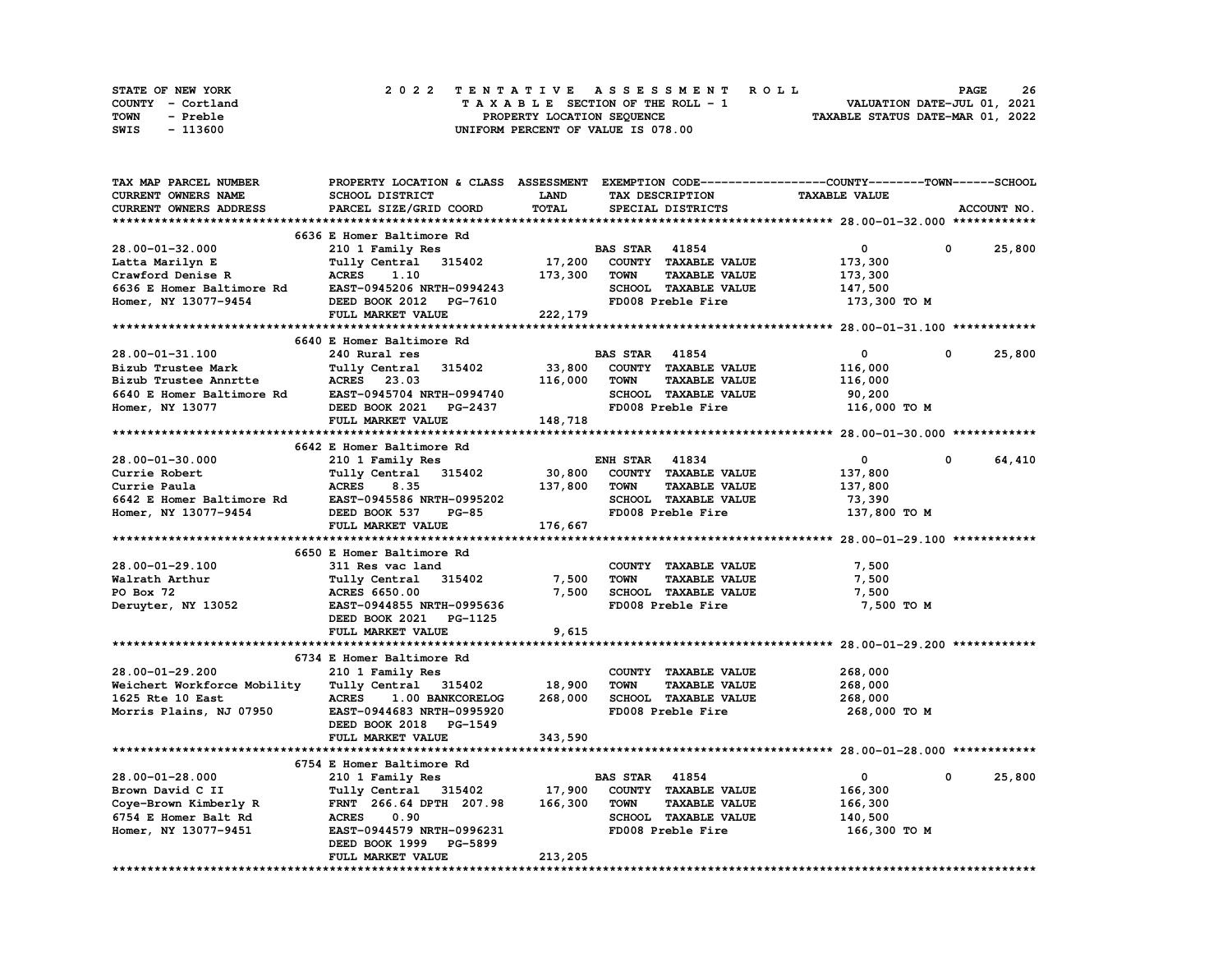STATE OF NEW YORK
COUNTY - Cortland
TOWN - Preble
SWIS - 113600

2 0 2 2 T E N T A T I V E A S S E S S M E N T R O L L
T A X A B L E SECTION OF THE ROLL - 1
PROPERTY LOCATION SEQUENCE
UNIFORM PERCENT OF VALUE IS 078.00

VALUATION DATE-JUL 01, 2021
TAXABLE STATUS DATE-MAR 01, 2022

```
TAX MAP PARCEL NUMBER          PROPERTY LOCATION & CLASS  ASSESSMENT  EXEMPTION CODE------------------COUNTY--------TOWN------SCHOOL
CURRENT OWNERS NAME            SCHOOL DISTRICT               LAND      TAX DESCRIPTION              TAXABLE VALUE
CURRENT OWNERS ADDRESS         PARCEL SIZE/GRID COORD        TOTAL     SPECIAL DISTRICTS                                      ACCOUNT NO.
******************************************************************************************************* 28.00-01-32.000 ************
                               6636 E Homer Baltimore Rd
28.00-01-32.000                210 1 Family Res                        BAS STAR   41854                    0            0      25,800
Latta Marilyn E                Tully Central   315402        17,200    COUNTY  TAXABLE VALUE           173,300
Crawford Denise R              ACRES    1.10                173,300    TOWN    TAXABLE VALUE           173,300
6636 E Homer Baltimore Rd      EAST-0945206 NRTH-0994243               SCHOOL  TAXABLE VALUE           147,500
Homer, NY 13077-9454           DEED BOOK 2012   PG-7610                FD008 Preble Fire               173,300 TO M
                               FULL MARKET VALUE            222,179
******************************************************************************************************* 28.00-01-31.100 ************
                               6640 E Homer Baltimore Rd
28.00-01-31.100                240 Rural res                           BAS STAR   41854                    0            0      25,800
Bizub Trustee Mark             Tully Central   315402        33,800    COUNTY  TAXABLE VALUE           116,000
Bizub Trustee Annrtte          ACRES   23.03                116,000    TOWN    TAXABLE VALUE           116,000
6640 E Homer Baltimore Rd      EAST-0945704 NRTH-0994740               SCHOOL  TAXABLE VALUE            90,200
Homer, NY 13077                DEED BOOK 2021   PG-2437                FD008 Preble Fire               116,000 TO M
                               FULL MARKET VALUE            148,718
******************************************************************************************************* 28.00-01-30.000 ************
                               6642 E Homer Baltimore Rd
28.00-01-30.000                210 1 Family Res                        ENH STAR   41834                    0            0      64,410
Currie Robert                  Tully Central   315402        30,800    COUNTY  TAXABLE VALUE           137,800
Currie Paula                   ACRES    8.35                137,800    TOWN    TAXABLE VALUE           137,800
6642 E Homer Baltimore Rd      EAST-0945586 NRTH-0995202               SCHOOL  TAXABLE VALUE            73,390
Homer, NY 13077-9454           DEED BOOK 537    PG-85                  FD008 Preble Fire               137,800 TO M
                               FULL MARKET VALUE            176,667
******************************************************************************************************* 28.00-01-29.100 ************
                               6650 E Homer Baltimore Rd
28.00-01-29.100                311 Res vac land                        COUNTY  TAXABLE VALUE             7,500
Walrath Arthur                 Tully Central   315402         7,500    TOWN    TAXABLE VALUE             7,500
PO Box 72                      ACRES 6650.00                  7,500    SCHOOL  TAXABLE VALUE             7,500
Deruyter, NY 13052             EAST-0944855 NRTH-0995636               FD008 Preble Fire                 7,500 TO M
                               DEED BOOK 2021   PG-1125
                               FULL MARKET VALUE              9,615
******************************************************************************************************* 28.00-01-29.200 ************
                               6734 E Homer Baltimore Rd
28.00-01-29.200                210 1 Family Res                        COUNTY  TAXABLE VALUE           268,000
Weichert Workforce Mobility    Tully Central   315402        18,900    TOWN    TAXABLE VALUE           268,000
1625 Rte 10 East               ACRES    1.00 BANKCORELOG    268,000    SCHOOL  TAXABLE VALUE           268,000
Morris Plains, NJ 07950        EAST-0944683 NRTH-0995920               FD008 Preble Fire               268,000 TO M
                               DEED BOOK 2018   PG-1549
                               FULL MARKET VALUE            343,590
******************************************************************************************************* 28.00-01-28.000 ************
                               6754 E Homer Baltimore Rd
28.00-01-28.000                210 1 Family Res                        BAS STAR   41854                    0            0      25,800
Brown David C II               Tully Central   315402        17,900    COUNTY  TAXABLE VALUE           166,300
Coye-Brown Kimberly R          FRNT 266.64 DPTH 207.98      166,300    TOWN    TAXABLE VALUE           166,300
6754 E Homer Balt Rd           ACRES    0.90                           SCHOOL  TAXABLE VALUE           140,500
Homer, NY 13077-9451           EAST-0944579 NRTH-0996231               FD008 Preble Fire               166,300 TO M
                               DEED BOOK 1999   PG-5899
                               FULL MARKET VALUE            213,205
************************************************************************************************************************************
```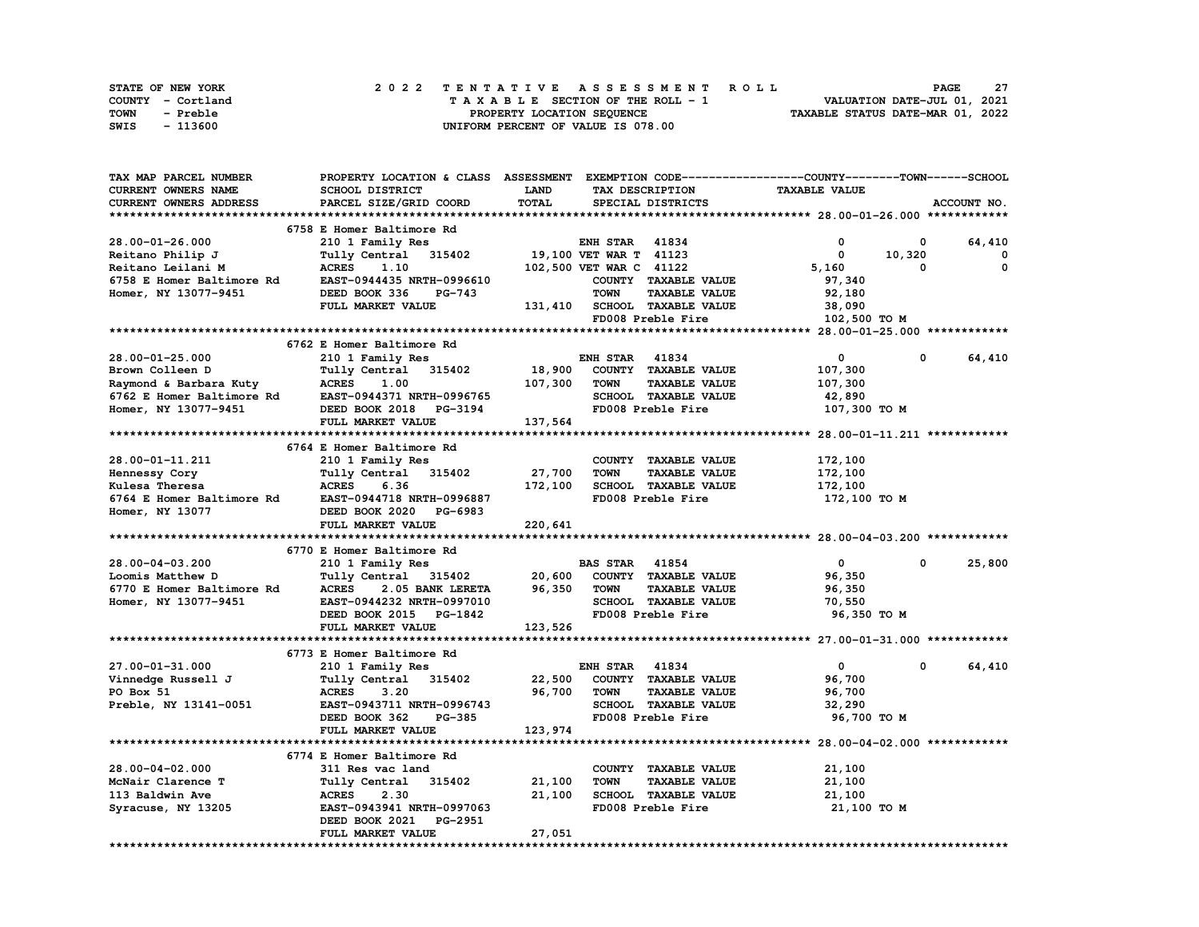STATE OF NEW YORK — COUNTY - Cortland — TOWN - Preble — SWIS - 113600

**2022 TENTATIVE ASSESSMENT ROLL**
TAXABLE SECTION OF THE ROLL - 1
PROPERTY LOCATION SEQUENCE
UNIFORM PERCENT OF VALUE IS 078.00

VALUATION DATE-JUL 01, 2021
TAXABLE STATUS DATE-MAR 01, 2022

```
TAX MAP PARCEL NUMBER          PROPERTY LOCATION & CLASS  ASSESSMENT  EXEMPTION CODE------------------COUNTY--------TOWN------SCHOOL
CURRENT OWNERS NAME            SCHOOL DISTRICT              LAND      TAX DESCRIPTION              TAXABLE VALUE
CURRENT OWNERS ADDRESS         PARCEL SIZE/GRID COORD       TOTAL     SPECIAL DISTRICTS                                  ACCOUNT NO.
******************************************************************************************************* 28.00-01-26.000 ************
                               6758 E Homer Baltimore Rd
28.00-01-26.000                210 1 Family Res                        ENH STAR  41834              0            0        64,410
Reitano Philip J               Tully Central   315402      19,100 VET WAR T  41123              0       10,320             0
Reitano Leilani M              ACRES    1.10              102,500 VET WAR C  41122          5,160            0             0
6758 E Homer Baltimore Rd      EAST-0944435 NRTH-0996610          COUNTY  TAXABLE VALUE        97,340
Homer, NY 13077-9451           DEED BOOK 336    PG-743            TOWN    TAXABLE VALUE        92,180
                               FULL MARKET VALUE          131,410  SCHOOL  TAXABLE VALUE        38,090
                                                                  FD008 Preble Fire            102,500 TO M
******************************************************************************************************* 28.00-01-25.000 ************
                               6762 E Homer Baltimore Rd
28.00-01-25.000                210 1 Family Res                        ENH STAR  41834              0            0        64,410
Brown Colleen D                Tully Central   315402      18,900   COUNTY  TAXABLE VALUE       107,300
Raymond & Barbara Kuty         ACRES    1.00              107,300   TOWN    TAXABLE VALUE       107,300
6762 E Homer Baltimore Rd      EAST-0944371 NRTH-0996765            SCHOOL  TAXABLE VALUE        42,890
Homer, NY 13077-9451           DEED BOOK 2018   PG-3194             FD008 Preble Fire            107,300 TO M
                               FULL MARKET VALUE          137,564
******************************************************************************************************* 28.00-01-11.211 ************
                               6764 E Homer Baltimore Rd
28.00-01-11.211                210 1 Family Res                        COUNTY  TAXABLE VALUE       172,100
Hennessy Cory                  Tully Central   315402      27,700   TOWN    TAXABLE VALUE       172,100
Kulesa Theresa                 ACRES    6.36              172,100   SCHOOL  TAXABLE VALUE       172,100
6764 E Homer Baltimore Rd      EAST-0944718 NRTH-0996887            FD008 Preble Fire            172,100 TO M
Homer, NY 13077                DEED BOOK 2020   PG-6983
                               FULL MARKET VALUE          220,641
******************************************************************************************************* 28.00-04-03.200 ************
                               6770 E Homer Baltimore Rd
28.00-04-03.200                210 1 Family Res                        BAS STAR  41854              0            0        25,800
Loomis Matthew D               Tully Central   315402      20,600   COUNTY  TAXABLE VALUE        96,350
6770 E Homer Baltimore Rd      ACRES    2.05 BANK LERETA   96,350   TOWN    TAXABLE VALUE        96,350
Homer, NY 13077-9451           EAST-0944232 NRTH-0997010            SCHOOL  TAXABLE VALUE        70,550
                               DEED BOOK 2015   PG-1842             FD008 Preble Fire             96,350 TO M
                               FULL MARKET VALUE          123,526
******************************************************************************************************* 27.00-01-31.000 ************
                               6773 E Homer Baltimore Rd
27.00-01-31.000                210 1 Family Res                        ENH STAR  41834              0            0        64,410
Vinnedge Russell J             Tully Central   315402      22,500   COUNTY  TAXABLE VALUE        96,700
PO Box 51                      ACRES    3.20               96,700   TOWN    TAXABLE VALUE        96,700
Preble, NY 13141-0051          EAST-0943711 NRTH-0996743            SCHOOL  TAXABLE VALUE        32,290
                               DEED BOOK 362    PG-385              FD008 Preble Fire             96,700 TO M
                               FULL MARKET VALUE          123,974
******************************************************************************************************* 28.00-04-02.000 ************
                               6774 E Homer Baltimore Rd
28.00-04-02.000                311 Res vac land                        COUNTY  TAXABLE VALUE        21,100
McNair Clarence T              Tully Central   315402      21,100   TOWN    TAXABLE VALUE        21,100
113 Baldwin Ave                ACRES    2.30               21,100   SCHOOL  TAXABLE VALUE        21,100
Syracuse, NY 13205             EAST-0943941 NRTH-0997063            FD008 Preble Fire             21,100 TO M
                               DEED BOOK 2021   PG-2951
                               FULL MARKET VALUE           27,051
************************************************************************************************************************************
```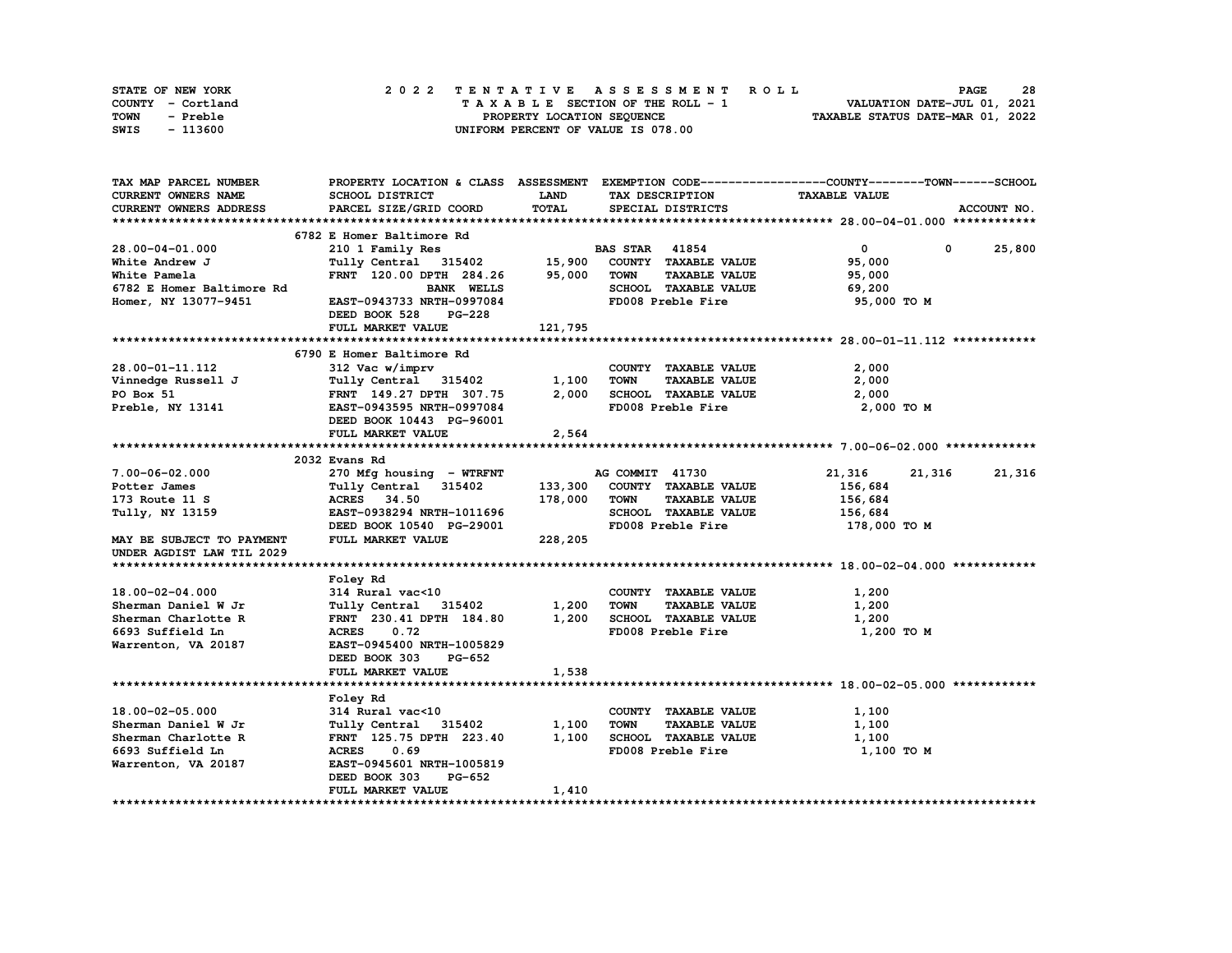STATE OF NEW YORK
COUNTY - Cortland
TOWN - Preble
SWIS - 113600

2 0 2 2 T E N T A T I V E A S S E S S M E N T R O L L
T A X A B L E SECTION OF THE ROLL - 1
PROPERTY LOCATION SEQUENCE
UNIFORM PERCENT OF VALUE IS 078.00

VALUATION DATE-JUL 01, 2021
TAXABLE STATUS DATE-MAR 01, 2022

| TAX MAP PARCEL NUMBER / CURRENT OWNERS NAME / CURRENT OWNERS ADDRESS | PROPERTY LOCATION & CLASS / SCHOOL DISTRICT / PARCEL SIZE/GRID COORD | ASSESSMENT LAND / TOTAL | EXEMPTION CODE / TAX DESCRIPTION / SPECIAL DISTRICTS | COUNTY TAXABLE VALUE | TOWN | SCHOOL / ACCOUNT NO. |
|---|---|---|---|---|---|---|
| **28.00-04-01.000** | 6782 E Homer Baltimore Rd | | | | | |
| 28.00-04-01.000 | 210 1 Family Res | | BAS STAR 41854 | 0 | 0 | 25,800 |
| White Andrew J | Tully Central 315402 | 15,900 | COUNTY TAXABLE VALUE | 95,000 | | |
| White Pamela | FRNT 120.00 DPTH 284.26 | 95,000 | TOWN TAXABLE VALUE | 95,000 | | |
| 6782 E Homer Baltimore Rd | BANK WELLS | | SCHOOL TAXABLE VALUE | 69,200 | | |
| Homer, NY 13077-9451 | EAST-0943733 NRTH-0997084 | | FD008 Preble Fire | 95,000 TO M | | |
| | DEED BOOK 528 PG-228 | | | | | |
| | FULL MARKET VALUE | 121,795 | | | | |
| **28.00-01-11.112** | 6790 E Homer Baltimore Rd | | | | | |
| 28.00-01-11.112 | 312 Vac w/imprv | | COUNTY TAXABLE VALUE | 2,000 | | |
| Vinnedge Russell J | Tully Central 315402 | 1,100 | TOWN TAXABLE VALUE | 2,000 | | |
| PO Box 51 | FRNT 149.27 DPTH 307.75 | 2,000 | SCHOOL TAXABLE VALUE | 2,000 | | |
| Preble, NY 13141 | EAST-0943595 NRTH-0997084 | | FD008 Preble Fire | 2,000 TO M | | |
| | DEED BOOK 10443 PG-96001 | | | | | |
| | FULL MARKET VALUE | 2,564 | | | | |
| **7.00-06-02.000** | 2032 Evans Rd | | | | | |
| 7.00-06-02.000 | 270 Mfg housing - WTRFNT | | AG COMMIT 41730 | 21,316 | 21,316 | 21,316 |
| Potter James | Tully Central 315402 | 133,300 | COUNTY TAXABLE VALUE | 156,684 | | |
| 173 Route 11 S | ACRES 34.50 | 178,000 | TOWN TAXABLE VALUE | 156,684 | | |
| Tully, NY 13159 | EAST-0938294 NRTH-1011696 | | SCHOOL TAXABLE VALUE | 156,684 | | |
| | DEED BOOK 10540 PG-29001 | | FD008 Preble Fire | 178,000 TO M | | |
| MAY BE SUBJECT TO PAYMENT | FULL MARKET VALUE | 228,205 | | | | |
| UNDER AGDIST LAW TIL 2029 | | | | | | |
| **18.00-02-04.000** | Foley Rd | | | | | |
| 18.00-02-04.000 | 314 Rural vac<10 | | COUNTY TAXABLE VALUE | 1,200 | | |
| Sherman Daniel W Jr | Tully Central 315402 | 1,200 | TOWN TAXABLE VALUE | 1,200 | | |
| Sherman Charlotte R | FRNT 230.41 DPTH 184.80 | 1,200 | SCHOOL TAXABLE VALUE | 1,200 | | |
| 6693 Suffield Ln | ACRES 0.72 | | FD008 Preble Fire | 1,200 TO M | | |
| Warrenton, VA 20187 | EAST-0945400 NRTH-1005829 | | | | | |
| | DEED BOOK 303 PG-652 | | | | | |
| | FULL MARKET VALUE | 1,538 | | | | |
| **18.00-02-05.000** | Foley Rd | | | | | |
| 18.00-02-05.000 | 314 Rural vac<10 | | COUNTY TAXABLE VALUE | 1,100 | | |
| Sherman Daniel W Jr | Tully Central 315402 | 1,100 | TOWN TAXABLE VALUE | 1,100 | | |
| Sherman Charlotte R | FRNT 125.75 DPTH 223.40 | 1,100 | SCHOOL TAXABLE VALUE | 1,100 | | |
| 6693 Suffield Ln | ACRES 0.69 | | FD008 Preble Fire | 1,100 TO M | | |
| Warrenton, VA 20187 | EAST-0945601 NRTH-1005819 | | | | | |
| | DEED BOOK 303 PG-652 | | | | | |
| | FULL MARKET VALUE | 1,410 | | | | |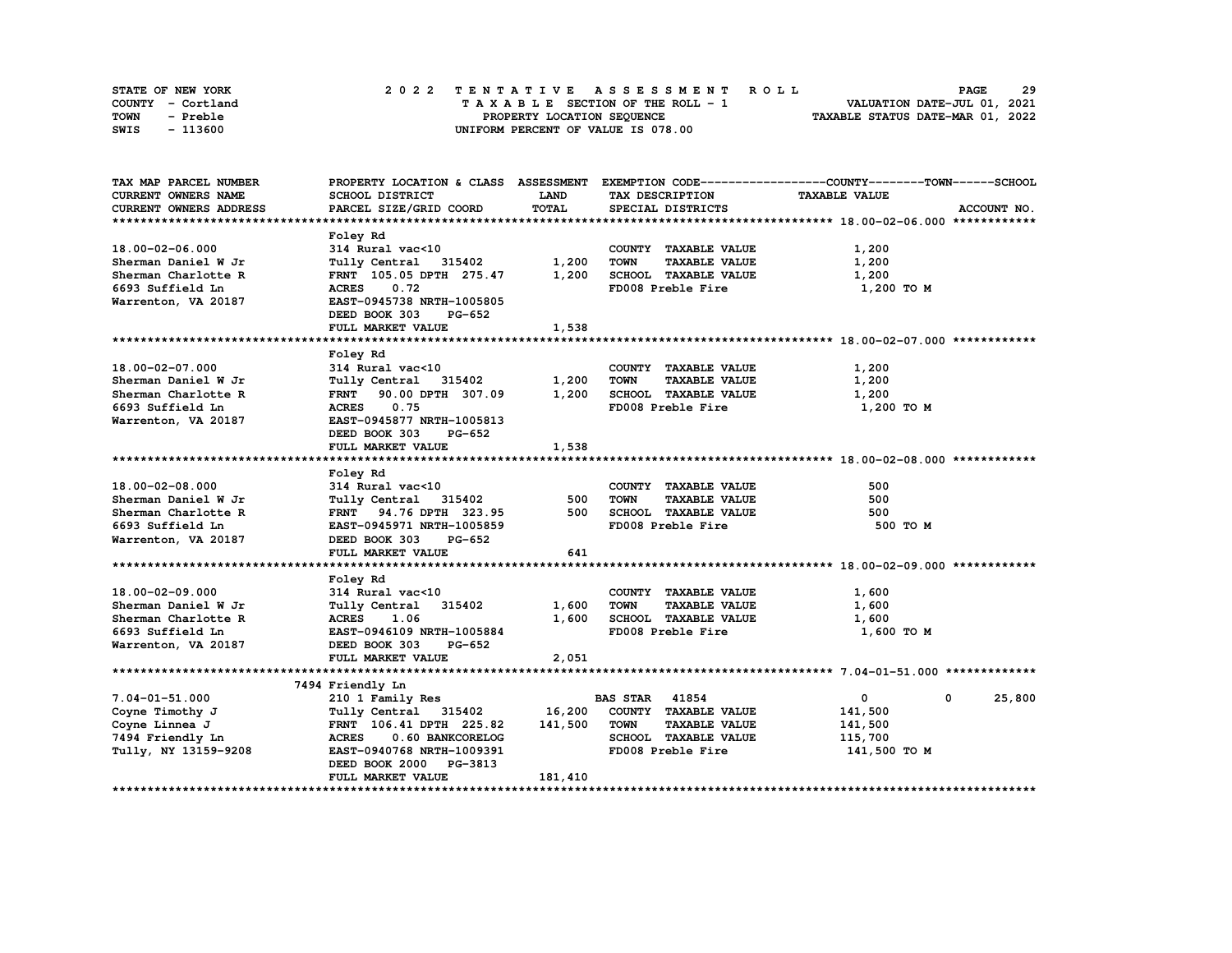STATE OF NEW YORK — 2022 TENTATIVE ASSESSMENT ROLL — PAGE 29
COUNTY - Cortland — TAXABLE SECTION OF THE ROLL - 1 — VALUATION DATE-JUL 01, 2021
TOWN - Preble — PROPERTY LOCATION SEQUENCE — TAXABLE STATUS DATE-MAR 01, 2022
SWIS - 113600 — UNIFORM PERCENT OF VALUE IS 078.00

| TAX MAP PARCEL NUMBER / CURRENT OWNERS NAME / CURRENT OWNERS ADDRESS | PROPERTY LOCATION & CLASS / SCHOOL DISTRICT / PARCEL SIZE/GRID COORD | ASSESSMENT LAND | TOTAL | EXEMPTION CODE / TAX DESCRIPTION / SPECIAL DISTRICTS | COUNTY TAXABLE VALUE | TOWN | SCHOOL | ACCOUNT NO. |
|---|---|---|---|---|---|---|---|---|
| **18.00-02-06.000** | Foley Rd | | | | | | | |
| 18.00-02-06.000 | 314 Rural vac<10 | | | COUNTY TAXABLE VALUE | 1,200 | | | |
| Sherman Daniel W Jr | Tully Central 315402 | 1,200 | | TOWN TAXABLE VALUE | 1,200 | | | |
| Sherman Charlotte R | FRNT 105.05 DPTH 275.47 | | 1,200 | SCHOOL TAXABLE VALUE | 1,200 | | | |
| 6693 Suffield Ln | ACRES 0.72 | | | FD008 Preble Fire | 1,200 TO M | | | |
| Warrenton, VA 20187 | EAST-0945738 NRTH-1005805 | | | | | | | |
| | DEED BOOK 303 PG-652 | | | | | | | |
| | FULL MARKET VALUE | | 1,538 | | | | | |
| **18.00-02-07.000** | Foley Rd | | | | | | | |
| 18.00-02-07.000 | 314 Rural vac<10 | | | COUNTY TAXABLE VALUE | 1,200 | | | |
| Sherman Daniel W Jr | Tully Central 315402 | 1,200 | | TOWN TAXABLE VALUE | 1,200 | | | |
| Sherman Charlotte R | FRNT 90.00 DPTH 307.09 | | 1,200 | SCHOOL TAXABLE VALUE | 1,200 | | | |
| 6693 Suffield Ln | ACRES 0.75 | | | FD008 Preble Fire | 1,200 TO M | | | |
| Warrenton, VA 20187 | EAST-0945877 NRTH-1005813 | | | | | | | |
| | DEED BOOK 303 PG-652 | | | | | | | |
| | FULL MARKET VALUE | | 1,538 | | | | | |
| **18.00-02-08.000** | Foley Rd | | | | | | | |
| 18.00-02-08.000 | 314 Rural vac<10 | | | COUNTY TAXABLE VALUE | 500 | | | |
| Sherman Daniel W Jr | Tully Central 315402 | 500 | | TOWN TAXABLE VALUE | 500 | | | |
| Sherman Charlotte R | FRNT 94.76 DPTH 323.95 | | 500 | SCHOOL TAXABLE VALUE | 500 | | | |
| 6693 Suffield Ln | EAST-0945971 NRTH-1005859 | | | FD008 Preble Fire | 500 TO M | | | |
| Warrenton, VA 20187 | DEED BOOK 303 PG-652 | | | | | | | |
| | FULL MARKET VALUE | | 641 | | | | | |
| **18.00-02-09.000** | Foley Rd | | | | | | | |
| 18.00-02-09.000 | 314 Rural vac<10 | | | COUNTY TAXABLE VALUE | 1,600 | | | |
| Sherman Daniel W Jr | Tully Central 315402 | 1,600 | | TOWN TAXABLE VALUE | 1,600 | | | |
| Sherman Charlotte R | ACRES 1.06 | | 1,600 | SCHOOL TAXABLE VALUE | 1,600 | | | |
| 6693 Suffield Ln | EAST-0946109 NRTH-1005884 | | | FD008 Preble Fire | 1,600 TO M | | | |
| Warrenton, VA 20187 | DEED BOOK 303 PG-652 | | | | | | | |
| | FULL MARKET VALUE | | 2,051 | | | | | |
| **7.04-01-51.000** | 7494 Friendly Ln | | | | | | | |
| 7.04-01-51.000 | 210 1 Family Res | | | BAS STAR 41854 | 0 | 0 | 25,800 | |
| Coyne Timothy J | Tully Central 315402 | 16,200 | | COUNTY TAXABLE VALUE | 141,500 | | | |
| Coyne Linnea J | FRNT 106.41 DPTH 225.82 | | 141,500 | TOWN TAXABLE VALUE | 141,500 | | | |
| 7494 Friendly Ln | ACRES 0.60 BANKCORELOG | | | SCHOOL TAXABLE VALUE | 115,700 | | | |
| Tully, NY 13159-9208 | EAST-0940768 NRTH-1009391 | | | FD008 Preble Fire | 141,500 TO M | | | |
| | DEED BOOK 2000 PG-3813 | | | | | | | |
| | FULL MARKET VALUE | | 181,410 | | | | | |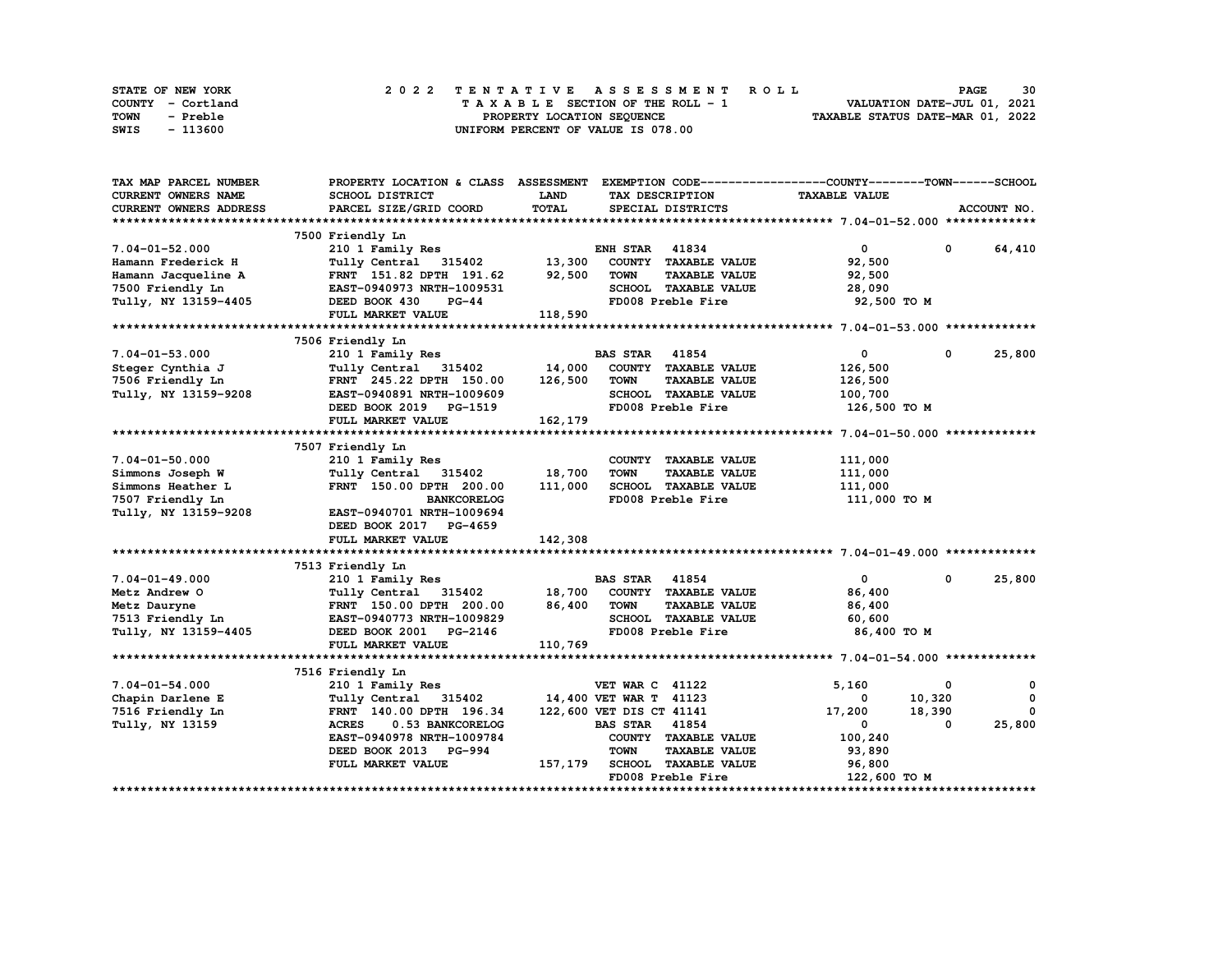STATE OF NEW YORK
COUNTY - Cortland
TOWN - Preble
SWIS - 113600

2022 TENTATIVE ASSESSMENT ROLL
TAXABLE SECTION OF THE ROLL - 1
PROPERTY LOCATION SEQUENCE
UNIFORM PERCENT OF VALUE IS 078.00

VALUATION DATE-JUL 01, 2021
TAXABLE STATUS DATE-MAR 01, 2022

| TAX MAP PARCEL NUMBER / CURRENT OWNERS NAME / CURRENT OWNERS ADDRESS | PROPERTY LOCATION & CLASS / SCHOOL DISTRICT / PARCEL SIZE/GRID COORD | ASSESSMENT LAND / TOTAL | EXEMPTION CODE / TAX DESCRIPTION / SPECIAL DISTRICTS | COUNTY TAXABLE VALUE | TOWN | SCHOOL / ACCOUNT NO. |
|---|---|---|---|---|---|---|
| **7.04-01-52.000** | 7500 Friendly Ln | | | | | |
| 7.04-01-52.000 | 210 1 Family Res | | ENH STAR 41834 | 0 | 0 | 64,410 |
| Hamann Frederick H | Tully Central 315402 | 13,300 | COUNTY TAXABLE VALUE | 92,500 | | |
| Hamann Jacqueline A | FRNT 151.82 DPTH 191.62 | 92,500 | TOWN TAXABLE VALUE | 92,500 | | |
| 7500 Friendly Ln | EAST-0940973 NRTH-1009531 | | SCHOOL TAXABLE VALUE | 28,090 | | |
| Tully, NY 13159-4405 | DEED BOOK 430 PG-44 | | FD008 Preble Fire | 92,500 TO M | | |
| | FULL MARKET VALUE | 118,590 | | | | |
| **7.04-01-53.000** | 7506 Friendly Ln | | | | | |
| 7.04-01-53.000 | 210 1 Family Res | | BAS STAR 41854 | 0 | 0 | 25,800 |
| Steger Cynthia J | Tully Central 315402 | 14,000 | COUNTY TAXABLE VALUE | 126,500 | | |
| 7506 Friendly Ln | FRNT 245.22 DPTH 150.00 | 126,500 | TOWN TAXABLE VALUE | 126,500 | | |
| Tully, NY 13159-9208 | EAST-0940891 NRTH-1009609 | | SCHOOL TAXABLE VALUE | 100,700 | | |
| | DEED BOOK 2019 PG-1519 | | FD008 Preble Fire | 126,500 TO M | | |
| | FULL MARKET VALUE | 162,179 | | | | |
| **7.04-01-50.000** | 7507 Friendly Ln | | | | | |
| 7.04-01-50.000 | 210 1 Family Res | | COUNTY TAXABLE VALUE | 111,000 | | |
| Simmons Joseph W | Tully Central 315402 | 18,700 | TOWN TAXABLE VALUE | 111,000 | | |
| Simmons Heather L | FRNT 150.00 DPTH 200.00 | 111,000 | SCHOOL TAXABLE VALUE | 111,000 | | |
| 7507 Friendly Ln | BANKCORELOG | | FD008 Preble Fire | 111,000 TO M | | |
| Tully, NY 13159-9208 | EAST-0940701 NRTH-1009694 | | | | | |
| | DEED BOOK 2017 PG-4659 | | | | | |
| | FULL MARKET VALUE | 142,308 | | | | |
| **7.04-01-49.000** | 7513 Friendly Ln | | | | | |
| 7.04-01-49.000 | 210 1 Family Res | | BAS STAR 41854 | 0 | 0 | 25,800 |
| Metz Andrew O | Tully Central 315402 | 18,700 | COUNTY TAXABLE VALUE | 86,400 | | |
| Metz Dauryne | FRNT 150.00 DPTH 200.00 | 86,400 | TOWN TAXABLE VALUE | 86,400 | | |
| 7513 Friendly Ln | EAST-0940773 NRTH-1009829 | | SCHOOL TAXABLE VALUE | 60,600 | | |
| Tully, NY 13159-4405 | DEED BOOK 2001 PG-2146 | | FD008 Preble Fire | 86,400 TO M | | |
| | FULL MARKET VALUE | 110,769 | | | | |
| **7.04-01-54.000** | 7516 Friendly Ln | | | | | |
| 7.04-01-54.000 | 210 1 Family Res | | VET WAR C 41122 | 5,160 | 0 | 0 |
| Chapin Darlene E | Tully Central 315402 | 14,400 | VET WAR T 41123 | 0 | 10,320 | 0 |
| 7516 Friendly Ln | FRNT 140.00 DPTH 196.34 | 122,600 | VET DIS CT 41141 | 17,200 | 18,390 | 0 |
| Tully, NY 13159 | ACRES 0.53 BANKCORELOG | | BAS STAR 41854 | 0 | 0 | 25,800 |
| | EAST-0940978 NRTH-1009784 | | COUNTY TAXABLE VALUE | 100,240 | | |
| | DEED BOOK 2013 PG-994 | | TOWN TAXABLE VALUE | 93,890 | | |
| | FULL MARKET VALUE | 157,179 | SCHOOL TAXABLE VALUE | 96,800 | | |
| | | | FD008 Preble Fire | 122,600 TO M | | |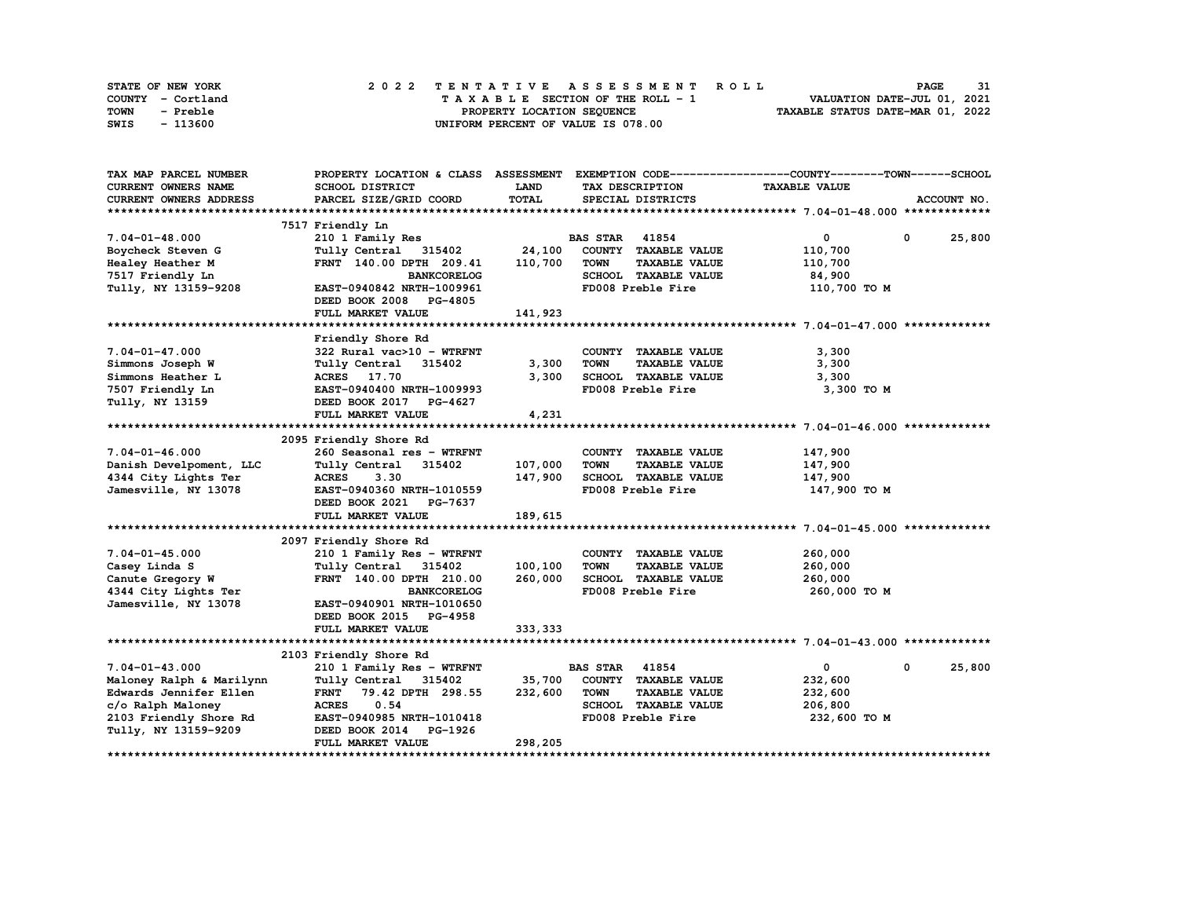STATE OF NEW YORK
COUNTY - Cortland
TOWN - Preble
SWIS - 113600

2022 TENTATIVE ASSESSMENT ROLL
TAXABLE SECTION OF THE ROLL - 1
PROPERTY LOCATION SEQUENCE
UNIFORM PERCENT OF VALUE IS 078.00

PAGE 31
VALUATION DATE-JUL 01, 2021
TAXABLE STATUS DATE-MAR 01, 2022

| TAX MAP PARCEL NUMBER / CURRENT OWNERS NAME / CURRENT OWNERS ADDRESS | PROPERTY LOCATION & CLASS / SCHOOL DISTRICT / PARCEL SIZE/GRID COORD | ASSESSMENT LAND / TOTAL | EXEMPTION CODE / TAX DESCRIPTION / SPECIAL DISTRICTS | COUNTY / TAXABLE VALUE | TOWN | SCHOOL / ACCOUNT NO. |
|---|---|---|---|---|---|---|
| **7.04-01-48.000** | 7517 Friendly Ln | | | | | |
| 7.04-01-48.000 | 210 1 Family Res | | BAS STAR 41854 | 0 | 0 | 25,800 |
| Boycheck Steven G | Tully Central 315402 | 24,100 | COUNTY TAXABLE VALUE | 110,700 | | |
| Healey Heather M | FRNT 140.00 DPTH 209.41 | 110,700 | TOWN TAXABLE VALUE | 110,700 | | |
| 7517 Friendly Ln | BANKCORELOG | | SCHOOL TAXABLE VALUE | 84,900 | | |
| Tully, NY 13159-9208 | EAST-0940842 NRTH-1009961 | | FD008 Preble Fire | 110,700 TO M | | |
| | DEED BOOK 2008 PG-4805 | | | | | |
| | FULL MARKET VALUE | 141,923 | | | | |
| **7.04-01-47.000** | Friendly Shore Rd | | | | | |
| 7.04-01-47.000 | 322 Rural vac>10 - WTRFNT | | COUNTY TAXABLE VALUE | 3,300 | | |
| Simmons Joseph W | Tully Central 315402 | 3,300 | TOWN TAXABLE VALUE | 3,300 | | |
| Simmons Heather L | ACRES 17.70 | 3,300 | SCHOOL TAXABLE VALUE | 3,300 | | |
| 7507 Friendly Ln | EAST-0940400 NRTH-1009993 | | FD008 Preble Fire | 3,300 TO M | | |
| Tully, NY 13159 | DEED BOOK 2017 PG-4627 | | | | | |
| | FULL MARKET VALUE | 4,231 | | | | |
| **7.04-01-46.000** | 2095 Friendly Shore Rd | | | | | |
| 7.04-01-46.000 | 260 Seasonal res - WTRFNT | | COUNTY TAXABLE VALUE | 147,900 | | |
| Danish Develpoment, LLC | Tully Central 315402 | 107,000 | TOWN TAXABLE VALUE | 147,900 | | |
| 4344 City Lights Ter | ACRES 3.30 | 147,900 | SCHOOL TAXABLE VALUE | 147,900 | | |
| Jamesville, NY 13078 | EAST-0940360 NRTH-1010559 | | FD008 Preble Fire | 147,900 TO M | | |
| | DEED BOOK 2021 PG-7637 | | | | | |
| | FULL MARKET VALUE | 189,615 | | | | |
| **7.04-01-45.000** | 2097 Friendly Shore Rd | | | | | |
| 7.04-01-45.000 | 210 1 Family Res - WTRFNT | | COUNTY TAXABLE VALUE | 260,000 | | |
| Casey Linda S | Tully Central 315402 | 100,100 | TOWN TAXABLE VALUE | 260,000 | | |
| Canute Gregory W | FRNT 140.00 DPTH 210.00 | 260,000 | SCHOOL TAXABLE VALUE | 260,000 | | |
| 4344 City Lights Ter | BANKCORELOG | | FD008 Preble Fire | 260,000 TO M | | |
| Jamesville, NY 13078 | EAST-0940901 NRTH-1010650 | | | | | |
| | DEED BOOK 2015 PG-4958 | | | | | |
| | FULL MARKET VALUE | 333,333 | | | | |
| **7.04-01-43.000** | 2103 Friendly Shore Rd | | | | | |
| 7.04-01-43.000 | 210 1 Family Res - WTRFNT | | BAS STAR 41854 | 0 | 0 | 25,800 |
| Maloney Ralph & Marilynn | Tully Central 315402 | 35,700 | COUNTY TAXABLE VALUE | 232,600 | | |
| Edwards Jennifer Ellen | FRNT 79.42 DPTH 298.55 | 232,600 | TOWN TAXABLE VALUE | 232,600 | | |
| c/o Ralph Maloney | ACRES 0.54 | | SCHOOL TAXABLE VALUE | 206,800 | | |
| 2103 Friendly Shore Rd | EAST-0940985 NRTH-1010418 | | FD008 Preble Fire | 232,600 TO M | | |
| Tully, NY 13159-9209 | DEED BOOK 2014 PG-1926 | | | | | |
| | FULL MARKET VALUE | 298,205 | | | | |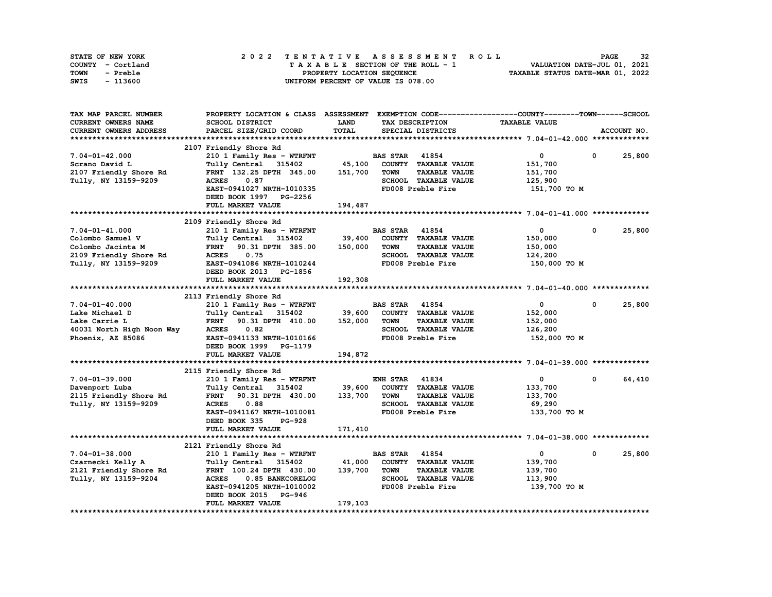STATE OF NEW YORK
COUNTY - Cortland
TOWN - Preble
SWIS - 113600

2 0 2 2 T E N T A T I V E A S S E S S M E N T R O L L
T A X A B L E SECTION OF THE ROLL - 1
PROPERTY LOCATION SEQUENCE
UNIFORM PERCENT OF VALUE IS 078.00

VALUATION DATE-JUL 01, 2021
TAXABLE STATUS DATE-MAR 01, 2022

| TAX MAP PARCEL NUMBER<br>CURRENT OWNERS NAME<br>CURRENT OWNERS ADDRESS | PROPERTY LOCATION & CLASS<br>SCHOOL DISTRICT<br>PARCEL SIZE/GRID COORD | ASSESSMENT<br>LAND<br>TOTAL | EXEMPTION CODE<br>TAX DESCRIPTION<br>SPECIAL DISTRICTS | COUNTY / TOWN<br>TAXABLE VALUE | SCHOOL<br>ACCOUNT NO. |
|---|---|---|---|---|---|
| **7.04-01-42.000** | 2107 Friendly Shore Rd | | | | |
| 7.04-01-42.000 | 210 1 Family Res - WTRFNT | | BAS STAR 41854 | 0 | 0 25,800 |
| Scrano David L | Tully Central 315402 | 45,100 | COUNTY TAXABLE VALUE | 151,700 | |
| 2107 Friendly Shore Rd | FRNT 132.25 DPTH 345.00 | 151,700 | TOWN TAXABLE VALUE | 151,700 | |
| Tully, NY 13159-9209 | ACRES 0.87 | | SCHOOL TAXABLE VALUE | 125,900 | |
| | EAST-0941027 NRTH-1010335 | | FD008 Preble Fire | 151,700 TO M | |
| | DEED BOOK 1997 PG-2256 | | | | |
| | FULL MARKET VALUE | 194,487 | | | |
| **7.04-01-41.000** | 2109 Friendly Shore Rd | | | | |
| 7.04-01-41.000 | 210 1 Family Res - WTRFNT | | BAS STAR 41854 | 0 | 0 25,800 |
| Colombo Samuel V | Tully Central 315402 | 39,400 | COUNTY TAXABLE VALUE | 150,000 | |
| Colombo Jacinta M | FRNT 90.31 DPTH 385.00 | 150,000 | TOWN TAXABLE VALUE | 150,000 | |
| 2109 Friendly Shore Rd | ACRES 0.75 | | SCHOOL TAXABLE VALUE | 124,200 | |
| Tully, NY 13159-9209 | EAST-0941086 NRTH-1010244 | | FD008 Preble Fire | 150,000 TO M | |
| | DEED BOOK 2013 PG-1856 | | | | |
| | FULL MARKET VALUE | 192,308 | | | |
| **7.04-01-40.000** | 2113 Friendly Shore Rd | | | | |
| 7.04-01-40.000 | 210 1 Family Res - WTRFNT | | BAS STAR 41854 | 0 | 0 25,800 |
| Lake Michael D | Tully Central 315402 | 39,600 | COUNTY TAXABLE VALUE | 152,000 | |
| Lake Carrie L | FRNT 90.31 DPTH 410.00 | 152,000 | TOWN TAXABLE VALUE | 152,000 | |
| 40031 North High Noon Way | ACRES 0.82 | | SCHOOL TAXABLE VALUE | 126,200 | |
| Phoenix, AZ 85086 | EAST-0941133 NRTH-1010166 | | FD008 Preble Fire | 152,000 TO M | |
| | DEED BOOK 1999 PG-1179 | | | | |
| | FULL MARKET VALUE | 194,872 | | | |
| **7.04-01-39.000** | 2115 Friendly Shore Rd | | | | |
| 7.04-01-39.000 | 210 1 Family Res - WTRFNT | | ENH STAR 41834 | 0 | 0 64,410 |
| Davenport Luba | Tully Central 315402 | 39,600 | COUNTY TAXABLE VALUE | 133,700 | |
| 2115 Friendly Shore Rd | FRNT 90.31 DPTH 430.00 | 133,700 | TOWN TAXABLE VALUE | 133,700 | |
| Tully, NY 13159-9209 | ACRES 0.88 | | SCHOOL TAXABLE VALUE | 69,290 | |
| | EAST-0941167 NRTH-1010081 | | FD008 Preble Fire | 133,700 TO M | |
| | DEED BOOK 335 PG-928 | | | | |
| | FULL MARKET VALUE | 171,410 | | | |
| **7.04-01-38.000** | 2121 Friendly Shore Rd | | | | |
| 7.04-01-38.000 | 210 1 Family Res - WTRFNT | | BAS STAR 41854 | 0 | 0 25,800 |
| Czarnecki Kelly A | Tully Central 315402 | 41,000 | COUNTY TAXABLE VALUE | 139,700 | |
| 2121 Friendly Shore Rd | FRNT 100.24 DPTH 430.00 | 139,700 | TOWN TAXABLE VALUE | 139,700 | |
| Tully, NY 13159-9204 | ACRES 0.85 BANKCORELOG | | SCHOOL TAXABLE VALUE | 113,900 | |
| | EAST-0941205 NRTH-1010002 | | FD008 Preble Fire | 139,700 TO M | |
| | DEED BOOK 2015 PG-946 | | | | |
| | FULL MARKET VALUE | 179,103 | | | |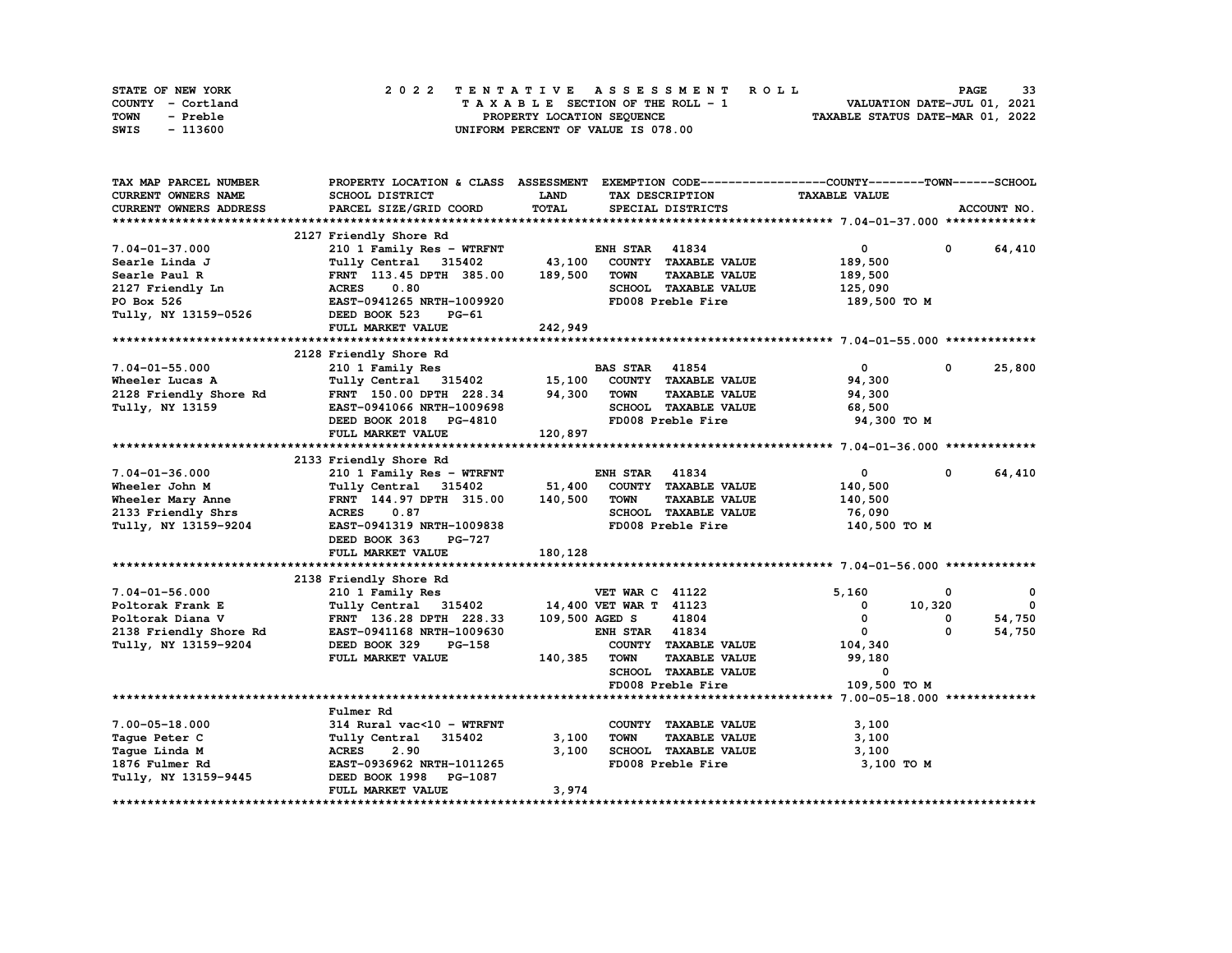STATE OF NEW YORK
COUNTY - Cortland
TOWN - Preble
SWIS - 113600

2022 TENTATIVE ASSESSMENT ROLL
TAXABLE SECTION OF THE ROLL - 1
PROPERTY LOCATION SEQUENCE
UNIFORM PERCENT OF VALUE IS 078.00

VALUATION DATE-JUL 01, 2021
TAXABLE STATUS DATE-MAR 01, 2022

| TAX MAP PARCEL NUMBER / CURRENT OWNERS NAME / CURRENT OWNERS ADDRESS | PROPERTY LOCATION & CLASS / SCHOOL DISTRICT / PARCEL SIZE/GRID COORD | ASSESSMENT LAND / TOTAL | EXEMPTION CODE / TAX DESCRIPTION / SPECIAL DISTRICTS | COUNTY TAXABLE VALUE | TOWN | SCHOOL / ACCOUNT NO. |
|---|---|---|---|---|---|---|
| **7.04-01-37.000** | 2127 Friendly Shore Rd | | | | | |
| 7.04-01-37.000 | 210 1 Family Res - WTRFNT | | ENH STAR 41834 | 0 | 0 | 64,410 |
| Searle Linda J | Tully Central 315402 | 43,100 | COUNTY TAXABLE VALUE | 189,500 | | |
| Searle Paul R | FRNT 113.45 DPTH 385.00 | 189,500 | TOWN TAXABLE VALUE | 189,500 | | |
| 2127 Friendly Ln | ACRES 0.80 | | SCHOOL TAXABLE VALUE | 125,090 | | |
| PO Box 526 | EAST-0941265 NRTH-1009920 | | FD008 Preble Fire | 189,500 TO M | | |
| Tully, NY 13159-0526 | DEED BOOK 523 PG-61 | | | | | |
| | FULL MARKET VALUE | 242,949 | | | | |
| **7.04-01-55.000** | 2128 Friendly Shore Rd | | | | | |
| 7.04-01-55.000 | 210 1 Family Res | | BAS STAR 41854 | 0 | 0 | 25,800 |
| Wheeler Lucas A | Tully Central 315402 | 15,100 | COUNTY TAXABLE VALUE | 94,300 | | |
| 2128 Friendly Shore Rd | FRNT 150.00 DPTH 228.34 | 94,300 | TOWN TAXABLE VALUE | 94,300 | | |
| Tully, NY 13159 | EAST-0941066 NRTH-1009698 | | SCHOOL TAXABLE VALUE | 68,500 | | |
| | DEED BOOK 2018 PG-4810 | | FD008 Preble Fire | 94,300 TO M | | |
| | FULL MARKET VALUE | 120,897 | | | | |
| **7.04-01-36.000** | 2133 Friendly Shore Rd | | | | | |
| 7.04-01-36.000 | 210 1 Family Res - WTRFNT | | ENH STAR 41834 | 0 | 0 | 64,410 |
| Wheeler John M | Tully Central 315402 | 51,400 | COUNTY TAXABLE VALUE | 140,500 | | |
| Wheeler Mary Anne | FRNT 144.97 DPTH 315.00 | 140,500 | TOWN TAXABLE VALUE | 140,500 | | |
| 2133 Friendly Shrs | ACRES 0.87 | | SCHOOL TAXABLE VALUE | 76,090 | | |
| Tully, NY 13159-9204 | EAST-0941319 NRTH-1009838 | | FD008 Preble Fire | 140,500 TO M | | |
| | DEED BOOK 363 PG-727 | | | | | |
| | FULL MARKET VALUE | 180,128 | | | | |
| **7.04-01-56.000** | 2138 Friendly Shore Rd | | | | | |
| 7.04-01-56.000 | 210 1 Family Res | | VET WAR C 41122 | 5,160 | 0 | 0 |
| Poltorak Frank E | Tully Central 315402 | 14,400 | VET WAR T 41123 | 0 | 10,320 | 0 |
| Poltorak Diana V | FRNT 136.28 DPTH 228.33 | 109,500 | AGED S 41804 | 0 | 0 | 54,750 |
| 2138 Friendly Shore Rd | EAST-0941168 NRTH-1009630 | | ENH STAR 41834 | 0 | 0 | 54,750 |
| Tully, NY 13159-9204 | DEED BOOK 329 PG-158 | | COUNTY TAXABLE VALUE | 104,340 | | |
| | FULL MARKET VALUE | 140,385 | TOWN TAXABLE VALUE | 99,180 | | |
| | | | SCHOOL TAXABLE VALUE | 0 | | |
| | | | FD008 Preble Fire | 109,500 TO M | | |
| **7.00-05-18.000** | Fulmer Rd | | | | | |
| 7.00-05-18.000 | 314 Rural vac<10 - WTRFNT | | COUNTY TAXABLE VALUE | 3,100 | | |
| Tague Peter C | Tully Central 315402 | 3,100 | TOWN TAXABLE VALUE | 3,100 | | |
| Tague Linda M | ACRES 2.90 | 3,100 | SCHOOL TAXABLE VALUE | 3,100 | | |
| 1876 Fulmer Rd | EAST-0936962 NRTH-1011265 | | FD008 Preble Fire | 3,100 TO M | | |
| Tully, NY 13159-9445 | DEED BOOK 1998 PG-1087 | | | | | |
| | FULL MARKET VALUE | 3,974 | | | | |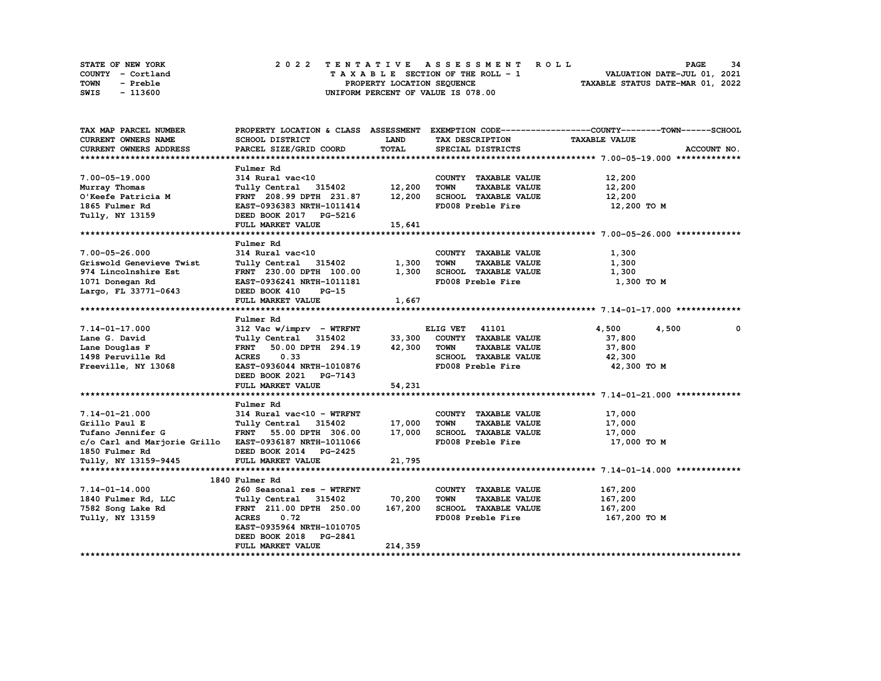STATE OF NEW YORK 2 0 2 2 T E N T A T I V E A S S E S S M E N T R O L L
COUNTY - Cortland T A X A B L E SECTION OF THE ROLL - 1 VALUATION DATE-JUL 01, 2021
TOWN - Preble PROPERTY LOCATION SEQUENCE TAXABLE STATUS DATE-MAR 01, 2022
SWIS - 113600 UNIFORM PERCENT OF VALUE IS 078.00

| TAX MAP PARCEL NUMBER / CURRENT OWNERS NAME / CURRENT OWNERS ADDRESS | PROPERTY LOCATION & CLASS / SCHOOL DISTRICT / PARCEL SIZE/GRID COORD | ASSESSMENT LAND / TOTAL | EXEMPTION CODE / TAX DESCRIPTION / SPECIAL DISTRICTS | COUNTY | TOWN | SCHOOL / TAXABLE VALUE |
|---|---|---|---|---|---|---|
| **7.00-05-19.000** | Fulmer Rd | | | | | |
| 7.00-05-19.000 | 314 Rural vac<10 | | COUNTY TAXABLE VALUE | 12,200 | | |
| Murray Thomas | Tully Central 315402 | 12,200 | TOWN TAXABLE VALUE | | 12,200 | |
| O'Keefe Patricia M | FRNT 208.99 DPTH 231.87 | 12,200 | SCHOOL TAXABLE VALUE | | | 12,200 |
| 1865 Fulmer Rd | EAST-0936383 NRTH-1011414 | | FD008 Preble Fire | 12,200 TO M | | |
| Tully, NY 13159 | DEED BOOK 2017 PG-5216 | | | | | |
| | FULL MARKET VALUE | 15,641 | | | | |
| **7.00-05-26.000** | Fulmer Rd | | | | | |
| 7.00-05-26.000 | 314 Rural vac<10 | | COUNTY TAXABLE VALUE | 1,300 | | |
| Griswold Genevieve Twist | Tully Central 315402 | 1,300 | TOWN TAXABLE VALUE | | 1,300 | |
| 974 Lincolnshire Est | FRNT 230.00 DPTH 100.00 | 1,300 | SCHOOL TAXABLE VALUE | | | 1,300 |
| 1071 Donegan Rd | EAST-0936241 NRTH-1011181 | | FD008 Preble Fire | 1,300 TO M | | |
| Largo, FL 33771-0643 | DEED BOOK 410 PG-15 | | | | | |
| | FULL MARKET VALUE | 1,667 | | | | |
| **7.14-01-17.000** | Fulmer Rd | | | | | |
| 7.14-01-17.000 | 312 Vac w/imprv - WTRFNT | | ELIG VET 41101 | 4,500 | 4,500 | 0 |
| Lane G. David | Tully Central 315402 | 33,300 | COUNTY TAXABLE VALUE | 37,800 | | |
| Lane Douglas F | FRNT 50.00 DPTH 294.19 | 42,300 | TOWN TAXABLE VALUE | | 37,800 | |
| 1498 Peruville Rd | ACRES 0.33 | | SCHOOL TAXABLE VALUE | | | 42,300 |
| Freeville, NY 13068 | EAST-0936044 NRTH-1010876 | | FD008 Preble Fire | 42,300 TO M | | |
| | DEED BOOK 2021 PG-7143 | | | | | |
| | FULL MARKET VALUE | 54,231 | | | | |
| **7.14-01-21.000** | Fulmer Rd | | | | | |
| 7.14-01-21.000 | 314 Rural vac<10 - WTRFNT | | COUNTY TAXABLE VALUE | 17,000 | | |
| Grillo Paul E | Tully Central 315402 | 17,000 | TOWN TAXABLE VALUE | | 17,000 | |
| Tufano Jennifer G | FRNT 55.00 DPTH 306.00 | 17,000 | SCHOOL TAXABLE VALUE | | | 17,000 |
| c/o Carl and Marjorie Grillo | EAST-0936187 NRTH-1011066 | | FD008 Preble Fire | 17,000 TO M | | |
| 1850 Fulmer Rd | DEED BOOK 2014 PG-2425 | | | | | |
| Tully, NY 13159-9445 | FULL MARKET VALUE | 21,795 | | | | |
| **7.14-01-14.000** | 1840 Fulmer Rd | | | | | |
| 7.14-01-14.000 | 260 Seasonal res - WTRFNT | | COUNTY TAXABLE VALUE | 167,200 | | |
| 1840 Fulmer Rd, LLC | Tully Central 315402 | 70,200 | TOWN TAXABLE VALUE | | 167,200 | |
| 7582 Song Lake Rd | FRNT 211.00 DPTH 250.00 | 167,200 | SCHOOL TAXABLE VALUE | | | 167,200 |
| Tully, NY 13159 | ACRES 0.72 | | FD008 Preble Fire | 167,200 TO M | | |
| | EAST-0935964 NRTH-1010705 | | | | | |
| | DEED BOOK 2018 PG-2841 | | | | | |
| | FULL MARKET VALUE | 214,359 | | | | |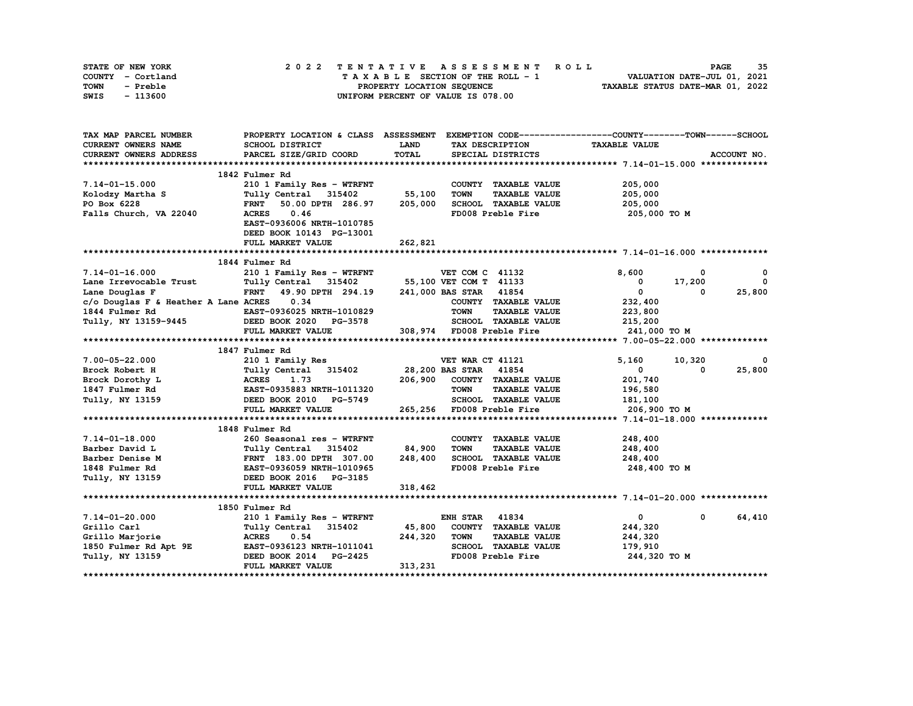STATE OF NEW YORK  
COUNTY - Cortland  
TOWN - Preble  
SWIS - 113600

2 0 2 2 T E N T A T I V E A S S E S S M E N T R O L L  
T A X A B L E SECTION OF THE ROLL - 1  
PROPERTY LOCATION SEQUENCE  
UNIFORM PERCENT OF VALUE IS 078.00

VALUATION DATE-JUL 01, 2021  
TAXABLE STATUS DATE-MAR 01, 2022

| TAX MAP PARCEL NUMBER / CURRENT OWNERS NAME / CURRENT OWNERS ADDRESS | PROPERTY LOCATION & CLASS / SCHOOL DISTRICT / PARCEL SIZE/GRID COORD | ASSESSMENT LAND / TOTAL | EXEMPTION CODE / TAX DESCRIPTION / SPECIAL DISTRICTS | COUNTY | TOWN | SCHOOL |
|---|---|---|---|---|---|---|
| **7.14-01-15.000** | 1842 Fulmer Rd | | | | | |
| 7.14-01-15.000 | 210 1 Family Res - WTRFNT | | COUNTY TAXABLE VALUE | 205,000 | | |
| Kolodzy Martha S | Tully Central 315402 | 55,100 | TOWN TAXABLE VALUE | 205,000 | | |
| PO Box 6228 | FRNT 50.00 DPTH 286.97 | 205,000 | SCHOOL TAXABLE VALUE | 205,000 | | |
| Falls Church, VA 22040 | ACRES 0.46 | | FD008 Preble Fire | 205,000 TO M | | |
| | EAST-0936006 NRTH-1010785 | | | | | |
| | DEED BOOK 10143 PG-13001 | | | | | |
| | FULL MARKET VALUE | 262,821 | | | | |
| **7.14-01-16.000** | 1844 Fulmer Rd | | | | | |
| 7.14-01-16.000 | 210 1 Family Res - WTRFNT | | VET COM C 41132 | 8,600 | 0 | 0 |
| Lane Irrevocable Trust | Tully Central 315402 | 55,100 | VET COM T 41133 | 0 | 17,200 | 0 |
| Lane Douglas F | FRNT 49.90 DPTH 294.19 | 241,000 | BAS STAR 41854 | 0 | 0 | 25,800 |
| c/o Douglas F & Heather A Lane | ACRES 0.34 | | COUNTY TAXABLE VALUE | 232,400 | | |
| 1844 Fulmer Rd | EAST-0936025 NRTH-1010829 | | TOWN TAXABLE VALUE | 223,800 | | |
| Tully, NY 13159-9445 | DEED BOOK 2020 PG-3578 | | SCHOOL TAXABLE VALUE | 215,200 | | |
| | FULL MARKET VALUE | 308,974 | FD008 Preble Fire | 241,000 TO M | | |
| **7.00-05-22.000** | 1847 Fulmer Rd | | | | | |
| 7.00-05-22.000 | 210 1 Family Res | | VET WAR CT 41121 | 5,160 | 10,320 | 0 |
| Brock Robert H | Tully Central 315402 | 28,200 | BAS STAR 41854 | 0 | 0 | 25,800 |
| Brock Dorothy L | ACRES 1.73 | 206,900 | COUNTY TAXABLE VALUE | 201,740 | | |
| 1847 Fulmer Rd | EAST-0935883 NRTH-1011320 | | TOWN TAXABLE VALUE | 196,580 | | |
| Tully, NY 13159 | DEED BOOK 2010 PG-5749 | | SCHOOL TAXABLE VALUE | 181,100 | | |
| | FULL MARKET VALUE | 265,256 | FD008 Preble Fire | 206,900 TO M | | |
| **7.14-01-18.000** | 1848 Fulmer Rd | | | | | |
| 7.14-01-18.000 | 260 Seasonal res - WTRFNT | | COUNTY TAXABLE VALUE | 248,400 | | |
| Barber David L | Tully Central 315402 | 84,900 | TOWN TAXABLE VALUE | 248,400 | | |
| Barber Denise M | FRNT 183.00 DPTH 307.00 | 248,400 | SCHOOL TAXABLE VALUE | 248,400 | | |
| 1848 Fulmer Rd | EAST-0936059 NRTH-1010965 | | FD008 Preble Fire | 248,400 TO M | | |
| Tully, NY 13159 | DEED BOOK 2016 PG-3185 | | | | | |
| | FULL MARKET VALUE | 318,462 | | | | |
| **7.14-01-20.000** | 1850 Fulmer Rd | | | | | |
| 7.14-01-20.000 | 210 1 Family Res - WTRFNT | | ENH STAR 41834 | 0 | 0 | 64,410 |
| Grillo Carl | Tully Central 315402 | 45,800 | COUNTY TAXABLE VALUE | 244,320 | | |
| Grillo Marjorie | ACRES 0.54 | 244,320 | TOWN TAXABLE VALUE | 244,320 | | |
| 1850 Fulmer Rd Apt 9E | EAST-0936123 NRTH-1011041 | | SCHOOL TAXABLE VALUE | 179,910 | | |
| Tully, NY 13159 | DEED BOOK 2014 PG-2425 | | FD008 Preble Fire | 244,320 TO M | | |
| | FULL MARKET VALUE | 313,231 | | | | |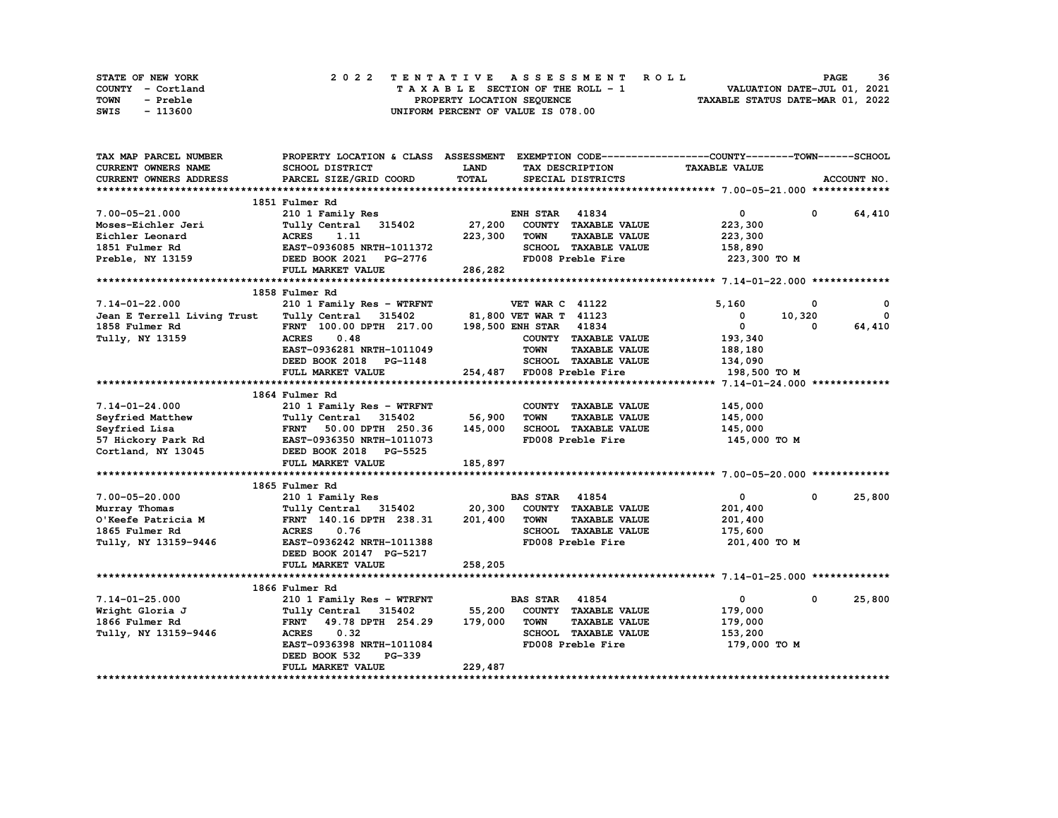STATE OF NEW YORK
COUNTY - Cortland
TOWN - Preble
SWIS - 113600

2022 TENTATIVE ASSESSMENT ROLL
TAXABLE SECTION OF THE ROLL - 1
PROPERTY LOCATION SEQUENCE
UNIFORM PERCENT OF VALUE IS 078.00

VALUATION DATE-JUL 01, 2021
TAXABLE STATUS DATE-MAR 01, 2022

| TAX MAP PARCEL NUMBER / CURRENT OWNERS NAME / CURRENT OWNERS ADDRESS | PROPERTY LOCATION & CLASS / SCHOOL DISTRICT / PARCEL SIZE/GRID COORD | ASSESSMENT LAND / TOTAL | EXEMPTION CODE / TAX DESCRIPTION / SPECIAL DISTRICTS | COUNTY | TOWN | SCHOOL | TAXABLE VALUE |
|---|---|---|---|---|---|---|---|
| | 1851 Fulmer Rd | | | | | | |
| 7.00-05-21.000 | 210 1 Family Res | | ENH STAR 41834 | 0 | 0 | 64,410 | |
| Moses-Eichler Jeri | Tully Central 315402 | 27,200 | COUNTY TAXABLE VALUE | | | | 223,300 |
| Eichler Leonard | ACRES 1.11 | 223,300 | TOWN TAXABLE VALUE | | | | 223,300 |
| 1851 Fulmer Rd | EAST-0936085 NRTH-1011372 | | SCHOOL TAXABLE VALUE | | | | 158,890 |
| Preble, NY 13159 | DEED BOOK 2021 PG-2776 | | FD008 Preble Fire | | | | 223,300 TO M |
| | FULL MARKET VALUE | 286,282 | | | | | |
| | 1858 Fulmer Rd | | | | | | |
| 7.14-01-22.000 | 210 1 Family Res - WTRFNT | | VET WAR C 41122 | 5,160 | 0 | 0 | |
| Jean E Terrell Living Trust | Tully Central 315402 | 81,800 | VET WAR T 41123 | 0 | 10,320 | 0 | |
| 1858 Fulmer Rd | FRNT 100.00 DPTH 217.00 | 198,500 | ENH STAR 41834 | 0 | 0 | 64,410 | |
| Tully, NY 13159 | ACRES 0.48 | | COUNTY TAXABLE VALUE | | | | 193,340 |
| | EAST-0936281 NRTH-1011049 | | TOWN TAXABLE VALUE | | | | 188,180 |
| | DEED BOOK 2018 PG-1148 | | SCHOOL TAXABLE VALUE | | | | 134,090 |
| | FULL MARKET VALUE | 254,487 | FD008 Preble Fire | | | | 198,500 TO M |
| | 1864 Fulmer Rd | | | | | | |
| 7.14-01-24.000 | 210 1 Family Res - WTRFNT | | COUNTY TAXABLE VALUE | | | | 145,000 |
| Seyfried Matthew | Tully Central 315402 | 56,900 | TOWN TAXABLE VALUE | | | | 145,000 |
| Seyfried Lisa | FRNT 50.00 DPTH 250.36 | 145,000 | SCHOOL TAXABLE VALUE | | | | 145,000 |
| 57 Hickory Park Rd | EAST-0936350 NRTH-1011073 | | FD008 Preble Fire | | | | 145,000 TO M |
| Cortland, NY 13045 | DEED BOOK 2018 PG-5525 | | | | | | |
| | FULL MARKET VALUE | 185,897 | | | | | |
| | 1865 Fulmer Rd | | | | | | |
| 7.00-05-20.000 | 210 1 Family Res | | BAS STAR 41854 | 0 | 0 | 25,800 | |
| Murray Thomas | Tully Central 315402 | 20,300 | COUNTY TAXABLE VALUE | | | | 201,400 |
| O'Keefe Patricia M | FRNT 140.16 DPTH 238.31 | 201,400 | TOWN TAXABLE VALUE | | | | 201,400 |
| 1865 Fulmer Rd | ACRES 0.76 | | SCHOOL TAXABLE VALUE | | | | 175,600 |
| Tully, NY 13159-9446 | EAST-0936242 NRTH-1011388 | | FD008 Preble Fire | | | | 201,400 TO M |
| | DEED BOOK 20147 PG-5217 | | | | | | |
| | FULL MARKET VALUE | 258,205 | | | | | |
| | 1866 Fulmer Rd | | | | | | |
| 7.14-01-25.000 | 210 1 Family Res - WTRFNT | | BAS STAR 41854 | 0 | 0 | 25,800 | |
| Wright Gloria J | Tully Central 315402 | 55,200 | COUNTY TAXABLE VALUE | | | | 179,000 |
| 1866 Fulmer Rd | FRNT 49.78 DPTH 254.29 | 179,000 | TOWN TAXABLE VALUE | | | | 179,000 |
| Tully, NY 13159-9446 | ACRES 0.32 | | SCHOOL TAXABLE VALUE | | | | 153,200 |
| | EAST-0936398 NRTH-1011084 | | FD008 Preble Fire | | | | 179,000 TO M |
| | DEED BOOK 532 PG-339 | | | | | | |
| | FULL MARKET VALUE | 229,487 | | | | | |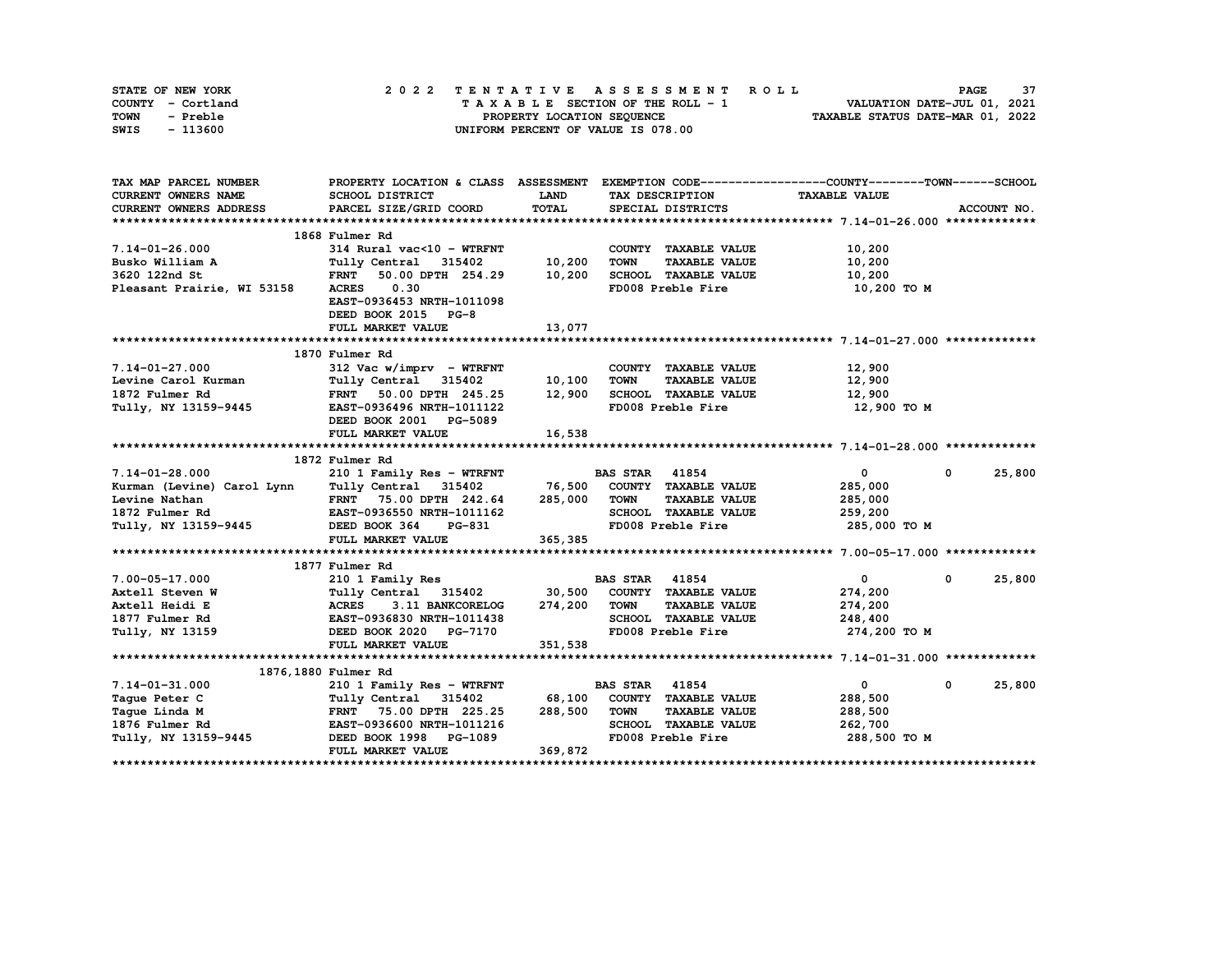STATE OF NEW YORK
COUNTY - Cortland
TOWN - Preble
SWIS - 113600

2022 TENTATIVE ASSESSMENT ROLL
TAXABLE SECTION OF THE ROLL - 1
PROPERTY LOCATION SEQUENCE
UNIFORM PERCENT OF VALUE IS 078.00

VALUATION DATE-JUL 01, 2021
TAXABLE STATUS DATE-MAR 01, 2022

| TAX MAP PARCEL NUMBER / CURRENT OWNERS NAME / CURRENT OWNERS ADDRESS | PROPERTY LOCATION & CLASS / SCHOOL DISTRICT / PARCEL SIZE/GRID COORD | ASSESSMENT LAND / TOTAL | EXEMPTION CODE / TAX DESCRIPTION / SPECIAL DISTRICTS | COUNTY / TOWN / SCHOOL TAXABLE VALUE | ACCOUNT NO. |
|---|---|---|---|---|---|
| 7.14-01-26.000 | 1868 Fulmer Rd | | | | |
| 7.14-01-26.000 | 314 Rural vac<10 - WTRFNT | | COUNTY TAXABLE VALUE | 10,200 | |
| Busko William A | Tully Central 315402 | 10,200 | TOWN TAXABLE VALUE | 10,200 | |
| 3620 122nd St | FRNT 50.00 DPTH 254.29 | 10,200 | SCHOOL TAXABLE VALUE | 10,200 | |
| Pleasant Prairie, WI 53158 | ACRES 0.30 | | FD008 Preble Fire | 10,200 TO M | |
| | EAST-0936453 NRTH-1011098 | | | | |
| | DEED BOOK 2015 PG-8 | | | | |
| | FULL MARKET VALUE | 13,077 | | | |
| 7.14-01-27.000 | 1870 Fulmer Rd | | | | |
| 7.14-01-27.000 | 312 Vac w/imprv - WTRFNT | | COUNTY TAXABLE VALUE | 12,900 | |
| Levine Carol Kurman | Tully Central 315402 | 10,100 | TOWN TAXABLE VALUE | 12,900 | |
| 1872 Fulmer Rd | FRNT 50.00 DPTH 245.25 | 12,900 | SCHOOL TAXABLE VALUE | 12,900 | |
| Tully, NY 13159-9445 | EAST-0936496 NRTH-1011122 | | FD008 Preble Fire | 12,900 TO M | |
| | DEED BOOK 2001 PG-5089 | | | | |
| | FULL MARKET VALUE | 16,538 | | | |
| 7.14-01-28.000 | 1872 Fulmer Rd | | | | |
| 7.14-01-28.000 | 210 1 Family Res - WTRFNT | | BAS STAR 41854 | 0 / 0 / 25,800 | |
| Kurman (Levine) Carol Lynn | Tully Central 315402 | 76,500 | COUNTY TAXABLE VALUE | 285,000 | |
| Levine Nathan | FRNT 75.00 DPTH 242.64 | 285,000 | TOWN TAXABLE VALUE | 285,000 | |
| 1872 Fulmer Rd | EAST-0936550 NRTH-1011162 | | SCHOOL TAXABLE VALUE | 259,200 | |
| Tully, NY 13159-9445 | DEED BOOK 364 PG-831 | | FD008 Preble Fire | 285,000 TO M | |
| | FULL MARKET VALUE | 365,385 | | | |
| 7.00-05-17.000 | 1877 Fulmer Rd | | | | |
| 7.00-05-17.000 | 210 1 Family Res | | BAS STAR 41854 | 0 / 0 / 25,800 | |
| Axtell Steven W | Tully Central 315402 | 30,500 | COUNTY TAXABLE VALUE | 274,200 | |
| Axtell Heidi E | ACRES 3.11 BANKCORELOG | 274,200 | TOWN TAXABLE VALUE | 274,200 | |
| 1877 Fulmer Rd | EAST-0936830 NRTH-1011438 | | SCHOOL TAXABLE VALUE | 248,400 | |
| Tully, NY 13159 | DEED BOOK 2020 PG-7170 | | FD008 Preble Fire | 274,200 TO M | |
| | FULL MARKET VALUE | 351,538 | | | |
| 7.14-01-31.000 | 1876,1880 Fulmer Rd | | | | |
| 7.14-01-31.000 | 210 1 Family Res - WTRFNT | | BAS STAR 41854 | 0 / 0 / 25,800 | |
| Tague Peter C | Tully Central 315402 | 68,100 | COUNTY TAXABLE VALUE | 288,500 | |
| Tague Linda M | FRNT 75.00 DPTH 225.25 | 288,500 | TOWN TAXABLE VALUE | 288,500 | |
| 1876 Fulmer Rd | EAST-0936600 NRTH-1011216 | | SCHOOL TAXABLE VALUE | 262,700 | |
| Tully, NY 13159-9445 | DEED BOOK 1998 PG-1089 | | FD008 Preble Fire | 288,500 TO M | |
| | FULL MARKET VALUE | 369,872 | | | |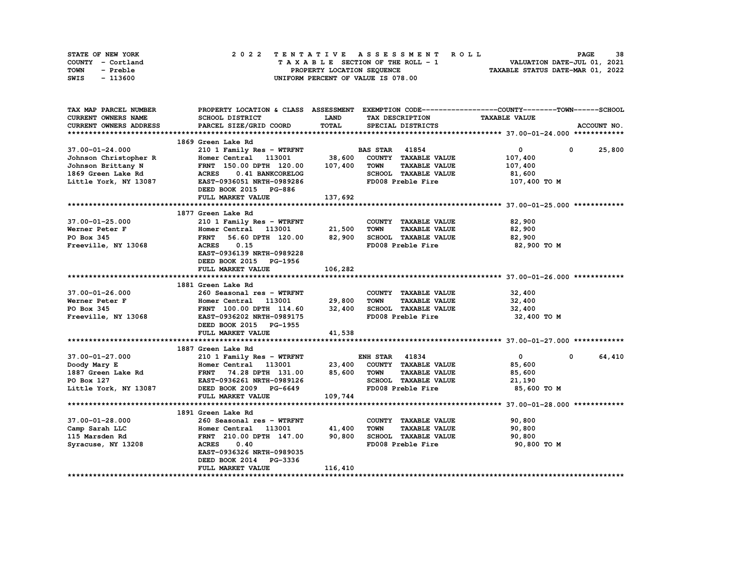STATE OF NEW YORK  
COUNTY - Cortland  
TOWN - Preble  
SWIS - 113600

2022 TENTATIVE ASSESSMENT ROLL  
TAXABLE SECTION OF THE ROLL - 1  
PROPERTY LOCATION SEQUENCE  
UNIFORM PERCENT OF VALUE IS 078.00

VALUATION DATE-JUL 01, 2021  
TAXABLE STATUS DATE-MAR 01, 2022

| TAX MAP PARCEL NUMBER / CURRENT OWNERS NAME / CURRENT OWNERS ADDRESS | PROPERTY LOCATION & CLASS / SCHOOL DISTRICT / PARCEL SIZE/GRID COORD | ASSESSMENT LAND / TOTAL | EXEMPTION CODE / TAX DESCRIPTION / SPECIAL DISTRICTS | COUNTY | TOWN | SCHOOL (TAXABLE VALUE) |
|---|---|---|---|---|---|---|
| **37.00-01-24.000** | 1869 Green Lake Rd | | | | | |
| 37.00-01-24.000 | 210 1 Family Res - WTRFNT | | BAS STAR 41854 | 0 | 0 | 25,800 |
| Johnson Christopher R | Homer Central 113001 | 38,600 | COUNTY TAXABLE VALUE | 107,400 | | |
| Johnson Brittany N | FRNT 150.00 DPTH 120.00 | 107,400 | TOWN TAXABLE VALUE | 107,400 | | |
| 1869 Green Lake Rd | ACRES 0.41 BANKCORELOG | | SCHOOL TAXABLE VALUE | 81,600 | | |
| Little York, NY 13087 | EAST-0936051 NRTH-0989286 | | FD008 Preble Fire | 107,400 TO M | | |
| | DEED BOOK 2015 PG-886 | | | | | |
| | FULL MARKET VALUE | 137,692 | | | | |
| **37.00-01-25.000** | 1877 Green Lake Rd | | | | | |
| 37.00-01-25.000 | 210 1 Family Res - WTRFNT | | COUNTY TAXABLE VALUE | 82,900 | | |
| Werner Peter F | Homer Central 113001 | 21,500 | TOWN TAXABLE VALUE | 82,900 | | |
| PO Box 345 | FRNT 56.60 DPTH 120.00 | 82,900 | SCHOOL TAXABLE VALUE | 82,900 | | |
| Freeville, NY 13068 | ACRES 0.15 | | FD008 Preble Fire | 82,900 TO M | | |
| | EAST-0936139 NRTH-0989228 | | | | | |
| | DEED BOOK 2015 PG-1956 | | | | | |
| | FULL MARKET VALUE | 106,282 | | | | |
| **37.00-01-26.000** | 1881 Green Lake Rd | | | | | |
| 37.00-01-26.000 | 260 Seasonal res - WTRFNT | | COUNTY TAXABLE VALUE | 32,400 | | |
| Werner Peter F | Homer Central 113001 | 29,800 | TOWN TAXABLE VALUE | 32,400 | | |
| PO Box 345 | FRNT 100.00 DPTH 114.60 | 32,400 | SCHOOL TAXABLE VALUE | 32,400 | | |
| Freeville, NY 13068 | EAST-0936202 NRTH-0989175 | | FD008 Preble Fire | 32,400 TO M | | |
| | DEED BOOK 2015 PG-1955 | | | | | |
| | FULL MARKET VALUE | 41,538 | | | | |
| **37.00-01-27.000** | 1887 Green Lake Rd | | | | | |
| 37.00-01-27.000 | 210 1 Family Res - WTRFNT | | ENH STAR 41834 | 0 | 0 | 64,410 |
| Doody Mary E | Homer Central 113001 | 23,400 | COUNTY TAXABLE VALUE | 85,600 | | |
| 1887 Green Lake Rd | FRNT 74.28 DPTH 131.00 | 85,600 | TOWN TAXABLE VALUE | 85,600 | | |
| PO Box 127 | EAST-0936261 NRTH-0989126 | | SCHOOL TAXABLE VALUE | 21,190 | | |
| Little York, NY 13087 | DEED BOOK 2009 PG-6649 | | FD008 Preble Fire | 85,600 TO M | | |
| | FULL MARKET VALUE | 109,744 | | | | |
| **37.00-01-28.000** | 1891 Green Lake Rd | | | | | |
| 37.00-01-28.000 | 260 Seasonal res - WTRFNT | | COUNTY TAXABLE VALUE | 90,800 | | |
| Camp Sarah LLC | Homer Central 113001 | 41,400 | TOWN TAXABLE VALUE | 90,800 | | |
| 115 Marsden Rd | FRNT 210.00 DPTH 147.00 | 90,800 | SCHOOL TAXABLE VALUE | 90,800 | | |
| Syracuse, NY 13208 | ACRES 0.40 | | FD008 Preble Fire | 90,800 TO M | | |
| | EAST-0936326 NRTH-0989035 | | | | | |
| | DEED BOOK 2014 PG-3336 | | | | | |
| | FULL MARKET VALUE | 116,410 | | | | |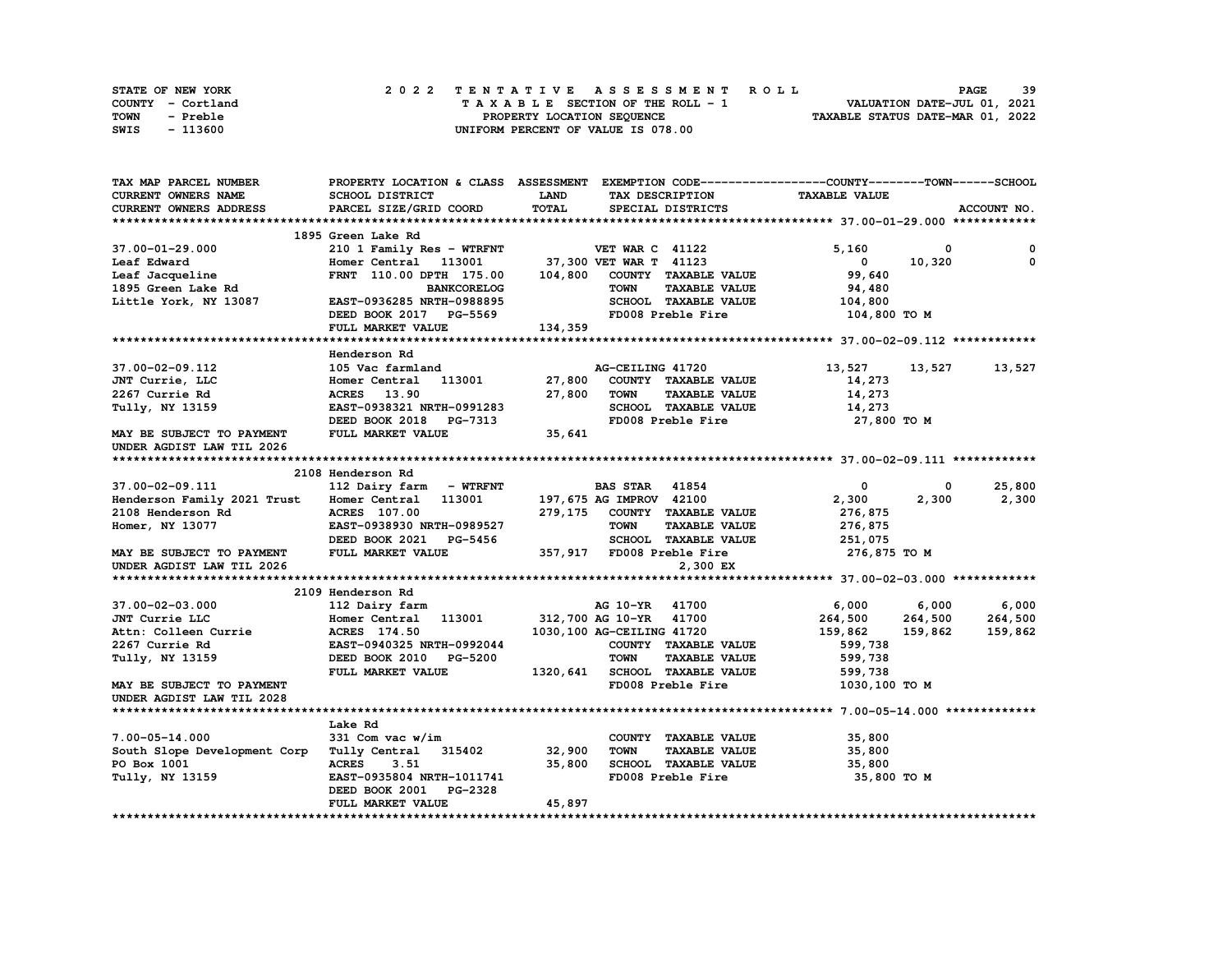STATE OF NEW YORK — 2022 TENTATIVE ASSESSMENT ROLL
COUNTY - Cortland — TAXABLE SECTION OF THE ROLL - 1 — VALUATION DATE-JUL 01, 2021
TOWN - Preble — PROPERTY LOCATION SEQUENCE — TAXABLE STATUS DATE-MAR 01, 2022
SWIS - 113600 — UNIFORM PERCENT OF VALUE IS 078.00

| TAX MAP PARCEL NUMBER / CURRENT OWNERS NAME / CURRENT OWNERS ADDRESS | PROPERTY LOCATION & CLASS / SCHOOL DISTRICT / PARCEL SIZE/GRID COORD | ASSESSMENT LAND / TOTAL | EXEMPTION CODE / TAX DESCRIPTION / SPECIAL DISTRICTS | COUNTY TAXABLE VALUE | TOWN | SCHOOL |
|---|---|---|---|---|---|---|
| **37.00-01-29.000** | 1895 Green Lake Rd | | | | | |
| 37.00-01-29.000 | 210 1 Family Res - WTRFNT | | VET WAR C 41122 | 5,160 | 0 | 0 |
| Leaf Edward | Homer Central 113001 | 37,300 | VET WAR T 41123 | 0 | 10,320 | 0 |
| Leaf Jacqueline | FRNT 110.00 DPTH 175.00 | 104,800 | COUNTY TAXABLE VALUE | 99,640 | | |
| 1895 Green Lake Rd | BANKCORELOG | | TOWN TAXABLE VALUE | 94,480 | | |
| Little York, NY 13087 | EAST-0936285 NRTH-0988895 | | SCHOOL TAXABLE VALUE | 104,800 | | |
| | DEED BOOK 2017 PG-5569 | | FD008 Preble Fire | 104,800 TO M | | |
| | FULL MARKET VALUE | 134,359 | | | | |
| **37.00-02-09.112** | Henderson Rd | | | | | |
| 37.00-02-09.112 | 105 Vac farmland | | AG-CEILING 41720 | 13,527 | 13,527 | 13,527 |
| JNT Currie, LLC | Homer Central 113001 | 27,800 | COUNTY TAXABLE VALUE | 14,273 | | |
| 2267 Currie Rd | ACRES 13.90 | 27,800 | TOWN TAXABLE VALUE | 14,273 | | |
| Tully, NY 13159 | EAST-0938321 NRTH-0991283 | | SCHOOL TAXABLE VALUE | 14,273 | | |
| | DEED BOOK 2018 PG-7313 | | FD008 Preble Fire | 27,800 TO M | | |
| MAY BE SUBJECT TO PAYMENT | FULL MARKET VALUE | 35,641 | | | | |
| UNDER AGDIST LAW TIL 2026 | | | | | | |
| **37.00-02-09.111** | 2108 Henderson Rd | | | | | |
| 37.00-02-09.111 | 112 Dairy farm - WTRFNT | | BAS STAR 41854 | 0 | 0 | 25,800 |
| Henderson Family 2021 Trust | Homer Central 113001 | 197,675 | AG IMPROV 42100 | 2,300 | 2,300 | 2,300 |
| 2108 Henderson Rd | ACRES 107.00 | 279,175 | COUNTY TAXABLE VALUE | 276,875 | | |
| Homer, NY 13077 | EAST-0938930 NRTH-0989527 | | TOWN TAXABLE VALUE | 276,875 | | |
| | DEED BOOK 2021 PG-5456 | | SCHOOL TAXABLE VALUE | 251,075 | | |
| MAY BE SUBJECT TO PAYMENT | FULL MARKET VALUE | 357,917 | FD008 Preble Fire | 276,875 TO M | | |
| UNDER AGDIST LAW TIL 2026 | | | 2,300 EX | | | |
| **37.00-02-03.000** | 2109 Henderson Rd | | | | | |
| 37.00-02-03.000 | 112 Dairy farm | | AG 10-YR 41700 | 6,000 | 6,000 | 6,000 |
| JNT Currie LLC | Homer Central 113001 | 312,700 | AG 10-YR 41700 | 264,500 | 264,500 | 264,500 |
| Attn: Colleen Currie | ACRES 174.50 | 1030,100 | AG-CEILING 41720 | 159,862 | 159,862 | 159,862 |
| 2267 Currie Rd | EAST-0940325 NRTH-0992044 | | COUNTY TAXABLE VALUE | 599,738 | | |
| Tully, NY 13159 | DEED BOOK 2010 PG-5200 | | TOWN TAXABLE VALUE | 599,738 | | |
| | FULL MARKET VALUE | 1320,641 | SCHOOL TAXABLE VALUE | 599,738 | | |
| MAY BE SUBJECT TO PAYMENT | | | FD008 Preble Fire | 1030,100 TO M | | |
| UNDER AGDIST LAW TIL 2028 | | | | | | |
| **7.00-05-14.000** | Lake Rd | | | | | |
| 7.00-05-14.000 | 331 Com vac w/im | | COUNTY TAXABLE VALUE | 35,800 | | |
| South Slope Development Corp | Tully Central 315402 | 32,900 | TOWN TAXABLE VALUE | 35,800 | | |
| PO Box 1001 | ACRES 3.51 | 35,800 | SCHOOL TAXABLE VALUE | 35,800 | | |
| Tully, NY 13159 | EAST-0935804 NRTH-1011741 | | FD008 Preble Fire | 35,800 TO M | | |
| | DEED BOOK 2001 PG-2328 | | | | | |
| | FULL MARKET VALUE | 45,897 | | | | |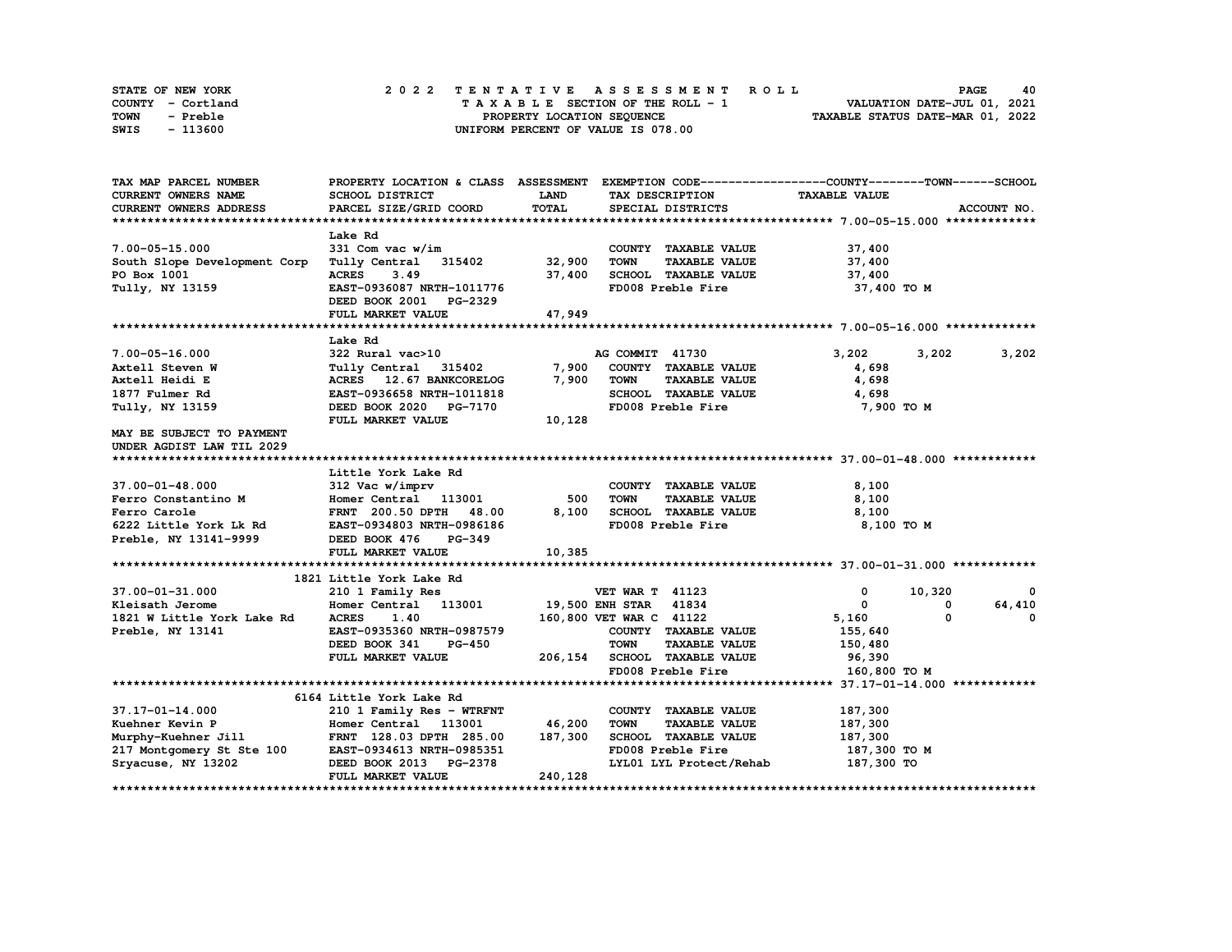STATE OF NEW YORK
COUNTY - Cortland
TOWN - Preble
SWIS - 113600

2022 TENTATIVE ASSESSMENT ROLL
TAXABLE SECTION OF THE ROLL - 1
PROPERTY LOCATION SEQUENCE
UNIFORM PERCENT OF VALUE IS 078.00

VALUATION DATE-JUL 01, 2021
TAXABLE STATUS DATE-MAR 01, 2022

| TAX MAP PARCEL NUMBER / CURRENT OWNERS NAME / CURRENT OWNERS ADDRESS | PROPERTY LOCATION & CLASS / SCHOOL DISTRICT / PARCEL SIZE/GRID COORD | ASSESSMENT LAND / TOTAL | EXEMPTION CODE / TAX DESCRIPTION / SPECIAL DISTRICTS | COUNTY TAXABLE VALUE | TOWN | SCHOOL | ACCOUNT NO. |
|---|---|---|---|---|---|---|---|
| **7.00-05-15.000** | Lake Rd | | | | | | |
| 7.00-05-15.000 | 331 Com vac w/im | | COUNTY TAXABLE VALUE | 37,400 | | | |
| South Slope Development Corp | Tully Central 315402 | 32,900 | TOWN TAXABLE VALUE | 37,400 | | | |
| PO Box 1001 | ACRES 3.49 | 37,400 | SCHOOL TAXABLE VALUE | 37,400 | | | |
| Tully, NY 13159 | EAST-0936087 NRTH-1011776 | | FD008 Preble Fire | 37,400 TO M | | | |
| | DEED BOOK 2001 PG-2329 | | | | | | |
| | FULL MARKET VALUE | 47,949 | | | | | |
| **7.00-05-16.000** | Lake Rd | | | | | | |
| 7.00-05-16.000 | 322 Rural vac>10 | | AG COMMIT 41730 | 3,202 | 3,202 | 3,202 | |
| Axtell Steven W | Tully Central 315402 | 7,900 | COUNTY TAXABLE VALUE | 4,698 | | | |
| Axtell Heidi E | ACRES 12.67 BANKCORELOG | 7,900 | TOWN TAXABLE VALUE | 4,698 | | | |
| 1877 Fulmer Rd | EAST-0936658 NRTH-1011818 | | SCHOOL TAXABLE VALUE | 4,698 | | | |
| Tully, NY 13159 | DEED BOOK 2020 PG-7170 | | FD008 Preble Fire | 7,900 TO M | | | |
| | FULL MARKET VALUE | 10,128 | | | | | |
| MAY BE SUBJECT TO PAYMENT UNDER AGDIST LAW TIL 2029 | | | | | | | |
| **37.00-01-48.000** | Little York Lake Rd | | | | | | |
| 37.00-01-48.000 | 312 Vac w/imprv | | COUNTY TAXABLE VALUE | 8,100 | | | |
| Ferro Constantino M | Homer Central 113001 | 500 | TOWN TAXABLE VALUE | 8,100 | | | |
| Ferro Carole | FRNT 200.50 DPTH 48.00 | 8,100 | SCHOOL TAXABLE VALUE | 8,100 | | | |
| 6222 Little York Lk Rd | EAST-0934803 NRTH-0986186 | | FD008 Preble Fire | 8,100 TO M | | | |
| Preble, NY 13141-9999 | DEED BOOK 476 PG-349 | | | | | | |
| | FULL MARKET VALUE | 10,385 | | | | | |
| **37.00-01-31.000** | 1821 Little York Lake Rd | | | | | | |
| 37.00-01-31.000 | 210 1 Family Res | | VET WAR T 41123 | 0 | 10,320 | 0 | |
| Kleisath Jerome | Homer Central 113001 | 19,500 | ENH STAR 41834 | 0 | 0 | 64,410 | |
| 1821 W Little York Lake Rd | ACRES 1.40 | 160,800 | VET WAR C 41122 | 5,160 | 0 | 0 | |
| Preble, NY 13141 | EAST-0935360 NRTH-0987579 | | COUNTY TAXABLE VALUE | 155,640 | | | |
| | DEED BOOK 341 PG-450 | | TOWN TAXABLE VALUE | 150,480 | | | |
| | FULL MARKET VALUE | 206,154 | SCHOOL TAXABLE VALUE | 96,390 | | | |
| | | | FD008 Preble Fire | 160,800 TO M | | | |
| **37.17-01-14.000** | 6164 Little York Lake Rd | | | | | | |
| 37.17-01-14.000 | 210 1 Family Res - WTRFNT | | COUNTY TAXABLE VALUE | 187,300 | | | |
| Kuehner Kevin P | Homer Central 113001 | 46,200 | TOWN TAXABLE VALUE | 187,300 | | | |
| Murphy-Kuehner Jill | FRNT 128.03 DPTH 285.00 | 187,300 | SCHOOL TAXABLE VALUE | 187,300 | | | |
| 217 Montgomery St Ste 100 | EAST-0934613 NRTH-0985351 | | FD008 Preble Fire | 187,300 TO M | | | |
| Sryacuse, NY 13202 | DEED BOOK 2013 PG-2378 | | LYL01 LYL Protect/Rehab | 187,300 TO | | | |
| | FULL MARKET VALUE | 240,128 | | | | | |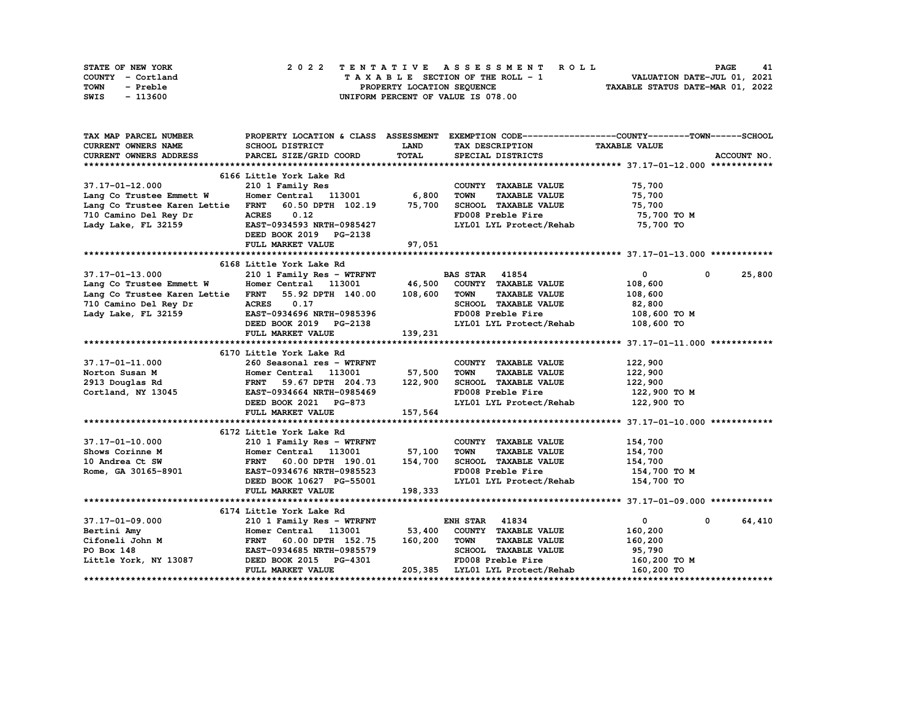STATE OF NEW YORK
COUNTY - Cortland
TOWN - Preble
SWIS - 113600

2 0 2 2 T E N T A T I V E A S S E S S M E N T R O L L
T A X A B L E SECTION OF THE ROLL - 1
PROPERTY LOCATION SEQUENCE
UNIFORM PERCENT OF VALUE IS 078.00

VALUATION DATE-JUL 01, 2021
TAXABLE STATUS DATE-MAR 01, 2022

```
TAX MAP PARCEL NUMBER          PROPERTY LOCATION & CLASS  ASSESSMENT  EXEMPTION CODE------------------COUNTY--------TOWN------SCHOOL
CURRENT OWNERS NAME            SCHOOL DISTRICT              LAND      TAX DESCRIPTION             TAXABLE VALUE
CURRENT OWNERS ADDRESS         PARCEL SIZE/GRID COORD       TOTAL     SPECIAL DISTRICTS                                    ACCOUNT NO.
******************************************************************************************************* 37.17-01-12.000 ************
                               6166 Little York Lake Rd
37.17-01-12.000                210 1 Family Res                       COUNTY  TAXABLE VALUE           75,700
Lang Co Trustee Emmett W       Homer Central  113001        6,800     TOWN    TAXABLE VALUE           75,700
Lang Co Trustee Karen Lettie   FRNT   60.50 DPTH 102.19    75,700     SCHOOL  TAXABLE VALUE           75,700
710 Camino Del Rey Dr          ACRES    0.12                          FD008 Preble Fire                75,700 TO M
Lady Lake, FL 32159            EAST-0934593 NRTH-0985427              LYL01 LYL Protect/Rehab          75,700 TO
                               DEED BOOK 2019   PG-2138
                               FULL MARKET VALUE           97,051
******************************************************************************************************* 37.17-01-13.000 ************
                               6168 Little York Lake Rd
37.17-01-13.000                210 1 Family Res - WTRFNT              BAS STAR  41854                      0           0      25,800
Lang Co Trustee Emmett W       Homer Central  113001       46,500     COUNTY  TAXABLE VALUE          108,600
Lang Co Trustee Karen Lettie   FRNT   55.92 DPTH 140.00   108,600     TOWN    TAXABLE VALUE          108,600
710 Camino Del Rey Dr          ACRES    0.17                          SCHOOL  TAXABLE VALUE           82,800
Lady Lake, FL 32159            EAST-0934696 NRTH-0985396              FD008 Preble Fire               108,600 TO M
                               DEED BOOK 2019   PG-2138               LYL01 LYL Protect/Rehab         108,600 TO
                               FULL MARKET VALUE          139,231
******************************************************************************************************* 37.17-01-11.000 ************
                               6170 Little York Lake Rd
37.17-01-11.000                260 Seasonal res - WTRFNT              COUNTY  TAXABLE VALUE          122,900
Norton Susan M                 Homer Central  113001       57,500     TOWN    TAXABLE VALUE          122,900
2913 Douglas Rd                FRNT   59.67 DPTH 204.73   122,900     SCHOOL  TAXABLE VALUE          122,900
Cortland, NY 13045             EAST-0934664 NRTH-0985469              FD008 Preble Fire               122,900 TO M
                               DEED BOOK 2021   PG-873                LYL01 LYL Protect/Rehab         122,900 TO
                               FULL MARKET VALUE          157,564
******************************************************************************************************* 37.17-01-10.000 ************
                               6172 Little York Lake Rd
37.17-01-10.000                210 1 Family Res - WTRFNT              COUNTY  TAXABLE VALUE          154,700
Shows Corinne M                Homer Central  113001       57,100     TOWN    TAXABLE VALUE          154,700
10 Andrea Ct SW                FRNT   60.00 DPTH 190.01   154,700     SCHOOL  TAXABLE VALUE          154,700
Rome, GA 30165-8901            EAST-0934676 NRTH-0985523              FD008 Preble Fire               154,700 TO M
                               DEED BOOK 10627 PG-55001               LYL01 LYL Protect/Rehab         154,700 TO
                               FULL MARKET VALUE          198,333
******************************************************************************************************* 37.17-01-09.000 ************
                               6174 Little York Lake Rd
37.17-01-09.000                210 1 Family Res - WTRFNT              ENH STAR  41834                      0           0      64,410
Bertini Amy                    Homer Central  113001       53,400     COUNTY  TAXABLE VALUE          160,200
Cifoneli John M                FRNT   60.00 DPTH 152.75   160,200     TOWN    TAXABLE VALUE          160,200
PO Box 148                     EAST-0934685 NRTH-0985579              SCHOOL  TAXABLE VALUE           95,790
Little York, NY 13087          DEED BOOK 2015   PG-4301               FD008 Preble Fire               160,200 TO M
                               FULL MARKET VALUE          205,385     LYL01 LYL Protect/Rehab         160,200 TO
************************************************************************************************************************************
```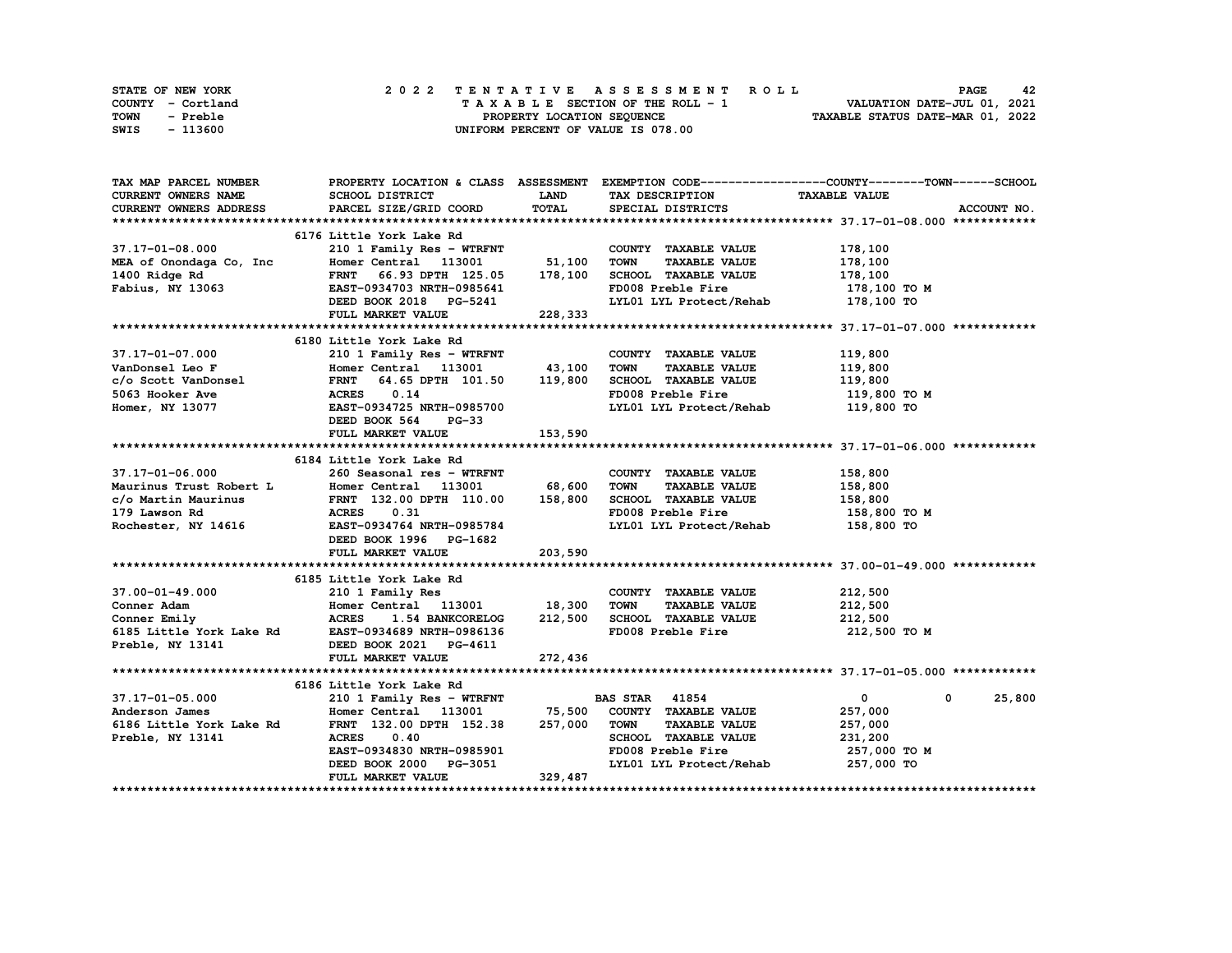STATE OF NEW YORK
COUNTY - Cortland
TOWN - Preble
SWIS - 113600

2022 TENTATIVE ASSESSMENT ROLL
TAXABLE SECTION OF THE ROLL - 1
PROPERTY LOCATION SEQUENCE
UNIFORM PERCENT OF VALUE IS 078.00

VALUATION DATE-JUL 01, 2021
TAXABLE STATUS DATE-MAR 01, 2022

| TAX MAP PARCEL NUMBER / CURRENT OWNERS NAME / CURRENT OWNERS ADDRESS | PROPERTY LOCATION & CLASS / SCHOOL DISTRICT / PARCEL SIZE/GRID COORD | ASSESSMENT LAND / TOTAL | EXEMPTION CODE / TAX DESCRIPTION / SPECIAL DISTRICTS | COUNTY / TOWN / SCHOOL TAXABLE VALUE | ACCOUNT NO. |
|---|---|---|---|---|---|
| **37.17-01-08.000** | 6176 Little York Lake Rd | | | | |
| 37.17-01-08.000 | 210 1 Family Res - WTRFNT | | COUNTY TAXABLE VALUE | 178,100 | |
| MEA of Onondaga Co, Inc | Homer Central 113001 | 51,100 | TOWN TAXABLE VALUE | 178,100 | |
| 1400 Ridge Rd | FRNT 66.93 DPTH 125.05 | 178,100 | SCHOOL TAXABLE VALUE | 178,100 | |
| Fabius, NY 13063 | EAST-0934703 NRTH-0985641 | | FD008 Preble Fire | 178,100 TO M | |
| | DEED BOOK 2018 PG-5241 | | LYL01 LYL Protect/Rehab | 178,100 TO | |
| | FULL MARKET VALUE | 228,333 | | | |
| **37.17-01-07.000** | 6180 Little York Lake Rd | | | | |
| 37.17-01-07.000 | 210 1 Family Res - WTRFNT | | COUNTY TAXABLE VALUE | 119,800 | |
| VanDonsel Leo F | Homer Central 113001 | 43,100 | TOWN TAXABLE VALUE | 119,800 | |
| c/o Scott VanDonsel | FRNT 64.65 DPTH 101.50 | 119,800 | SCHOOL TAXABLE VALUE | 119,800 | |
| 5063 Hooker Ave | ACRES 0.14 | | FD008 Preble Fire | 119,800 TO M | |
| Homer, NY 13077 | EAST-0934725 NRTH-0985700 | | LYL01 LYL Protect/Rehab | 119,800 TO | |
| | DEED BOOK 564 PG-33 | | | | |
| | FULL MARKET VALUE | 153,590 | | | |
| **37.17-01-06.000** | 6184 Little York Lake Rd | | | | |
| 37.17-01-06.000 | 260 Seasonal res - WTRFNT | | COUNTY TAXABLE VALUE | 158,800 | |
| Maurinus Trust Robert L | Homer Central 113001 | 68,600 | TOWN TAXABLE VALUE | 158,800 | |
| c/o Martin Maurinus | FRNT 132.00 DPTH 110.00 | 158,800 | SCHOOL TAXABLE VALUE | 158,800 | |
| 179 Lawson Rd | ACRES 0.31 | | FD008 Preble Fire | 158,800 TO M | |
| Rochester, NY 14616 | EAST-0934764 NRTH-0985784 | | LYL01 LYL Protect/Rehab | 158,800 TO | |
| | DEED BOOK 1996 PG-1682 | | | | |
| | FULL MARKET VALUE | 203,590 | | | |
| **37.00-01-49.000** | 6185 Little York Lake Rd | | | | |
| 37.00-01-49.000 | 210 1 Family Res | | COUNTY TAXABLE VALUE | 212,500 | |
| Conner Adam | Homer Central 113001 | 18,300 | TOWN TAXABLE VALUE | 212,500 | |
| Conner Emily | ACRES 1.54 BANKCORELOG | 212,500 | SCHOOL TAXABLE VALUE | 212,500 | |
| 6185 Little York Lake Rd | EAST-0934689 NRTH-0986136 | | FD008 Preble Fire | 212,500 TO M | |
| Preble, NY 13141 | DEED BOOK 2021 PG-4611 | | | | |
| | FULL MARKET VALUE | 272,436 | | | |
| **37.17-01-05.000** | 6186 Little York Lake Rd | | | | |
| 37.17-01-05.000 | 210 1 Family Res - WTRFNT | | BAS STAR 41854 | 0 0 25,800 | |
| Anderson James | Homer Central 113001 | 75,500 | COUNTY TAXABLE VALUE | 257,000 | |
| 6186 Little York Lake Rd | FRNT 132.00 DPTH 152.38 | 257,000 | TOWN TAXABLE VALUE | 257,000 | |
| Preble, NY 13141 | ACRES 0.40 | | SCHOOL TAXABLE VALUE | 231,200 | |
| | EAST-0934830 NRTH-0985901 | | FD008 Preble Fire | 257,000 TO M | |
| | DEED BOOK 2000 PG-3051 | | LYL01 LYL Protect/Rehab | 257,000 TO | |
| | FULL MARKET VALUE | 329,487 | | | |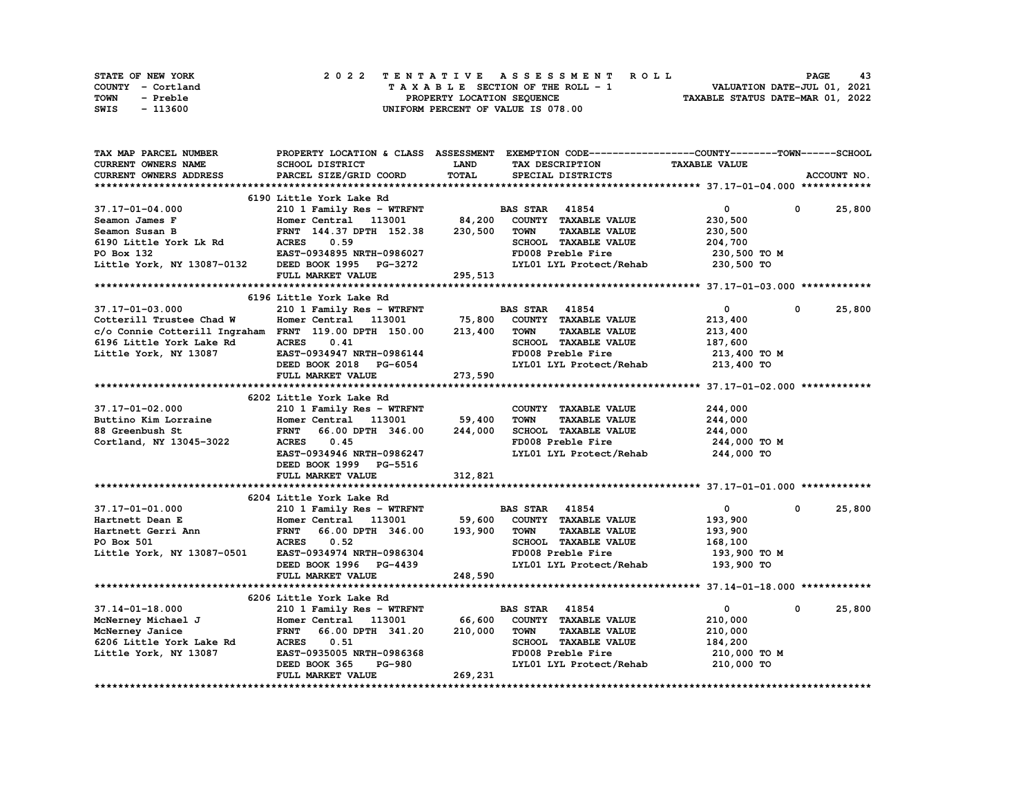STATE OF NEW YORK
COUNTY - Cortland
TOWN - Preble
SWIS - 113600

# 2022 TENTATIVE ASSESSMENT ROLL

TAXABLE SECTION OF THE ROLL - 1
PROPERTY LOCATION SEQUENCE
UNIFORM PERCENT OF VALUE IS 078.00

VALUATION DATE-JUL 01, 2021
TAXABLE STATUS DATE-MAR 01, 2022

| TAX MAP PARCEL NUMBER<br>CURRENT OWNERS NAME<br>CURRENT OWNERS ADDRESS | PROPERTY LOCATION & CLASS<br>SCHOOL DISTRICT<br>PARCEL SIZE/GRID COORD | ASSESSMENT<br>LAND<br>TOTAL | EXEMPTION CODE<br>TAX DESCRIPTION<br>SPECIAL DISTRICTS | COUNTY-TOWN-SCHOOL<br>TAXABLE VALUE | ACCOUNT NO. |
|---|---|---|---|---|---|
| **37.17-01-04.000** | 6190 Little York Lake Rd | | | | |
| 37.17-01-04.000 | 210 1 Family Res - WTRFNT | | BAS STAR 41854 | 0 0 | 25,800 |
| Seamon James F | Homer Central 113001 | 84,200 | COUNTY TAXABLE VALUE | 230,500 | |
| Seamon Susan B | FRNT 144.37 DPTH 152.38 | 230,500 | TOWN TAXABLE VALUE | 230,500 | |
| 6190 Little York Lk Rd | ACRES 0.59 | | SCHOOL TAXABLE VALUE | 204,700 | |
| PO Box 132 | EAST-0934895 NRTH-0986027 | | FD008 Preble Fire | 230,500 TO M | |
| Little York, NY 13087-0132 | DEED BOOK 1995 PG-3272 | | LYL01 LYL Protect/Rehab | 230,500 TO | |
| | FULL MARKET VALUE | 295,513 | | | |
| **37.17-01-03.000** | 6196 Little York Lake Rd | | | | |
| 37.17-01-03.000 | 210 1 Family Res - WTRFNT | | BAS STAR 41854 | 0 0 | 25,800 |
| Cotterill Trustee Chad W | Homer Central 113001 | 75,800 | COUNTY TAXABLE VALUE | 213,400 | |
| c/o Connie Cotterill Ingraham | FRNT 119.00 DPTH 150.00 | 213,400 | TOWN TAXABLE VALUE | 213,400 | |
| 6196 Little York Lake Rd | ACRES 0.41 | | SCHOOL TAXABLE VALUE | 187,600 | |
| Little York, NY 13087 | EAST-0934947 NRTH-0986144 | | FD008 Preble Fire | 213,400 TO M | |
| | DEED BOOK 2018 PG-6054 | | LYL01 LYL Protect/Rehab | 213,400 TO | |
| | FULL MARKET VALUE | 273,590 | | | |
| **37.17-01-02.000** | 6202 Little York Lake Rd | | | | |
| 37.17-01-02.000 | 210 1 Family Res - WTRFNT | | COUNTY TAXABLE VALUE | 244,000 | |
| Buttino Kim Lorraine | Homer Central 113001 | 59,400 | TOWN TAXABLE VALUE | 244,000 | |
| 88 Greenbush St | FRNT 66.00 DPTH 346.00 | 244,000 | SCHOOL TAXABLE VALUE | 244,000 | |
| Cortland, NY 13045-3022 | ACRES 0.45 | | FD008 Preble Fire | 244,000 TO M | |
| | EAST-0934946 NRTH-0986247 | | LYL01 LYL Protect/Rehab | 244,000 TO | |
| | DEED BOOK 1999 PG-5516 | | | | |
| | FULL MARKET VALUE | 312,821 | | | |
| **37.17-01-01.000** | 6204 Little York Lake Rd | | | | |
| 37.17-01-01.000 | 210 1 Family Res - WTRFNT | | BAS STAR 41854 | 0 0 | 25,800 |
| Hartnett Dean E | Homer Central 113001 | 59,600 | COUNTY TAXABLE VALUE | 193,900 | |
| Hartnett Gerri Ann | FRNT 66.00 DPTH 346.00 | 193,900 | TOWN TAXABLE VALUE | 193,900 | |
| PO Box 501 | ACRES 0.52 | | SCHOOL TAXABLE VALUE | 168,100 | |
| Little York, NY 13087-0501 | EAST-0934974 NRTH-0986304 | | FD008 Preble Fire | 193,900 TO M | |
| | DEED BOOK 1996 PG-4439 | | LYL01 LYL Protect/Rehab | 193,900 TO | |
| | FULL MARKET VALUE | 248,590 | | | |
| **37.14-01-18.000** | 6206 Little York Lake Rd | | | | |
| 37.14-01-18.000 | 210 1 Family Res - WTRFNT | | BAS STAR 41854 | 0 0 | 25,800 |
| McNerney Michael J | Homer Central 113001 | 66,600 | COUNTY TAXABLE VALUE | 210,000 | |
| McNerney Janice | FRNT 66.00 DPTH 341.20 | 210,000 | TOWN TAXABLE VALUE | 210,000 | |
| 6206 Little York Lake Rd | ACRES 0.51 | | SCHOOL TAXABLE VALUE | 184,200 | |
| Little York, NY 13087 | EAST-0935005 NRTH-0986368 | | FD008 Preble Fire | 210,000 TO M | |
| | DEED BOOK 365 PG-980 | | LYL01 LYL Protect/Rehab | 210,000 TO | |
| | FULL MARKET VALUE | 269,231 | | | |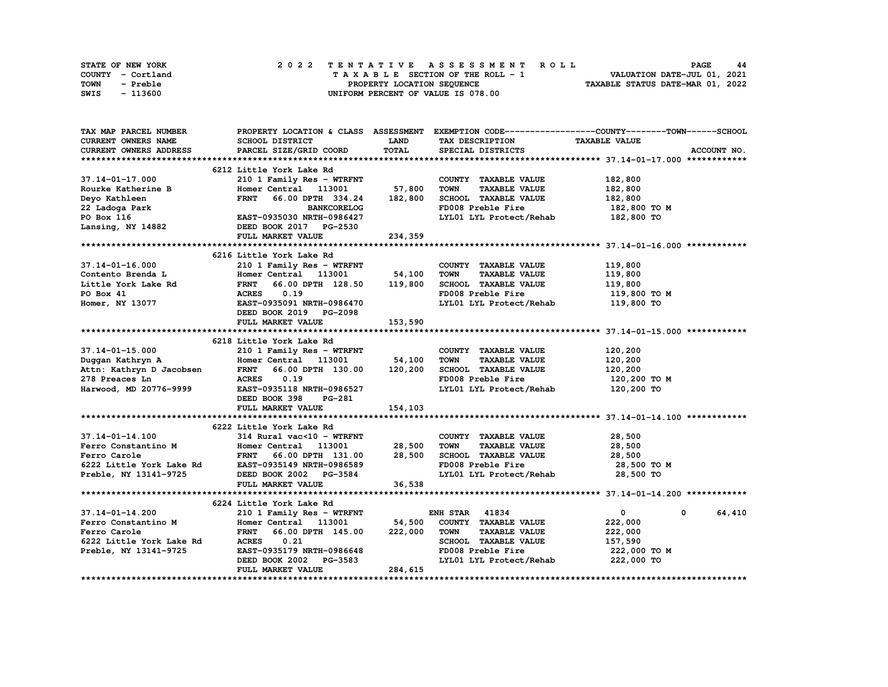STATE OF NEW YORK  
COUNTY - Cortland  
TOWN - Preble  
SWIS - 113600

2 0 2 2 T E N T A T I V E A S S E S S M E N T R O L L  
T A X A B L E SECTION OF THE ROLL - 1  
PROPERTY LOCATION SEQUENCE  
UNIFORM PERCENT OF VALUE IS 078.00

VALUATION DATE-JUL 01, 2021  
TAXABLE STATUS DATE-MAR 01, 2022

| TAX MAP PARCEL NUMBER / CURRENT OWNERS NAME / CURRENT OWNERS ADDRESS | PROPERTY LOCATION & CLASS / SCHOOL DISTRICT / PARCEL SIZE/GRID COORD | ASSESSMENT LAND / TOTAL | EXEMPTION CODE / TAX DESCRIPTION / SPECIAL DISTRICTS | COUNTY / TOWN / SCHOOL TAXABLE VALUE | ACCOUNT NO. |
|---|---|---|---|---|---|
| **37.14-01-17.000** | 6212 Little York Lake Rd | | | | |
| 37.14-01-17.000 | 210 1 Family Res - WTRFNT | | COUNTY TAXABLE VALUE | 182,800 | |
| Rourke Katherine B | Homer Central 113001 | 57,800 | TOWN TAXABLE VALUE | 182,800 | |
| Deyo Kathleen | FRNT 66.00 DPTH 334.24 | 182,800 | SCHOOL TAXABLE VALUE | 182,800 | |
| 22 Ladoga Park | BANKCORELOG | | FD008 Preble Fire | 182,800 TO M | |
| PO Box 116 | EAST-0935030 NRTH-0986427 | | LYL01 LYL Protect/Rehab | 182,800 TO | |
| Lansing, NY 14882 | DEED BOOK 2017 PG-2530 | | | | |
| | FULL MARKET VALUE | 234,359 | | | |
| **37.14-01-16.000** | 6216 Little York Lake Rd | | | | |
| 37.14-01-16.000 | 210 1 Family Res - WTRFNT | | COUNTY TAXABLE VALUE | 119,800 | |
| Contento Brenda L | Homer Central 113001 | 54,100 | TOWN TAXABLE VALUE | 119,800 | |
| Little York Lake Rd | FRNT 66.00 DPTH 128.50 | 119,800 | SCHOOL TAXABLE VALUE | 119,800 | |
| PO Box 41 | ACRES 0.19 | | FD008 Preble Fire | 119,800 TO M | |
| Homer, NY 13077 | EAST-0935091 NRTH-0986470 | | LYL01 LYL Protect/Rehab | 119,800 TO | |
| | DEED BOOK 2019 PG-2098 | | | | |
| | FULL MARKET VALUE | 153,590 | | | |
| **37.14-01-15.000** | 6218 Little York Lake Rd | | | | |
| 37.14-01-15.000 | 210 1 Family Res - WTRFNT | | COUNTY TAXABLE VALUE | 120,200 | |
| Duggan Kathryn A | Homer Central 113001 | 54,100 | TOWN TAXABLE VALUE | 120,200 | |
| Attn: Kathryn D Jacobsen | FRNT 66.00 DPTH 130.00 | 120,200 | SCHOOL TAXABLE VALUE | 120,200 | |
| 278 Preaces Ln | ACRES 0.19 | | FD008 Preble Fire | 120,200 TO M | |
| Harwood, MD 20776-9999 | EAST-0935118 NRTH-0986527 | | LYL01 LYL Protect/Rehab | 120,200 TO | |
| | DEED BOOK 398 PG-281 | | | | |
| | FULL MARKET VALUE | 154,103 | | | |
| **37.14-01-14.100** | 6222 Little York Lake Rd | | | | |
| 37.14-01-14.100 | 314 Rural vac<10 - WTRFNT | | COUNTY TAXABLE VALUE | 28,500 | |
| Ferro Constantino M | Homer Central 113001 | 28,500 | TOWN TAXABLE VALUE | 28,500 | |
| Ferro Carole | FRNT 66.00 DPTH 131.00 | 28,500 | SCHOOL TAXABLE VALUE | 28,500 | |
| 6222 Little York Lake Rd | EAST-0935149 NRTH-0986589 | | FD008 Preble Fire | 28,500 TO M | |
| Preble, NY 13141-9725 | DEED BOOK 2002 PG-3584 | | LYL01 LYL Protect/Rehab | 28,500 TO | |
| | FULL MARKET VALUE | 36,538 | | | |
| **37.14-01-14.200** | 6224 Little York Lake Rd | | | | |
| 37.14-01-14.200 | 210 1 Family Res - WTRFNT | | ENH STAR 41834 | 0 0 64,410 | |
| Ferro Constantino M | Homer Central 113001 | 54,500 | COUNTY TAXABLE VALUE | 222,000 | |
| Ferro Carole | FRNT 66.00 DPTH 145.00 | 222,000 | TOWN TAXABLE VALUE | 222,000 | |
| 6222 Little York Lake Rd | ACRES 0.21 | | SCHOOL TAXABLE VALUE | 157,590 | |
| Preble, NY 13141-9725 | EAST-0935179 NRTH-0986648 | | FD008 Preble Fire | 222,000 TO M | |
| | DEED BOOK 2002 PG-3583 | | LYL01 LYL Protect/Rehab | 222,000 TO | |
| | FULL MARKET VALUE | 284,615 | | | |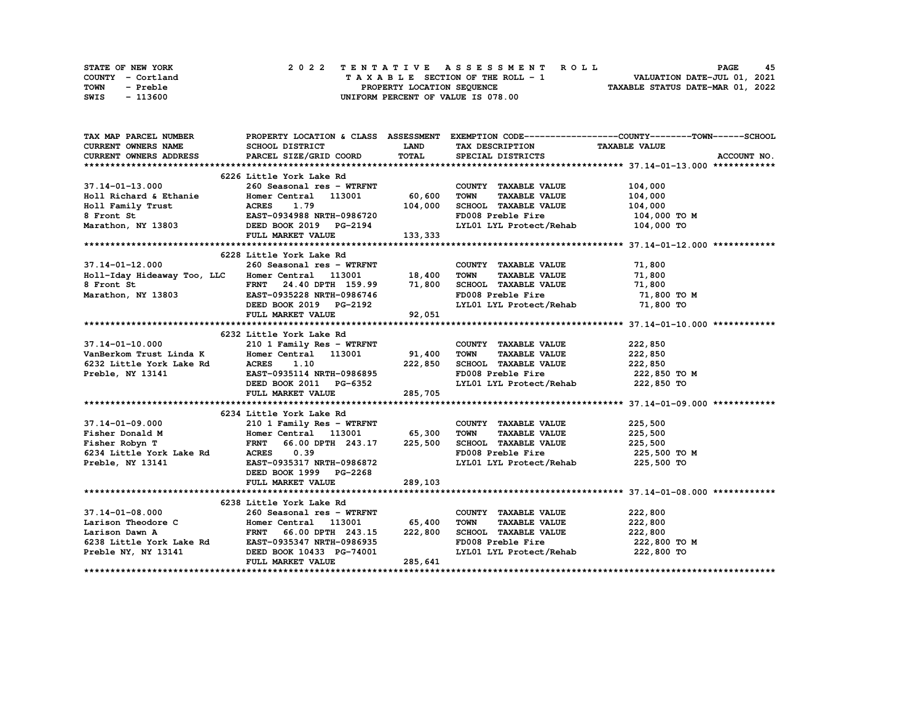STATE OF NEW YORK 2022 TENTATIVE ASSESSMENT ROLL
COUNTY - Cortland TAXABLE SECTION OF THE ROLL - 1 VALUATION DATE-JUL 01, 2021
TOWN - Preble PROPERTY LOCATION SEQUENCE TAXABLE STATUS DATE-MAR 01, 2022
SWIS - 113600 UNIFORM PERCENT OF VALUE IS 078.00

| TAX MAP PARCEL NUMBER / CURRENT OWNERS NAME / CURRENT OWNERS ADDRESS | PROPERTY LOCATION & CLASS / SCHOOL DISTRICT / PARCEL SIZE/GRID COORD | ASSESSMENT LAND / TOTAL | EXEMPTION CODE / TAX DESCRIPTION / SPECIAL DISTRICTS | COUNTY--------TOWN------SCHOOL TAXABLE VALUE | ACCOUNT NO. |
|---|---|---|---|---|---|
| 37.14-01-13.000 | 6226 Little York Lake Rd | | | | |
| | 260 Seasonal res - WTRFNT | | COUNTY TAXABLE VALUE | 104,000 | |
| Holl Richard & Ethanie | Homer Central 113001 | 60,600 | TOWN TAXABLE VALUE | 104,000 | |
| Holl Family Trust | ACRES 1.79 | 104,000 | SCHOOL TAXABLE VALUE | 104,000 | |
| 8 Front St | EAST-0934988 NRTH-0986720 | | FD008 Preble Fire | 104,000 TO M | |
| Marathon, NY 13803 | DEED BOOK 2019 PG-2194 | | LYL01 LYL Protect/Rehab | 104,000 TO | |
| | FULL MARKET VALUE | 133,333 | | | |
| 37.14-01-12.000 | 6228 Little York Lake Rd | | | | |
| | 260 Seasonal res - WTRFNT | | COUNTY TAXABLE VALUE | 71,800 | |
| Holl-Iday Hideaway Too, LLC | Homer Central 113001 | 18,400 | TOWN TAXABLE VALUE | 71,800 | |
| 8 Front St | FRNT 24.40 DPTH 159.99 | 71,800 | SCHOOL TAXABLE VALUE | 71,800 | |
| Marathon, NY 13803 | EAST-0935228 NRTH-0986746 | | FD008 Preble Fire | 71,800 TO M | |
| | DEED BOOK 2019 PG-2192 | | LYL01 LYL Protect/Rehab | 71,800 TO | |
| | FULL MARKET VALUE | 92,051 | | | |
| 37.14-01-10.000 | 6232 Little York Lake Rd | | | | |
| | 210 1 Family Res - WTRFNT | | COUNTY TAXABLE VALUE | 222,850 | |
| VanBerkom Trust Linda K | Homer Central 113001 | 91,400 | TOWN TAXABLE VALUE | 222,850 | |
| 6232 Little York Lake Rd | ACRES 1.10 | 222,850 | SCHOOL TAXABLE VALUE | 222,850 | |
| Preble, NY 13141 | EAST-0935114 NRTH-0986895 | | FD008 Preble Fire | 222,850 TO M | |
| | DEED BOOK 2011 PG-6352 | | LYL01 LYL Protect/Rehab | 222,850 TO | |
| | FULL MARKET VALUE | 285,705 | | | |
| 37.14-01-09.000 | 6234 Little York Lake Rd | | | | |
| | 210 1 Family Res - WTRFNT | | COUNTY TAXABLE VALUE | 225,500 | |
| Fisher Donald M | Homer Central 113001 | 65,300 | TOWN TAXABLE VALUE | 225,500 | |
| Fisher Robyn T | FRNT 66.00 DPTH 243.17 | 225,500 | SCHOOL TAXABLE VALUE | 225,500 | |
| 6234 Little York Lake Rd | ACRES 0.39 | | FD008 Preble Fire | 225,500 TO M | |
| Preble, NY 13141 | EAST-0935317 NRTH-0986872 | | LYL01 LYL Protect/Rehab | 225,500 TO | |
| | DEED BOOK 1999 PG-2268 | | | | |
| | FULL MARKET VALUE | 289,103 | | | |
| 37.14-01-08.000 | 6238 Little York Lake Rd | | | | |
| | 260 Seasonal res - WTRFNT | | COUNTY TAXABLE VALUE | 222,800 | |
| Larison Theodore C | Homer Central 113001 | 65,400 | TOWN TAXABLE VALUE | 222,800 | |
| Larison Dawn A | FRNT 66.00 DPTH 243.15 | 222,800 | SCHOOL TAXABLE VALUE | 222,800 | |
| 6238 Little York Lake Rd | EAST-0935347 NRTH-0986935 | | FD008 Preble Fire | 222,800 TO M | |
| Preble NY, NY 13141 | DEED BOOK 10433 PG-74001 | | LYL01 LYL Protect/Rehab | 222,800 TO | |
| | FULL MARKET VALUE | 285,641 | | | |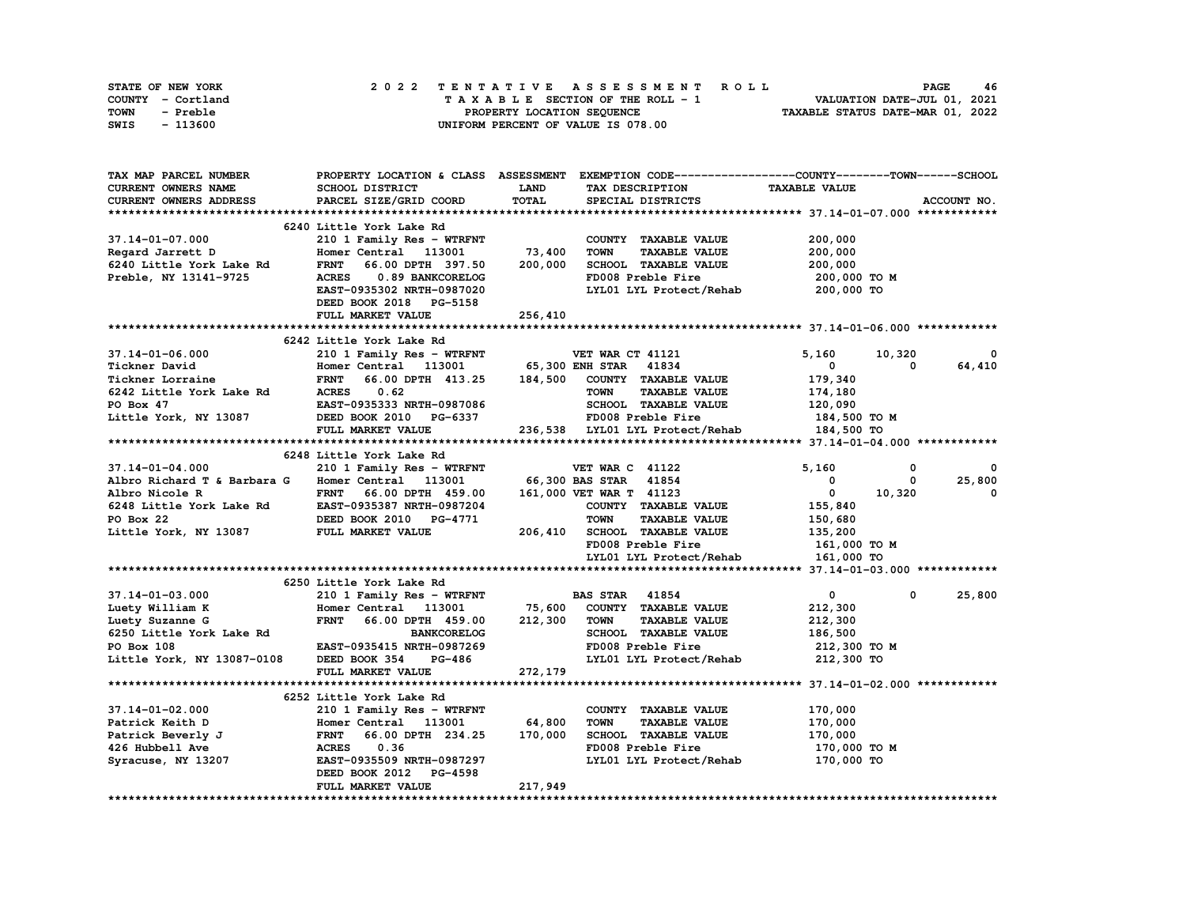STATE OF NEW YORK
COUNTY - Cortland
TOWN - Preble
SWIS - 113600

2022 TENTATIVE ASSESSMENT ROLL
TAXABLE SECTION OF THE ROLL - 1
PROPERTY LOCATION SEQUENCE
UNIFORM PERCENT OF VALUE IS 078.00

VALUATION DATE-JUL 01, 2021
TAXABLE STATUS DATE-MAR 01, 2022

| TAX MAP PARCEL NUMBER / CURRENT OWNERS NAME / CURRENT OWNERS ADDRESS | PROPERTY LOCATION & CLASS / SCHOOL DISTRICT / PARCEL SIZE/GRID COORD | ASSESSMENT LAND / TOTAL | EXEMPTION CODE / TAX DESCRIPTION / SPECIAL DISTRICTS | COUNTY TAXABLE VALUE | TOWN | SCHOOL | ACCOUNT NO. |
|---|---|---|---|---|---|---|---|
| **37.14-01-07.000** | 6240 Little York Lake Rd | | | | | | |
| 37.14-01-07.000 | 210 1 Family Res - WTRFNT | | COUNTY TAXABLE VALUE | 200,000 | | | |
| Regard Jarrett D | Homer Central 113001 | 73,400 | TOWN TAXABLE VALUE | 200,000 | | | |
| 6240 Little York Lake Rd | FRNT 66.00 DPTH 397.50 | 200,000 | SCHOOL TAXABLE VALUE | 200,000 | | | |
| Preble, NY 13141-9725 | ACRES 0.89 BANKCORELOG | | FD008 Preble Fire | 200,000 TO M | | | |
| | EAST-0935302 NRTH-0987020 | | LYL01 LYL Protect/Rehab | 200,000 TO | | | |
| | DEED BOOK 2018 PG-5158 | | | | | | |
| | FULL MARKET VALUE | 256,410 | | | | | |
| **37.14-01-06.000** | 6242 Little York Lake Rd | | | | | | |
| 37.14-01-06.000 | 210 1 Family Res - WTRFNT | | VET WAR CT 41121 | 5,160 | 10,320 | 0 | |
| Tickner David | Homer Central 113001 | 65,300 | ENH STAR 41834 | 0 | 0 | 64,410 | |
| Tickner Lorraine | FRNT 66.00 DPTH 413.25 | 184,500 | COUNTY TAXABLE VALUE | 179,340 | | | |
| 6242 Little York Lake Rd | ACRES 0.62 | | TOWN TAXABLE VALUE | 174,180 | | | |
| PO Box 47 | EAST-0935333 NRTH-0987086 | | SCHOOL TAXABLE VALUE | 120,090 | | | |
| Little York, NY 13087 | DEED BOOK 2010 PG-6337 | | FD008 Preble Fire | 184,500 TO M | | | |
| | FULL MARKET VALUE | 236,538 | LYL01 LYL Protect/Rehab | 184,500 TO | | | |
| **37.14-01-04.000** | 6248 Little York Lake Rd | | | | | | |
| 37.14-01-04.000 | 210 1 Family Res - WTRFNT | | VET WAR C 41122 | 5,160 | 0 | 0 | |
| Albro Richard T & Barbara G | Homer Central 113001 | 66,300 | BAS STAR 41854 | 0 | 0 | 25,800 | |
| Albro Nicole R | FRNT 66.00 DPTH 459.00 | 161,000 | VET WAR T 41123 | 0 | 10,320 | 0 | |
| 6248 Little York Lake Rd | EAST-0935387 NRTH-0987204 | | COUNTY TAXABLE VALUE | 155,840 | | | |
| PO Box 22 | DEED BOOK 2010 PG-4771 | | TOWN TAXABLE VALUE | 150,680 | | | |
| Little York, NY 13087 | FULL MARKET VALUE | 206,410 | SCHOOL TAXABLE VALUE | 135,200 | | | |
| | | | FD008 Preble Fire | 161,000 TO M | | | |
| | | | LYL01 LYL Protect/Rehab | 161,000 TO | | | |
| **37.14-01-03.000** | 6250 Little York Lake Rd | | | | | | |
| 37.14-01-03.000 | 210 1 Family Res - WTRFNT | | BAS STAR 41854 | 0 | 0 | 25,800 | |
| Luety William K | Homer Central 113001 | 75,600 | COUNTY TAXABLE VALUE | 212,300 | | | |
| Luety Suzanne G | FRNT 66.00 DPTH 459.00 | 212,300 | TOWN TAXABLE VALUE | 212,300 | | | |
| 6250 Little York Lake Rd | BANKCORELOG | | SCHOOL TAXABLE VALUE | 186,500 | | | |
| PO Box 108 | EAST-0935415 NRTH-0987269 | | FD008 Preble Fire | 212,300 TO M | | | |
| Little York, NY 13087-0108 | DEED BOOK 354 PG-486 | | LYL01 LYL Protect/Rehab | 212,300 TO | | | |
| | FULL MARKET VALUE | 272,179 | | | | | |
| **37.14-01-02.000** | 6252 Little York Lake Rd | | | | | | |
| 37.14-01-02.000 | 210 1 Family Res - WTRFNT | | COUNTY TAXABLE VALUE | 170,000 | | | |
| Patrick Keith D | Homer Central 113001 | 64,800 | TOWN TAXABLE VALUE | 170,000 | | | |
| Patrick Beverly J | FRNT 66.00 DPTH 234.25 | 170,000 | SCHOOL TAXABLE VALUE | 170,000 | | | |
| 426 Hubbell Ave | ACRES 0.36 | | FD008 Preble Fire | 170,000 TO M | | | |
| Syracuse, NY 13207 | EAST-0935509 NRTH-0987297 | | LYL01 LYL Protect/Rehab | 170,000 TO | | | |
| | DEED BOOK 2012 PG-4598 | | | | | | |
| | FULL MARKET VALUE | 217,949 | | | | | |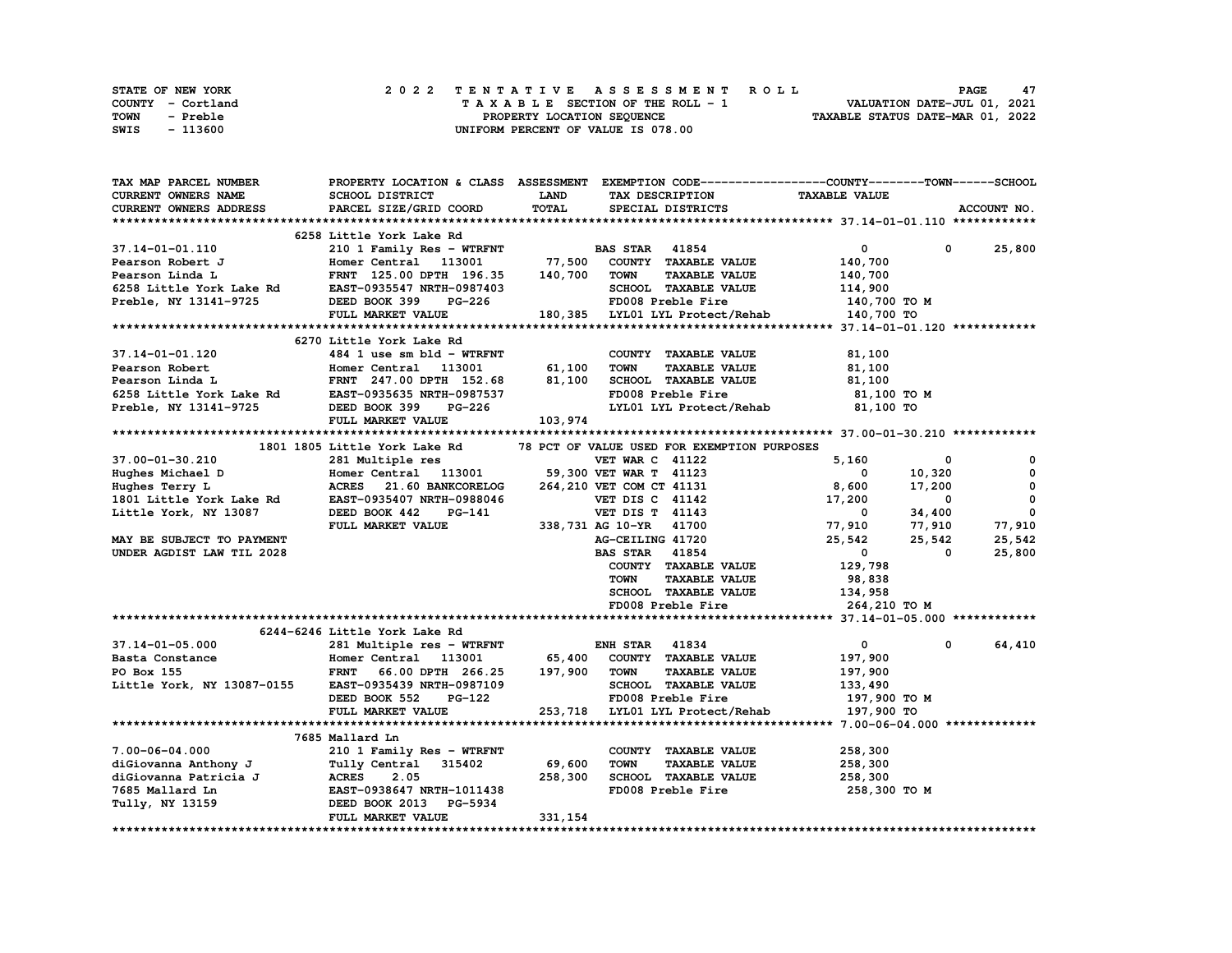STATE OF NEW YORK
COUNTY - Cortland
TOWN - Preble
SWIS - 113600

# 2022 TENTATIVE ASSESSMENT ROLL

TAXABLE SECTION OF THE ROLL - 1
PROPERTY LOCATION SEQUENCE
UNIFORM PERCENT OF VALUE IS 078.00

VALUATION DATE-JUL 01, 2021
TAXABLE STATUS DATE-MAR 01, 2022

| TAX MAP PARCEL NUMBER / CURRENT OWNERS NAME / CURRENT OWNERS ADDRESS | PROPERTY LOCATION & CLASS / SCHOOL DISTRICT / PARCEL SIZE/GRID COORD | ASSESSMENT LAND / TOTAL | EXEMPTION CODE / TAX DESCRIPTION / SPECIAL DISTRICTS | COUNTY TAXABLE VALUE | TOWN | SCHOOL / ACCOUNT NO. |
|---|---|---|---|---|---|---|
| | 6258 Little York Lake Rd | | | | | 37.14-01-01.110 |
| 37.14-01-01.110 | 210 1 Family Res - WTRFNT | | BAS STAR 41854 | 0 | 0 | 25,800 |
| Pearson Robert J | Homer Central 113001 | 77,500 | COUNTY TAXABLE VALUE | 140,700 | | |
| Pearson Linda L | FRNT 125.00 DPTH 196.35 | 140,700 | TOWN TAXABLE VALUE | 140,700 | | |
| 6258 Little York Lake Rd | EAST-0935547 NRTH-0987403 | | SCHOOL TAXABLE VALUE | 114,900 | | |
| Preble, NY 13141-9725 | DEED BOOK 399 PG-226 | | FD008 Preble Fire | 140,700 TO M | | |
| | FULL MARKET VALUE | 180,385 | LYL01 LYL Protect/Rehab | 140,700 TO | | |
| | 6270 Little York Lake Rd | | | | | 37.14-01-01.120 |
| 37.14-01-01.120 | 484 1 use sm bld - WTRFNT | | COUNTY TAXABLE VALUE | 81,100 | | |
| Pearson Robert | Homer Central 113001 | 61,100 | TOWN TAXABLE VALUE | 81,100 | | |
| Pearson Linda L | FRNT 247.00 DPTH 152.68 | 81,100 | SCHOOL TAXABLE VALUE | 81,100 | | |
| 6258 Little York Lake Rd | EAST-0935635 NRTH-0987537 | | FD008 Preble Fire | 81,100 TO M | | |
| Preble, NY 13141-9725 | DEED BOOK 399 PG-226 | | LYL01 LYL Protect/Rehab | 81,100 TO | | |
| | FULL MARKET VALUE | 103,974 | | | | |
| | 1801 1805 Little York Lake Rd | | 78 PCT OF VALUE USED FOR EXEMPTION PURPOSES | | | 37.00-01-30.210 |
| 37.00-01-30.210 | 281 Multiple res | | VET WAR C 41122 | 5,160 | 0 | 0 |
| Hughes Michael D | Homer Central 113001 | 59,300 | VET WAR T 41123 | 0 | 10,320 | 0 |
| Hughes Terry L | ACRES 21.60 BANKCORELOG | 264,210 | VET COM CT 41131 | 8,600 | 17,200 | 0 |
| 1801 Little York Lake Rd | EAST-0935407 NRTH-0988046 | | VET DIS C 41142 | 17,200 | 0 | 0 |
| Little York, NY 13087 | DEED BOOK 442 PG-141 | | VET DIS T 41143 | 0 | 34,400 | 0 |
| | FULL MARKET VALUE | 338,731 | AG 10-YR 41700 | 77,910 | 77,910 | 77,910 |
| MAY BE SUBJECT TO PAYMENT | | | AG-CEILING 41720 | 25,542 | 25,542 | 25,542 |
| UNDER AGDIST LAW TIL 2028 | | | BAS STAR 41854 | 0 | 0 | 25,800 |
| | | | COUNTY TAXABLE VALUE | 129,798 | | |
| | | | TOWN TAXABLE VALUE | 98,838 | | |
| | | | SCHOOL TAXABLE VALUE | 134,958 | | |
| | | | FD008 Preble Fire | 264,210 TO M | | |
| | 6244-6246 Little York Lake Rd | | | | | 37.14-01-05.000 |
| 37.14-01-05.000 | 281 Multiple res - WTRFNT | | ENH STAR 41834 | 0 | 0 | 64,410 |
| Basta Constance | Homer Central 113001 | 65,400 | COUNTY TAXABLE VALUE | 197,900 | | |
| PO Box 155 | FRNT 66.00 DPTH 266.25 | 197,900 | TOWN TAXABLE VALUE | 197,900 | | |
| Little York, NY 13087-0155 | EAST-0935439 NRTH-0987109 | | SCHOOL TAXABLE VALUE | 133,490 | | |
| | DEED BOOK 552 PG-122 | | FD008 Preble Fire | 197,900 TO M | | |
| | FULL MARKET VALUE | 253,718 | LYL01 LYL Protect/Rehab | 197,900 TO | | |
| | 7685 Mallard Ln | | | | | 7.00-06-04.000 |
| 7.00-06-04.000 | 210 1 Family Res - WTRFNT | | COUNTY TAXABLE VALUE | 258,300 | | |
| diGiovanna Anthony J | Tully Central 315402 | 69,600 | TOWN TAXABLE VALUE | 258,300 | | |
| diGiovanna Patricia J | ACRES 2.05 | 258,300 | SCHOOL TAXABLE VALUE | 258,300 | | |
| 7685 Mallard Ln | EAST-0938647 NRTH-1011438 | | FD008 Preble Fire | 258,300 TO M | | |
| Tully, NY 13159 | DEED BOOK 2013 PG-5934 | | | | | |
| | FULL MARKET VALUE | 331,154 | | | | |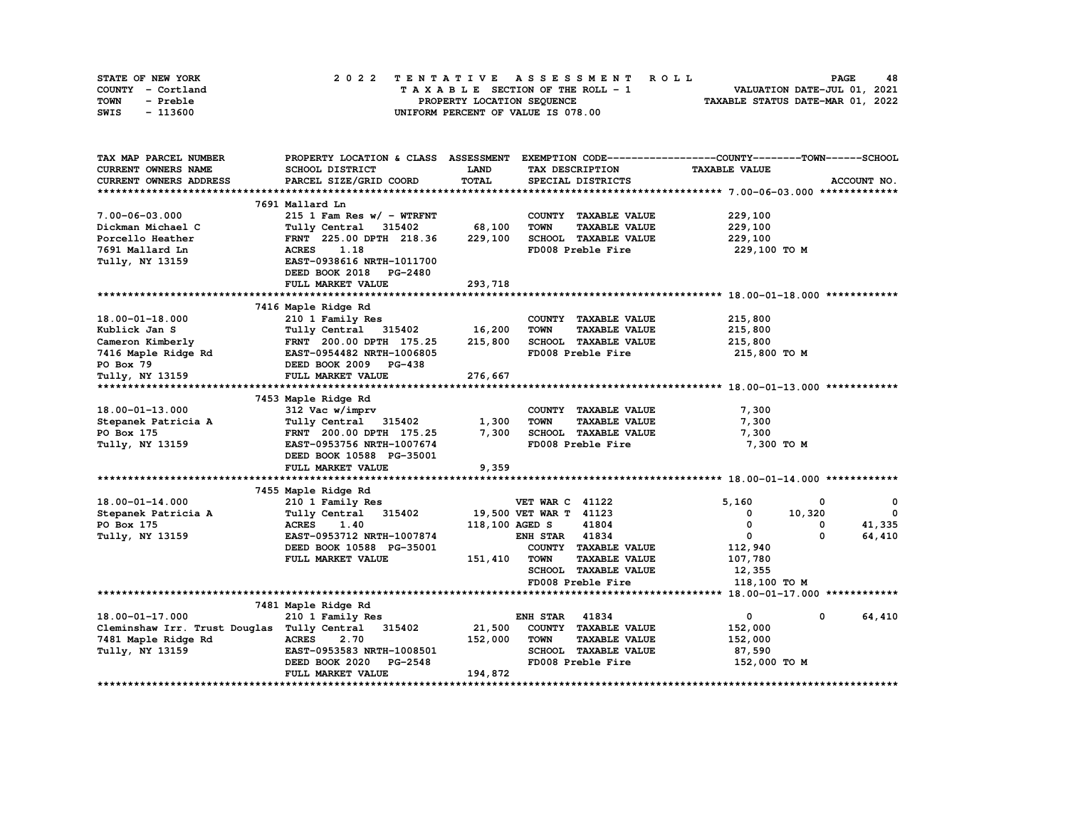STATE OF NEW YORK
COUNTY - Cortland
TOWN - Preble
SWIS - 113600

2022 TENTATIVE ASSESSMENT ROLL
TAXABLE SECTION OF THE ROLL - 1
PROPERTY LOCATION SEQUENCE
UNIFORM PERCENT OF VALUE IS 078.00

VALUATION DATE-JUL 01, 2021
TAXABLE STATUS DATE-MAR 01, 2022

| TAX MAP PARCEL NUMBER / CURRENT OWNERS NAME / CURRENT OWNERS ADDRESS | PROPERTY LOCATION & CLASS / SCHOOL DISTRICT / PARCEL SIZE/GRID COORD | ASSESSMENT LAND / TOTAL | EXEMPTION CODE / TAX DESCRIPTION / SPECIAL DISTRICTS | COUNTY TAXABLE VALUE | TOWN | SCHOOL |
|---|---|---|---|---|---|---|
| **7.00-06-03.000** | 7691 Mallard Ln | | | | | |
| 7.00-06-03.000 | 215 1 Fam Res w/ - WTRFNT | | COUNTY TAXABLE VALUE | 229,100 | | |
| Dickman Michael C | Tully Central 315402 | 68,100 | TOWN TAXABLE VALUE | 229,100 | | |
| Porcello Heather | FRNT 225.00 DPTH 218.36 | 229,100 | SCHOOL TAXABLE VALUE | 229,100 | | |
| 7691 Mallard Ln | ACRES 1.18 | | FD008 Preble Fire | 229,100 TO M | | |
| Tully, NY 13159 | EAST-0938616 NRTH-1011700 | | | | | |
| | DEED BOOK 2018 PG-2480 | | | | | |
| | FULL MARKET VALUE | 293,718 | | | | |
| **18.00-01-18.000** | 7416 Maple Ridge Rd | | | | | |
| 18.00-01-18.000 | 210 1 Family Res | | COUNTY TAXABLE VALUE | 215,800 | | |
| Kublick Jan S | Tully Central 315402 | 16,200 | TOWN TAXABLE VALUE | 215,800 | | |
| Cameron Kimberly | FRNT 200.00 DPTH 175.25 | 215,800 | SCHOOL TAXABLE VALUE | 215,800 | | |
| 7416 Maple Ridge Rd | EAST-0954482 NRTH-1006805 | | FD008 Preble Fire | 215,800 TO M | | |
| PO Box 79 | DEED BOOK 2009 PG-438 | | | | | |
| Tully, NY 13159 | FULL MARKET VALUE | 276,667 | | | | |
| **18.00-01-13.000** | 7453 Maple Ridge Rd | | | | | |
| 18.00-01-13.000 | 312 Vac w/imprv | | COUNTY TAXABLE VALUE | 7,300 | | |
| Stepanek Patricia A | Tully Central 315402 | 1,300 | TOWN TAXABLE VALUE | 7,300 | | |
| PO Box 175 | FRNT 200.00 DPTH 175.25 | 7,300 | SCHOOL TAXABLE VALUE | 7,300 | | |
| Tully, NY 13159 | EAST-0953756 NRTH-1007674 | | FD008 Preble Fire | 7,300 TO M | | |
| | DEED BOOK 10588 PG-35001 | | | | | |
| | FULL MARKET VALUE | 9,359 | | | | |
| **18.00-01-14.000** | 7455 Maple Ridge Rd | | | | | |
| 18.00-01-14.000 | 210 1 Family Res | | VET WAR C 41122 | 5,160 | 0 | 0 |
| Stepanek Patricia A | Tully Central 315402 | 19,500 | VET WAR T 41123 | 0 | 10,320 | 0 |
| PO Box 175 | ACRES 1.40 | 118,100 | AGED S 41804 | 0 | 0 | 41,335 |
| Tully, NY 13159 | EAST-0953712 NRTH-1007874 | | ENH STAR 41834 | 0 | 0 | 64,410 |
| | DEED BOOK 10588 PG-35001 | | COUNTY TAXABLE VALUE | 112,940 | | |
| | FULL MARKET VALUE | 151,410 | TOWN TAXABLE VALUE | 107,780 | | |
| | | | SCHOOL TAXABLE VALUE | 12,355 | | |
| | | | FD008 Preble Fire | 118,100 TO M | | |
| **18.00-01-17.000** | 7481 Maple Ridge Rd | | | | | |
| 18.00-01-17.000 | 210 1 Family Res | | ENH STAR 41834 | 0 | 0 | 64,410 |
| Cleminshaw Irr. Trust Douglas | Tully Central 315402 | 21,500 | COUNTY TAXABLE VALUE | 152,000 | | |
| 7481 Maple Ridge Rd | ACRES 2.70 | 152,000 | TOWN TAXABLE VALUE | 152,000 | | |
| Tully, NY 13159 | EAST-0953583 NRTH-1008501 | | SCHOOL TAXABLE VALUE | 87,590 | | |
| | DEED BOOK 2020 PG-2548 | | FD008 Preble Fire | 152,000 TO M | | |
| | FULL MARKET VALUE | 194,872 | | | | |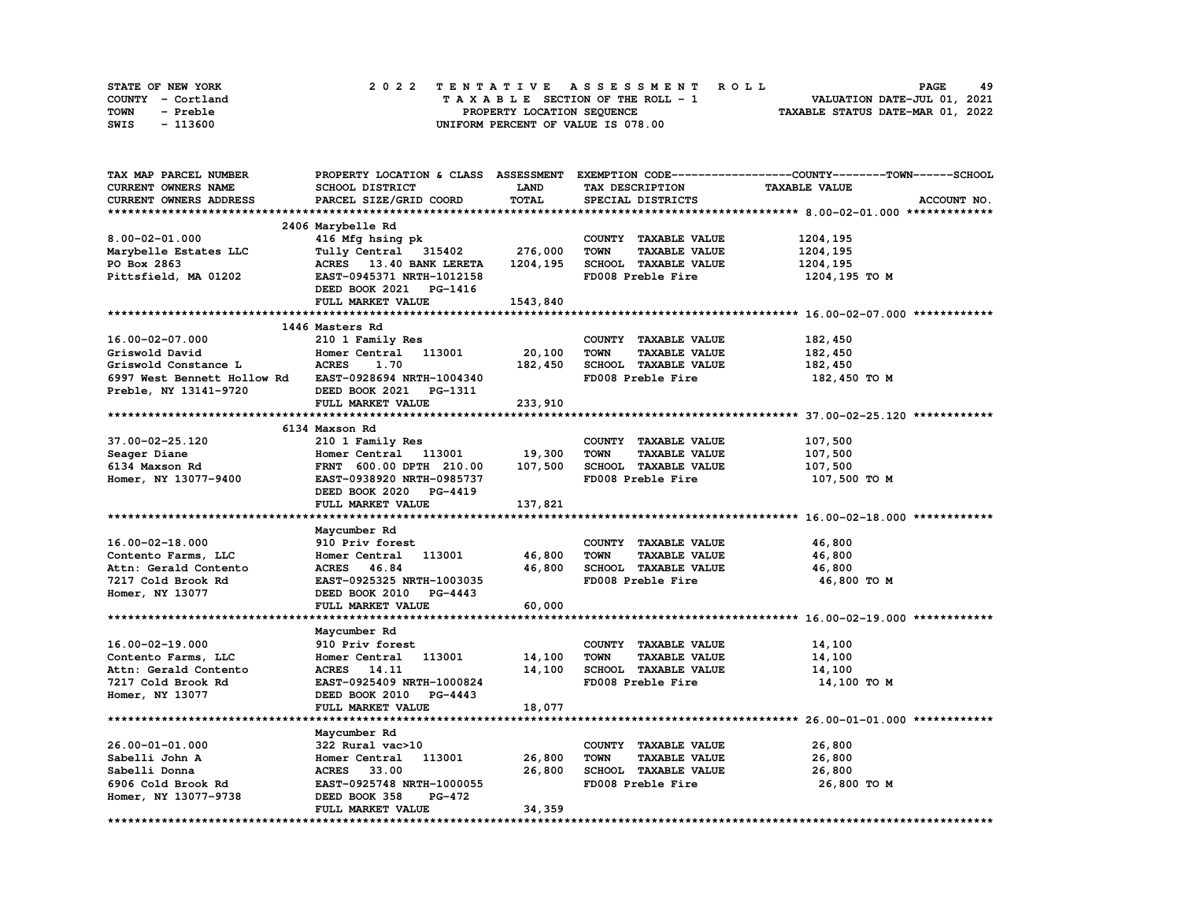STATE OF NEW YORK
COUNTY - Cortland
TOWN - Preble
SWIS - 113600

2022 TENTATIVE ASSESSMENT ROLL
TAXABLE SECTION OF THE ROLL - 1
PROPERTY LOCATION SEQUENCE
UNIFORM PERCENT OF VALUE IS 078.00

VALUATION DATE-JUL 01, 2021
TAXABLE STATUS DATE-MAR 01, 2022

| TAX MAP PARCEL NUMBER / CURRENT OWNERS NAME / CURRENT OWNERS ADDRESS | PROPERTY LOCATION & CLASS / SCHOOL DISTRICT / PARCEL SIZE/GRID COORD | ASSESSMENT LAND / TOTAL | EXEMPTION CODE / TAX DESCRIPTION / SPECIAL DISTRICTS | TAXABLE VALUE (COUNTY / TOWN / SCHOOL) | ACCOUNT NO. |
|---|---|---|---|---|---|
| **8.00-02-01.000** | 2406 Marybelle Rd | | | | |
| 8.00-02-01.000 | 416 Mfg hsing pk | | COUNTY TAXABLE VALUE | 1204,195 | |
| Marybelle Estates LLC | Tully Central 315402 | 276,000 | TOWN TAXABLE VALUE | 1204,195 | |
| PO Box 2863 | ACRES 13.40 BANK LERETA | 1204,195 | SCHOOL TAXABLE VALUE | 1204,195 | |
| Pittsfield, MA 01202 | EAST-0945371 NRTH-1012158 | | FD008 Preble Fire | 1204,195 TO M | |
| | DEED BOOK 2021 PG-1416 | | | | |
| | FULL MARKET VALUE | 1543,840 | | | |
| **16.00-02-07.000** | 1446 Masters Rd | | | | |
| 16.00-02-07.000 | 210 1 Family Res | | COUNTY TAXABLE VALUE | 182,450 | |
| Griswold David | Homer Central 113001 | 20,100 | TOWN TAXABLE VALUE | 182,450 | |
| Griswold Constance L | ACRES 1.70 | 182,450 | SCHOOL TAXABLE VALUE | 182,450 | |
| 6997 West Bennett Hollow Rd | EAST-0928694 NRTH-1004340 | | FD008 Preble Fire | 182,450 TO M | |
| Preble, NY 13141-9720 | DEED BOOK 2021 PG-1311 | | | | |
| | FULL MARKET VALUE | 233,910 | | | |
| **37.00-02-25.120** | 6134 Maxson Rd | | | | |
| 37.00-02-25.120 | 210 1 Family Res | | COUNTY TAXABLE VALUE | 107,500 | |
| Seager Diane | Homer Central 113001 | 19,300 | TOWN TAXABLE VALUE | 107,500 | |
| 6134 Maxson Rd | FRNT 600.00 DPTH 210.00 | 107,500 | SCHOOL TAXABLE VALUE | 107,500 | |
| Homer, NY 13077-9400 | EAST-0938920 NRTH-0985737 | | FD008 Preble Fire | 107,500 TO M | |
| | DEED BOOK 2020 PG-4419 | | | | |
| | FULL MARKET VALUE | 137,821 | | | |
| **16.00-02-18.000** | Maycumber Rd | | | | |
| 16.00-02-18.000 | 910 Priv forest | | COUNTY TAXABLE VALUE | 46,800 | |
| Contento Farms, LLC | Homer Central 113001 | 46,800 | TOWN TAXABLE VALUE | 46,800 | |
| Attn: Gerald Contento | ACRES 46.84 | 46,800 | SCHOOL TAXABLE VALUE | 46,800 | |
| 7217 Cold Brook Rd | EAST-0925325 NRTH-1003035 | | FD008 Preble Fire | 46,800 TO M | |
| Homer, NY 13077 | DEED BOOK 2010 PG-4443 | | | | |
| | FULL MARKET VALUE | 60,000 | | | |
| **16.00-02-19.000** | Maycumber Rd | | | | |
| 16.00-02-19.000 | 910 Priv forest | | COUNTY TAXABLE VALUE | 14,100 | |
| Contento Farms, LLC | Homer Central 113001 | 14,100 | TOWN TAXABLE VALUE | 14,100 | |
| Attn: Gerald Contento | ACRES 14.11 | 14,100 | SCHOOL TAXABLE VALUE | 14,100 | |
| 7217 Cold Brook Rd | EAST-0925409 NRTH-1000824 | | FD008 Preble Fire | 14,100 TO M | |
| Homer, NY 13077 | DEED BOOK 2010 PG-4443 | | | | |
| | FULL MARKET VALUE | 18,077 | | | |
| **26.00-01-01.000** | Maycumber Rd | | | | |
| 26.00-01-01.000 | 322 Rural vac>10 | | COUNTY TAXABLE VALUE | 26,800 | |
| Sabelli John A | Homer Central 113001 | 26,800 | TOWN TAXABLE VALUE | 26,800 | |
| Sabelli Donna | ACRES 33.00 | 26,800 | SCHOOL TAXABLE VALUE | 26,800 | |
| 6906 Cold Brook Rd | EAST-0925748 NRTH-1000055 | | FD008 Preble Fire | 26,800 TO M | |
| Homer, NY 13077-9738 | DEED BOOK 358 PG-472 | | | | |
| | FULL MARKET VALUE | 34,359 | | | |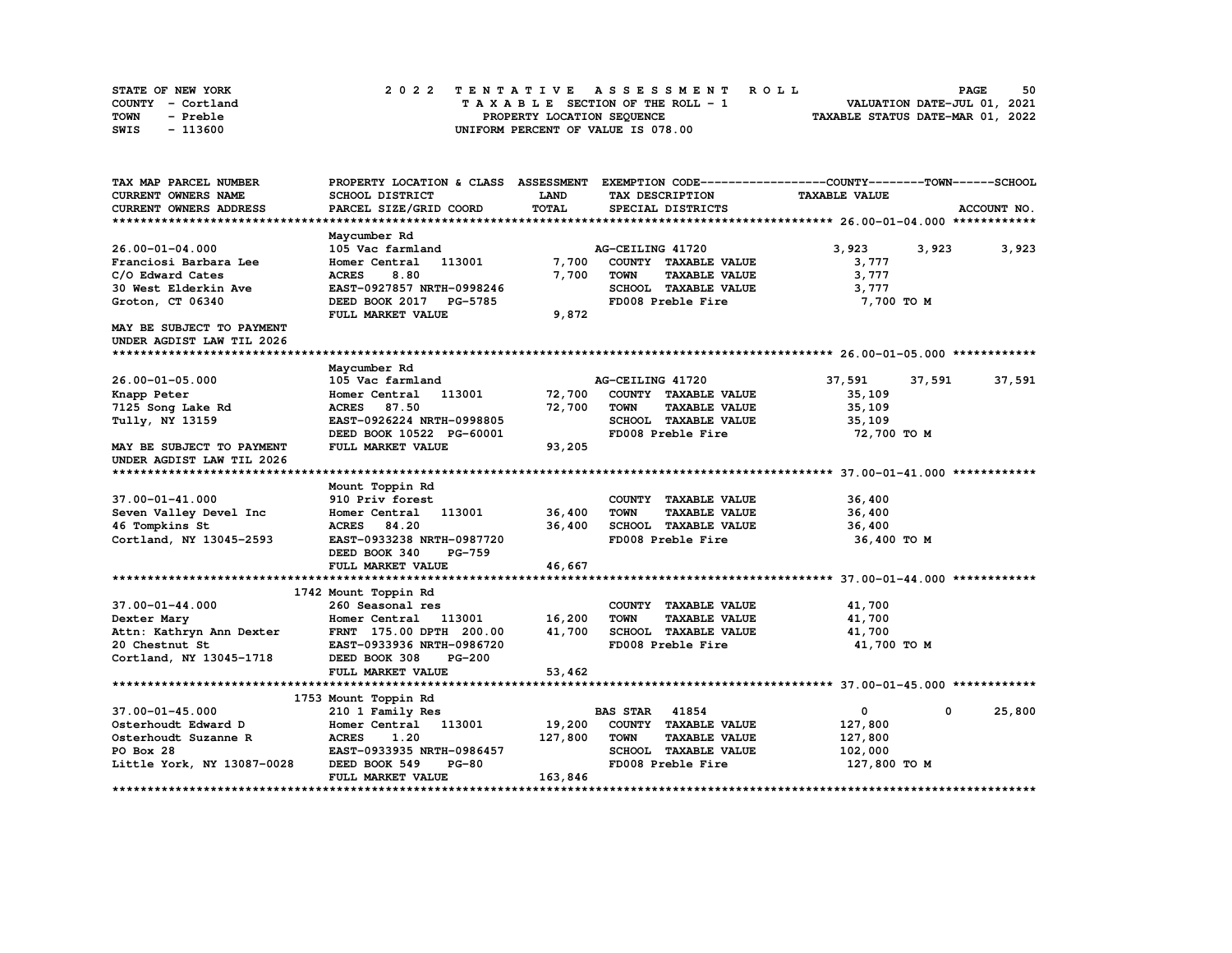STATE OF NEW YORK
COUNTY - Cortland
TOWN - Preble
SWIS - 113600

2022 TENTATIVE ASSESSMENT ROLL
TAXABLE SECTION OF THE ROLL - 1
PROPERTY LOCATION SEQUENCE
UNIFORM PERCENT OF VALUE IS 078.00

VALUATION DATE-JUL 01, 2021
TAXABLE STATUS DATE-MAR 01, 2022

| TAX MAP PARCEL NUMBER / CURRENT OWNERS NAME / CURRENT OWNERS ADDRESS | PROPERTY LOCATION & CLASS / SCHOOL DISTRICT / PARCEL SIZE/GRID COORD | ASSESSMENT LAND / TOTAL | EXEMPTION CODE / TAX DESCRIPTION / SPECIAL DISTRICTS | COUNTY TAXABLE VALUE | TOWN | SCHOOL / ACCOUNT NO. |
|---|---|---|---|---|---|---|
| **26.00-01-04.000** | Maycumber Rd | | | | | |
| 26.00-01-04.000 | 105 Vac farmland | | AG-CEILING 41720 | 3,923 | 3,923 | 3,923 |
| Franciosi Barbara Lee | Homer Central 113001 | 7,700 | COUNTY TAXABLE VALUE | 3,777 | | |
| C/O Edward Cates | ACRES 8.80 | 7,700 | TOWN TAXABLE VALUE | 3,777 | | |
| 30 West Elderkin Ave | EAST-0927857 NRTH-0998246 | | SCHOOL TAXABLE VALUE | 3,777 | | |
| Groton, CT 06340 | DEED BOOK 2017 PG-5785 | | FD008 Preble Fire | 7,700 TO M | | |
| | FULL MARKET VALUE | 9,872 | | | | |
| MAY BE SUBJECT TO PAYMENT UNDER AGDIST LAW TIL 2026 | | | | | | |
| **26.00-01-05.000** | Maycumber Rd | | | | | |
| 26.00-01-05.000 | 105 Vac farmland | | AG-CEILING 41720 | 37,591 | 37,591 | 37,591 |
| Knapp Peter | Homer Central 113001 | 72,700 | COUNTY TAXABLE VALUE | 35,109 | | |
| 7125 Song Lake Rd | ACRES 87.50 | 72,700 | TOWN TAXABLE VALUE | 35,109 | | |
| Tully, NY 13159 | EAST-0926224 NRTH-0998805 | | SCHOOL TAXABLE VALUE | 35,109 | | |
| | DEED BOOK 10522 PG-60001 | | FD008 Preble Fire | 72,700 TO M | | |
| MAY BE SUBJECT TO PAYMENT UNDER AGDIST LAW TIL 2026 | FULL MARKET VALUE | 93,205 | | | | |
| **37.00-01-41.000** | Mount Toppin Rd | | | | | |
| 37.00-01-41.000 | 910 Priv forest | | COUNTY TAXABLE VALUE | 36,400 | | |
| Seven Valley Devel Inc | Homer Central 113001 | 36,400 | TOWN TAXABLE VALUE | 36,400 | | |
| 46 Tompkins St | ACRES 84.20 | 36,400 | SCHOOL TAXABLE VALUE | 36,400 | | |
| Cortland, NY 13045-2593 | EAST-0933238 NRTH-0987720 | | FD008 Preble Fire | 36,400 TO M | | |
| | DEED BOOK 340 PG-759 | | | | | |
| | FULL MARKET VALUE | 46,667 | | | | |
| **37.00-01-44.000** | 1742 Mount Toppin Rd | | | | | |
| 37.00-01-44.000 | 260 Seasonal res | | COUNTY TAXABLE VALUE | 41,700 | | |
| Dexter Mary | Homer Central 113001 | 16,200 | TOWN TAXABLE VALUE | 41,700 | | |
| Attn: Kathryn Ann Dexter | FRNT 175.00 DPTH 200.00 | 41,700 | SCHOOL TAXABLE VALUE | 41,700 | | |
| 20 Chestnut St | EAST-0933936 NRTH-0986720 | | FD008 Preble Fire | 41,700 TO M | | |
| Cortland, NY 13045-1718 | DEED BOOK 308 PG-200 | | | | | |
| | FULL MARKET VALUE | 53,462 | | | | |
| **37.00-01-45.000** | 1753 Mount Toppin Rd | | | | | |
| 37.00-01-45.000 | 210 1 Family Res | | BAS STAR 41854 | 0 | 0 | 25,800 |
| Osterhoudt Edward D | Homer Central 113001 | 19,200 | COUNTY TAXABLE VALUE | 127,800 | | |
| Osterhoudt Suzanne R | ACRES 1.20 | 127,800 | TOWN TAXABLE VALUE | 127,800 | | |
| PO Box 28 | EAST-0933935 NRTH-0986457 | | SCHOOL TAXABLE VALUE | 102,000 | | |
| Little York, NY 13087-0028 | DEED BOOK 549 PG-80 | | FD008 Preble Fire | 127,800 TO M | | |
| | FULL MARKET VALUE | 163,846 | | | | |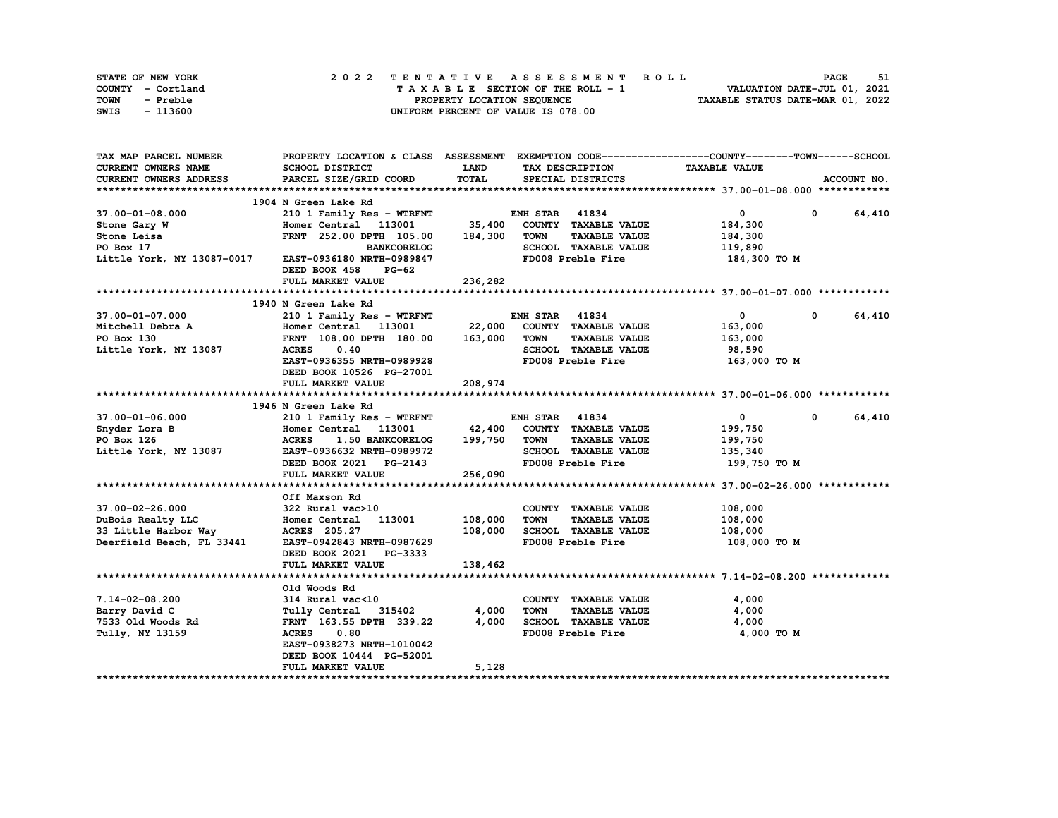STATE OF NEW YORK
COUNTY - Cortland
TOWN - Preble
SWIS - 113600

2 0 2 2 T E N T A T I V E A S S E S S M E N T R O L L
T A X A B L E SECTION OF THE ROLL - 1
PROPERTY LOCATION SEQUENCE
UNIFORM PERCENT OF VALUE IS 078.00

VALUATION DATE-JUL 01, 2021
TAXABLE STATUS DATE-MAR 01, 2022

| TAX MAP PARCEL NUMBER / CURRENT OWNERS NAME / CURRENT OWNERS ADDRESS | PROPERTY LOCATION & CLASS / SCHOOL DISTRICT / PARCEL SIZE/GRID COORD | ASSESSMENT LAND / TOTAL | EXEMPTION CODE / TAX DESCRIPTION / SPECIAL DISTRICTS | COUNTY | TOWN | SCHOOL / TAXABLE VALUE |
|---|---|---|---|---|---|---|
| **37.00-01-08.000** | 1904 N Green Lake Rd | | | | | |
| 37.00-01-08.000 | 210 1 Family Res - WTRFNT | | ENH STAR 41834 | 0 | 0 | 64,410 |
| Stone Gary W | Homer Central 113001 | 35,400 | COUNTY TAXABLE VALUE | 184,300 | | |
| Stone Leisa | FRNT 252.00 DPTH 105.00 | 184,300 | TOWN TAXABLE VALUE | 184,300 | | |
| PO Box 17 | BANKCORELOG | | SCHOOL TAXABLE VALUE | 119,890 | | |
| Little York, NY 13087-0017 | EAST-0936180 NRTH-0989847 | | FD008 Preble Fire | 184,300 TO M | | |
| | DEED BOOK 458 PG-62 | | | | | |
| | FULL MARKET VALUE | 236,282 | | | | |
| **37.00-01-07.000** | 1940 N Green Lake Rd | | | | | |
| 37.00-01-07.000 | 210 1 Family Res - WTRFNT | | ENH STAR 41834 | 0 | 0 | 64,410 |
| Mitchell Debra A | Homer Central 113001 | 22,000 | COUNTY TAXABLE VALUE | 163,000 | | |
| PO Box 130 | FRNT 108.00 DPTH 180.00 | 163,000 | TOWN TAXABLE VALUE | 163,000 | | |
| Little York, NY 13087 | ACRES 0.40 | | SCHOOL TAXABLE VALUE | 98,590 | | |
| | EAST-0936355 NRTH-0989928 | | FD008 Preble Fire | 163,000 TO M | | |
| | DEED BOOK 10526 PG-27001 | | | | | |
| | FULL MARKET VALUE | 208,974 | | | | |
| **37.00-01-06.000** | 1946 N Green Lake Rd | | | | | |
| 37.00-01-06.000 | 210 1 Family Res - WTRFNT | | ENH STAR 41834 | 0 | 0 | 64,410 |
| Snyder Lora B | Homer Central 113001 | 42,400 | COUNTY TAXABLE VALUE | 199,750 | | |
| PO Box 126 | ACRES 1.50 BANKCORELOG | 199,750 | TOWN TAXABLE VALUE | 199,750 | | |
| Little York, NY 13087 | EAST-0936632 NRTH-0989972 | | SCHOOL TAXABLE VALUE | 135,340 | | |
| | DEED BOOK 2021 PG-2143 | | FD008 Preble Fire | 199,750 TO M | | |
| | FULL MARKET VALUE | 256,090 | | | | |
| **37.00-02-26.000** | Off Maxson Rd | | | | | |
| 37.00-02-26.000 | 322 Rural vac>10 | | COUNTY TAXABLE VALUE | 108,000 | | |
| DuBois Realty LLC | Homer Central 113001 | 108,000 | TOWN TAXABLE VALUE | 108,000 | | |
| 33 Little Harbor Way | ACRES 205.27 | 108,000 | SCHOOL TAXABLE VALUE | 108,000 | | |
| Deerfield Beach, FL 33441 | EAST-0942843 NRTH-0987629 | | FD008 Preble Fire | 108,000 TO M | | |
| | DEED BOOK 2021 PG-3333 | | | | | |
| | FULL MARKET VALUE | 138,462 | | | | |
| **7.14-02-08.200** | Old Woods Rd | | | | | |
| 7.14-02-08.200 | 314 Rural vac<10 | | COUNTY TAXABLE VALUE | 4,000 | | |
| Barry David C | Tully Central 315402 | 4,000 | TOWN TAXABLE VALUE | 4,000 | | |
| 7533 Old Woods Rd | FRNT 163.55 DPTH 339.22 | 4,000 | SCHOOL TAXABLE VALUE | 4,000 | | |
| Tully, NY 13159 | ACRES 0.80 | | FD008 Preble Fire | 4,000 TO M | | |
| | EAST-0938273 NRTH-1010042 | | | | | |
| | DEED BOOK 10444 PG-52001 | | | | | |
| | FULL MARKET VALUE | 5,128 | | | | |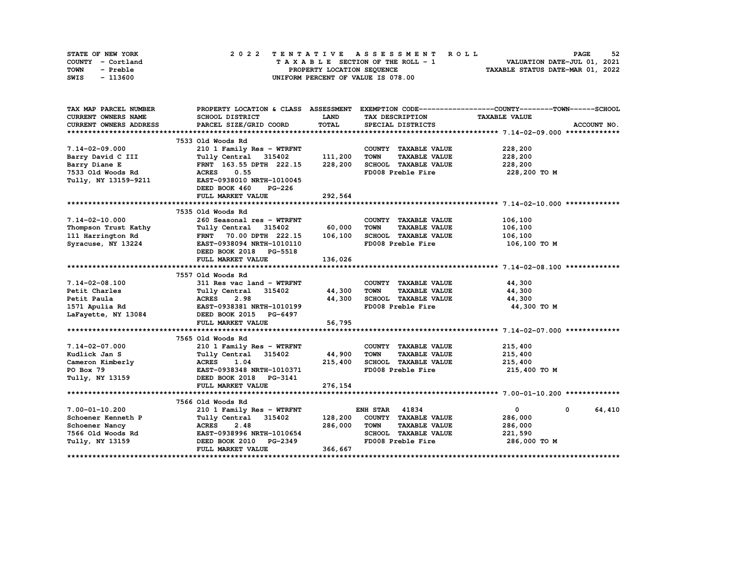STATE OF NEW YORK
COUNTY - Cortland
TOWN - Preble
SWIS - 113600

2 0 2 2 T E N T A T I V E A S S E S S M E N T R O L L
T A X A B L E SECTION OF THE ROLL - 1
PROPERTY LOCATION SEQUENCE
UNIFORM PERCENT OF VALUE IS 078.00

VALUATION DATE-JUL 01, 2021
TAXABLE STATUS DATE-MAR 01, 2022

| TAX MAP PARCEL NUMBER / CURRENT OWNERS NAME / CURRENT OWNERS ADDRESS | PROPERTY LOCATION & CLASS / SCHOOL DISTRICT / PARCEL SIZE/GRID COORD | ASSESSMENT LAND / TOTAL | EXEMPTION CODE / TAX DESCRIPTION / SPECIAL DISTRICTS | COUNTY TAXABLE VALUE | TOWN | SCHOOL / ACCOUNT NO. |
|---|---|---|---|---|---|---|
| **7.14-02-09.000** | 7533 Old Woods Rd | | | | | |
| 7.14-02-09.000 | 210 1 Family Res - WTRFNT | | COUNTY TAXABLE VALUE | 228,200 | | |
| Barry David C III | Tully Central 315402 | 111,200 | TOWN TAXABLE VALUE | 228,200 | | |
| Barry Diane E | FRNT 163.55 DPTH 222.15 | 228,200 | SCHOOL TAXABLE VALUE | 228,200 | | |
| 7533 Old Woods Rd | ACRES 0.55 | | FD008 Preble Fire | 228,200 TO M | | |
| Tully, NY 13159-9211 | EAST-0938010 NRTH-1010045 | | | | | |
| | DEED BOOK 460 PG-226 | | | | | |
| | FULL MARKET VALUE | 292,564 | | | | |
| **7.14-02-10.000** | 7535 Old Woods Rd | | | | | |
| 7.14-02-10.000 | 260 Seasonal res - WTRFNT | | COUNTY TAXABLE VALUE | 106,100 | | |
| Thompson Trust Kathy | Tully Central 315402 | 60,000 | TOWN TAXABLE VALUE | 106,100 | | |
| 111 Harrington Rd | FRNT 70.00 DPTH 222.15 | 106,100 | SCHOOL TAXABLE VALUE | 106,100 | | |
| Syracuse, NY 13224 | EAST-0938094 NRTH-1010110 | | FD008 Preble Fire | 106,100 TO M | | |
| | DEED BOOK 2018 PG-5518 | | | | | |
| | FULL MARKET VALUE | 136,026 | | | | |
| **7.14-02-08.100** | 7557 Old Woods Rd | | | | | |
| 7.14-02-08.100 | 311 Res vac land - WTRFNT | | COUNTY TAXABLE VALUE | 44,300 | | |
| Petit Charles | Tully Central 315402 | 44,300 | TOWN TAXABLE VALUE | 44,300 | | |
| Petit Paula | ACRES 2.98 | 44,300 | SCHOOL TAXABLE VALUE | 44,300 | | |
| 1571 Apulia Rd | EAST-0938381 NRTH-1010199 | | FD008 Preble Fire | 44,300 TO M | | |
| LaFayette, NY 13084 | DEED BOOK 2015 PG-6497 | | | | | |
| | FULL MARKET VALUE | 56,795 | | | | |
| **7.14-02-07.000** | 7565 Old Woods Rd | | | | | |
| 7.14-02-07.000 | 210 1 Family Res - WTRFNT | | COUNTY TAXABLE VALUE | 215,400 | | |
| Kudlick Jan S | Tully Central 315402 | 44,900 | TOWN TAXABLE VALUE | 215,400 | | |
| Cameron Kimberly | ACRES 1.04 | 215,400 | SCHOOL TAXABLE VALUE | 215,400 | | |
| PO Box 79 | EAST-0938348 NRTH-1010371 | | FD008 Preble Fire | 215,400 TO M | | |
| Tully, NY 13159 | DEED BOOK 2018 PG-3141 | | | | | |
| | FULL MARKET VALUE | 276,154 | | | | |
| **7.00-01-10.200** | 7566 Old Woods Rd | | | | | |
| 7.00-01-10.200 | 210 1 Family Res - WTRFNT | | ENH STAR 41834 | 0 | 0 | 64,410 |
| Schoener Kenneth P | Tully Central 315402 | 128,200 | COUNTY TAXABLE VALUE | 286,000 | | |
| Schoener Nancy | ACRES 2.48 | 286,000 | TOWN TAXABLE VALUE | 286,000 | | |
| 7566 Old Woods Rd | EAST-0938996 NRTH-1010654 | | SCHOOL TAXABLE VALUE | 221,590 | | |
| Tully, NY 13159 | DEED BOOK 2010 PG-2349 | | FD008 Preble Fire | 286,000 TO M | | |
| | FULL MARKET VALUE | 366,667 | | | | |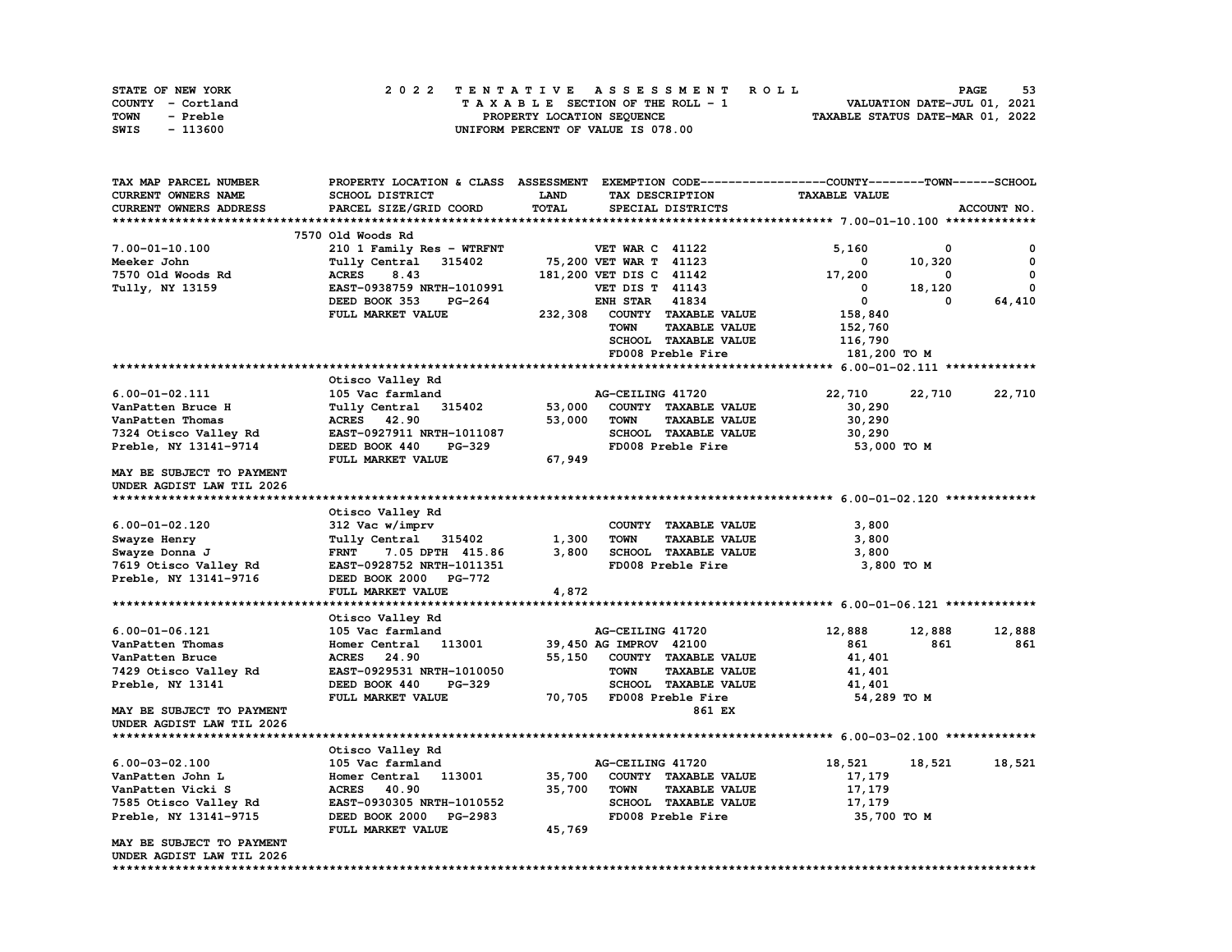STATE OF NEW YORK
COUNTY - Cortland
TOWN - Preble
SWIS - 113600

2022 TENTATIVE ASSESSMENT ROLL
TAXABLE SECTION OF THE ROLL - 1
PROPERTY LOCATION SEQUENCE
UNIFORM PERCENT OF VALUE IS 078.00

VALUATION DATE-JUL 01, 2021
TAXABLE STATUS DATE-MAR 01, 2022

| TAX MAP PARCEL NUMBER / CURRENT OWNERS NAME / CURRENT OWNERS ADDRESS | PROPERTY LOCATION & CLASS / SCHOOL DISTRICT / PARCEL SIZE/GRID COORD | ASSESSMENT LAND / TOTAL | EXEMPTION CODE / TAX DESCRIPTION / SPECIAL DISTRICTS | COUNTY TAXABLE VALUE | TOWN | SCHOOL / ACCOUNT NO. |
|---|---|---|---|---|---|---|
| **7.00-01-10.100** | 7570 Old Woods Rd | | | | | |
| 7.00-01-10.100 | 210 1 Family Res - WTRFNT | | VET WAR C 41122 | 5,160 | 0 | 0 |
| Meeker John | Tully Central 315402 | 75,200 | VET WAR T 41123 | 0 | 10,320 | 0 |
| 7570 Old Woods Rd | ACRES 8.43 | 181,200 | VET DIS C 41142 | 17,200 | 0 | 0 |
| Tully, NY 13159 | EAST-0938759 NRTH-1010991 | | VET DIS T 41143 | 0 | 18,120 | 0 |
| | DEED BOOK 353 PG-264 | | ENH STAR 41834 | 0 | 0 | 64,410 |
| | FULL MARKET VALUE | 232,308 | COUNTY TAXABLE VALUE | 158,840 | | |
| | | | TOWN TAXABLE VALUE | 152,760 | | |
| | | | SCHOOL TAXABLE VALUE | 116,790 | | |
| | | | FD008 Preble Fire | 181,200 TO M | | |
| **6.00-01-02.111** | Otisco Valley Rd | | | | | |
| 6.00-01-02.111 | 105 Vac farmland | | AG-CEILING 41720 | 22,710 | 22,710 | 22,710 |
| VanPatten Bruce H | Tully Central 315402 | 53,000 | COUNTY TAXABLE VALUE | 30,290 | | |
| VanPatten Thomas | ACRES 42.90 | 53,000 | TOWN TAXABLE VALUE | 30,290 | | |
| 7324 Otisco Valley Rd | EAST-0927911 NRTH-1011087 | | SCHOOL TAXABLE VALUE | 30,290 | | |
| Preble, NY 13141-9714 | DEED BOOK 440 PG-329 | | FD008 Preble Fire | 53,000 TO M | | |
| | FULL MARKET VALUE | 67,949 | | | | |
| MAY BE SUBJECT TO PAYMENT UNDER AGDIST LAW TIL 2026 | | | | | | |
| **6.00-01-02.120** | Otisco Valley Rd | | | | | |
| 6.00-01-02.120 | 312 Vac w/imprv | | COUNTY TAXABLE VALUE | 3,800 | | |
| Swayze Henry | Tully Central 315402 | 1,300 | TOWN TAXABLE VALUE | 3,800 | | |
| Swayze Donna J | FRNT 7.05 DPTH 415.86 | 3,800 | SCHOOL TAXABLE VALUE | 3,800 | | |
| 7619 Otisco Valley Rd | EAST-0928752 NRTH-1011351 | | FD008 Preble Fire | 3,800 TO M | | |
| Preble, NY 13141-9716 | DEED BOOK 2000 PG-772 | | | | | |
| | FULL MARKET VALUE | 4,872 | | | | |
| **6.00-01-06.121** | Otisco Valley Rd | | | | | |
| 6.00-01-06.121 | 105 Vac farmland | | AG-CEILING 41720 | 12,888 | 12,888 | 12,888 |
| VanPatten Thomas | Homer Central 113001 | 39,450 | AG IMPROV 42100 | 861 | 861 | 861 |
| VanPatten Bruce | ACRES 24.90 | 55,150 | COUNTY TAXABLE VALUE | 41,401 | | |
| 7429 Otisco Valley Rd | EAST-0929531 NRTH-1010050 | | TOWN TAXABLE VALUE | 41,401 | | |
| Preble, NY 13141 | DEED BOOK 440 PG-329 | | SCHOOL TAXABLE VALUE | 41,401 | | |
| | FULL MARKET VALUE | 70,705 | FD008 Preble Fire | 54,289 TO M | | |
| MAY BE SUBJECT TO PAYMENT UNDER AGDIST LAW TIL 2026 | | | 861 EX | | | |
| **6.00-03-02.100** | Otisco Valley Rd | | | | | |
| 6.00-03-02.100 | 105 Vac farmland | | AG-CEILING 41720 | 18,521 | 18,521 | 18,521 |
| VanPatten John L | Homer Central 113001 | 35,700 | COUNTY TAXABLE VALUE | 17,179 | | |
| VanPatten Vicki S | ACRES 40.90 | 35,700 | TOWN TAXABLE VALUE | 17,179 | | |
| 7585 Otisco Valley Rd | EAST-0930305 NRTH-1010552 | | SCHOOL TAXABLE VALUE | 17,179 | | |
| Preble, NY 13141-9715 | DEED BOOK 2000 PG-2983 | | FD008 Preble Fire | 35,700 TO M | | |
| | FULL MARKET VALUE | 45,769 | | | | |
| MAY BE SUBJECT TO PAYMENT UNDER AGDIST LAW TIL 2026 | | | | | | |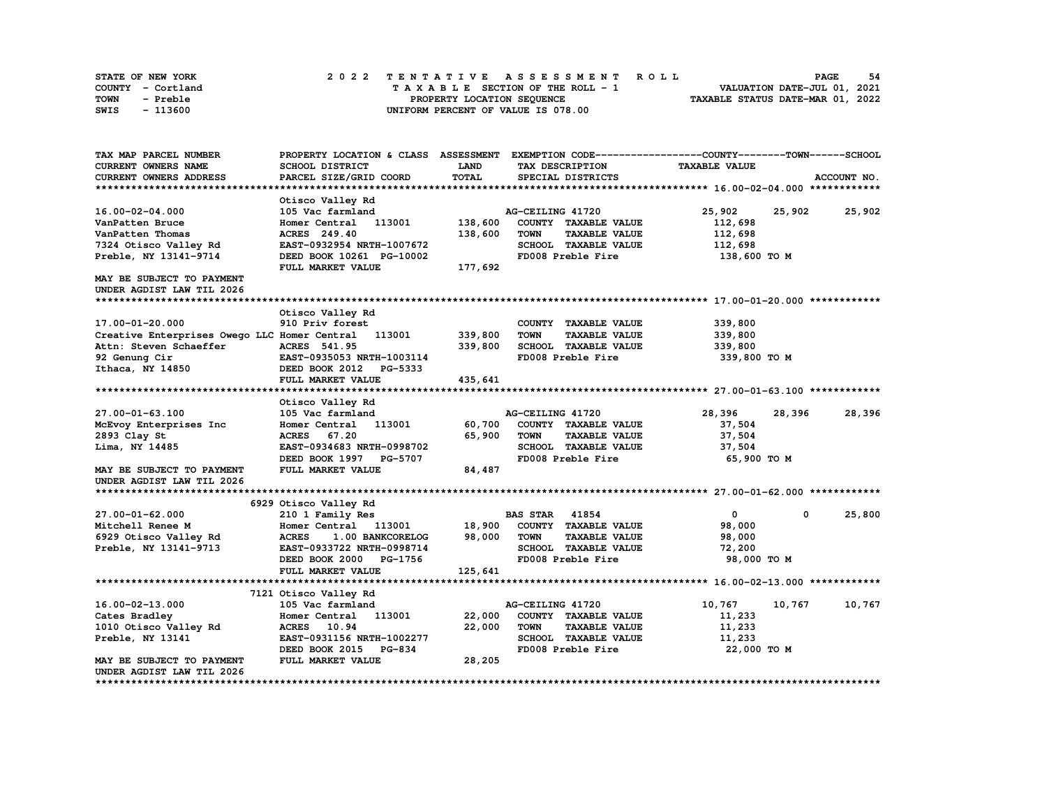STATE OF NEW YORK
COUNTY - Cortland
TOWN - Preble
SWIS - 113600

2022 TENTATIVE ASSESSMENT ROLL
TAXABLE SECTION OF THE ROLL - 1
PROPERTY LOCATION SEQUENCE
UNIFORM PERCENT OF VALUE IS 078.00

VALUATION DATE-JUL 01, 2021
TAXABLE STATUS DATE-MAR 01, 2022

| TAX MAP PARCEL NUMBER / CURRENT OWNERS NAME / CURRENT OWNERS ADDRESS | PROPERTY LOCATION & CLASS / SCHOOL DISTRICT / PARCEL SIZE/GRID COORD | ASSESSMENT LAND / TOTAL | EXEMPTION CODE / TAX DESCRIPTION / SPECIAL DISTRICTS | COUNTY TAXABLE VALUE | TOWN | SCHOOL |
|---|---|---|---|---|---|---|
| **16.00-02-04.000** | Otisco Valley Rd | | | | | |
| 16.00-02-04.000 | 105 Vac farmland | | AG-CEILING 41720 | 25,902 | 25,902 | 25,902 |
| VanPatten Bruce | Homer Central 113001 | 138,600 | COUNTY TAXABLE VALUE | 112,698 | | |
| VanPatten Thomas | ACRES 249.40 | 138,600 | TOWN TAXABLE VALUE | 112,698 | | |
| 7324 Otisco Valley Rd | EAST-0932954 NRTH-1007672 | | SCHOOL TAXABLE VALUE | 112,698 | | |
| Preble, NY 13141-9714 | DEED BOOK 10261 PG-10002 | | FD008 Preble Fire | 138,600 TO M | | |
| | FULL MARKET VALUE | 177,692 | | | | |
| MAY BE SUBJECT TO PAYMENT UNDER AGDIST LAW TIL 2026 | | | | | | |
| **17.00-01-20.000** | Otisco Valley Rd | | | | | |
| 17.00-01-20.000 | 910 Priv forest | | COUNTY TAXABLE VALUE | 339,800 | | |
| Creative Enterprises Owego LLC | Homer Central 113001 | 339,800 | TOWN TAXABLE VALUE | 339,800 | | |
| Attn: Steven Schaeffer | ACRES 541.95 | 339,800 | SCHOOL TAXABLE VALUE | 339,800 | | |
| 92 Genung Cir | EAST-0935053 NRTH-1003114 | | FD008 Preble Fire | 339,800 TO M | | |
| Ithaca, NY 14850 | DEED BOOK 2012 PG-5333 | | | | | |
| | FULL MARKET VALUE | 435,641 | | | | |
| **27.00-01-63.100** | Otisco Valley Rd | | | | | |
| 27.00-01-63.100 | 105 Vac farmland | | AG-CEILING 41720 | 28,396 | 28,396 | 28,396 |
| McEvoy Enterprises Inc | Homer Central 113001 | 60,700 | COUNTY TAXABLE VALUE | 37,504 | | |
| 2893 Clay St | ACRES 67.20 | 65,900 | TOWN TAXABLE VALUE | 37,504 | | |
| Lima, NY 14485 | EAST-0934683 NRTH-0998702 | | SCHOOL TAXABLE VALUE | 37,504 | | |
| | DEED BOOK 1997 PG-5707 | | FD008 Preble Fire | 65,900 TO M | | |
| MAY BE SUBJECT TO PAYMENT UNDER AGDIST LAW TIL 2026 | FULL MARKET VALUE | 84,487 | | | | |
| **27.00-01-62.000** | 6929 Otisco Valley Rd | | | | | |
| 27.00-01-62.000 | 210 1 Family Res | | BAS STAR 41854 | 0 | 0 | 25,800 |
| Mitchell Renee M | Homer Central 113001 | 18,900 | COUNTY TAXABLE VALUE | 98,000 | | |
| 6929 Otisco Valley Rd | ACRES 1.00 BANKCORELOG | 98,000 | TOWN TAXABLE VALUE | 98,000 | | |
| Preble, NY 13141-9713 | EAST-0933722 NRTH-0998714 | | SCHOOL TAXABLE VALUE | 72,200 | | |
| | DEED BOOK 2000 PG-1756 | | FD008 Preble Fire | 98,000 TO M | | |
| | FULL MARKET VALUE | 125,641 | | | | |
| **16.00-02-13.000** | 7121 Otisco Valley Rd | | | | | |
| 16.00-02-13.000 | 105 Vac farmland | | AG-CEILING 41720 | 10,767 | 10,767 | 10,767 |
| Cates Bradley | Homer Central 113001 | 22,000 | COUNTY TAXABLE VALUE | 11,233 | | |
| 1010 Otisco Valley Rd | ACRES 10.94 | 22,000 | TOWN TAXABLE VALUE | 11,233 | | |
| Preble, NY 13141 | EAST-0931156 NRTH-1002277 | | SCHOOL TAXABLE VALUE | 11,233 | | |
| | DEED BOOK 2015 PG-834 | | FD008 Preble Fire | 22,000 TO M | | |
| MAY BE SUBJECT TO PAYMENT UNDER AGDIST LAW TIL 2026 | FULL MARKET VALUE | 28,205 | | | | |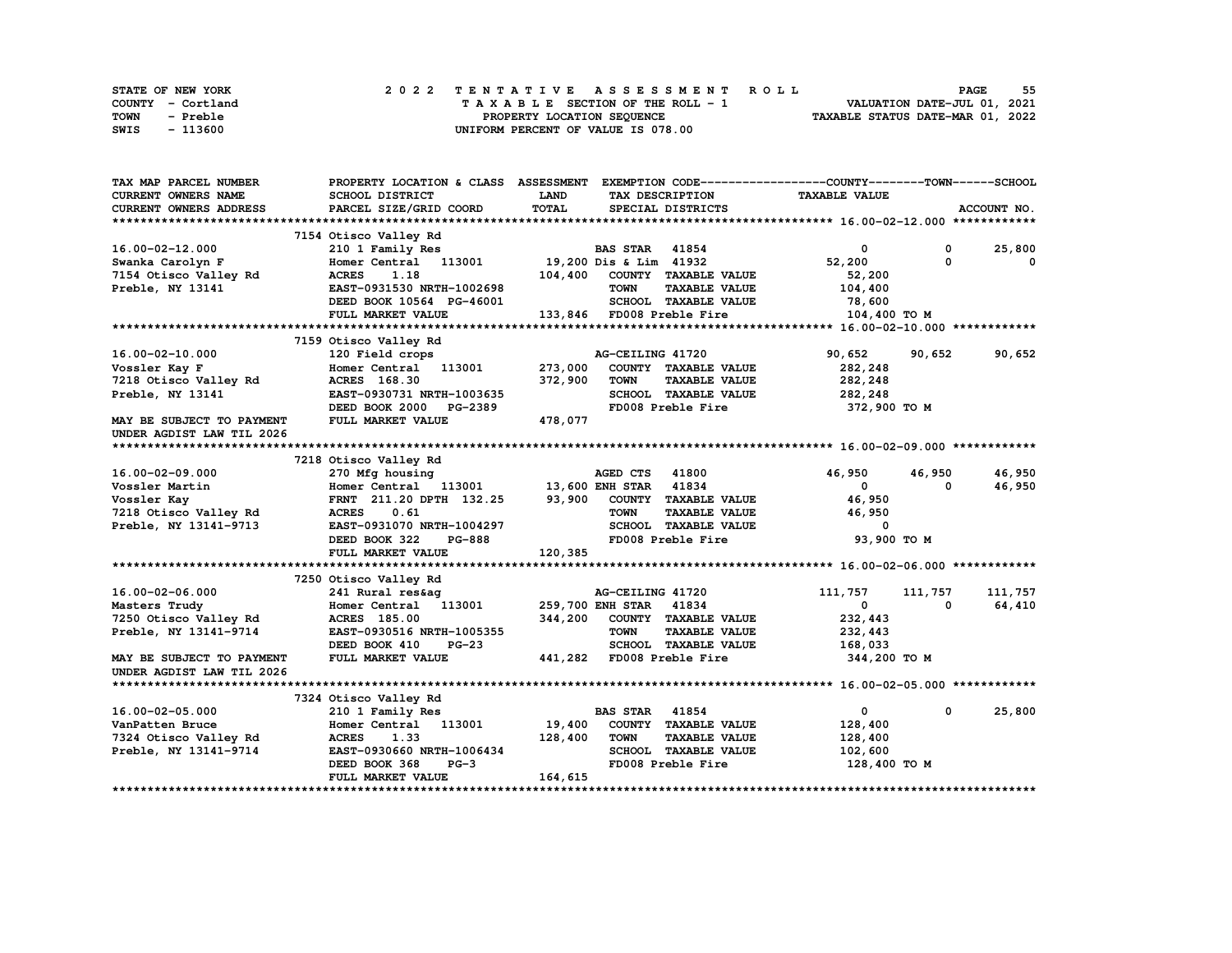STATE OF NEW YORK
COUNTY - Cortland
TOWN - Preble
SWIS - 113600

# 2022 TENTATIVE ASSESSMENT ROLL

TAXABLE SECTION OF THE ROLL - 1
PROPERTY LOCATION SEQUENCE
UNIFORM PERCENT OF VALUE IS 078.00

VALUATION DATE-JUL 01, 2021
TAXABLE STATUS DATE-MAR 01, 2022

| TAX MAP PARCEL NUMBER / CURRENT OWNERS NAME / CURRENT OWNERS ADDRESS | PROPERTY LOCATION & CLASS / SCHOOL DISTRICT / PARCEL SIZE/GRID COORD | ASSESSMENT LAND / TOTAL | EXEMPTION CODE / TAX DESCRIPTION / SPECIAL DISTRICTS | COUNTY TAXABLE VALUE | TOWN | SCHOOL / ACCOUNT NO. |
|---|---|---|---|---|---|---|
| | 7154 Otisco Valley Rd | | | | | 16.00-02-12.000 |
| 16.00-02-12.000 | 210 1 Family Res | | BAS STAR 41854 | 0 | 0 | 25,800 |
| Swanka Carolyn F | Homer Central 113001 | 19,200 | Dis & Lim 41932 | 52,200 | 0 | 0 |
| 7154 Otisco Valley Rd | ACRES 1.18 | 104,400 | COUNTY TAXABLE VALUE | 52,200 | | |
| Preble, NY 13141 | EAST-0931530 NRTH-1002698 | | TOWN TAXABLE VALUE | 104,400 | | |
| | DEED BOOK 10564 PG-46001 | | SCHOOL TAXABLE VALUE | 78,600 | | |
| | FULL MARKET VALUE | 133,846 | FD008 Preble Fire | 104,400 TO M | | |
| | 7159 Otisco Valley Rd | | | | | 16.00-02-10.000 |
| 16.00-02-10.000 | 120 Field crops | | AG-CEILING 41720 | 90,652 | 90,652 | 90,652 |
| Vossler Kay F | Homer Central 113001 | 273,000 | COUNTY TAXABLE VALUE | 282,248 | | |
| 7218 Otisco Valley Rd | ACRES 168.30 | 372,900 | TOWN TAXABLE VALUE | 282,248 | | |
| Preble, NY 13141 | EAST-0930731 NRTH-1003635 | | SCHOOL TAXABLE VALUE | 282,248 | | |
| | DEED BOOK 2000 PG-2389 | | FD008 Preble Fire | 372,900 TO M | | |
| MAY BE SUBJECT TO PAYMENT UNDER AGDIST LAW TIL 2026 | FULL MARKET VALUE | 478,077 | | | | |
| | 7218 Otisco Valley Rd | | | | | 16.00-02-09.000 |
| 16.00-02-09.000 | 270 Mfg housing | | AGED CTS 41800 | 46,950 | 46,950 | 46,950 |
| Vossler Martin | Homer Central 113001 | 13,600 | ENH STAR 41834 | 0 | 0 | 46,950 |
| Vossler Kay | FRNT 211.20 DPTH 132.25 | 93,900 | COUNTY TAXABLE VALUE | 46,950 | | |
| 7218 Otisco Valley Rd | ACRES 0.61 | | TOWN TAXABLE VALUE | 46,950 | | |
| Preble, NY 13141-9713 | EAST-0931070 NRTH-1004297 | | SCHOOL TAXABLE VALUE | 0 | | |
| | DEED BOOK 322 PG-888 | | FD008 Preble Fire | 93,900 TO M | | |
| | FULL MARKET VALUE | 120,385 | | | | |
| | 7250 Otisco Valley Rd | | | | | 16.00-02-06.000 |
| 16.00-02-06.000 | 241 Rural res&ag | | AG-CEILING 41720 | 111,757 | 111,757 | 111,757 |
| Masters Trudy | Homer Central 113001 | 259,700 | ENH STAR 41834 | 0 | 0 | 64,410 |
| 7250 Otisco Valley Rd | ACRES 185.00 | 344,200 | COUNTY TAXABLE VALUE | 232,443 | | |
| Preble, NY 13141-9714 | EAST-0930516 NRTH-1005355 | | TOWN TAXABLE VALUE | 232,443 | | |
| | DEED BOOK 410 PG-23 | | SCHOOL TAXABLE VALUE | 168,033 | | |
| MAY BE SUBJECT TO PAYMENT UNDER AGDIST LAW TIL 2026 | FULL MARKET VALUE | 441,282 | FD008 Preble Fire | 344,200 TO M | | |
| | 7324 Otisco Valley Rd | | | | | 16.00-02-05.000 |
| 16.00-02-05.000 | 210 1 Family Res | | BAS STAR 41854 | 0 | 0 | 25,800 |
| VanPatten Bruce | Homer Central 113001 | 19,400 | COUNTY TAXABLE VALUE | 128,400 | | |
| 7324 Otisco Valley Rd | ACRES 1.33 | 128,400 | TOWN TAXABLE VALUE | 128,400 | | |
| Preble, NY 13141-9714 | EAST-0930660 NRTH-1006434 | | SCHOOL TAXABLE VALUE | 102,600 | | |
| | DEED BOOK 368 PG-3 | | FD008 Preble Fire | 128,400 TO M | | |
| | FULL MARKET VALUE | 164,615 | | | | |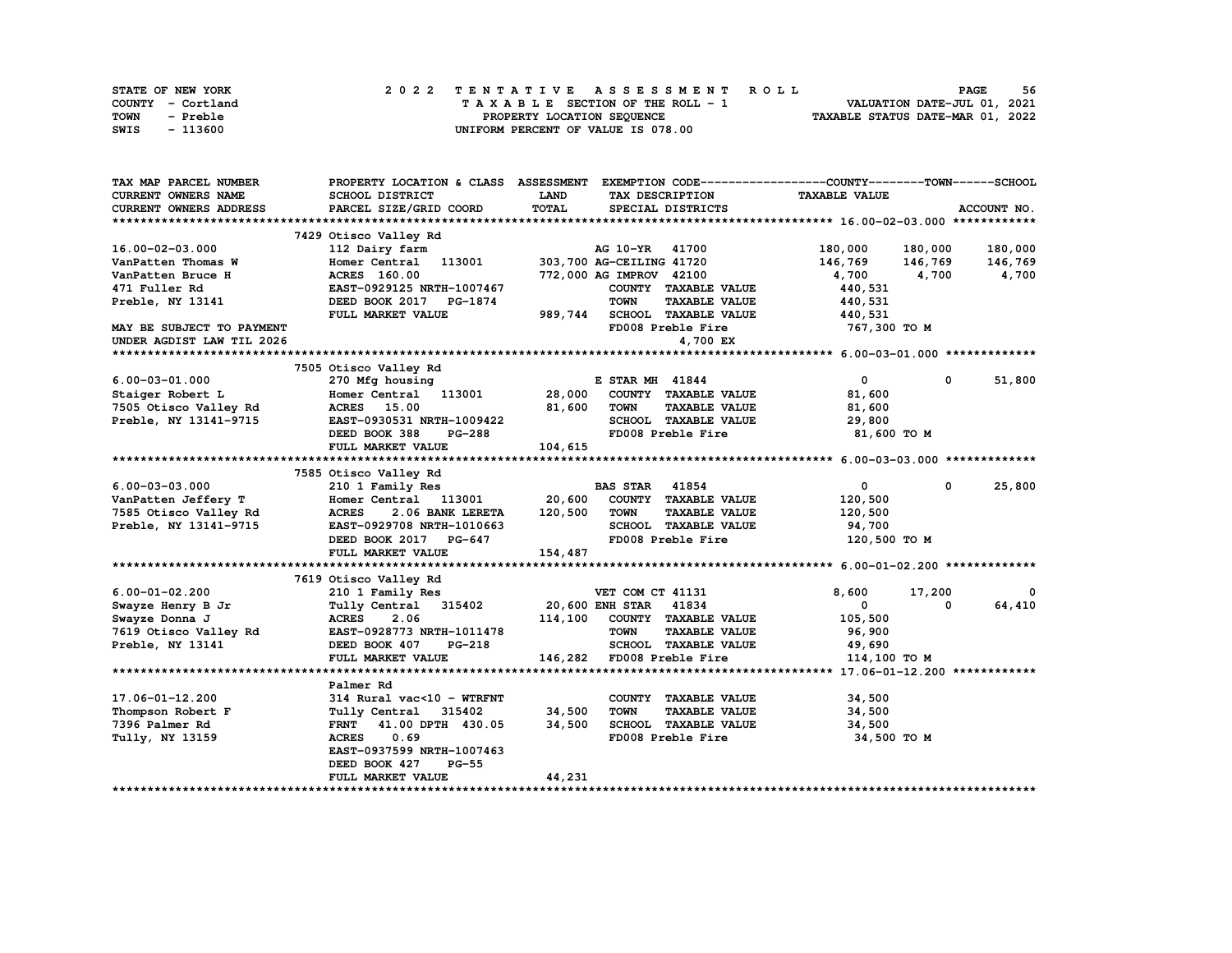STATE OF NEW YORK · COUNTY - Cortland · TOWN - Preble · SWIS - 113600

**2022 TENTATIVE ASSESSMENT ROLL**
TAXABLE SECTION OF THE ROLL - 1
PROPERTY LOCATION SEQUENCE
UNIFORM PERCENT OF VALUE IS 078.00

VALUATION DATE-JUL 01, 2021
TAXABLE STATUS DATE-MAR 01, 2022

| TAX MAP PARCEL NUMBER / CURRENT OWNERS NAME / CURRENT OWNERS ADDRESS | PROPERTY LOCATION & CLASS / SCHOOL DISTRICT / PARCEL SIZE/GRID COORD | ASSESSMENT LAND / TOTAL | EXEMPTION CODE / TAX DESCRIPTION / SPECIAL DISTRICTS | COUNTY | TOWN | SCHOOL / ACCOUNT NO. |
|---|---|---|---|---|---|---|
| **16.00-02-03.000** | 7429 Otisco Valley Rd | | | | | |
| 16.00-02-03.000 | 112 Dairy farm | | AG 10-YR 41700 | 180,000 | 180,000 | 180,000 |
| VanPatten Thomas W | Homer Central 113001 | 303,700 | AG-CEILING 41720 | 146,769 | 146,769 | 146,769 |
| VanPatten Bruce H | ACRES 160.00 | 772,000 | AG IMPROV 42100 | 4,700 | 4,700 | 4,700 |
| 471 Fuller Rd | EAST-0929125 NRTH-1007467 | | COUNTY TAXABLE VALUE | 440,531 | | |
| Preble, NY 13141 | DEED BOOK 2017 PG-1874 | | TOWN TAXABLE VALUE | 440,531 | | |
| | FULL MARKET VALUE | 989,744 | SCHOOL TAXABLE VALUE | 440,531 | | |
| MAY BE SUBJECT TO PAYMENT | | | FD008 Preble Fire | 767,300 TO M | | |
| UNDER AGDIST LAW TIL 2026 | | | 4,700 EX | | | |
| **6.00-03-01.000** | 7505 Otisco Valley Rd | | | | | |
| 6.00-03-01.000 | 270 Mfg housing | | E STAR MH 41844 | 0 | 0 | 51,800 |
| Staiger Robert L | Homer Central 113001 | 28,000 | COUNTY TAXABLE VALUE | 81,600 | | |
| 7505 Otisco Valley Rd | ACRES 15.00 | 81,600 | TOWN TAXABLE VALUE | 81,600 | | |
| Preble, NY 13141-9715 | EAST-0930531 NRTH-1009422 | | SCHOOL TAXABLE VALUE | 29,800 | | |
| | DEED BOOK 388 PG-288 | | FD008 Preble Fire | 81,600 TO M | | |
| | FULL MARKET VALUE | 104,615 | | | | |
| **6.00-03-03.000** | 7585 Otisco Valley Rd | | | | | |
| 6.00-03-03.000 | 210 1 Family Res | | BAS STAR 41854 | 0 | 0 | 25,800 |
| VanPatten Jeffery T | Homer Central 113001 | 20,600 | COUNTY TAXABLE VALUE | 120,500 | | |
| 7585 Otisco Valley Rd | ACRES 2.06 BANK LERETA | 120,500 | TOWN TAXABLE VALUE | 120,500 | | |
| Preble, NY 13141-9715 | EAST-0929708 NRTH-1010663 | | SCHOOL TAXABLE VALUE | 94,700 | | |
| | DEED BOOK 2017 PG-647 | | FD008 Preble Fire | 120,500 TO M | | |
| | FULL MARKET VALUE | 154,487 | | | | |
| **6.00-01-02.200** | 7619 Otisco Valley Rd | | | | | |
| 6.00-01-02.200 | 210 1 Family Res | | VET COM CT 41131 | 8,600 | 17,200 | 0 |
| Swayze Henry B Jr | Tully Central 315402 | 20,600 | ENH STAR 41834 | 0 | 0 | 64,410 |
| Swayze Donna J | ACRES 2.06 | 114,100 | COUNTY TAXABLE VALUE | 105,500 | | |
| 7619 Otisco Valley Rd | EAST-0928773 NRTH-1011478 | | TOWN TAXABLE VALUE | 96,900 | | |
| Preble, NY 13141 | DEED BOOK 407 PG-218 | | SCHOOL TAXABLE VALUE | 49,690 | | |
| | FULL MARKET VALUE | 146,282 | FD008 Preble Fire | 114,100 TO M | | |
| **17.06-01-12.200** | Palmer Rd | | | | | |
| 17.06-01-12.200 | 314 Rural vac<10 - WTRFNT | | COUNTY TAXABLE VALUE | 34,500 | | |
| Thompson Robert F | Tully Central 315402 | 34,500 | TOWN TAXABLE VALUE | 34,500 | | |
| 7396 Palmer Rd | FRNT 41.00 DPTH 430.05 | 34,500 | SCHOOL TAXABLE VALUE | 34,500 | | |
| Tully, NY 13159 | ACRES 0.69 | | FD008 Preble Fire | 34,500 TO M | | |
| | EAST-0937599 NRTH-1007463 | | | | | |
| | DEED BOOK 427 PG-55 | | | | | |
| | FULL MARKET VALUE | 44,231 | | | | |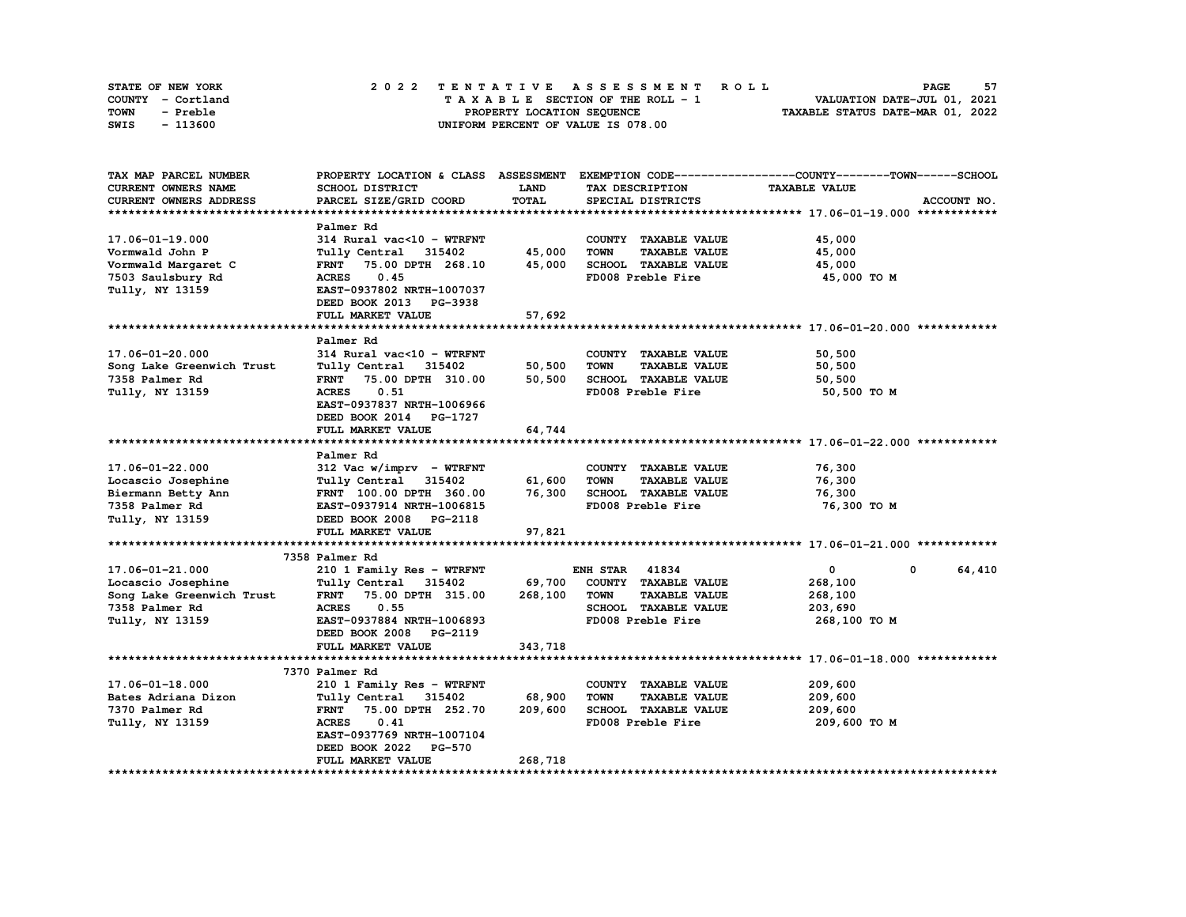STATE OF NEW YORK
COUNTY - Cortland
TOWN - Preble
SWIS - 113600

2 0 2 2 T E N T A T I V E A S S E S S M E N T R O L L
T A X A B L E SECTION OF THE ROLL - 1
PROPERTY LOCATION SEQUENCE
UNIFORM PERCENT OF VALUE IS 078.00

VALUATION DATE-JUL 01, 2021
TAXABLE STATUS DATE-MAR 01, 2022

| TAX MAP PARCEL NUMBER / CURRENT OWNERS NAME / CURRENT OWNERS ADDRESS | PROPERTY LOCATION & CLASS / SCHOOL DISTRICT / PARCEL SIZE/GRID COORD | ASSESSMENT LAND / TOTAL | EXEMPTION CODE / TAX DESCRIPTION / SPECIAL DISTRICTS | COUNTY / TAXABLE VALUE | TOWN | SCHOOL / ACCOUNT NO. |
|---|---|---|---|---|---|---|
| **17.06-01-19.000** | Palmer Rd | | | | | |
| 17.06-01-19.000 | 314 Rural vac<10 - WTRFNT | | COUNTY TAXABLE VALUE | 45,000 | | |
| Vormwald John P | Tully Central 315402 | 45,000 | TOWN TAXABLE VALUE | 45,000 | | |
| Vormwald Margaret C | FRNT 75.00 DPTH 268.10 | 45,000 | SCHOOL TAXABLE VALUE | 45,000 | | |
| 7503 Saulsbury Rd | ACRES 0.45 | | FD008 Preble Fire | 45,000 TO M | | |
| Tully, NY 13159 | EAST-0937802 NRTH-1007037 | | | | | |
| | DEED BOOK 2013 PG-3938 | | | | | |
| | FULL MARKET VALUE | 57,692 | | | | |
| **17.06-01-20.000** | Palmer Rd | | | | | |
| 17.06-01-20.000 | 314 Rural vac<10 - WTRFNT | | COUNTY TAXABLE VALUE | 50,500 | | |
| Song Lake Greenwich Trust | Tully Central 315402 | 50,500 | TOWN TAXABLE VALUE | 50,500 | | |
| 7358 Palmer Rd | FRNT 75.00 DPTH 310.00 | 50,500 | SCHOOL TAXABLE VALUE | 50,500 | | |
| Tully, NY 13159 | ACRES 0.51 | | FD008 Preble Fire | 50,500 TO M | | |
| | EAST-0937837 NRTH-1006966 | | | | | |
| | DEED BOOK 2014 PG-1727 | | | | | |
| | FULL MARKET VALUE | 64,744 | | | | |
| **17.06-01-22.000** | Palmer Rd | | | | | |
| 17.06-01-22.000 | 312 Vac w/imprv - WTRFNT | | COUNTY TAXABLE VALUE | 76,300 | | |
| Locascio Josephine | Tully Central 315402 | 61,600 | TOWN TAXABLE VALUE | 76,300 | | |
| Biermann Betty Ann | FRNT 100.00 DPTH 360.00 | 76,300 | SCHOOL TAXABLE VALUE | 76,300 | | |
| 7358 Palmer Rd | EAST-0937914 NRTH-1006815 | | FD008 Preble Fire | 76,300 TO M | | |
| Tully, NY 13159 | DEED BOOK 2008 PG-2118 | | | | | |
| | FULL MARKET VALUE | 97,821 | | | | |
| **17.06-01-21.000** | 7358 Palmer Rd | | | | | |
| 17.06-01-21.000 | 210 1 Family Res - WTRFNT | | ENH STAR 41834 | 0 | 0 | 64,410 |
| Locascio Josephine | Tully Central 315402 | 69,700 | COUNTY TAXABLE VALUE | 268,100 | | |
| Song Lake Greenwich Trust | FRNT 75.00 DPTH 315.00 | 268,100 | TOWN TAXABLE VALUE | 268,100 | | |
| 7358 Palmer Rd | ACRES 0.55 | | SCHOOL TAXABLE VALUE | 203,690 | | |
| Tully, NY 13159 | EAST-0937884 NRTH-1006893 | | FD008 Preble Fire | 268,100 TO M | | |
| | DEED BOOK 2008 PG-2119 | | | | | |
| | FULL MARKET VALUE | 343,718 | | | | |
| **17.06-01-18.000** | 7370 Palmer Rd | | | | | |
| 17.06-01-18.000 | 210 1 Family Res - WTRFNT | | COUNTY TAXABLE VALUE | 209,600 | | |
| Bates Adriana Dizon | Tully Central 315402 | 68,900 | TOWN TAXABLE VALUE | 209,600 | | |
| 7370 Palmer Rd | FRNT 75.00 DPTH 252.70 | 209,600 | SCHOOL TAXABLE VALUE | 209,600 | | |
| Tully, NY 13159 | ACRES 0.41 | | FD008 Preble Fire | 209,600 TO M | | |
| | EAST-0937769 NRTH-1007104 | | | | | |
| | DEED BOOK 2022 PG-570 | | | | | |
| | FULL MARKET VALUE | 268,718 | | | | |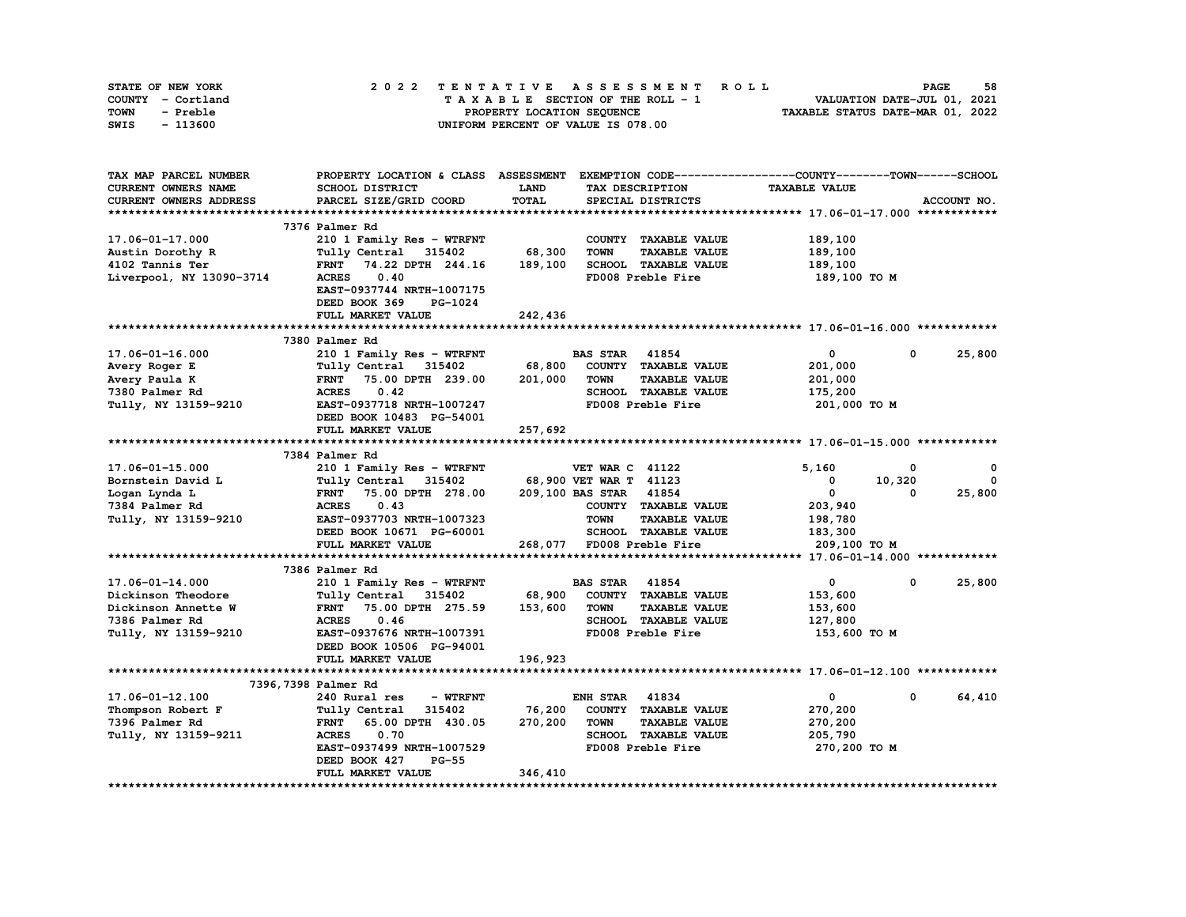STATE OF NEW YORK
COUNTY - Cortland
TOWN - Preble
SWIS - 113600

2022 TENTATIVE ASSESSMENT ROLL
TAXABLE SECTION OF THE ROLL - 1
PROPERTY LOCATION SEQUENCE
UNIFORM PERCENT OF VALUE IS 078.00

VALUATION DATE-JUL 01, 2021
TAXABLE STATUS DATE-MAR 01, 2022

| TAX MAP PARCEL NUMBER / CURRENT OWNERS NAME / CURRENT OWNERS ADDRESS | PROPERTY LOCATION & CLASS / SCHOOL DISTRICT / PARCEL SIZE/GRID COORD | ASSESSMENT LAND / TOTAL | EXEMPTION CODE / TAX DESCRIPTION / SPECIAL DISTRICTS | COUNTY TAXABLE VALUE | TOWN | SCHOOL / ACCOUNT NO. |
|---|---|---|---|---|---|---|
| **17.06-01-17.000** | 7376 Palmer Rd | | | | | |
| 17.06-01-17.000 | 210 1 Family Res - WTRFNT | | COUNTY TAXABLE VALUE | 189,100 | | |
| Austin Dorothy R | Tully Central 315402 | 68,300 | TOWN TAXABLE VALUE | 189,100 | | |
| 4102 Tannis Ter | FRNT 74.22 DPTH 244.16 | 189,100 | SCHOOL TAXABLE VALUE | 189,100 | | |
| Liverpool, NY 13090-3714 | ACRES 0.40 | | FD008 Preble Fire | 189,100 TO M | | |
| | EAST-0937744 NRTH-1007175 | | | | | |
| | DEED BOOK 369 PG-1024 | | | | | |
| | FULL MARKET VALUE | 242,436 | | | | |
| **17.06-01-16.000** | 7380 Palmer Rd | | | | | |
| 17.06-01-16.000 | 210 1 Family Res - WTRFNT | | BAS STAR 41854 | 0 | 0 | 25,800 |
| Avery Roger E | Tully Central 315402 | 68,800 | COUNTY TAXABLE VALUE | 201,000 | | |
| Avery Paula K | FRNT 75.00 DPTH 239.00 | 201,000 | TOWN TAXABLE VALUE | 201,000 | | |
| 7380 Palmer Rd | ACRES 0.42 | | SCHOOL TAXABLE VALUE | 175,200 | | |
| Tully, NY 13159-9210 | EAST-0937718 NRTH-1007247 | | FD008 Preble Fire | 201,000 TO M | | |
| | DEED BOOK 10483 PG-54001 | | | | | |
| | FULL MARKET VALUE | 257,692 | | | | |
| **17.06-01-15.000** | 7384 Palmer Rd | | | | | |
| 17.06-01-15.000 | 210 1 Family Res - WTRFNT | | VET WAR C 41122 | 5,160 | 0 | 0 |
| Bornstein David L | Tully Central 315402 | 68,900 | VET WAR T 41123 | 0 | 10,320 | 0 |
| Logan Lynda L | FRNT 75.00 DPTH 278.00 | 209,100 | BAS STAR 41854 | 0 | 0 | 25,800 |
| 7384 Palmer Rd | ACRES 0.43 | | COUNTY TAXABLE VALUE | 203,940 | | |
| Tully, NY 13159-9210 | EAST-0937703 NRTH-1007323 | | TOWN TAXABLE VALUE | 198,780 | | |
| | DEED BOOK 10671 PG-60001 | | SCHOOL TAXABLE VALUE | 183,300 | | |
| | FULL MARKET VALUE | 268,077 | FD008 Preble Fire | 209,100 TO M | | |
| **17.06-01-14.000** | 7386 Palmer Rd | | | | | |
| 17.06-01-14.000 | 210 1 Family Res - WTRFNT | | BAS STAR 41854 | 0 | 0 | 25,800 |
| Dickinson Theodore | Tully Central 315402 | 68,900 | COUNTY TAXABLE VALUE | 153,600 | | |
| Dickinson Annette W | FRNT 75.00 DPTH 275.59 | 153,600 | TOWN TAXABLE VALUE | 153,600 | | |
| 7386 Palmer Rd | ACRES 0.46 | | SCHOOL TAXABLE VALUE | 127,800 | | |
| Tully, NY 13159-9210 | EAST-0937676 NRTH-1007391 | | FD008 Preble Fire | 153,600 TO M | | |
| | DEED BOOK 10506 PG-94001 | | | | | |
| | FULL MARKET VALUE | 196,923 | | | | |
| **17.06-01-12.100** | 7396,7398 Palmer Rd | | | | | |
| 17.06-01-12.100 | 240 Rural res - WTRFNT | | ENH STAR 41834 | 0 | 0 | 64,410 |
| Thompson Robert F | Tully Central 315402 | 76,200 | COUNTY TAXABLE VALUE | 270,200 | | |
| 7396 Palmer Rd | FRNT 65.00 DPTH 430.05 | 270,200 | TOWN TAXABLE VALUE | 270,200 | | |
| Tully, NY 13159-9211 | ACRES 0.70 | | SCHOOL TAXABLE VALUE | 205,790 | | |
| | EAST-0937499 NRTH-1007529 | | FD008 Preble Fire | 270,200 TO M | | |
| | DEED BOOK 427 PG-55 | | | | | |
| | FULL MARKET VALUE | 346,410 | | | | |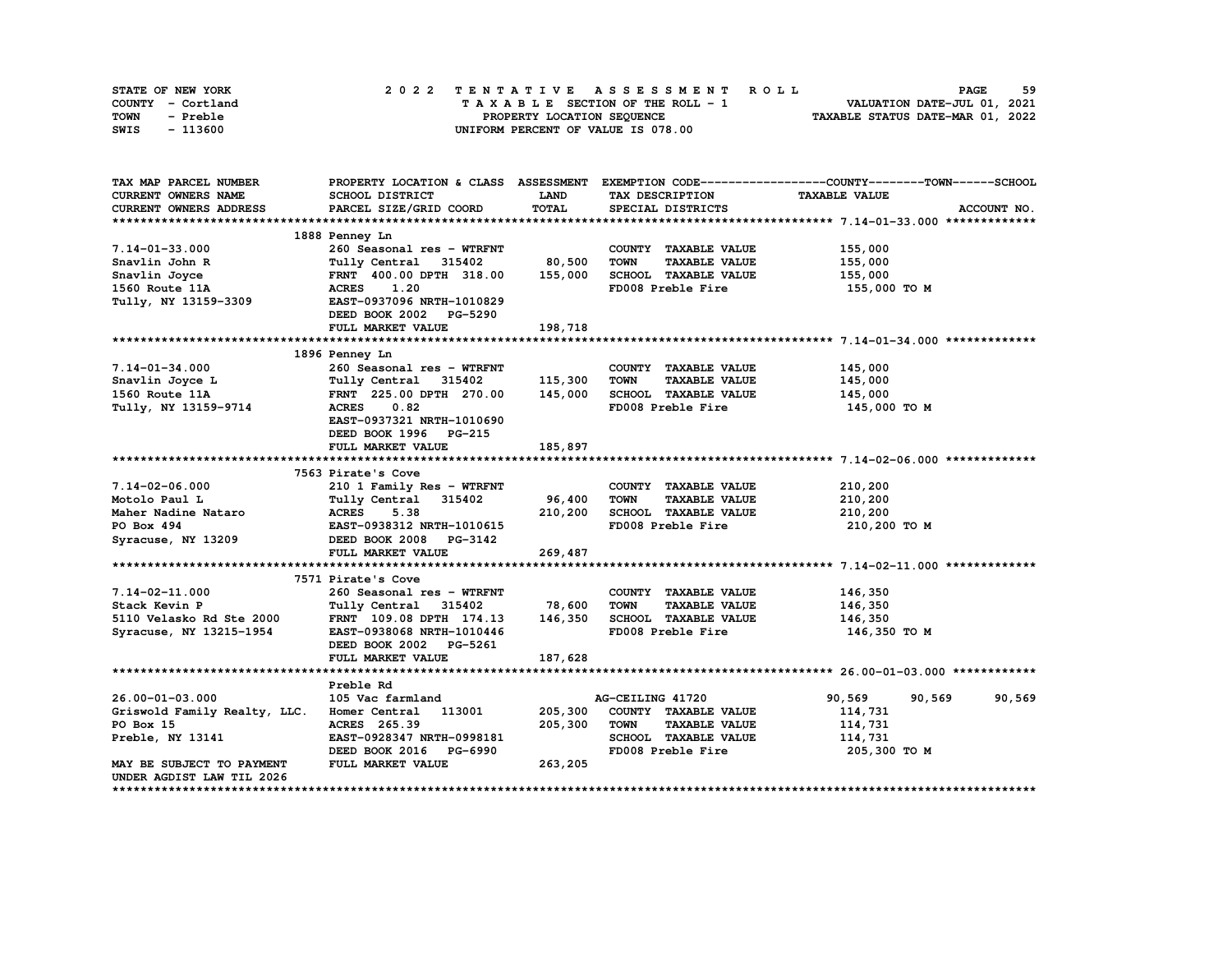STATE OF NEW YORK
COUNTY - Cortland
TOWN - Preble
SWIS - 113600

2 0 2 2 T E N T A T I V E A S S E S S M E N T R O L L
T A X A B L E SECTION OF THE ROLL - 1
PROPERTY LOCATION SEQUENCE
UNIFORM PERCENT OF VALUE IS 078.00

VALUATION DATE-JUL 01, 2021
TAXABLE STATUS DATE-MAR 01, 2022

| TAX MAP PARCEL NUMBER / CURRENT OWNERS NAME / CURRENT OWNERS ADDRESS | PROPERTY LOCATION & CLASS / SCHOOL DISTRICT / PARCEL SIZE/GRID COORD | ASSESSMENT LAND / TOTAL | EXEMPTION CODE / TAX DESCRIPTION / SPECIAL DISTRICTS | COUNTY | TOWN | SCHOOL |
|---|---|---|---|---|---|---|
| **7.14-01-33.000** | 1888 Penney Ln | | | | | |
| 7.14-01-33.000 | 260 Seasonal res - WTRFNT | | COUNTY TAXABLE VALUE | 155,000 | | |
| Snavlin John R | Tully Central 315402 | 80,500 | TOWN TAXABLE VALUE | 155,000 | | |
| Snavlin Joyce | FRNT 400.00 DPTH 318.00 | 155,000 | SCHOOL TAXABLE VALUE | 155,000 | | |
| 1560 Route 11A | ACRES 1.20 | | FD008 Preble Fire | 155,000 TO M | | |
| Tully, NY 13159-3309 | EAST-0937096 NRTH-1010829 | | | | | |
| | DEED BOOK 2002 PG-5290 | | | | | |
| | FULL MARKET VALUE | 198,718 | | | | |
| **7.14-01-34.000** | 1896 Penney Ln | | | | | |
| 7.14-01-34.000 | 260 Seasonal res - WTRFNT | | COUNTY TAXABLE VALUE | 145,000 | | |
| Snavlin Joyce L | Tully Central 315402 | 115,300 | TOWN TAXABLE VALUE | 145,000 | | |
| 1560 Route 11A | FRNT 225.00 DPTH 270.00 | 145,000 | SCHOOL TAXABLE VALUE | 145,000 | | |
| Tully, NY 13159-9714 | ACRES 0.82 | | FD008 Preble Fire | 145,000 TO M | | |
| | EAST-0937321 NRTH-1010690 | | | | | |
| | DEED BOOK 1996 PG-215 | | | | | |
| | FULL MARKET VALUE | 185,897 | | | | |
| **7.14-02-06.000** | 7563 Pirate's Cove | | | | | |
| 7.14-02-06.000 | 210 1 Family Res - WTRFNT | | COUNTY TAXABLE VALUE | 210,200 | | |
| Motolo Paul L | Tully Central 315402 | 96,400 | TOWN TAXABLE VALUE | 210,200 | | |
| Maher Nadine Nataro | ACRES 5.38 | 210,200 | SCHOOL TAXABLE VALUE | 210,200 | | |
| PO Box 494 | EAST-0938312 NRTH-1010615 | | FD008 Preble Fire | 210,200 TO M | | |
| Syracuse, NY 13209 | DEED BOOK 2008 PG-3142 | | | | | |
| | FULL MARKET VALUE | 269,487 | | | | |
| **7.14-02-11.000** | 7571 Pirate's Cove | | | | | |
| 7.14-02-11.000 | 260 Seasonal res - WTRFNT | | COUNTY TAXABLE VALUE | 146,350 | | |
| Stack Kevin P | Tully Central 315402 | 78,600 | TOWN TAXABLE VALUE | 146,350 | | |
| 5110 Velasko Rd Ste 2000 | FRNT 109.08 DPTH 174.13 | 146,350 | SCHOOL TAXABLE VALUE | 146,350 | | |
| Syracuse, NY 13215-1954 | EAST-0938068 NRTH-1010446 | | FD008 Preble Fire | 146,350 TO M | | |
| | DEED BOOK 2002 PG-5261 | | | | | |
| | FULL MARKET VALUE | 187,628 | | | | |
| **26.00-01-03.000** | Preble Rd | | | | | |
| 26.00-01-03.000 | 105 Vac farmland | | AG-CEILING 41720 | 90,569 | 90,569 | 90,569 |
| Griswold Family Realty, LLC. | Homer Central 113001 | 205,300 | COUNTY TAXABLE VALUE | 114,731 | | |
| PO Box 15 | ACRES 265.39 | 205,300 | TOWN TAXABLE VALUE | 114,731 | | |
| Preble, NY 13141 | EAST-0928347 NRTH-0998181 | | SCHOOL TAXABLE VALUE | 114,731 | | |
| | DEED BOOK 2016 PG-6990 | | FD008 Preble Fire | 205,300 TO M | | |
| MAY BE SUBJECT TO PAYMENT | FULL MARKET VALUE | 263,205 | | | | |
| UNDER AGDIST LAW TIL 2026 | | | | | | |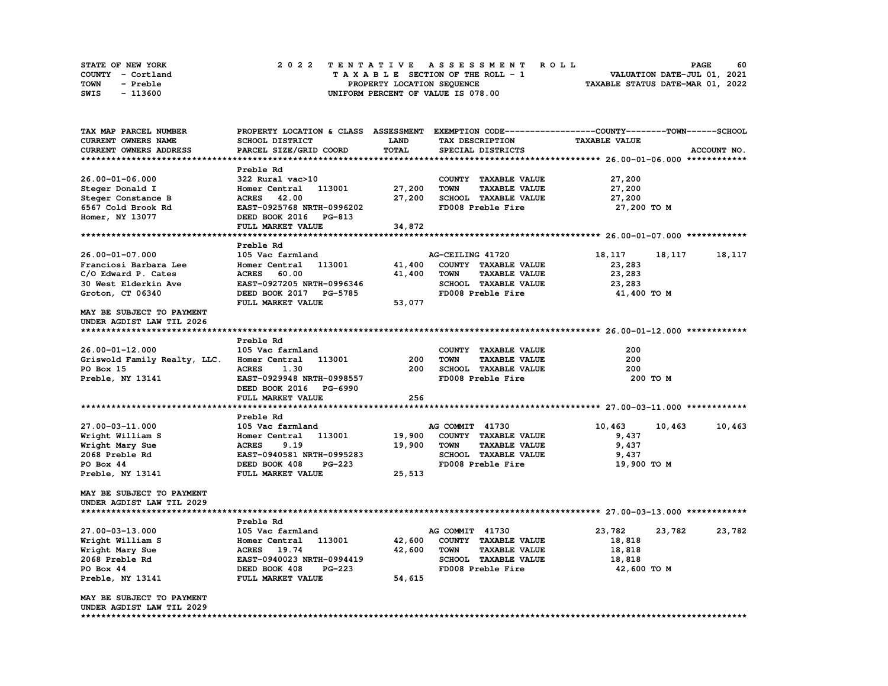STATE OF NEW YORK  
COUNTY - Cortland  
TOWN - Preble  
SWIS - 113600

2 0 2 2 T E N T A T I V E A S S E S S M E N T R O L L  
T A X A B L E SECTION OF THE ROLL - 1  
PROPERTY LOCATION SEQUENCE  
UNIFORM PERCENT OF VALUE IS 078.00

VALUATION DATE-JUL 01, 2021  
TAXABLE STATUS DATE-MAR 01, 2022

| TAX MAP PARCEL NUMBER / CURRENT OWNERS NAME / CURRENT OWNERS ADDRESS | PROPERTY LOCATION & CLASS / SCHOOL DISTRICT / PARCEL SIZE/GRID COORD | ASSESSMENT LAND / TOTAL | EXEMPTION CODE / TAX DESCRIPTION / SPECIAL DISTRICTS | COUNTY TAXABLE VALUE | TOWN | SCHOOL | ACCOUNT NO. |
|---|---|---|---|---|---|---|---|
| **26.00-01-06.000** | Preble Rd | | | | | | |
| 26.00-01-06.000 | 322 Rural vac>10 | | COUNTY TAXABLE VALUE | 27,200 | | | |
| Steger Donald I | Homer Central 113001 | 27,200 | TOWN TAXABLE VALUE | 27,200 | | | |
| Steger Constance B | ACRES 42.00 | 27,200 | SCHOOL TAXABLE VALUE | 27,200 | | | |
| 6567 Cold Brook Rd | EAST-0925768 NRTH-0996202 | | FD008 Preble Fire | 27,200 TO M | | | |
| Homer, NY 13077 | DEED BOOK 2016 PG-813 | | | | | | |
| | FULL MARKET VALUE | 34,872 | | | | | |
| **26.00-01-07.000** | Preble Rd | | | | | | |
| 26.00-01-07.000 | 105 Vac farmland | | AG-CEILING 41720 | 18,117 | 18,117 | 18,117 | |
| Franciosi Barbara Lee | Homer Central 113001 | 41,400 | COUNTY TAXABLE VALUE | 23,283 | | | |
| C/O Edward P. Cates | ACRES 60.00 | 41,400 | TOWN TAXABLE VALUE | 23,283 | | | |
| 30 West Elderkin Ave | EAST-0927205 NRTH-0996346 | | SCHOOL TAXABLE VALUE | 23,283 | | | |
| Groton, CT 06340 | DEED BOOK 2017 PG-5785 | | FD008 Preble Fire | 41,400 TO M | | | |
| | FULL MARKET VALUE | 53,077 | | | | | |
| MAY BE SUBJECT TO PAYMENT UNDER AGDIST LAW TIL 2026 | | | | | | | |
| **26.00-01-12.000** | Preble Rd | | | | | | |
| 26.00-01-12.000 | 105 Vac farmland | | COUNTY TAXABLE VALUE | 200 | | | |
| Griswold Family Realty, LLC. | Homer Central 113001 | 200 | TOWN TAXABLE VALUE | 200 | | | |
| PO Box 15 | ACRES 1.30 | 200 | SCHOOL TAXABLE VALUE | 200 | | | |
| Preble, NY 13141 | EAST-0929948 NRTH-0998557 | | FD008 Preble Fire | 200 TO M | | | |
| | DEED BOOK 2016 PG-6990 | | | | | | |
| | FULL MARKET VALUE | 256 | | | | | |
| **27.00-03-11.000** | Preble Rd | | | | | | |
| 27.00-03-11.000 | 105 Vac farmland | | AG COMMIT 41730 | 10,463 | 10,463 | 10,463 | |
| Wright William S | Homer Central 113001 | 19,900 | COUNTY TAXABLE VALUE | 9,437 | | | |
| Wright Mary Sue | ACRES 9.19 | 19,900 | TOWN TAXABLE VALUE | 9,437 | | | |
| 2068 Preble Rd | EAST-0940581 NRTH-0995283 | | SCHOOL TAXABLE VALUE | 9,437 | | | |
| PO Box 44 | DEED BOOK 408 PG-223 | | FD008 Preble Fire | 19,900 TO M | | | |
| Preble, NY 13141 | FULL MARKET VALUE | 25,513 | | | | | |
| MAY BE SUBJECT TO PAYMENT UNDER AGDIST LAW TIL 2029 | | | | | | | |
| **27.00-03-13.000** | Preble Rd | | | | | | |
| 27.00-03-13.000 | 105 Vac farmland | | AG COMMIT 41730 | 23,782 | 23,782 | 23,782 | |
| Wright William S | Homer Central 113001 | 42,600 | COUNTY TAXABLE VALUE | 18,818 | | | |
| Wright Mary Sue | ACRES 19.74 | 42,600 | TOWN TAXABLE VALUE | 18,818 | | | |
| 2068 Preble Rd | EAST-0940023 NRTH-0994419 | | SCHOOL TAXABLE VALUE | 18,818 | | | |
| PO Box 44 | DEED BOOK 408 PG-223 | | FD008 Preble Fire | 42,600 TO M | | | |
| Preble, NY 13141 | FULL MARKET VALUE | 54,615 | | | | | |
| MAY BE SUBJECT TO PAYMENT UNDER AGDIST LAW TIL 2029 | | | | | | | |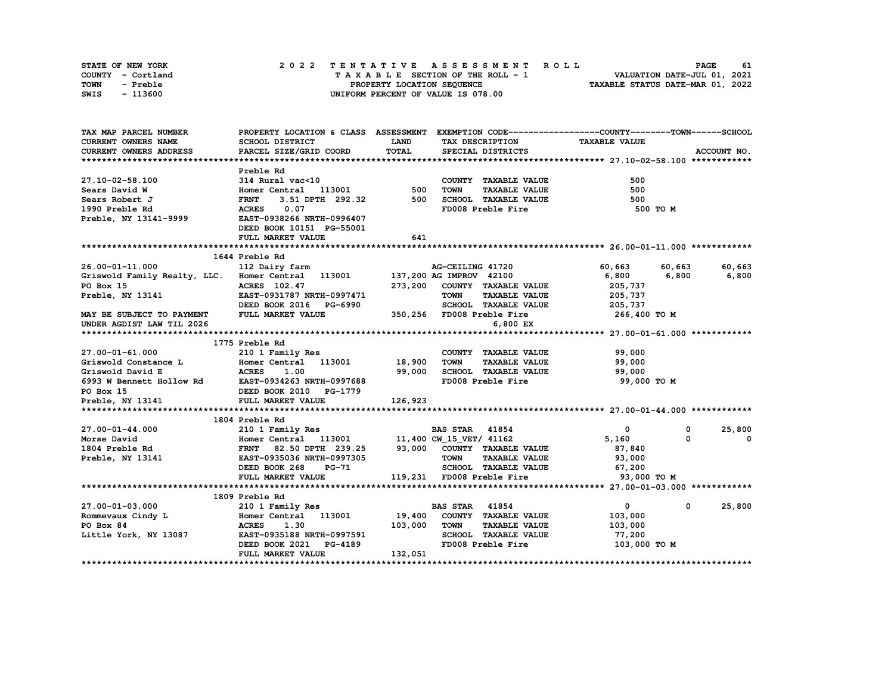STATE OF NEW YORK
COUNTY - Cortland
TOWN - Preble
SWIS - 113600

2 0 2 2 T E N T A T I V E A S S E S S M E N T R O L L
T A X A B L E SECTION OF THE ROLL - 1
PROPERTY LOCATION SEQUENCE
UNIFORM PERCENT OF VALUE IS 078.00

PAGE 61
VALUATION DATE-JUL 01, 2021
TAXABLE STATUS DATE-MAR 01, 2022

| TAX MAP PARCEL NUMBER / CURRENT OWNERS NAME / CURRENT OWNERS ADDRESS | PROPERTY LOCATION & CLASS / SCHOOL DISTRICT / PARCEL SIZE/GRID COORD | ASSESSMENT LAND / TOTAL | EXEMPTION CODE / TAX DESCRIPTION / SPECIAL DISTRICTS | COUNTY TAXABLE VALUE | TOWN | SCHOOL |
|---|---|---|---|---|---|---|
| **27.10-02-58.100** | Preble Rd | | | | | |
| 27.10-02-58.100 | 314 Rural vac<10 | | COUNTY TAXABLE VALUE | 500 | | |
| Sears David W | Homer Central 113001 | 500 | TOWN TAXABLE VALUE | 500 | | |
| Sears Robert J | FRNT 3.51 DPTH 292.32 | 500 | SCHOOL TAXABLE VALUE | 500 | | |
| 1990 Preble Rd | ACRES 0.07 | | FD008 Preble Fire | 500 TO M | | |
| Preble, NY 13141-9999 | EAST-0938266 NRTH-0996407 | | | | | |
| | DEED BOOK 10151 PG-55001 | | | | | |
| | FULL MARKET VALUE | 641 | | | | |
| **26.00-01-11.000** | 1644 Preble Rd | | | | | |
| 26.00-01-11.000 | 112 Dairy farm | | AG-CEILING 41720 | 60,663 | 60,663 | 60,663 |
| Griswold Family Realty, LLC. | Homer Central 113001 | 137,200 | AG IMPROV 42100 | 6,800 | 6,800 | 6,800 |
| PO Box 15 | ACRES 102.47 | 273,200 | COUNTY TAXABLE VALUE | 205,737 | | |
| Preble, NY 13141 | EAST-0931787 NRTH-0997471 | | TOWN TAXABLE VALUE | 205,737 | | |
| | DEED BOOK 2016 PG-6990 | | SCHOOL TAXABLE VALUE | 205,737 | | |
| MAY BE SUBJECT TO PAYMENT | FULL MARKET VALUE | 350,256 | FD008 Preble Fire | 266,400 TO M | | |
| UNDER AGDIST LAW TIL 2026 | | | 6,800 EX | | | |
| **27.00-01-61.000** | 1775 Preble Rd | | | | | |
| 27.00-01-61.000 | 210 1 Family Res | | COUNTY TAXABLE VALUE | 99,000 | | |
| Griswold Constance L | Homer Central 113001 | 18,900 | TOWN TAXABLE VALUE | 99,000 | | |
| Griswold David E | ACRES 1.00 | 99,000 | SCHOOL TAXABLE VALUE | 99,000 | | |
| 6993 W Bennett Hollow Rd | EAST-0934263 NRTH-0997688 | | FD008 Preble Fire | 99,000 TO M | | |
| PO Box 15 | DEED BOOK 2010 PG-1779 | | | | | |
| Preble, NY 13141 | FULL MARKET VALUE | 126,923 | | | | |
| **27.00-01-44.000** | 1804 Preble Rd | | | | | |
| 27.00-01-44.000 | 210 1 Family Res | | BAS STAR 41854 | 0 | 0 | 25,800 |
| Morse David | Homer Central 113001 | 11,400 | CW_15_VET/ 41162 | 5,160 | 0 | 0 |
| 1804 Preble Rd | FRNT 82.50 DPTH 239.25 | 93,000 | COUNTY TAXABLE VALUE | 87,840 | | |
| Preble, NY 13141 | EAST-0935036 NRTH-0997305 | | TOWN TAXABLE VALUE | 93,000 | | |
| | DEED BOOK 268 PG-71 | | SCHOOL TAXABLE VALUE | 67,200 | | |
| | FULL MARKET VALUE | 119,231 | FD008 Preble Fire | 93,000 TO M | | |
| **27.00-01-03.000** | 1809 Preble Rd | | | | | |
| 27.00-01-03.000 | 210 1 Family Res | | BAS STAR 41854 | 0 | 0 | 25,800 |
| Rommevaux Cindy L | Homer Central 113001 | 19,400 | COUNTY TAXABLE VALUE | 103,000 | | |
| PO Box 84 | ACRES 1.30 | 103,000 | TOWN TAXABLE VALUE | 103,000 | | |
| Little York, NY 13087 | EAST-0935188 NRTH-0997591 | | SCHOOL TAXABLE VALUE | 77,200 | | |
| | DEED BOOK 2021 PG-4189 | | FD008 Preble Fire | 103,000 TO M | | |
| | FULL MARKET VALUE | 132,051 | | | | |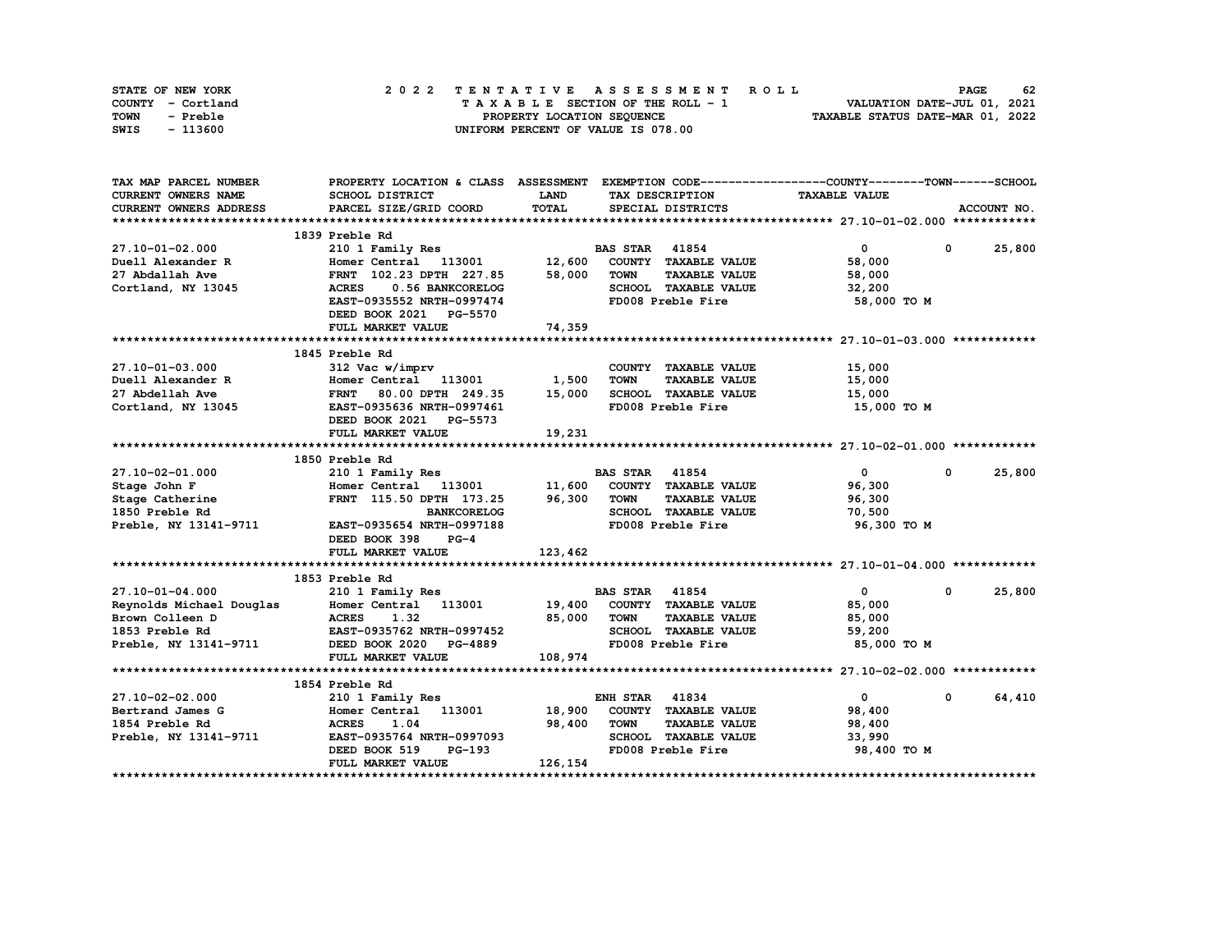STATE OF NEW YORK
COUNTY - Cortland
TOWN - Preble
SWIS - 113600

2 0 2 2 T E N T A T I V E A S S E S S M E N T R O L L
T A X A B L E SECTION OF THE ROLL - 1
PROPERTY LOCATION SEQUENCE
UNIFORM PERCENT OF VALUE IS 078.00

VALUATION DATE-JUL 01, 2021
TAXABLE STATUS DATE-MAR 01, 2022

| TAX MAP PARCEL NUMBER / CURRENT OWNERS NAME / CURRENT OWNERS ADDRESS | PROPERTY LOCATION & CLASS / SCHOOL DISTRICT / PARCEL SIZE/GRID COORD | ASSESSMENT LAND / TOTAL | EXEMPTION CODE / TAX DESCRIPTION / SPECIAL DISTRICTS | COUNTY TAXABLE VALUE | TOWN | SCHOOL / ACCOUNT NO. |
|---|---|---|---|---|---|---|
| **27.10-01-02.000** | 1839 Preble Rd | | | | | |
| 27.10-01-02.000 | 210 1 Family Res | | BAS STAR 41854 | 0 | 0 | 25,800 |
| Duell Alexander R | Homer Central 113001 | 12,600 | COUNTY TAXABLE VALUE | 58,000 | | |
| 27 Abdallah Ave | FRNT 102.23 DPTH 227.85 | 58,000 | TOWN TAXABLE VALUE | 58,000 | | |
| Cortland, NY 13045 | ACRES 0.56 BANKCORELOG | | SCHOOL TAXABLE VALUE | 32,200 | | |
| | EAST-0935552 NRTH-0997474 | | FD008 Preble Fire | 58,000 TO M | | |
| | DEED BOOK 2021 PG-5570 | | | | | |
| | FULL MARKET VALUE | 74,359 | | | | |
| **27.10-01-03.000** | 1845 Preble Rd | | | | | |
| 27.10-01-03.000 | 312 Vac w/imprv | | COUNTY TAXABLE VALUE | 15,000 | | |
| Duell Alexander R | Homer Central 113001 | 1,500 | TOWN TAXABLE VALUE | 15,000 | | |
| 27 Abdellah Ave | FRNT 80.00 DPTH 249.35 | 15,000 | SCHOOL TAXABLE VALUE | 15,000 | | |
| Cortland, NY 13045 | EAST-0935636 NRTH-0997461 | | FD008 Preble Fire | 15,000 TO M | | |
| | DEED BOOK 2021 PG-5573 | | | | | |
| | FULL MARKET VALUE | 19,231 | | | | |
| **27.10-02-01.000** | 1850 Preble Rd | | | | | |
| 27.10-02-01.000 | 210 1 Family Res | | BAS STAR 41854 | 0 | 0 | 25,800 |
| Stage John F | Homer Central 113001 | 11,600 | COUNTY TAXABLE VALUE | 96,300 | | |
| Stage Catherine | FRNT 115.50 DPTH 173.25 | 96,300 | TOWN TAXABLE VALUE | 96,300 | | |
| 1850 Preble Rd | BANKCORELOG | | SCHOOL TAXABLE VALUE | 70,500 | | |
| Preble, NY 13141-9711 | EAST-0935654 NRTH-0997188 | | FD008 Preble Fire | 96,300 TO M | | |
| | DEED BOOK 398 PG-4 | | | | | |
| | FULL MARKET VALUE | 123,462 | | | | |
| **27.10-01-04.000** | 1853 Preble Rd | | | | | |
| 27.10-01-04.000 | 210 1 Family Res | | BAS STAR 41854 | 0 | 0 | 25,800 |
| Reynolds Michael Douglas | Homer Central 113001 | 19,400 | COUNTY TAXABLE VALUE | 85,000 | | |
| Brown Colleen D | ACRES 1.32 | 85,000 | TOWN TAXABLE VALUE | 85,000 | | |
| 1853 Preble Rd | EAST-0935762 NRTH-0997452 | | SCHOOL TAXABLE VALUE | 59,200 | | |
| Preble, NY 13141-9711 | DEED BOOK 2020 PG-4889 | | FD008 Preble Fire | 85,000 TO M | | |
| | FULL MARKET VALUE | 108,974 | | | | |
| **27.10-02-02.000** | 1854 Preble Rd | | | | | |
| 27.10-02-02.000 | 210 1 Family Res | | ENH STAR 41834 | 0 | 0 | 64,410 |
| Bertrand James G | Homer Central 113001 | 18,900 | COUNTY TAXABLE VALUE | 98,400 | | |
| 1854 Preble Rd | ACRES 1.04 | 98,400 | TOWN TAXABLE VALUE | 98,400 | | |
| Preble, NY 13141-9711 | EAST-0935764 NRTH-0997093 | | SCHOOL TAXABLE VALUE | 33,990 | | |
| | DEED BOOK 519 PG-193 | | FD008 Preble Fire | 98,400 TO M | | |
| | FULL MARKET VALUE | 126,154 | | | | |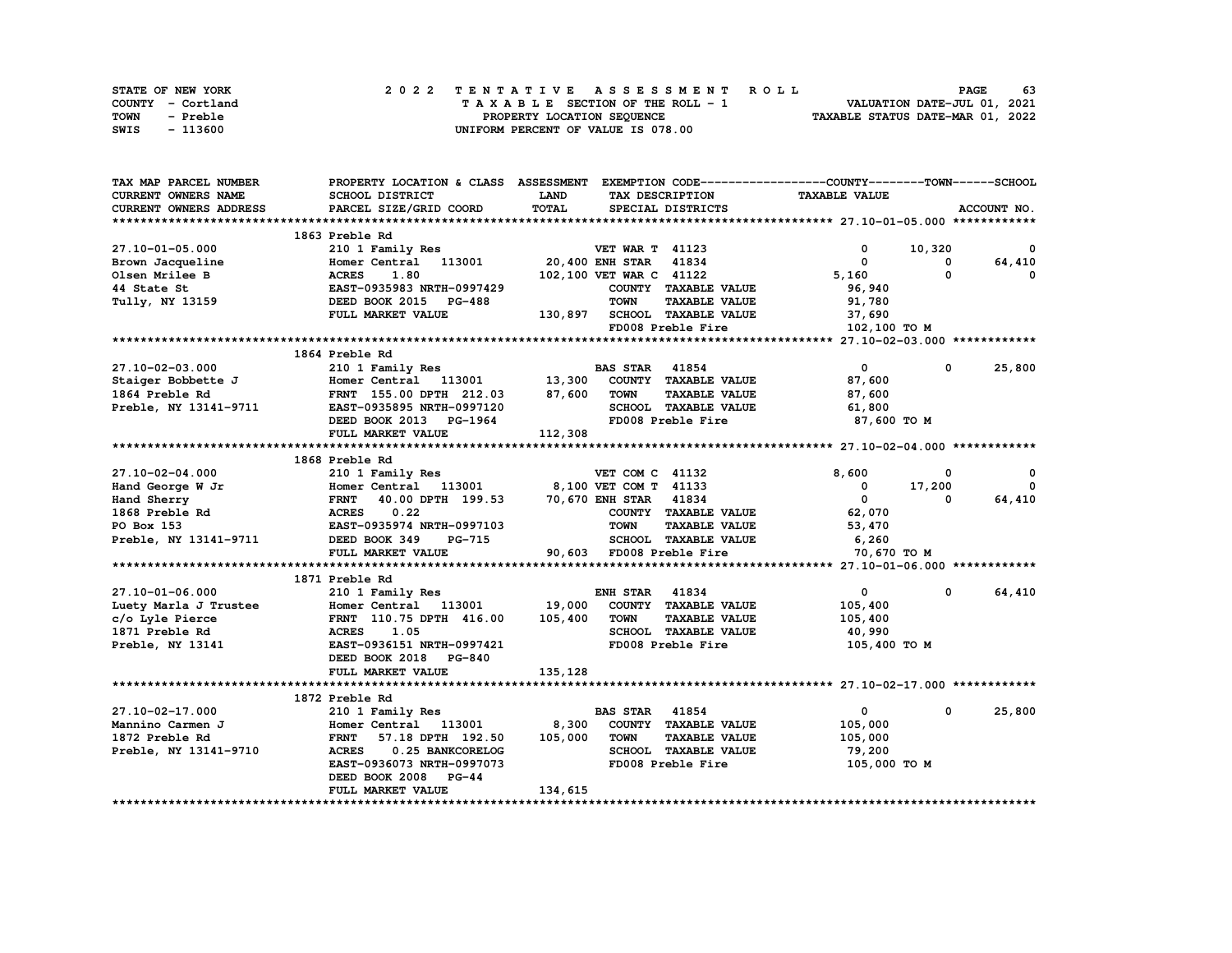STATE OF NEW YORK
COUNTY - Cortland
TOWN - Preble
SWIS - 113600

2 0 2 2 T E N T A T I V E A S S E S S M E N T R O L L
T A X A B L E SECTION OF THE ROLL - 1
PROPERTY LOCATION SEQUENCE
UNIFORM PERCENT OF VALUE IS 078.00

VALUATION DATE-JUL 01, 2021
TAXABLE STATUS DATE-MAR 01, 2022

| TAX MAP PARCEL NUMBER / CURRENT OWNERS NAME / CURRENT OWNERS ADDRESS | PROPERTY LOCATION & CLASS / SCHOOL DISTRICT / PARCEL SIZE/GRID COORD | ASSESSMENT LAND / TOTAL | EXEMPTION CODE / TAX DESCRIPTION / SPECIAL DISTRICTS | COUNTY TAXABLE VALUE | TOWN | SCHOOL / ACCOUNT NO. |
|---|---|---|---|---|---|---|
| **27.10-01-05.000** | 1863 Preble Rd | | | | | |
| 27.10-01-05.000 | 210 1 Family Res | | VET WAR T 41123 | 0 | 10,320 | 0 |
| Brown Jacqueline | Homer Central 113001 | 20,400 | ENH STAR 41834 | 0 | 0 | 64,410 |
| Olsen Mrilee B | ACRES 1.80 | 102,100 | VET WAR C 41122 | 5,160 | 0 | 0 |
| 44 State St | EAST-0935983 NRTH-0997429 | | COUNTY TAXABLE VALUE | 96,940 | | |
| Tully, NY 13159 | DEED BOOK 2015 PG-488 | | TOWN TAXABLE VALUE | 91,780 | | |
| | FULL MARKET VALUE | 130,897 | SCHOOL TAXABLE VALUE | 37,690 | | |
| | | | FD008 Preble Fire | 102,100 TO M | | |
| **27.10-02-03.000** | 1864 Preble Rd | | | | | |
| 27.10-02-03.000 | 210 1 Family Res | | BAS STAR 41854 | 0 | 0 | 25,800 |
| Staiger Bobbette J | Homer Central 113001 | 13,300 | COUNTY TAXABLE VALUE | 87,600 | | |
| 1864 Preble Rd | FRNT 155.00 DPTH 212.03 | 87,600 | TOWN TAXABLE VALUE | 87,600 | | |
| Preble, NY 13141-9711 | EAST-0935895 NRTH-0997120 | | SCHOOL TAXABLE VALUE | 61,800 | | |
| | DEED BOOK 2013 PG-1964 | | FD008 Preble Fire | 87,600 TO M | | |
| | FULL MARKET VALUE | 112,308 | | | | |
| **27.10-02-04.000** | 1868 Preble Rd | | | | | |
| 27.10-02-04.000 | 210 1 Family Res | | VET COM C 41132 | 8,600 | 0 | 0 |
| Hand George W Jr | Homer Central 113001 | 8,100 | VET COM T 41133 | 0 | 17,200 | 0 |
| Hand Sherry | FRNT 40.00 DPTH 199.53 | 70,670 | ENH STAR 41834 | 0 | 0 | 64,410 |
| 1868 Preble Rd | ACRES 0.22 | | COUNTY TAXABLE VALUE | 62,070 | | |
| PO Box 153 | EAST-0935974 NRTH-0997103 | | TOWN TAXABLE VALUE | 53,470 | | |
| Preble, NY 13141-9711 | DEED BOOK 349 PG-715 | | SCHOOL TAXABLE VALUE | 6,260 | | |
| | FULL MARKET VALUE | 90,603 | FD008 Preble Fire | 70,670 TO M | | |
| **27.10-01-06.000** | 1871 Preble Rd | | | | | |
| 27.10-01-06.000 | 210 1 Family Res | | ENH STAR 41834 | 0 | 0 | 64,410 |
| Luety Marla J Trustee | Homer Central 113001 | 19,000 | COUNTY TAXABLE VALUE | 105,400 | | |
| c/o Lyle Pierce | FRNT 110.75 DPTH 416.00 | 105,400 | TOWN TAXABLE VALUE | 105,400 | | |
| 1871 Preble Rd | ACRES 1.05 | | SCHOOL TAXABLE VALUE | 40,990 | | |
| Preble, NY 13141 | EAST-0936151 NRTH-0997421 | | FD008 Preble Fire | 105,400 TO M | | |
| | DEED BOOK 2018 PG-840 | | | | | |
| | FULL MARKET VALUE | 135,128 | | | | |
| **27.10-02-17.000** | 1872 Preble Rd | | | | | |
| 27.10-02-17.000 | 210 1 Family Res | | BAS STAR 41854 | 0 | 0 | 25,800 |
| Mannino Carmen J | Homer Central 113001 | 8,300 | COUNTY TAXABLE VALUE | 105,000 | | |
| 1872 Preble Rd | FRNT 57.18 DPTH 192.50 | 105,000 | TOWN TAXABLE VALUE | 105,000 | | |
| Preble, NY 13141-9710 | ACRES 0.25 BANKCORELOG | | SCHOOL TAXABLE VALUE | 79,200 | | |
| | EAST-0936073 NRTH-0997073 | | FD008 Preble Fire | 105,000 TO M | | |
| | DEED BOOK 2008 PG-44 | | | | | |
| | FULL MARKET VALUE | 134,615 | | | | |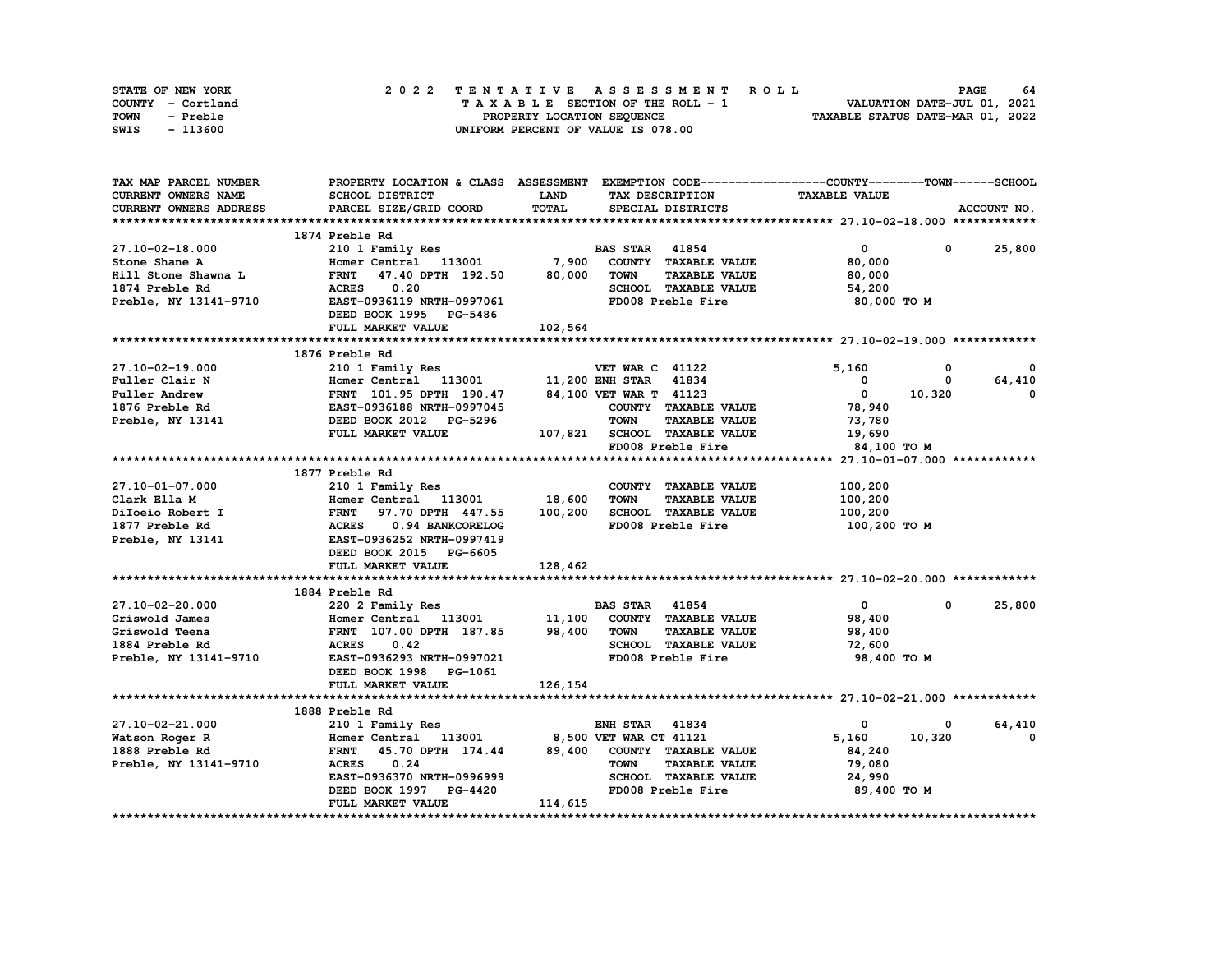STATE OF NEW YORK
COUNTY - Cortland
TOWN - Preble
SWIS - 113600

2 0 2 2 T E N T A T I V E A S S E S S M E N T R O L L
T A X A B L E SECTION OF THE ROLL - 1
PROPERTY LOCATION SEQUENCE
UNIFORM PERCENT OF VALUE IS 078.00

VALUATION DATE-JUL 01, 2021
TAXABLE STATUS DATE-MAR 01, 2022

| TAX MAP PARCEL NUMBER / CURRENT OWNERS NAME / CURRENT OWNERS ADDRESS | PROPERTY LOCATION & CLASS / SCHOOL DISTRICT / PARCEL SIZE/GRID COORD | ASSESSMENT LAND | TOTAL | EXEMPTION CODE / TAX DESCRIPTION / SPECIAL DISTRICTS | COUNTY TAXABLE VALUE | TOWN | SCHOOL |
|---|---|---|---|---|---|---|---|
| **27.10-02-18.000** | 1874 Preble Rd | | | | | | |
| 27.10-02-18.000 | 210 1 Family Res | | | BAS STAR 41854 | 0 | 0 | 25,800 |
| Stone Shane A | Homer Central 113001 | 7,900 | | COUNTY TAXABLE VALUE | 80,000 | | |
| Hill Stone Shawna L | FRNT 47.40 DPTH 192.50 | | 80,000 | TOWN TAXABLE VALUE | 80,000 | | |
| 1874 Preble Rd | ACRES 0.20 | | | SCHOOL TAXABLE VALUE | 54,200 | | |
| Preble, NY 13141-9710 | EAST-0936119 NRTH-0997061 | | | FD008 Preble Fire | 80,000 TO M | | |
| | DEED BOOK 1995 PG-5486 | | | | | | |
| | FULL MARKET VALUE | | 102,564 | | | | |
| **27.10-02-19.000** | 1876 Preble Rd | | | | | | |
| 27.10-02-19.000 | 210 1 Family Res | | | VET WAR C 41122 | 5,160 | 0 | 0 |
| Fuller Clair N | Homer Central 113001 | 11,200 | | ENH STAR 41834 | 0 | 0 | 64,410 |
| Fuller Andrew | FRNT 101.95 DPTH 190.47 | | 84,100 | VET WAR T 41123 | 0 | 10,320 | 0 |
| 1876 Preble Rd | EAST-0936188 NRTH-0997045 | | | COUNTY TAXABLE VALUE | 78,940 | | |
| Preble, NY 13141 | DEED BOOK 2012 PG-5296 | | | TOWN TAXABLE VALUE | 73,780 | | |
| | FULL MARKET VALUE | | 107,821 | SCHOOL TAXABLE VALUE | 19,690 | | |
| | | | | FD008 Preble Fire | 84,100 TO M | | |
| **27.10-01-07.000** | 1877 Preble Rd | | | | | | |
| 27.10-01-07.000 | 210 1 Family Res | | | COUNTY TAXABLE VALUE | 100,200 | | |
| Clark Ella M | Homer Central 113001 | 18,600 | | TOWN TAXABLE VALUE | 100,200 | | |
| DiIoeio Robert I | FRNT 97.70 DPTH 447.55 | | 100,200 | SCHOOL TAXABLE VALUE | 100,200 | | |
| 1877 Preble Rd | ACRES 0.94 BANKCORELOG | | | FD008 Preble Fire | 100,200 TO M | | |
| Preble, NY 13141 | EAST-0936252 NRTH-0997419 | | | | | | |
| | DEED BOOK 2015 PG-6605 | | | | | | |
| | FULL MARKET VALUE | | 128,462 | | | | |
| **27.10-02-20.000** | 1884 Preble Rd | | | | | | |
| 27.10-02-20.000 | 220 2 Family Res | | | BAS STAR 41854 | 0 | 0 | 25,800 |
| Griswold James | Homer Central 113001 | 11,100 | | COUNTY TAXABLE VALUE | 98,400 | | |
| Griswold Teena | FRNT 107.00 DPTH 187.85 | | 98,400 | TOWN TAXABLE VALUE | 98,400 | | |
| 1884 Preble Rd | ACRES 0.42 | | | SCHOOL TAXABLE VALUE | 72,600 | | |
| Preble, NY 13141-9710 | EAST-0936293 NRTH-0997021 | | | FD008 Preble Fire | 98,400 TO M | | |
| | DEED BOOK 1998 PG-1061 | | | | | | |
| | FULL MARKET VALUE | | 126,154 | | | | |
| **27.10-02-21.000** | 1888 Preble Rd | | | | | | |
| 27.10-02-21.000 | 210 1 Family Res | | | ENH STAR 41834 | 0 | 0 | 64,410 |
| Watson Roger R | Homer Central 113001 | 8,500 | | VET WAR CT 41121 | 5,160 | 10,320 | 0 |
| 1888 Preble Rd | FRNT 45.70 DPTH 174.44 | | 89,400 | COUNTY TAXABLE VALUE | 84,240 | | |
| Preble, NY 13141-9710 | ACRES 0.24 | | | TOWN TAXABLE VALUE | 79,080 | | |
| | EAST-0936370 NRTH-0996999 | | | SCHOOL TAXABLE VALUE | 24,990 | | |
| | DEED BOOK 1997 PG-4420 | | | FD008 Preble Fire | 89,400 TO M | | |
| | FULL MARKET VALUE | | 114,615 | | | | |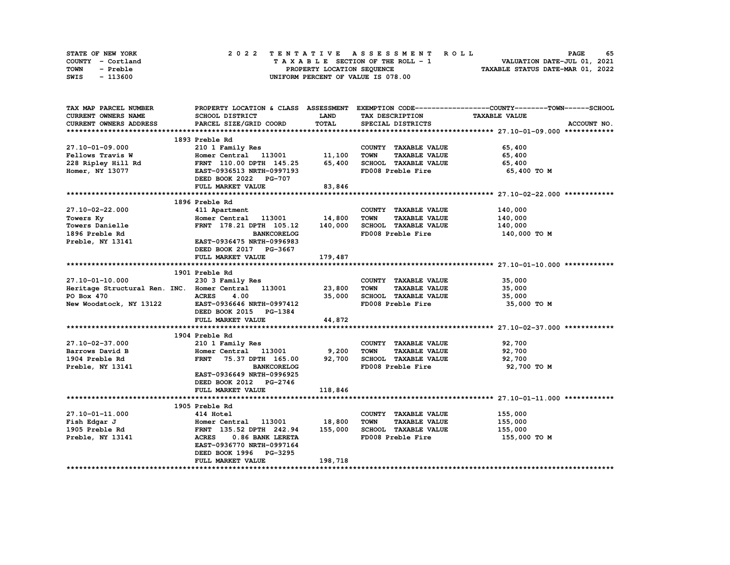STATE OF NEW YORK — 2022 TENTATIVE ASSESSMENT ROLL
COUNTY - Cortland — TAXABLE SECTION OF THE ROLL - 1 — VALUATION DATE-JUL 01, 2021
TOWN - Preble — PROPERTY LOCATION SEQUENCE — TAXABLE STATUS DATE-MAR 01, 2022
SWIS - 113600 — UNIFORM PERCENT OF VALUE IS 078.00

| TAX MAP PARCEL NUMBER / CURRENT OWNERS NAME / CURRENT OWNERS ADDRESS | PROPERTY LOCATION & CLASS / SCHOOL DISTRICT / PARCEL SIZE/GRID COORD | ASSESSMENT LAND | ASSESSMENT TOTAL | EXEMPTION CODE / TAX DESCRIPTION / SPECIAL DISTRICTS | TAXABLE VALUE (COUNTY--TOWN--SCHOOL) | ACCOUNT NO. |
|---|---|---|---|---|---|---|
| **27.10-01-09.000** | 1893 Preble Rd | | | | | |
| 27.10-01-09.000 | 210 1 Family Res | | | COUNTY TAXABLE VALUE | 65,400 | |
| Fellows Travis W | Homer Central 113001 | 11,100 | | TOWN TAXABLE VALUE | 65,400 | |
| 228 Ripley Hill Rd | FRNT 110.00 DPTH 145.25 | | 65,400 | SCHOOL TAXABLE VALUE | 65,400 | |
| Homer, NY 13077 | EAST-0936513 NRTH-0997193 | | | FD008 Preble Fire | 65,400 TO M | |
| | DEED BOOK 2022 PG-707 | | | | | |
| | FULL MARKET VALUE | | 83,846 | | | |
| **27.10-02-22.000** | 1896 Preble Rd | | | | | |
| 27.10-02-22.000 | 411 Apartment | | | COUNTY TAXABLE VALUE | 140,000 | |
| Towers Ky | Homer Central 113001 | 14,800 | | TOWN TAXABLE VALUE | 140,000 | |
| Towers Danielle | FRNT 178.21 DPTH 105.12 | | 140,000 | SCHOOL TAXABLE VALUE | 140,000 | |
| 1896 Preble Rd | BANKCORELOG | | | FD008 Preble Fire | 140,000 TO M | |
| Preble, NY 13141 | EAST-0936475 NRTH-0996983 | | | | | |
| | DEED BOOK 2017 PG-3667 | | | | | |
| | FULL MARKET VALUE | | 179,487 | | | |
| **27.10-01-10.000** | 1901 Preble Rd | | | | | |
| 27.10-01-10.000 | 230 3 Family Res | | | COUNTY TAXABLE VALUE | 35,000 | |
| Heritage Structural Ren. INC. | Homer Central 113001 | 23,800 | | TOWN TAXABLE VALUE | 35,000 | |
| PO Box 470 | ACRES 4.00 | | 35,000 | SCHOOL TAXABLE VALUE | 35,000 | |
| New Woodstock, NY 13122 | EAST-0936646 NRTH-0997412 | | | FD008 Preble Fire | 35,000 TO M | |
| | DEED BOOK 2015 PG-1384 | | | | | |
| | FULL MARKET VALUE | | 44,872 | | | |
| **27.10-02-37.000** | 1904 Preble Rd | | | | | |
| 27.10-02-37.000 | 210 1 Family Res | | | COUNTY TAXABLE VALUE | 92,700 | |
| Barrows David B | Homer Central 113001 | 9,200 | | TOWN TAXABLE VALUE | 92,700 | |
| 1904 Preble Rd | FRNT 75.37 DPTH 165.00 | | 92,700 | SCHOOL TAXABLE VALUE | 92,700 | |
| Preble, NY 13141 | BANKCORELOG | | | FD008 Preble Fire | 92,700 TO M | |
| | EAST-0936649 NRTH-0996925 | | | | | |
| | DEED BOOK 2012 PG-2746 | | | | | |
| | FULL MARKET VALUE | | 118,846 | | | |
| **27.10-01-11.000** | 1905 Preble Rd | | | | | |
| 27.10-01-11.000 | 414 Hotel | | | COUNTY TAXABLE VALUE | 155,000 | |
| Fish Edgar J | Homer Central 113001 | 18,800 | | TOWN TAXABLE VALUE | 155,000 | |
| 1905 Preble Rd | FRNT 135.52 DPTH 242.94 | | 155,000 | SCHOOL TAXABLE VALUE | 155,000 | |
| Preble, NY 13141 | ACRES 0.86 BANK LERETA | | | FD008 Preble Fire | 155,000 TO M | |
| | EAST-0936770 NRTH-0997164 | | | | | |
| | DEED BOOK 1996 PG-3295 | | | | | |
| | FULL MARKET VALUE | | 198,718 | | | |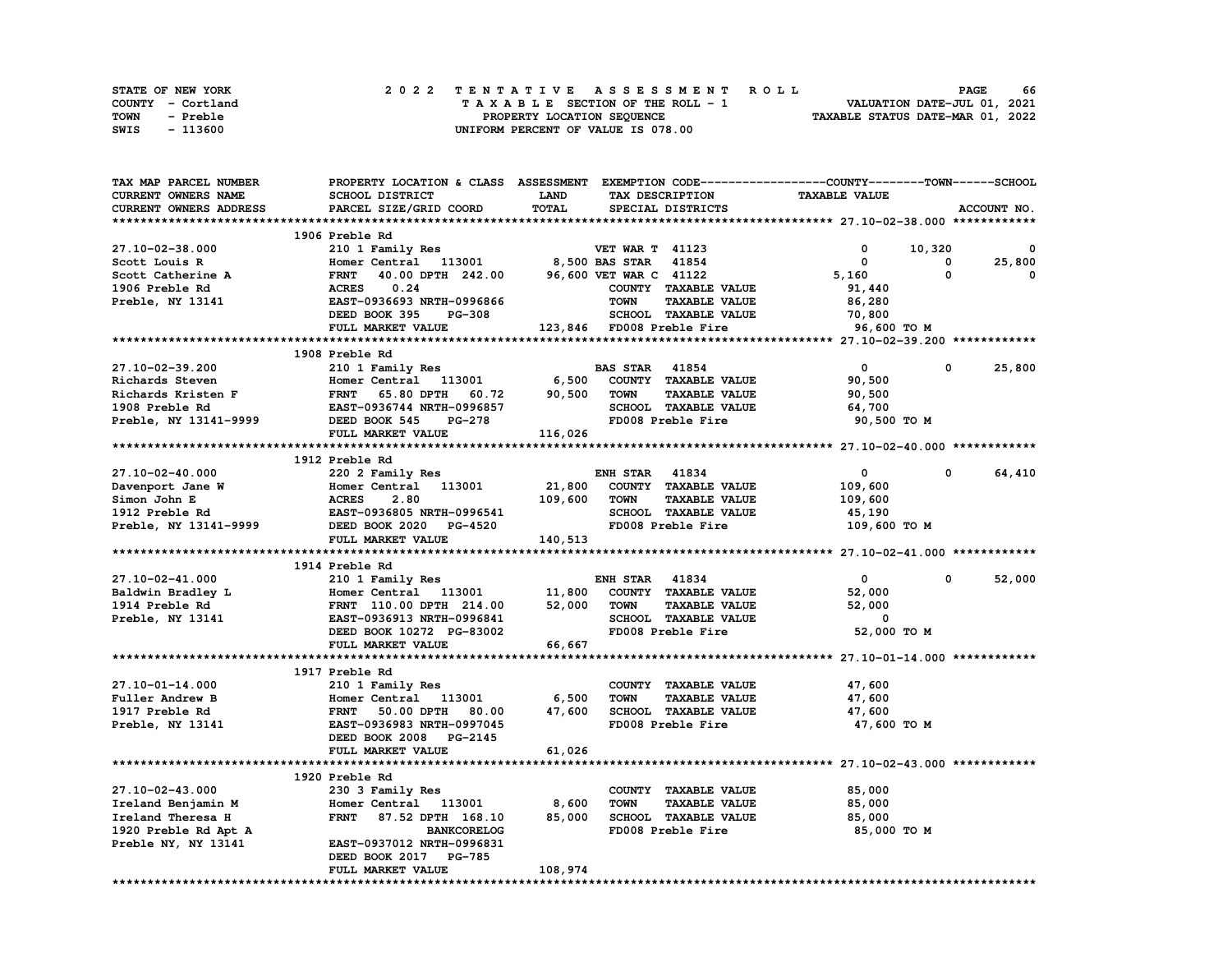STATE OF NEW YORK
COUNTY - Cortland
TOWN - Preble
SWIS - 113600

2022 TENTATIVE ASSESSMENT ROLL
TAXABLE SECTION OF THE ROLL - 1
PROPERTY LOCATION SEQUENCE
UNIFORM PERCENT OF VALUE IS 078.00

VALUATION DATE-JUL 01, 2021
TAXABLE STATUS DATE-MAR 01, 2022

| TAX MAP PARCEL NUMBER / CURRENT OWNERS NAME / CURRENT OWNERS ADDRESS | PROPERTY LOCATION & CLASS / SCHOOL DISTRICT / PARCEL SIZE/GRID COORD | ASSESSMENT LAND / TOTAL | EXEMPTION CODE / TAX DESCRIPTION / SPECIAL DISTRICTS | COUNTY TAXABLE VALUE | TOWN | SCHOOL | ACCOUNT NO. |
|---|---|---|---|---|---|---|---|
| **27.10-02-38.000** | 1906 Preble Rd | | | | | | |
| 27.10-02-38.000 | 210 1 Family Res | | VET WAR T 41123 | 0 | 10,320 | 0 | |
| Scott Louis R | Homer Central 113001 | 8,500 | BAS STAR 41854 | 0 | 0 | 25,800 | |
| Scott Catherine A | FRNT 40.00 DPTH 242.00 | 96,600 | VET WAR C 41122 | 5,160 | 0 | 0 | |
| 1906 Preble Rd | ACRES 0.24 | | COUNTY TAXABLE VALUE | 91,440 | | | |
| Preble, NY 13141 | EAST-0936693 NRTH-0996866 | | TOWN TAXABLE VALUE | 86,280 | | | |
| | DEED BOOK 395 PG-308 | | SCHOOL TAXABLE VALUE | 70,800 | | | |
| | FULL MARKET VALUE | 123,846 | FD008 Preble Fire | 96,600 TO M | | | |
| **27.10-02-39.200** | 1908 Preble Rd | | | | | | |
| 27.10-02-39.200 | 210 1 Family Res | | BAS STAR 41854 | 0 | 0 | 25,800 | |
| Richards Steven | Homer Central 113001 | 6,500 | COUNTY TAXABLE VALUE | 90,500 | | | |
| Richards Kristen F | FRNT 65.80 DPTH 60.72 | 90,500 | TOWN TAXABLE VALUE | 90,500 | | | |
| 1908 Preble Rd | EAST-0936744 NRTH-0996857 | | SCHOOL TAXABLE VALUE | 64,700 | | | |
| Preble, NY 13141-9999 | DEED BOOK 545 PG-278 | | FD008 Preble Fire | 90,500 TO M | | | |
| | FULL MARKET VALUE | 116,026 | | | | | |
| **27.10-02-40.000** | 1912 Preble Rd | | | | | | |
| 27.10-02-40.000 | 220 2 Family Res | | ENH STAR 41834 | 0 | 0 | 64,410 | |
| Davenport Jane W | Homer Central 113001 | 21,800 | COUNTY TAXABLE VALUE | 109,600 | | | |
| Simon John E | ACRES 2.80 | 109,600 | TOWN TAXABLE VALUE | 109,600 | | | |
| 1912 Preble Rd | EAST-0936805 NRTH-0996541 | | SCHOOL TAXABLE VALUE | 45,190 | | | |
| Preble, NY 13141-9999 | DEED BOOK 2020 PG-4520 | | FD008 Preble Fire | 109,600 TO M | | | |
| | FULL MARKET VALUE | 140,513 | | | | | |
| **27.10-02-41.000** | 1914 Preble Rd | | | | | | |
| 27.10-02-41.000 | 210 1 Family Res | | ENH STAR 41834 | 0 | 0 | 52,000 | |
| Baldwin Bradley L | Homer Central 113001 | 11,800 | COUNTY TAXABLE VALUE | 52,000 | | | |
| 1914 Preble Rd | FRNT 110.00 DPTH 214.00 | 52,000 | TOWN TAXABLE VALUE | 52,000 | | | |
| Preble, NY 13141 | EAST-0936913 NRTH-0996841 | | SCHOOL TAXABLE VALUE | 0 | | | |
| | DEED BOOK 10272 PG-83002 | | FD008 Preble Fire | 52,000 TO M | | | |
| | FULL MARKET VALUE | 66,667 | | | | | |
| **27.10-01-14.000** | 1917 Preble Rd | | | | | | |
| 27.10-01-14.000 | 210 1 Family Res | | COUNTY TAXABLE VALUE | 47,600 | | | |
| Fuller Andrew B | Homer Central 113001 | 6,500 | TOWN TAXABLE VALUE | 47,600 | | | |
| 1917 Preble Rd | FRNT 50.00 DPTH 80.00 | 47,600 | SCHOOL TAXABLE VALUE | 47,600 | | | |
| Preble, NY 13141 | EAST-0936983 NRTH-0997045 | | FD008 Preble Fire | 47,600 TO M | | | |
| | DEED BOOK 2008 PG-2145 | | | | | | |
| | FULL MARKET VALUE | 61,026 | | | | | |
| **27.10-02-43.000** | 1920 Preble Rd | | | | | | |
| 27.10-02-43.000 | 230 3 Family Res | | COUNTY TAXABLE VALUE | 85,000 | | | |
| Ireland Benjamin M | Homer Central 113001 | 8,600 | TOWN TAXABLE VALUE | 85,000 | | | |
| Ireland Theresa H | FRNT 87.52 DPTH 168.10 | 85,000 | SCHOOL TAXABLE VALUE | 85,000 | | | |
| 1920 Preble Rd Apt A | BANKCORELOG | | FD008 Preble Fire | 85,000 TO M | | | |
| Preble NY, NY 13141 | EAST-0937012 NRTH-0996831 | | | | | | |
| | DEED BOOK 2017 PG-785 | | | | | | |
| | FULL MARKET VALUE | 108,974 | | | | | |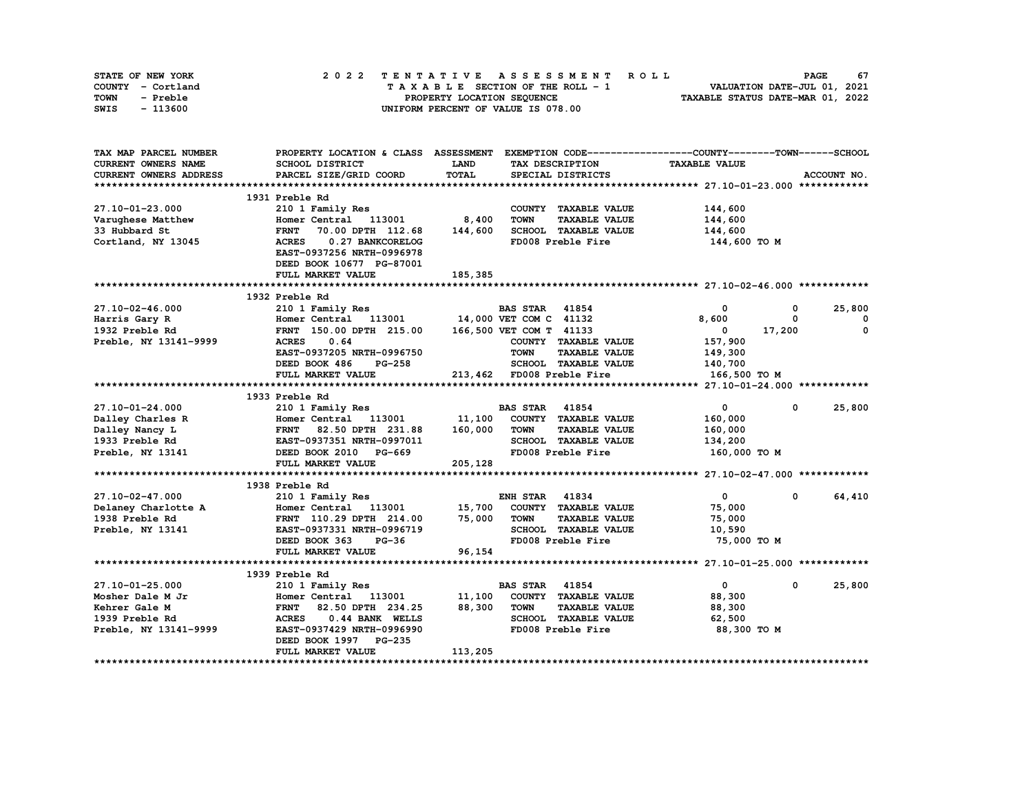STATE OF NEW YORK
COUNTY - Cortland
TOWN - Preble
SWIS - 113600

# 2022 TENTATIVE ASSESSMENT ROLL

TAXABLE SECTION OF THE ROLL - 1
PROPERTY LOCATION SEQUENCE
UNIFORM PERCENT OF VALUE IS 078.00

VALUATION DATE-JUL 01, 2021
TAXABLE STATUS DATE-MAR 01, 2022

```
TAX MAP PARCEL NUMBER     PROPERTY LOCATION & CLASS  ASSESSMENT  EXEMPTION CODE------------------COUNTY--------TOWN------SCHOOL
CURRENT OWNERS NAME       SCHOOL DISTRICT               LAND      TAX DESCRIPTION             TAXABLE VALUE
CURRENT OWNERS ADDRESS    PARCEL SIZE/GRID COORD        TOTAL     SPECIAL DISTRICTS                                    ACCOUNT NO.
******************************************************************************************************* 27.10-01-23.000 ************
                          1931 Preble Rd
27.10-01-23.000           210 1 Family Res                        COUNTY  TAXABLE VALUE        144,600
Varughese Matthew         Homer Central   113001        8,400     TOWN    TAXABLE VALUE        144,600
33 Hubbard St             FRNT   70.00 DPTH 112.68    144,600     SCHOOL  TAXABLE VALUE        144,600
Cortland, NY 13045        ACRES    0.27 BANKCORELOG               FD008 Preble Fire             144,600 TO M
                          EAST-0937256 NRTH-0996978
                          DEED BOOK 10677 PG-87001
                          FULL MARKET VALUE           185,385
******************************************************************************************************* 27.10-02-46.000 ************
                          1932 Preble Rd
27.10-02-46.000           210 1 Family Res                    BAS STAR  41854                0            0      25,800
Harris Gary R             Homer Central   113001       14,000 VET COM C 41132            8,600            0           0
1932 Preble Rd            FRNT  150.00 DPTH 215.00    166,500 VET COM T 41133                0       17,200           0
Preble, NY 13141-9999     ACRES    0.64                           COUNTY  TAXABLE VALUE        157,900
                          EAST-0937205 NRTH-0996750               TOWN    TAXABLE VALUE        149,300
                          DEED BOOK 486    PG-258                 SCHOOL  TAXABLE VALUE        140,700
                          FULL MARKET VALUE           213,462     FD008 Preble Fire             166,500 TO M
******************************************************************************************************* 27.10-01-24.000 ************
                          1933 Preble Rd
27.10-01-24.000           210 1 Family Res                    BAS STAR  41854                0            0      25,800
Dalley Charles R          Homer Central   113001       11,100     COUNTY  TAXABLE VALUE        160,000
Dalley Nancy L            FRNT   82.50 DPTH 231.88    160,000     TOWN    TAXABLE VALUE        160,000
1933 Preble Rd            EAST-0937351 NRTH-0997011               SCHOOL  TAXABLE VALUE        134,200
Preble, NY 13141          DEED BOOK 2010   PG-669                 FD008 Preble Fire             160,000 TO M
                          FULL MARKET VALUE           205,128
******************************************************************************************************* 27.10-02-47.000 ************
                          1938 Preble Rd
27.10-02-47.000           210 1 Family Res                    ENH STAR  41834                0            0      64,410
Delaney Charlotte A       Homer Central   113001       15,700     COUNTY  TAXABLE VALUE         75,000
1938 Preble Rd            FRNT  110.29 DPTH 214.00     75,000     TOWN    TAXABLE VALUE         75,000
Preble, NY 13141          EAST-0937331 NRTH-0996719               SCHOOL  TAXABLE VALUE         10,590
                          DEED BOOK 363    PG-36                  FD008 Preble Fire              75,000 TO M
                          FULL MARKET VALUE            96,154
******************************************************************************************************* 27.10-01-25.000 ************
                          1939 Preble Rd
27.10-01-25.000           210 1 Family Res                    BAS STAR  41854                0            0      25,800
Mosher Dale M Jr          Homer Central   113001       11,100     COUNTY  TAXABLE VALUE         88,300
Kehrer Gale M             FRNT   82.50 DPTH 234.25     88,300     TOWN    TAXABLE VALUE         88,300
1939 Preble Rd            ACRES    0.44 BANK WELLS                SCHOOL  TAXABLE VALUE         62,500
Preble, NY 13141-9999     EAST-0937429 NRTH-0996990               FD008 Preble Fire              88,300 TO M
                          DEED BOOK 1997   PG-235
                          FULL MARKET VALUE           113,205
************************************************************************************************************************************
```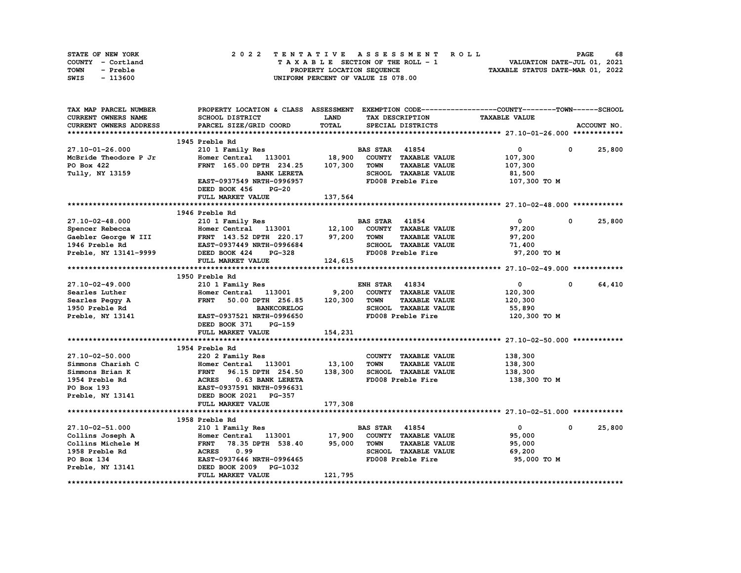STATE OF NEW YORK
COUNTY - Cortland
TOWN - Preble
SWIS - 113600

2022 TENTATIVE ASSESSMENT ROLL
TAXABLE SECTION OF THE ROLL - 1
PROPERTY LOCATION SEQUENCE
UNIFORM PERCENT OF VALUE IS 078.00

VALUATION DATE-JUL 01, 2021
TAXABLE STATUS DATE-MAR 01, 2022

| TAX MAP PARCEL NUMBER / CURRENT OWNERS NAME / CURRENT OWNERS ADDRESS | PROPERTY LOCATION & CLASS / SCHOOL DISTRICT / PARCEL SIZE/GRID COORD | ASSESSMENT LAND / TOTAL | EXEMPTION CODE / TAX DESCRIPTION / SPECIAL DISTRICTS | COUNTY | TOWN | SCHOOL / TAXABLE VALUE / ACCOUNT NO. |
|---|---|---|---|---|---|---|
| **27.10-01-26.000** | 1945 Preble Rd | | | | | |
| 27.10-01-26.000 | 210 1 Family Res | | BAS STAR 41854 | 0 | 0 | 25,800 |
| McBride Theodore P Jr | Homer Central 113001 | 18,900 | COUNTY TAXABLE VALUE | 107,300 | | |
| PO Box 422 | FRNT 165.00 DPTH 234.25 | 107,300 | TOWN TAXABLE VALUE | | 107,300 | |
| Tully, NY 13159 | BANK LERETA | | SCHOOL TAXABLE VALUE | | | 81,500 |
| | EAST-0937549 NRTH-0996957 | | FD008 Preble Fire | 107,300 TO M | | |
| | DEED BOOK 456 PG-20 | | | | | |
| | FULL MARKET VALUE | 137,564 | | | | |
| **27.10-02-48.000** | 1946 Preble Rd | | | | | |
| 27.10-02-48.000 | 210 1 Family Res | | BAS STAR 41854 | 0 | 0 | 25,800 |
| Spencer Rebecca | Homer Central 113001 | 12,100 | COUNTY TAXABLE VALUE | 97,200 | | |
| Gaebler George W III | FRNT 143.52 DPTH 220.17 | 97,200 | TOWN TAXABLE VALUE | | 97,200 | |
| 1946 Preble Rd | EAST-0937449 NRTH-0996684 | | SCHOOL TAXABLE VALUE | | | 71,400 |
| Preble, NY 13141-9999 | DEED BOOK 424 PG-328 | | FD008 Preble Fire | 97,200 TO M | | |
| | FULL MARKET VALUE | 124,615 | | | | |
| **27.10-02-49.000** | 1950 Preble Rd | | | | | |
| 27.10-02-49.000 | 210 1 Family Res | | ENH STAR 41834 | 0 | 0 | 64,410 |
| Searles Luther | Homer Central 113001 | 9,200 | COUNTY TAXABLE VALUE | 120,300 | | |
| Searles Peggy A | FRNT 50.00 DPTH 256.85 | 120,300 | TOWN TAXABLE VALUE | | 120,300 | |
| 1950 Preble Rd | BANKCORELOG | | SCHOOL TAXABLE VALUE | | | 55,890 |
| Preble, NY 13141 | EAST-0937521 NRTH-0996650 | | FD008 Preble Fire | 120,300 TO M | | |
| | DEED BOOK 371 PG-159 | | | | | |
| | FULL MARKET VALUE | 154,231 | | | | |
| **27.10-02-50.000** | 1954 Preble Rd | | | | | |
| 27.10-02-50.000 | 220 2 Family Res | | COUNTY TAXABLE VALUE | 138,300 | | |
| Simmons Charish C | Homer Central 113001 | 13,100 | TOWN TAXABLE VALUE | | 138,300 | |
| Simmons Brian K | FRNT 96.15 DPTH 254.50 | 138,300 | SCHOOL TAXABLE VALUE | | | 138,300 |
| 1954 Preble Rd | ACRES 0.63 BANK LERETA | | FD008 Preble Fire | 138,300 TO M | | |
| PO Box 193 | EAST-0937591 NRTH-0996631 | | | | | |
| Preble, NY 13141 | DEED BOOK 2021 PG-357 | | | | | |
| | FULL MARKET VALUE | 177,308 | | | | |
| **27.10-02-51.000** | 1958 Preble Rd | | | | | |
| 27.10-02-51.000 | 210 1 Family Res | | BAS STAR 41854 | 0 | 0 | 25,800 |
| Collins Joseph A | Homer Central 113001 | 17,900 | COUNTY TAXABLE VALUE | 95,000 | | |
| Collins Michele M | FRNT 78.35 DPTH 538.40 | 95,000 | TOWN TAXABLE VALUE | | 95,000 | |
| 1958 Preble Rd | ACRES 0.99 | | SCHOOL TAXABLE VALUE | | | 69,200 |
| PO Box 134 | EAST-0937646 NRTH-0996465 | | FD008 Preble Fire | 95,000 TO M | | |
| Preble, NY 13141 | DEED BOOK 2009 PG-1032 | | | | | |
| | FULL MARKET VALUE | 121,795 | | | | |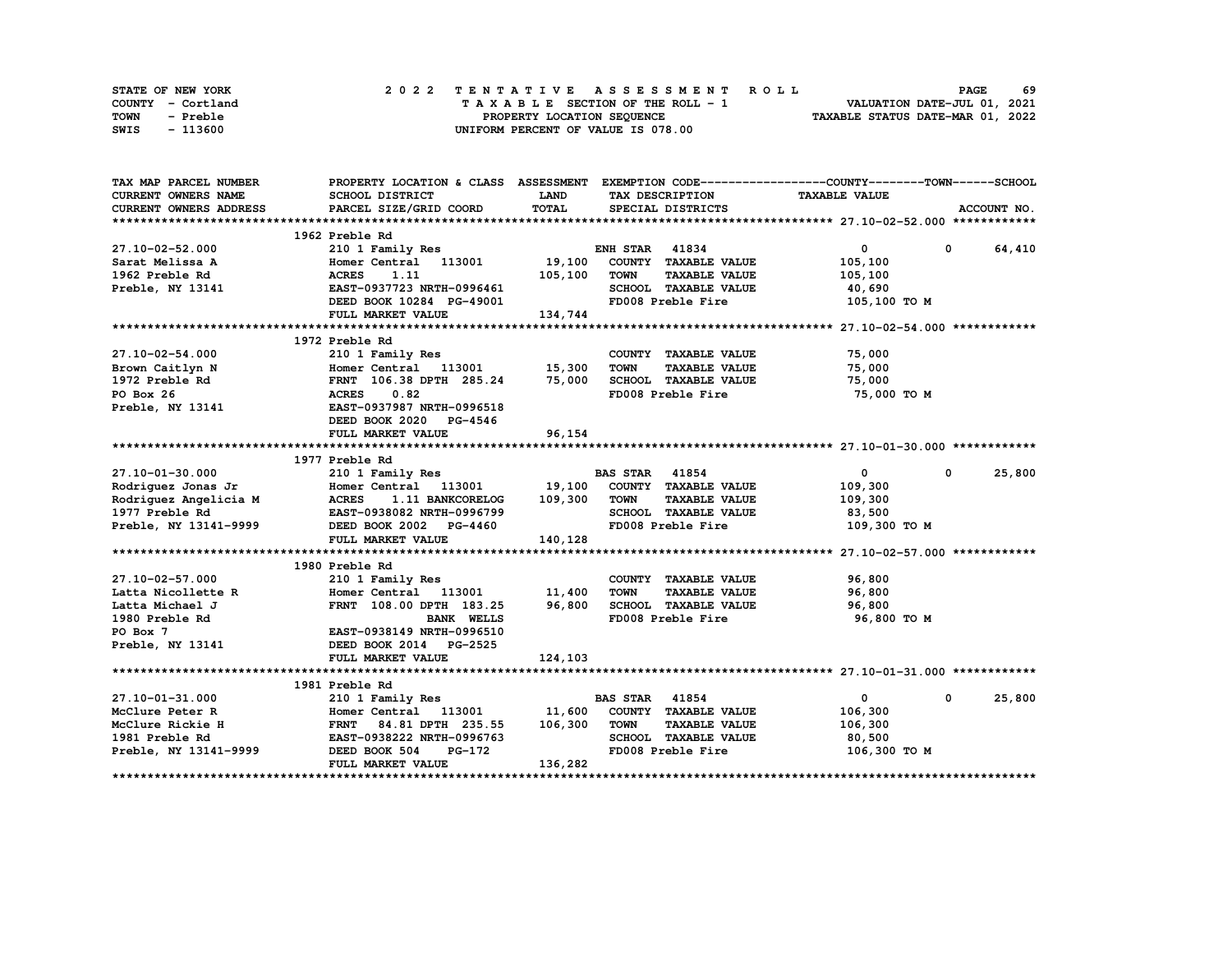STATE OF NEW YORK
COUNTY - Cortland
TOWN - Preble
SWIS - 113600

2 0 2 2 T E N T A T I V E A S S E S S M E N T R O L L
T A X A B L E SECTION OF THE ROLL - 1
PROPERTY LOCATION SEQUENCE
UNIFORM PERCENT OF VALUE IS 078.00

VALUATION DATE-JUL 01, 2021
TAXABLE STATUS DATE-MAR 01, 2022

| TAX MAP PARCEL NUMBER / CURRENT OWNERS NAME / CURRENT OWNERS ADDRESS | PROPERTY LOCATION & CLASS / SCHOOL DISTRICT / PARCEL SIZE/GRID COORD | ASSESSMENT LAND / TOTAL | EXEMPTION CODE / TAX DESCRIPTION / SPECIAL DISTRICTS | COUNTY TAXABLE VALUE | TOWN | SCHOOL / ACCOUNT NO. |
|---|---|---|---|---|---|---|
| **27.10-02-52.000** | 1962 Preble Rd | | | | | |
| 27.10-02-52.000 | 210 1 Family Res | | ENH STAR 41834 | 0 | 0 | 64,410 |
| Sarat Melissa A | Homer Central 113001 | 19,100 | COUNTY TAXABLE VALUE | 105,100 | | |
| 1962 Preble Rd | ACRES 1.11 | 105,100 | TOWN TAXABLE VALUE | 105,100 | | |
| Preble, NY 13141 | EAST-0937723 NRTH-0996461 | | SCHOOL TAXABLE VALUE | 40,690 | | |
| | DEED BOOK 10284 PG-49001 | | FD008 Preble Fire | 105,100 TO M | | |
| | FULL MARKET VALUE | 134,744 | | | | |
| **27.10-02-54.000** | 1972 Preble Rd | | | | | |
| 27.10-02-54.000 | 210 1 Family Res | | COUNTY TAXABLE VALUE | 75,000 | | |
| Brown Caitlyn N | Homer Central 113001 | 15,300 | TOWN TAXABLE VALUE | 75,000 | | |
| 1972 Preble Rd | FRNT 106.38 DPTH 285.24 | 75,000 | SCHOOL TAXABLE VALUE | 75,000 | | |
| PO Box 26 | ACRES 0.82 | | FD008 Preble Fire | 75,000 TO M | | |
| Preble, NY 13141 | EAST-0937987 NRTH-0996518 | | | | | |
| | DEED BOOK 2020 PG-4546 | | | | | |
| | FULL MARKET VALUE | 96,154 | | | | |
| **27.10-01-30.000** | 1977 Preble Rd | | | | | |
| 27.10-01-30.000 | 210 1 Family Res | | BAS STAR 41854 | 0 | 0 | 25,800 |
| Rodriguez Jonas Jr | Homer Central 113001 | 19,100 | COUNTY TAXABLE VALUE | 109,300 | | |
| Rodriguez Angelicia M | ACRES 1.11 BANKCORELOG | 109,300 | TOWN TAXABLE VALUE | 109,300 | | |
| 1977 Preble Rd | EAST-0938082 NRTH-0996799 | | SCHOOL TAXABLE VALUE | 83,500 | | |
| Preble, NY 13141-9999 | DEED BOOK 2002 PG-4460 | | FD008 Preble Fire | 109,300 TO M | | |
| | FULL MARKET VALUE | 140,128 | | | | |
| **27.10-02-57.000** | 1980 Preble Rd | | | | | |
| 27.10-02-57.000 | 210 1 Family Res | | COUNTY TAXABLE VALUE | 96,800 | | |
| Latta Nicollette R | Homer Central 113001 | 11,400 | TOWN TAXABLE VALUE | 96,800 | | |
| Latta Michael J | FRNT 108.00 DPTH 183.25 | 96,800 | SCHOOL TAXABLE VALUE | 96,800 | | |
| 1980 Preble Rd | BANK WELLS | | FD008 Preble Fire | 96,800 TO M | | |
| PO Box 7 | EAST-0938149 NRTH-0996510 | | | | | |
| Preble, NY 13141 | DEED BOOK 2014 PG-2525 | | | | | |
| | FULL MARKET VALUE | 124,103 | | | | |
| **27.10-01-31.000** | 1981 Preble Rd | | | | | |
| 27.10-01-31.000 | 210 1 Family Res | | BAS STAR 41854 | 0 | 0 | 25,800 |
| McClure Peter R | Homer Central 113001 | 11,600 | COUNTY TAXABLE VALUE | 106,300 | | |
| McClure Rickie H | FRNT 84.81 DPTH 235.55 | 106,300 | TOWN TAXABLE VALUE | 106,300 | | |
| 1981 Preble Rd | EAST-0938222 NRTH-0996763 | | SCHOOL TAXABLE VALUE | 80,500 | | |
| Preble, NY 13141-9999 | DEED BOOK 504 PG-172 | | FD008 Preble Fire | 106,300 TO M | | |
| | FULL MARKET VALUE | 136,282 | | | | |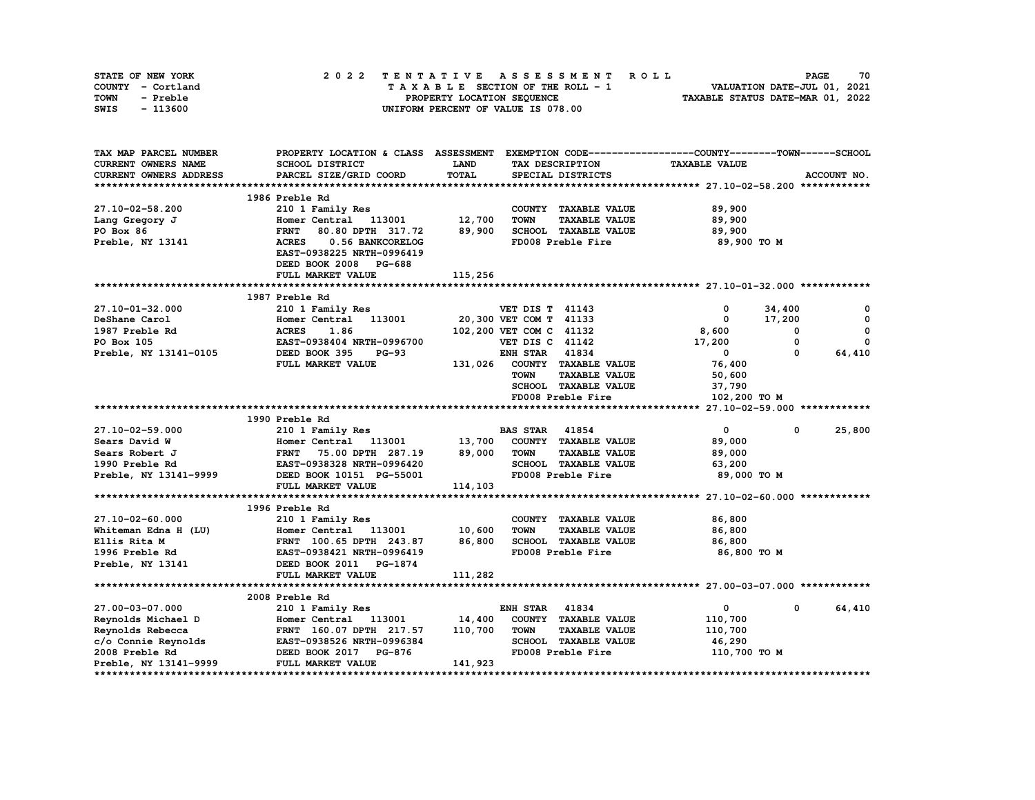STATE OF NEW YORK
COUNTY - Cortland
TOWN - Preble
SWIS - 113600

2 0 2 2 T E N T A T I V E A S S E S S M E N T R O L L
T A X A B L E SECTION OF THE ROLL - 1
PROPERTY LOCATION SEQUENCE
UNIFORM PERCENT OF VALUE IS 078.00

VALUATION DATE-JUL 01, 2021
TAXABLE STATUS DATE-MAR 01, 2022

```
TAX MAP PARCEL NUMBER      PROPERTY LOCATION & CLASS  ASSESSMENT  EXEMPTION CODE------------------COUNTY--------TOWN------SCHOOL
CURRENT OWNERS NAME        SCHOOL DISTRICT              LAND       TAX DESCRIPTION             TAXABLE VALUE
CURRENT OWNERS ADDRESS     PARCEL SIZE/GRID COORD       TOTAL      SPECIAL DISTRICTS                                          ACCOUNT NO.
******************************************************************************************************* 27.10-02-58.200 ************
                           1986 Preble Rd
27.10-02-58.200            210 1 Family Res                        COUNTY  TAXABLE VALUE           89,900
Lang Gregory J             Homer Central   113001       12,700     TOWN    TAXABLE VALUE           89,900
PO Box 86                  FRNT   80.80 DPTH 317.72     89,900     SCHOOL  TAXABLE VALUE           89,900
Preble, NY 13141           ACRES    0.56 BANKCORELOG               FD008 Preble Fire               89,900 TO M
                           EAST-0938225 NRTH-0996419
                           DEED BOOK 2008   PG-688
                           FULL MARKET VALUE           115,256
******************************************************************************************************* 27.10-01-32.000 ************
                           1987 Preble Rd
27.10-01-32.000            210 1 Family Res                  VET DIS T  41143                   0      34,400           0
DeShane Carol              Homer Central   113001     20,300 VET COM T  41133                   0      17,200           0
1987 Preble Rd             ACRES    1.86             102,200 VET COM C  41132               8,600           0           0
PO Box 105                 EAST-0938404 NRTH-0996700         VET DIS C  41142              17,200           0           0
Preble, NY 13141-0105      DEED BOOK 395    PG-93            ENH STAR   41834                   0           0      64,410
                           FULL MARKET VALUE           131,026  COUNTY  TAXABLE VALUE           76,400
                                                                TOWN    TAXABLE VALUE           50,600
                                                                SCHOOL  TAXABLE VALUE           37,790
                                                                FD008 Preble Fire              102,200 TO M
******************************************************************************************************* 27.10-02-59.000 ************
                           1990 Preble Rd
27.10-02-59.000            210 1 Family Res                  BAS STAR   41854                   0           0      25,800
Sears David W              Homer Central   113001       13,700  COUNTY  TAXABLE VALUE           89,000
Sears Robert J             FRNT   75.00 DPTH 287.19     89,000  TOWN    TAXABLE VALUE           89,000
1990 Preble Rd             EAST-0938328 NRTH-0996420            SCHOOL  TAXABLE VALUE           63,200
Preble, NY 13141-9999      DEED BOOK 10151 PG-55001             FD008 Preble Fire               89,000 TO M
                           FULL MARKET VALUE           114,103
******************************************************************************************************* 27.10-02-60.000 ************
                           1996 Preble Rd
27.10-02-60.000            210 1 Family Res                     COUNTY  TAXABLE VALUE           86,800
Whiteman Edna H (LU)       Homer Central   113001       10,600  TOWN    TAXABLE VALUE           86,800
Ellis Rita M               FRNT  100.65 DPTH 243.87     86,800  SCHOOL  TAXABLE VALUE           86,800
1996 Preble Rd             EAST-0938421 NRTH-0996419            FD008 Preble Fire               86,800 TO M
Preble, NY 13141           DEED BOOK 2011   PG-1874
                           FULL MARKET VALUE           111,282
******************************************************************************************************* 27.00-03-07.000 ************
                           2008 Preble Rd
27.00-03-07.000            210 1 Family Res                  ENH STAR   41834                   0           0      64,410
Reynolds Michael D         Homer Central   113001       14,400  COUNTY  TAXABLE VALUE          110,700
Reynolds Rebecca           FRNT  160.07 DPTH 217.57    110,700  TOWN    TAXABLE VALUE          110,700
c/o Connie Reynolds        EAST-0938526 NRTH-0996384            SCHOOL  TAXABLE VALUE           46,290
2008 Preble Rd             DEED BOOK 2017   PG-876              FD008 Preble Fire              110,700 TO M
Preble, NY 13141-9999      FULL MARKET VALUE           141,923
************************************************************************************************************************************
```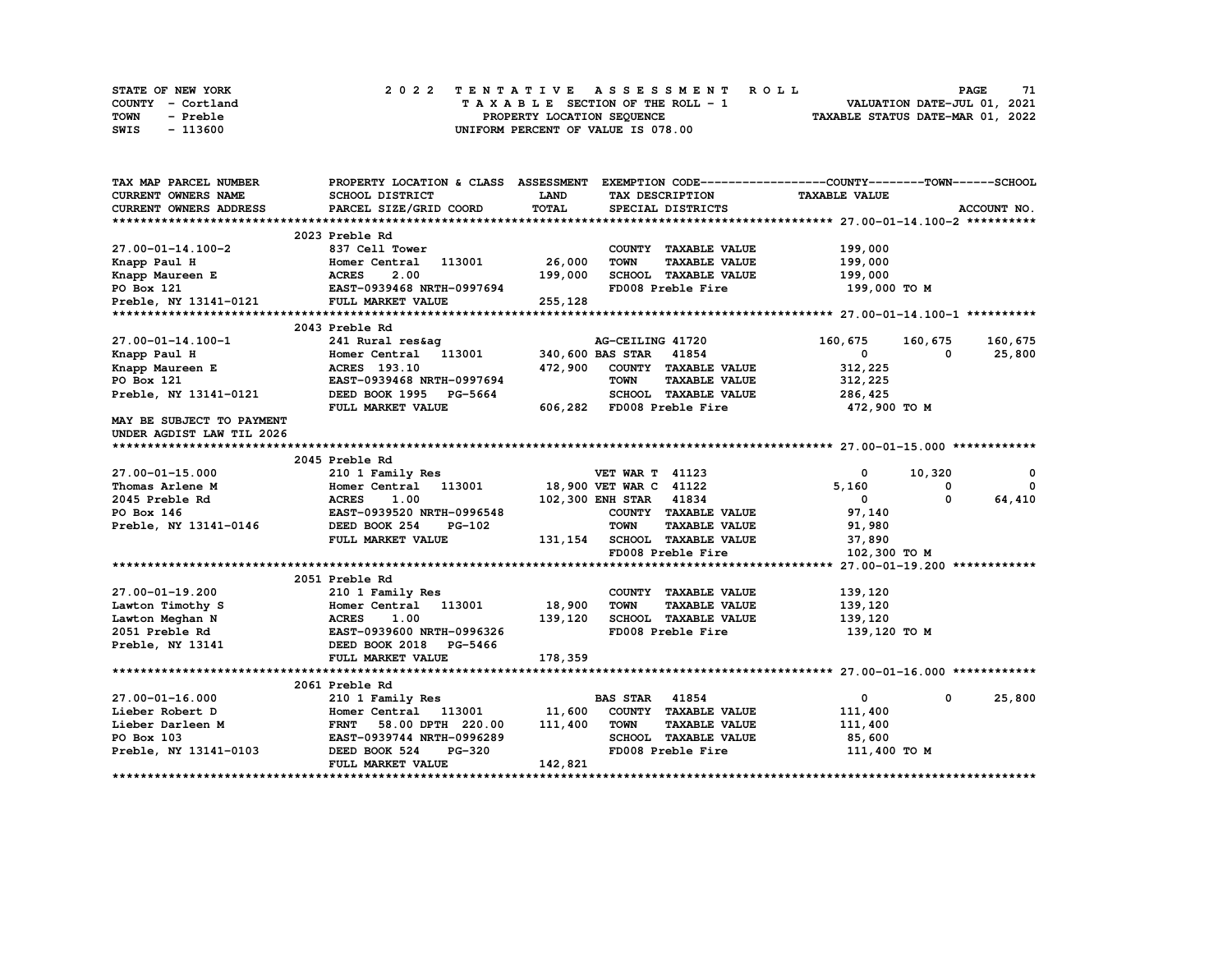STATE OF NEW YORK
COUNTY - Cortland
TOWN - Preble
SWIS - 113600

# 2022 TENTATIVE ASSESSMENT ROLL

TAXABLE SECTION OF THE ROLL - 1
PROPERTY LOCATION SEQUENCE
UNIFORM PERCENT OF VALUE IS 078.00

VALUATION DATE-JUL 01, 2021
TAXABLE STATUS DATE-MAR 01, 2022

| TAX MAP PARCEL NUMBER<br>CURRENT OWNERS NAME<br>CURRENT OWNERS ADDRESS | PROPERTY LOCATION & CLASS<br>SCHOOL DISTRICT<br>PARCEL SIZE/GRID COORD | ASSESSMENT<br>LAND<br>TOTAL | EXEMPTION CODE<br>TAX DESCRIPTION<br>SPECIAL DISTRICTS | COUNTY<br>TAXABLE VALUE | TOWN | SCHOOL<br>ACCOUNT NO. |
|---|---|---|---|---|---|---|
| **27.00-01-14.100-2** | 2023 Preble Rd | | | | | |
| 27.00-01-14.100-2 | 837 Cell Tower | | COUNTY TAXABLE VALUE | 199,000 | | |
| Knapp Paul H | Homer Central 113001 | 26,000 | TOWN TAXABLE VALUE | 199,000 | | |
| Knapp Maureen E | ACRES 2.00 | 199,000 | SCHOOL TAXABLE VALUE | 199,000 | | |
| PO Box 121 | EAST-0939468 NRTH-0997694 | | FD008 Preble Fire | 199,000 TO M | | |
| Preble, NY 13141-0121 | FULL MARKET VALUE | 255,128 | | | | |
| **27.00-01-14.100-1** | 2043 Preble Rd | | | | | |
| 27.00-01-14.100-1 | 241 Rural res&ag | | AG-CEILING 41720 | 160,675 | 160,675 | 160,675 |
| Knapp Paul H | Homer Central 113001 | 340,600 | BAS STAR 41854 | 0 | 0 | 25,800 |
| Knapp Maureen E | ACRES 193.10 | 472,900 | COUNTY TAXABLE VALUE | 312,225 | | |
| PO Box 121 | EAST-0939468 NRTH-0997694 | | TOWN TAXABLE VALUE | 312,225 | | |
| Preble, NY 13141-0121 | DEED BOOK 1995 PG-5664 | | SCHOOL TAXABLE VALUE | 286,425 | | |
| | FULL MARKET VALUE | 606,282 | FD008 Preble Fire | 472,900 TO M | | |
| MAY BE SUBJECT TO PAYMENT UNDER AGDIST LAW TIL 2026 | | | | | | |
| **27.00-01-15.000** | 2045 Preble Rd | | | | | |
| 27.00-01-15.000 | 210 1 Family Res | | VET WAR T 41123 | 0 | 10,320 | 0 |
| Thomas Arlene M | Homer Central 113001 | 18,900 | VET WAR C 41122 | 5,160 | 0 | 0 |
| 2045 Preble Rd | ACRES 1.00 | 102,300 | ENH STAR 41834 | 0 | 0 | 64,410 |
| PO Box 146 | EAST-0939520 NRTH-0996548 | | COUNTY TAXABLE VALUE | 97,140 | | |
| Preble, NY 13141-0146 | DEED BOOK 254 PG-102 | | TOWN TAXABLE VALUE | 91,980 | | |
| | FULL MARKET VALUE | 131,154 | SCHOOL TAXABLE VALUE | 37,890 | | |
| | | | FD008 Preble Fire | 102,300 TO M | | |
| **27.00-01-19.200** | 2051 Preble Rd | | | | | |
| 27.00-01-19.200 | 210 1 Family Res | | COUNTY TAXABLE VALUE | 139,120 | | |
| Lawton Timothy S | Homer Central 113001 | 18,900 | TOWN TAXABLE VALUE | 139,120 | | |
| Lawton Meghan N | ACRES 1.00 | 139,120 | SCHOOL TAXABLE VALUE | 139,120 | | |
| 2051 Preble Rd | EAST-0939600 NRTH-0996326 | | FD008 Preble Fire | 139,120 TO M | | |
| Preble, NY 13141 | DEED BOOK 2018 PG-5466 | | | | | |
| | FULL MARKET VALUE | 178,359 | | | | |
| **27.00-01-16.000** | 2061 Preble Rd | | | | | |
| 27.00-01-16.000 | 210 1 Family Res | | BAS STAR 41854 | 0 | 0 | 25,800 |
| Lieber Robert D | Homer Central 113001 | 11,600 | COUNTY TAXABLE VALUE | 111,400 | | |
| Lieber Darleen M | FRNT 58.00 DPTH 220.00 | 111,400 | TOWN TAXABLE VALUE | 111,400 | | |
| PO Box 103 | EAST-0939744 NRTH-0996289 | | SCHOOL TAXABLE VALUE | 85,600 | | |
| Preble, NY 13141-0103 | DEED BOOK 524 PG-320 | | FD008 Preble Fire | 111,400 TO M | | |
| | FULL MARKET VALUE | 142,821 | | | | |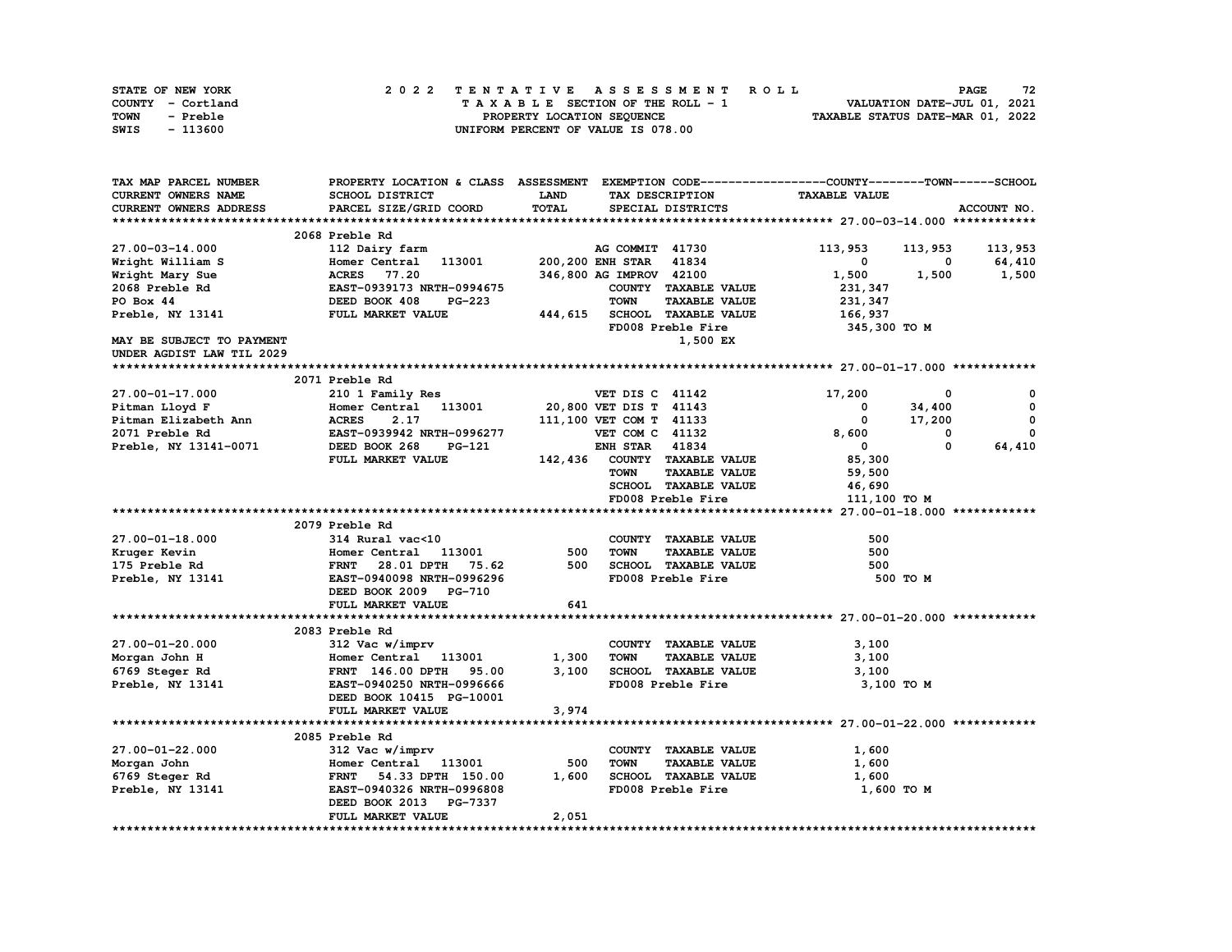STATE OF NEW YORK — 2022 TENTATIVE ASSESSMENT ROLL
COUNTY - Cortland — TAXABLE SECTION OF THE ROLL - 1 — VALUATION DATE-JUL 01, 2021
TOWN - Preble — PROPERTY LOCATION SEQUENCE — TAXABLE STATUS DATE-MAR 01, 2022
SWIS - 113600 — UNIFORM PERCENT OF VALUE IS 078.00

| TAX MAP PARCEL NUMBER / CURRENT OWNERS NAME / CURRENT OWNERS ADDRESS | PROPERTY LOCATION & CLASS / SCHOOL DISTRICT / PARCEL SIZE/GRID COORD | ASSESSMENT LAND / TOTAL | EXEMPTION CODE / TAX DESCRIPTION / SPECIAL DISTRICTS | COUNTY TAXABLE VALUE | TOWN | SCHOOL |
|---|---|---|---|---|---|---|
| **27.00-03-14.000** | 2068 Preble Rd | | | | | |
| 27.00-03-14.000 | 112 Dairy farm | | AG COMMIT 41730 | 113,953 | 113,953 | 113,953 |
| Wright William S | Homer Central 113001 | 200,200 | ENH STAR 41834 | 0 | 0 | 64,410 |
| Wright Mary Sue | ACRES 77.20 | 346,800 | AG IMPROV 42100 | 1,500 | 1,500 | 1,500 |
| 2068 Preble Rd | EAST-0939173 NRTH-0994675 | | COUNTY TAXABLE VALUE | 231,347 | | |
| PO Box 44 | DEED BOOK 408 PG-223 | | TOWN TAXABLE VALUE | 231,347 | | |
| Preble, NY 13141 | FULL MARKET VALUE | 444,615 | SCHOOL TAXABLE VALUE | 166,937 | | |
| | | | FD008 Preble Fire | 345,300 TO M | | |
| MAY BE SUBJECT TO PAYMENT | | | 1,500 EX | | | |
| UNDER AGDIST LAW TIL 2029 | | | | | | |
| **27.00-01-17.000** | 2071 Preble Rd | | | | | |
| 27.00-01-17.000 | 210 1 Family Res | | VET DIS C 41142 | 17,200 | 0 | 0 |
| Pitman Lloyd F | Homer Central 113001 | 20,800 | VET DIS T 41143 | 0 | 34,400 | 0 |
| Pitman Elizabeth Ann | ACRES 2.17 | 111,100 | VET COM T 41133 | 0 | 17,200 | 0 |
| 2071 Preble Rd | EAST-0939942 NRTH-0996277 | | VET COM C 41132 | 8,600 | 0 | 0 |
| Preble, NY 13141-0071 | DEED BOOK 268 PG-121 | | ENH STAR 41834 | 0 | 0 | 64,410 |
| | FULL MARKET VALUE | 142,436 | COUNTY TAXABLE VALUE | 85,300 | | |
| | | | TOWN TAXABLE VALUE | 59,500 | | |
| | | | SCHOOL TAXABLE VALUE | 46,690 | | |
| | | | FD008 Preble Fire | 111,100 TO M | | |
| **27.00-01-18.000** | 2079 Preble Rd | | | | | |
| 27.00-01-18.000 | 314 Rural vac<10 | | COUNTY TAXABLE VALUE | 500 | | |
| Kruger Kevin | Homer Central 113001 | 500 | TOWN TAXABLE VALUE | 500 | | |
| 175 Preble Rd | FRNT 28.01 DPTH 75.62 | 500 | SCHOOL TAXABLE VALUE | 500 | | |
| Preble, NY 13141 | EAST-0940098 NRTH-0996296 | | FD008 Preble Fire | 500 TO M | | |
| | DEED BOOK 2009 PG-710 | | | | | |
| | FULL MARKET VALUE | 641 | | | | |
| **27.00-01-20.000** | 2083 Preble Rd | | | | | |
| 27.00-01-20.000 | 312 Vac w/imprv | | COUNTY TAXABLE VALUE | 3,100 | | |
| Morgan John H | Homer Central 113001 | 1,300 | TOWN TAXABLE VALUE | 3,100 | | |
| 6769 Steger Rd | FRNT 146.00 DPTH 95.00 | 3,100 | SCHOOL TAXABLE VALUE | 3,100 | | |
| Preble, NY 13141 | EAST-0940250 NRTH-0996666 | | FD008 Preble Fire | 3,100 TO M | | |
| | DEED BOOK 10415 PG-10001 | | | | | |
| | FULL MARKET VALUE | 3,974 | | | | |
| **27.00-01-22.000** | 2085 Preble Rd | | | | | |
| 27.00-01-22.000 | 312 Vac w/imprv | | COUNTY TAXABLE VALUE | 1,600 | | |
| Morgan John | Homer Central 113001 | 500 | TOWN TAXABLE VALUE | 1,600 | | |
| 6769 Steger Rd | FRNT 54.33 DPTH 150.00 | 1,600 | SCHOOL TAXABLE VALUE | 1,600 | | |
| Preble, NY 13141 | EAST-0940326 NRTH-0996808 | | FD008 Preble Fire | 1,600 TO M | | |
| | DEED BOOK 2013 PG-7337 | | | | | |
| | FULL MARKET VALUE | 2,051 | | | | |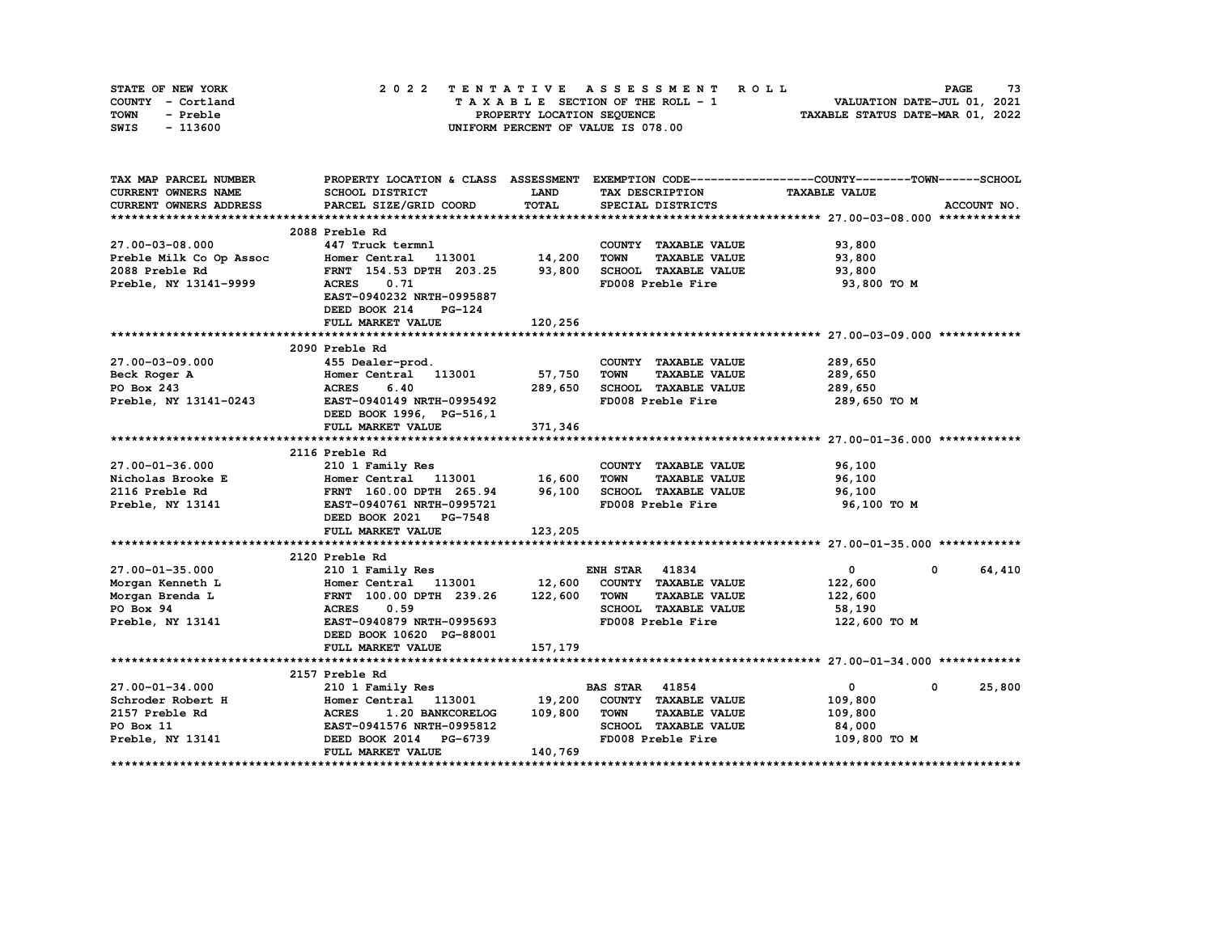STATE OF NEW YORK
COUNTY - Cortland
TOWN - Preble
SWIS - 113600

2 0 2 2 T E N T A T I V E A S S E S S M E N T R O L L
T A X A B L E SECTION OF THE ROLL - 1
PROPERTY LOCATION SEQUENCE
UNIFORM PERCENT OF VALUE IS 078.00

VALUATION DATE-JUL 01, 2021
TAXABLE STATUS DATE-MAR 01, 2022

```
TAX MAP PARCEL NUMBER          PROPERTY LOCATION & CLASS  ASSESSMENT  EXEMPTION CODE------------------COUNTY--------TOWN------SCHOOL
CURRENT OWNERS NAME            SCHOOL DISTRICT                LAND     TAX DESCRIPTION              TAXABLE VALUE
CURRENT OWNERS ADDRESS         PARCEL SIZE/GRID COORD         TOTAL    SPECIAL DISTRICTS                                  ACCOUNT NO.
******************************************************************************************************* 27.00-03-08.000 ************
                               2088 Preble Rd
27.00-03-08.000                447 Truck termnl                        COUNTY  TAXABLE VALUE              93,800
Preble Milk Co Op Assoc        Homer Central  113001      14,200       TOWN    TAXABLE VALUE              93,800
2088 Preble Rd                 FRNT 154.53 DPTH 203.25    93,800       SCHOOL  TAXABLE VALUE              93,800
Preble, NY 13141-9999          ACRES    0.71                           FD008 Preble Fire                   93,800 TO M
                               EAST-0940232 NRTH-0995887
                               DEED BOOK 214    PG-124
                               FULL MARKET VALUE         120,256
******************************************************************************************************* 27.00-03-09.000 ************
                               2090 Preble Rd
27.00-03-09.000                455 Dealer-prod.                        COUNTY  TAXABLE VALUE             289,650
Beck Roger A                   Homer Central  113001      57,750       TOWN    TAXABLE VALUE             289,650
PO Box 243                     ACRES    6.40             289,650       SCHOOL  TAXABLE VALUE             289,650
Preble, NY 13141-0243          EAST-0940149 NRTH-0995492               FD008 Preble Fire                  289,650 TO M
                               DEED BOOK 1996,  PG-516,1
                               FULL MARKET VALUE         371,346
******************************************************************************************************* 27.00-01-36.000 ************
                               2116 Preble Rd
27.00-01-36.000                210 1 Family Res                        COUNTY  TAXABLE VALUE              96,100
Nicholas Brooke E              Homer Central  113001      16,600       TOWN    TAXABLE VALUE              96,100
2116 Preble Rd                 FRNT 160.00 DPTH 265.94    96,100       SCHOOL  TAXABLE VALUE              96,100
Preble, NY 13141               EAST-0940761 NRTH-0995721               FD008 Preble Fire                   96,100 TO M
                               DEED BOOK 2021   PG-7548
                               FULL MARKET VALUE         123,205
******************************************************************************************************* 27.00-01-35.000 ************
                               2120 Preble Rd
27.00-01-35.000                210 1 Family Res                        ENH STAR  41834                         0          0     64,410
Morgan Kenneth L               Homer Central  113001      12,600       COUNTY  TAXABLE VALUE             122,600
Morgan Brenda L                FRNT 100.00 DPTH 239.26   122,600       TOWN    TAXABLE VALUE             122,600
PO Box 94                      ACRES    0.59                           SCHOOL  TAXABLE VALUE              58,190
Preble, NY 13141               EAST-0940879 NRTH-0995693               FD008 Preble Fire                  122,600 TO M
                               DEED BOOK 10620 PG-88001
                               FULL MARKET VALUE         157,179
******************************************************************************************************* 27.00-01-34.000 ************
                               2157 Preble Rd
27.00-01-34.000                210 1 Family Res                        BAS STAR  41854                         0          0     25,800
Schroder Robert H              Homer Central  113001      19,200       COUNTY  TAXABLE VALUE             109,800
2157 Preble Rd                 ACRES    1.20 BANKCORELOG 109,800       TOWN    TAXABLE VALUE             109,800
PO Box 11                      EAST-0941576 NRTH-0995812               SCHOOL  TAXABLE VALUE              84,000
Preble, NY 13141               DEED BOOK 2014   PG-6739                FD008 Preble Fire                  109,800 TO M
                               FULL MARKET VALUE         140,769
************************************************************************************************************************************
```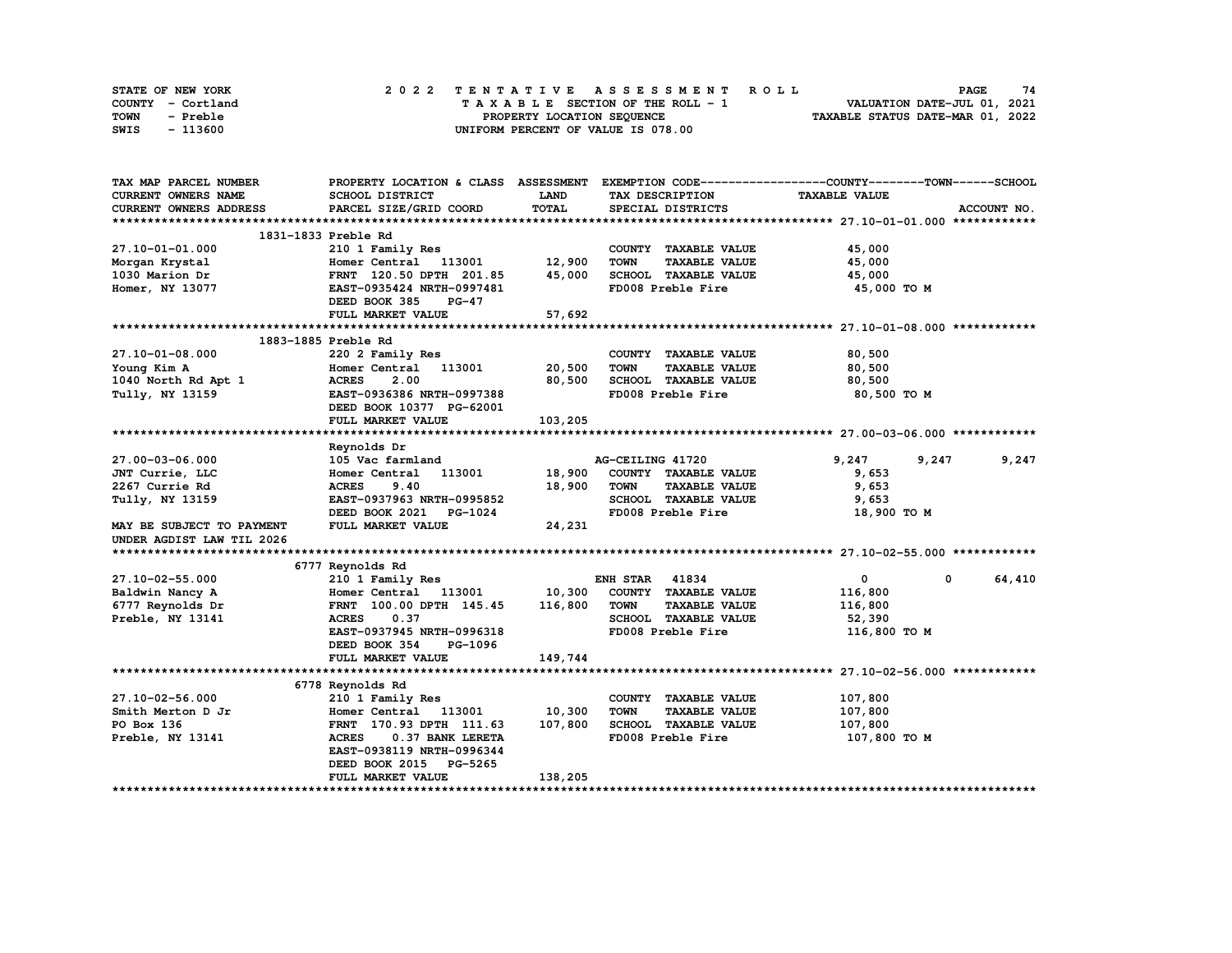STATE OF NEW YORK
COUNTY - Cortland
TOWN - Preble
SWIS - 113600

2 0 2 2 T E N T A T I V E A S S E S S M E N T R O L L
T A X A B L E SECTION OF THE ROLL - 1
PROPERTY LOCATION SEQUENCE
UNIFORM PERCENT OF VALUE IS 078.00

VALUATION DATE-JUL 01, 2021
TAXABLE STATUS DATE-MAR 01, 2022

| TAX MAP PARCEL NUMBER / CURRENT OWNERS NAME / CURRENT OWNERS ADDRESS | PROPERTY LOCATION & CLASS / SCHOOL DISTRICT / PARCEL SIZE/GRID COORD | ASSESSMENT LAND | TOTAL | EXEMPTION CODE / TAX DESCRIPTION / SPECIAL DISTRICTS | COUNTY TAXABLE VALUE | TOWN | SCHOOL / ACCOUNT NO. |
|---|---|---|---|---|---|---|---|
| | 1831-1833 Preble Rd | | | | | | 27.10-01-01.000 |
| 27.10-01-01.000 | 210 1 Family Res | | | COUNTY TAXABLE VALUE | 45,000 | | |
| Morgan Krystal | Homer Central 113001 | 12,900 | | TOWN TAXABLE VALUE | 45,000 | | |
| 1030 Marion Dr | FRNT 120.50 DPTH 201.85 | | 45,000 | SCHOOL TAXABLE VALUE | 45,000 | | |
| Homer, NY 13077 | EAST-0935424 NRTH-0997481 | | | FD008 Preble Fire | 45,000 TO M | | |
| | DEED BOOK 385 PG-47 | | | | | | |
| | FULL MARKET VALUE | | 57,692 | | | | |
| | 1883-1885 Preble Rd | | | | | | 27.10-01-08.000 |
| 27.10-01-08.000 | 220 2 Family Res | | | COUNTY TAXABLE VALUE | 80,500 | | |
| Young Kim A | Homer Central 113001 | 20,500 | | TOWN TAXABLE VALUE | 80,500 | | |
| 1040 North Rd Apt 1 | ACRES 2.00 | | 80,500 | SCHOOL TAXABLE VALUE | 80,500 | | |
| Tully, NY 13159 | EAST-0936386 NRTH-0997388 | | | FD008 Preble Fire | 80,500 TO M | | |
| | DEED BOOK 10377 PG-62001 | | | | | | |
| | FULL MARKET VALUE | | 103,205 | | | | |
| | Reynolds Dr | | | | | | 27.00-03-06.000 |
| 27.00-03-06.000 | 105 Vac farmland | | | AG-CEILING 41720 | 9,247 | 9,247 | 9,247 |
| JNT Currie, LLC | Homer Central 113001 | 18,900 | | COUNTY TAXABLE VALUE | 9,653 | | |
| 2267 Currie Rd | ACRES 9.40 | | 18,900 | TOWN TAXABLE VALUE | 9,653 | | |
| Tully, NY 13159 | EAST-0937963 NRTH-0995852 | | | SCHOOL TAXABLE VALUE | 9,653 | | |
| | DEED BOOK 2021 PG-1024 | | | FD008 Preble Fire | 18,900 TO M | | |
| MAY BE SUBJECT TO PAYMENT | FULL MARKET VALUE | | 24,231 | | | | |
| UNDER AGDIST LAW TIL 2026 | | | | | | | |
| | 6777 Reynolds Rd | | | | | | 27.10-02-55.000 |
| 27.10-02-55.000 | 210 1 Family Res | | | ENH STAR 41834 | 0 | 0 | 64,410 |
| Baldwin Nancy A | Homer Central 113001 | 10,300 | | COUNTY TAXABLE VALUE | 116,800 | | |
| 6777 Reynolds Dr | FRNT 100.00 DPTH 145.45 | | 116,800 | TOWN TAXABLE VALUE | 116,800 | | |
| Preble, NY 13141 | ACRES 0.37 | | | SCHOOL TAXABLE VALUE | 52,390 | | |
| | EAST-0937945 NRTH-0996318 | | | FD008 Preble Fire | 116,800 TO M | | |
| | DEED BOOK 354 PG-1096 | | | | | | |
| | FULL MARKET VALUE | | 149,744 | | | | |
| | 6778 Reynolds Rd | | | | | | 27.10-02-56.000 |
| 27.10-02-56.000 | 210 1 Family Res | | | COUNTY TAXABLE VALUE | 107,800 | | |
| Smith Merton D Jr | Homer Central 113001 | 10,300 | | TOWN TAXABLE VALUE | 107,800 | | |
| PO Box 136 | FRNT 170.93 DPTH 111.63 | | 107,800 | SCHOOL TAXABLE VALUE | 107,800 | | |
| Preble, NY 13141 | ACRES 0.37 BANK LERETA | | | FD008 Preble Fire | 107,800 TO M | | |
| | EAST-0938119 NRTH-0996344 | | | | | | |
| | DEED BOOK 2015 PG-5265 | | | | | | |
| | FULL MARKET VALUE | | 138,205 | | | | |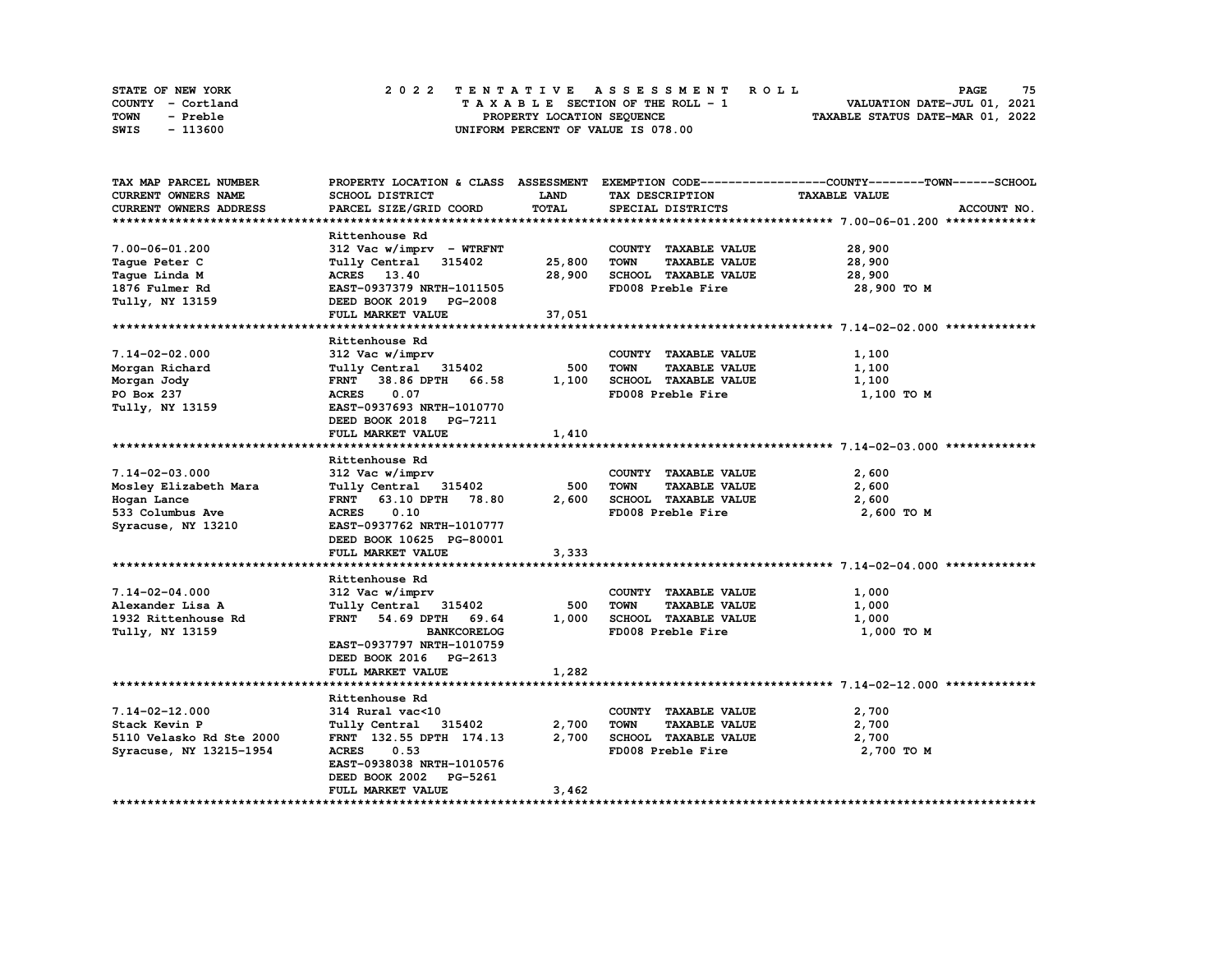STATE OF NEW YORK | COUNTY - Cortland | TOWN - Preble | SWIS - 113600

**2022 TENTATIVE ASSESSMENT ROLL**
TAXABLE SECTION OF THE ROLL - 1
PROPERTY LOCATION SEQUENCE
UNIFORM PERCENT OF VALUE IS 078.00

VALUATION DATE-JUL 01, 2021
TAXABLE STATUS DATE-MAR 01, 2022

| TAX MAP PARCEL NUMBER / CURRENT OWNERS NAME / CURRENT OWNERS ADDRESS | PROPERTY LOCATION & CLASS / SCHOOL DISTRICT / PARCEL SIZE/GRID COORD | ASSESSMENT LAND / TOTAL | EXEMPTION CODE / TAX DESCRIPTION / SPECIAL DISTRICTS | TAXABLE VALUE (COUNTY--TOWN--SCHOOL) | ACCOUNT NO. |
|---|---|---|---|---|---|
| **7.00-06-01.200** | Rittenhouse Rd | | | | |
| 7.00-06-01.200 | 312 Vac w/imprv - WTRFNT | | COUNTY TAXABLE VALUE | 28,900 | |
| Tague Peter C | Tully Central 315402 | 25,800 | TOWN TAXABLE VALUE | 28,900 | |
| Tague Linda M | ACRES 13.40 | 28,900 | SCHOOL TAXABLE VALUE | 28,900 | |
| 1876 Fulmer Rd | EAST-0937379 NRTH-1011505 | | FD008 Preble Fire | 28,900 TO M | |
| Tully, NY 13159 | DEED BOOK 2019 PG-2008 | | | | |
| | FULL MARKET VALUE | 37,051 | | | |
| **7.14-02-02.000** | Rittenhouse Rd | | | | |
| 7.14-02-02.000 | 312 Vac w/imprv | | COUNTY TAXABLE VALUE | 1,100 | |
| Morgan Richard | Tully Central 315402 | 500 | TOWN TAXABLE VALUE | 1,100 | |
| Morgan Jody | FRNT 38.86 DPTH 66.58 | 1,100 | SCHOOL TAXABLE VALUE | 1,100 | |
| PO Box 237 | ACRES 0.07 | | FD008 Preble Fire | 1,100 TO M | |
| Tully, NY 13159 | EAST-0937693 NRTH-1010770 | | | | |
| | DEED BOOK 2018 PG-7211 | | | | |
| | FULL MARKET VALUE | 1,410 | | | |
| **7.14-02-03.000** | Rittenhouse Rd | | | | |
| 7.14-02-03.000 | 312 Vac w/imprv | | COUNTY TAXABLE VALUE | 2,600 | |
| Mosley Elizabeth Mara | Tully Central 315402 | 500 | TOWN TAXABLE VALUE | 2,600 | |
| Hogan Lance | FRNT 63.10 DPTH 78.80 | 2,600 | SCHOOL TAXABLE VALUE | 2,600 | |
| 533 Columbus Ave | ACRES 0.10 | | FD008 Preble Fire | 2,600 TO M | |
| Syracuse, NY 13210 | EAST-0937762 NRTH-1010777 | | | | |
| | DEED BOOK 10625 PG-80001 | | | | |
| | FULL MARKET VALUE | 3,333 | | | |
| **7.14-02-04.000** | Rittenhouse Rd | | | | |
| 7.14-02-04.000 | 312 Vac w/imprv | | COUNTY TAXABLE VALUE | 1,000 | |
| Alexander Lisa A | Tully Central 315402 | 500 | TOWN TAXABLE VALUE | 1,000 | |
| 1932 Rittenhouse Rd | FRNT 54.69 DPTH 69.64 | 1,000 | SCHOOL TAXABLE VALUE | 1,000 | |
| Tully, NY 13159 | BANKCORELOG | | FD008 Preble Fire | 1,000 TO M | |
| | EAST-0937797 NRTH-1010759 | | | | |
| | DEED BOOK 2016 PG-2613 | | | | |
| | FULL MARKET VALUE | 1,282 | | | |
| **7.14-02-12.000** | Rittenhouse Rd | | | | |
| 7.14-02-12.000 | 314 Rural vac<10 | | COUNTY TAXABLE VALUE | 2,700 | |
| Stack Kevin P | Tully Central 315402 | 2,700 | TOWN TAXABLE VALUE | 2,700 | |
| 5110 Velasko Rd Ste 2000 | FRNT 132.55 DPTH 174.13 | 2,700 | SCHOOL TAXABLE VALUE | 2,700 | |
| Syracuse, NY 13215-1954 | ACRES 0.53 | | FD008 Preble Fire | 2,700 TO M | |
| | EAST-0938038 NRTH-1010576 | | | | |
| | DEED BOOK 2002 PG-5261 | | | | |
| | FULL MARKET VALUE | 3,462 | | | |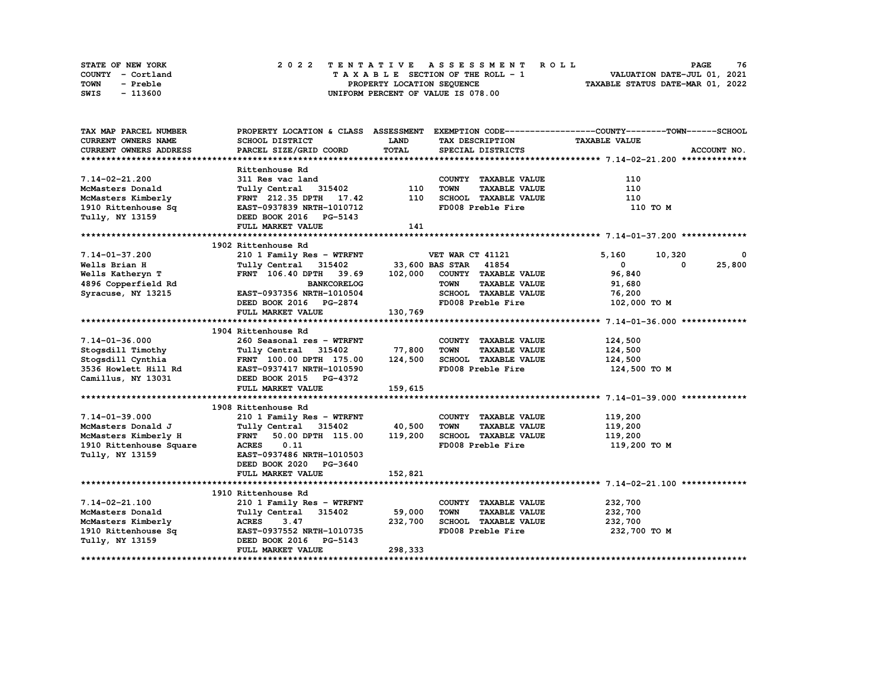STATE OF NEW YORK
COUNTY - Cortland
TOWN - Preble
SWIS - 113600

# 2022 TENTATIVE ASSESSMENT ROLL

TAXABLE SECTION OF THE ROLL - 1
PROPERTY LOCATION SEQUENCE
UNIFORM PERCENT OF VALUE IS 078.00

VALUATION DATE-JUL 01, 2021
TAXABLE STATUS DATE-MAR 01, 2022

| TAX MAP PARCEL NUMBER / CURRENT OWNERS NAME / CURRENT OWNERS ADDRESS | PROPERTY LOCATION & CLASS / SCHOOL DISTRICT / PARCEL SIZE/GRID COORD | ASSESSMENT LAND / TOTAL | EXEMPTION CODE / TAX DESCRIPTION / SPECIAL DISTRICTS | COUNTY | TOWN | SCHOOL |
|---|---|---|---|---|---|---|
| **7.14-02-21.200** | Rittenhouse Rd | | | | | |
| 7.14-02-21.200 | 311 Res vac land | | COUNTY TAXABLE VALUE | 110 | | |
| McMasters Donald | Tully Central 315402 | 110 | TOWN TAXABLE VALUE | | 110 | |
| McMasters Kimberly | FRNT 212.35 DPTH 17.42 | 110 | SCHOOL TAXABLE VALUE | | | 110 |
| 1910 Rittenhouse Sq | EAST-0937839 NRTH-1010712 | | FD008 Preble Fire | 110 TO M | | |
| Tully, NY 13159 | DEED BOOK 2016 PG-5143 | | | | | |
| | FULL MARKET VALUE | 141 | | | | |
| **7.14-01-37.200** | 1902 Rittenhouse Rd | | | | | |
| 7.14-01-37.200 | 210 1 Family Res - WTRFNT | | VET WAR CT 41121 | 5,160 | 10,320 | 0 |
| Wells Brian H | Tully Central 315402 | 33,600 | BAS STAR 41854 | 0 | 0 | 25,800 |
| Wells Katheryn T | FRNT 106.40 DPTH 39.69 | 102,000 | COUNTY TAXABLE VALUE | 96,840 | | |
| 4896 Copperfield Rd | BANKCORELOG | | TOWN TAXABLE VALUE | | 91,680 | |
| Syracuse, NY 13215 | EAST-0937356 NRTH-1010504 | | SCHOOL TAXABLE VALUE | | | 76,200 |
| | DEED BOOK 2016 PG-2874 | | FD008 Preble Fire | 102,000 TO M | | |
| | FULL MARKET VALUE | 130,769 | | | | |
| **7.14-01-36.000** | 1904 Rittenhouse Rd | | | | | |
| 7.14-01-36.000 | 260 Seasonal res - WTRFNT | | COUNTY TAXABLE VALUE | 124,500 | | |
| Stogsdill Timothy | Tully Central 315402 | 77,800 | TOWN TAXABLE VALUE | | 124,500 | |
| Stogsdill Cynthia | FRNT 100.00 DPTH 175.00 | 124,500 | SCHOOL TAXABLE VALUE | | | 124,500 |
| 3536 Howlett Hill Rd | EAST-0937417 NRTH-1010590 | | FD008 Preble Fire | 124,500 TO M | | |
| Camillus, NY 13031 | DEED BOOK 2015 PG-4372 | | | | | |
| | FULL MARKET VALUE | 159,615 | | | | |
| **7.14-01-39.000** | 1908 Rittenhouse Rd | | | | | |
| 7.14-01-39.000 | 210 1 Family Res - WTRFNT | | COUNTY TAXABLE VALUE | 119,200 | | |
| McMasters Donald J | Tully Central 315402 | 40,500 | TOWN TAXABLE VALUE | | 119,200 | |
| McMasters Kimberly H | FRNT 50.00 DPTH 115.00 | 119,200 | SCHOOL TAXABLE VALUE | | | 119,200 |
| 1910 Rittenhouse Square | ACRES 0.11 | | FD008 Preble Fire | 119,200 TO M | | |
| Tully, NY 13159 | EAST-0937486 NRTH-1010503 | | | | | |
| | DEED BOOK 2020 PG-3640 | | | | | |
| | FULL MARKET VALUE | 152,821 | | | | |
| **7.14-02-21.100** | 1910 Rittenhouse Rd | | | | | |
| 7.14-02-21.100 | 210 1 Family Res - WTRFNT | | COUNTY TAXABLE VALUE | 232,700 | | |
| McMasters Donald | Tully Central 315402 | 59,000 | TOWN TAXABLE VALUE | | 232,700 | |
| McMasters Kimberly | ACRES 3.47 | 232,700 | SCHOOL TAXABLE VALUE | | | 232,700 |
| 1910 Rittenhouse Sq | EAST-0937552 NRTH-1010735 | | FD008 Preble Fire | 232,700 TO M | | |
| Tully, NY 13159 | DEED BOOK 2016 PG-5143 | | | | | |
| | FULL MARKET VALUE | 298,333 | | | | |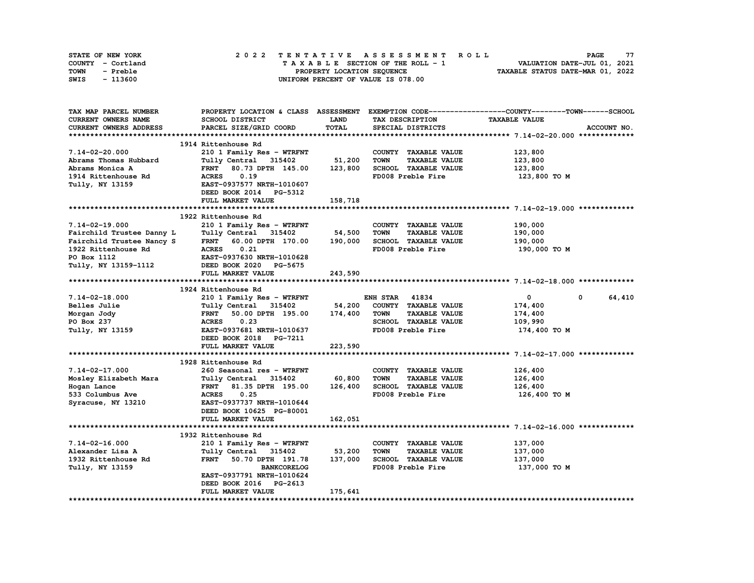STATE OF NEW YORK
COUNTY - Cortland
TOWN - Preble
SWIS - 113600

2 0 2 2 T E N T A T I V E A S S E S S M E N T R O L L
T A X A B L E SECTION OF THE ROLL - 1
PROPERTY LOCATION SEQUENCE
UNIFORM PERCENT OF VALUE IS 078.00

VALUATION DATE-JUL 01, 2021
TAXABLE STATUS DATE-MAR 01, 2022

| TAX MAP PARCEL NUMBER / CURRENT OWNERS NAME / CURRENT OWNERS ADDRESS | PROPERTY LOCATION & CLASS / SCHOOL DISTRICT / PARCEL SIZE/GRID COORD | ASSESSMENT LAND / TOTAL | EXEMPTION CODE / TAX DESCRIPTION / SPECIAL DISTRICTS | COUNTY / TOWN / SCHOOL TAXABLE VALUE | ACCOUNT NO. |
|---|---|---|---|---|---|
| **7.14-02-20.000** | 1914 Rittenhouse Rd | | | | |
| 7.14-02-20.000 | 210 1 Family Res - WTRFNT | | COUNTY TAXABLE VALUE | 123,800 | |
| Abrams Thomas Hubbard | Tully Central 315402 | 51,200 | TOWN TAXABLE VALUE | 123,800 | |
| Abrams Monica A | FRNT 80.73 DPTH 145.00 | 123,800 | SCHOOL TAXABLE VALUE | 123,800 | |
| 1914 Rittenhouse Rd | ACRES 0.19 | | FD008 Preble Fire | 123,800 TO M | |
| Tully, NY 13159 | EAST-0937577 NRTH-1010607 | | | | |
| | DEED BOOK 2014 PG-5312 | | | | |
| | FULL MARKET VALUE | 158,718 | | | |
| **7.14-02-19.000** | 1922 Rittenhouse Rd | | | | |
| 7.14-02-19.000 | 210 1 Family Res - WTRFNT | | COUNTY TAXABLE VALUE | 190,000 | |
| Fairchild Trustee Danny L | Tully Central 315402 | 54,500 | TOWN TAXABLE VALUE | 190,000 | |
| Fairchild Trustee Nancy S | FRNT 60.00 DPTH 170.00 | 190,000 | SCHOOL TAXABLE VALUE | 190,000 | |
| 1922 Rittenhouse Rd | ACRES 0.21 | | FD008 Preble Fire | 190,000 TO M | |
| PO Box 1112 | EAST-0937630 NRTH-1010628 | | | | |
| Tully, NY 13159-1112 | DEED BOOK 2020 PG-5675 | | | | |
| | FULL MARKET VALUE | 243,590 | | | |
| **7.14-02-18.000** | 1924 Rittenhouse Rd | | | | |
| 7.14-02-18.000 | 210 1 Family Res - WTRFNT | | ENH STAR 41834 | 0 0 64,410 | |
| Belles Julie | Tully Central 315402 | 54,200 | COUNTY TAXABLE VALUE | 174,400 | |
| Morgan Jody | FRNT 50.00 DPTH 195.00 | 174,400 | TOWN TAXABLE VALUE | 174,400 | |
| PO Box 237 | ACRES 0.23 | | SCHOOL TAXABLE VALUE | 109,990 | |
| Tully, NY 13159 | EAST-0937681 NRTH-1010637 | | FD008 Preble Fire | 174,400 TO M | |
| | DEED BOOK 2018 PG-7211 | | | | |
| | FULL MARKET VALUE | 223,590 | | | |
| **7.14-02-17.000** | 1928 Rittenhouse Rd | | | | |
| 7.14-02-17.000 | 260 Seasonal res - WTRFNT | | COUNTY TAXABLE VALUE | 126,400 | |
| Mosley Elizabeth Mara | Tully Central 315402 | 60,800 | TOWN TAXABLE VALUE | 126,400 | |
| Hogan Lance | FRNT 81.35 DPTH 195.00 | 126,400 | SCHOOL TAXABLE VALUE | 126,400 | |
| 533 Columbus Ave | ACRES 0.25 | | FD008 Preble Fire | 126,400 TO M | |
| Syracuse, NY 13210 | EAST-0937737 NRTH-1010644 | | | | |
| | DEED BOOK 10625 PG-80001 | | | | |
| | FULL MARKET VALUE | 162,051 | | | |
| **7.14-02-16.000** | 1932 Rittenhouse Rd | | | | |
| 7.14-02-16.000 | 210 1 Family Res - WTRFNT | | COUNTY TAXABLE VALUE | 137,000 | |
| Alexander Lisa A | Tully Central 315402 | 53,200 | TOWN TAXABLE VALUE | 137,000 | |
| 1932 Rittenhouse Rd | FRNT 50.70 DPTH 191.78 | 137,000 | SCHOOL TAXABLE VALUE | 137,000 | |
| Tully, NY 13159 | BANKCORELOG | | FD008 Preble Fire | 137,000 TO M | |
| | EAST-0937791 NRTH-1010624 | | | | |
| | DEED BOOK 2016 PG-2613 | | | | |
| | FULL MARKET VALUE | 175,641 | | | |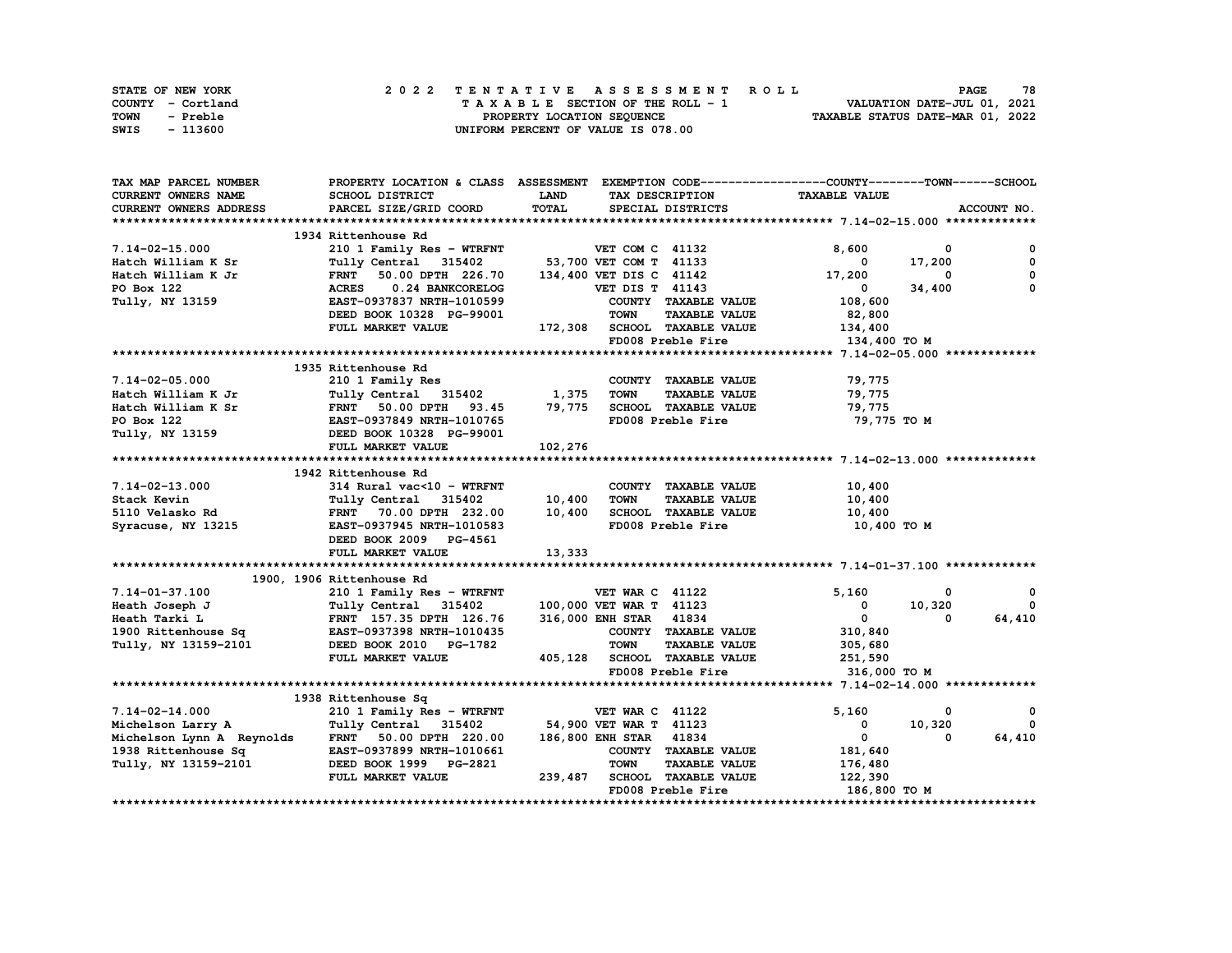STATE OF NEW YORK — 2 0 2 2 T E N T A T I V E A S S E S S M E N T R O L L

COUNTY - Cortland — T A X A B L E SECTION OF THE ROLL - 1 — VALUATION DATE-JUL 01, 2021

TOWN - Preble — PROPERTY LOCATION SEQUENCE — TAXABLE STATUS DATE-MAR 01, 2022

SWIS - 113600 — UNIFORM PERCENT OF VALUE IS 078.00

| TAX MAP PARCEL NUMBER / CURRENT OWNERS NAME / CURRENT OWNERS ADDRESS | PROPERTY LOCATION & CLASS / SCHOOL DISTRICT / PARCEL SIZE/GRID COORD | ASSESSMENT LAND / TOTAL | EXEMPTION CODE / TAX DESCRIPTION / SPECIAL DISTRICTS | COUNTY TAXABLE VALUE | TOWN | SCHOOL | ACCOUNT NO. |
|---|---|---|---|---|---|---|---|
| **7.14-02-15.000** | 1934 Rittenhouse Rd | | | | | | |
| 7.14-02-15.000 | 210 1 Family Res - WTRFNT | | VET COM C 41132 | 8,600 | 0 | 0 | |
| Hatch William K Sr | Tully Central 315402 | 53,700 | VET COM T 41133 | 0 | 17,200 | 0 | |
| Hatch William K Jr | FRNT 50.00 DPTH 226.70 | 134,400 | VET DIS C 41142 | 17,200 | 0 | 0 | |
| PO Box 122 | ACRES 0.24 BANKCORELOG | | VET DIS T 41143 | 0 | 34,400 | 0 | |
| Tully, NY 13159 | EAST-0937837 NRTH-1010599 | | COUNTY TAXABLE VALUE | 108,600 | | | |
| | DEED BOOK 10328 PG-99001 | | TOWN TAXABLE VALUE | 82,800 | | | |
| | FULL MARKET VALUE | 172,308 | SCHOOL TAXABLE VALUE | 134,400 | | | |
| | | | FD008 Preble Fire | 134,400 TO M | | | |
| **7.14-02-05.000** | 1935 Rittenhouse Rd | | | | | | |
| 7.14-02-05.000 | 210 1 Family Res | | COUNTY TAXABLE VALUE | 79,775 | | | |
| Hatch William K Jr | Tully Central 315402 | 1,375 | TOWN TAXABLE VALUE | 79,775 | | | |
| Hatch William K Sr | FRNT 50.00 DPTH 93.45 | 79,775 | SCHOOL TAXABLE VALUE | 79,775 | | | |
| PO Box 122 | EAST-0937849 NRTH-1010765 | | FD008 Preble Fire | 79,775 TO M | | | |
| Tully, NY 13159 | DEED BOOK 10328 PG-99001 | | | | | | |
| | FULL MARKET VALUE | 102,276 | | | | | |
| **7.14-02-13.000** | 1942 Rittenhouse Rd | | | | | | |
| 7.14-02-13.000 | 314 Rural vac<10 - WTRFNT | | COUNTY TAXABLE VALUE | 10,400 | | | |
| Stack Kevin | Tully Central 315402 | 10,400 | TOWN TAXABLE VALUE | 10,400 | | | |
| 5110 Velasko Rd | FRNT 70.00 DPTH 232.00 | 10,400 | SCHOOL TAXABLE VALUE | 10,400 | | | |
| Syracuse, NY 13215 | EAST-0937945 NRTH-1010583 | | FD008 Preble Fire | 10,400 TO M | | | |
| | DEED BOOK 2009 PG-4561 | | | | | | |
| | FULL MARKET VALUE | 13,333 | | | | | |
| **7.14-01-37.100** | 1900, 1906 Rittenhouse Rd | | | | | | |
| 7.14-01-37.100 | 210 1 Family Res - WTRFNT | | VET WAR C 41122 | 5,160 | 0 | 0 | |
| Heath Joseph J | Tully Central 315402 | 100,000 | VET WAR T 41123 | 0 | 10,320 | 0 | |
| Heath Tarki L | FRNT 157.35 DPTH 126.76 | 316,000 | ENH STAR 41834 | 0 | 0 | 64,410 | |
| 1900 Rittenhouse Sq | EAST-0937398 NRTH-1010435 | | COUNTY TAXABLE VALUE | 310,840 | | | |
| Tully, NY 13159-2101 | DEED BOOK 2010 PG-1782 | | TOWN TAXABLE VALUE | 305,680 | | | |
| | FULL MARKET VALUE | 405,128 | SCHOOL TAXABLE VALUE | 251,590 | | | |
| | | | FD008 Preble Fire | 316,000 TO M | | | |
| **7.14-02-14.000** | 1938 Rittenhouse Sq | | | | | | |
| 7.14-02-14.000 | 210 1 Family Res - WTRFNT | | VET WAR C 41122 | 5,160 | 0 | 0 | |
| Michelson Larry A | Tully Central 315402 | 54,900 | VET WAR T 41123 | 0 | 10,320 | 0 | |
| Michelson Lynn A Reynolds | FRNT 50.00 DPTH 220.00 | 186,800 | ENH STAR 41834 | 0 | 0 | 64,410 | |
| 1938 Rittenhouse Sq | EAST-0937899 NRTH-1010661 | | COUNTY TAXABLE VALUE | 181,640 | | | |
| Tully, NY 13159-2101 | DEED BOOK 1999 PG-2821 | | TOWN TAXABLE VALUE | 176,480 | | | |
| | FULL MARKET VALUE | 239,487 | SCHOOL TAXABLE VALUE | 122,390 | | | |
| | | | FD008 Preble Fire | 186,800 TO M | | | |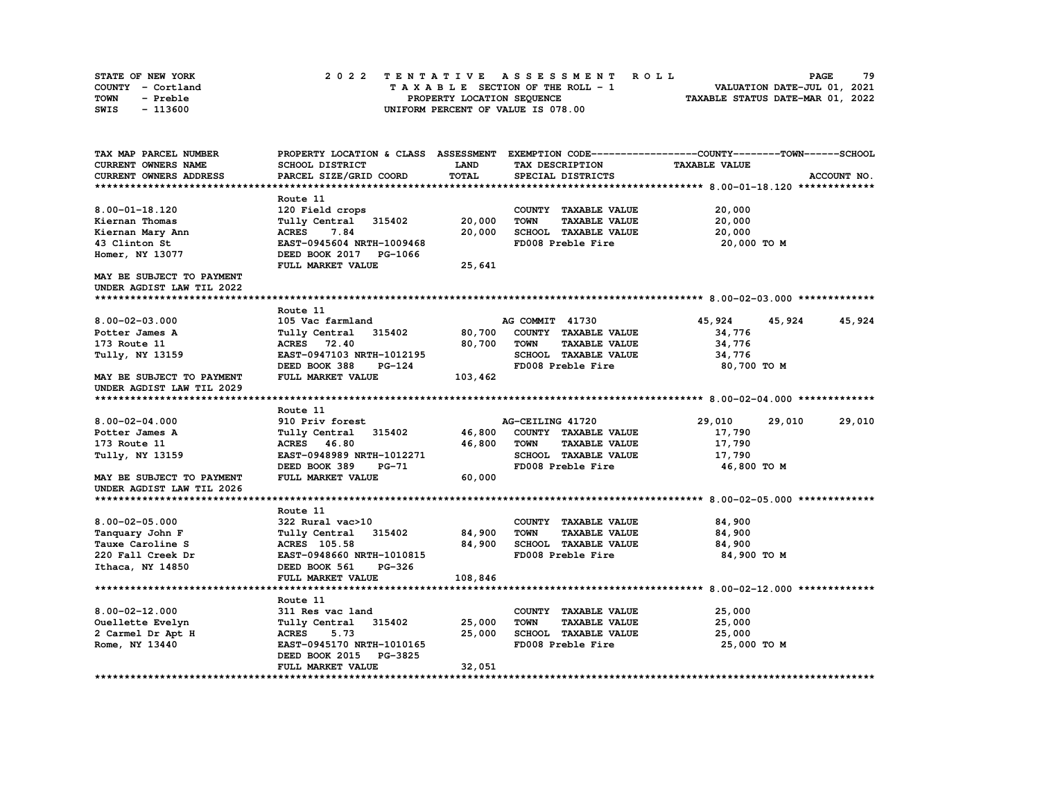STATE OF NEW YORK
COUNTY - Cortland
TOWN - Preble
SWIS - 113600

2 0 2 2 T E N T A T I V E A S S E S S M E N T R O L L
T A X A B L E SECTION OF THE ROLL - 1
PROPERTY LOCATION SEQUENCE
UNIFORM PERCENT OF VALUE IS 078.00

VALUATION DATE-JUL 01, 2021
TAXABLE STATUS DATE-MAR 01, 2022

| TAX MAP PARCEL NUMBER / CURRENT OWNERS NAME / CURRENT OWNERS ADDRESS | PROPERTY LOCATION & CLASS / SCHOOL DISTRICT / PARCEL SIZE/GRID COORD | ASSESSMENT LAND / TOTAL | EXEMPTION CODE / TAX DESCRIPTION / SPECIAL DISTRICTS | COUNTY TAXABLE VALUE | TOWN | SCHOOL / ACCOUNT NO. |
|---|---|---|---|---|---|---|
| **8.00-01-18.120** | | | | | | |
| | Route 11 | | | | | |
| 8.00-01-18.120 | 120 Field crops | | COUNTY TAXABLE VALUE | 20,000 | | |
| Kiernan Thomas | Tully Central 315402 | 20,000 | TOWN TAXABLE VALUE | 20,000 | | |
| Kiernan Mary Ann | ACRES 7.84 | 20,000 | SCHOOL TAXABLE VALUE | 20,000 | | |
| 43 Clinton St | EAST-0945604 NRTH-1009468 | | FD008 Preble Fire | 20,000 TO M | | |
| Homer, NY 13077 | DEED BOOK 2017 PG-1066 | | | | | |
| | FULL MARKET VALUE | 25,641 | | | | |
| MAY BE SUBJECT TO PAYMENT UNDER AGDIST LAW TIL 2022 | | | | | | |
| **8.00-02-03.000** | | | | | | |
| | Route 11 | | | | | |
| 8.00-02-03.000 | 105 Vac farmland | | AG COMMIT 41730 | 45,924 | 45,924 | 45,924 |
| Potter James A | Tully Central 315402 | 80,700 | COUNTY TAXABLE VALUE | 34,776 | | |
| 173 Route 11 | ACRES 72.40 | 80,700 | TOWN TAXABLE VALUE | 34,776 | | |
| Tully, NY 13159 | EAST-0947103 NRTH-1012195 | | SCHOOL TAXABLE VALUE | 34,776 | | |
| | DEED BOOK 388 PG-124 | | FD008 Preble Fire | 80,700 TO M | | |
| MAY BE SUBJECT TO PAYMENT | FULL MARKET VALUE | 103,462 | | | | |
| UNDER AGDIST LAW TIL 2029 | | | | | | |
| **8.00-02-04.000** | | | | | | |
| | Route 11 | | | | | |
| 8.00-02-04.000 | 910 Priv forest | | AG-CEILING 41720 | 29,010 | 29,010 | 29,010 |
| Potter James A | Tully Central 315402 | 46,800 | COUNTY TAXABLE VALUE | 17,790 | | |
| 173 Route 11 | ACRES 46.80 | 46,800 | TOWN TAXABLE VALUE | 17,790 | | |
| Tully, NY 13159 | EAST-0948989 NRTH-1012271 | | SCHOOL TAXABLE VALUE | 17,790 | | |
| | DEED BOOK 389 PG-71 | | FD008 Preble Fire | 46,800 TO M | | |
| MAY BE SUBJECT TO PAYMENT | FULL MARKET VALUE | 60,000 | | | | |
| UNDER AGDIST LAW TIL 2026 | | | | | | |
| **8.00-02-05.000** | | | | | | |
| | Route 11 | | | | | |
| 8.00-02-05.000 | 322 Rural vac>10 | | COUNTY TAXABLE VALUE | 84,900 | | |
| Tanquary John F | Tully Central 315402 | 84,900 | TOWN TAXABLE VALUE | 84,900 | | |
| Tauxe Caroline S | ACRES 105.58 | 84,900 | SCHOOL TAXABLE VALUE | 84,900 | | |
| 220 Fall Creek Dr | EAST-0948660 NRTH-1010815 | | FD008 Preble Fire | 84,900 TO M | | |
| Ithaca, NY 14850 | DEED BOOK 561 PG-326 | | | | | |
| | FULL MARKET VALUE | 108,846 | | | | |
| **8.00-02-12.000** | | | | | | |
| | Route 11 | | | | | |
| 8.00-02-12.000 | 311 Res vac land | | COUNTY TAXABLE VALUE | 25,000 | | |
| Ouellette Evelyn | Tully Central 315402 | 25,000 | TOWN TAXABLE VALUE | 25,000 | | |
| 2 Carmel Dr Apt H | ACRES 5.73 | 25,000 | SCHOOL TAXABLE VALUE | 25,000 | | |
| Rome, NY 13440 | EAST-0945170 NRTH-1010165 | | FD008 Preble Fire | 25,000 TO M | | |
| | DEED BOOK 2015 PG-3825 | | | | | |
| | FULL MARKET VALUE | 32,051 | | | | |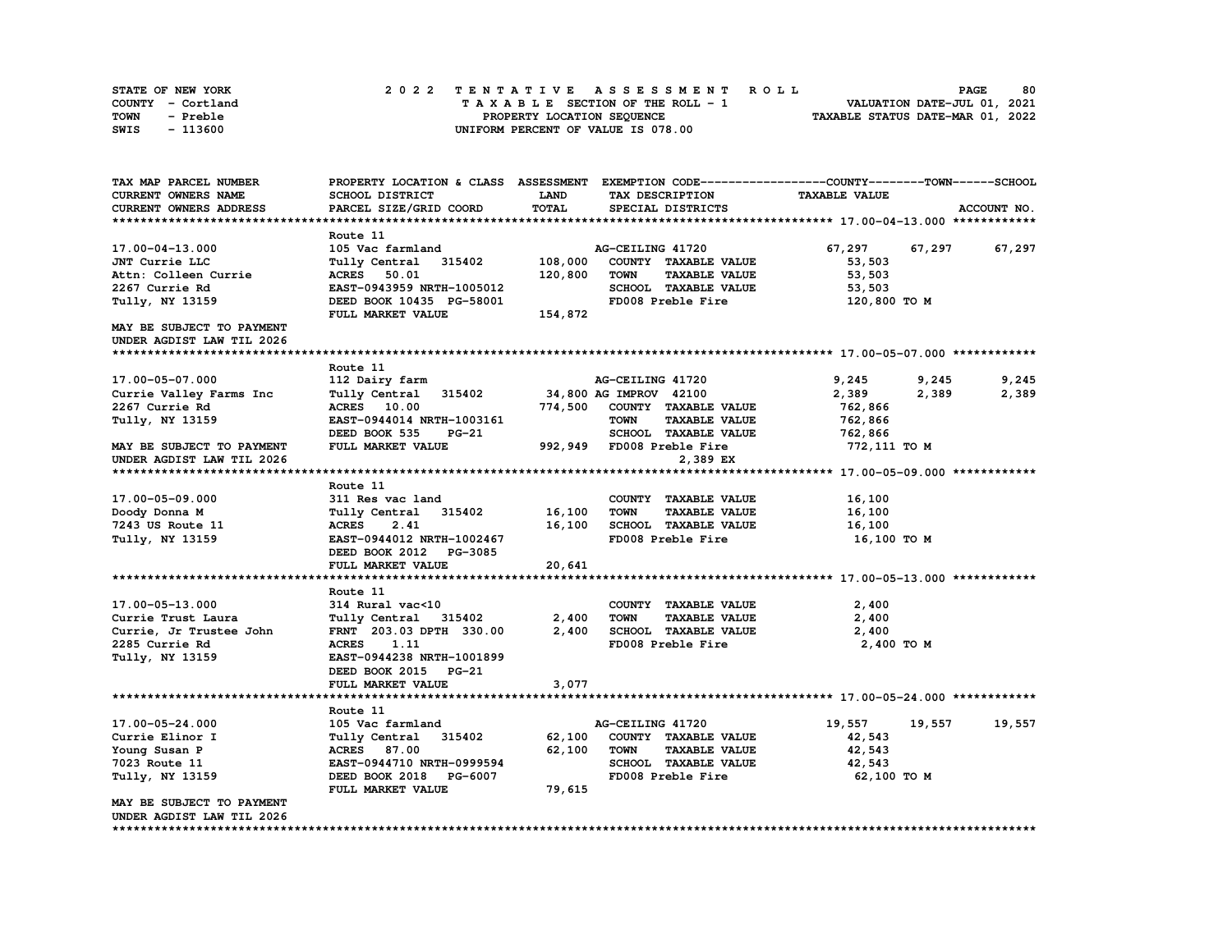STATE OF NEW YORK
COUNTY - Cortland
TOWN - Preble
SWIS - 113600

2022 TENTATIVE ASSESSMENT ROLL
TAXABLE SECTION OF THE ROLL - 1
PROPERTY LOCATION SEQUENCE
UNIFORM PERCENT OF VALUE IS 078.00

VALUATION DATE-JUL 01, 2021
TAXABLE STATUS DATE-MAR 01, 2022

| TAX MAP PARCEL NUMBER / CURRENT OWNERS NAME / CURRENT OWNERS ADDRESS | PROPERTY LOCATION & CLASS / SCHOOL DISTRICT / PARCEL SIZE/GRID COORD | ASSESSMENT LAND / TOTAL | EXEMPTION CODE / TAX DESCRIPTION / SPECIAL DISTRICTS | COUNTY TAXABLE VALUE | TOWN | SCHOOL / ACCOUNT NO. |
|---|---|---|---|---|---|---|
| **17.00-04-13.000** | Route 11 | | | | | |
| 17.00-04-13.000 | 105 Vac farmland | | AG-CEILING 41720 | 67,297 | 67,297 | 67,297 |
| JNT Currie LLC | Tully Central 315402 | 108,000 | COUNTY TAXABLE VALUE | 53,503 | | |
| Attn: Colleen Currie | ACRES 50.01 | 120,800 | TOWN TAXABLE VALUE | 53,503 | | |
| 2267 Currie Rd | EAST-0943959 NRTH-1005012 | | SCHOOL TAXABLE VALUE | 53,503 | | |
| Tully, NY 13159 | DEED BOOK 10435 PG-58001 | | FD008 Preble Fire | 120,800 TO M | | |
| | FULL MARKET VALUE | 154,872 | | | | |
| MAY BE SUBJECT TO PAYMENT UNDER AGDIST LAW TIL 2026 | | | | | | |
| **17.00-05-07.000** | Route 11 | | | | | |
| 17.00-05-07.000 | 112 Dairy farm | | AG-CEILING 41720 | 9,245 | 9,245 | 9,245 |
| Currie Valley Farms Inc | Tully Central 315402 | 34,800 | AG IMPROV 42100 | 2,389 | 2,389 | 2,389 |
| 2267 Currie Rd | ACRES 10.00 | 774,500 | COUNTY TAXABLE VALUE | 762,866 | | |
| Tully, NY 13159 | EAST-0944014 NRTH-1003161 | | TOWN TAXABLE VALUE | 762,866 | | |
| | DEED BOOK 535 PG-21 | | SCHOOL TAXABLE VALUE | 762,866 | | |
| MAY BE SUBJECT TO PAYMENT | FULL MARKET VALUE | 992,949 | FD008 Preble Fire | 772,111 TO M | | |
| UNDER AGDIST LAW TIL 2026 | | | 2,389 EX | | | |
| **17.00-05-09.000** | Route 11 | | | | | |
| 17.00-05-09.000 | 311 Res vac land | | COUNTY TAXABLE VALUE | 16,100 | | |
| Doody Donna M | Tully Central 315402 | 16,100 | TOWN TAXABLE VALUE | 16,100 | | |
| 7243 US Route 11 | ACRES 2.41 | 16,100 | SCHOOL TAXABLE VALUE | 16,100 | | |
| Tully, NY 13159 | EAST-0944012 NRTH-1002467 | | FD008 Preble Fire | 16,100 TO M | | |
| | DEED BOOK 2012 PG-3085 | | | | | |
| | FULL MARKET VALUE | 20,641 | | | | |
| **17.00-05-13.000** | Route 11 | | | | | |
| 17.00-05-13.000 | 314 Rural vac<10 | | COUNTY TAXABLE VALUE | 2,400 | | |
| Currie Trust Laura | Tully Central 315402 | 2,400 | TOWN TAXABLE VALUE | 2,400 | | |
| Currie, Jr Trustee John | FRNT 203.03 DPTH 330.00 | 2,400 | SCHOOL TAXABLE VALUE | 2,400 | | |
| 2285 Currie Rd | ACRES 1.11 | | FD008 Preble Fire | 2,400 TO M | | |
| Tully, NY 13159 | EAST-0944238 NRTH-1001899 | | | | | |
| | DEED BOOK 2015 PG-21 | | | | | |
| | FULL MARKET VALUE | 3,077 | | | | |
| **17.00-05-24.000** | Route 11 | | | | | |
| 17.00-05-24.000 | 105 Vac farmland | | AG-CEILING 41720 | 19,557 | 19,557 | 19,557 |
| Currie Elinor I | Tully Central 315402 | 62,100 | COUNTY TAXABLE VALUE | 42,543 | | |
| Young Susan P | ACRES 87.00 | 62,100 | TOWN TAXABLE VALUE | 42,543 | | |
| 7023 Route 11 | EAST-0944710 NRTH-0999594 | | SCHOOL TAXABLE VALUE | 42,543 | | |
| Tully, NY 13159 | DEED BOOK 2018 PG-6007 | | FD008 Preble Fire | 62,100 TO M | | |
| | FULL MARKET VALUE | 79,615 | | | | |
| MAY BE SUBJECT TO PAYMENT UNDER AGDIST LAW TIL 2026 | | | | | | |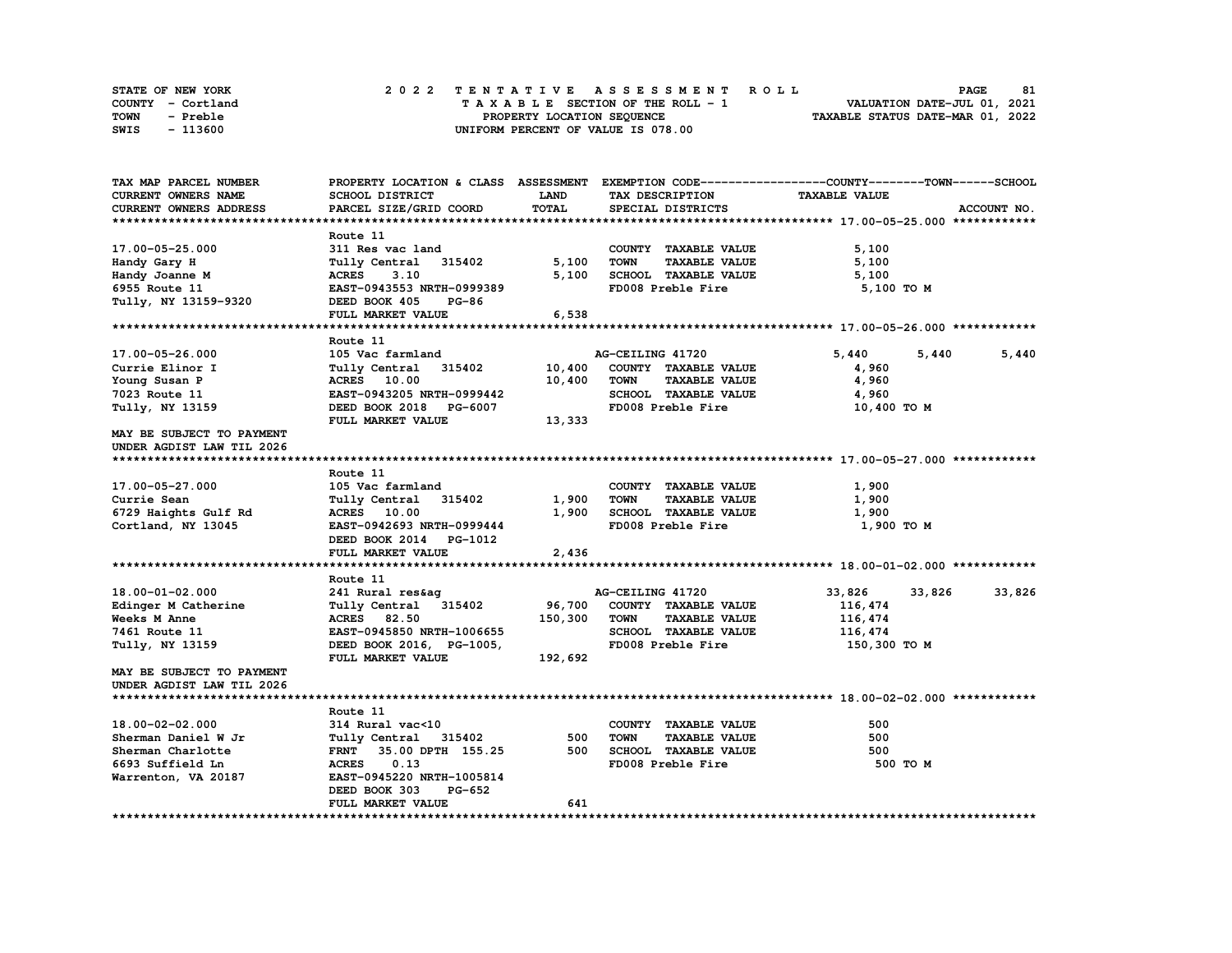STATE OF NEW YORK
COUNTY - Cortland
TOWN - Preble
SWIS - 113600

2022 TENTATIVE ASSESSMENT ROLL
TAXABLE SECTION OF THE ROLL - 1
PROPERTY LOCATION SEQUENCE
UNIFORM PERCENT OF VALUE IS 078.00

VALUATION DATE-JUL 01, 2021
TAXABLE STATUS DATE-MAR 01, 2022

| TAX MAP PARCEL NUMBER / CURRENT OWNERS NAME / CURRENT OWNERS ADDRESS | PROPERTY LOCATION & CLASS / SCHOOL DISTRICT / PARCEL SIZE/GRID COORD | ASSESSMENT LAND / TOTAL | EXEMPTION CODE / TAX DESCRIPTION / SPECIAL DISTRICTS | COUNTY | TOWN | SCHOOL |
|---|---|---|---|---|---|---|
| **17.00-05-25.000** | Route 11 | | | | | |
| 17.00-05-25.000 | 311 Res vac land | | COUNTY TAXABLE VALUE | 5,100 | | |
| Handy Gary H | Tully Central 315402 | 5,100 | TOWN TAXABLE VALUE | 5,100 | | |
| Handy Joanne M | ACRES 3.10 | 5,100 | SCHOOL TAXABLE VALUE | 5,100 | | |
| 6955 Route 11 | EAST-0943553 NRTH-0999389 | | FD008 Preble Fire | 5,100 TO M | | |
| Tully, NY 13159-9320 | DEED BOOK 405 PG-86 | | | | | |
| | FULL MARKET VALUE | 6,538 | | | | |
| **17.00-05-26.000** | Route 11 | | | | | |
| 17.00-05-26.000 | 105 Vac farmland | | AG-CEILING 41720 | 5,440 | 5,440 | 5,440 |
| Currie Elinor I | Tully Central 315402 | 10,400 | COUNTY TAXABLE VALUE | 4,960 | | |
| Young Susan P | ACRES 10.00 | 10,400 | TOWN TAXABLE VALUE | 4,960 | | |
| 7023 Route 11 | EAST-0943205 NRTH-0999442 | | SCHOOL TAXABLE VALUE | 4,960 | | |
| Tully, NY 13159 | DEED BOOK 2018 PG-6007 | | FD008 Preble Fire | 10,400 TO M | | |
| | FULL MARKET VALUE | 13,333 | | | | |
| MAY BE SUBJECT TO PAYMENT UNDER AGDIST LAW TIL 2026 | | | | | | |
| **17.00-05-27.000** | Route 11 | | | | | |
| 17.00-05-27.000 | 105 Vac farmland | | COUNTY TAXABLE VALUE | 1,900 | | |
| Currie Sean | Tully Central 315402 | 1,900 | TOWN TAXABLE VALUE | 1,900 | | |
| 6729 Haights Gulf Rd | ACRES 10.00 | 1,900 | SCHOOL TAXABLE VALUE | 1,900 | | |
| Cortland, NY 13045 | EAST-0942693 NRTH-0999444 | | FD008 Preble Fire | 1,900 TO M | | |
| | DEED BOOK 2014 PG-1012 | | | | | |
| | FULL MARKET VALUE | 2,436 | | | | |
| **18.00-01-02.000** | Route 11 | | | | | |
| 18.00-01-02.000 | 241 Rural res&ag | | AG-CEILING 41720 | 33,826 | 33,826 | 33,826 |
| Edinger M Catherine | Tully Central 315402 | 96,700 | COUNTY TAXABLE VALUE | 116,474 | | |
| Weeks M Anne | ACRES 82.50 | 150,300 | TOWN TAXABLE VALUE | 116,474 | | |
| 7461 Route 11 | EAST-0945850 NRTH-1006655 | | SCHOOL TAXABLE VALUE | 116,474 | | |
| Tully, NY 13159 | DEED BOOK 2016, PG-1005, | | FD008 Preble Fire | 150,300 TO M | | |
| | FULL MARKET VALUE | 192,692 | | | | |
| MAY BE SUBJECT TO PAYMENT UNDER AGDIST LAW TIL 2026 | | | | | | |
| **18.00-02-02.000** | Route 11 | | | | | |
| 18.00-02-02.000 | 314 Rural vac<10 | | COUNTY TAXABLE VALUE | 500 | | |
| Sherman Daniel W Jr | Tully Central 315402 | 500 | TOWN TAXABLE VALUE | 500 | | |
| Sherman Charlotte | FRNT 35.00 DPTH 155.25 | 500 | SCHOOL TAXABLE VALUE | 500 | | |
| 6693 Suffield Ln | ACRES 0.13 | | FD008 Preble Fire | 500 TO M | | |
| Warrenton, VA 20187 | EAST-0945220 NRTH-1005814 | | | | | |
| | DEED BOOK 303 PG-652 | | | | | |
| | FULL MARKET VALUE | 641 | | | | |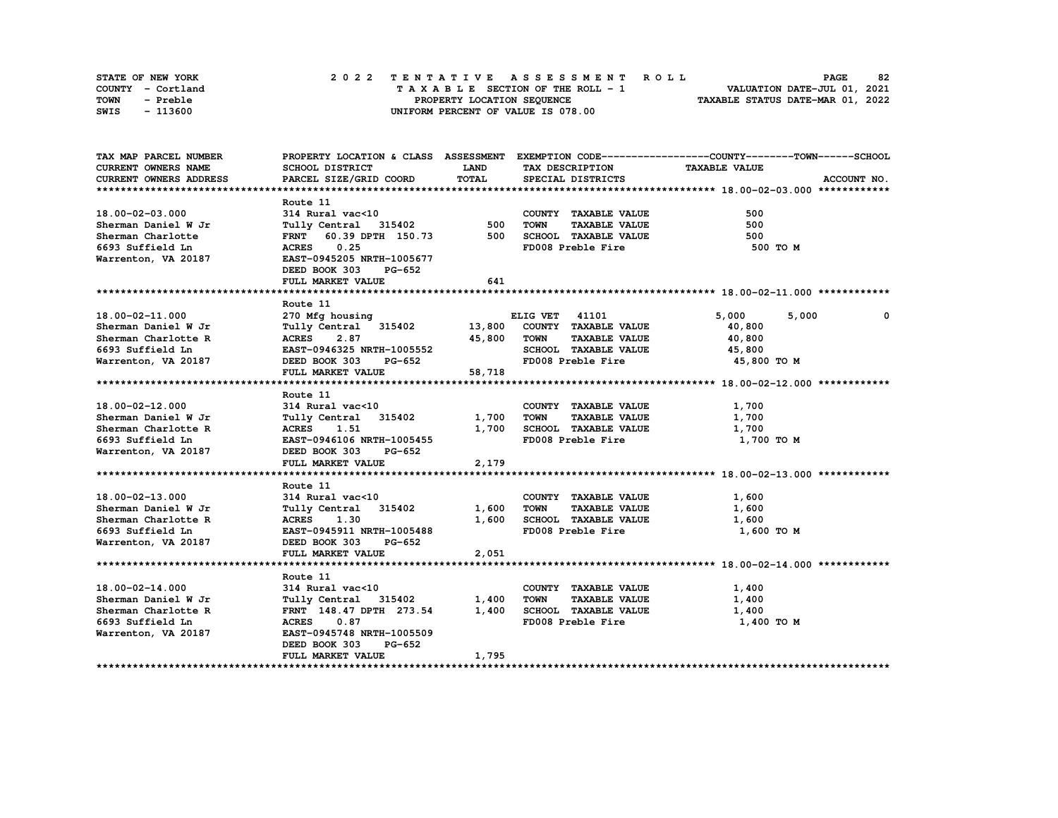STATE OF NEW YORK | COUNTY - Cortland | TOWN - Preble | SWIS - 113600

**2022 TENTATIVE ASSESSMENT ROLL**
TAXABLE SECTION OF THE ROLL - 1
PROPERTY LOCATION SEQUENCE
UNIFORM PERCENT OF VALUE IS 078.00

VALUATION DATE-JUL 01, 2021
TAXABLE STATUS DATE-MAR 01, 2022

| TAX MAP PARCEL NUMBER / CURRENT OWNERS NAME / CURRENT OWNERS ADDRESS | PROPERTY LOCATION & CLASS / SCHOOL DISTRICT / PARCEL SIZE/GRID COORD | ASSESSMENT LAND | ASSESSMENT TOTAL | EXEMPTION CODE / TAX DESCRIPTION / SPECIAL DISTRICTS | COUNTY TAXABLE VALUE | TOWN | SCHOOL |
|---|---|---|---|---|---|---|---|
| **18.00-02-03.000** | Route 11 | | | | | | |
| 18.00-02-03.000 | 314 Rural vac<10 | | | COUNTY TAXABLE VALUE | 500 | | |
| Sherman Daniel W Jr | Tully Central 315402 | 500 | | TOWN TAXABLE VALUE | 500 | | |
| Sherman Charlotte | FRNT 60.39 DPTH 150.73 | | 500 | SCHOOL TAXABLE VALUE | 500 | | |
| 6693 Suffield Ln | ACRES 0.25 | | | FD008 Preble Fire | 500 TO M | | |
| Warrenton, VA 20187 | EAST-0945205 NRTH-1005677 | | | | | | |
| | DEED BOOK 303 PG-652 | | | | | | |
| | FULL MARKET VALUE | | 641 | | | | |
| **18.00-02-11.000** | Route 11 | | | | | | |
| 18.00-02-11.000 | 270 Mfg housing | | | ELIG VET 41101 | 5,000 | 5,000 | 0 |
| Sherman Daniel W Jr | Tully Central 315402 | 13,800 | | COUNTY TAXABLE VALUE | 40,800 | | |
| Sherman Charlotte R | ACRES 2.87 | | 45,800 | TOWN TAXABLE VALUE | 40,800 | | |
| 6693 Suffield Ln | EAST-0946325 NRTH-1005552 | | | SCHOOL TAXABLE VALUE | 45,800 | | |
| Warrenton, VA 20187 | DEED BOOK 303 PG-652 | | | FD008 Preble Fire | 45,800 TO M | | |
| | FULL MARKET VALUE | | 58,718 | | | | |
| **18.00-02-12.000** | Route 11 | | | | | | |
| 18.00-02-12.000 | 314 Rural vac<10 | | | COUNTY TAXABLE VALUE | 1,700 | | |
| Sherman Daniel W Jr | Tully Central 315402 | 1,700 | | TOWN TAXABLE VALUE | 1,700 | | |
| Sherman Charlotte R | ACRES 1.51 | | 1,700 | SCHOOL TAXABLE VALUE | 1,700 | | |
| 6693 Suffield Ln | EAST-0946106 NRTH-1005455 | | | FD008 Preble Fire | 1,700 TO M | | |
| Warrenton, VA 20187 | DEED BOOK 303 PG-652 | | | | | | |
| | FULL MARKET VALUE | | 2,179 | | | | |
| **18.00-02-13.000** | Route 11 | | | | | | |
| 18.00-02-13.000 | 314 Rural vac<10 | | | COUNTY TAXABLE VALUE | 1,600 | | |
| Sherman Daniel W Jr | Tully Central 315402 | 1,600 | | TOWN TAXABLE VALUE | 1,600 | | |
| Sherman Charlotte R | ACRES 1.30 | | 1,600 | SCHOOL TAXABLE VALUE | 1,600 | | |
| 6693 Suffield Ln | EAST-0945911 NRTH-1005488 | | | FD008 Preble Fire | 1,600 TO M | | |
| Warrenton, VA 20187 | DEED BOOK 303 PG-652 | | | | | | |
| | FULL MARKET VALUE | | 2,051 | | | | |
| **18.00-02-14.000** | Route 11 | | | | | | |
| 18.00-02-14.000 | 314 Rural vac<10 | | | COUNTY TAXABLE VALUE | 1,400 | | |
| Sherman Daniel W Jr | Tully Central 315402 | 1,400 | | TOWN TAXABLE VALUE | 1,400 | | |
| Sherman Charlotte R | FRNT 148.47 DPTH 273.54 | | 1,400 | SCHOOL TAXABLE VALUE | 1,400 | | |
| 6693 Suffield Ln | ACRES 0.87 | | | FD008 Preble Fire | 1,400 TO M | | |
| Warrenton, VA 20187 | EAST-0945748 NRTH-1005509 | | | | | | |
| | DEED BOOK 303 PG-652 | | | | | | |
| | FULL MARKET VALUE | | 1,795 | | | | |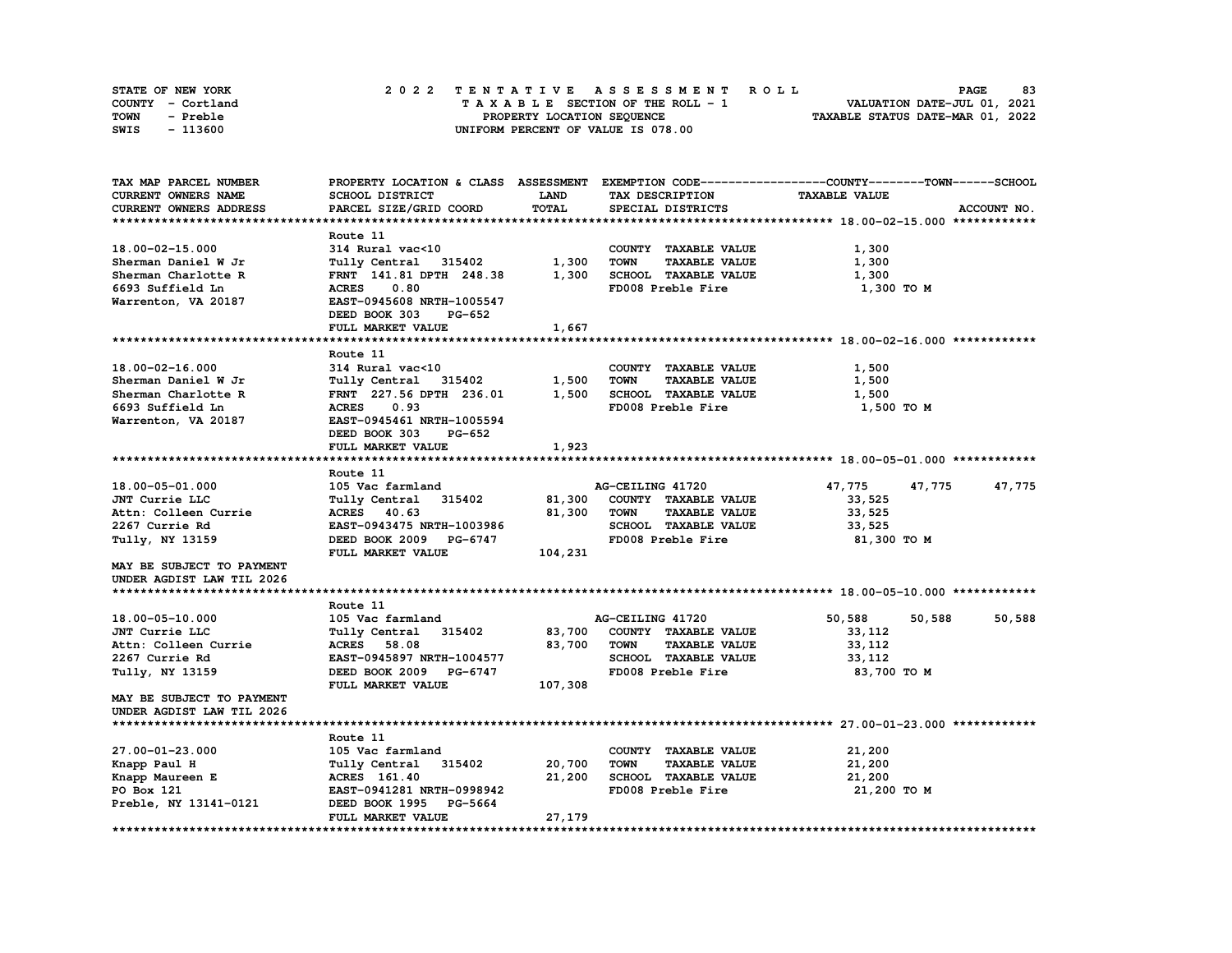STATE OF NEW YORK
COUNTY - Cortland
TOWN - Preble
SWIS - 113600

2022 TENTATIVE ASSESSMENT ROLL
TAXABLE SECTION OF THE ROLL - 1
PROPERTY LOCATION SEQUENCE
UNIFORM PERCENT OF VALUE IS 078.00

VALUATION DATE-JUL 01, 2021
TAXABLE STATUS DATE-MAR 01, 2022

| TAX MAP PARCEL NUMBER / CURRENT OWNERS NAME / CURRENT OWNERS ADDRESS | PROPERTY LOCATION & CLASS / SCHOOL DISTRICT / PARCEL SIZE/GRID COORD | ASSESSMENT LAND / TOTAL | EXEMPTION CODE / TAX DESCRIPTION / SPECIAL DISTRICTS | COUNTY TAXABLE VALUE | TOWN | SCHOOL | ACCOUNT NO. |
|---|---|---|---|---|---|---|---|
| **18.00-02-15.000** | Route 11 | | | | | | |
| 18.00-02-15.000 | 314 Rural vac<10 | | COUNTY TAXABLE VALUE | 1,300 | | | |
| Sherman Daniel W Jr | Tully Central 315402 | 1,300 | TOWN TAXABLE VALUE | 1,300 | | | |
| Sherman Charlotte R | FRNT 141.81 DPTH 248.38 | 1,300 | SCHOOL TAXABLE VALUE | 1,300 | | | |
| 6693 Suffield Ln | ACRES 0.80 | | FD008 Preble Fire | 1,300 TO M | | | |
| Warrenton, VA 20187 | EAST-0945608 NRTH-1005547 | | | | | | |
| | DEED BOOK 303 PG-652 | | | | | | |
| | FULL MARKET VALUE | 1,667 | | | | | |
| **18.00-02-16.000** | Route 11 | | | | | | |
| 18.00-02-16.000 | 314 Rural vac<10 | | COUNTY TAXABLE VALUE | 1,500 | | | |
| Sherman Daniel W Jr | Tully Central 315402 | 1,500 | TOWN TAXABLE VALUE | 1,500 | | | |
| Sherman Charlotte R | FRNT 227.56 DPTH 236.01 | 1,500 | SCHOOL TAXABLE VALUE | 1,500 | | | |
| 6693 Suffield Ln | ACRES 0.93 | | FD008 Preble Fire | 1,500 TO M | | | |
| Warrenton, VA 20187 | EAST-0945461 NRTH-1005594 | | | | | | |
| | DEED BOOK 303 PG-652 | | | | | | |
| | FULL MARKET VALUE | 1,923 | | | | | |
| **18.00-05-01.000** | Route 11 | | | | | | |
| 18.00-05-01.000 | 105 Vac farmland | | AG-CEILING 41720 | 47,775 | 47,775 | 47,775 | |
| JNT Currie LLC | Tully Central 315402 | 81,300 | COUNTY TAXABLE VALUE | 33,525 | | | |
| Attn: Colleen Currie | ACRES 40.63 | 81,300 | TOWN TAXABLE VALUE | 33,525 | | | |
| 2267 Currie Rd | EAST-0943475 NRTH-1003986 | | SCHOOL TAXABLE VALUE | 33,525 | | | |
| Tully, NY 13159 | DEED BOOK 2009 PG-6747 | | FD008 Preble Fire | 81,300 TO M | | | |
| | FULL MARKET VALUE | 104,231 | | | | | |
| MAY BE SUBJECT TO PAYMENT UNDER AGDIST LAW TIL 2026 | | | | | | | |
| **18.00-05-10.000** | Route 11 | | | | | | |
| 18.00-05-10.000 | 105 Vac farmland | | AG-CEILING 41720 | 50,588 | 50,588 | 50,588 | |
| JNT Currie LLC | Tully Central 315402 | 83,700 | COUNTY TAXABLE VALUE | 33,112 | | | |
| Attn: Colleen Currie | ACRES 58.08 | 83,700 | TOWN TAXABLE VALUE | 33,112 | | | |
| 2267 Currie Rd | EAST-0945897 NRTH-1004577 | | SCHOOL TAXABLE VALUE | 33,112 | | | |
| Tully, NY 13159 | DEED BOOK 2009 PG-6747 | | FD008 Preble Fire | 83,700 TO M | | | |
| | FULL MARKET VALUE | 107,308 | | | | | |
| MAY BE SUBJECT TO PAYMENT UNDER AGDIST LAW TIL 2026 | | | | | | | |
| **27.00-01-23.000** | Route 11 | | | | | | |
| 27.00-01-23.000 | 105 Vac farmland | | COUNTY TAXABLE VALUE | 21,200 | | | |
| Knapp Paul H | Tully Central 315402 | 20,700 | TOWN TAXABLE VALUE | 21,200 | | | |
| Knapp Maureen E | ACRES 161.40 | 21,200 | SCHOOL TAXABLE VALUE | 21,200 | | | |
| PO Box 121 | EAST-0941281 NRTH-0998942 | | FD008 Preble Fire | 21,200 TO M | | | |
| Preble, NY 13141-0121 | DEED BOOK 1995 PG-5664 | | | | | | |
| | FULL MARKET VALUE | 27,179 | | | | | |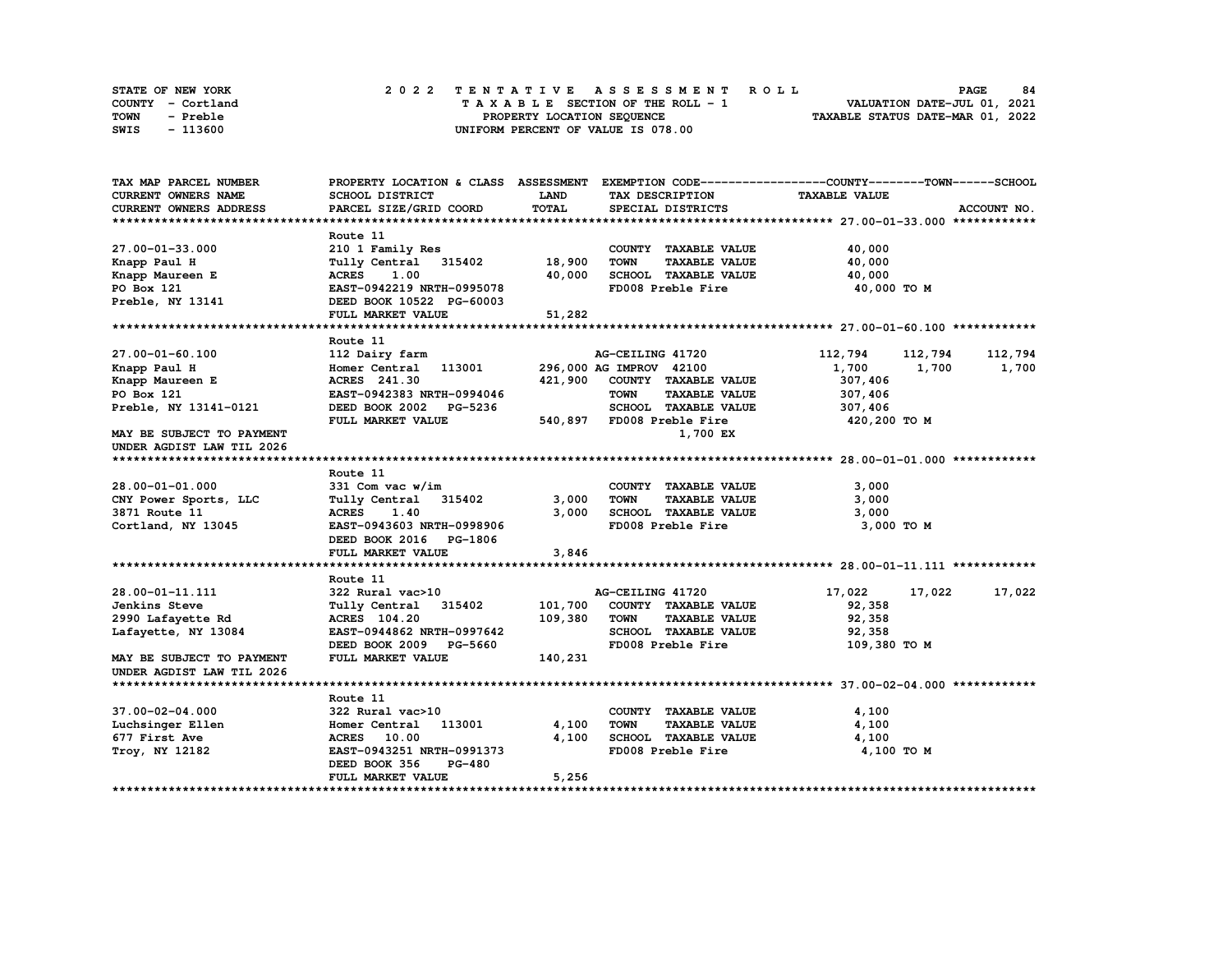STATE OF NEW YORK
COUNTY - Cortland
TOWN - Preble
SWIS - 113600

2 0 2 2 T E N T A T I V E A S S E S S M E N T R O L L
T A X A B L E SECTION OF THE ROLL - 1
PROPERTY LOCATION SEQUENCE
UNIFORM PERCENT OF VALUE IS 078.00

VALUATION DATE-JUL 01, 2021
TAXABLE STATUS DATE-MAR 01, 2022

| TAX MAP PARCEL NUMBER / CURRENT OWNERS NAME / CURRENT OWNERS ADDRESS | PROPERTY LOCATION & CLASS / SCHOOL DISTRICT / PARCEL SIZE/GRID COORD | ASSESSMENT LAND / TOTAL | EXEMPTION CODE / TAX DESCRIPTION / SPECIAL DISTRICTS | COUNTY | TOWN | SCHOOL / ACCOUNT NO. |
|---|---|---|---|---|---|---|
| **27.00-01-33.000** | Route 11 | | | | | |
| 27.00-01-33.000 | 210 1 Family Res | | COUNTY TAXABLE VALUE | 40,000 | | |
| Knapp Paul H | Tully Central 315402 | 18,900 | TOWN TAXABLE VALUE | 40,000 | | |
| Knapp Maureen E | ACRES 1.00 | 40,000 | SCHOOL TAXABLE VALUE | 40,000 | | |
| PO Box 121 | EAST-0942219 NRTH-0995078 | | FD008 Preble Fire | 40,000 TO M | | |
| Preble, NY 13141 | DEED BOOK 10522 PG-60003 | | | | | |
| | FULL MARKET VALUE | 51,282 | | | | |
| **27.00-01-60.100** | Route 11 | | | | | |
| 27.00-01-60.100 | 112 Dairy farm | | AG-CEILING 41720 | 112,794 | 112,794 | 112,794 |
| Knapp Paul H | Homer Central 113001 | 296,000 | AG IMPROV 42100 | 1,700 | 1,700 | 1,700 |
| Knapp Maureen E | ACRES 241.30 | 421,900 | COUNTY TAXABLE VALUE | 307,406 | | |
| PO Box 121 | EAST-0942383 NRTH-0994046 | | TOWN TAXABLE VALUE | 307,406 | | |
| Preble, NY 13141-0121 | DEED BOOK 2002 PG-5236 | | SCHOOL TAXABLE VALUE | 307,406 | | |
| | FULL MARKET VALUE | 540,897 | FD008 Preble Fire | 420,200 TO M | | |
| MAY BE SUBJECT TO PAYMENT | | | 1,700 EX | | | |
| UNDER AGDIST LAW TIL 2026 | | | | | | |
| **28.00-01-01.000** | Route 11 | | | | | |
| 28.00-01-01.000 | 331 Com vac w/im | | COUNTY TAXABLE VALUE | 3,000 | | |
| CNY Power Sports, LLC | Tully Central 315402 | 3,000 | TOWN TAXABLE VALUE | 3,000 | | |
| 3871 Route 11 | ACRES 1.40 | 3,000 | SCHOOL TAXABLE VALUE | 3,000 | | |
| Cortland, NY 13045 | EAST-0943603 NRTH-0998906 | | FD008 Preble Fire | 3,000 TO M | | |
| | DEED BOOK 2016 PG-1806 | | | | | |
| | FULL MARKET VALUE | 3,846 | | | | |
| **28.00-01-11.111** | Route 11 | | | | | |
| 28.00-01-11.111 | 322 Rural vac>10 | | AG-CEILING 41720 | 17,022 | 17,022 | 17,022 |
| Jenkins Steve | Tully Central 315402 | 101,700 | COUNTY TAXABLE VALUE | 92,358 | | |
| 2990 Lafayette Rd | ACRES 104.20 | 109,380 | TOWN TAXABLE VALUE | 92,358 | | |
| Lafayette, NY 13084 | EAST-0944862 NRTH-0997642 | | SCHOOL TAXABLE VALUE | 92,358 | | |
| | DEED BOOK 2009 PG-5660 | | FD008 Preble Fire | 109,380 TO M | | |
| MAY BE SUBJECT TO PAYMENT | FULL MARKET VALUE | 140,231 | | | | |
| UNDER AGDIST LAW TIL 2026 | | | | | | |
| **37.00-02-04.000** | Route 11 | | | | | |
| 37.00-02-04.000 | 322 Rural vac>10 | | COUNTY TAXABLE VALUE | 4,100 | | |
| Luchsinger Ellen | Homer Central 113001 | 4,100 | TOWN TAXABLE VALUE | 4,100 | | |
| 677 First Ave | ACRES 10.00 | 4,100 | SCHOOL TAXABLE VALUE | 4,100 | | |
| Troy, NY 12182 | EAST-0943251 NRTH-0991373 | | FD008 Preble Fire | 4,100 TO M | | |
| | DEED BOOK 356 PG-480 | | | | | |
| | FULL MARKET VALUE | 5,256 | | | | |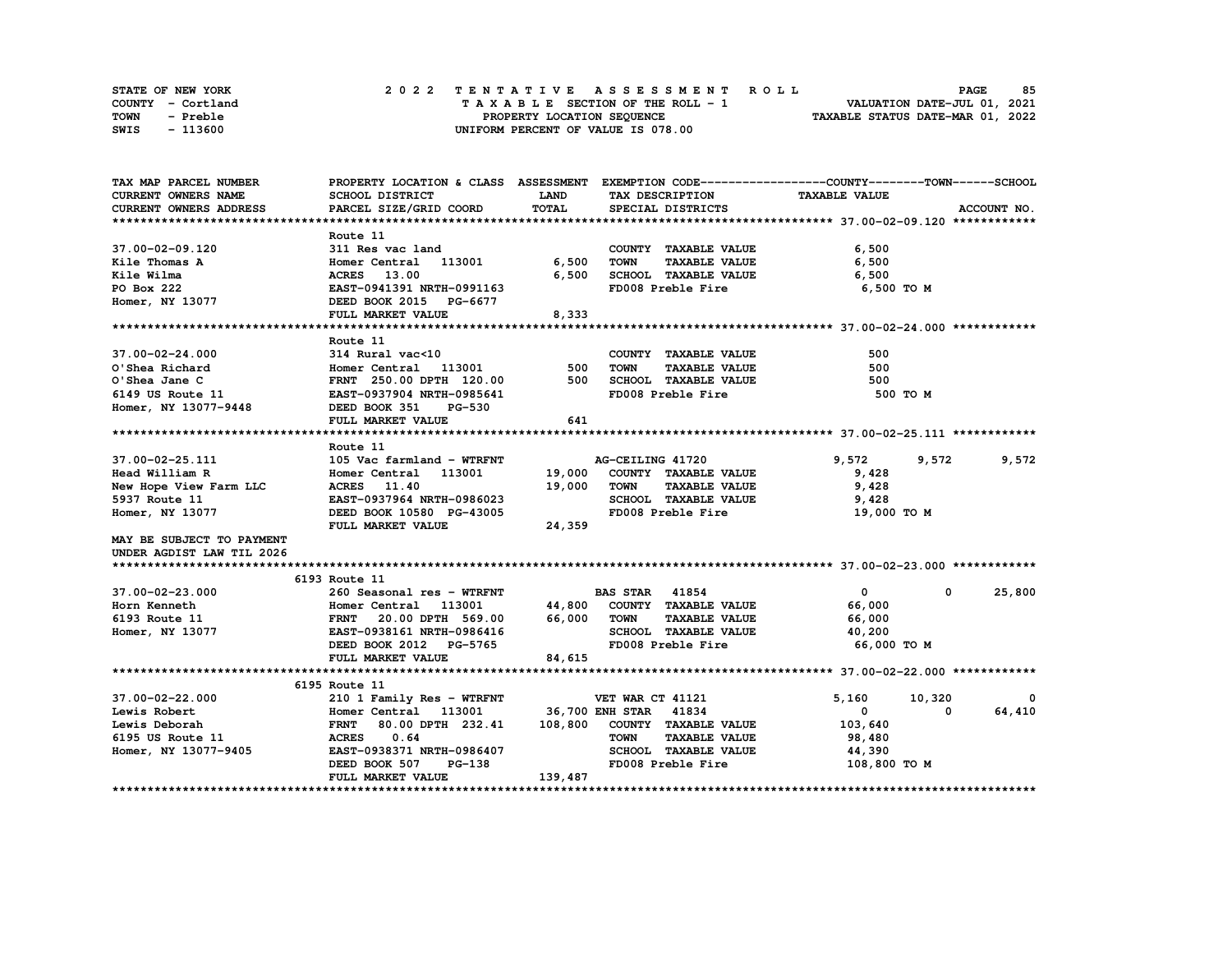STATE OF NEW YORK
COUNTY - Cortland
TOWN - Preble
SWIS - 113600

2022 TENTATIVE ASSESSMENT ROLL
TAXABLE SECTION OF THE ROLL - 1
PROPERTY LOCATION SEQUENCE
UNIFORM PERCENT OF VALUE IS 078.00

VALUATION DATE-JUL 01, 2021
TAXABLE STATUS DATE-MAR 01, 2022

| TAX MAP PARCEL NUMBER / CURRENT OWNERS NAME / CURRENT OWNERS ADDRESS | PROPERTY LOCATION & CLASS / SCHOOL DISTRICT / PARCEL SIZE/GRID COORD | ASSESSMENT LAND / TOTAL | EXEMPTION CODE / TAX DESCRIPTION / SPECIAL DISTRICTS | COUNTY TAXABLE VALUE | TOWN | SCHOOL |
|---|---|---|---|---|---|---|
| **37.00-02-09.120** | Route 11 | | | | | |
| 37.00-02-09.120 | 311 Res vac land | | COUNTY TAXABLE VALUE | 6,500 | | |
| Kile Thomas A | Homer Central 113001 | 6,500 | TOWN TAXABLE VALUE | 6,500 | | |
| Kile Wilma | ACRES 13.00 | 6,500 | SCHOOL TAXABLE VALUE | 6,500 | | |
| PO Box 222 | EAST-0941391 NRTH-0991163 | | FD008 Preble Fire | 6,500 TO M | | |
| Homer, NY 13077 | DEED BOOK 2015 PG-6677 | | | | | |
| | FULL MARKET VALUE | 8,333 | | | | |
| **37.00-02-24.000** | Route 11 | | | | | |
| 37.00-02-24.000 | 314 Rural vac<10 | | COUNTY TAXABLE VALUE | 500 | | |
| O'Shea Richard | Homer Central 113001 | 500 | TOWN TAXABLE VALUE | 500 | | |
| O'Shea Jane C | FRNT 250.00 DPTH 120.00 | 500 | SCHOOL TAXABLE VALUE | 500 | | |
| 6149 US Route 11 | EAST-0937904 NRTH-0985641 | | FD008 Preble Fire | 500 TO M | | |
| Homer, NY 13077-9448 | DEED BOOK 351 PG-530 | | | | | |
| | FULL MARKET VALUE | 641 | | | | |
| **37.00-02-25.111** | Route 11 | | | | | |
| 37.00-02-25.111 | 105 Vac farmland - WTRFNT | | AG-CEILING 41720 | 9,572 | 9,572 | 9,572 |
| Head William R | Homer Central 113001 | 19,000 | COUNTY TAXABLE VALUE | 9,428 | | |
| New Hope View Farm LLC | ACRES 11.40 | 19,000 | TOWN TAXABLE VALUE | 9,428 | | |
| 5937 Route 11 | EAST-0937964 NRTH-0986023 | | SCHOOL TAXABLE VALUE | 9,428 | | |
| Homer, NY 13077 | DEED BOOK 10580 PG-43005 | | FD008 Preble Fire | 19,000 TO M | | |
| | FULL MARKET VALUE | 24,359 | | | | |
| MAY BE SUBJECT TO PAYMENT UNDER AGDIST LAW TIL 2026 | | | | | | |
| **37.00-02-23.000** | 6193 Route 11 | | | | | |
| 37.00-02-23.000 | 260 Seasonal res - WTRFNT | | BAS STAR 41854 | 0 | 0 | 25,800 |
| Horn Kenneth | Homer Central 113001 | 44,800 | COUNTY TAXABLE VALUE | 66,000 | | |
| 6193 Route 11 | FRNT 20.00 DPTH 569.00 | 66,000 | TOWN TAXABLE VALUE | 66,000 | | |
| Homer, NY 13077 | EAST-0938161 NRTH-0986416 | | SCHOOL TAXABLE VALUE | 40,200 | | |
| | DEED BOOK 2012 PG-5765 | | FD008 Preble Fire | 66,000 TO M | | |
| | FULL MARKET VALUE | 84,615 | | | | |
| **37.00-02-22.000** | 6195 Route 11 | | | | | |
| 37.00-02-22.000 | 210 1 Family Res - WTRFNT | | VET WAR CT 41121 | 5,160 | 10,320 | 0 |
| Lewis Robert | Homer Central 113001 | 36,700 | ENH STAR 41834 | 0 | 0 | 64,410 |
| Lewis Deborah | FRNT 80.00 DPTH 232.41 | 108,800 | COUNTY TAXABLE VALUE | 103,640 | | |
| 6195 US Route 11 | ACRES 0.64 | | TOWN TAXABLE VALUE | 98,480 | | |
| Homer, NY 13077-9405 | EAST-0938371 NRTH-0986407 | | SCHOOL TAXABLE VALUE | 44,390 | | |
| | DEED BOOK 507 PG-138 | | FD008 Preble Fire | 108,800 TO M | | |
| | FULL MARKET VALUE | 139,487 | | | | |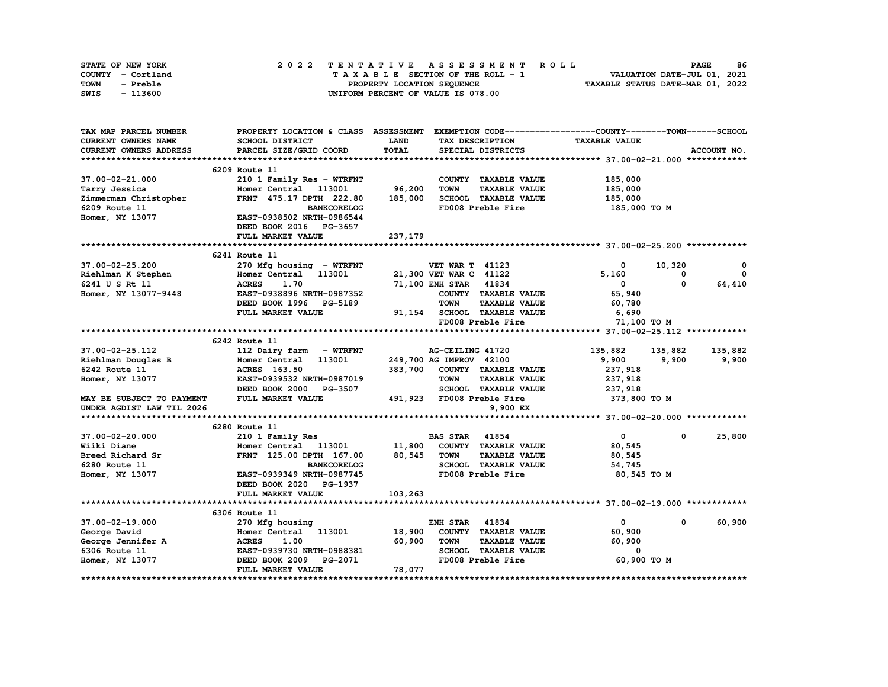STATE OF NEW YORK
COUNTY - Cortland
TOWN - Preble
SWIS - 113600

2022 TENTATIVE ASSESSMENT ROLL
TAXABLE SECTION OF THE ROLL - 1
PROPERTY LOCATION SEQUENCE
UNIFORM PERCENT OF VALUE IS 078.00

VALUATION DATE-JUL 01, 2021
TAXABLE STATUS DATE-MAR 01, 2022

| TAX MAP PARCEL NUMBER / CURRENT OWNERS NAME / CURRENT OWNERS ADDRESS | PROPERTY LOCATION & CLASS / SCHOOL DISTRICT / PARCEL SIZE/GRID COORD | ASSESSMENT LAND / TOTAL | EXEMPTION CODE / TAX DESCRIPTION / SPECIAL DISTRICTS | COUNTY / TAXABLE VALUE | TOWN | SCHOOL |
|---|---|---|---|---|---|---|
| **37.00-02-21.000** | 6209 Route 11 | | | | | |
| 37.00-02-21.000 | 210 1 Family Res - WTRFNT | | COUNTY TAXABLE VALUE | 185,000 | | |
| Tarry Jessica | Homer Central 113001 | 96,200 | TOWN TAXABLE VALUE | 185,000 | | |
| Zimmerman Christopher | FRNT 475.17 DPTH 222.80 | 185,000 | SCHOOL TAXABLE VALUE | 185,000 | | |
| 6209 Route 11 | BANKCORELOG | | FD008 Preble Fire | 185,000 TO M | | |
| Homer, NY 13077 | EAST-0938502 NRTH-0986544 | | | | | |
| | DEED BOOK 2016 PG-3657 | | | | | |
| | FULL MARKET VALUE | 237,179 | | | | |
| **37.00-02-25.200** | 6241 Route 11 | | | | | |
| 37.00-02-25.200 | 270 Mfg housing - WTRFNT | | VET WAR T 41123 | 0 | 10,320 | 0 |
| Riehlman K Stephen | Homer Central 113001 | 21,300 | VET WAR C 41122 | 5,160 | 0 | 0 |
| 6241 U S Rt 11 | ACRES 1.70 | 71,100 | ENH STAR 41834 | 0 | 0 | 64,410 |
| Homer, NY 13077-9448 | EAST-0938896 NRTH-0987352 | | COUNTY TAXABLE VALUE | 65,940 | | |
| | DEED BOOK 1996 PG-5189 | | TOWN TAXABLE VALUE | 60,780 | | |
| | FULL MARKET VALUE | 91,154 | SCHOOL TAXABLE VALUE | 6,690 | | |
| | | | FD008 Preble Fire | 71,100 TO M | | |
| **37.00-02-25.112** | 6242 Route 11 | | | | | |
| 37.00-02-25.112 | 112 Dairy farm - WTRFNT | | AG-CEILING 41720 | 135,882 | 135,882 | 135,882 |
| Riehlman Douglas B | Homer Central 113001 | 249,700 | AG IMPROV 42100 | 9,900 | 9,900 | 9,900 |
| 6242 Route 11 | ACRES 163.50 | 383,700 | COUNTY TAXABLE VALUE | 237,918 | | |
| Homer, NY 13077 | EAST-0939532 NRTH-0987019 | | TOWN TAXABLE VALUE | 237,918 | | |
| | DEED BOOK 2000 PG-3507 | | SCHOOL TAXABLE VALUE | 237,918 | | |
| MAY BE SUBJECT TO PAYMENT | FULL MARKET VALUE | 491,923 | FD008 Preble Fire | 373,800 TO M | | |
| UNDER AGDIST LAW TIL 2026 | | | 9,900 EX | | | |
| **37.00-02-20.000** | 6280 Route 11 | | | | | |
| 37.00-02-20.000 | 210 1 Family Res | | BAS STAR 41854 | 0 | 0 | 25,800 |
| Wiiki Diane | Homer Central 113001 | 11,800 | COUNTY TAXABLE VALUE | 80,545 | | |
| Breed Richard Sr | FRNT 125.00 DPTH 167.00 | 80,545 | TOWN TAXABLE VALUE | 80,545 | | |
| 6280 Route 11 | BANKCORELOG | | SCHOOL TAXABLE VALUE | 54,745 | | |
| Homer, NY 13077 | EAST-0939349 NRTH-0987745 | | FD008 Preble Fire | 80,545 TO M | | |
| | DEED BOOK 2020 PG-1937 | | | | | |
| | FULL MARKET VALUE | 103,263 | | | | |
| **37.00-02-19.000** | 6306 Route 11 | | | | | |
| 37.00-02-19.000 | 270 Mfg housing | | ENH STAR 41834 | 0 | 0 | 60,900 |
| George David | Homer Central 113001 | 18,900 | COUNTY TAXABLE VALUE | 60,900 | | |
| George Jennifer A | ACRES 1.00 | 60,900 | TOWN TAXABLE VALUE | 60,900 | | |
| 6306 Route 11 | EAST-0939730 NRTH-0988381 | | SCHOOL TAXABLE VALUE | 0 | | |
| Homer, NY 13077 | DEED BOOK 2009 PG-2071 | | FD008 Preble Fire | 60,900 TO M | | |
| | FULL MARKET VALUE | 78,077 | | | | |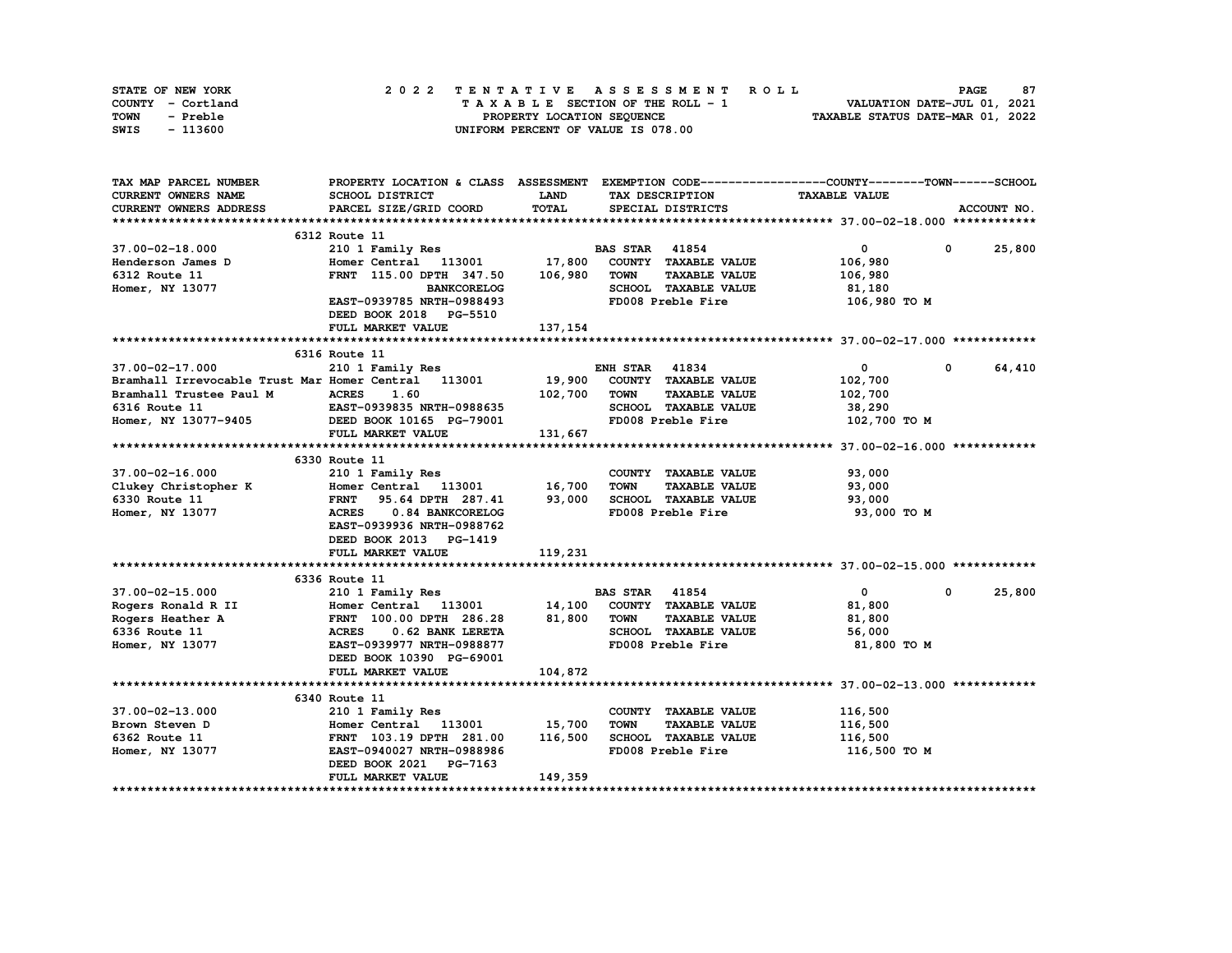STATE OF NEW YORK
COUNTY - Cortland
TOWN - Preble
SWIS - 113600

2022 TENTATIVE ASSESSMENT ROLL
TAXABLE SECTION OF THE ROLL - 1
PROPERTY LOCATION SEQUENCE
UNIFORM PERCENT OF VALUE IS 078.00

VALUATION DATE-JUL 01, 2021
TAXABLE STATUS DATE-MAR 01, 2022

```
TAX MAP PARCEL NUMBER          PROPERTY LOCATION & CLASS  ASSESSMENT  EXEMPTION CODE------------------COUNTY--------TOWN------SCHOOL
CURRENT OWNERS NAME            SCHOOL DISTRICT               LAND      TAX DESCRIPTION              TAXABLE VALUE
CURRENT OWNERS ADDRESS         PARCEL SIZE/GRID COORD        TOTAL     SPECIAL DISTRICTS                                      ACCOUNT NO.
******************************************************************************************************* 37.00-02-18.000 ************
                          6312 Route 11
37.00-02-18.000                210 1 Family Res                       BAS STAR  41854                  0            0      25,800
Henderson James D              Homer Central   113001        17,800   COUNTY  TAXABLE VALUE         106,980
6312 Route 11                  FRNT  115.00 DPTH  347.50    106,980   TOWN    TAXABLE VALUE         106,980
Homer, NY 13077                              BANKCORELOG              SCHOOL  TAXABLE VALUE          81,180
                               EAST-0939785 NRTH-0988493              FD008 Preble Fire              106,980 TO M
                               DEED BOOK 2018   PG-5510
                               FULL MARKET VALUE            137,154
******************************************************************************************************* 37.00-02-17.000 ************
                          6316 Route 11
37.00-02-17.000                210 1 Family Res                       ENH STAR  41834                  0            0      64,410
Bramhall Irrevocable Trust Mar Homer Central   113001        19,900   COUNTY  TAXABLE VALUE         102,700
Bramhall Trustee Paul M        ACRES     1.60               102,700   TOWN    TAXABLE VALUE         102,700
6316 Route 11                  EAST-0939835 NRTH-0988635              SCHOOL  TAXABLE VALUE          38,290
Homer, NY 13077-9405           DEED BOOK 10165 PG-79001               FD008 Preble Fire              102,700 TO M
                               FULL MARKET VALUE            131,667
******************************************************************************************************* 37.00-02-16.000 ************
                          6330 Route 11
37.00-02-16.000                210 1 Family Res                       COUNTY  TAXABLE VALUE          93,000
Clukey Christopher K           Homer Central   113001        16,700   TOWN    TAXABLE VALUE          93,000
6330 Route 11                  FRNT   95.64 DPTH  287.41     93,000   SCHOOL  TAXABLE VALUE          93,000
Homer, NY 13077                ACRES     0.84 BANKCORELOG             FD008 Preble Fire               93,000 TO M
                               EAST-0939936 NRTH-0988762
                               DEED BOOK 2013   PG-1419
                               FULL MARKET VALUE            119,231
******************************************************************************************************* 37.00-02-15.000 ************
                          6336 Route 11
37.00-02-15.000                210 1 Family Res                       BAS STAR  41854                  0            0      25,800
Rogers Ronald R II             Homer Central   113001        14,100   COUNTY  TAXABLE VALUE          81,800
Rogers Heather A               FRNT  100.00 DPTH  286.28     81,800   TOWN    TAXABLE VALUE          81,800
6336 Route 11                  ACRES     0.62 BANK LERETA             SCHOOL  TAXABLE VALUE          56,000
Homer, NY 13077                EAST-0939977 NRTH-0988877              FD008 Preble Fire               81,800 TO M
                               DEED BOOK 10390 PG-69001
                               FULL MARKET VALUE            104,872
******************************************************************************************************* 37.00-02-13.000 ************
                          6340 Route 11
37.00-02-13.000                210 1 Family Res                       COUNTY  TAXABLE VALUE         116,500
Brown Steven D                 Homer Central   113001        15,700   TOWN    TAXABLE VALUE         116,500
6362 Route 11                  FRNT  103.19 DPTH  281.00    116,500   SCHOOL  TAXABLE VALUE         116,500
Homer, NY 13077                EAST-0940027 NRTH-0988986              FD008 Preble Fire              116,500 TO M
                               DEED BOOK 2021   PG-7163
                               FULL MARKET VALUE            149,359
************************************************************************************************************************************
```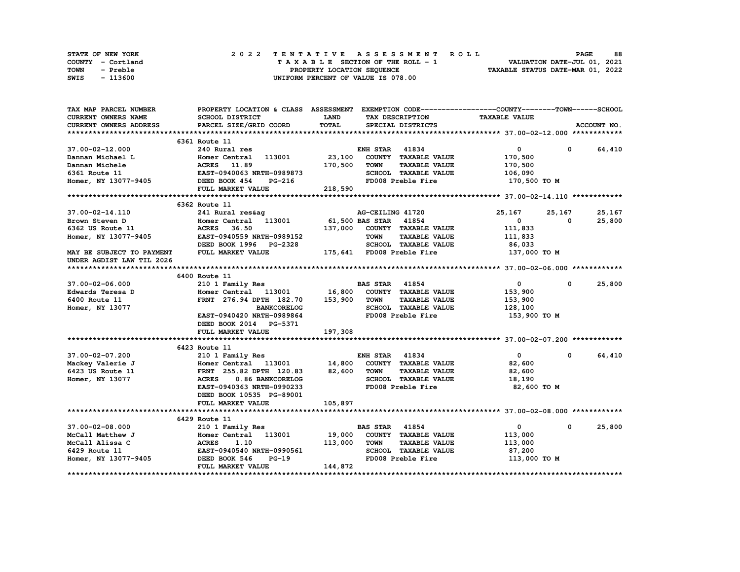STATE OF NEW YORK
COUNTY - Cortland
TOWN - Preble
SWIS - 113600

2022 TENTATIVE ASSESSMENT ROLL
TAXABLE SECTION OF THE ROLL - 1
PROPERTY LOCATION SEQUENCE
UNIFORM PERCENT OF VALUE IS 078.00

VALUATION DATE-JUL 01, 2021
TAXABLE STATUS DATE-MAR 01, 2022

| TAX MAP PARCEL NUMBER / CURRENT OWNERS NAME / CURRENT OWNERS ADDRESS | PROPERTY LOCATION & CLASS / SCHOOL DISTRICT / PARCEL SIZE/GRID COORD | ASSESSMENT LAND / TOTAL | EXEMPTION CODE / TAX DESCRIPTION / SPECIAL DISTRICTS | COUNTY | TOWN | SCHOOL |
|---|---|---|---|---|---|---|
| **37.00-02-12.000** | 6361 Route 11 | | | | | |
| 37.00-02-12.000 | 240 Rural res | | ENH STAR 41834 | 0 | 0 | 64,410 |
| Dannan Michael L | Homer Central 113001 | 23,100 | COUNTY TAXABLE VALUE | 170,500 | | |
| Dannan Michele | ACRES 11.89 | 170,500 | TOWN TAXABLE VALUE | | 170,500 | |
| 6361 Route 11 | EAST-0940063 NRTH-0989873 | | SCHOOL TAXABLE VALUE | | | 106,090 |
| Homer, NY 13077-9405 | DEED BOOK 454 PG-216 | | FD008 Preble Fire | 170,500 TO M | | |
| | FULL MARKET VALUE | 218,590 | | | | |
| **37.00-02-14.110** | 6362 Route 11 | | | | | |
| 37.00-02-14.110 | 241 Rural res&ag | | AG-CEILING 41720 | 25,167 | 25,167 | 25,167 |
| Brown Steven D | Homer Central 113001 | 61,500 | BAS STAR 41854 | 0 | 0 | 25,800 |
| 6362 US Route 11 | ACRES 36.50 | 137,000 | COUNTY TAXABLE VALUE | 111,833 | | |
| Homer, NY 13077-9405 | EAST-0940559 NRTH-0989152 | | TOWN TAXABLE VALUE | | 111,833 | |
| | DEED BOOK 1996 PG-2328 | | SCHOOL TAXABLE VALUE | | | 86,033 |
| MAY BE SUBJECT TO PAYMENT UNDER AGDIST LAW TIL 2026 | FULL MARKET VALUE | 175,641 | FD008 Preble Fire | 137,000 TO M | | |
| **37.00-02-06.000** | 6400 Route 11 | | | | | |
| 37.00-02-06.000 | 210 1 Family Res | | BAS STAR 41854 | 0 | 0 | 25,800 |
| Edwards Teresa D | Homer Central 113001 | 16,800 | COUNTY TAXABLE VALUE | 153,900 | | |
| 6400 Route 11 | FRNT 276.94 DPTH 182.70 | 153,900 | TOWN TAXABLE VALUE | | 153,900 | |
| Homer, NY 13077 | BANKCORELOG | | SCHOOL TAXABLE VALUE | | | 128,100 |
| | EAST-0940420 NRTH-0989864 | | FD008 Preble Fire | 153,900 TO M | | |
| | DEED BOOK 2014 PG-5371 | | | | | |
| | FULL MARKET VALUE | 197,308 | | | | |
| **37.00-02-07.200** | 6423 Route 11 | | | | | |
| 37.00-02-07.200 | 210 1 Family Res | | ENH STAR 41834 | 0 | 0 | 64,410 |
| Mackey Valerie J | Homer Central 113001 | 14,800 | COUNTY TAXABLE VALUE | 82,600 | | |
| 6423 US Route 11 | FRNT 255.82 DPTH 120.83 | 82,600 | TOWN TAXABLE VALUE | | 82,600 | |
| Homer, NY 13077 | ACRES 0.86 BANKCORELOG | | SCHOOL TAXABLE VALUE | | | 18,190 |
| | EAST-0940363 NRTH-0990233 | | FD008 Preble Fire | 82,600 TO M | | |
| | DEED BOOK 10535 PG-89001 | | | | | |
| | FULL MARKET VALUE | 105,897 | | | | |
| **37.00-02-08.000** | 6429 Route 11 | | | | | |
| 37.00-02-08.000 | 210 1 Family Res | | BAS STAR 41854 | 0 | 0 | 25,800 |
| McCall Matthew J | Homer Central 113001 | 19,000 | COUNTY TAXABLE VALUE | 113,000 | | |
| McCall Alissa C | ACRES 1.10 | 113,000 | TOWN TAXABLE VALUE | | 113,000 | |
| 6429 Route 11 | EAST-0940540 NRTH-0990561 | | SCHOOL TAXABLE VALUE | | | 87,200 |
| Homer, NY 13077-9405 | DEED BOOK 546 PG-19 | | FD008 Preble Fire | 113,000 TO M | | |
| | FULL MARKET VALUE | 144,872 | | | | |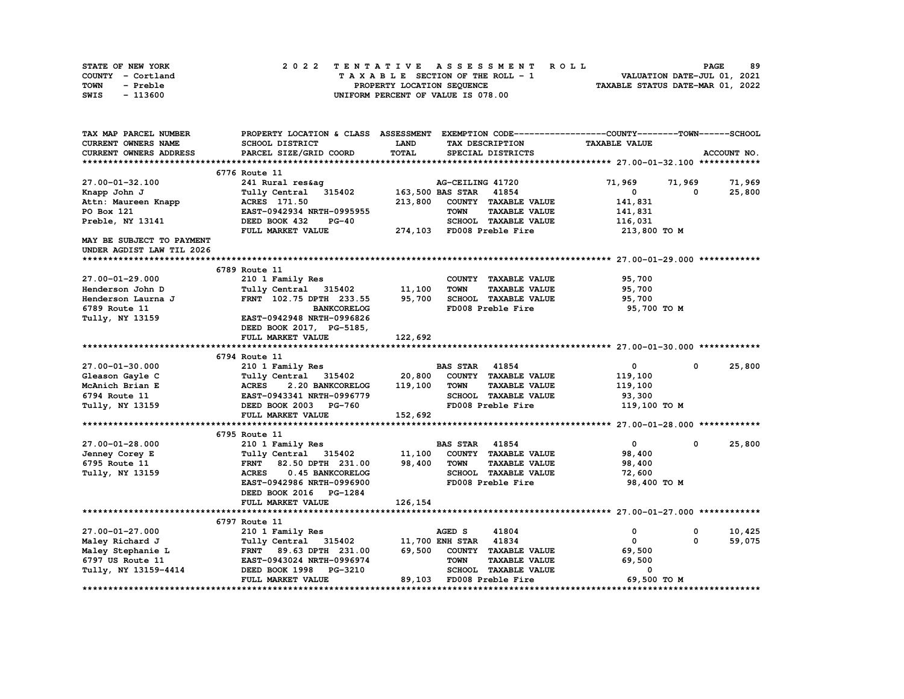STATE OF NEW YORK
COUNTY - Cortland
TOWN - Preble
SWIS - 113600

2022 TENTATIVE ASSESSMENT ROLL
TAXABLE SECTION OF THE ROLL - 1
PROPERTY LOCATION SEQUENCE
UNIFORM PERCENT OF VALUE IS 078.00

VALUATION DATE-JUL 01, 2021
TAXABLE STATUS DATE-MAR 01, 2022

```
TAX MAP PARCEL NUMBER        PROPERTY LOCATION & CLASS  ASSESSMENT  EXEMPTION CODE------------------COUNTY--------TOWN------SCHOOL
CURRENT OWNERS NAME          SCHOOL DISTRICT               LAND      TAX DESCRIPTION             TAXABLE VALUE
CURRENT OWNERS ADDRESS       PARCEL SIZE/GRID COORD        TOTAL     SPECIAL DISTRICTS                                        ACCOUNT NO.
******************************************************************************************************* 27.00-01-32.100 ************
                             6776 Route 11
27.00-01-32.100              241 Rural res&ag                         AG-CEILING 41720            71,969      71,969      71,969
Knapp John J                 Tully Central   315402      163,500 BAS STAR   41854                     0           0      25,800
Attn: Maureen Knapp          ACRES  171.50               213,800   COUNTY  TAXABLE VALUE          141,831
PO Box 121                   EAST-0942934 NRTH-0995955              TOWN    TAXABLE VALUE          141,831
Preble, NY 13141             DEED BOOK 432     PG-40                SCHOOL  TAXABLE VALUE          116,031
                             FULL MARKET VALUE           274,103   FD008 Preble Fire              213,800 TO M
MAY BE SUBJECT TO PAYMENT
UNDER AGDIST LAW TIL 2026
******************************************************************************************************* 27.00-01-29.000 ************
                             6789 Route 11
27.00-01-29.000              210 1 Family Res                         COUNTY  TAXABLE VALUE           95,700
Henderson John D             Tully Central   315402       11,100   TOWN    TAXABLE VALUE           95,700
Henderson Laurna J           FRNT  102.75 DPTH  233.55     95,700   SCHOOL  TAXABLE VALUE           95,700
6789 Route 11                               BANKCORELOG              FD008 Preble Fire               95,700 TO M
Tully, NY 13159              EAST-0942948 NRTH-0996826
                             DEED BOOK 2017,  PG-5185,
                             FULL MARKET VALUE           122,692
******************************************************************************************************* 27.00-01-30.000 ************
                             6794 Route 11
27.00-01-30.000              210 1 Family Res                         BAS STAR   41854                     0           0      25,800
Gleason Gayle C              Tully Central   315402       20,800   COUNTY  TAXABLE VALUE          119,100
McAnich Brian E              ACRES     2.20 BANKCORELOG  119,100   TOWN    TAXABLE VALUE          119,100
6794 Route 11                EAST-0943341 NRTH-0996779              SCHOOL  TAXABLE VALUE           93,300
Tully, NY 13159              DEED BOOK 2003    PG-760               FD008 Preble Fire              119,100 TO M
                             FULL MARKET VALUE           152,692
******************************************************************************************************* 27.00-01-28.000 ************
                             6795 Route 11
27.00-01-28.000              210 1 Family Res                         BAS STAR   41854                     0           0      25,800
Jenney Corey E               Tully Central   315402       11,100   COUNTY  TAXABLE VALUE           98,400
6795 Route 11                FRNT   82.50 DPTH  231.00     98,400   TOWN    TAXABLE VALUE           98,400
Tully, NY 13159              ACRES     0.45 BANKCORELOG             SCHOOL  TAXABLE VALUE           72,600
                             EAST-0942986 NRTH-0996900              FD008 Preble Fire               98,400 TO M
                             DEED BOOK 2016   PG-1284
                             FULL MARKET VALUE           126,154
******************************************************************************************************* 27.00-01-27.000 ************
                             6797 Route 11
27.00-01-27.000              210 1 Family Res                         AGED S     41804                     0           0      10,425
Maley Richard J              Tully Central   315402       11,700 ENH STAR   41834                     0           0      59,075
Maley Stephanie L            FRNT   89.63 DPTH  231.00     69,500   COUNTY  TAXABLE VALUE           69,500
6797 US Route 11             EAST-0943024 NRTH-0996974              TOWN    TAXABLE VALUE           69,500
Tully, NY 13159-4414         DEED BOOK 1998    PG-3210              SCHOOL  TAXABLE VALUE                0
                             FULL MARKET VALUE            89,103   FD008 Preble Fire               69,500 TO M
************************************************************************************************************************************
```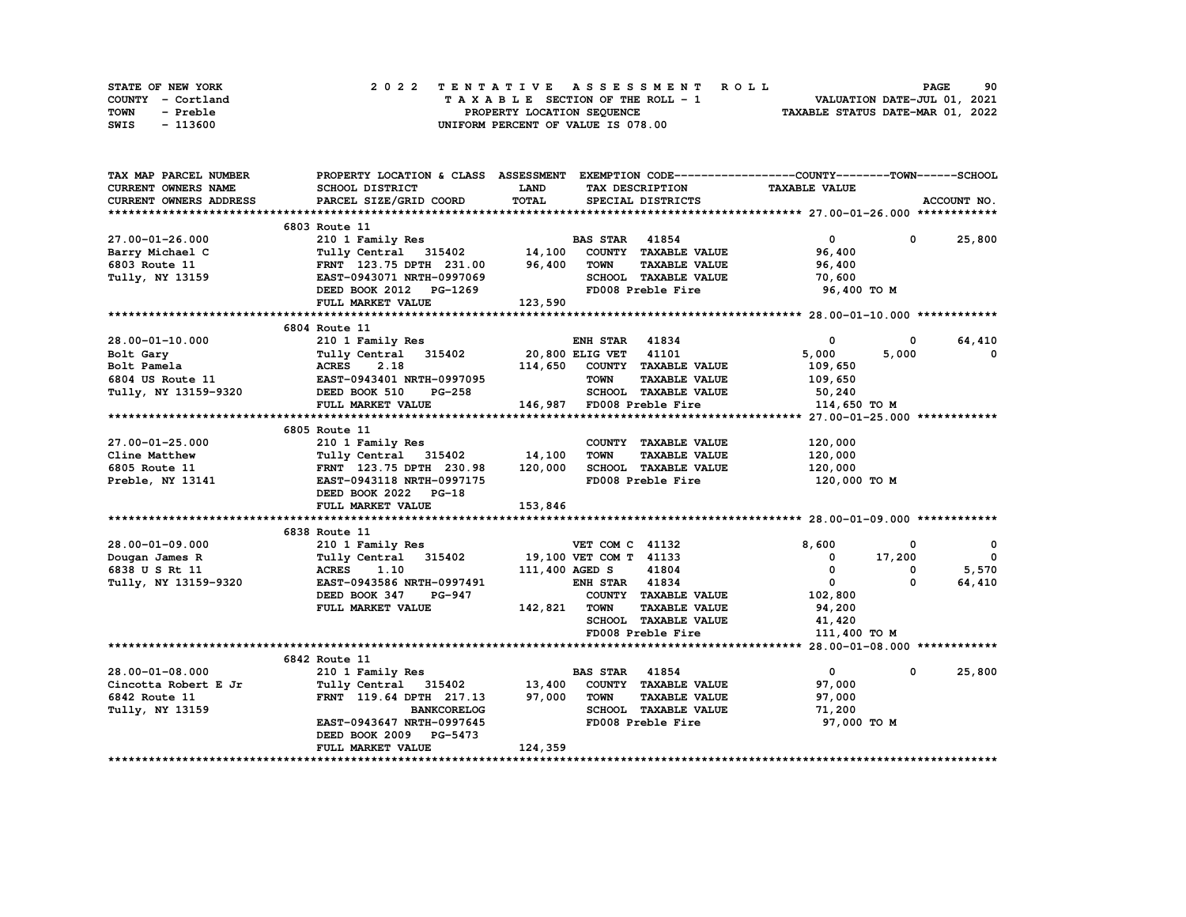STATE OF NEW YORK — 2022 TENTATIVE ASSESSMENT ROLL — PAGE 90
COUNTY - Cortland — TAXABLE SECTION OF THE ROLL - 1 — VALUATION DATE-JUL 01, 2021
TOWN - Preble — PROPERTY LOCATION SEQUENCE — TAXABLE STATUS DATE-MAR 01, 2022
SWIS - 113600 — UNIFORM PERCENT OF VALUE IS 078.00

| TAX MAP PARCEL NUMBER / CURRENT OWNERS NAME / CURRENT OWNERS ADDRESS | PROPERTY LOCATION & CLASS / SCHOOL DISTRICT / PARCEL SIZE/GRID COORD | ASSESSMENT LAND / TOTAL | EXEMPTION CODE / TAX DESCRIPTION / SPECIAL DISTRICTS | COUNTY TAXABLE VALUE | TOWN | SCHOOL |
|---|---|---|---|---|---|---|
| **27.00-01-26.000** | 6803 Route 11 | | | | | |
| 27.00-01-26.000 | 210 1 Family Res | | BAS STAR 41854 | 0 | 0 | 25,800 |
| Barry Michael C | Tully Central 315402 | 14,100 | COUNTY TAXABLE VALUE | 96,400 | | |
| 6803 Route 11 | FRNT 123.75 DPTH 231.00 | 96,400 | TOWN TAXABLE VALUE | 96,400 | | |
| Tully, NY 13159 | EAST-0943071 NRTH-0997069 | | SCHOOL TAXABLE VALUE | 70,600 | | |
| | DEED BOOK 2012 PG-1269 | | FD008 Preble Fire | 96,400 TO M | | |
| | FULL MARKET VALUE | 123,590 | | | | |
| **28.00-01-10.000** | 6804 Route 11 | | | | | |
| 28.00-01-10.000 | 210 1 Family Res | | ENH STAR 41834 | 0 | 0 | 64,410 |
| Bolt Gary | Tully Central 315402 | 20,800 | ELIG VET 41101 | 5,000 | 5,000 | 0 |
| Bolt Pamela | ACRES 2.18 | 114,650 | COUNTY TAXABLE VALUE | 109,650 | | |
| 6804 US Route 11 | EAST-0943401 NRTH-0997095 | | TOWN TAXABLE VALUE | 109,650 | | |
| Tully, NY 13159-9320 | DEED BOOK 510 PG-258 | | SCHOOL TAXABLE VALUE | 50,240 | | |
| | FULL MARKET VALUE | 146,987 | FD008 Preble Fire | 114,650 TO M | | |
| **27.00-01-25.000** | 6805 Route 11 | | | | | |
| 27.00-01-25.000 | 210 1 Family Res | | COUNTY TAXABLE VALUE | 120,000 | | |
| Cline Matthew | Tully Central 315402 | 14,100 | TOWN TAXABLE VALUE | 120,000 | | |
| 6805 Route 11 | FRNT 123.75 DPTH 230.98 | 120,000 | SCHOOL TAXABLE VALUE | 120,000 | | |
| Preble, NY 13141 | EAST-0943118 NRTH-0997175 | | FD008 Preble Fire | 120,000 TO M | | |
| | DEED BOOK 2022 PG-18 | | | | | |
| | FULL MARKET VALUE | 153,846 | | | | |
| **28.00-01-09.000** | 6838 Route 11 | | | | | |
| 28.00-01-09.000 | 210 1 Family Res | | VET COM C 41132 | 8,600 | 0 | 0 |
| Dougan James R | Tully Central 315402 | 19,100 | VET COM T 41133 | 0 | 17,200 | 0 |
| 6838 U S Rt 11 | ACRES 1.10 | 111,400 | AGED S 41804 | 0 | 0 | 5,570 |
| Tully, NY 13159-9320 | EAST-0943586 NRTH-0997491 | | ENH STAR 41834 | 0 | 0 | 64,410 |
| | DEED BOOK 347 PG-947 | | COUNTY TAXABLE VALUE | 102,800 | | |
| | FULL MARKET VALUE | 142,821 | TOWN TAXABLE VALUE | 94,200 | | |
| | | | SCHOOL TAXABLE VALUE | 41,420 | | |
| | | | FD008 Preble Fire | 111,400 TO M | | |
| **28.00-01-08.000** | 6842 Route 11 | | | | | |
| 28.00-01-08.000 | 210 1 Family Res | | BAS STAR 41854 | 0 | 0 | 25,800 |
| Cincotta Robert E Jr | Tully Central 315402 | 13,400 | COUNTY TAXABLE VALUE | 97,000 | | |
| 6842 Route 11 | FRNT 119.64 DPTH 217.13 | 97,000 | TOWN TAXABLE VALUE | 97,000 | | |
| Tully, NY 13159 | BANKCORELOG | | SCHOOL TAXABLE VALUE | 71,200 | | |
| | EAST-0943647 NRTH-0997645 | | FD008 Preble Fire | 97,000 TO M | | |
| | DEED BOOK 2009 PG-5473 | | | | | |
| | FULL MARKET VALUE | 124,359 | | | | |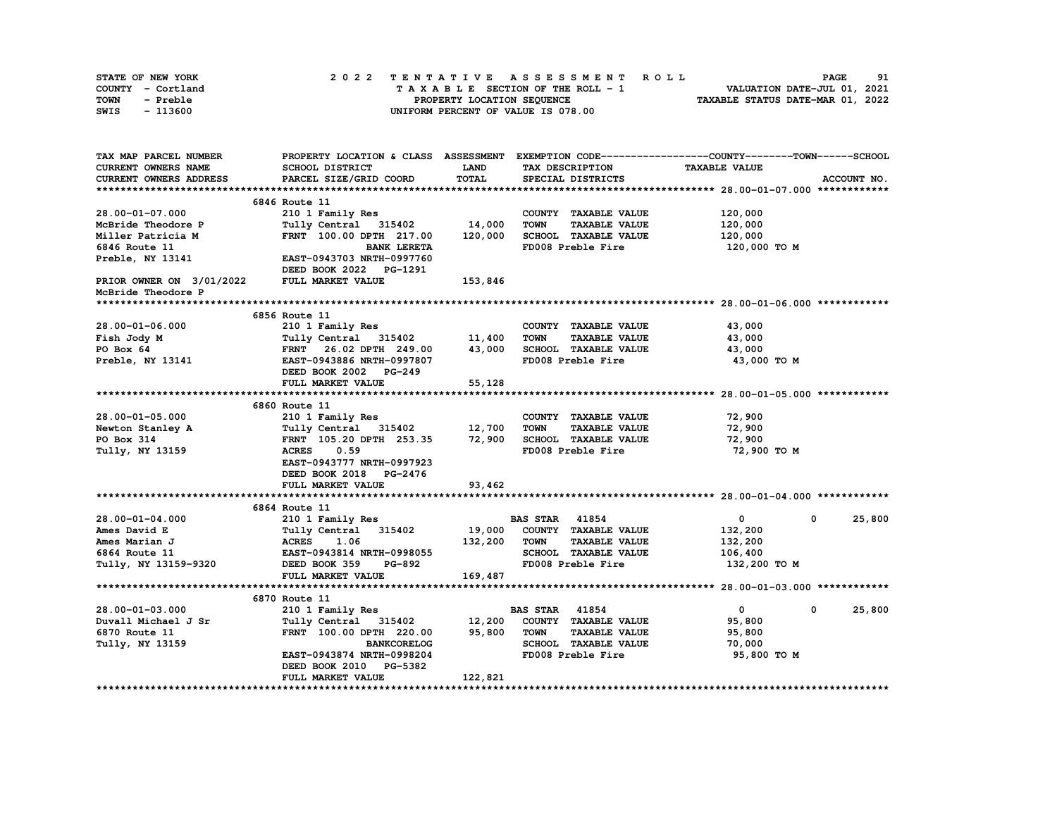STATE OF NEW YORK
COUNTY - Cortland
TOWN - Preble
SWIS - 113600

2022 TENTATIVE ASSESSMENT ROLL
TAXABLE SECTION OF THE ROLL - 1
PROPERTY LOCATION SEQUENCE
UNIFORM PERCENT OF VALUE IS 078.00

VALUATION DATE-JUL 01, 2021
TAXABLE STATUS DATE-MAR 01, 2022

| TAX MAP PARCEL NUMBER / CURRENT OWNERS NAME / CURRENT OWNERS ADDRESS | PROPERTY LOCATION & CLASS / SCHOOL DISTRICT / PARCEL SIZE/GRID COORD | ASSESSMENT LAND | TOTAL | EXEMPTION CODE / TAX DESCRIPTION / SPECIAL DISTRICTS | COUNTY / TOWN / SCHOOL TAXABLE VALUE | ACCOUNT NO. |
|---|---|---|---|---|---|---|
| **28.00-01-07.000** | 6846 Route 11 | | | | | |
| 28.00-01-07.000 | 210 1 Family Res | | | COUNTY TAXABLE VALUE | 120,000 | |
| McBride Theodore P | Tully Central 315402 | 14,000 | | TOWN TAXABLE VALUE | 120,000 | |
| Miller Patricia M | FRNT 100.00 DPTH 217.00 | | 120,000 | SCHOOL TAXABLE VALUE | 120,000 | |
| 6846 Route 11 | BANK LERETA | | | FD008 Preble Fire | 120,000 TO M | |
| Preble, NY 13141 | EAST-0943703 NRTH-0997760 | | | | | |
| | DEED BOOK 2022 PG-1291 | | | | | |
| PRIOR OWNER ON 3/01/2022 | FULL MARKET VALUE | | 153,846 | | | |
| McBride Theodore P | | | | | | |
| **28.00-01-06.000** | 6856 Route 11 | | | | | |
| 28.00-01-06.000 | 210 1 Family Res | | | COUNTY TAXABLE VALUE | 43,000 | |
| Fish Jody M | Tully Central 315402 | 11,400 | | TOWN TAXABLE VALUE | 43,000 | |
| PO Box 64 | FRNT 26.02 DPTH 249.00 | | 43,000 | SCHOOL TAXABLE VALUE | 43,000 | |
| Preble, NY 13141 | EAST-0943886 NRTH-0997807 | | | FD008 Preble Fire | 43,000 TO M | |
| | DEED BOOK 2002 PG-249 | | | | | |
| | FULL MARKET VALUE | | 55,128 | | | |
| **28.00-01-05.000** | 6860 Route 11 | | | | | |
| 28.00-01-05.000 | 210 1 Family Res | | | COUNTY TAXABLE VALUE | 72,900 | |
| Newton Stanley A | Tully Central 315402 | 12,700 | | TOWN TAXABLE VALUE | 72,900 | |
| PO Box 314 | FRNT 105.20 DPTH 253.35 | | 72,900 | SCHOOL TAXABLE VALUE | 72,900 | |
| Tully, NY 13159 | ACRES 0.59 | | | FD008 Preble Fire | 72,900 TO M | |
| | EAST-0943777 NRTH-0997923 | | | | | |
| | DEED BOOK 2018 PG-2476 | | | | | |
| | FULL MARKET VALUE | | 93,462 | | | |
| **28.00-01-04.000** | 6864 Route 11 | | | | | |
| 28.00-01-04.000 | 210 1 Family Res | | | BAS STAR 41854 | 0 0 25,800 | |
| Ames David E | Tully Central 315402 | 19,000 | | COUNTY TAXABLE VALUE | 132,200 | |
| Ames Marian J | ACRES 1.06 | | 132,200 | TOWN TAXABLE VALUE | 132,200 | |
| 6864 Route 11 | EAST-0943814 NRTH-0998055 | | | SCHOOL TAXABLE VALUE | 106,400 | |
| Tully, NY 13159-9320 | DEED BOOK 359 PG-892 | | | FD008 Preble Fire | 132,200 TO M | |
| | FULL MARKET VALUE | | 169,487 | | | |
| **28.00-01-03.000** | 6870 Route 11 | | | | | |
| 28.00-01-03.000 | 210 1 Family Res | | | BAS STAR 41854 | 0 0 25,800 | |
| Duvall Michael J Sr | Tully Central 315402 | 12,200 | | COUNTY TAXABLE VALUE | 95,800 | |
| 6870 Route 11 | FRNT 100.00 DPTH 220.00 | | 95,800 | TOWN TAXABLE VALUE | 95,800 | |
| Tully, NY 13159 | BANKCORELOG | | | SCHOOL TAXABLE VALUE | 70,000 | |
| | EAST-0943874 NRTH-0998204 | | | FD008 Preble Fire | 95,800 TO M | |
| | DEED BOOK 2010 PG-5382 | | | | | |
| | FULL MARKET VALUE | | 122,821 | | | |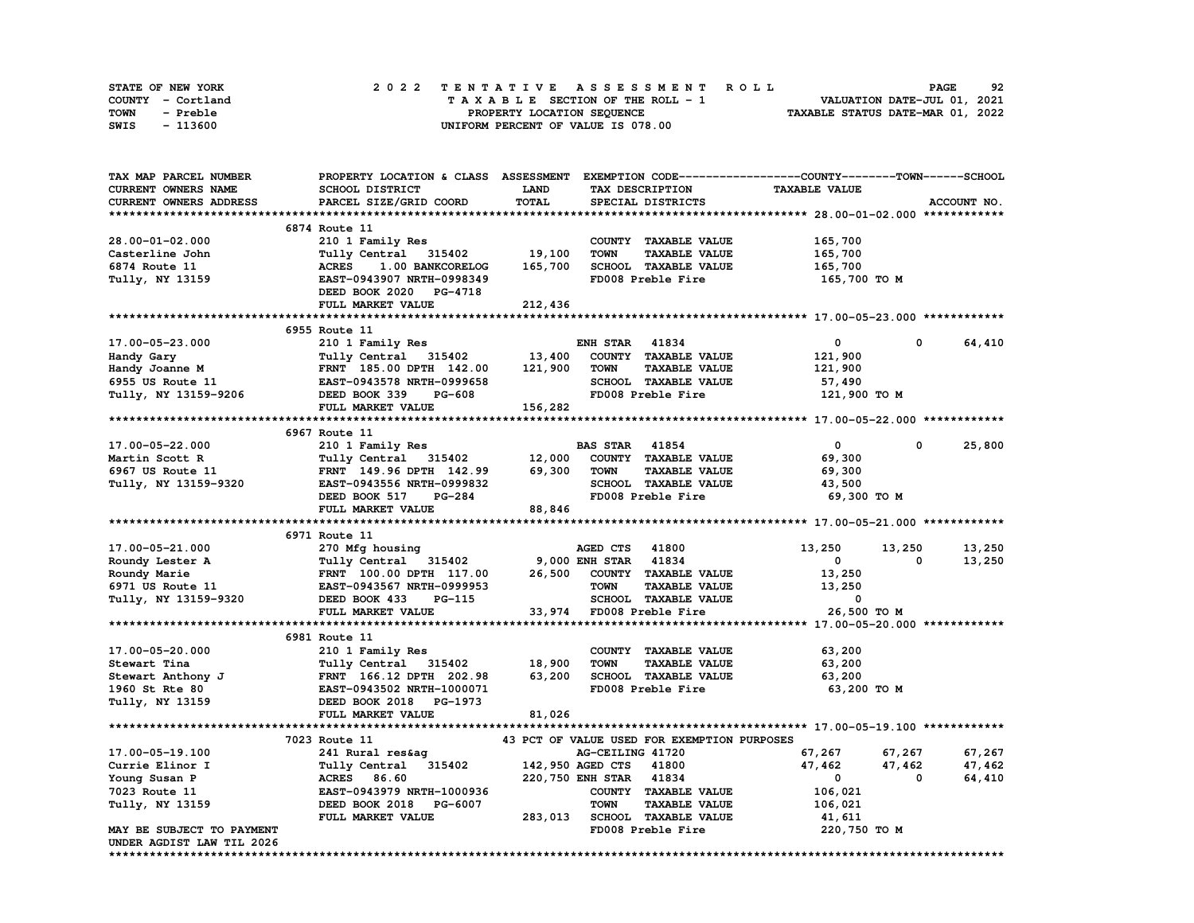STATE OF NEW YORK
COUNTY - Cortland
TOWN - Preble
SWIS - 113600

2 0 2 2 T E N T A T I V E A S S E S S M E N T R O L L
T A X A B L E SECTION OF THE ROLL - 1
PROPERTY LOCATION SEQUENCE
UNIFORM PERCENT OF VALUE IS 078.00

VALUATION DATE-JUL 01, 2021
TAXABLE STATUS DATE-MAR 01, 2022

```
TAX MAP PARCEL NUMBER          PROPERTY LOCATION & CLASS  ASSESSMENT  EXEMPTION CODE------------------COUNTY--------TOWN------SCHOOL
CURRENT OWNERS NAME            SCHOOL DISTRICT             LAND        TAX DESCRIPTION              TAXABLE VALUE
CURRENT OWNERS ADDRESS         PARCEL SIZE/GRID COORD      TOTAL       SPECIAL DISTRICTS                                    ACCOUNT NO.
******************************************************************************************************* 28.00-01-02.000 ************
                               6874 Route 11
28.00-01-02.000                210 1 Family Res                         COUNTY  TAXABLE VALUE          165,700
Casterline John                Tully Central   315402       19,100      TOWN    TAXABLE VALUE          165,700
6874 Route 11                  ACRES    1.00 BANKCORELOG   165,700      SCHOOL  TAXABLE VALUE          165,700
Tully, NY 13159                EAST-0943907 NRTH-0998349                FD008 Preble Fire               165,700 TO M
                               DEED BOOK 2020   PG-4718
                               FULL MARKET VALUE            212,436
******************************************************************************************************* 17.00-05-23.000 ************
                               6955 Route 11
17.00-05-23.000                210 1 Family Res                         ENH STAR   41834                 0           0      64,410
Handy Gary                     Tully Central   315402       13,400      COUNTY  TAXABLE VALUE          121,900
Handy Joanne M                 FRNT  185.00 DPTH  142.00   121,900      TOWN    TAXABLE VALUE          121,900
6955 US Route 11               EAST-0943578 NRTH-0999658                SCHOOL  TAXABLE VALUE           57,490
Tully, NY 13159-9206           DEED BOOK 339     PG-608                 FD008 Preble Fire               121,900 TO M
                               FULL MARKET VALUE            156,282
******************************************************************************************************* 17.00-05-22.000 ************
                               6967 Route 11
17.00-05-22.000                210 1 Family Res                         BAS STAR   41854                 0           0      25,800
Martin Scott R                 Tully Central   315402       12,000      COUNTY  TAXABLE VALUE           69,300
6967 US Route 11               FRNT  149.96 DPTH  142.99    69,300      TOWN    TAXABLE VALUE           69,300
Tully, NY 13159-9320           EAST-0943556 NRTH-0999832                SCHOOL  TAXABLE VALUE           43,500
                               DEED BOOK 517     PG-284                 FD008 Preble Fire                69,300 TO M
                               FULL MARKET VALUE             88,846
******************************************************************************************************* 17.00-05-21.000 ************
                               6971 Route 11
17.00-05-21.000                270 Mfg housing                          AGED CTS   41800            13,250      13,250      13,250
Roundy Lester A                Tully Central   315402        9,000 ENH STAR   41834                  0           0      13,250
Roundy Marie                   FRNT  100.00 DPTH  117.00    26,500      COUNTY  TAXABLE VALUE           13,250
6971 US Route 11               EAST-0943567 NRTH-0999953                TOWN    TAXABLE VALUE           13,250
Tully, NY 13159-9320           DEED BOOK 433     PG-115                 SCHOOL  TAXABLE VALUE                0
                               FULL MARKET VALUE             33,974     FD008 Preble Fire                26,500 TO M
******************************************************************************************************* 17.00-05-20.000 ************
                               6981 Route 11
17.00-05-20.000                210 1 Family Res                         COUNTY  TAXABLE VALUE           63,200
Stewart Tina                   Tully Central   315402       18,900      TOWN    TAXABLE VALUE           63,200
Stewart Anthony J              FRNT  166.12 DPTH  202.98    63,200      SCHOOL  TAXABLE VALUE           63,200
1960 St Rte 80                 EAST-0943502 NRTH-1000071                FD008 Preble Fire                63,200 TO M
Tully, NY 13159                DEED BOOK 2018   PG-1973
                               FULL MARKET VALUE             81,026
******************************************************************************************************* 17.00-05-19.100 ************
                               7023 Route 11                    43 PCT OF VALUE USED FOR EXEMPTION PURPOSES
17.00-05-19.100                241 Rural res&ag                         AG-CEILING 41720            67,267      67,267      67,267
Currie Elinor I                Tully Central   315402      142,950 AGED CTS   41800                 47,462      47,462      47,462
Young Susan P                  ACRES   86.60               220,750 ENH STAR   41834                      0           0      64,410
7023 Route 11                  EAST-0943979 NRTH-1000936                COUNTY  TAXABLE VALUE          106,021
Tully, NY 13159                DEED BOOK 2018   PG-6007                 TOWN    TAXABLE VALUE          106,021
                               FULL MARKET VALUE            283,013     SCHOOL  TAXABLE VALUE           41,611
MAY BE SUBJECT TO PAYMENT                                               FD008 Preble Fire               220,750 TO M
UNDER AGDIST LAW TIL 2026
************************************************************************************************************************************
```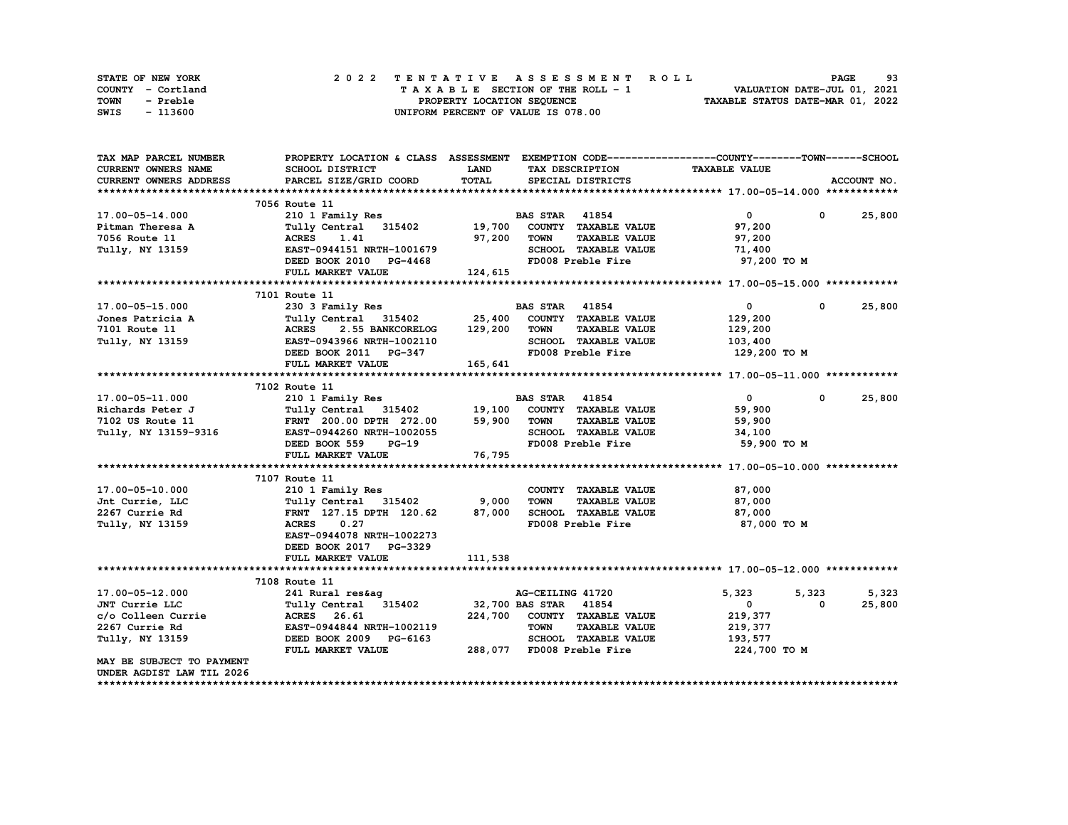STATE OF NEW YORK — 2022 TENTATIVE ASSESSMENT ROLL
COUNTY - Cortland — TAXABLE SECTION OF THE ROLL - 1 — VALUATION DATE-JUL 01, 2021
TOWN - Preble — PROPERTY LOCATION SEQUENCE — TAXABLE STATUS DATE-MAR 01, 2022
SWIS - 113600 — UNIFORM PERCENT OF VALUE IS 078.00

| TAX MAP PARCEL NUMBER / CURRENT OWNERS NAME / CURRENT OWNERS ADDRESS | PROPERTY LOCATION & CLASS / SCHOOL DISTRICT / PARCEL SIZE/GRID COORD | ASSESSMENT LAND | TOTAL | EXEMPTION CODE / TAX DESCRIPTION / SPECIAL DISTRICTS | COUNTY TAXABLE VALUE | TOWN | SCHOOL |
|---|---|---|---|---|---|---|---|
| | 7056 Route 11 | | | | | | |
| 17.00-05-14.000 | 210 1 Family Res | | | BAS STAR 41854 | 0 | 0 | 25,800 |
| Pitman Theresa A | Tully Central 315402 | 19,700 | | COUNTY TAXABLE VALUE | 97,200 | | |
| 7056 Route 11 | ACRES 1.41 | | 97,200 | TOWN TAXABLE VALUE | 97,200 | | |
| Tully, NY 13159 | EAST-0944151 NRTH-1001679 | | | SCHOOL TAXABLE VALUE | 71,400 | | |
| | DEED BOOK 2010 PG-4468 | | | FD008 Preble Fire | 97,200 TO M | | |
| | FULL MARKET VALUE | | 124,615 | | | | |
| | 7101 Route 11 | | | | | | |
| 17.00-05-15.000 | 230 3 Family Res | | | BAS STAR 41854 | 0 | 0 | 25,800 |
| Jones Patricia A | Tully Central 315402 | 25,400 | | COUNTY TAXABLE VALUE | 129,200 | | |
| 7101 Route 11 | ACRES 2.55 BANKCORELOG | | 129,200 | TOWN TAXABLE VALUE | 129,200 | | |
| Tully, NY 13159 | EAST-0943966 NRTH-1002110 | | | SCHOOL TAXABLE VALUE | 103,400 | | |
| | DEED BOOK 2011 PG-347 | | | FD008 Preble Fire | 129,200 TO M | | |
| | FULL MARKET VALUE | | 165,641 | | | | |
| | 7102 Route 11 | | | | | | |
| 17.00-05-11.000 | 210 1 Family Res | | | BAS STAR 41854 | 0 | 0 | 25,800 |
| Richards Peter J | Tully Central 315402 | 19,100 | | COUNTY TAXABLE VALUE | 59,900 | | |
| 7102 US Route 11 | FRNT 200.00 DPTH 272.00 | | 59,900 | TOWN TAXABLE VALUE | 59,900 | | |
| Tully, NY 13159-9316 | EAST-0944260 NRTH-1002055 | | | SCHOOL TAXABLE VALUE | 34,100 | | |
| | DEED BOOK 559 PG-19 | | | FD008 Preble Fire | 59,900 TO M | | |
| | FULL MARKET VALUE | | 76,795 | | | | |
| | 7107 Route 11 | | | | | | |
| 17.00-05-10.000 | 210 1 Family Res | | | COUNTY TAXABLE VALUE | 87,000 | | |
| Jnt Currie, LLC | Tully Central 315402 | 9,000 | | TOWN TAXABLE VALUE | 87,000 | | |
| 2267 Currie Rd | FRNT 127.15 DPTH 120.62 | | 87,000 | SCHOOL TAXABLE VALUE | 87,000 | | |
| Tully, NY 13159 | ACRES 0.27 | | | FD008 Preble Fire | 87,000 TO M | | |
| | EAST-0944078 NRTH-1002273 | | | | | | |
| | DEED BOOK 2017 PG-3329 | | | | | | |
| | FULL MARKET VALUE | | 111,538 | | | | |
| | 7108 Route 11 | | | | | | |
| 17.00-05-12.000 | 241 Rural res&ag | | | AG-CEILING 41720 | 5,323 | 5,323 | 5,323 |
| JNT Currie LLC | Tully Central 315402 | 32,700 | | BAS STAR 41854 | 0 | 0 | 25,800 |
| c/o Colleen Currie | ACRES 26.61 | | 224,700 | COUNTY TAXABLE VALUE | 219,377 | | |
| 2267 Currie Rd | EAST-0944844 NRTH-1002119 | | | TOWN TAXABLE VALUE | 219,377 | | |
| Tully, NY 13159 | DEED BOOK 2009 PG-6163 | | | SCHOOL TAXABLE VALUE | 193,577 | | |
| | FULL MARKET VALUE | | 288,077 | FD008 Preble Fire | 224,700 TO M | | |
| MAY BE SUBJECT TO PAYMENT UNDER AGDIST LAW TIL 2026 | | | | | | | |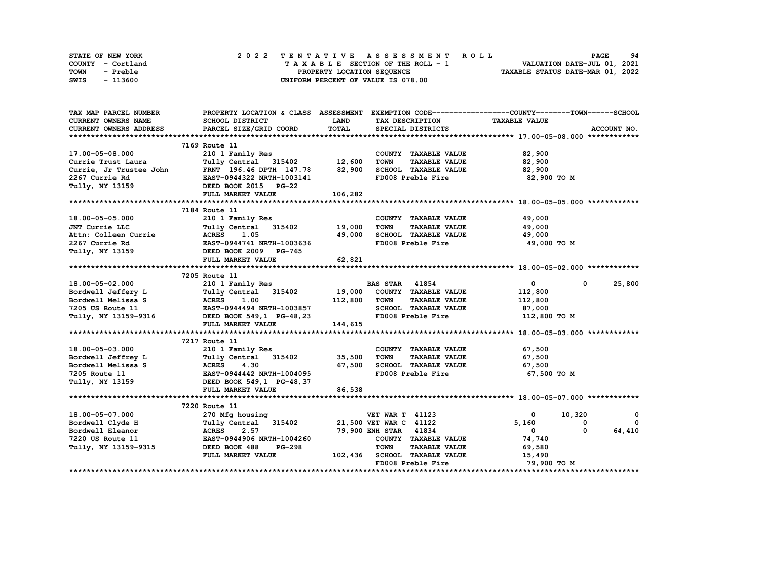STATE OF NEW YORK
COUNTY - Cortland
TOWN - Preble
SWIS - 113600

2 0 2 2 T E N T A T I V E A S S E S S M E N T R O L L
T A X A B L E SECTION OF THE ROLL - 1
PROPERTY LOCATION SEQUENCE
UNIFORM PERCENT OF VALUE IS 078.00

VALUATION DATE-JUL 01, 2021
TAXABLE STATUS DATE-MAR 01, 2022

| TAX MAP PARCEL NUMBER / CURRENT OWNERS NAME / CURRENT OWNERS ADDRESS | PROPERTY LOCATION & CLASS / SCHOOL DISTRICT / PARCEL SIZE/GRID COORD | ASSESSMENT LAND / TOTAL | EXEMPTION CODE / TAX DESCRIPTION / SPECIAL DISTRICTS | COUNTY TAXABLE VALUE | TOWN | SCHOOL / ACCOUNT NO. |
|---|---|---|---|---|---|---|
| **17.00-05-08.000** | 7169 Route 11 | | | | | |
| 17.00-05-08.000 | 210 1 Family Res | | COUNTY TAXABLE VALUE | 82,900 | | |
| Currie Trust Laura | Tully Central 315402 | 12,600 | TOWN TAXABLE VALUE | 82,900 | | |
| Currie, Jr Trustee John | FRNT 196.46 DPTH 147.78 | 82,900 | SCHOOL TAXABLE VALUE | 82,900 | | |
| 2267 Currie Rd | EAST-0944322 NRTH-1003141 | | FD008 Preble Fire | 82,900 TO M | | |
| Tully, NY 13159 | DEED BOOK 2015 PG-22 | | | | | |
| | FULL MARKET VALUE | 106,282 | | | | |
| **18.00-05-05.000** | 7184 Route 11 | | | | | |
| 18.00-05-05.000 | 210 1 Family Res | | COUNTY TAXABLE VALUE | 49,000 | | |
| JNT Currie LLC | Tully Central 315402 | 19,000 | TOWN TAXABLE VALUE | 49,000 | | |
| Attn: Colleen Currie | ACRES 1.05 | 49,000 | SCHOOL TAXABLE VALUE | 49,000 | | |
| 2267 Currie Rd | EAST-0944741 NRTH-1003636 | | FD008 Preble Fire | 49,000 TO M | | |
| Tully, NY 13159 | DEED BOOK 2009 PG-765 | | | | | |
| | FULL MARKET VALUE | 62,821 | | | | |
| **18.00-05-02.000** | 7205 Route 11 | | | | | |
| 18.00-05-02.000 | 210 1 Family Res | | BAS STAR 41854 | 0 | 0 | 25,800 |
| Bordwell Jeffery L | Tully Central 315402 | 19,000 | COUNTY TAXABLE VALUE | 112,800 | | |
| Bordwell Melissa S | ACRES 1.00 | 112,800 | TOWN TAXABLE VALUE | 112,800 | | |
| 7205 US Route 11 | EAST-0944494 NRTH-1003857 | | SCHOOL TAXABLE VALUE | 87,000 | | |
| Tully, NY 13159-9316 | DEED BOOK 549,1 PG-48,23 | | FD008 Preble Fire | 112,800 TO M | | |
| | FULL MARKET VALUE | 144,615 | | | | |
| **18.00-05-03.000** | 7217 Route 11 | | | | | |
| 18.00-05-03.000 | 210 1 Family Res | | COUNTY TAXABLE VALUE | 67,500 | | |
| Bordwell Jeffrey L | Tully Central 315402 | 35,500 | TOWN TAXABLE VALUE | 67,500 | | |
| Bordwell Melissa S | ACRES 4.30 | 67,500 | SCHOOL TAXABLE VALUE | 67,500 | | |
| 7205 Route 11 | EAST-0944442 NRTH-1004095 | | FD008 Preble Fire | 67,500 TO M | | |
| Tully, NY 13159 | DEED BOOK 549,1 PG-48,37 | | | | | |
| | FULL MARKET VALUE | 86,538 | | | | |
| **18.00-05-07.000** | 7220 Route 11 | | | | | |
| 18.00-05-07.000 | 270 Mfg housing | | VET WAR T 41123 | 0 | 10,320 | 0 |
| Bordwell Clyde H | Tully Central 315402 | 21,500 | VET WAR C 41122 | 5,160 | 0 | 0 |
| Bordwell Eleanor | ACRES 2.57 | 79,900 | ENH STAR 41834 | 0 | 0 | 64,410 |
| 7220 US Route 11 | EAST-0944906 NRTH-1004260 | | COUNTY TAXABLE VALUE | 74,740 | | |
| Tully, NY 13159-9315 | DEED BOOK 488 PG-298 | | TOWN TAXABLE VALUE | 69,580 | | |
| | FULL MARKET VALUE | 102,436 | SCHOOL TAXABLE VALUE | 15,490 | | |
| | | | FD008 Preble Fire | 79,900 TO M | | |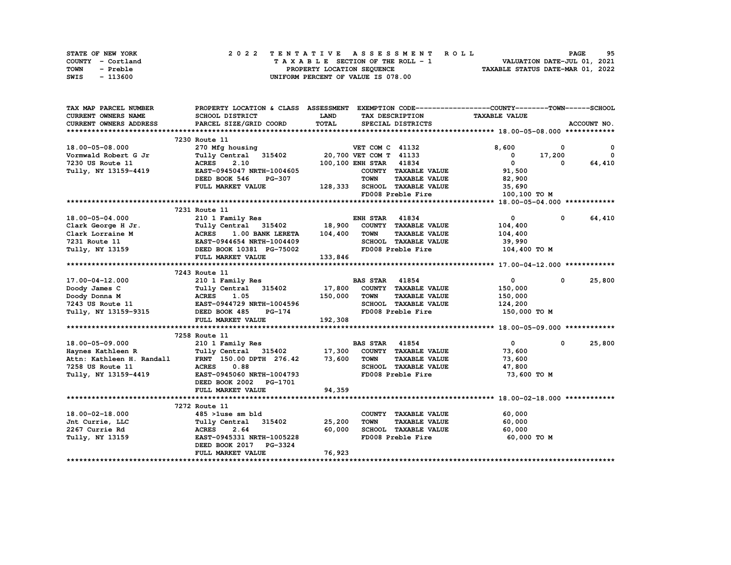STATE OF NEW YORK — 2022 TENTATIVE ASSESSMENT ROLL — VALUATION DATE-JUL 01, 2021
COUNTY - Cortland — TAXABLE SECTION OF THE ROLL - 1 — TAXABLE STATUS DATE-MAR 01, 2022
TOWN - Preble — PROPERTY LOCATION SEQUENCE
SWIS - 113600 — UNIFORM PERCENT OF VALUE IS 078.00

| TAX MAP PARCEL NUMBER / CURRENT OWNERS NAME / CURRENT OWNERS ADDRESS | PROPERTY LOCATION & CLASS / SCHOOL DISTRICT / PARCEL SIZE/GRID COORD | ASSESSMENT LAND | TOTAL | EXEMPTION CODE / TAX DESCRIPTION / SPECIAL DISTRICTS | COUNTY TAXABLE VALUE | TOWN | SCHOOL |
|---|---|---|---|---|---|---|---|
| **18.00-05-08.000** | 7230 Route 11 | | | | | | |
| 18.00-05-08.000 | 270 Mfg housing | | | VET COM C 41132 | 8,600 | 0 | 0 |
| Vormwald Robert G Jr | Tully Central 315402 | 20,700 | | VET COM T 41133 | 0 | 17,200 | 0 |
| 7230 US Route 11 | ACRES 2.10 | | 100,100 | ENH STAR 41834 | 0 | 0 | 64,410 |
| Tully, NY 13159-4419 | EAST-0945047 NRTH-1004605 | | | COUNTY TAXABLE VALUE | 91,500 | | |
| | DEED BOOK 546 PG-307 | | | TOWN TAXABLE VALUE | 82,900 | | |
| | FULL MARKET VALUE | | 128,333 | SCHOOL TAXABLE VALUE | 35,690 | | |
| | | | | FD008 Preble Fire | 100,100 TO M | | |
| **18.00-05-04.000** | 7231 Route 11 | | | | | | |
| 18.00-05-04.000 | 210 1 Family Res | | | ENH STAR 41834 | 0 | 0 | 64,410 |
| Clark George H Jr. | Tully Central 315402 | 18,900 | | COUNTY TAXABLE VALUE | 104,400 | | |
| Clark Lorraine M | ACRES 1.00 BANK LERETA | | 104,400 | TOWN TAXABLE VALUE | 104,400 | | |
| 7231 Route 11 | EAST-0944654 NRTH-1004409 | | | SCHOOL TAXABLE VALUE | 39,990 | | |
| Tully, NY 13159 | DEED BOOK 10381 PG-75002 | | | FD008 Preble Fire | 104,400 TO M | | |
| | FULL MARKET VALUE | | 133,846 | | | | |
| **17.00-04-12.000** | 7243 Route 11 | | | | | | |
| 17.00-04-12.000 | 210 1 Family Res | | | BAS STAR 41854 | 0 | 0 | 25,800 |
| Doody James C | Tully Central 315402 | 17,800 | | COUNTY TAXABLE VALUE | 150,000 | | |
| Doody Donna M | ACRES 1.05 | | 150,000 | TOWN TAXABLE VALUE | 150,000 | | |
| 7243 US Route 11 | EAST-0944729 NRTH-1004596 | | | SCHOOL TAXABLE VALUE | 124,200 | | |
| Tully, NY 13159-9315 | DEED BOOK 485 PG-174 | | | FD008 Preble Fire | 150,000 TO M | | |
| | FULL MARKET VALUE | | 192,308 | | | | |
| **18.00-05-09.000** | 7258 Route 11 | | | | | | |
| 18.00-05-09.000 | 210 1 Family Res | | | BAS STAR 41854 | 0 | 0 | 25,800 |
| Haynes Kathleen R | Tully Central 315402 | 17,300 | | COUNTY TAXABLE VALUE | 73,600 | | |
| Attn: Kathleen H. Randall | FRNT 150.00 DPTH 276.42 | | 73,600 | TOWN TAXABLE VALUE | 73,600 | | |
| 7258 US Route 11 | ACRES 0.88 | | | SCHOOL TAXABLE VALUE | 47,800 | | |
| Tully, NY 13159-4419 | EAST-0945060 NRTH-1004793 | | | FD008 Preble Fire | 73,600 TO M | | |
| | DEED BOOK 2002 PG-1701 | | | | | | |
| | FULL MARKET VALUE | | 94,359 | | | | |
| **18.00-02-18.000** | 7272 Route 11 | | | | | | |
| 18.00-02-18.000 | 485 >1use sm bld | | | COUNTY TAXABLE VALUE | 60,000 | | |
| Jnt Currie, LLC | Tully Central 315402 | 25,200 | | TOWN TAXABLE VALUE | 60,000 | | |
| 2267 Currie Rd | ACRES 2.64 | | 60,000 | SCHOOL TAXABLE VALUE | 60,000 | | |
| Tully, NY 13159 | EAST-0945331 NRTH-1005228 | | | FD008 Preble Fire | 60,000 TO M | | |
| | DEED BOOK 2017 PG-3324 | | | | | | |
| | FULL MARKET VALUE | | 76,923 | | | | |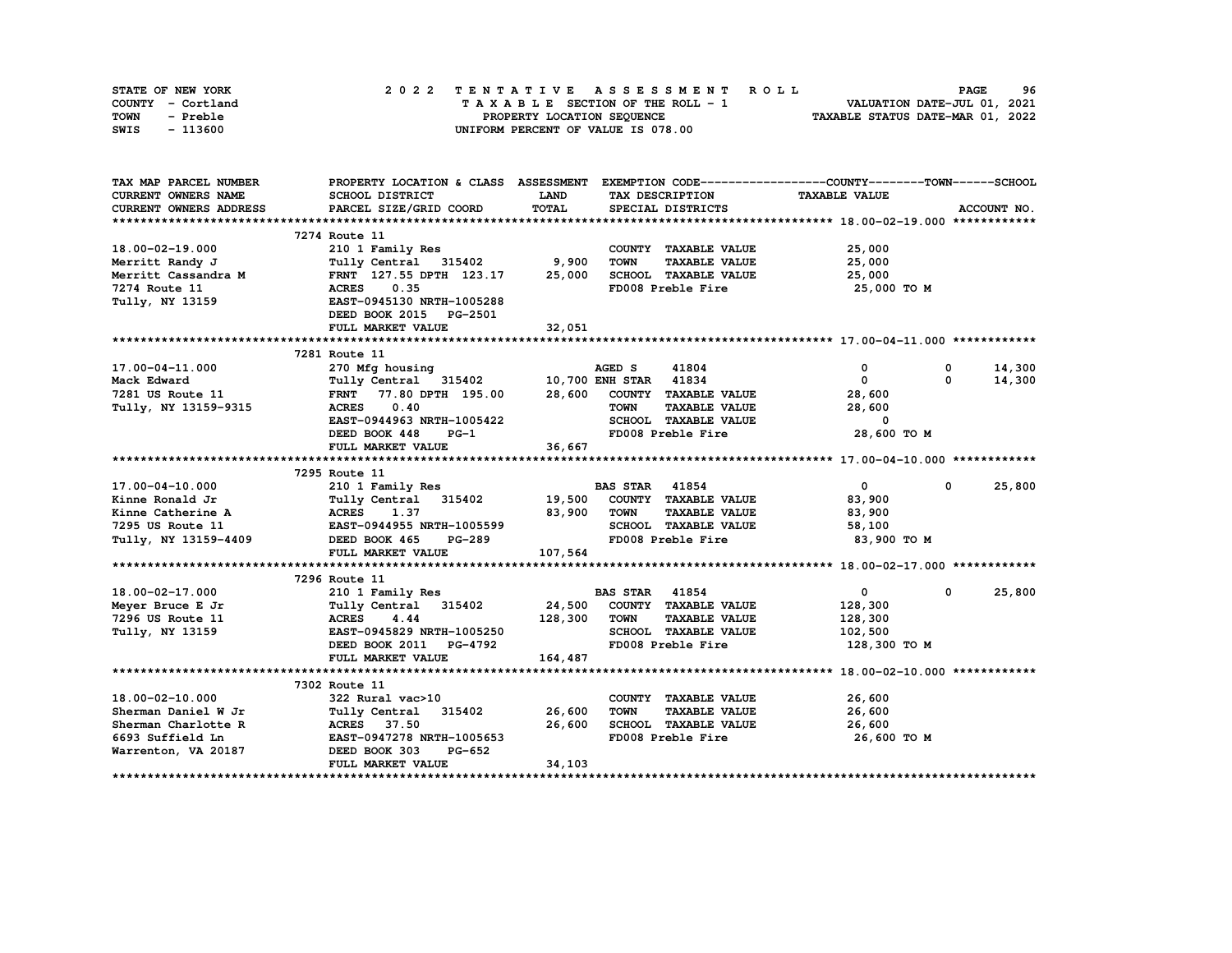STATE OF NEW YORK | COUNTY - Cortland | TOWN - Preble | SWIS - 113600

**2022 TENTATIVE ASSESSMENT ROLL**
TAXABLE SECTION OF THE ROLL - 1
PROPERTY LOCATION SEQUENCE
UNIFORM PERCENT OF VALUE IS 078.00

VALUATION DATE-JUL 01, 2021
TAXABLE STATUS DATE-MAR 01, 2022

| TAX MAP PARCEL NUMBER / CURRENT OWNERS NAME / CURRENT OWNERS ADDRESS | PROPERTY LOCATION & CLASS / SCHOOL DISTRICT / PARCEL SIZE/GRID COORD | ASSESSMENT LAND | TOTAL | EXEMPTION CODE / TAX DESCRIPTION / SPECIAL DISTRICTS | COUNTY TAXABLE VALUE | TOWN | SCHOOL |
|---|---|---|---|---|---|---|---|
| | 7274 Route 11 | | | | | | |
| 18.00-02-19.000 | 210 1 Family Res | | | COUNTY TAXABLE VALUE | 25,000 | | |
| Merritt Randy J | Tully Central 315402 | 9,900 | | TOWN TAXABLE VALUE | 25,000 | | |
| Merritt Cassandra M | FRNT 127.55 DPTH 123.17 | | 25,000 | SCHOOL TAXABLE VALUE | 25,000 | | |
| 7274 Route 11 | ACRES 0.35 | | | FD008 Preble Fire | 25,000 TO M | | |
| Tully, NY 13159 | EAST-0945130 NRTH-1005288 | | | | | | |
| | DEED BOOK 2015 PG-2501 | | | | | | |
| | FULL MARKET VALUE | | 32,051 | | | | |
| | 7281 Route 11 | | | | | | |
| 17.00-04-11.000 | 270 Mfg housing | | | AGED S 41804 | 0 | 0 | 14,300 |
| Mack Edward | Tully Central 315402 | 10,700 | | ENH STAR 41834 | 0 | 0 | 14,300 |
| 7281 US Route 11 | FRNT 77.80 DPTH 195.00 | | 28,600 | COUNTY TAXABLE VALUE | 28,600 | | |
| Tully, NY 13159-9315 | ACRES 0.40 | | | TOWN TAXABLE VALUE | 28,600 | | |
| | EAST-0944963 NRTH-1005422 | | | SCHOOL TAXABLE VALUE | 0 | | |
| | DEED BOOK 448 PG-1 | | | FD008 Preble Fire | 28,600 TO M | | |
| | FULL MARKET VALUE | | 36,667 | | | | |
| | 7295 Route 11 | | | | | | |
| 17.00-04-10.000 | 210 1 Family Res | | | BAS STAR 41854 | 0 | 0 | 25,800 |
| Kinne Ronald Jr | Tully Central 315402 | 19,500 | | COUNTY TAXABLE VALUE | 83,900 | | |
| Kinne Catherine A | ACRES 1.37 | | 83,900 | TOWN TAXABLE VALUE | 83,900 | | |
| 7295 US Route 11 | EAST-0944955 NRTH-1005599 | | | SCHOOL TAXABLE VALUE | 58,100 | | |
| Tully, NY 13159-4409 | DEED BOOK 465 PG-289 | | | FD008 Preble Fire | 83,900 TO M | | |
| | FULL MARKET VALUE | | 107,564 | | | | |
| | 7296 Route 11 | | | | | | |
| 18.00-02-17.000 | 210 1 Family Res | | | BAS STAR 41854 | 0 | 0 | 25,800 |
| Meyer Bruce E Jr | Tully Central 315402 | 24,500 | | COUNTY TAXABLE VALUE | 128,300 | | |
| 7296 US Route 11 | ACRES 4.44 | | 128,300 | TOWN TAXABLE VALUE | 128,300 | | |
| Tully, NY 13159 | EAST-0945829 NRTH-1005250 | | | SCHOOL TAXABLE VALUE | 102,500 | | |
| | DEED BOOK 2011 PG-4792 | | | FD008 Preble Fire | 128,300 TO M | | |
| | FULL MARKET VALUE | | 164,487 | | | | |
| | 7302 Route 11 | | | | | | |
| 18.00-02-10.000 | 322 Rural vac>10 | | | COUNTY TAXABLE VALUE | 26,600 | | |
| Sherman Daniel W Jr | Tully Central 315402 | 26,600 | | TOWN TAXABLE VALUE | 26,600 | | |
| Sherman Charlotte R | ACRES 37.50 | | 26,600 | SCHOOL TAXABLE VALUE | 26,600 | | |
| 6693 Suffield Ln | EAST-0947278 NRTH-1005653 | | | FD008 Preble Fire | 26,600 TO M | | |
| Warrenton, VA 20187 | DEED BOOK 303 PG-652 | | | | | | |
| | FULL MARKET VALUE | | 34,103 | | | | |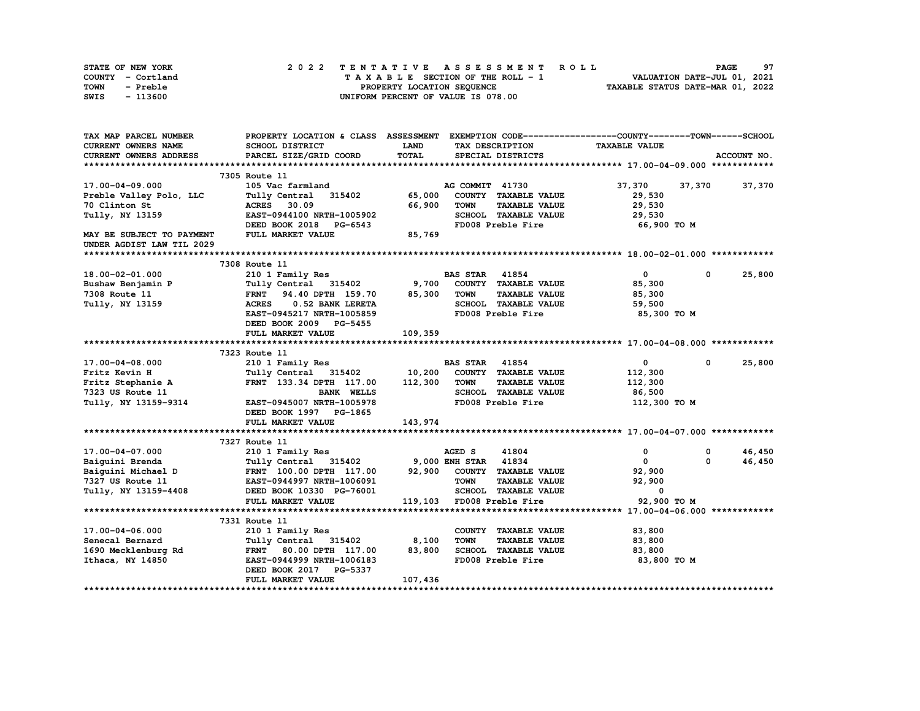STATE OF NEW YORK
COUNTY - Cortland
TOWN - Preble
SWIS - 113600

2 0 2 2 T E N T A T I V E A S S E S S M E N T R O L L
T A X A B L E SECTION OF THE ROLL - 1
PROPERTY LOCATION SEQUENCE
UNIFORM PERCENT OF VALUE IS 078.00

VALUATION DATE-JUL 01, 2021
TAXABLE STATUS DATE-MAR 01, 2022

```
TAX MAP PARCEL NUMBER          PROPERTY LOCATION & CLASS  ASSESSMENT  EXEMPTION CODE------------------COUNTY--------TOWN------SCHOOL
CURRENT OWNERS NAME            SCHOOL DISTRICT               LAND      TAX DESCRIPTION            TAXABLE VALUE
CURRENT OWNERS ADDRESS         PARCEL SIZE/GRID COORD        TOTAL     SPECIAL DISTRICTS                                    ACCOUNT NO.
******************************************************************************************************* 17.00-04-09.000 ************
                               7305 Route 11
17.00-04-09.000                105 Vac farmland                      AG COMMIT  41730              37,370     37,370      37,370
Preble Valley Polo, LLC        Tully Central   315402      65,000    COUNTY  TAXABLE VALUE          29,530
70 Clinton St                  ACRES   30.09               66,900    TOWN    TAXABLE VALUE          29,530
Tully, NY 13159                EAST-0944100 NRTH-1005902             SCHOOL  TAXABLE VALUE          29,530
                               DEED BOOK 2018   PG-6543              FD008 Preble Fire              66,900 TO M
MAY BE SUBJECT TO PAYMENT      FULL MARKET VALUE           85,769
UNDER AGDIST LAW TIL 2029
******************************************************************************************************* 18.00-02-01.000 ************
                               7308 Route 11
18.00-02-01.000                210 1 Family Res                      BAS STAR   41854                   0          0      25,800
Bushaw Benjamin P              Tully Central   315402       9,700    COUNTY  TAXABLE VALUE          85,300
7308 Route 11                  FRNT    94.40 DPTH 159.70   85,300    TOWN    TAXABLE VALUE          85,300
Tully, NY 13159                ACRES    0.52 BANK LERETA             SCHOOL  TAXABLE VALUE          59,500
                               EAST-0945217 NRTH-1005859             FD008 Preble Fire              85,300 TO M
                               DEED BOOK 2009   PG-5455
                               FULL MARKET VALUE          109,359
******************************************************************************************************* 17.00-04-08.000 ************
                               7323 Route 11
17.00-04-08.000                210 1 Family Res                      BAS STAR   41854                   0          0      25,800
Fritz Kevin H                  Tully Central   315402      10,200    COUNTY  TAXABLE VALUE         112,300
Fritz Stephanie A              FRNT   133.34 DPTH 117.00  112,300    TOWN    TAXABLE VALUE         112,300
7323 US Route 11                            BANK  WELLS              SCHOOL  TAXABLE VALUE          86,500
Tully, NY 13159-9314           EAST-0945007 NRTH-1005978             FD008 Preble Fire             112,300 TO M
                               DEED BOOK 1997   PG-1865
                               FULL MARKET VALUE          143,974
******************************************************************************************************* 17.00-04-07.000 ************
                               7327 Route 11
17.00-04-07.000                210 1 Family Res                      AGED S     41804                   0          0      46,450
Baiguini Brenda                Tully Central   315402       9,000 ENH STAR  41834                   0          0      46,450
Baiguini Michael D             FRNT   100.00 DPTH 117.00   92,900    COUNTY  TAXABLE VALUE          92,900
7327 US Route 11               EAST-0944997 NRTH-1006091             TOWN    TAXABLE VALUE          92,900
Tully, NY 13159-4408           DEED BOOK 10330  PG-76001             SCHOOL  TAXABLE VALUE               0
                               FULL MARKET VALUE          119,103    FD008 Preble Fire              92,900 TO M
******************************************************************************************************* 17.00-04-06.000 ************
                               7331 Route 11
17.00-04-06.000                210 1 Family Res                      COUNTY  TAXABLE VALUE          83,800
Senecal Bernard                Tully Central   315402       8,100    TOWN    TAXABLE VALUE          83,800
1690 Mecklenburg Rd            FRNT    80.00 DPTH 117.00   83,800    SCHOOL  TAXABLE VALUE          83,800
Ithaca, NY 14850               EAST-0944999 NRTH-1006183             FD008 Preble Fire              83,800 TO M
                               DEED BOOK 2017   PG-5337
                               FULL MARKET VALUE          107,436
************************************************************************************************************************************
```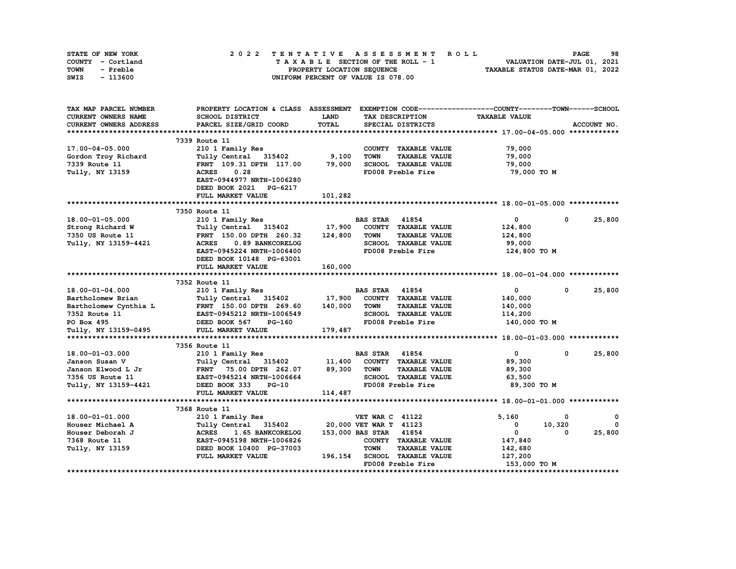STATE OF NEW YORK — COUNTY - Cortland — TOWN - Preble — SWIS - 113600

2022 TENTATIVE ASSESSMENT ROLL
TAXABLE SECTION OF THE ROLL - 1
PROPERTY LOCATION SEQUENCE
UNIFORM PERCENT OF VALUE IS 078.00

VALUATION DATE-JUL 01, 2021
TAXABLE STATUS DATE-MAR 01, 2022

| TAX MAP PARCEL NUMBER / CURRENT OWNERS NAME / CURRENT OWNERS ADDRESS | PROPERTY LOCATION & CLASS / SCHOOL DISTRICT / PARCEL SIZE/GRID COORD | ASSESSMENT LAND / TOTAL | EXEMPTION CODE / TAX DESCRIPTION / SPECIAL DISTRICTS | COUNTY TAXABLE VALUE | TOWN | SCHOOL |
|---|---|---|---|---|---|---|
| **17.00-04-05.000** | 7339 Route 11 | | | | | |
| 17.00-04-05.000 | 210 1 Family Res | | COUNTY TAXABLE VALUE | 79,000 | | |
| Gordon Troy Richard | Tully Central 315402 | 9,100 | TOWN TAXABLE VALUE | 79,000 | | |
| 7339 Route 11 | FRNT 109.31 DPTH 117.00 | 79,000 | SCHOOL TAXABLE VALUE | 79,000 | | |
| Tully, NY 13159 | ACRES 0.28 | | FD008 Preble Fire | 79,000 TO M | | |
| | EAST-0944977 NRTH-1006280 | | | | | |
| | DEED BOOK 2021 PG-6217 | | | | | |
| | FULL MARKET VALUE | 101,282 | | | | |
| **18.00-01-05.000** | 7350 Route 11 | | | | | |
| 18.00-01-05.000 | 210 1 Family Res | | BAS STAR 41854 | 0 | 0 | 25,800 |
| Strong Richard W | Tully Central 315402 | 17,900 | COUNTY TAXABLE VALUE | 124,800 | | |
| 7350 US Route 11 | FRNT 150.00 DPTH 260.32 | 124,800 | TOWN TAXABLE VALUE | 124,800 | | |
| Tully, NY 13159-4421 | ACRES 0.89 BANKCORELOG | | SCHOOL TAXABLE VALUE | 99,000 | | |
| | EAST-0945224 NRTH-1006400 | | FD008 Preble Fire | 124,800 TO M | | |
| | DEED BOOK 10148 PG-63001 | | | | | |
| | FULL MARKET VALUE | 160,000 | | | | |
| **18.00-01-04.000** | 7352 Route 11 | | | | | |
| 18.00-01-04.000 | 210 1 Family Res | | BAS STAR 41854 | 0 | 0 | 25,800 |
| Bartholomew Brian | Tully Central 315402 | 17,900 | COUNTY TAXABLE VALUE | 140,000 | | |
| Bartholomew Cynthia L | FRNT 150.00 DPTH 269.60 | 140,000 | TOWN TAXABLE VALUE | 140,000 | | |
| 7352 Route 11 | EAST-0945212 NRTH-1006549 | | SCHOOL TAXABLE VALUE | 114,200 | | |
| PO Box 495 | DEED BOOK 567 PG-160 | | FD008 Preble Fire | 140,000 TO M | | |
| Tully, NY 13159-0495 | FULL MARKET VALUE | 179,487 | | | | |
| **18.00-01-03.000** | 7356 Route 11 | | | | | |
| 18.00-01-03.000 | 210 1 Family Res | | BAS STAR 41854 | 0 | 0 | 25,800 |
| Janson Susan V | Tully Central 315402 | 11,400 | COUNTY TAXABLE VALUE | 89,300 | | |
| Janson Elwood L Jr | FRNT 75.00 DPTH 262.07 | 89,300 | TOWN TAXABLE VALUE | 89,300 | | |
| 7356 US Route 11 | EAST-0945214 NRTH-1006664 | | SCHOOL TAXABLE VALUE | 63,500 | | |
| Tully, NY 13159-4421 | DEED BOOK 333 PG-10 | | FD008 Preble Fire | 89,300 TO M | | |
| | FULL MARKET VALUE | 114,487 | | | | |
| **18.00-01-01.000** | 7368 Route 11 | | | | | |
| 18.00-01-01.000 | 210 1 Family Res | | VET WAR C 41122 | 5,160 | 0 | 0 |
| Houser Michael A | Tully Central 315402 | 20,000 | VET WAR T 41123 | 0 | 10,320 | 0 |
| Houser Deborah J | ACRES 1.65 BANKCORELOG | 153,000 | BAS STAR 41854 | 0 | 0 | 25,800 |
| 7368 Route 11 | EAST-0945198 NRTH-1006826 | | COUNTY TAXABLE VALUE | 147,840 | | |
| Tully, NY 13159 | DEED BOOK 10400 PG-37003 | | TOWN TAXABLE VALUE | 142,680 | | |
| | FULL MARKET VALUE | 196,154 | SCHOOL TAXABLE VALUE | 127,200 | | |
| | | | FD008 Preble Fire | 153,000 TO M | | |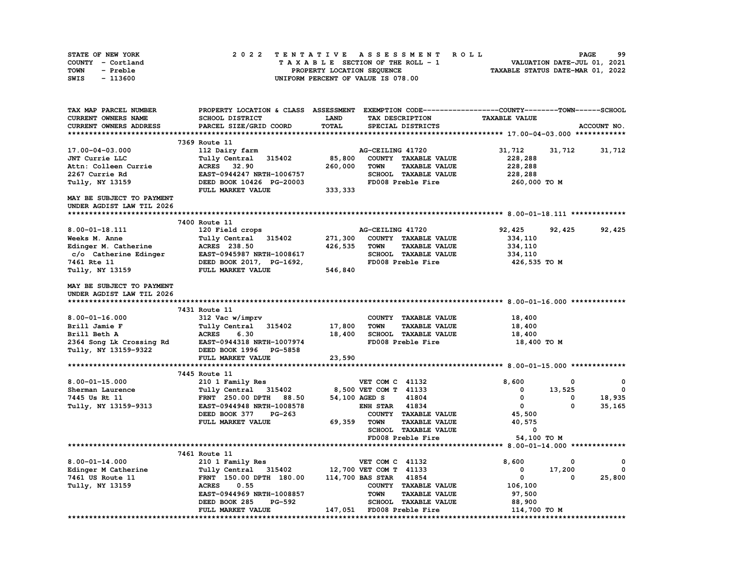STATE OF NEW YORK
COUNTY - Cortland
TOWN - Preble
SWIS - 113600

2 0 2 2 T E N T A T I V E A S S E S S M E N T R O L L
T A X A B L E SECTION OF THE ROLL - 1
PROPERTY LOCATION SEQUENCE
UNIFORM PERCENT OF VALUE IS 078.00

VALUATION DATE-JUL 01, 2021
TAXABLE STATUS DATE-MAR 01, 2022

| TAX MAP PARCEL NUMBER / CURRENT OWNERS NAME / CURRENT OWNERS ADDRESS | PROPERTY LOCATION & CLASS / SCHOOL DISTRICT / PARCEL SIZE/GRID COORD | ASSESSMENT LAND | TOTAL | EXEMPTION CODE / TAX DESCRIPTION / SPECIAL DISTRICTS | COUNTY TAXABLE VALUE | TOWN | SCHOOL / ACCOUNT NO. |
|---|---|---|---|---|---|---|---|
| **17.00-04-03.000** | 7369 Route 11 | | | | | | |
| 17.00-04-03.000 | 112 Dairy farm | | | AG-CEILING 41720 | 31,712 | 31,712 | 31,712 |
| JNT Currie LLC | Tully Central 315402 | 85,800 | | COUNTY TAXABLE VALUE | 228,288 | | |
| Attn: Colleen Currie | ACRES 32.90 | | 260,000 | TOWN TAXABLE VALUE | 228,288 | | |
| 2267 Currie Rd | EAST-0944247 NRTH-1006757 | | | SCHOOL TAXABLE VALUE | 228,288 | | |
| Tully, NY 13159 | DEED BOOK 10426 PG-20003 | | | FD008 Preble Fire | 260,000 TO M | | |
| | FULL MARKET VALUE | | 333,333 | | | | |
| MAY BE SUBJECT TO PAYMENT UNDER AGDIST LAW TIL 2026 | | | | | | | |
| **8.00-01-18.111** | 7400 Route 11 | | | | | | |
| 8.00-01-18.111 | 120 Field crops | | | AG-CEILING 41720 | 92,425 | 92,425 | 92,425 |
| Weeks M. Anne | Tully Central 315402 | 271,300 | | COUNTY TAXABLE VALUE | 334,110 | | |
| Edinger M. Catherine | ACRES 238.50 | | 426,535 | TOWN TAXABLE VALUE | 334,110 | | |
| c/o Catherine Edinger | EAST-0945987 NRTH-1008617 | | | SCHOOL TAXABLE VALUE | 334,110 | | |
| 7461 Rte 11 | DEED BOOK 2017, PG-1692, | | | FD008 Preble Fire | 426,535 TO M | | |
| Tully, NY 13159 | FULL MARKET VALUE | | 546,840 | | | | |
| MAY BE SUBJECT TO PAYMENT UNDER AGDIST LAW TIL 2026 | | | | | | | |
| **8.00-01-16.000** | 7431 Route 11 | | | | | | |
| 8.00-01-16.000 | 312 Vac w/imprv | | | COUNTY TAXABLE VALUE | 18,400 | | |
| Brill Jamie F | Tully Central 315402 | 17,800 | | TOWN TAXABLE VALUE | 18,400 | | |
| Brill Beth A | ACRES 6.30 | | 18,400 | SCHOOL TAXABLE VALUE | 18,400 | | |
| 2364 Song Lk Crossing Rd | EAST-0944318 NRTH-1007974 | | | FD008 Preble Fire | 18,400 TO M | | |
| Tully, NY 13159-9322 | DEED BOOK 1996 PG-5858 | | | | | | |
| | FULL MARKET VALUE | | 23,590 | | | | |
| **8.00-01-15.000** | 7445 Route 11 | | | | | | |
| 8.00-01-15.000 | 210 1 Family Res | | | VET COM C 41132 | 8,600 | 0 | 0 |
| Sherman Laurence | Tully Central 315402 | 8,500 | | VET COM T 41133 | 0 | 13,525 | 0 |
| 7445 Us Rt 11 | FRNT 250.00 DPTH 88.50 | | 54,100 | AGED S 41804 | 0 | 0 | 18,935 |
| Tully, NY 13159-9313 | EAST-0944948 NRTH-1008578 | | | ENH STAR 41834 | 0 | 0 | 35,165 |
| | DEED BOOK 377 PG-263 | | | COUNTY TAXABLE VALUE | 45,500 | | |
| | FULL MARKET VALUE | | 69,359 | TOWN TAXABLE VALUE | 40,575 | | |
| | | | | SCHOOL TAXABLE VALUE | 0 | | |
| | | | | FD008 Preble Fire | 54,100 TO M | | |
| **8.00-01-14.000** | 7461 Route 11 | | | | | | |
| 8.00-01-14.000 | 210 1 Family Res | | | VET COM C 41132 | 8,600 | 0 | 0 |
| Edinger M Catherine | Tully Central 315402 | 12,700 | | VET COM T 41133 | 0 | 17,200 | 0 |
| 7461 US Route 11 | FRNT 150.00 DPTH 180.00 | | 114,700 | BAS STAR 41854 | 0 | 0 | 25,800 |
| Tully, NY 13159 | ACRES 0.55 | | | COUNTY TAXABLE VALUE | 106,100 | | |
| | EAST-0944969 NRTH-1008857 | | | TOWN TAXABLE VALUE | 97,500 | | |
| | DEED BOOK 285 PG-592 | | | SCHOOL TAXABLE VALUE | 88,900 | | |
| | FULL MARKET VALUE | | 147,051 | FD008 Preble Fire | 114,700 TO M | | |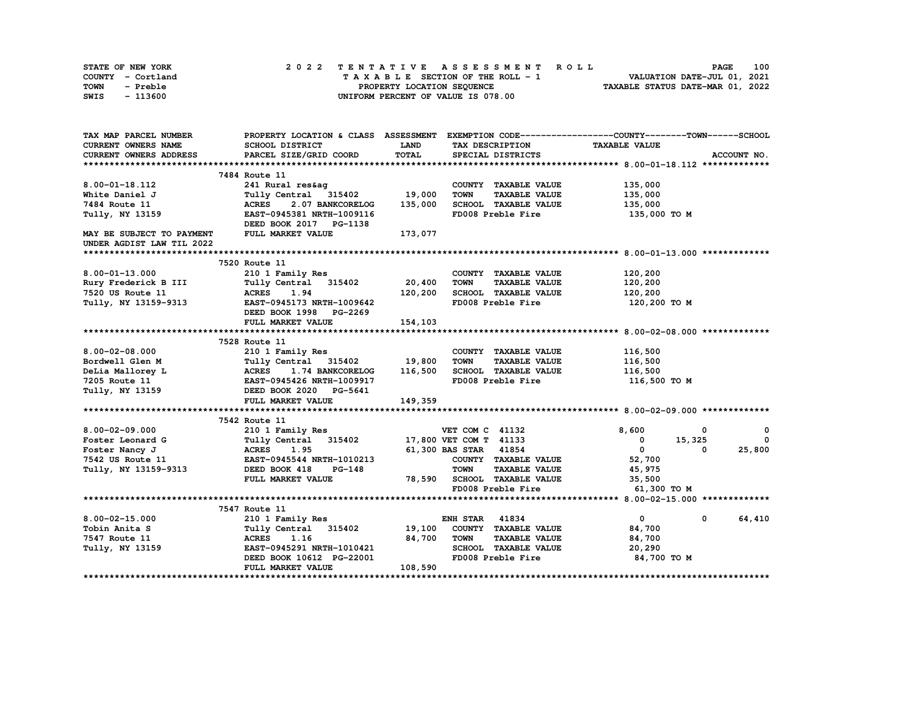STATE OF NEW YORK
COUNTY - Cortland
TOWN - Preble
SWIS - 113600

2 0 2 2 T E N T A T I V E A S S E S S M E N T R O L L
T A X A B L E SECTION OF THE ROLL - 1
PROPERTY LOCATION SEQUENCE
UNIFORM PERCENT OF VALUE IS 078.00

VALUATION DATE-JUL 01, 2021
TAXABLE STATUS DATE-MAR 01, 2022

| TAX MAP PARCEL NUMBER / CURRENT OWNERS NAME / CURRENT OWNERS ADDRESS | PROPERTY LOCATION & CLASS / SCHOOL DISTRICT / PARCEL SIZE/GRID COORD | ASSESSMENT LAND / TOTAL | EXEMPTION CODE / TAX DESCRIPTION / SPECIAL DISTRICTS | COUNTY TAXABLE VALUE | TOWN | SCHOOL |
|---|---|---|---|---|---|---|
| **8.00-01-18.112** | 7484 Route 11 | | | | | |
| 8.00-01-18.112 | 241 Rural res&ag | | COUNTY TAXABLE VALUE | 135,000 | | |
| White Daniel J | Tully Central 315402 | 19,000 | TOWN TAXABLE VALUE | 135,000 | | |
| 7484 Route 11 | ACRES 2.07 BANKCORELOG | 135,000 | SCHOOL TAXABLE VALUE | 135,000 | | |
| Tully, NY 13159 | EAST-0945381 NRTH-1009116 | | FD008 Preble Fire | 135,000 TO M | | |
| | DEED BOOK 2017 PG-1138 | | | | | |
| MAY BE SUBJECT TO PAYMENT UNDER AGDIST LAW TIL 2022 | FULL MARKET VALUE | 173,077 | | | | |
| **8.00-01-13.000** | 7520 Route 11 | | | | | |
| 8.00-01-13.000 | 210 1 Family Res | | COUNTY TAXABLE VALUE | 120,200 | | |
| Rury Frederick B III | Tully Central 315402 | 20,400 | TOWN TAXABLE VALUE | 120,200 | | |
| 7520 US Route 11 | ACRES 1.94 | 120,200 | SCHOOL TAXABLE VALUE | 120,200 | | |
| Tully, NY 13159-9313 | EAST-0945173 NRTH-1009642 | | FD008 Preble Fire | 120,200 TO M | | |
| | DEED BOOK 1998 PG-2269 | | | | | |
| | FULL MARKET VALUE | 154,103 | | | | |
| **8.00-02-08.000** | 7528 Route 11 | | | | | |
| 8.00-02-08.000 | 210 1 Family Res | | COUNTY TAXABLE VALUE | 116,500 | | |
| Bordwell Glen M | Tully Central 315402 | 19,800 | TOWN TAXABLE VALUE | 116,500 | | |
| DeLia Mallorey L | ACRES 1.74 BANKCORELOG | 116,500 | SCHOOL TAXABLE VALUE | 116,500 | | |
| 7205 Route 11 | EAST-0945426 NRTH-1009917 | | FD008 Preble Fire | 116,500 TO M | | |
| Tully, NY 13159 | DEED BOOK 2020 PG-5641 | | | | | |
| | FULL MARKET VALUE | 149,359 | | | | |
| **8.00-02-09.000** | 7542 Route 11 | | | | | |
| 8.00-02-09.000 | 210 1 Family Res | | VET COM C 41132 | 8,600 | 0 | 0 |
| Foster Leonard G | Tully Central 315402 | 17,800 | VET COM T 41133 | 0 | 15,325 | 0 |
| Foster Nancy J | ACRES 1.95 | 61,300 | BAS STAR 41854 | 0 | 0 | 25,800 |
| 7542 US Route 11 | EAST-0945544 NRTH-1010213 | | COUNTY TAXABLE VALUE | 52,700 | | |
| Tully, NY 13159-9313 | DEED BOOK 418 PG-148 | | TOWN TAXABLE VALUE | 45,975 | | |
| | FULL MARKET VALUE | 78,590 | SCHOOL TAXABLE VALUE | 35,500 | | |
| | | | FD008 Preble Fire | 61,300 TO M | | |
| **8.00-02-15.000** | 7547 Route 11 | | | | | |
| 8.00-02-15.000 | 210 1 Family Res | | ENH STAR 41834 | 0 | 0 | 64,410 |
| Tobin Anita S | Tully Central 315402 | 19,100 | COUNTY TAXABLE VALUE | 84,700 | | |
| 7547 Route 11 | ACRES 1.16 | 84,700 | TOWN TAXABLE VALUE | 84,700 | | |
| Tully, NY 13159 | EAST-0945291 NRTH-1010421 | | SCHOOL TAXABLE VALUE | 20,290 | | |
| | DEED BOOK 10612 PG-22001 | | FD008 Preble Fire | 84,700 TO M | | |
| | FULL MARKET VALUE | 108,590 | | | | |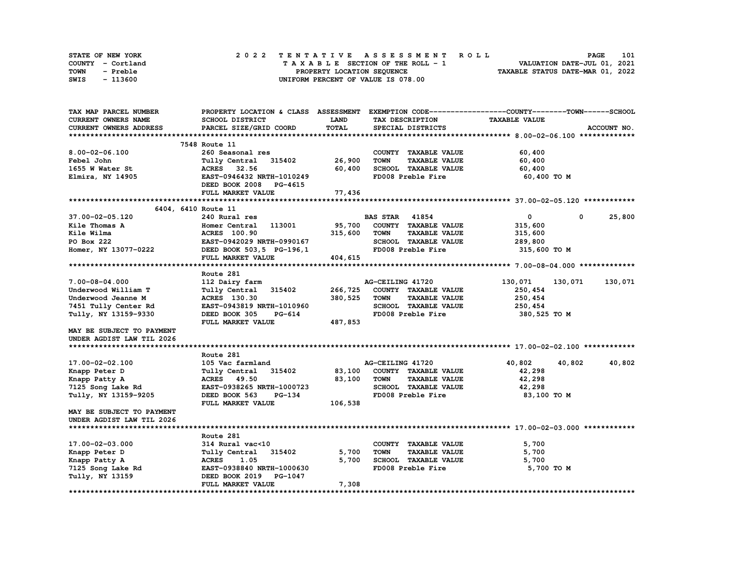STATE OF NEW YORK
COUNTY - Cortland
TOWN - Preble
SWIS - 113600

2 0 2 2 T E N T A T I V E A S S E S S M E N T R O L L
T A X A B L E SECTION OF THE ROLL - 1
PROPERTY LOCATION SEQUENCE
UNIFORM PERCENT OF VALUE IS 078.00

VALUATION DATE-JUL 01, 2021
TAXABLE STATUS DATE-MAR 01, 2022

```
TAX MAP PARCEL NUMBER     PROPERTY LOCATION & CLASS  ASSESSMENT  EXEMPTION CODE------------------COUNTY--------TOWN------SCHOOL
CURRENT OWNERS NAME       SCHOOL DISTRICT             LAND       TAX DESCRIPTION            TAXABLE VALUE
CURRENT OWNERS ADDRESS    PARCEL SIZE/GRID COORD      TOTAL      SPECIAL DISTRICTS                                       ACCOUNT NO.
******************************************************************************************************* 8.00-02-06.100 *************
                          7548 Route 11
8.00-02-06.100            260 Seasonal res                       COUNTY  TAXABLE VALUE          60,400
Febel John                Tully Central   315402      26,900     TOWN    TAXABLE VALUE          60,400
1655 W Water St           ACRES   32.56               60,400     SCHOOL  TAXABLE VALUE          60,400
Elmira, NY 14905          EAST-0946432 NRTH-1010249              FD008 Preble Fire               60,400 TO M
                          DEED BOOK 2008   PG-4615
                          FULL MARKET VALUE           77,436
******************************************************************************************************* 37.00-02-05.120 ************
                    6404, 6410 Route 11
37.00-02-05.120           240 Rural res                          BAS STAR   41854                 0           0      25,800
Kile Thomas A             Homer Central   113001      95,700     COUNTY  TAXABLE VALUE         315,600
Kile Wilma                ACRES  100.90              315,600     TOWN    TAXABLE VALUE         315,600
PO Box 222                EAST-0942029 NRTH-0990167              SCHOOL  TAXABLE VALUE         289,800
Homer, NY 13077-0222      DEED BOOK 503,5  PG-196,1              FD008 Preble Fire              315,600 TO M
                          FULL MARKET VALUE          404,615
******************************************************************************************************* 7.00-08-04.000 *************
                          Route 281
7.00-08-04.000            112 Dairy farm                         AG-CEILING 41720            130,071     130,071     130,071
Underwood William T       Tully Central   315402     266,725     COUNTY  TAXABLE VALUE         250,454
Underwood Jeanne M        ACRES  130.30              380,525     TOWN    TAXABLE VALUE         250,454
7451 Tully Center Rd      EAST-0943819 NRTH-1010960              SCHOOL  TAXABLE VALUE         250,454
Tully, NY 13159-9330      DEED BOOK 305    PG-614                FD008 Preble Fire              380,525 TO M
                          FULL MARKET VALUE          487,853
MAY BE SUBJECT TO PAYMENT
UNDER AGDIST LAW TIL 2026
******************************************************************************************************* 17.00-02-02.100 ************
                          Route 281
17.00-02-02.100           105 Vac farmland                       AG-CEILING 41720             40,802      40,802      40,802
Knapp Peter D             Tully Central   315402      83,100     COUNTY  TAXABLE VALUE          42,298
Knapp Patty A             ACRES   49.50               83,100     TOWN    TAXABLE VALUE          42,298
7125 Song Lake Rd         EAST-0938265 NRTH-1000723              SCHOOL  TAXABLE VALUE          42,298
Tully, NY 13159-9205      DEED BOOK 563    PG-134                FD008 Preble Fire               83,100 TO M
                          FULL MARKET VALUE          106,538
MAY BE SUBJECT TO PAYMENT
UNDER AGDIST LAW TIL 2026
******************************************************************************************************* 17.00-02-03.000 ************
                          Route 281
17.00-02-03.000           314 Rural vac<10                       COUNTY  TAXABLE VALUE           5,700
Knapp Peter D             Tully Central   315402       5,700     TOWN    TAXABLE VALUE           5,700
Knapp Patty A             ACRES    1.05                5,700     SCHOOL  TAXABLE VALUE           5,700
7125 Song Lake Rd         EAST-0938840 NRTH-1000630              FD008 Preble Fire                5,700 TO M
Tully, NY 13159           DEED BOOK 2019   PG-1047
                          FULL MARKET VALUE            7,308
************************************************************************************************************************************
```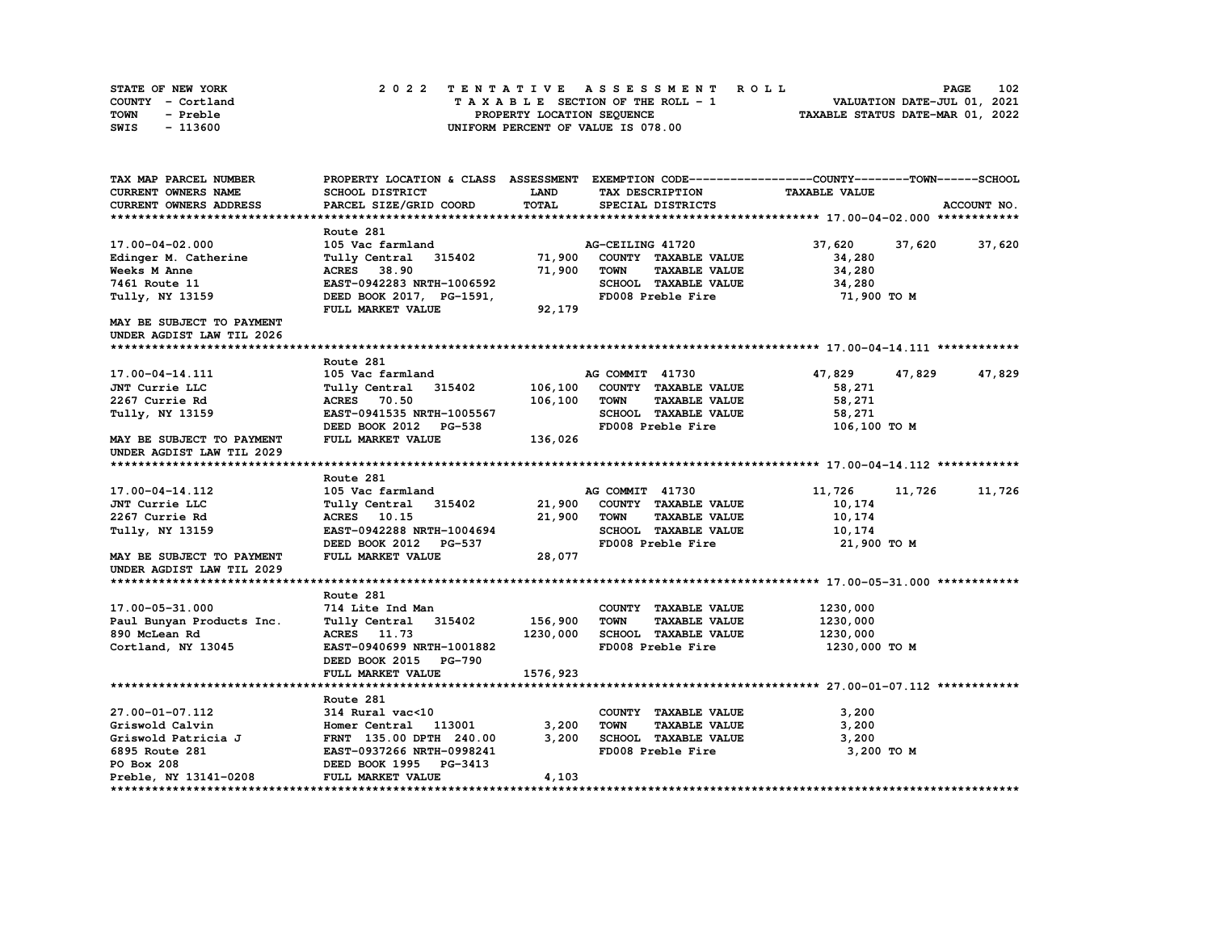STATE OF NEW YORK
COUNTY - Cortland
TOWN - Preble
SWIS - 113600

# 2022 TENTATIVE ASSESSMENT ROLL
TAXABLE SECTION OF THE ROLL - 1
PROPERTY LOCATION SEQUENCE
UNIFORM PERCENT OF VALUE IS 078.00

VALUATION DATE-JUL 01, 2021
TAXABLE STATUS DATE-MAR 01, 2022

```
TAX MAP PARCEL NUMBER          PROPERTY LOCATION & CLASS  ASSESSMENT  EXEMPTION CODE------------------COUNTY--------TOWN------SCHOOL
CURRENT OWNERS NAME            SCHOOL DISTRICT               LAND      TAX DESCRIPTION            TAXABLE VALUE
CURRENT OWNERS ADDRESS         PARCEL SIZE/GRID COORD        TOTAL     SPECIAL DISTRICTS                                    ACCOUNT NO.
******************************************************************************************************* 17.00-04-02.000 ************
                               Route 281
17.00-04-02.000                105 Vac farmland                         AG-CEILING 41720           37,620     37,620     37,620
Edinger M. Catherine           Tully Central   315402        71,900    COUNTY  TAXABLE VALUE       34,280
Weeks M Anne                   ACRES   38.90                 71,900    TOWN    TAXABLE VALUE       34,280
7461 Route 11                  EAST-0942283 NRTH-1006592               SCHOOL  TAXABLE VALUE       34,280
Tully, NY 13159                DEED BOOK 2017,  PG-1591,               FD008 Preble Fire             71,900 TO M
                               FULL MARKET VALUE             92,179
MAY BE SUBJECT TO PAYMENT
UNDER AGDIST LAW TIL 2026
******************************************************************************************************* 17.00-04-14.111 ************
                               Route 281
17.00-04-14.111                105 Vac farmland                         AG COMMIT  41730           47,829     47,829     47,829
JNT Currie LLC                 Tully Central   315402       106,100    COUNTY  TAXABLE VALUE       58,271
2267 Currie Rd                 ACRES   70.50                106,100    TOWN    TAXABLE VALUE       58,271
Tully, NY 13159                EAST-0941535 NRTH-1005567               SCHOOL  TAXABLE VALUE       58,271
                               DEED BOOK 2012   PG-538                 FD008 Preble Fire            106,100 TO M
MAY BE SUBJECT TO PAYMENT      FULL MARKET VALUE            136,026
UNDER AGDIST LAW TIL 2029
******************************************************************************************************* 17.00-04-14.112 ************
                               Route 281
17.00-04-14.112                105 Vac farmland                         AG COMMIT  41730           11,726     11,726     11,726
JNT Currie LLC                 Tully Central   315402        21,900    COUNTY  TAXABLE VALUE       10,174
2267 Currie Rd                 ACRES   10.15                 21,900    TOWN    TAXABLE VALUE       10,174
Tully, NY 13159                EAST-0942288 NRTH-1004694               SCHOOL  TAXABLE VALUE       10,174
                               DEED BOOK 2012   PG-537                 FD008 Preble Fire             21,900 TO M
MAY BE SUBJECT TO PAYMENT      FULL MARKET VALUE             28,077
UNDER AGDIST LAW TIL 2029
******************************************************************************************************* 17.00-05-31.000 ************
                               Route 281
17.00-05-31.000                714 Lite Ind Man                         COUNTY  TAXABLE VALUE      1230,000
Paul Bunyan Products Inc.      Tully Central   315402       156,900    TOWN    TAXABLE VALUE      1230,000
890 McLean Rd                  ACRES   11.73               1230,000    SCHOOL  TAXABLE VALUE      1230,000
Cortland, NY 13045             EAST-0940699 NRTH-1001882               FD008 Preble Fire           1230,000 TO M
                               DEED BOOK 2015   PG-790
                               FULL MARKET VALUE           1576,923
******************************************************************************************************* 27.00-01-07.112 ************
                               Route 281
27.00-01-07.112                314 Rural vac<10                         COUNTY  TAXABLE VALUE         3,200
Griswold Calvin                Homer Central   113001         3,200    TOWN    TAXABLE VALUE         3,200
Griswold Patricia J            FRNT  135.00 DPTH  240.00      3,200    SCHOOL  TAXABLE VALUE         3,200
6895 Route 281                 EAST-0937266 NRTH-0998241               FD008 Preble Fire              3,200 TO M
PO Box 208                     DEED BOOK 1995   PG-3413
Preble, NY 13141-0208          FULL MARKET VALUE              4,103
************************************************************************************************************************************
```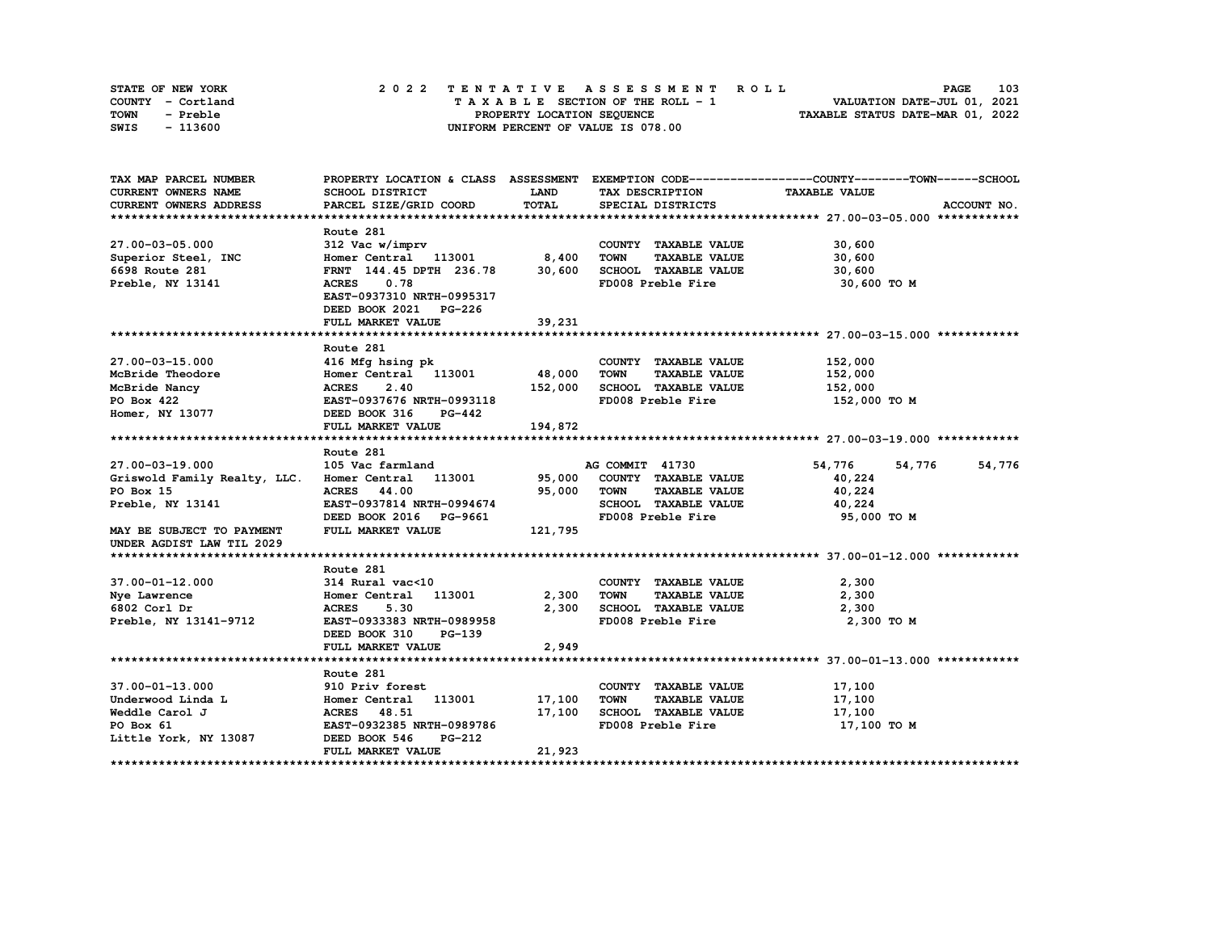STATE OF NEW YORK | COUNTY - Cortland | TOWN - Preble | SWIS - 113600

**2022 TENTATIVE ASSESSMENT ROLL**
TAXABLE SECTION OF THE ROLL - 1
PROPERTY LOCATION SEQUENCE
UNIFORM PERCENT OF VALUE IS 078.00

VALUATION DATE-JUL 01, 2021
TAXABLE STATUS DATE-MAR 01, 2022

| TAX MAP PARCEL NUMBER / CURRENT OWNERS NAME / CURRENT OWNERS ADDRESS | PROPERTY LOCATION & CLASS / SCHOOL DISTRICT / PARCEL SIZE/GRID COORD | ASSESSMENT LAND | TOTAL | EXEMPTION CODE / TAX DESCRIPTION / SPECIAL DISTRICTS | COUNTY TAXABLE VALUE | TOWN | SCHOOL |
|---|---|---|---|---|---|---|---|
| **27.00-03-05.000** | Route 281 | | | | | | |
| 27.00-03-05.000 | 312 Vac w/imprv | | | COUNTY TAXABLE VALUE | 30,600 | | |
| Superior Steel, INC | Homer Central 113001 | 8,400 | | TOWN TAXABLE VALUE | 30,600 | | |
| 6698 Route 281 | FRNT 144.45 DPTH 236.78 | | 30,600 | SCHOOL TAXABLE VALUE | 30,600 | | |
| Preble, NY 13141 | ACRES 0.78 | | | FD008 Preble Fire | 30,600 TO M | | |
| | EAST-0937310 NRTH-0995317 | | | | | | |
| | DEED BOOK 2021 PG-226 | | | | | | |
| | FULL MARKET VALUE | | 39,231 | | | | |
| **27.00-03-15.000** | Route 281 | | | | | | |
| 27.00-03-15.000 | 416 Mfg hsing pk | | | COUNTY TAXABLE VALUE | 152,000 | | |
| McBride Theodore | Homer Central 113001 | 48,000 | | TOWN TAXABLE VALUE | 152,000 | | |
| McBride Nancy | ACRES 2.40 | | 152,000 | SCHOOL TAXABLE VALUE | 152,000 | | |
| PO Box 422 | EAST-0937676 NRTH-0993118 | | | FD008 Preble Fire | 152,000 TO M | | |
| Homer, NY 13077 | DEED BOOK 316 PG-442 | | | | | | |
| | FULL MARKET VALUE | | 194,872 | | | | |
| **27.00-03-19.000** | Route 281 | | | | | | |
| 27.00-03-19.000 | 105 Vac farmland | | | AG COMMIT 41730 | 54,776 | 54,776 | 54,776 |
| Griswold Family Realty, LLC. | Homer Central 113001 | 95,000 | | COUNTY TAXABLE VALUE | 40,224 | | |
| PO Box 15 | ACRES 44.00 | | 95,000 | TOWN TAXABLE VALUE | 40,224 | | |
| Preble, NY 13141 | EAST-0937814 NRTH-0994674 | | | SCHOOL TAXABLE VALUE | 40,224 | | |
| | DEED BOOK 2016 PG-9661 | | | FD008 Preble Fire | 95,000 TO M | | |
| MAY BE SUBJECT TO PAYMENT UNDER AGDIST LAW TIL 2029 | FULL MARKET VALUE | | 121,795 | | | | |
| **37.00-01-12.000** | Route 281 | | | | | | |
| 37.00-01-12.000 | 314 Rural vac<10 | | | COUNTY TAXABLE VALUE | 2,300 | | |
| Nye Lawrence | Homer Central 113001 | 2,300 | | TOWN TAXABLE VALUE | 2,300 | | |
| 6802 Corl Dr | ACRES 5.30 | | 2,300 | SCHOOL TAXABLE VALUE | 2,300 | | |
| Preble, NY 13141-9712 | EAST-0933383 NRTH-0989958 | | | FD008 Preble Fire | 2,300 TO M | | |
| | DEED BOOK 310 PG-139 | | | | | | |
| | FULL MARKET VALUE | | 2,949 | | | | |
| **37.00-01-13.000** | Route 281 | | | | | | |
| 37.00-01-13.000 | 910 Priv forest | | | COUNTY TAXABLE VALUE | 17,100 | | |
| Underwood Linda L | Homer Central 113001 | 17,100 | | TOWN TAXABLE VALUE | 17,100 | | |
| Weddle Carol J | ACRES 48.51 | | 17,100 | SCHOOL TAXABLE VALUE | 17,100 | | |
| PO Box 61 | EAST-0932385 NRTH-0989786 | | | FD008 Preble Fire | 17,100 TO M | | |
| Little York, NY 13087 | DEED BOOK 546 PG-212 | | | | | | |
| | FULL MARKET VALUE | | 21,923 | | | | |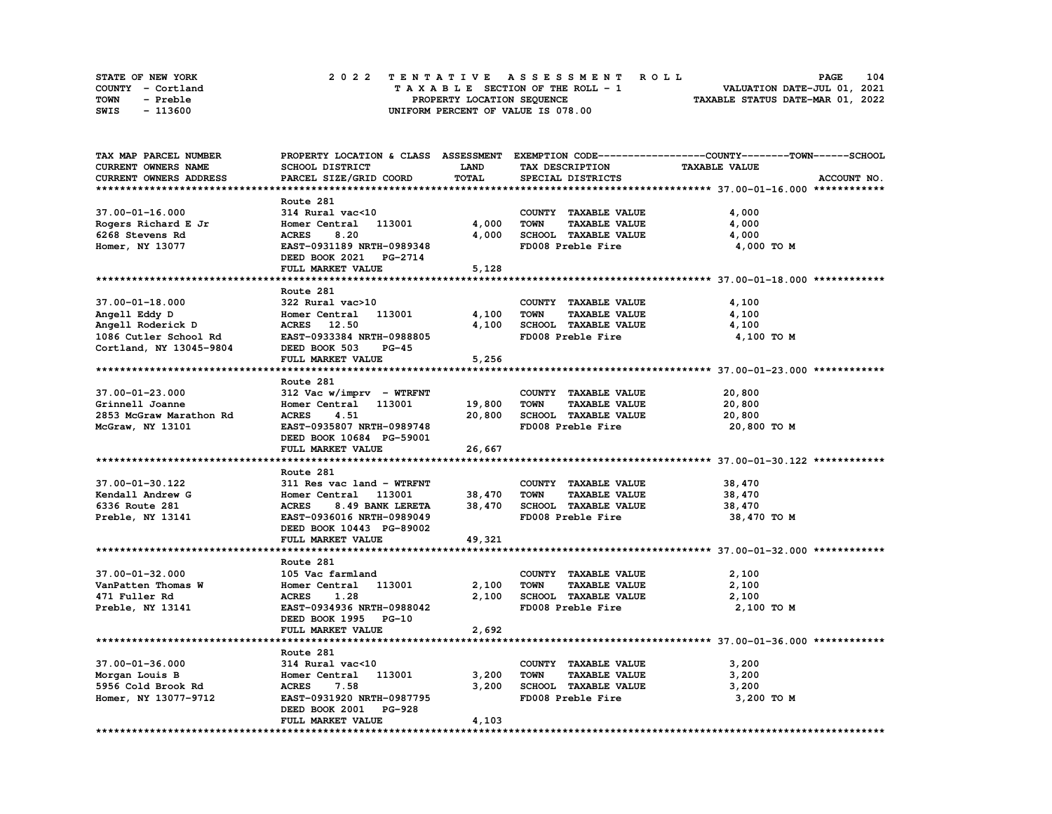STATE OF NEW YORK
COUNTY - Cortland
TOWN - Preble
SWIS - 113600

2022 TENTATIVE ASSESSMENT ROLL
TAXABLE SECTION OF THE ROLL - 1
PROPERTY LOCATION SEQUENCE
UNIFORM PERCENT OF VALUE IS 078.00

VALUATION DATE-JUL 01, 2021
TAXABLE STATUS DATE-MAR 01, 2022

| TAX MAP PARCEL NUMBER / CURRENT OWNERS NAME / CURRENT OWNERS ADDRESS | PROPERTY LOCATION & CLASS / SCHOOL DISTRICT / PARCEL SIZE/GRID COORD | ASSESSMENT LAND | TOTAL | EXEMPTION CODE / TAX DESCRIPTION / SPECIAL DISTRICTS | TAXABLE VALUE (COUNTY/TOWN/SCHOOL) | ACCOUNT NO. |
|---|---|---|---|---|---|---|
| **37.00-01-16.000** | Route 281 | | | | | |
| 37.00-01-16.000 | 314 Rural vac<10 | | | COUNTY TAXABLE VALUE | 4,000 | |
| Rogers Richard E Jr | Homer Central 113001 | 4,000 | | TOWN TAXABLE VALUE | 4,000 | |
| 6268 Stevens Rd | ACRES 8.20 | | 4,000 | SCHOOL TAXABLE VALUE | 4,000 | |
| Homer, NY 13077 | EAST-0931189 NRTH-0989348 | | | FD008 Preble Fire | 4,000 TO M | |
| | DEED BOOK 2021 PG-2714 | | | | | |
| | FULL MARKET VALUE | | 5,128 | | | |
| **37.00-01-18.000** | Route 281 | | | | | |
| 37.00-01-18.000 | 322 Rural vac>10 | | | COUNTY TAXABLE VALUE | 4,100 | |
| Angell Eddy D | Homer Central 113001 | 4,100 | | TOWN TAXABLE VALUE | 4,100 | |
| Angell Roderick D | ACRES 12.50 | | 4,100 | SCHOOL TAXABLE VALUE | 4,100 | |
| 1086 Cutler School Rd | EAST-0933384 NRTH-0988805 | | | FD008 Preble Fire | 4,100 TO M | |
| Cortland, NY 13045-9804 | DEED BOOK 503 PG-45 | | | | | |
| | FULL MARKET VALUE | | 5,256 | | | |
| **37.00-01-23.000** | Route 281 | | | | | |
| 37.00-01-23.000 | 312 Vac w/imprv - WTRFNT | | | COUNTY TAXABLE VALUE | 20,800 | |
| Grinnell Joanne | Homer Central 113001 | 19,800 | | TOWN TAXABLE VALUE | 20,800 | |
| 2853 McGraw Marathon Rd | ACRES 4.51 | | 20,800 | SCHOOL TAXABLE VALUE | 20,800 | |
| McGraw, NY 13101 | EAST-0935807 NRTH-0989748 | | | FD008 Preble Fire | 20,800 TO M | |
| | DEED BOOK 10684 PG-59001 | | | | | |
| | FULL MARKET VALUE | | 26,667 | | | |
| **37.00-01-30.122** | Route 281 | | | | | |
| 37.00-01-30.122 | 311 Res vac land - WTRFNT | | | COUNTY TAXABLE VALUE | 38,470 | |
| Kendall Andrew G | Homer Central 113001 | 38,470 | | TOWN TAXABLE VALUE | 38,470 | |
| 6336 Route 281 | ACRES 8.49 BANK LERETA | | 38,470 | SCHOOL TAXABLE VALUE | 38,470 | |
| Preble, NY 13141 | EAST-0936016 NRTH-0989049 | | | FD008 Preble Fire | 38,470 TO M | |
| | DEED BOOK 10443 PG-89002 | | | | | |
| | FULL MARKET VALUE | | 49,321 | | | |
| **37.00-01-32.000** | Route 281 | | | | | |
| 37.00-01-32.000 | 105 Vac farmland | | | COUNTY TAXABLE VALUE | 2,100 | |
| VanPatten Thomas W | Homer Central 113001 | 2,100 | | TOWN TAXABLE VALUE | 2,100 | |
| 471 Fuller Rd | ACRES 1.28 | | 2,100 | SCHOOL TAXABLE VALUE | 2,100 | |
| Preble, NY 13141 | EAST-0934936 NRTH-0988042 | | | FD008 Preble Fire | 2,100 TO M | |
| | DEED BOOK 1995 PG-10 | | | | | |
| | FULL MARKET VALUE | | 2,692 | | | |
| **37.00-01-36.000** | Route 281 | | | | | |
| 37.00-01-36.000 | 314 Rural vac<10 | | | COUNTY TAXABLE VALUE | 3,200 | |
| Morgan Louis B | Homer Central 113001 | 3,200 | | TOWN TAXABLE VALUE | 3,200 | |
| 5956 Cold Brook Rd | ACRES 7.58 | | 3,200 | SCHOOL TAXABLE VALUE | 3,200 | |
| Homer, NY 13077-9712 | EAST-0931920 NRTH-0987795 | | | FD008 Preble Fire | 3,200 TO M | |
| | DEED BOOK 2001 PG-928 | | | | | |
| | FULL MARKET VALUE | | 4,103 | | | |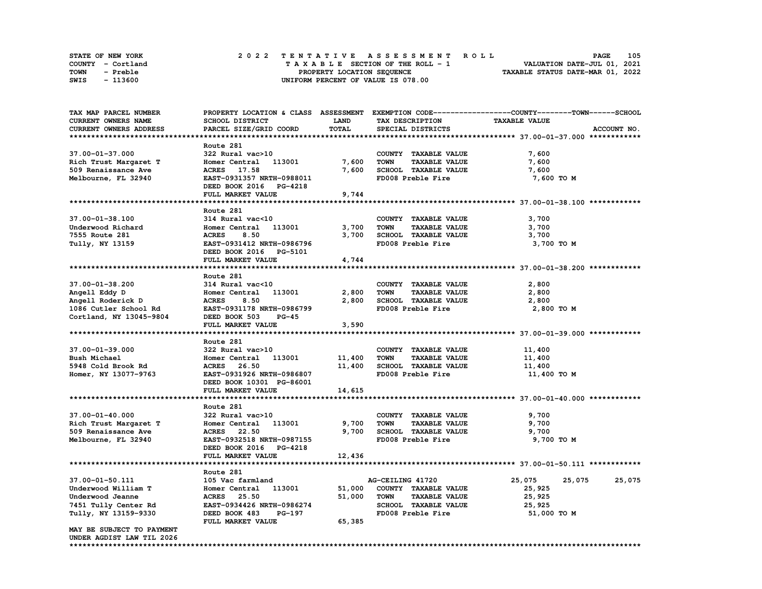STATE OF NEW YORK
COUNTY - Cortland
TOWN - Preble
SWIS - 113600

2022 TENTATIVE ASSESSMENT ROLL
TAXABLE SECTION OF THE ROLL - 1
PROPERTY LOCATION SEQUENCE
UNIFORM PERCENT OF VALUE IS 078.00

VALUATION DATE-JUL 01, 2021
TAXABLE STATUS DATE-MAR 01, 2022

| TAX MAP PARCEL NUMBER / CURRENT OWNERS NAME / CURRENT OWNERS ADDRESS | PROPERTY LOCATION & CLASS / SCHOOL DISTRICT / PARCEL SIZE/GRID COORD | ASSESSMENT LAND | TOTAL | EXEMPTION CODE / TAX DESCRIPTION / SPECIAL DISTRICTS | COUNTY TAXABLE VALUE | TOWN | SCHOOL | ACCOUNT NO. |
|---|---|---|---|---|---|---|---|---|
| **37.00-01-37.000** | Route 281 | | | | | | | |
| 37.00-01-37.000 | 322 Rural vac>10 | | | COUNTY TAXABLE VALUE | 7,600 | | | |
| Rich Trust Margaret T | Homer Central 113001 | 7,600 | | TOWN TAXABLE VALUE | 7,600 | | | |
| 509 Renaissance Ave | ACRES 17.58 | | 7,600 | SCHOOL TAXABLE VALUE | 7,600 | | | |
| Melbourne, FL 32940 | EAST-0931357 NRTH-0988011 | | | FD008 Preble Fire | 7,600 TO M | | | |
| | DEED BOOK 2016 PG-4218 | | | | | | | |
| | FULL MARKET VALUE | | 9,744 | | | | | |
| **37.00-01-38.100** | Route 281 | | | | | | | |
| 37.00-01-38.100 | 314 Rural vac<10 | | | COUNTY TAXABLE VALUE | 3,700 | | | |
| Underwood Richard | Homer Central 113001 | 3,700 | | TOWN TAXABLE VALUE | 3,700 | | | |
| 7555 Route 281 | ACRES 8.50 | | 3,700 | SCHOOL TAXABLE VALUE | 3,700 | | | |
| Tully, NY 13159 | EAST-0931412 NRTH-0986796 | | | FD008 Preble Fire | 3,700 TO M | | | |
| | DEED BOOK 2016 PG-5101 | | | | | | | |
| | FULL MARKET VALUE | | 4,744 | | | | | |
| **37.00-01-38.200** | Route 281 | | | | | | | |
| 37.00-01-38.200 | 314 Rural vac<10 | | | COUNTY TAXABLE VALUE | 2,800 | | | |
| Angell Eddy D | Homer Central 113001 | 2,800 | | TOWN TAXABLE VALUE | 2,800 | | | |
| Angell Roderick D | ACRES 8.50 | | 2,800 | SCHOOL TAXABLE VALUE | 2,800 | | | |
| 1086 Cutler School Rd | EAST-0931178 NRTH-0986799 | | | FD008 Preble Fire | 2,800 TO M | | | |
| Cortland, NY 13045-9804 | DEED BOOK 503 PG-45 | | | | | | | |
| | FULL MARKET VALUE | | 3,590 | | | | | |
| **37.00-01-39.000** | Route 281 | | | | | | | |
| 37.00-01-39.000 | 322 Rural vac>10 | | | COUNTY TAXABLE VALUE | 11,400 | | | |
| Bush Michael | Homer Central 113001 | 11,400 | | TOWN TAXABLE VALUE | 11,400 | | | |
| 5948 Cold Brook Rd | ACRES 26.50 | | 11,400 | SCHOOL TAXABLE VALUE | 11,400 | | | |
| Homer, NY 13077-9763 | EAST-0931926 NRTH-0986807 | | | FD008 Preble Fire | 11,400 TO M | | | |
| | DEED BOOK 10301 PG-86001 | | | | | | | |
| | FULL MARKET VALUE | | 14,615 | | | | | |
| **37.00-01-40.000** | Route 281 | | | | | | | |
| 37.00-01-40.000 | 322 Rural vac>10 | | | COUNTY TAXABLE VALUE | 9,700 | | | |
| Rich Trust Margaret T | Homer Central 113001 | 9,700 | | TOWN TAXABLE VALUE | 9,700 | | | |
| 509 Renaissance Ave | ACRES 22.50 | | 9,700 | SCHOOL TAXABLE VALUE | 9,700 | | | |
| Melbourne, FL 32940 | EAST-0932518 NRTH-0987155 | | | FD008 Preble Fire | 9,700 TO M | | | |
| | DEED BOOK 2016 PG-4218 | | | | | | | |
| | FULL MARKET VALUE | | 12,436 | | | | | |
| **37.00-01-50.111** | Route 281 | | | | | | | |
| 37.00-01-50.111 | 105 Vac farmland | | | AG-CEILING 41720 | 25,075 | 25,075 | 25,075 | |
| Underwood William T | Homer Central 113001 | 51,000 | | COUNTY TAXABLE VALUE | 25,925 | | | |
| Underwood Jeanne | ACRES 25.50 | | 51,000 | TOWN TAXABLE VALUE | 25,925 | | | |
| 7451 Tully Center Rd | EAST-0934426 NRTH-0986274 | | | SCHOOL TAXABLE VALUE | 25,925 | | | |
| Tully, NY 13159-9330 | DEED BOOK 483 PG-197 | | | FD008 Preble Fire | 51,000 TO M | | | |
| | FULL MARKET VALUE | | 65,385 | | | | | |
| MAY BE SUBJECT TO PAYMENT | | | | | | | | |
| UNDER AGDIST LAW TIL 2026 | | | | | | | | |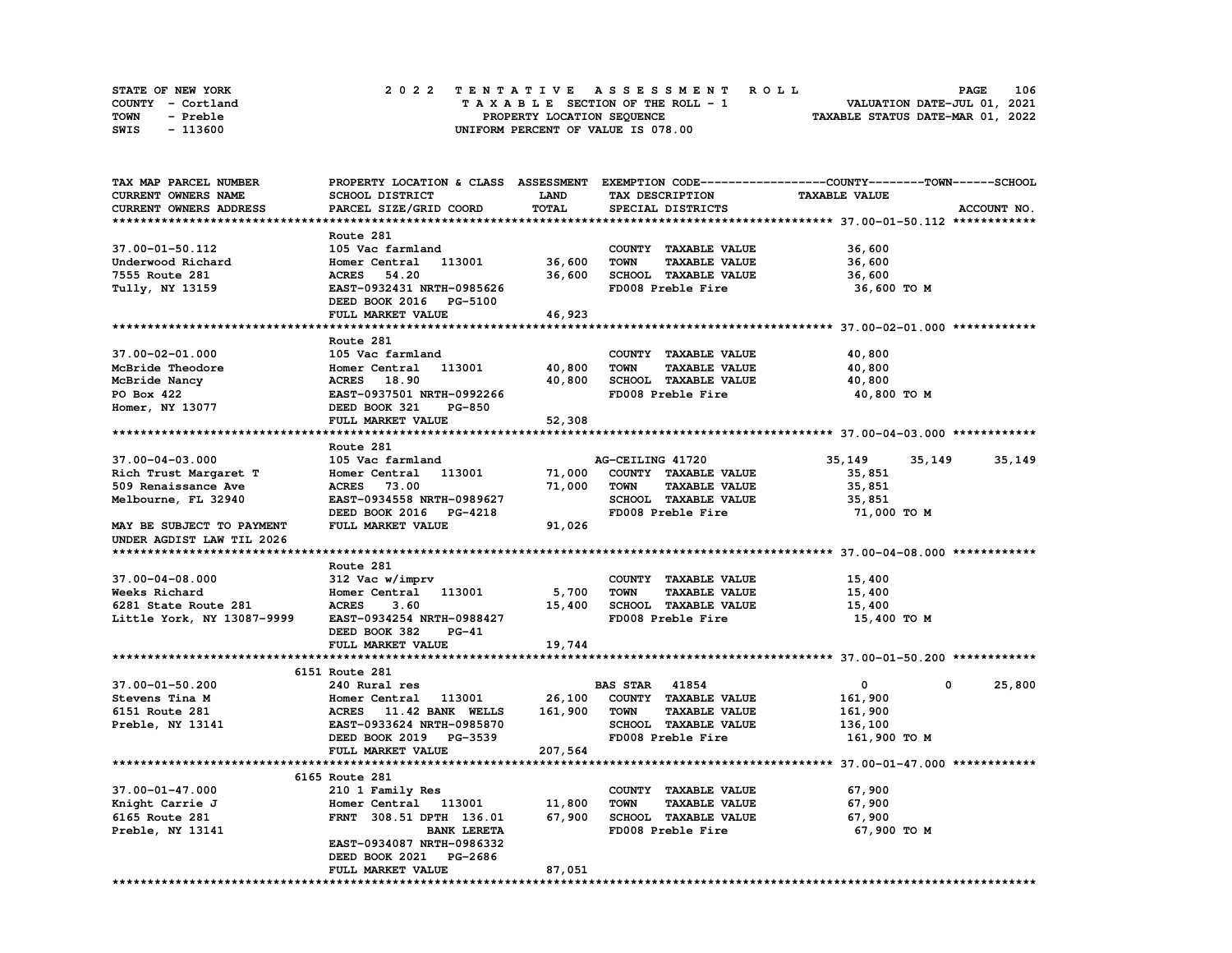STATE OF NEW YORK
COUNTY - Cortland
TOWN - Preble
SWIS - 113600

2 0 2 2 T E N T A T I V E A S S E S S M E N T R O L L
T A X A B L E SECTION OF THE ROLL - 1
PROPERTY LOCATION SEQUENCE
UNIFORM PERCENT OF VALUE IS 078.00

VALUATION DATE-JUL 01, 2021
TAXABLE STATUS DATE-MAR 01, 2022

| TAX MAP PARCEL NUMBER / CURRENT OWNERS NAME / CURRENT OWNERS ADDRESS | PROPERTY LOCATION & CLASS / SCHOOL DISTRICT / PARCEL SIZE/GRID COORD | ASSESSMENT LAND / TOTAL | EXEMPTION CODE / TAX DESCRIPTION / SPECIAL DISTRICTS | COUNTY TAXABLE VALUE | TOWN | SCHOOL | ACCOUNT NO. |
|---|---|---|---|---|---|---|---|
| **37.00-01-50.112** | Route 281 | | | | | | |
| 37.00-01-50.112 | 105 Vac farmland | | COUNTY TAXABLE VALUE | 36,600 | | | |
| Underwood Richard | Homer Central 113001 | 36,600 | TOWN TAXABLE VALUE | 36,600 | | | |
| 7555 Route 281 | ACRES 54.20 | 36,600 | SCHOOL TAXABLE VALUE | 36,600 | | | |
| Tully, NY 13159 | EAST-0932431 NRTH-0985626 | | FD008 Preble Fire | 36,600 TO M | | | |
| | DEED BOOK 2016 PG-5100 | | | | | | |
| | FULL MARKET VALUE | 46,923 | | | | | |
| **37.00-02-01.000** | Route 281 | | | | | | |
| 37.00-02-01.000 | 105 Vac farmland | | COUNTY TAXABLE VALUE | 40,800 | | | |
| McBride Theodore | Homer Central 113001 | 40,800 | TOWN TAXABLE VALUE | 40,800 | | | |
| McBride Nancy | ACRES 18.90 | 40,800 | SCHOOL TAXABLE VALUE | 40,800 | | | |
| PO Box 422 | EAST-0937501 NRTH-0992266 | | FD008 Preble Fire | 40,800 TO M | | | |
| Homer, NY 13077 | DEED BOOK 321 PG-850 | | | | | | |
| | FULL MARKET VALUE | 52,308 | | | | | |
| **37.00-04-03.000** | Route 281 | | | | | | |
| 37.00-04-03.000 | 105 Vac farmland | | AG-CEILING 41720 | 35,149 | 35,149 | 35,149 | |
| Rich Trust Margaret T | Homer Central 113001 | 71,000 | COUNTY TAXABLE VALUE | 35,851 | | | |
| 509 Renaissance Ave | ACRES 73.00 | 71,000 | TOWN TAXABLE VALUE | 35,851 | | | |
| Melbourne, FL 32940 | EAST-0934558 NRTH-0989627 | | SCHOOL TAXABLE VALUE | 35,851 | | | |
| | DEED BOOK 2016 PG-4218 | | FD008 Preble Fire | 71,000 TO M | | | |
| MAY BE SUBJECT TO PAYMENT | FULL MARKET VALUE | 91,026 | | | | | |
| UNDER AGDIST LAW TIL 2026 | | | | | | | |
| **37.00-04-08.000** | Route 281 | | | | | | |
| 37.00-04-08.000 | 312 Vac w/imprv | | COUNTY TAXABLE VALUE | 15,400 | | | |
| Weeks Richard | Homer Central 113001 | 5,700 | TOWN TAXABLE VALUE | 15,400 | | | |
| 6281 State Route 281 | ACRES 3.60 | 15,400 | SCHOOL TAXABLE VALUE | 15,400 | | | |
| Little York, NY 13087-9999 | EAST-0934254 NRTH-0988427 | | FD008 Preble Fire | 15,400 TO M | | | |
| | DEED BOOK 382 PG-41 | | | | | | |
| | FULL MARKET VALUE | 19,744 | | | | | |
| **37.00-01-50.200** | 6151 Route 281 | | | | | | |
| 37.00-01-50.200 | 240 Rural res | | BAS STAR 41854 | 0 | 0 | 25,800 | |
| Stevens Tina M | Homer Central 113001 | 26,100 | COUNTY TAXABLE VALUE | 161,900 | | | |
| 6151 Route 281 | ACRES 11.42 BANK WELLS | 161,900 | TOWN TAXABLE VALUE | 161,900 | | | |
| Preble, NY 13141 | EAST-0933624 NRTH-0985870 | | SCHOOL TAXABLE VALUE | 136,100 | | | |
| | DEED BOOK 2019 PG-3539 | | FD008 Preble Fire | 161,900 TO M | | | |
| | FULL MARKET VALUE | 207,564 | | | | | |
| **37.00-01-47.000** | 6165 Route 281 | | | | | | |
| 37.00-01-47.000 | 210 1 Family Res | | COUNTY TAXABLE VALUE | 67,900 | | | |
| Knight Carrie J | Homer Central 113001 | 11,800 | TOWN TAXABLE VALUE | 67,900 | | | |
| 6165 Route 281 | FRNT 308.51 DPTH 136.01 | 67,900 | SCHOOL TAXABLE VALUE | 67,900 | | | |
| Preble, NY 13141 | BANK LERETA | | FD008 Preble Fire | 67,900 TO M | | | |
| | EAST-0934087 NRTH-0986332 | | | | | | |
| | DEED BOOK 2021 PG-2686 | | | | | | |
| | FULL MARKET VALUE | 87,051 | | | | | |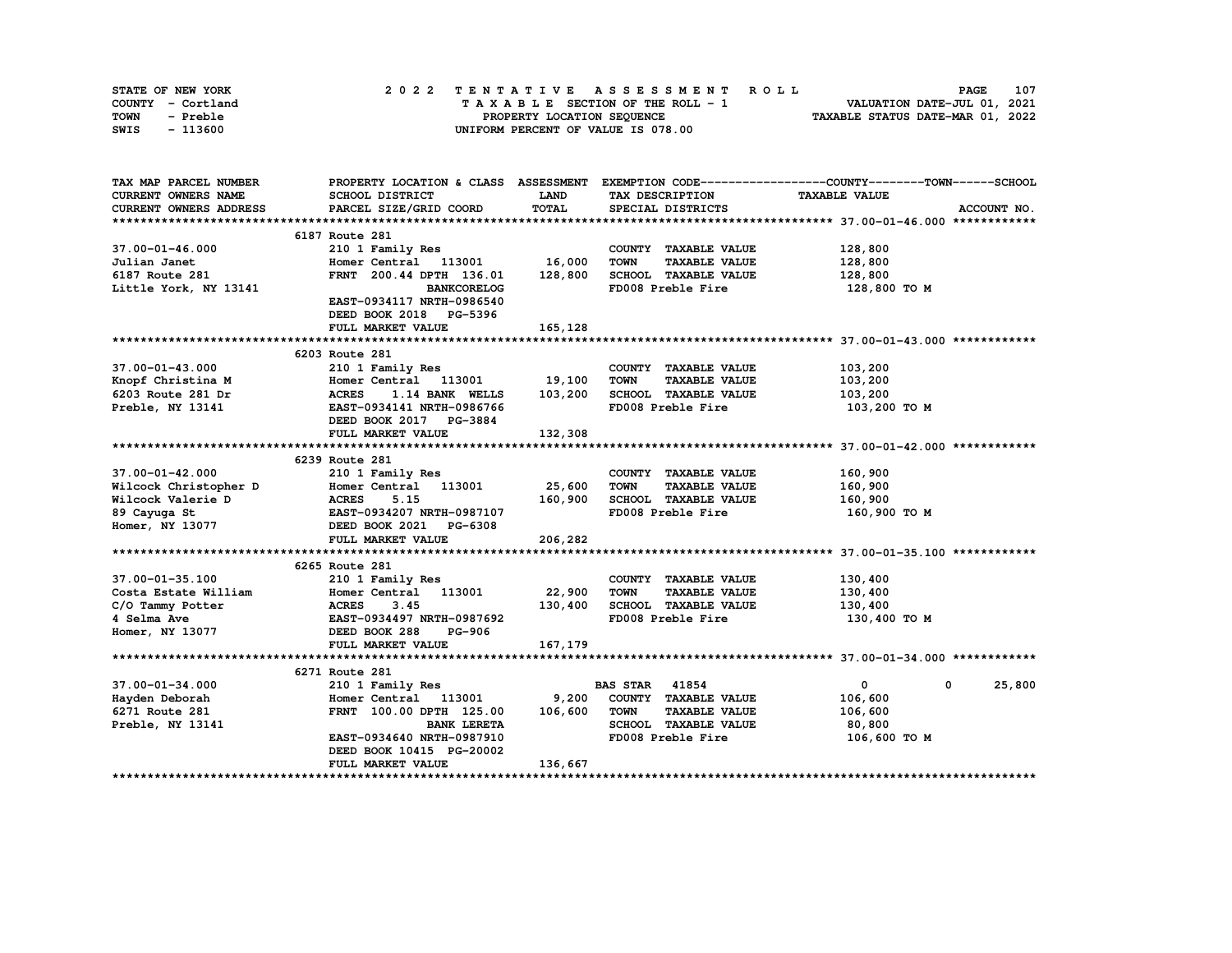STATE OF NEW YORK
COUNTY - Cortland
TOWN - Preble
SWIS - 113600

2 0 2 2 T E N T A T I V E A S S E S S M E N T R O L L
T A X A B L E SECTION OF THE ROLL - 1
PROPERTY LOCATION SEQUENCE
UNIFORM PERCENT OF VALUE IS 078.00

VALUATION DATE-JUL 01, 2021
TAXABLE STATUS DATE-MAR 01, 2022

```
TAX MAP PARCEL NUMBER          PROPERTY LOCATION & CLASS  ASSESSMENT  EXEMPTION CODE------------------COUNTY--------TOWN------SCHOOL
CURRENT OWNERS NAME            SCHOOL DISTRICT               LAND      TAX DESCRIPTION            TAXABLE VALUE
CURRENT OWNERS ADDRESS         PARCEL SIZE/GRID COORD        TOTAL     SPECIAL DISTRICTS                                      ACCOUNT NO.
******************************************************************************************************* 37.00-01-46.000 ************
                               6187 Route 281
37.00-01-46.000                210 1 Family Res                        COUNTY  TAXABLE VALUE            128,800
Julian Janet                   Homer Central   113001       16,000     TOWN    TAXABLE VALUE            128,800
6187 Route 281                 FRNT  200.44 DPTH 136.01    128,800     SCHOOL  TAXABLE VALUE            128,800
Little York, NY 13141                        BANKCORELOG               FD008 Preble Fire                 128,800 TO M
                               EAST-0934117 NRTH-0986540
                               DEED BOOK 2018   PG-5396
                               FULL MARKET VALUE           165,128
******************************************************************************************************* 37.00-01-43.000 ************
                               6203 Route 281
37.00-01-43.000                210 1 Family Res                        COUNTY  TAXABLE VALUE            103,200
Knopf Christina M              Homer Central   113001       19,100     TOWN    TAXABLE VALUE            103,200
6203 Route 281 Dr              ACRES     1.14 BANK  WELLS  103,200     SCHOOL  TAXABLE VALUE            103,200
Preble, NY 13141               EAST-0934141 NRTH-0986766               FD008 Preble Fire                 103,200 TO M
                               DEED BOOK 2017   PG-3884
                               FULL MARKET VALUE           132,308
******************************************************************************************************* 37.00-01-42.000 ************
                               6239 Route 281
37.00-01-42.000                210 1 Family Res                        COUNTY  TAXABLE VALUE            160,900
Wilcock Christopher D          Homer Central   113001       25,600     TOWN    TAXABLE VALUE            160,900
Wilcock Valerie D              ACRES     5.15              160,900     SCHOOL  TAXABLE VALUE            160,900
89 Cayuga St                   EAST-0934207 NRTH-0987107               FD008 Preble Fire                 160,900 TO M
Homer, NY 13077                DEED BOOK 2021   PG-6308
                               FULL MARKET VALUE           206,282
******************************************************************************************************* 37.00-01-35.100 ************
                               6265 Route 281
37.00-01-35.100                210 1 Family Res                        COUNTY  TAXABLE VALUE            130,400
Costa Estate William           Homer Central   113001       22,900     TOWN    TAXABLE VALUE            130,400
C/O Tammy Potter               ACRES     3.45              130,400     SCHOOL  TAXABLE VALUE            130,400
4 Selma Ave                    EAST-0934497 NRTH-0987692               FD008 Preble Fire                 130,400 TO M
Homer, NY 13077                DEED BOOK 288     PG-906
                               FULL MARKET VALUE           167,179
******************************************************************************************************* 37.00-01-34.000 ************
                               6271 Route 281
37.00-01-34.000                210 1 Family Res                        BAS STAR   41854                     0             0      25,800
Hayden Deborah                 Homer Central   113001        9,200     COUNTY  TAXABLE VALUE            106,600
6271 Route 281                 FRNT  100.00 DPTH 125.00    106,600     TOWN    TAXABLE VALUE            106,600
Preble, NY 13141                             BANK LERETA               SCHOOL  TAXABLE VALUE             80,800
                               EAST-0934640 NRTH-0987910               FD008 Preble Fire                 106,600 TO M
                               DEED BOOK 10415 PG-20002
                               FULL MARKET VALUE           136,667
************************************************************************************************************************************
```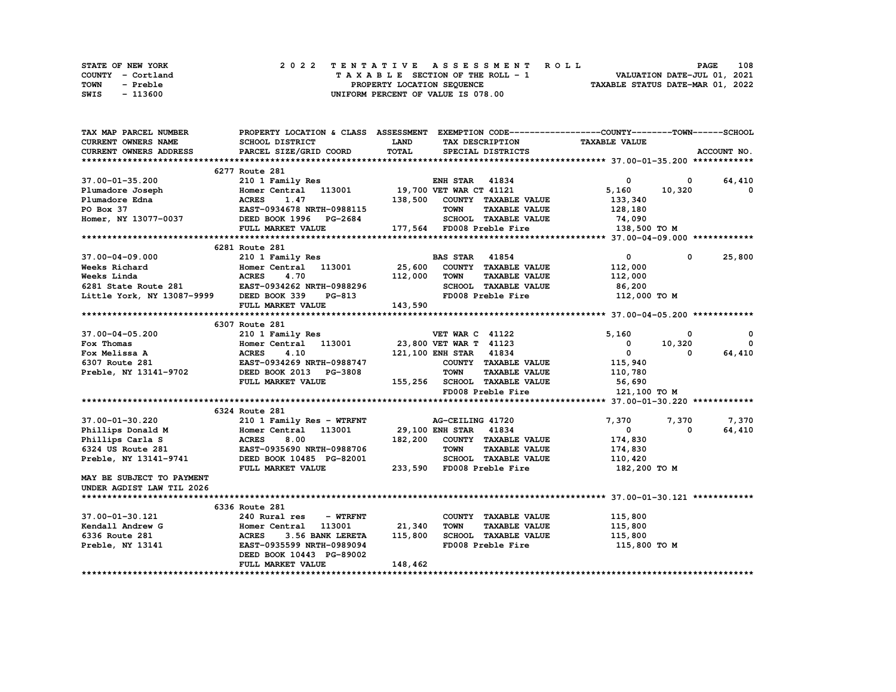STATE OF NEW YORK
COUNTY - Cortland
TOWN - Preble
SWIS - 113600

# 2022 TENTATIVE ASSESSMENT ROLL

TAXABLE SECTION OF THE ROLL - 1
PROPERTY LOCATION SEQUENCE
UNIFORM PERCENT OF VALUE IS 078.00

VALUATION DATE-JUL 01, 2021
TAXABLE STATUS DATE-MAR 01, 2022

```
TAX MAP PARCEL NUMBER          PROPERTY LOCATION & CLASS  ASSESSMENT  EXEMPTION CODE------------------COUNTY--------TOWN------SCHOOL
CURRENT OWNERS NAME            SCHOOL DISTRICT            LAND        TAX DESCRIPTION               TAXABLE VALUE
CURRENT OWNERS ADDRESS         PARCEL SIZE/GRID COORD     TOTAL       SPECIAL DISTRICTS                                  ACCOUNT NO.
******************************************************************************************************* 37.00-01-35.200 ************
                               6277 Route 281
37.00-01-35.200                210 1 Family Res                        ENH STAR  41834                  0            0      64,410
Plumadore Joseph               Homer Central   113001      19,700 VET WAR CT 41121               5,160       10,320           0
Plumadore Edna                 ACRES     1.47             138,500    COUNTY  TAXABLE VALUE         133,340
PO Box 37                      EAST-0934678 NRTH-0988115              TOWN    TAXABLE VALUE         128,180
Homer, NY 13077-0037           DEED BOOK 1996   PG-2684               SCHOOL  TAXABLE VALUE          74,090
                               FULL MARKET VALUE          177,564    FD008 Preble Fire             138,500 TO M
******************************************************************************************************* 37.00-04-09.000 ************
                               6281 Route 281
37.00-04-09.000                210 1 Family Res                        BAS STAR  41854                  0            0      25,800
Weeks Richard                  Homer Central   113001      25,600    COUNTY  TAXABLE VALUE         112,000
Weeks Linda                    ACRES     4.70             112,000    TOWN    TAXABLE VALUE         112,000
6281 State Route 281           EAST-0934262 NRTH-0988296              SCHOOL  TAXABLE VALUE          86,200
Little York, NY 13087-9999     DEED BOOK 339    PG-813                FD008 Preble Fire             112,000 TO M
                               FULL MARKET VALUE          143,590
******************************************************************************************************* 37.00-04-05.200 ************
                               6307 Route 281
37.00-04-05.200                210 1 Family Res                        VET WAR C  41122              5,160            0           0
Fox Thomas                     Homer Central   113001      23,800 VET WAR T  41123                  0       10,320           0
Fox Melissa A                  ACRES     4.10             121,100 ENH STAR  41834                   0            0      64,410
6307 Route 281                 EAST-0934269 NRTH-0988747              COUNTY  TAXABLE VALUE         115,940
Preble, NY 13141-9702          DEED BOOK 2013   PG-3808               TOWN    TAXABLE VALUE         110,780
                               FULL MARKET VALUE          155,256    SCHOOL  TAXABLE VALUE          56,690
                                                                      FD008 Preble Fire             121,100 TO M
******************************************************************************************************* 37.00-01-30.220 ************
                               6324 Route 281
37.00-01-30.220                210 1 Family Res - WTRFNT               AG-CEILING 41720              7,370        7,370       7,370
Phillips Donald M              Homer Central   113001      29,100 ENH STAR  41834                   0            0      64,410
Phillips Carla S               ACRES     8.00             182,200    COUNTY  TAXABLE VALUE         174,830
6324 US Route 281              EAST-0935690 NRTH-0988706              TOWN    TAXABLE VALUE         174,830
Preble, NY 13141-9741          DEED BOOK 10485  PG-82001              SCHOOL  TAXABLE VALUE         110,420
                               FULL MARKET VALUE          233,590    FD008 Preble Fire             182,200 TO M
MAY BE SUBJECT TO PAYMENT
UNDER AGDIST LAW TIL 2026
******************************************************************************************************* 37.00-01-30.121 ************
                               6336 Route 281
37.00-01-30.121                240 Rural res     - WTRFNT               COUNTY  TAXABLE VALUE         115,800
Kendall Andrew G               Homer Central   113001      21,340    TOWN    TAXABLE VALUE         115,800
6336 Route 281                 ACRES     3.56 BANK LERETA 115,800    SCHOOL  TAXABLE VALUE         115,800
Preble, NY 13141               EAST-0935599 NRTH-0989094              FD008 Preble Fire             115,800 TO M
                               DEED BOOK 10443  PG-89002
                               FULL MARKET VALUE          148,462
************************************************************************************************************************************
```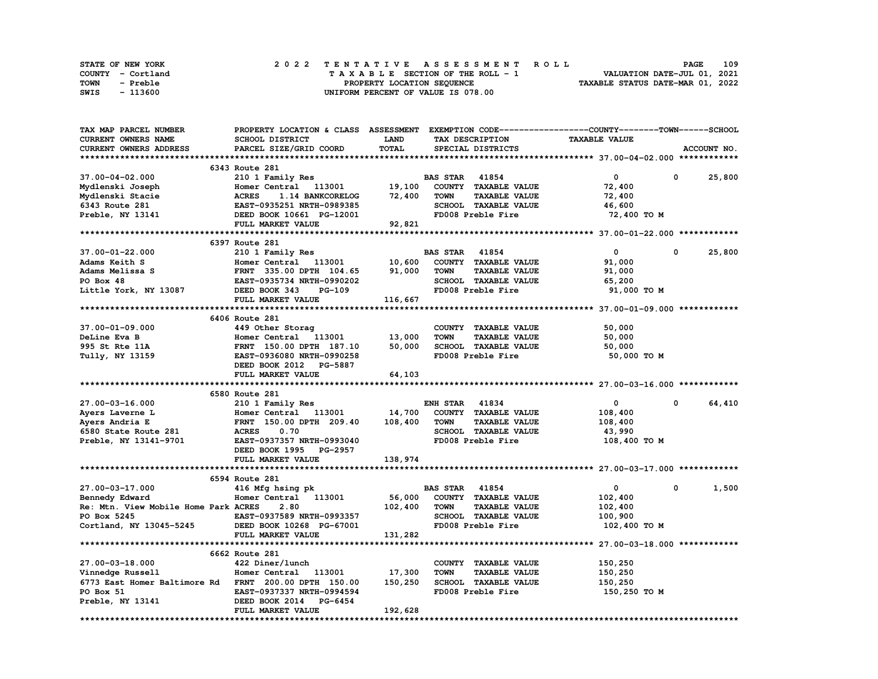STATE OF NEW YORK                2 0 2 2   T E N T A T I V E   A S S E S S M E N T   R O L L                PAGE 109
COUNTY - Cortland                T A X A B L E SECTION OF THE ROLL - 1                VALUATION DATE-JUL 01, 2021
TOWN - Preble                PROPERTY LOCATION SEQUENCE                TAXABLE STATUS DATE-MAR 01, 2022
SWIS - 113600                UNIFORM PERCENT OF VALUE IS 078.00

| TAX MAP PARCEL NUMBER / CURRENT OWNERS NAME / CURRENT OWNERS ADDRESS | PROPERTY LOCATION & CLASS / SCHOOL DISTRICT / PARCEL SIZE/GRID COORD | ASSESSMENT LAND / TOTAL | EXEMPTION CODE / TAX DESCRIPTION / SPECIAL DISTRICTS | COUNTY | TOWN | SCHOOL |
|---|---|---|---|---|---|---|
| **37.00-04-02.000** | 6343 Route 281 | | | | | |
| 37.00-04-02.000 | 210 1 Family Res | | BAS STAR 41854 | 0 | 0 | 25,800 |
| Mydlenski Joseph | Homer Central 113001 | 19,100 | COUNTY TAXABLE VALUE | 72,400 | | |
| Mydlenski Stacie | ACRES 1.14 BANKCORELOG | 72,400 | TOWN TAXABLE VALUE | | 72,400 | |
| 6343 Route 281 | EAST-0935251 NRTH-0989385 | | SCHOOL TAXABLE VALUE | | | 46,600 |
| Preble, NY 13141 | DEED BOOK 10661 PG-12001 | | FD008 Preble Fire | 72,400 TO M | | |
| | FULL MARKET VALUE | 92,821 | | | | |
| **37.00-01-22.000** | 6397 Route 281 | | | | | |
| 37.00-01-22.000 | 210 1 Family Res | | BAS STAR 41854 | 0 | 0 | 25,800 |
| Adams Keith S | Homer Central 113001 | 10,600 | COUNTY TAXABLE VALUE | 91,000 | | |
| Adams Melissa S | FRNT 335.00 DPTH 104.65 | 91,000 | TOWN TAXABLE VALUE | | 91,000 | |
| PO Box 48 | EAST-0935734 NRTH-0990202 | | SCHOOL TAXABLE VALUE | | | 65,200 |
| Little York, NY 13087 | DEED BOOK 343 PG-109 | | FD008 Preble Fire | 91,000 TO M | | |
| | FULL MARKET VALUE | 116,667 | | | | |
| **37.00-01-09.000** | 6406 Route 281 | | | | | |
| 37.00-01-09.000 | 449 Other Storag | | COUNTY TAXABLE VALUE | 50,000 | | |
| DeLine Eva B | Homer Central 113001 | 13,000 | TOWN TAXABLE VALUE | | 50,000 | |
| 995 St Rte 11A | FRNT 150.00 DPTH 187.10 | 50,000 | SCHOOL TAXABLE VALUE | | | 50,000 |
| Tully, NY 13159 | EAST-0936080 NRTH-0990258 | | FD008 Preble Fire | 50,000 TO M | | |
| | DEED BOOK 2012 PG-5887 | | | | | |
| | FULL MARKET VALUE | 64,103 | | | | |
| **27.00-03-16.000** | 6580 Route 281 | | | | | |
| 27.00-03-16.000 | 210 1 Family Res | | ENH STAR 41834 | 0 | 0 | 64,410 |
| Ayers Laverne L | Homer Central 113001 | 14,700 | COUNTY TAXABLE VALUE | 108,400 | | |
| Ayers Andria E | FRNT 150.00 DPTH 209.40 | 108,400 | TOWN TAXABLE VALUE | | 108,400 | |
| 6580 State Route 281 | ACRES 0.70 | | SCHOOL TAXABLE VALUE | | | 43,990 |
| Preble, NY 13141-9701 | EAST-0937357 NRTH-0993040 | | FD008 Preble Fire | 108,400 TO M | | |
| | DEED BOOK 1995 PG-2957 | | | | | |
| | FULL MARKET VALUE | 138,974 | | | | |
| **27.00-03-17.000** | 6594 Route 281 | | | | | |
| 27.00-03-17.000 | 416 Mfg hsing pk | | BAS STAR 41854 | 0 | 0 | 1,500 |
| Bennedy Edward | Homer Central 113001 | 56,000 | COUNTY TAXABLE VALUE | 102,400 | | |
| Re: Mtn. View Mobile Home Park | ACRES 2.80 | 102,400 | TOWN TAXABLE VALUE | | 102,400 | |
| PO Box 5245 | EAST-0937589 NRTH-0993357 | | SCHOOL TAXABLE VALUE | | | 100,900 |
| Cortland, NY 13045-5245 | DEED BOOK 10268 PG-67001 | | FD008 Preble Fire | 102,400 TO M | | |
| | FULL MARKET VALUE | 131,282 | | | | |
| **27.00-03-18.000** | 6662 Route 281 | | | | | |
| 27.00-03-18.000 | 422 Diner/lunch | | COUNTY TAXABLE VALUE | 150,250 | | |
| Vinnedge Russell | Homer Central 113001 | 17,300 | TOWN TAXABLE VALUE | | 150,250 | |
| 6773 East Homer Baltimore Rd | FRNT 200.00 DPTH 150.00 | 150,250 | SCHOOL TAXABLE VALUE | | | 150,250 |
| PO Box 51 | EAST-0937337 NRTH-0994594 | | FD008 Preble Fire | 150,250 TO M | | |
| Preble, NY 13141 | DEED BOOK 2014 PG-6454 | | | | | |
| | FULL MARKET VALUE | 192,628 | | | | |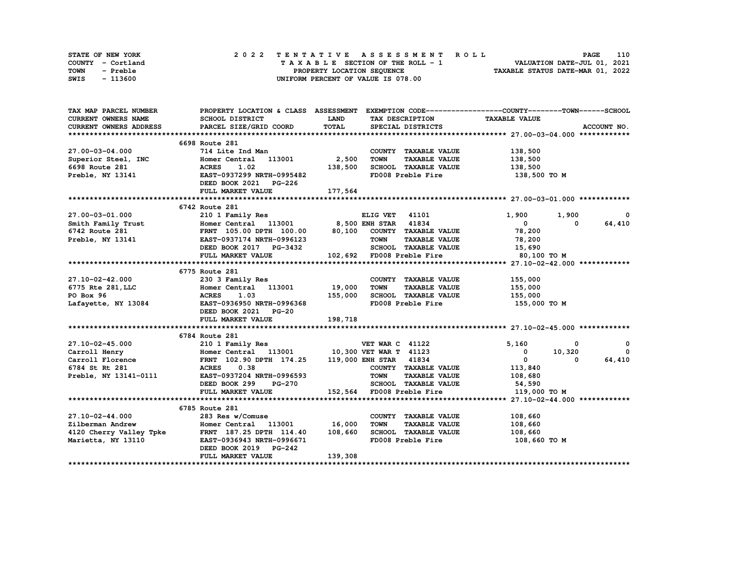STATE OF NEW YORK                    2022 TENTATIVE ASSESSMENT ROLL
COUNTY - Cortland                    TAXABLE SECTION OF THE ROLL - 1                    VALUATION DATE-JUL 01, 2021
TOWN - Preble                        PROPERTY LOCATION SEQUENCE                         TAXABLE STATUS DATE-MAR 01, 2022
SWIS - 113600                        UNIFORM PERCENT OF VALUE IS 078.00

| TAX MAP PARCEL NUMBER / CURRENT OWNERS NAME / CURRENT OWNERS ADDRESS | PROPERTY LOCATION & CLASS / SCHOOL DISTRICT / PARCEL SIZE/GRID COORD | ASSESSMENT LAND | TOTAL | EXEMPTION CODE / TAX DESCRIPTION / SPECIAL DISTRICTS | COUNTY | TOWN | SCHOOL | ACCOUNT NO. |
|---|---|---|---|---|---|---|---|---|
| **27.00-03-04.000** | 6698 Route 281 | | | | | | | |
| 27.00-03-04.000 | 714 Lite Ind Man | | | COUNTY TAXABLE VALUE | 138,500 | | | |
| Superior Steel, INC | Homer Central 113001 | 2,500 | | TOWN TAXABLE VALUE | | 138,500 | | |
| 6698 Route 281 | ACRES 1.02 | | 138,500 | SCHOOL TAXABLE VALUE | | | 138,500 | |
| Preble, NY 13141 | EAST-0937299 NRTH-0995482 | | | FD008 Preble Fire | 138,500 TO M | | | |
| | DEED BOOK 2021 PG-226 | | | | | | | |
| | FULL MARKET VALUE | | 177,564 | | | | | |
| **27.00-03-01.000** | 6742 Route 281 | | | | | | | |
| 27.00-03-01.000 | 210 1 Family Res | | | ELIG VET 41101 | 1,900 | 1,900 | 0 | |
| Smith Family Trust | Homer Central 113001 | 8,500 | | ENH STAR 41834 | 0 | 0 | 64,410 | |
| 6742 Route 281 | FRNT 105.00 DPTH 100.00 | | 80,100 | COUNTY TAXABLE VALUE | 78,200 | | | |
| Preble, NY 13141 | EAST-0937174 NRTH-0996123 | | | TOWN TAXABLE VALUE | | 78,200 | | |
| | DEED BOOK 2017 PG-3432 | | | SCHOOL TAXABLE VALUE | | | 15,690 | |
| | FULL MARKET VALUE | | 102,692 | FD008 Preble Fire | 80,100 TO M | | | |
| **27.10-02-42.000** | 6775 Route 281 | | | | | | | |
| 27.10-02-42.000 | 230 3 Family Res | | | COUNTY TAXABLE VALUE | 155,000 | | | |
| 6775 Rte 281,LLC | Homer Central 113001 | 19,000 | | TOWN TAXABLE VALUE | | 155,000 | | |
| PO Box 96 | ACRES 1.03 | | 155,000 | SCHOOL TAXABLE VALUE | | | 155,000 | |
| Lafayette, NY 13084 | EAST-0936950 NRTH-0996368 | | | FD008 Preble Fire | 155,000 TO M | | | |
| | DEED BOOK 2021 PG-20 | | | | | | | |
| | FULL MARKET VALUE | | 198,718 | | | | | |
| **27.10-02-45.000** | 6784 Route 281 | | | | | | | |
| 27.10-02-45.000 | 210 1 Family Res | | | VET WAR C 41122 | 5,160 | 0 | 0 | |
| Carroll Henry | Homer Central 113001 | 10,300 | | VET WAR T 41123 | 0 | 10,320 | 0 | |
| Carroll Florence | FRNT 102.90 DPTH 174.25 | | 119,000 | ENH STAR 41834 | 0 | 0 | 64,410 | |
| 6784 St Rt 281 | ACRES 0.38 | | | COUNTY TAXABLE VALUE | 113,840 | | | |
| Preble, NY 13141-0111 | EAST-0937204 NRTH-0996593 | | | TOWN TAXABLE VALUE | | 108,680 | | |
| | DEED BOOK 299 PG-270 | | | SCHOOL TAXABLE VALUE | | | 54,590 | |
| | FULL MARKET VALUE | | 152,564 | FD008 Preble Fire | 119,000 TO M | | | |
| **27.10-02-44.000** | 6785 Route 281 | | | | | | | |
| 27.10-02-44.000 | 283 Res w/Comuse | | | COUNTY TAXABLE VALUE | 108,660 | | | |
| Zilberman Andrew | Homer Central 113001 | 16,000 | | TOWN TAXABLE VALUE | | 108,660 | | |
| 4120 Cherry Valley Tpke | FRNT 187.25 DPTH 114.40 | | 108,660 | SCHOOL TAXABLE VALUE | | | 108,660 | |
| Marietta, NY 13110 | EAST-0936943 NRTH-0996671 | | | FD008 Preble Fire | 108,660 TO M | | | |
| | DEED BOOK 2019 PG-242 | | | | | | | |
| | FULL MARKET VALUE | | 139,308 | | | | | |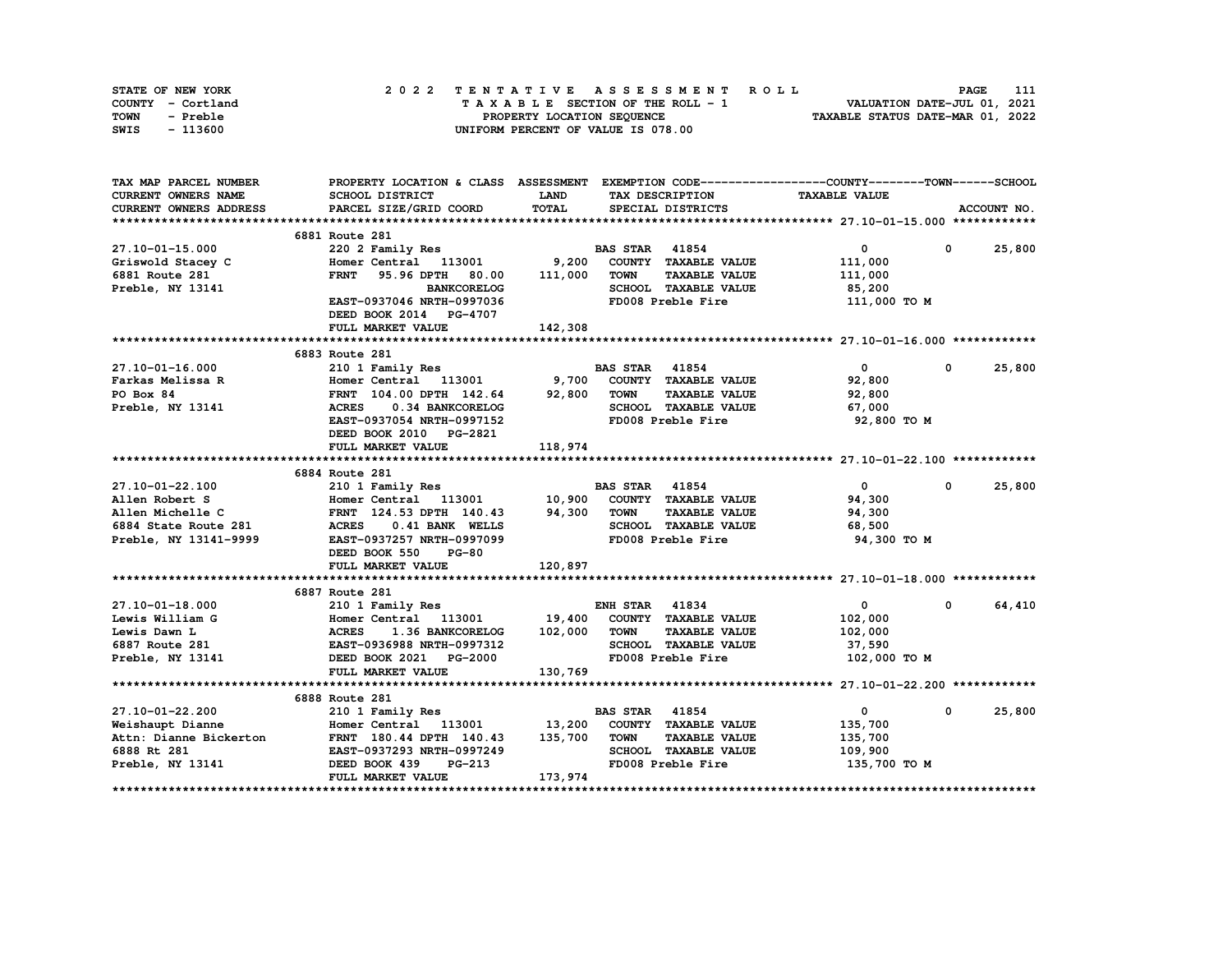STATE OF NEW YORK
COUNTY - Cortland
TOWN - Preble
SWIS - 113600

2022 TENTATIVE ASSESSMENT ROLL
TAXABLE SECTION OF THE ROLL - 1
PROPERTY LOCATION SEQUENCE
UNIFORM PERCENT OF VALUE IS 078.00

VALUATION DATE-JUL 01, 2021
TAXABLE STATUS DATE-MAR 01, 2022

| TAX MAP PARCEL NUMBER / CURRENT OWNERS NAME / CURRENT OWNERS ADDRESS | PROPERTY LOCATION & CLASS / SCHOOL DISTRICT / PARCEL SIZE/GRID COORD | ASSESSMENT LAND / TOTAL | EXEMPTION CODE / TAX DESCRIPTION / SPECIAL DISTRICTS | COUNTY TAXABLE VALUE | TOWN | SCHOOL / ACCOUNT NO. |
|---|---|---|---|---|---|---|
| **27.10-01-15.000** | 6881 Route 281 | | | | | |
| 27.10-01-15.000 | 220 2 Family Res | | BAS STAR 41854 | 0 | 0 | 25,800 |
| Griswold Stacey C | Homer Central 113001 | 9,200 | COUNTY TAXABLE VALUE | 111,000 | | |
| 6881 Route 281 | FRNT 95.96 DPTH 80.00 | 111,000 | TOWN TAXABLE VALUE | 111,000 | | |
| Preble, NY 13141 | BANKCORELOG | | SCHOOL TAXABLE VALUE | 85,200 | | |
| | EAST-0937046 NRTH-0997036 | | FD008 Preble Fire | 111,000 TO M | | |
| | DEED BOOK 2014 PG-4707 | | | | | |
| | FULL MARKET VALUE | 142,308 | | | | |
| **27.10-01-16.000** | 6883 Route 281 | | | | | |
| 27.10-01-16.000 | 210 1 Family Res | | BAS STAR 41854 | 0 | 0 | 25,800 |
| Farkas Melissa R | Homer Central 113001 | 9,700 | COUNTY TAXABLE VALUE | 92,800 | | |
| PO Box 84 | FRNT 104.00 DPTH 142.64 | 92,800 | TOWN TAXABLE VALUE | 92,800 | | |
| Preble, NY 13141 | ACRES 0.34 BANKCORELOG | | SCHOOL TAXABLE VALUE | 67,000 | | |
| | EAST-0937054 NRTH-0997152 | | FD008 Preble Fire | 92,800 TO M | | |
| | DEED BOOK 2010 PG-2821 | | | | | |
| | FULL MARKET VALUE | 118,974 | | | | |
| **27.10-01-22.100** | 6884 Route 281 | | | | | |
| 27.10-01-22.100 | 210 1 Family Res | | BAS STAR 41854 | 0 | 0 | 25,800 |
| Allen Robert S | Homer Central 113001 | 10,900 | COUNTY TAXABLE VALUE | 94,300 | | |
| Allen Michelle C | FRNT 124.53 DPTH 140.43 | 94,300 | TOWN TAXABLE VALUE | 94,300 | | |
| 6884 State Route 281 | ACRES 0.41 BANK WELLS | | SCHOOL TAXABLE VALUE | 68,500 | | |
| Preble, NY 13141-9999 | EAST-0937257 NRTH-0997099 | | FD008 Preble Fire | 94,300 TO M | | |
| | DEED BOOK 550 PG-80 | | | | | |
| | FULL MARKET VALUE | 120,897 | | | | |
| **27.10-01-18.000** | 6887 Route 281 | | | | | |
| 27.10-01-18.000 | 210 1 Family Res | | ENH STAR 41834 | 0 | 0 | 64,410 |
| Lewis William G | Homer Central 113001 | 19,400 | COUNTY TAXABLE VALUE | 102,000 | | |
| Lewis Dawn L | ACRES 1.36 BANKCORELOG | 102,000 | TOWN TAXABLE VALUE | 102,000 | | |
| 6887 Route 281 | EAST-0936988 NRTH-0997312 | | SCHOOL TAXABLE VALUE | 37,590 | | |
| Preble, NY 13141 | DEED BOOK 2021 PG-2000 | | FD008 Preble Fire | 102,000 TO M | | |
| | FULL MARKET VALUE | 130,769 | | | | |
| **27.10-01-22.200** | 6888 Route 281 | | | | | |
| 27.10-01-22.200 | 210 1 Family Res | | BAS STAR 41854 | 0 | 0 | 25,800 |
| Weishaupt Dianne | Homer Central 113001 | 13,200 | COUNTY TAXABLE VALUE | 135,700 | | |
| Attn: Dianne Bickerton | FRNT 180.44 DPTH 140.43 | 135,700 | TOWN TAXABLE VALUE | 135,700 | | |
| 6888 Rt 281 | EAST-0937293 NRTH-0997249 | | SCHOOL TAXABLE VALUE | 109,900 | | |
| Preble, NY 13141 | DEED BOOK 439 PG-213 | | FD008 Preble Fire | 135,700 TO M | | |
| | FULL MARKET VALUE | 173,974 | | | | |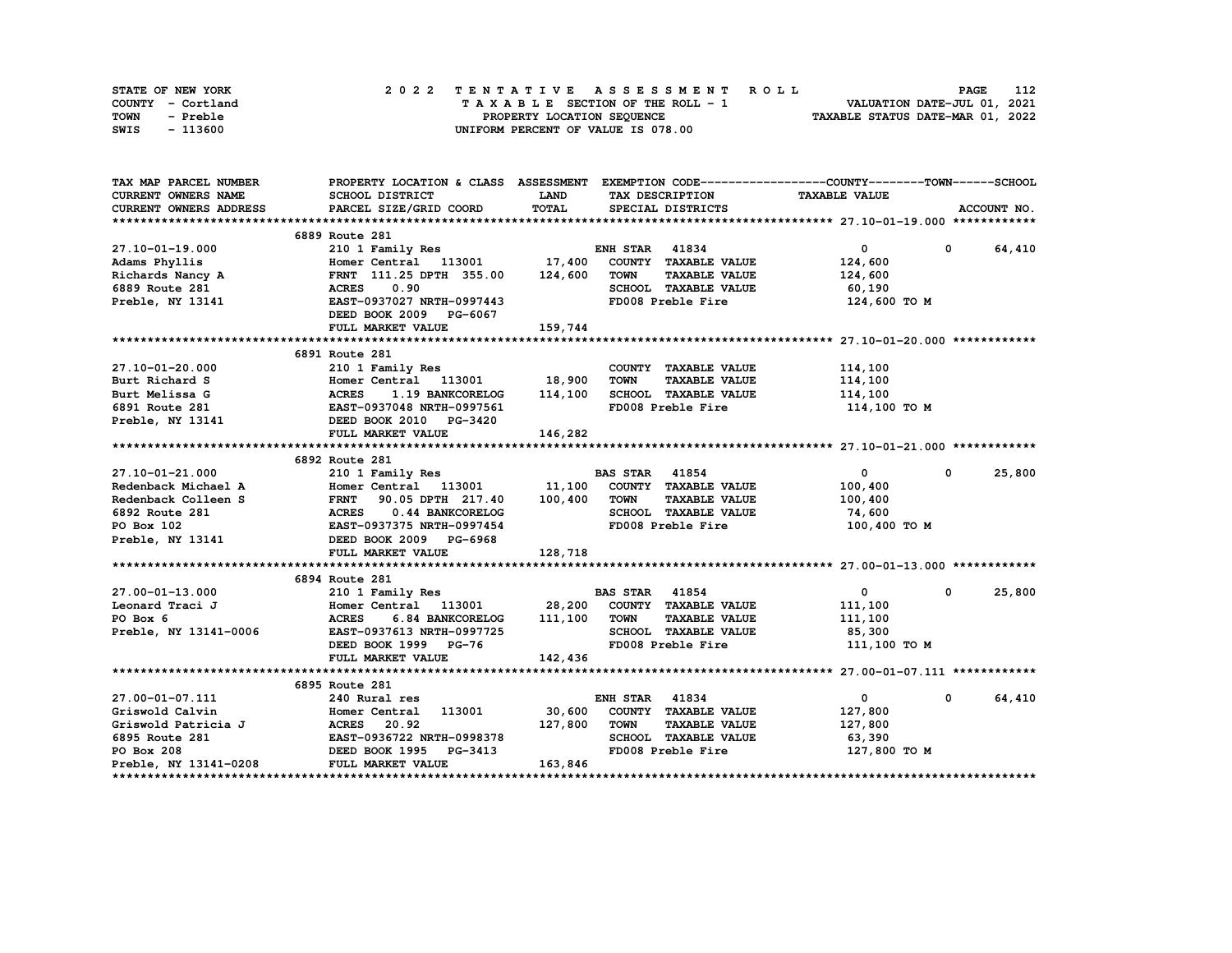STATE OF NEW YORK
COUNTY - Cortland
TOWN - Preble
SWIS - 113600

# 2022 TENTATIVE ASSESSMENT ROLL

TAXABLE SECTION OF THE ROLL - 1
PROPERTY LOCATION SEQUENCE
UNIFORM PERCENT OF VALUE IS 078.00

VALUATION DATE-JUL 01, 2021
TAXABLE STATUS DATE-MAR 01, 2022

| TAX MAP PARCEL NUMBER / CURRENT OWNERS NAME / CURRENT OWNERS ADDRESS | PROPERTY LOCATION & CLASS / SCHOOL DISTRICT / PARCEL SIZE/GRID COORD | ASSESSMENT LAND / TOTAL | EXEMPTION CODE / TAX DESCRIPTION / SPECIAL DISTRICTS | COUNTY / TAXABLE VALUE | TOWN | SCHOOL | ACCOUNT NO. |
|---|---|---|---|---|---|---|---|
| **27.10-01-19.000** | 6889 Route 281 | | | | | | |
| 27.10-01-19.000 | 210 1 Family Res | | ENH STAR 41834 | 0 | 0 | 64,410 | |
| Adams Phyllis | Homer Central 113001 | 17,400 | COUNTY TAXABLE VALUE | 124,600 | | | |
| Richards Nancy A | FRNT 111.25 DPTH 355.00 | 124,600 | TOWN TAXABLE VALUE | 124,600 | | | |
| 6889 Route 281 | ACRES 0.90 | | SCHOOL TAXABLE VALUE | 60,190 | | | |
| Preble, NY 13141 | EAST-0937027 NRTH-0997443 | | FD008 Preble Fire | 124,600 TO M | | | |
| | DEED BOOK 2009 PG-6067 | | | | | | |
| | FULL MARKET VALUE | 159,744 | | | | | |
| **27.10-01-20.000** | 6891 Route 281 | | | | | | |
| 27.10-01-20.000 | 210 1 Family Res | | COUNTY TAXABLE VALUE | 114,100 | | | |
| Burt Richard S | Homer Central 113001 | 18,900 | TOWN TAXABLE VALUE | 114,100 | | | |
| Burt Melissa G | ACRES 1.19 BANKCORELOG | 114,100 | SCHOOL TAXABLE VALUE | 114,100 | | | |
| 6891 Route 281 | EAST-0937048 NRTH-0997561 | | FD008 Preble Fire | 114,100 TO M | | | |
| Preble, NY 13141 | DEED BOOK 2010 PG-3420 | | | | | | |
| | FULL MARKET VALUE | 146,282 | | | | | |
| **27.10-01-21.000** | 6892 Route 281 | | | | | | |
| 27.10-01-21.000 | 210 1 Family Res | | BAS STAR 41854 | 0 | 0 | 25,800 | |
| Redenback Michael A | Homer Central 113001 | 11,100 | COUNTY TAXABLE VALUE | 100,400 | | | |
| Redenback Colleen S | FRNT 90.05 DPTH 217.40 | 100,400 | TOWN TAXABLE VALUE | 100,400 | | | |
| 6892 Route 281 | ACRES 0.44 BANKCORELOG | | SCHOOL TAXABLE VALUE | 74,600 | | | |
| PO Box 102 | EAST-0937375 NRTH-0997454 | | FD008 Preble Fire | 100,400 TO M | | | |
| Preble, NY 13141 | DEED BOOK 2009 PG-6968 | | | | | | |
| | FULL MARKET VALUE | 128,718 | | | | | |
| **27.00-01-13.000** | 6894 Route 281 | | | | | | |
| 27.00-01-13.000 | 210 1 Family Res | | BAS STAR 41854 | 0 | 0 | 25,800 | |
| Leonard Traci J | Homer Central 113001 | 28,200 | COUNTY TAXABLE VALUE | 111,100 | | | |
| PO Box 6 | ACRES 6.84 BANKCORELOG | 111,100 | TOWN TAXABLE VALUE | 111,100 | | | |
| Preble, NY 13141-0006 | EAST-0937613 NRTH-0997725 | | SCHOOL TAXABLE VALUE | 85,300 | | | |
| | DEED BOOK 1999 PG-76 | | FD008 Preble Fire | 111,100 TO M | | | |
| | FULL MARKET VALUE | 142,436 | | | | | |
| **27.00-01-07.111** | 6895 Route 281 | | | | | | |
| 27.00-01-07.111 | 240 Rural res | | ENH STAR 41834 | 0 | 0 | 64,410 | |
| Griswold Calvin | Homer Central 113001 | 30,600 | COUNTY TAXABLE VALUE | 127,800 | | | |
| Griswold Patricia J | ACRES 20.92 | 127,800 | TOWN TAXABLE VALUE | 127,800 | | | |
| 6895 Route 281 | EAST-0936722 NRTH-0998378 | | SCHOOL TAXABLE VALUE | 63,390 | | | |
| PO Box 208 | DEED BOOK 1995 PG-3413 | | FD008 Preble Fire | 127,800 TO M | | | |
| Preble, NY 13141-0208 | FULL MARKET VALUE | 163,846 | | | | | |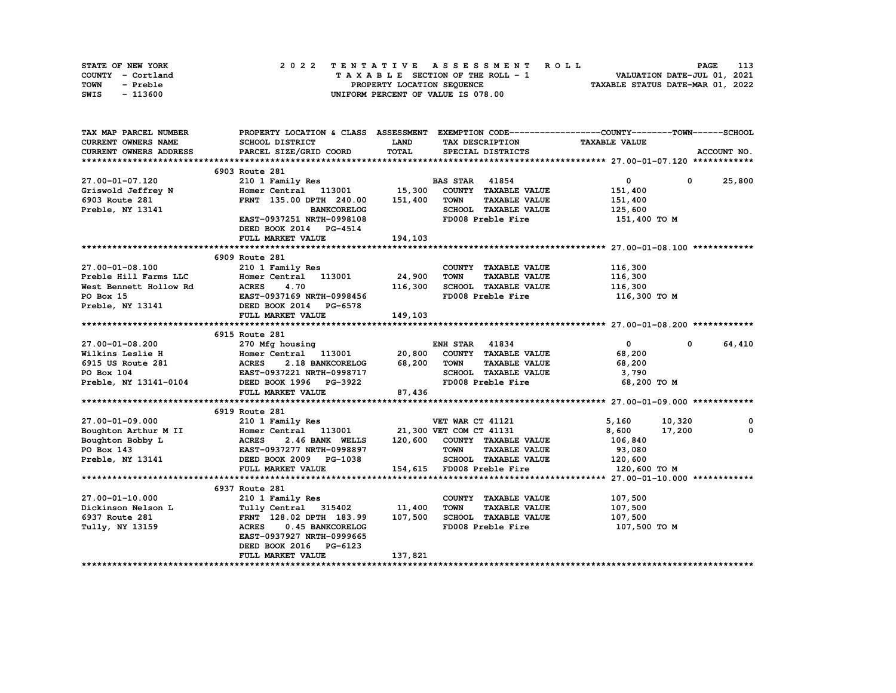STATE OF NEW YORK — 2022 TENTATIVE ASSESSMENT ROLL
COUNTY - Cortland — TAXABLE SECTION OF THE ROLL - 1 — VALUATION DATE-JUL 01, 2021
TOWN - Preble — PROPERTY LOCATION SEQUENCE — TAXABLE STATUS DATE-MAR 01, 2022
SWIS - 113600 — UNIFORM PERCENT OF VALUE IS 078.00

| TAX MAP PARCEL NUMBER / CURRENT OWNERS NAME / CURRENT OWNERS ADDRESS | PROPERTY LOCATION & CLASS / SCHOOL DISTRICT / PARCEL SIZE/GRID COORD | ASSESSMENT LAND | TOTAL | EXEMPTION CODE / TAX DESCRIPTION / SPECIAL DISTRICTS | COUNTY | TOWN | SCHOOL |
|---|---|---|---|---|---|---|---|
| **27.00-01-07.120** | 6903 Route 281 | | | | | | |
| 27.00-01-07.120 | 210 1 Family Res | | | BAS STAR 41854 | 0 | 0 | 25,800 |
| Griswold Jeffrey N | Homer Central 113001 | 15,300 | | COUNTY TAXABLE VALUE | 151,400 | | |
| 6903 Route 281 | FRNT 135.00 DPTH 240.00 | | 151,400 | TOWN TAXABLE VALUE | | 151,400 | |
| Preble, NY 13141 | BANKCORELOG | | | SCHOOL TAXABLE VALUE | | | 125,600 |
| | EAST-0937251 NRTH-0998108 | | | FD008 Preble Fire | 151,400 TO M | | |
| | DEED BOOK 2014 PG-4514 | | | | | | |
| | FULL MARKET VALUE | | 194,103 | | | | |
| **27.00-01-08.100** | 6909 Route 281 | | | | | | |
| 27.00-01-08.100 | 210 1 Family Res | | | COUNTY TAXABLE VALUE | 116,300 | | |
| Preble Hill Farms LLC | Homer Central 113001 | 24,900 | | TOWN TAXABLE VALUE | | 116,300 | |
| West Bennett Hollow Rd | ACRES 4.70 | | 116,300 | SCHOOL TAXABLE VALUE | | | 116,300 |
| PO Box 15 | EAST-0937169 NRTH-0998456 | | | FD008 Preble Fire | 116,300 TO M | | |
| Preble, NY 13141 | DEED BOOK 2014 PG-6578 | | | | | | |
| | FULL MARKET VALUE | | 149,103 | | | | |
| **27.00-01-08.200** | 6915 Route 281 | | | | | | |
| 27.00-01-08.200 | 270 Mfg housing | | | ENH STAR 41834 | 0 | 0 | 64,410 |
| Wilkins Leslie H | Homer Central 113001 | 20,800 | | COUNTY TAXABLE VALUE | 68,200 | | |
| 6915 US Route 281 | ACRES 2.18 BANKCORELOG | | 68,200 | TOWN TAXABLE VALUE | | 68,200 | |
| PO Box 104 | EAST-0937221 NRTH-0998717 | | | SCHOOL TAXABLE VALUE | | | 3,790 |
| Preble, NY 13141-0104 | DEED BOOK 1996 PG-3922 | | | FD008 Preble Fire | 68,200 TO M | | |
| | FULL MARKET VALUE | | 87,436 | | | | |
| **27.00-01-09.000** | 6919 Route 281 | | | | | | |
| 27.00-01-09.000 | 210 1 Family Res | | | VET WAR CT 41121 | 5,160 | 10,320 | 0 |
| Boughton Arthur M II | Homer Central 113001 | 21,300 | | VET COM CT 41131 | 8,600 | 17,200 | 0 |
| Boughton Bobby L | ACRES 2.46 BANK WELLS | | 120,600 | COUNTY TAXABLE VALUE | 106,840 | | |
| PO Box 143 | EAST-0937277 NRTH-0998897 | | | TOWN TAXABLE VALUE | | 93,080 | |
| Preble, NY 13141 | DEED BOOK 2009 PG-1038 | | | SCHOOL TAXABLE VALUE | | | 120,600 |
| | FULL MARKET VALUE | | 154,615 | FD008 Preble Fire | 120,600 TO M | | |
| **27.00-01-10.000** | 6937 Route 281 | | | | | | |
| 27.00-01-10.000 | 210 1 Family Res | | | COUNTY TAXABLE VALUE | 107,500 | | |
| Dickinson Nelson L | Tully Central 315402 | 11,400 | | TOWN TAXABLE VALUE | | 107,500 | |
| 6937 Route 281 | FRNT 128.02 DPTH 183.99 | | 107,500 | SCHOOL TAXABLE VALUE | | | 107,500 |
| Tully, NY 13159 | ACRES 0.45 BANKCORELOG | | | FD008 Preble Fire | 107,500 TO M | | |
| | EAST-0937927 NRTH-0999665 | | | | | | |
| | DEED BOOK 2016 PG-6123 | | | | | | |
| | FULL MARKET VALUE | | 137,821 | | | | |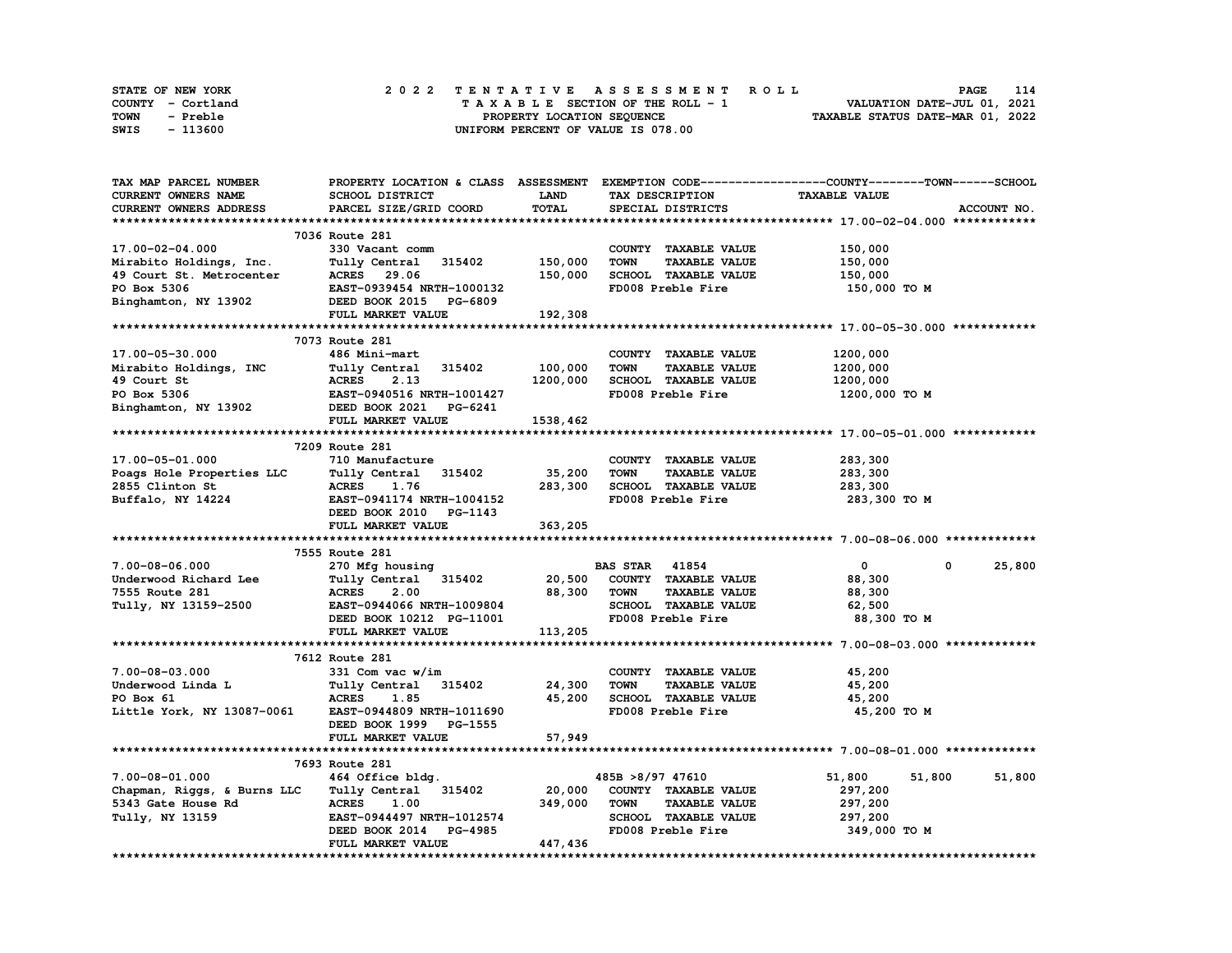STATE OF NEW YORK  
COUNTY - Cortland  
TOWN - Preble  
SWIS - 113600

# 2022 TENTATIVE ASSESSMENT ROLL

TAXABLE SECTION OF THE ROLL - 1  
PROPERTY LOCATION SEQUENCE  
UNIFORM PERCENT OF VALUE IS 078.00

VALUATION DATE-JUL 01, 2021  
TAXABLE STATUS DATE-MAR 01, 2022

| TAX MAP PARCEL NUMBER / CURRENT OWNERS NAME / CURRENT OWNERS ADDRESS | PROPERTY LOCATION & CLASS / SCHOOL DISTRICT / PARCEL SIZE/GRID COORD | ASSESSMENT LAND | TOTAL | EXEMPTION CODE / TAX DESCRIPTION / SPECIAL DISTRICTS | COUNTY TAXABLE VALUE | TOWN | SCHOOL |
|---|---|---|---|---|---|---|---|
| **17.00-02-04.000** | 7036 Route 281 | | | | | | |
| 17.00-02-04.000 | 330 Vacant comm | | | COUNTY TAXABLE VALUE | 150,000 | | |
| Mirabito Holdings, Inc. | Tully Central 315402 | 150,000 | | TOWN TAXABLE VALUE | 150,000 | | |
| 49 Court St. Metrocenter | ACRES 29.06 | | 150,000 | SCHOOL TAXABLE VALUE | 150,000 | | |
| PO Box 5306 | EAST-0939454 NRTH-1000132 | | | FD008 Preble Fire | 150,000 TO M | | |
| Binghamton, NY 13902 | DEED BOOK 2015 PG-6809 | | | | | | |
| | FULL MARKET VALUE | | 192,308 | | | | |
| **17.00-05-30.000** | 7073 Route 281 | | | | | | |
| 17.00-05-30.000 | 486 Mini-mart | | | COUNTY TAXABLE VALUE | 1200,000 | | |
| Mirabito Holdings, INC | Tully Central 315402 | 100,000 | | TOWN TAXABLE VALUE | 1200,000 | | |
| 49 Court St | ACRES 2.13 | | 1200,000 | SCHOOL TAXABLE VALUE | 1200,000 | | |
| PO Box 5306 | EAST-0940516 NRTH-1001427 | | | FD008 Preble Fire | 1200,000 TO M | | |
| Binghamton, NY 13902 | DEED BOOK 2021 PG-6241 | | | | | | |
| | FULL MARKET VALUE | | 1538,462 | | | | |
| **17.00-05-01.000** | 7209 Route 281 | | | | | | |
| 17.00-05-01.000 | 710 Manufacture | | | COUNTY TAXABLE VALUE | 283,300 | | |
| Poags Hole Properties LLC | Tully Central 315402 | 35,200 | | TOWN TAXABLE VALUE | 283,300 | | |
| 2855 Clinton St | ACRES 1.76 | | 283,300 | SCHOOL TAXABLE VALUE | 283,300 | | |
| Buffalo, NY 14224 | EAST-0941174 NRTH-1004152 | | | FD008 Preble Fire | 283,300 TO M | | |
| | DEED BOOK 2010 PG-1143 | | | | | | |
| | FULL MARKET VALUE | | 363,205 | | | | |
| **7.00-08-06.000** | 7555 Route 281 | | | | | | |
| 7.00-08-06.000 | 270 Mfg housing | | | BAS STAR 41854 | 0 | 0 | 25,800 |
| Underwood Richard Lee | Tully Central 315402 | 20,500 | | COUNTY TAXABLE VALUE | 88,300 | | |
| 7555 Route 281 | ACRES 2.00 | | 88,300 | TOWN TAXABLE VALUE | 88,300 | | |
| Tully, NY 13159-2500 | EAST-0944066 NRTH-1009804 | | | SCHOOL TAXABLE VALUE | 62,500 | | |
| | DEED BOOK 10212 PG-11001 | | | FD008 Preble Fire | 88,300 TO M | | |
| | FULL MARKET VALUE | | 113,205 | | | | |
| **7.00-08-03.000** | 7612 Route 281 | | | | | | |
| 7.00-08-03.000 | 331 Com vac w/im | | | COUNTY TAXABLE VALUE | 45,200 | | |
| Underwood Linda L | Tully Central 315402 | 24,300 | | TOWN TAXABLE VALUE | 45,200 | | |
| PO Box 61 | ACRES 1.85 | | 45,200 | SCHOOL TAXABLE VALUE | 45,200 | | |
| Little York, NY 13087-0061 | EAST-0944809 NRTH-1011690 | | | FD008 Preble Fire | 45,200 TO M | | |
| | DEED BOOK 1999 PG-1555 | | | | | | |
| | FULL MARKET VALUE | | 57,949 | | | | |
| **7.00-08-01.000** | 7693 Route 281 | | | | | | |
| 7.00-08-01.000 | 464 Office bldg. | | | 485B >8/97 47610 | 51,800 | 51,800 | 51,800 |
| Chapman, Riggs, & Burns LLC | Tully Central 315402 | 20,000 | | COUNTY TAXABLE VALUE | 297,200 | | |
| 5343 Gate House Rd | ACRES 1.00 | | 349,000 | TOWN TAXABLE VALUE | 297,200 | | |
| Tully, NY 13159 | EAST-0944497 NRTH-1012574 | | | SCHOOL TAXABLE VALUE | 297,200 | | |
| | DEED BOOK 2014 PG-4985 | | | FD008 Preble Fire | 349,000 TO M | | |
| | FULL MARKET VALUE | | 447,436 | | | | |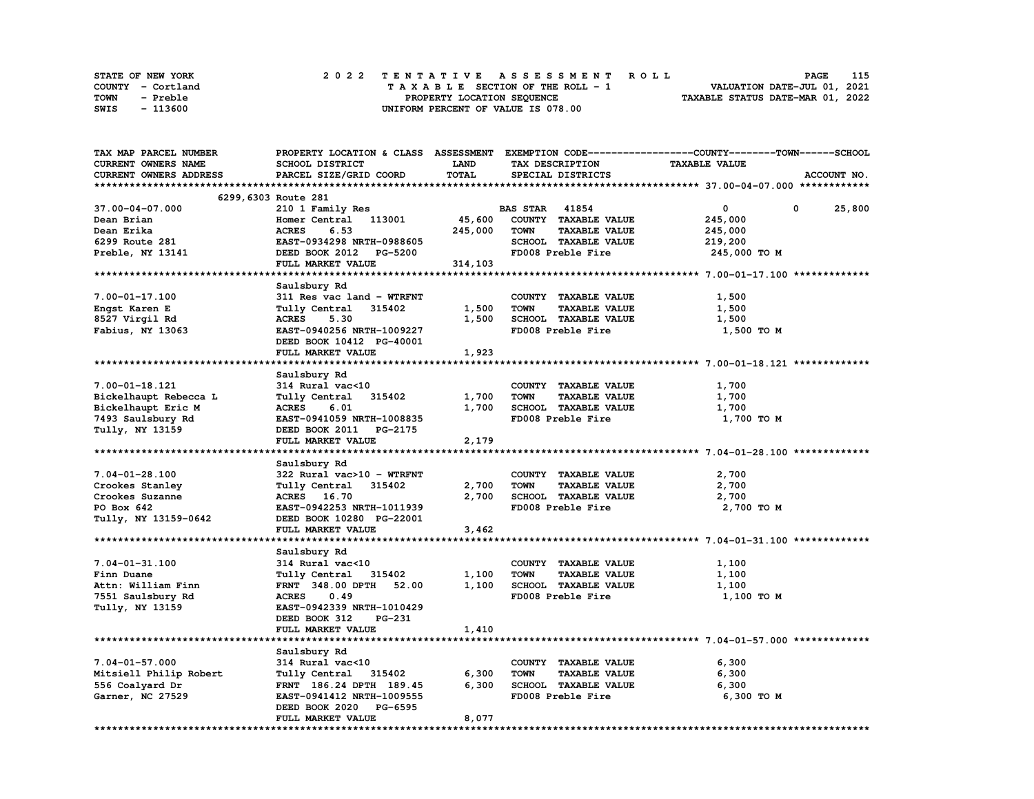STATE OF NEW YORK
COUNTY - Cortland
TOWN - Preble
SWIS - 113600

2 0 2 2 T E N T A T I V E A S S E S S M E N T R O L L
T A X A B L E SECTION OF THE ROLL - 1
PROPERTY LOCATION SEQUENCE
UNIFORM PERCENT OF VALUE IS 078.00

VALUATION DATE-JUL 01, 2021
TAXABLE STATUS DATE-MAR 01, 2022

| TAX MAP PARCEL NUMBER / CURRENT OWNERS NAME / CURRENT OWNERS ADDRESS | PROPERTY LOCATION & CLASS / SCHOOL DISTRICT / PARCEL SIZE/GRID COORD | ASSESSMENT LAND / TOTAL | EXEMPTION CODE / TAX DESCRIPTION / SPECIAL DISTRICTS | COUNTY / TOWN / SCHOOL TAXABLE VALUE | ACCOUNT NO. |
|---|---|---|---|---|---|
| **37.00-04-07.000** | 6299,6303 Route 281 | | | | |
| 37.00-04-07.000 | 210 1 Family Res | | BAS STAR 41854 | 0 0 25,800 | |
| Dean Brian | Homer Central 113001 | 45,600 | COUNTY TAXABLE VALUE | 245,000 | |
| Dean Erika | ACRES 6.53 | 245,000 | TOWN TAXABLE VALUE | 245,000 | |
| 6299 Route 281 | EAST-0934298 NRTH-0988605 | | SCHOOL TAXABLE VALUE | 219,200 | |
| Preble, NY 13141 | DEED BOOK 2012 PG-5200 | | FD008 Preble Fire | 245,000 TO M | |
| | FULL MARKET VALUE | 314,103 | | | |
| **7.00-01-17.100** | Saulsbury Rd | | | | |
| 7.00-01-17.100 | 311 Res vac land - WTRFNT | | COUNTY TAXABLE VALUE | 1,500 | |
| Engst Karen E | Tully Central 315402 | 1,500 | TOWN TAXABLE VALUE | 1,500 | |
| 8527 Virgil Rd | ACRES 5.30 | 1,500 | SCHOOL TAXABLE VALUE | 1,500 | |
| Fabius, NY 13063 | EAST-0940256 NRTH-1009227 | | FD008 Preble Fire | 1,500 TO M | |
| | DEED BOOK 10412 PG-40001 | | | | |
| | FULL MARKET VALUE | 1,923 | | | |
| **7.00-01-18.121** | Saulsbury Rd | | | | |
| 7.00-01-18.121 | 314 Rural vac<10 | | COUNTY TAXABLE VALUE | 1,700 | |
| Bickelhaupt Rebecca L | Tully Central 315402 | 1,700 | TOWN TAXABLE VALUE | 1,700 | |
| Bickelhaupt Eric M | ACRES 6.01 | 1,700 | SCHOOL TAXABLE VALUE | 1,700 | |
| 7493 Saulsbury Rd | EAST-0941059 NRTH-1008835 | | FD008 Preble Fire | 1,700 TO M | |
| Tully, NY 13159 | DEED BOOK 2011 PG-2175 | | | | |
| | FULL MARKET VALUE | 2,179 | | | |
| **7.04-01-28.100** | Saulsbury Rd | | | | |
| 7.04-01-28.100 | 322 Rural vac>10 - WTRFNT | | COUNTY TAXABLE VALUE | 2,700 | |
| Crookes Stanley | Tully Central 315402 | 2,700 | TOWN TAXABLE VALUE | 2,700 | |
| Crookes Suzanne | ACRES 16.70 | 2,700 | SCHOOL TAXABLE VALUE | 2,700 | |
| PO Box 642 | EAST-0942253 NRTH-1011939 | | FD008 Preble Fire | 2,700 TO M | |
| Tully, NY 13159-0642 | DEED BOOK 10280 PG-22001 | | | | |
| | FULL MARKET VALUE | 3,462 | | | |
| **7.04-01-31.100** | Saulsbury Rd | | | | |
| 7.04-01-31.100 | 314 Rural vac<10 | | COUNTY TAXABLE VALUE | 1,100 | |
| Finn Duane | Tully Central 315402 | 1,100 | TOWN TAXABLE VALUE | 1,100 | |
| Attn: William Finn | FRNT 348.00 DPTH 52.00 | 1,100 | SCHOOL TAXABLE VALUE | 1,100 | |
| 7551 Saulsbury Rd | ACRES 0.49 | | FD008 Preble Fire | 1,100 TO M | |
| Tully, NY 13159 | EAST-0942339 NRTH-1010429 | | | | |
| | DEED BOOK 312 PG-231 | | | | |
| | FULL MARKET VALUE | 1,410 | | | |
| **7.04-01-57.000** | Saulsbury Rd | | | | |
| 7.04-01-57.000 | 314 Rural vac<10 | | COUNTY TAXABLE VALUE | 6,300 | |
| Mitsiell Philip Robert | Tully Central 315402 | 6,300 | TOWN TAXABLE VALUE | 6,300 | |
| 556 Coalyard Dr | FRNT 186.24 DPTH 189.45 | 6,300 | SCHOOL TAXABLE VALUE | 6,300 | |
| Garner, NC 27529 | EAST-0941412 NRTH-1009555 | | FD008 Preble Fire | 6,300 TO M | |
| | DEED BOOK 2020 PG-6595 | | | | |
| | FULL MARKET VALUE | 8,077 | | | |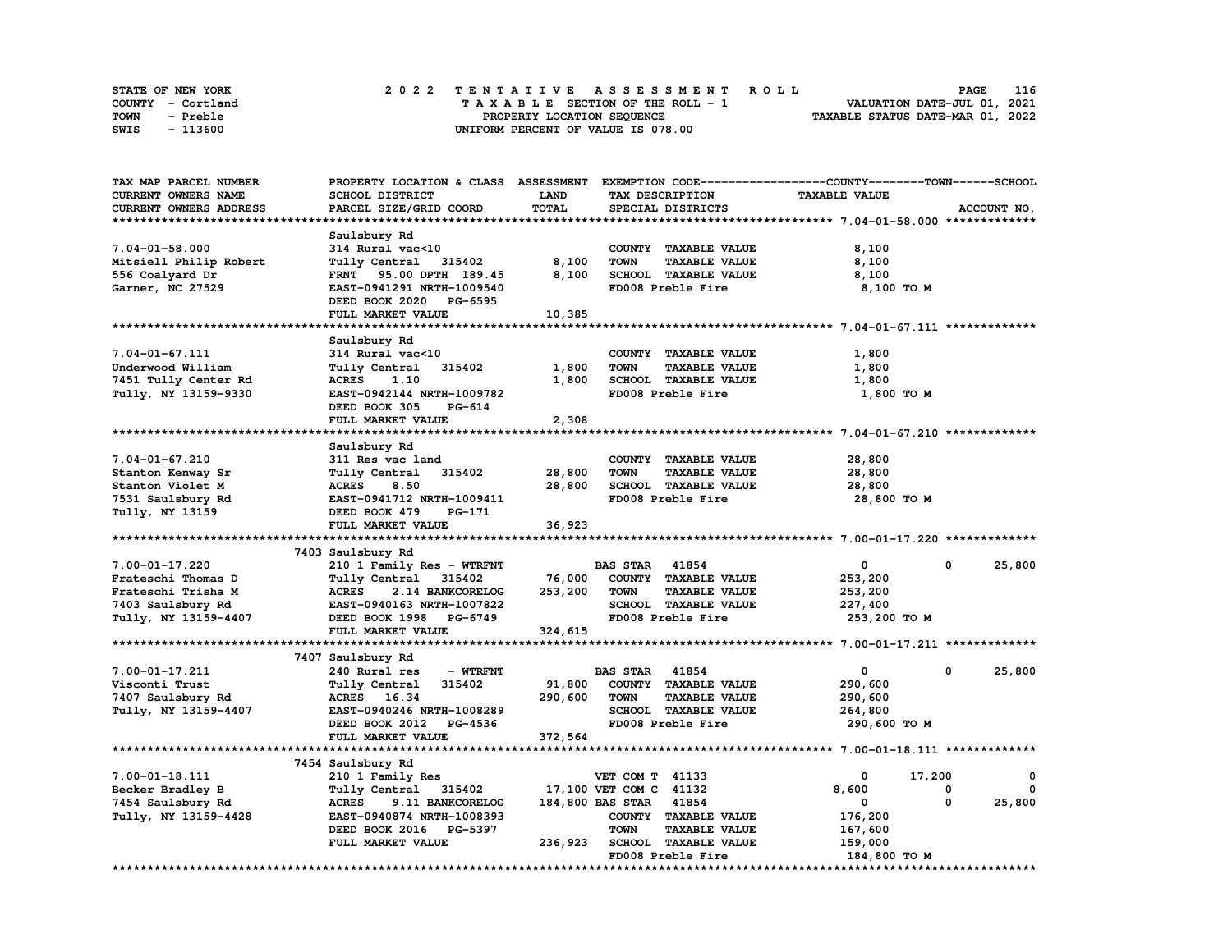STATE OF NEW YORK — COUNTY - Cortland — TOWN - Preble — SWIS - 113600

# 2022 TENTATIVE ASSESSMENT ROLL

TAXABLE SECTION OF THE ROLL - 1
PROPERTY LOCATION SEQUENCE
UNIFORM PERCENT OF VALUE IS 078.00

VALUATION DATE-JUL 01, 2021
TAXABLE STATUS DATE-MAR 01, 2022

| TAX MAP PARCEL NUMBER / CURRENT OWNERS NAME / CURRENT OWNERS ADDRESS | PROPERTY LOCATION & CLASS / SCHOOL DISTRICT / PARCEL SIZE/GRID COORD | ASSESSMENT LAND | TOTAL | EXEMPTION CODE / TAX DESCRIPTION / SPECIAL DISTRICTS | COUNTY TAXABLE VALUE | TOWN | SCHOOL |
|---|---|---|---|---|---|---|---|
| **7.04-01-58.000** | Saulsbury Rd | | | | | | |
| 7.04-01-58.000 | 314 Rural vac<10 | | | COUNTY TAXABLE VALUE | 8,100 | | |
| Mitsiell Philip Robert | Tully Central 315402 | 8,100 | | TOWN TAXABLE VALUE | 8,100 | | |
| 556 Coalyard Dr | FRNT 95.00 DPTH 189.45 | | 8,100 | SCHOOL TAXABLE VALUE | 8,100 | | |
| Garner, NC 27529 | EAST-0941291 NRTH-1009540 | | | FD008 Preble Fire | 8,100 TO M | | |
| | DEED BOOK 2020 PG-6595 | | | | | | |
| | FULL MARKET VALUE | | 10,385 | | | | |
| **7.04-01-67.111** | Saulsbury Rd | | | | | | |
| 7.04-01-67.111 | 314 Rural vac<10 | | | COUNTY TAXABLE VALUE | 1,800 | | |
| Underwood William | Tully Central 315402 | 1,800 | | TOWN TAXABLE VALUE | 1,800 | | |
| 7451 Tully Center Rd | ACRES 1.10 | | 1,800 | SCHOOL TAXABLE VALUE | 1,800 | | |
| Tully, NY 13159-9330 | EAST-0942144 NRTH-1009782 | | | FD008 Preble Fire | 1,800 TO M | | |
| | DEED BOOK 305 PG-614 | | | | | | |
| | FULL MARKET VALUE | | 2,308 | | | | |
| **7.04-01-67.210** | Saulsbury Rd | | | | | | |
| 7.04-01-67.210 | 311 Res vac land | | | COUNTY TAXABLE VALUE | 28,800 | | |
| Stanton Kenway Sr | Tully Central 315402 | 28,800 | | TOWN TAXABLE VALUE | 28,800 | | |
| Stanton Violet M | ACRES 8.50 | | 28,800 | SCHOOL TAXABLE VALUE | 28,800 | | |
| 7531 Saulsbury Rd | EAST-0941712 NRTH-1009411 | | | FD008 Preble Fire | 28,800 TO M | | |
| Tully, NY 13159 | DEED BOOK 479 PG-171 | | | | | | |
| | FULL MARKET VALUE | | 36,923 | | | | |
| **7.00-01-17.220** | 7403 Saulsbury Rd | | | | | | |
| 7.00-01-17.220 | 210 1 Family Res - WTRFNT | | | BAS STAR 41854 | 0 | 0 | 25,800 |
| Frateschi Thomas D | Tully Central 315402 | 76,000 | | COUNTY TAXABLE VALUE | 253,200 | | |
| Frateschi Trisha M | ACRES 2.14 BANKCORELOG | | 253,200 | TOWN TAXABLE VALUE | 253,200 | | |
| 7403 Saulsbury Rd | EAST-0940163 NRTH-1007822 | | | SCHOOL TAXABLE VALUE | 227,400 | | |
| Tully, NY 13159-4407 | DEED BOOK 1998 PG-6749 | | | FD008 Preble Fire | 253,200 TO M | | |
| | FULL MARKET VALUE | | 324,615 | | | | |
| **7.00-01-17.211** | 7407 Saulsbury Rd | | | | | | |
| 7.00-01-17.211 | 240 Rural res - WTRFNT | | | BAS STAR 41854 | 0 | 0 | 25,800 |
| Visconti Trust | Tully Central 315402 | 91,800 | | COUNTY TAXABLE VALUE | 290,600 | | |
| 7407 Saulsbury Rd | ACRES 16.34 | | 290,600 | TOWN TAXABLE VALUE | 290,600 | | |
| Tully, NY 13159-4407 | EAST-0940246 NRTH-1008289 | | | SCHOOL TAXABLE VALUE | 264,800 | | |
| | DEED BOOK 2012 PG-4536 | | | FD008 Preble Fire | 290,600 TO M | | |
| | FULL MARKET VALUE | | 372,564 | | | | |
| **7.00-01-18.111** | 7454 Saulsbury Rd | | | | | | |
| 7.00-01-18.111 | 210 1 Family Res | | | VET COM T 41133 | 0 | 17,200 | 0 |
| Becker Bradley B | Tully Central 315402 | 17,100 | | VET COM C 41132 | 8,600 | 0 | 0 |
| 7454 Saulsbury Rd | ACRES 9.11 BANKCORELOG | | 184,800 | BAS STAR 41854 | 0 | 0 | 25,800 |
| Tully, NY 13159-4428 | EAST-0940874 NRTH-1008393 | | | COUNTY TAXABLE VALUE | 176,200 | | |
| | DEED BOOK 2016 PG-5397 | | | TOWN TAXABLE VALUE | 167,600 | | |
| | FULL MARKET VALUE | | 236,923 | SCHOOL TAXABLE VALUE | 159,000 | | |
| | | | | FD008 Preble Fire | 184,800 TO M | | |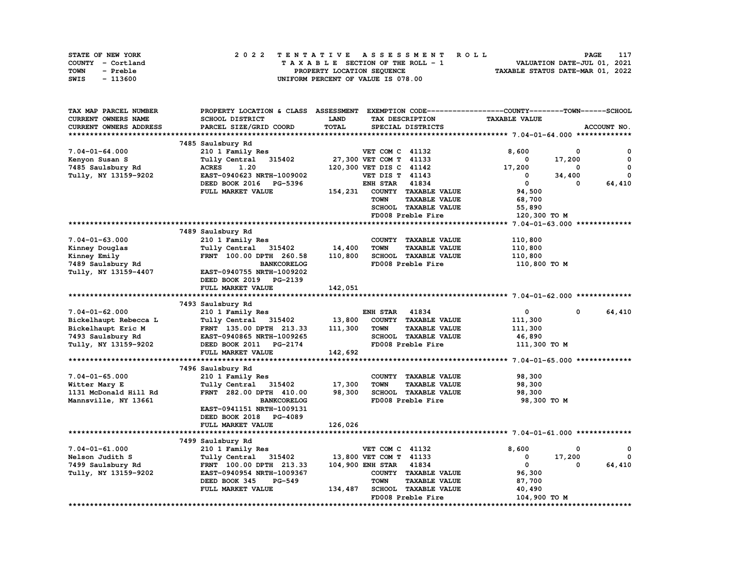STATE OF NEW YORK — COUNTY - Cortland — TOWN - Preble — SWIS - 113600

**2022 TENTATIVE ASSESSMENT ROLL**
TAXABLE SECTION OF THE ROLL - 1
PROPERTY LOCATION SEQUENCE
UNIFORM PERCENT OF VALUE IS 078.00

VALUATION DATE-JUL 01, 2021
TAXABLE STATUS DATE-MAR 01, 2022

```
TAX MAP PARCEL NUMBER      PROPERTY LOCATION & CLASS  ASSESSMENT  EXEMPTION CODE------------------COUNTY--------TOWN------SCHOOL
CURRENT OWNERS NAME        SCHOOL DISTRICT              LAND      TAX DESCRIPTION            TAXABLE VALUE
CURRENT OWNERS ADDRESS     PARCEL SIZE/GRID COORD       TOTAL     SPECIAL DISTRICTS                                      ACCOUNT NO.
******************************************************************************************************* 7.04-01-64.000 *************
                           7485 Saulsbury Rd
7.04-01-64.000             210 1 Family Res                       VET COM C  41132            8,600          0             0
Kenyon Susan S             Tully Central   315402      27,300 VET COM T  41133                0         17,200             0
7485 Saulsbury Rd          ACRES     1.20             120,300 VET DIS C  41142            17,200          0             0
Tully, NY 13159-9202       EAST-0940623 NRTH-1009002              VET DIS T  41143                0         34,400             0
                           DEED BOOK 2016   PG-5396               ENH STAR   41834                0              0        64,410
                           FULL MARKET VALUE          154,231     COUNTY  TAXABLE VALUE          94,500
                                                                  TOWN    TAXABLE VALUE          68,700
                                                                  SCHOOL  TAXABLE VALUE          55,890
                                                                  FD008 Preble Fire             120,300 TO M
******************************************************************************************************* 7.04-01-63.000 *************
                           7489 Saulsbury Rd
7.04-01-63.000             210 1 Family Res                       COUNTY  TAXABLE VALUE         110,800
Kinney Douglas             Tully Central   315402      14,400     TOWN    TAXABLE VALUE         110,800
Kinney Emily               FRNT 100.00 DPTH 260.58    110,800     SCHOOL  TAXABLE VALUE         110,800
7489 Saulsbury Rd                       BANKCORELOG               FD008 Preble Fire             110,800 TO M
Tully, NY 13159-4407       EAST-0940755 NRTH-1009202
                           DEED BOOK 2019   PG-2139
                           FULL MARKET VALUE          142,051
******************************************************************************************************* 7.04-01-62.000 *************
                           7493 Saulsbury Rd
7.04-01-62.000             210 1 Family Res                       ENH STAR   41834                0              0        64,410
Bickelhaupt Rebecca L      Tully Central   315402      13,800     COUNTY  TAXABLE VALUE         111,300
Bickelhaupt Eric M         FRNT 135.00 DPTH 213.33    111,300     TOWN    TAXABLE VALUE         111,300
7493 Saulsbury Rd          EAST-0940865 NRTH-1009265              SCHOOL  TAXABLE VALUE          46,890
Tully, NY 13159-9202       DEED BOOK 2011   PG-2174               FD008 Preble Fire             111,300 TO M
                           FULL MARKET VALUE          142,692
******************************************************************************************************* 7.04-01-65.000 *************
                           7496 Saulsbury Rd
7.04-01-65.000             210 1 Family Res                       COUNTY  TAXABLE VALUE          98,300
Witter Mary E              Tully Central   315402      17,300     TOWN    TAXABLE VALUE          98,300
1131 McDonald Hill Rd      FRNT 282.00 DPTH 410.00     98,300     SCHOOL  TAXABLE VALUE          98,300
Mannsville, NY 13661                    BANKCORELOG               FD008 Preble Fire              98,300 TO M
                           EAST-0941151 NRTH-1009131
                           DEED BOOK 2018   PG-4089
                           FULL MARKET VALUE          126,026
******************************************************************************************************* 7.04-01-61.000 *************
                           7499 Saulsbury Rd
7.04-01-61.000             210 1 Family Res                       VET COM C  41132            8,600          0             0
Nelson Judith S            Tully Central   315402      13,800 VET COM T  41133                0         17,200             0
7499 Saulsbury Rd          FRNT 100.00 DPTH 213.33    104,900 ENH STAR   41834                0              0        64,410
Tully, NY 13159-9202       EAST-0940954 NRTH-1009367              COUNTY  TAXABLE VALUE          96,300
                           DEED BOOK 345    PG-549                TOWN    TAXABLE VALUE          87,700
                           FULL MARKET VALUE          134,487     SCHOOL  TAXABLE VALUE          40,490
                                                                  FD008 Preble Fire             104,900 TO M
************************************************************************************************************************************
```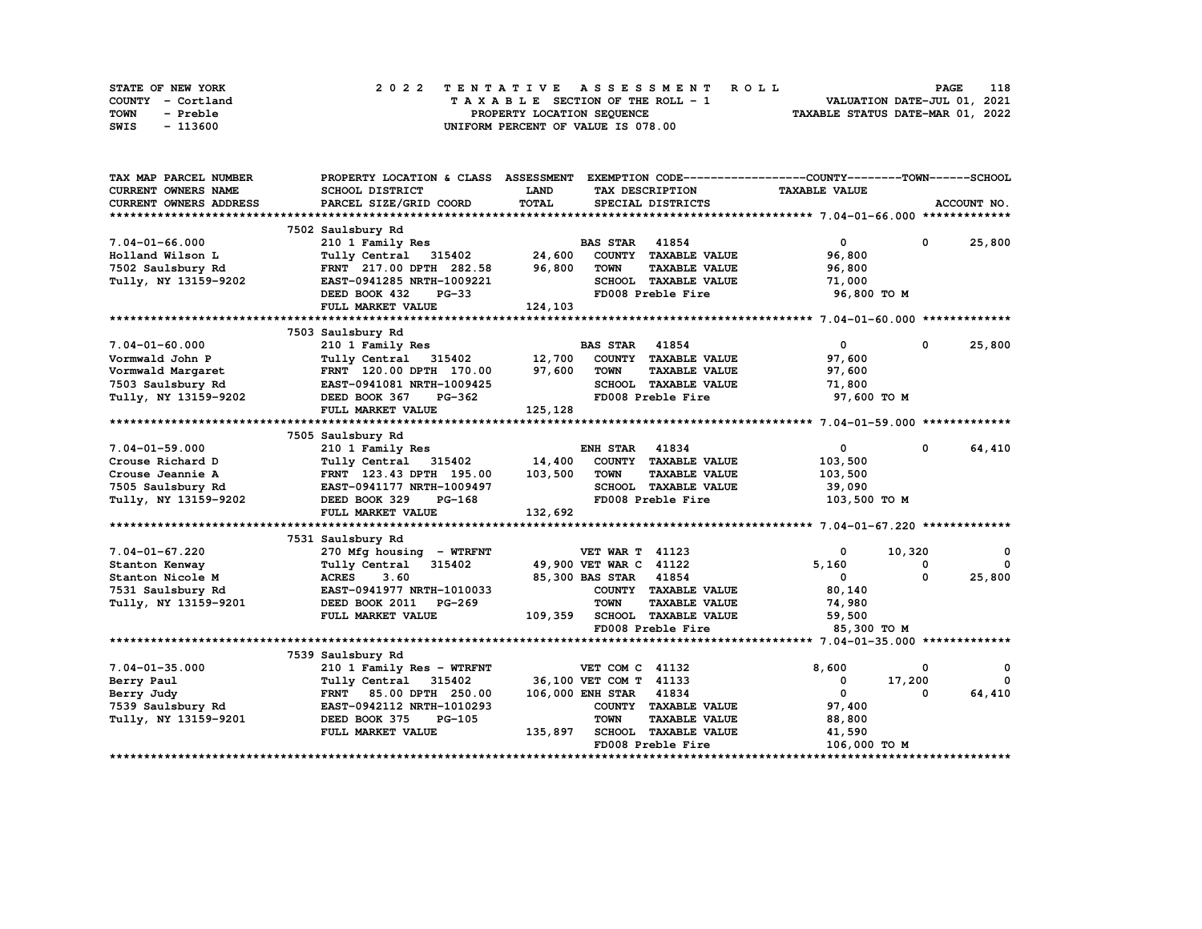STATE OF NEW YORK
COUNTY - Cortland
TOWN - Preble
SWIS - 113600

2 0 2 2 T E N T A T I V E A S S E S S M E N T R O L L
T A X A B L E SECTION OF THE ROLL - 1
PROPERTY LOCATION SEQUENCE
UNIFORM PERCENT OF VALUE IS 078.00

VALUATION DATE-JUL 01, 2021
TAXABLE STATUS DATE-MAR 01, 2022

| TAX MAP PARCEL NUMBER / CURRENT OWNERS NAME / CURRENT OWNERS ADDRESS | PROPERTY LOCATION & CLASS / SCHOOL DISTRICT / PARCEL SIZE/GRID COORD | ASSESSMENT LAND / TOTAL | EXEMPTION CODE / TAX DESCRIPTION / SPECIAL DISTRICTS | COUNTY TAXABLE VALUE | TOWN | SCHOOL | ACCOUNT NO. |
|---|---|---|---|---|---|---|---|
| | 7502 Saulsbury Rd | | | | | | |
| 7.04-01-66.000 | 210 1 Family Res | | BAS STAR 41854 | 0 | 0 | 25,800 | |
| Holland Wilson L | Tully Central 315402 | 24,600 | COUNTY TAXABLE VALUE | 96,800 | | | |
| 7502 Saulsbury Rd | FRNT 217.00 DPTH 282.58 | 96,800 | TOWN TAXABLE VALUE | 96,800 | | | |
| Tully, NY 13159-9202 | EAST-0941285 NRTH-1009221 | | SCHOOL TAXABLE VALUE | 71,000 | | | |
| | DEED BOOK 432 PG-33 | | FD008 Preble Fire | 96,800 TO M | | | |
| | FULL MARKET VALUE | 124,103 | | | | | |
| | 7503 Saulsbury Rd | | | | | | |
| 7.04-01-60.000 | 210 1 Family Res | | BAS STAR 41854 | 0 | 0 | 25,800 | |
| Vormwald John P | Tully Central 315402 | 12,700 | COUNTY TAXABLE VALUE | 97,600 | | | |
| Vormwald Margaret | FRNT 120.00 DPTH 170.00 | 97,600 | TOWN TAXABLE VALUE | 97,600 | | | |
| 7503 Saulsbury Rd | EAST-0941081 NRTH-1009425 | | SCHOOL TAXABLE VALUE | 71,800 | | | |
| Tully, NY 13159-9202 | DEED BOOK 367 PG-362 | | FD008 Preble Fire | 97,600 TO M | | | |
| | FULL MARKET VALUE | 125,128 | | | | | |
| | 7505 Saulsbury Rd | | | | | | |
| 7.04-01-59.000 | 210 1 Family Res | | ENH STAR 41834 | 0 | 0 | 64,410 | |
| Crouse Richard D | Tully Central 315402 | 14,400 | COUNTY TAXABLE VALUE | 103,500 | | | |
| Crouse Jeannie A | FRNT 123.43 DPTH 195.00 | 103,500 | TOWN TAXABLE VALUE | 103,500 | | | |
| 7505 Saulsbury Rd | EAST-0941177 NRTH-1009497 | | SCHOOL TAXABLE VALUE | 39,090 | | | |
| Tully, NY 13159-9202 | DEED BOOK 329 PG-168 | | FD008 Preble Fire | 103,500 TO M | | | |
| | FULL MARKET VALUE | 132,692 | | | | | |
| | 7531 Saulsbury Rd | | | | | | |
| 7.04-01-67.220 | 270 Mfg housing - WTRFNT | | VET WAR T 41123 | 0 | 10,320 | 0 | |
| Stanton Kenway | Tully Central 315402 | 49,900 | VET WAR C 41122 | 5,160 | 0 | 0 | |
| Stanton Nicole M | ACRES 3.60 | 85,300 | BAS STAR 41854 | 0 | 0 | 25,800 | |
| 7531 Saulsbury Rd | EAST-0941977 NRTH-1010033 | | COUNTY TAXABLE VALUE | 80,140 | | | |
| Tully, NY 13159-9201 | DEED BOOK 2011 PG-269 | | TOWN TAXABLE VALUE | 74,980 | | | |
| | FULL MARKET VALUE | 109,359 | SCHOOL TAXABLE VALUE | 59,500 | | | |
| | | | FD008 Preble Fire | 85,300 TO M | | | |
| | 7539 Saulsbury Rd | | | | | | |
| 7.04-01-35.000 | 210 1 Family Res - WTRFNT | | VET COM C 41132 | 8,600 | 0 | 0 | |
| Berry Paul | Tully Central 315402 | 36,100 | VET COM T 41133 | 0 | 17,200 | 0 | |
| Berry Judy | FRNT 85.00 DPTH 250.00 | 106,000 | ENH STAR 41834 | 0 | 0 | 64,410 | |
| 7539 Saulsbury Rd | EAST-0942112 NRTH-1010293 | | COUNTY TAXABLE VALUE | 97,400 | | | |
| Tully, NY 13159-9201 | DEED BOOK 375 PG-105 | | TOWN TAXABLE VALUE | 88,800 | | | |
| | FULL MARKET VALUE | 135,897 | SCHOOL TAXABLE VALUE | 41,590 | | | |
| | | | FD008 Preble Fire | 106,000 TO M | | | |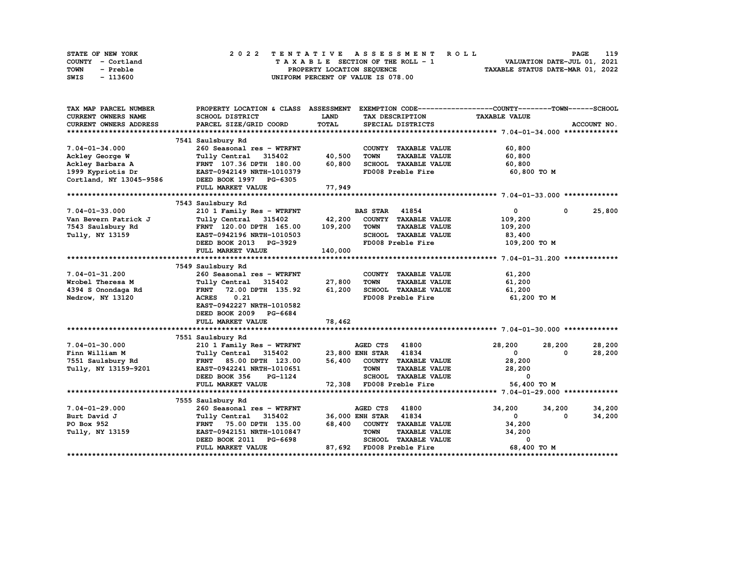STATE OF NEW YORK
COUNTY - Cortland
TOWN - Preble
SWIS - 113600

2 0 2 2 T E N T A T I V E A S S E S S M E N T R O L L
T A X A B L E SECTION OF THE ROLL - 1
PROPERTY LOCATION SEQUENCE
UNIFORM PERCENT OF VALUE IS 078.00

VALUATION DATE-JUL 01, 2021
TAXABLE STATUS DATE-MAR 01, 2022

| TAX MAP PARCEL NUMBER / CURRENT OWNERS NAME / CURRENT OWNERS ADDRESS | PROPERTY LOCATION & CLASS / SCHOOL DISTRICT / PARCEL SIZE/GRID COORD | ASSESSMENT LAND / TOTAL | EXEMPTION CODE / TAX DESCRIPTION / SPECIAL DISTRICTS | COUNTY TAXABLE VALUE | TOWN | SCHOOL / ACCOUNT NO. |
|---|---|---|---|---|---|---|
| **7.04-01-34.000** | 7541 Saulsbury Rd | | | | | |
| 7.04-01-34.000 | 260 Seasonal res - WTRFNT | | COUNTY TAXABLE VALUE | 60,800 | | |
| Ackley George W | Tully Central 315402 | 40,500 | TOWN TAXABLE VALUE | 60,800 | | |
| Ackley Barbara A | FRNT 107.36 DPTH 180.00 | 60,800 | SCHOOL TAXABLE VALUE | 60,800 | | |
| 1999 Kypriotis Dr | EAST-0942149 NRTH-1010379 | | FD008 Preble Fire | 60,800 TO M | | |
| Cortland, NY 13045-9586 | DEED BOOK 1997 PG-6305 | | | | | |
| | FULL MARKET VALUE | 77,949 | | | | |
| **7.04-01-33.000** | 7543 Saulsbury Rd | | | | | |
| 7.04-01-33.000 | 210 1 Family Res - WTRFNT | | BAS STAR 41854 | 0 | 0 | 25,800 |
| Van Bevern Patrick J | Tully Central 315402 | 42,200 | COUNTY TAXABLE VALUE | 109,200 | | |
| 7543 Saulsbury Rd | FRNT 120.00 DPTH 165.00 | 109,200 | TOWN TAXABLE VALUE | 109,200 | | |
| Tully, NY 13159 | EAST-0942196 NRTH-1010503 | | SCHOOL TAXABLE VALUE | 83,400 | | |
| | DEED BOOK 2013 PG-3929 | | FD008 Preble Fire | 109,200 TO M | | |
| | FULL MARKET VALUE | 140,000 | | | | |
| **7.04-01-31.200** | 7549 Saulsbury Rd | | | | | |
| 7.04-01-31.200 | 260 Seasonal res - WTRFNT | | COUNTY TAXABLE VALUE | 61,200 | | |
| Wrobel Theresa M | Tully Central 315402 | 27,800 | TOWN TAXABLE VALUE | 61,200 | | |
| 4394 S Onondaga Rd | FRNT 72.00 DPTH 135.92 | 61,200 | SCHOOL TAXABLE VALUE | 61,200 | | |
| Nedrow, NY 13120 | ACRES 0.21 | | FD008 Preble Fire | 61,200 TO M | | |
| | EAST-0942227 NRTH-1010582 | | | | | |
| | DEED BOOK 2009 PG-6684 | | | | | |
| | FULL MARKET VALUE | 78,462 | | | | |
| **7.04-01-30.000** | 7551 Saulsbury Rd | | | | | |
| 7.04-01-30.000 | 210 1 Family Res - WTRFNT | | AGED CTS 41800 | 28,200 | 28,200 | 28,200 |
| Finn William M | Tully Central 315402 | 23,800 | ENH STAR 41834 | 0 | 0 | 28,200 |
| 7551 Saulsbury Rd | FRNT 85.00 DPTH 123.00 | 56,400 | COUNTY TAXABLE VALUE | 28,200 | | |
| Tully, NY 13159-9201 | EAST-0942241 NRTH-1010651 | | TOWN TAXABLE VALUE | 28,200 | | |
| | DEED BOOK 356 PG-1124 | | SCHOOL TAXABLE VALUE | 0 | | |
| | FULL MARKET VALUE | 72,308 | FD008 Preble Fire | 56,400 TO M | | |
| **7.04-01-29.000** | 7555 Saulsbury Rd | | | | | |
| 7.04-01-29.000 | 260 Seasonal res - WTRFNT | | AGED CTS 41800 | 34,200 | 34,200 | 34,200 |
| Burt David J | Tully Central 315402 | 36,000 | ENH STAR 41834 | 0 | 0 | 34,200 |
| PO Box 952 | FRNT 75.00 DPTH 135.00 | 68,400 | COUNTY TAXABLE VALUE | 34,200 | | |
| Tully, NY 13159 | EAST-0942151 NRTH-1010847 | | TOWN TAXABLE VALUE | 34,200 | | |
| | DEED BOOK 2011 PG-6698 | | SCHOOL TAXABLE VALUE | 0 | | |
| | FULL MARKET VALUE | 87,692 | FD008 Preble Fire | 68,400 TO M | | |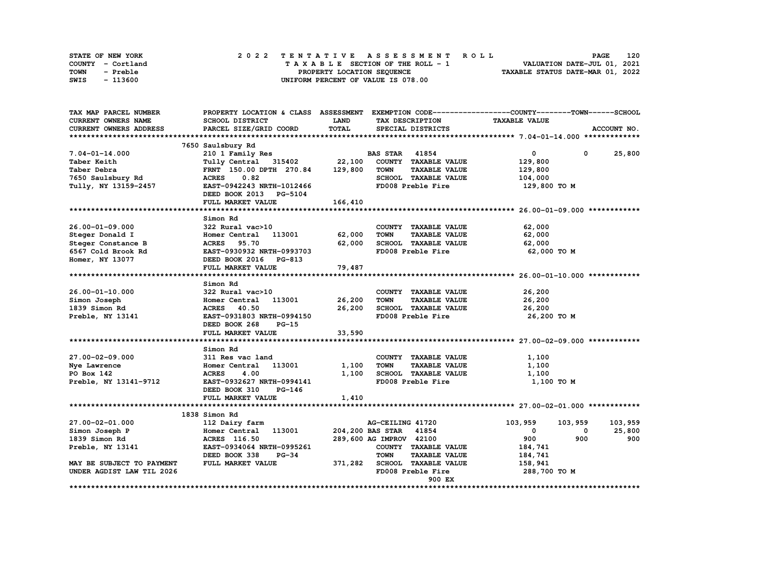STATE OF NEW YORK — 2022 TENTATIVE ASSESSMENT ROLL
COUNTY - Cortland — TAXABLE SECTION OF THE ROLL - 1 — VALUATION DATE-JUL 01, 2021
TOWN - Preble — PROPERTY LOCATION SEQUENCE — TAXABLE STATUS DATE-MAR 01, 2022
SWIS - 113600 — UNIFORM PERCENT OF VALUE IS 078.00

| TAX MAP PARCEL NUMBER / CURRENT OWNERS NAME / CURRENT OWNERS ADDRESS | PROPERTY LOCATION & CLASS / SCHOOL DISTRICT / PARCEL SIZE/GRID COORD | ASSESSMENT LAND | TOTAL | EXEMPTION CODE / TAX DESCRIPTION / SPECIAL DISTRICTS | COUNTY TAXABLE VALUE | TOWN | SCHOOL |
|---|---|---|---|---|---|---|---|
| **7.04-01-14.000** | 7650 Saulsbury Rd | | | | | | |
| 7.04-01-14.000 | 210 1 Family Res | | | BAS STAR 41854 | 0 | 0 | 25,800 |
| Taber Keith | Tully Central 315402 | 22,100 | | COUNTY TAXABLE VALUE | 129,800 | | |
| Taber Debra | FRNT 150.00 DPTH 270.84 | | 129,800 | TOWN TAXABLE VALUE | 129,800 | | |
| 7650 Saulsbury Rd | ACRES 0.82 | | | SCHOOL TAXABLE VALUE | 104,000 | | |
| Tully, NY 13159-2457 | EAST-0942243 NRTH-1012466 | | | FD008 Preble Fire | 129,800 TO M | | |
| | DEED BOOK 2013 PG-5104 | | | | | | |
| | FULL MARKET VALUE | | 166,410 | | | | |
| **26.00-01-09.000** | Simon Rd | | | | | | |
| 26.00-01-09.000 | 322 Rural vac>10 | | | COUNTY TAXABLE VALUE | 62,000 | | |
| Steger Donald I | Homer Central 113001 | 62,000 | | TOWN TAXABLE VALUE | 62,000 | | |
| Steger Constance B | ACRES 95.70 | | 62,000 | SCHOOL TAXABLE VALUE | 62,000 | | |
| 6567 Cold Brook Rd | EAST-0930932 NRTH-0993703 | | | FD008 Preble Fire | 62,000 TO M | | |
| Homer, NY 13077 | DEED BOOK 2016 PG-813 | | | | | | |
| | FULL MARKET VALUE | | 79,487 | | | | |
| **26.00-01-10.000** | Simon Rd | | | | | | |
| 26.00-01-10.000 | 322 Rural vac>10 | | | COUNTY TAXABLE VALUE | 26,200 | | |
| Simon Joseph | Homer Central 113001 | 26,200 | | TOWN TAXABLE VALUE | 26,200 | | |
| 1839 Simon Rd | ACRES 40.50 | | 26,200 | SCHOOL TAXABLE VALUE | 26,200 | | |
| Preble, NY 13141 | EAST-0931803 NRTH-0994150 | | | FD008 Preble Fire | 26,200 TO M | | |
| | DEED BOOK 268 PG-15 | | | | | | |
| | FULL MARKET VALUE | | 33,590 | | | | |
| **27.00-02-09.000** | Simon Rd | | | | | | |
| 27.00-02-09.000 | 311 Res vac land | | | COUNTY TAXABLE VALUE | 1,100 | | |
| Nye Lawrence | Homer Central 113001 | 1,100 | | TOWN TAXABLE VALUE | 1,100 | | |
| PO Box 142 | ACRES 4.00 | | 1,100 | SCHOOL TAXABLE VALUE | 1,100 | | |
| Preble, NY 13141-9712 | EAST-0932627 NRTH-0994141 | | | FD008 Preble Fire | 1,100 TO M | | |
| | DEED BOOK 310 PG-146 | | | | | | |
| | FULL MARKET VALUE | | 1,410 | | | | |
| **27.00-02-01.000** | 1838 Simon Rd | | | | | | |
| 27.00-02-01.000 | 112 Dairy farm | | | AG-CEILING 41720 | 103,959 | 103,959 | 103,959 |
| Simon Joseph P | Homer Central 113001 | 204,200 | | BAS STAR 41854 | 0 | 0 | 25,800 |
| 1839 Simon Rd | ACRES 116.50 | | 289,600 | AG IMPROV 42100 | 900 | 900 | 900 |
| Preble, NY 13141 | EAST-0934064 NRTH-0995261 | | | COUNTY TAXABLE VALUE | 184,741 | | |
| | DEED BOOK 338 PG-34 | | | TOWN TAXABLE VALUE | 184,741 | | |
| MAY BE SUBJECT TO PAYMENT | FULL MARKET VALUE | | 371,282 | SCHOOL TAXABLE VALUE | 158,941 | | |
| UNDER AGDIST LAW TIL 2026 | | | | FD008 Preble Fire | 288,700 TO M | | |
| | | | | 900 EX | | | |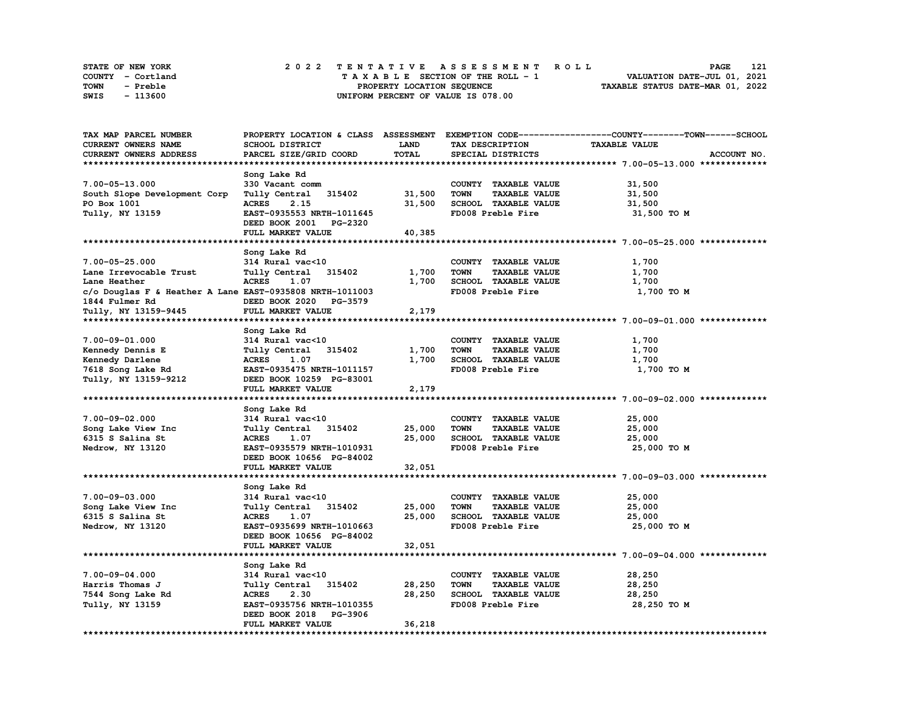STATE OF NEW YORK
COUNTY - Cortland
TOWN - Preble
SWIS - 113600

2 0 2 2 T E N T A T I V E A S S E S S M E N T R O L L
T A X A B L E SECTION OF THE ROLL - 1
PROPERTY LOCATION SEQUENCE
UNIFORM PERCENT OF VALUE IS 078.00

VALUATION DATE-JUL 01, 2021
TAXABLE STATUS DATE-MAR 01, 2022

| TAX MAP PARCEL NUMBER / CURRENT OWNERS NAME / CURRENT OWNERS ADDRESS | PROPERTY LOCATION & CLASS / SCHOOL DISTRICT / PARCEL SIZE/GRID COORD | ASSESSMENT LAND / TOTAL | EXEMPTION CODE / TAX DESCRIPTION / SPECIAL DISTRICTS | COUNTY--------TOWN------SCHOOL TAXABLE VALUE / ACCOUNT NO. |
|---|---|---|---|---|
| **7.00-05-13.000** | Song Lake Rd | | | |
| 7.00-05-13.000 | 330 Vacant comm | | COUNTY TAXABLE VALUE | 31,500 |
| South Slope Development Corp | Tully Central 315402 | 31,500 | TOWN TAXABLE VALUE | 31,500 |
| PO Box 1001 | ACRES 2.15 | 31,500 | SCHOOL TAXABLE VALUE | 31,500 |
| Tully, NY 13159 | EAST-0935553 NRTH-1011645 | | FD008 Preble Fire | 31,500 TO M |
| | DEED BOOK 2001 PG-2320 | | | |
| | FULL MARKET VALUE | 40,385 | | |
| **7.00-05-25.000** | Song Lake Rd | | | |
| 7.00-05-25.000 | 314 Rural vac<10 | | COUNTY TAXABLE VALUE | 1,700 |
| Lane Irrevocable Trust | Tully Central 315402 | 1,700 | TOWN TAXABLE VALUE | 1,700 |
| Lane Heather | ACRES 1.07 | 1,700 | SCHOOL TAXABLE VALUE | 1,700 |
| c/o Douglas F & Heather A Lane | EAST-0935808 NRTH-1011003 | | FD008 Preble Fire | 1,700 TO M |
| 1844 Fulmer Rd | DEED BOOK 2020 PG-3579 | | | |
| Tully, NY 13159-9445 | FULL MARKET VALUE | 2,179 | | |
| **7.00-09-01.000** | Song Lake Rd | | | |
| 7.00-09-01.000 | 314 Rural vac<10 | | COUNTY TAXABLE VALUE | 1,700 |
| Kennedy Dennis E | Tully Central 315402 | 1,700 | TOWN TAXABLE VALUE | 1,700 |
| Kennedy Darlene | ACRES 1.07 | 1,700 | SCHOOL TAXABLE VALUE | 1,700 |
| 7618 Song Lake Rd | EAST-0935475 NRTH-1011157 | | FD008 Preble Fire | 1,700 TO M |
| Tully, NY 13159-9212 | DEED BOOK 10259 PG-83001 | | | |
| | FULL MARKET VALUE | 2,179 | | |
| **7.00-09-02.000** | Song Lake Rd | | | |
| 7.00-09-02.000 | 314 Rural vac<10 | | COUNTY TAXABLE VALUE | 25,000 |
| Song Lake View Inc | Tully Central 315402 | 25,000 | TOWN TAXABLE VALUE | 25,000 |
| 6315 S Salina St | ACRES 1.07 | 25,000 | SCHOOL TAXABLE VALUE | 25,000 |
| Nedrow, NY 13120 | EAST-0935579 NRTH-1010931 | | FD008 Preble Fire | 25,000 TO M |
| | DEED BOOK 10656 PG-84002 | | | |
| | FULL MARKET VALUE | 32,051 | | |
| **7.00-09-03.000** | Song Lake Rd | | | |
| 7.00-09-03.000 | 314 Rural vac<10 | | COUNTY TAXABLE VALUE | 25,000 |
| Song Lake View Inc | Tully Central 315402 | 25,000 | TOWN TAXABLE VALUE | 25,000 |
| 6315 S Salina St | ACRES 1.07 | 25,000 | SCHOOL TAXABLE VALUE | 25,000 |
| Nedrow, NY 13120 | EAST-0935699 NRTH-1010663 | | FD008 Preble Fire | 25,000 TO M |
| | DEED BOOK 10656 PG-84002 | | | |
| | FULL MARKET VALUE | 32,051 | | |
| **7.00-09-04.000** | Song Lake Rd | | | |
| 7.00-09-04.000 | 314 Rural vac<10 | | COUNTY TAXABLE VALUE | 28,250 |
| Harris Thomas J | Tully Central 315402 | 28,250 | TOWN TAXABLE VALUE | 28,250 |
| 7544 Song Lake Rd | ACRES 2.30 | 28,250 | SCHOOL TAXABLE VALUE | 28,250 |
| Tully, NY 13159 | EAST-0935756 NRTH-1010355 | | FD008 Preble Fire | 28,250 TO M |
| | DEED BOOK 2018 PG-3906 | | | |
| | FULL MARKET VALUE | 36,218 | | |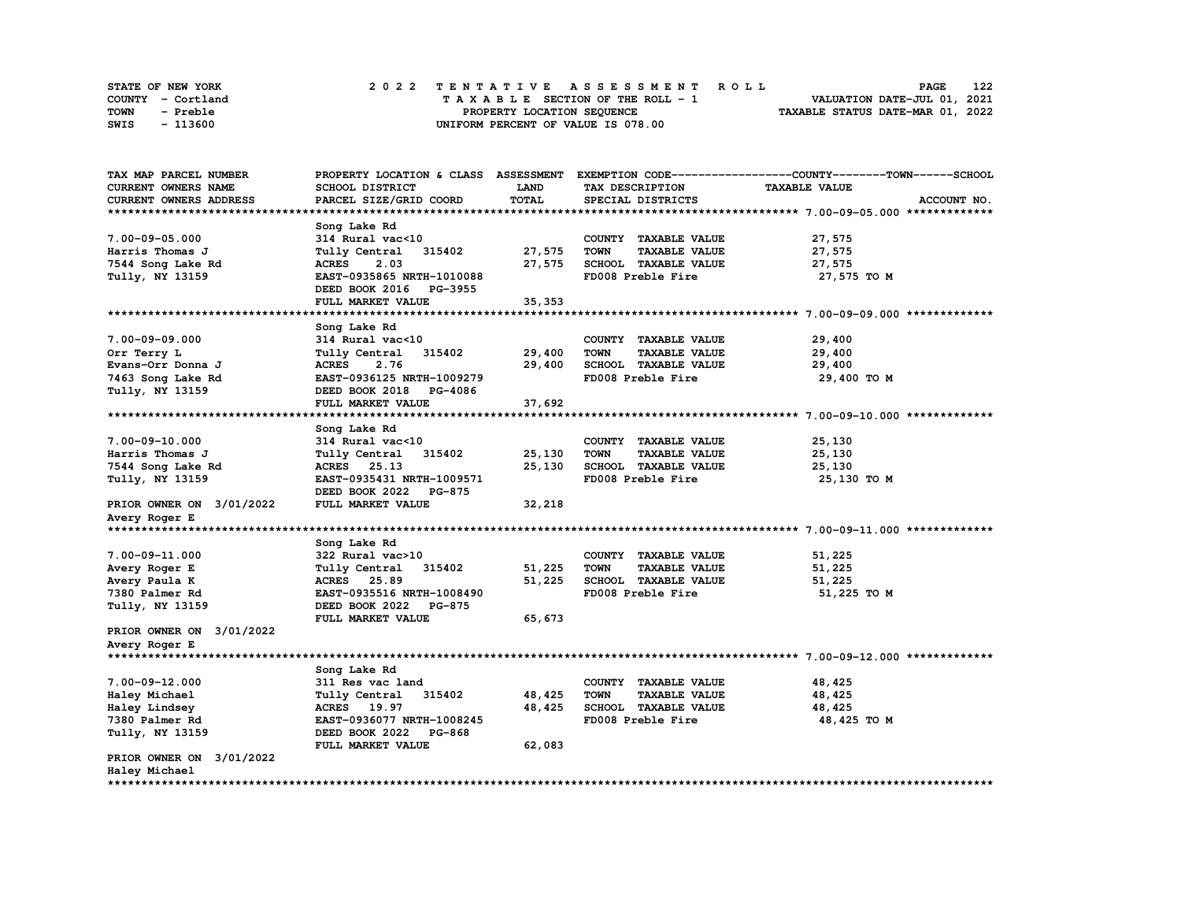STATE OF NEW YORK
COUNTY - Cortland
TOWN - Preble
SWIS - 113600

# 2022 TENTATIVE ASSESSMENT ROLL

TAXABLE SECTION OF THE ROLL - 1
PROPERTY LOCATION SEQUENCE
UNIFORM PERCENT OF VALUE IS 078.00

VALUATION DATE-JUL 01, 2021
TAXABLE STATUS DATE-MAR 01, 2022

| TAX MAP PARCEL NUMBER / CURRENT OWNERS NAME / CURRENT OWNERS ADDRESS | PROPERTY LOCATION & CLASS / SCHOOL DISTRICT / PARCEL SIZE/GRID COORD | ASSESSMENT LAND / TOTAL | EXEMPTION CODE / TAX DESCRIPTION / SPECIAL DISTRICTS | TAXABLE VALUE (COUNTY / TOWN / SCHOOL) | ACCOUNT NO. |
|---|---|---|---|---|---|
| **7.00-09-05.000** | Song Lake Rd | | | | |
| 7.00-09-05.000 | 314 Rural vac<10 | | COUNTY TAXABLE VALUE | 27,575 | |
| Harris Thomas J | Tully Central 315402 | 27,575 | TOWN TAXABLE VALUE | 27,575 | |
| 7544 Song Lake Rd | ACRES 2.03 | 27,575 | SCHOOL TAXABLE VALUE | 27,575 | |
| Tully, NY 13159 | EAST-0935865 NRTH-1010088 | | FD008 Preble Fire | 27,575 TO M | |
| | DEED BOOK 2016 PG-3955 | | | | |
| | FULL MARKET VALUE | 35,353 | | | |
| **7.00-09-09.000** | Song Lake Rd | | | | |
| 7.00-09-09.000 | 314 Rural vac<10 | | COUNTY TAXABLE VALUE | 29,400 | |
| Orr Terry L | Tully Central 315402 | 29,400 | TOWN TAXABLE VALUE | 29,400 | |
| Evans-Orr Donna J | ACRES 2.76 | 29,400 | SCHOOL TAXABLE VALUE | 29,400 | |
| 7463 Song Lake Rd | EAST-0936125 NRTH-1009279 | | FD008 Preble Fire | 29,400 TO M | |
| Tully, NY 13159 | DEED BOOK 2018 PG-4086 | | | | |
| | FULL MARKET VALUE | 37,692 | | | |
| **7.00-09-10.000** | Song Lake Rd | | | | |
| 7.00-09-10.000 | 314 Rural vac<10 | | COUNTY TAXABLE VALUE | 25,130 | |
| Harris Thomas J | Tully Central 315402 | 25,130 | TOWN TAXABLE VALUE | 25,130 | |
| 7544 Song Lake Rd | ACRES 25.13 | 25,130 | SCHOOL TAXABLE VALUE | 25,130 | |
| Tully, NY 13159 | EAST-0935431 NRTH-1009571 | | FD008 Preble Fire | 25,130 TO M | |
| | DEED BOOK 2022 PG-875 | | | | |
| PRIOR OWNER ON 3/01/2022 | FULL MARKET VALUE | 32,218 | | | |
| Avery Roger E | | | | | |
| **7.00-09-11.000** | Song Lake Rd | | | | |
| 7.00-09-11.000 | 322 Rural vac>10 | | COUNTY TAXABLE VALUE | 51,225 | |
| Avery Roger E | Tully Central 315402 | 51,225 | TOWN TAXABLE VALUE | 51,225 | |
| Avery Paula K | ACRES 25.89 | 51,225 | SCHOOL TAXABLE VALUE | 51,225 | |
| 7380 Palmer Rd | EAST-0935516 NRTH-1008490 | | FD008 Preble Fire | 51,225 TO M | |
| Tully, NY 13159 | DEED BOOK 2022 PG-875 | | | | |
| | FULL MARKET VALUE | 65,673 | | | |
| PRIOR OWNER ON 3/01/2022 | | | | | |
| Avery Roger E | | | | | |
| **7.00-09-12.000** | Song Lake Rd | | | | |
| 7.00-09-12.000 | 311 Res vac land | | COUNTY TAXABLE VALUE | 48,425 | |
| Haley Michael | Tully Central 315402 | 48,425 | TOWN TAXABLE VALUE | 48,425 | |
| Haley Lindsey | ACRES 19.97 | 48,425 | SCHOOL TAXABLE VALUE | 48,425 | |
| 7380 Palmer Rd | EAST-0936077 NRTH-1008245 | | FD008 Preble Fire | 48,425 TO M | |
| Tully, NY 13159 | DEED BOOK 2022 PG-868 | | | | |
| | FULL MARKET VALUE | 62,083 | | | |
| PRIOR OWNER ON 3/01/2022 | | | | | |
| Haley Michael | | | | | |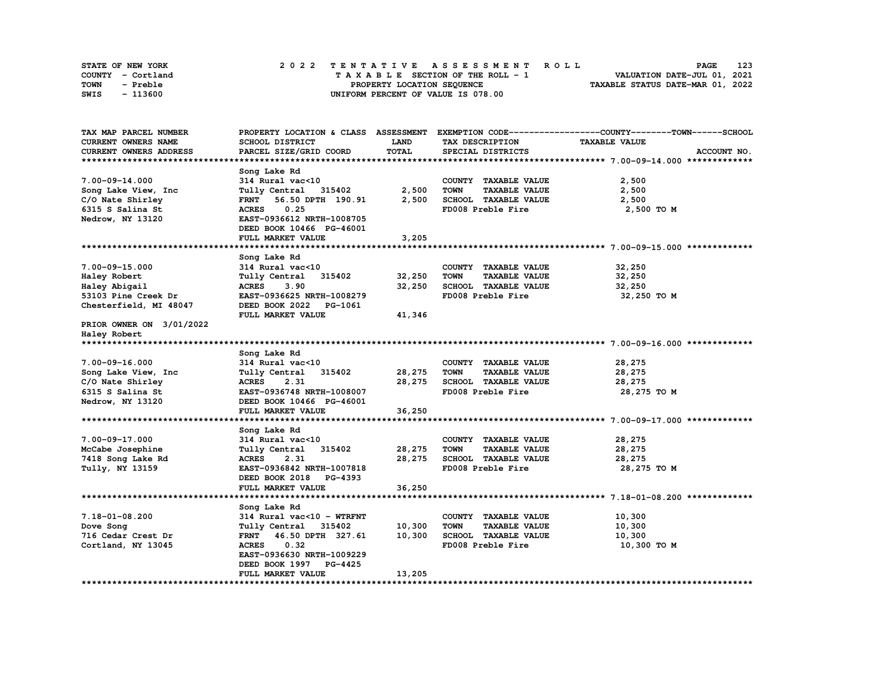STATE OF NEW YORK
COUNTY - Cortland
TOWN - Preble
SWIS - 113600

2 0 2 2 T E N T A T I V E A S S E S S M E N T R O L L
T A X A B L E SECTION OF THE ROLL - 1
PROPERTY LOCATION SEQUENCE
UNIFORM PERCENT OF VALUE IS 078.00

VALUATION DATE-JUL 01, 2021
TAXABLE STATUS DATE-MAR 01, 2022

| TAX MAP PARCEL NUMBER / CURRENT OWNERS NAME / CURRENT OWNERS ADDRESS | PROPERTY LOCATION & CLASS / SCHOOL DISTRICT / PARCEL SIZE/GRID COORD | ASSESSMENT LAND / TOTAL | EXEMPTION CODE / TAX DESCRIPTION / SPECIAL DISTRICTS | COUNTY--------TOWN------SCHOOL TAXABLE VALUE | ACCOUNT NO. |
|---|---|---|---|---|---|
| **7.00-09-14.000** | Song Lake Rd | | | | |
| 7.00-09-14.000 | 314 Rural vac<10 | | COUNTY TAXABLE VALUE | 2,500 | |
| Song Lake View, Inc | Tully Central 315402 | 2,500 | TOWN TAXABLE VALUE | 2,500 | |
| C/O Nate Shirley | FRNT 56.50 DPTH 190.91 | 2,500 | SCHOOL TAXABLE VALUE | 2,500 | |
| 6315 S Salina St | ACRES 0.25 | | FD008 Preble Fire | 2,500 TO M | |
| Nedrow, NY 13120 | EAST-0936612 NRTH-1008705 | | | | |
| | DEED BOOK 10466 PG-46001 | | | | |
| | FULL MARKET VALUE | 3,205 | | | |
| **7.00-09-15.000** | Song Lake Rd | | | | |
| 7.00-09-15.000 | 314 Rural vac<10 | | COUNTY TAXABLE VALUE | 32,250 | |
| Haley Robert | Tully Central 315402 | 32,250 | TOWN TAXABLE VALUE | 32,250 | |
| Haley Abigail | ACRES 3.90 | 32,250 | SCHOOL TAXABLE VALUE | 32,250 | |
| 53103 Pine Creek Dr | EAST-0936625 NRTH-1008279 | | FD008 Preble Fire | 32,250 TO M | |
| Chesterfield, MI 48047 | DEED BOOK 2022 PG-1061 | | | | |
| | FULL MARKET VALUE | 41,346 | | | |
| PRIOR OWNER ON 3/01/2022 | | | | | |
| Haley Robert | | | | | |
| **7.00-09-16.000** | Song Lake Rd | | | | |
| 7.00-09-16.000 | 314 Rural vac<10 | | COUNTY TAXABLE VALUE | 28,275 | |
| Song Lake View, Inc | Tully Central 315402 | 28,275 | TOWN TAXABLE VALUE | 28,275 | |
| C/O Nate Shirley | ACRES 2.31 | 28,275 | SCHOOL TAXABLE VALUE | 28,275 | |
| 6315 S Salina St | EAST-0936748 NRTH-1008007 | | FD008 Preble Fire | 28,275 TO M | |
| Nedrow, NY 13120 | DEED BOOK 10466 PG-46001 | | | | |
| | FULL MARKET VALUE | 36,250 | | | |
| **7.00-09-17.000** | Song Lake Rd | | | | |
| 7.00-09-17.000 | 314 Rural vac<10 | | COUNTY TAXABLE VALUE | 28,275 | |
| McCabe Josephine | Tully Central 315402 | 28,275 | TOWN TAXABLE VALUE | 28,275 | |
| 7418 Song Lake Rd | ACRES 2.31 | 28,275 | SCHOOL TAXABLE VALUE | 28,275 | |
| Tully, NY 13159 | EAST-0936842 NRTH-1007818 | | FD008 Preble Fire | 28,275 TO M | |
| | DEED BOOK 2018 PG-4393 | | | | |
| | FULL MARKET VALUE | 36,250 | | | |
| **7.18-01-08.200** | Song Lake Rd | | | | |
| 7.18-01-08.200 | 314 Rural vac<10 - WTRFNT | | COUNTY TAXABLE VALUE | 10,300 | |
| Dove Song | Tully Central 315402 | 10,300 | TOWN TAXABLE VALUE | 10,300 | |
| 716 Cedar Crest Dr | FRNT 46.50 DPTH 327.61 | 10,300 | SCHOOL TAXABLE VALUE | 10,300 | |
| Cortland, NY 13045 | ACRES 0.32 | | FD008 Preble Fire | 10,300 TO M | |
| | EAST-0936630 NRTH-1009229 | | | | |
| | DEED BOOK 1997 PG-4425 | | | | |
| | FULL MARKET VALUE | 13,205 | | | |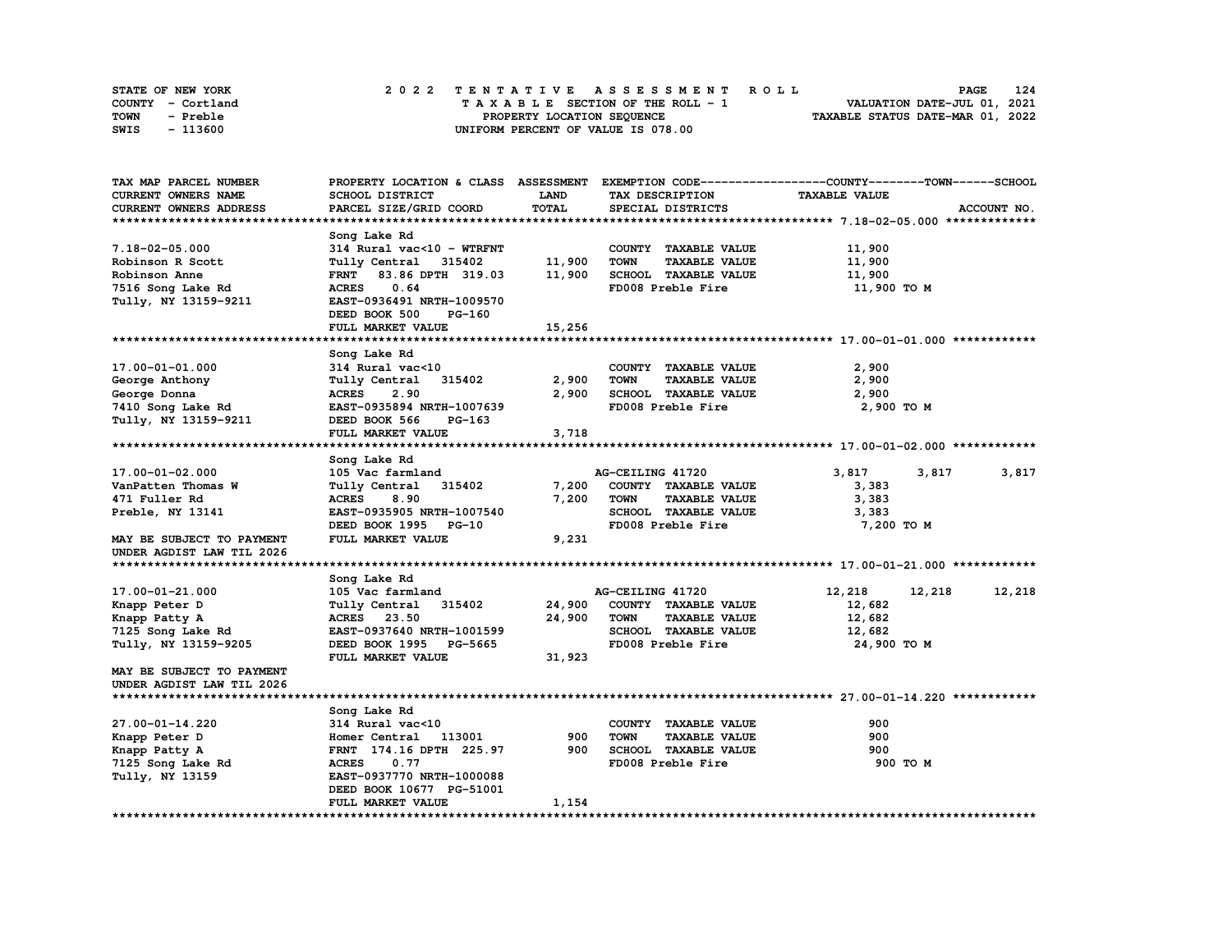STATE OF NEW YORK — COUNTY - Cortland — TOWN - Preble — SWIS - 113600

# 2022 TENTATIVE ASSESSMENT ROLL

TAXABLE SECTION OF THE ROLL - 1
PROPERTY LOCATION SEQUENCE
UNIFORM PERCENT OF VALUE IS 078.00

VALUATION DATE-JUL 01, 2021
TAXABLE STATUS DATE-MAR 01, 2022

| TAX MAP PARCEL NUMBER / CURRENT OWNERS NAME / CURRENT OWNERS ADDRESS | PROPERTY LOCATION & CLASS / SCHOOL DISTRICT / PARCEL SIZE/GRID COORD | ASSESSMENT LAND / TOTAL | EXEMPTION CODE / TAX DESCRIPTION / SPECIAL DISTRICTS | COUNTY TAXABLE VALUE | TOWN | SCHOOL |
|---|---|---|---|---|---|---|
| **7.18-02-05.000** | Song Lake Rd | | | | | |
| 7.18-02-05.000 | 314 Rural vac<10 - WTRFNT | | COUNTY TAXABLE VALUE | 11,900 | | |
| Robinson R Scott | Tully Central 315402 | 11,900 | TOWN TAXABLE VALUE | 11,900 | | |
| Robinson Anne | FRNT 83.86 DPTH 319.03 | 11,900 | SCHOOL TAXABLE VALUE | 11,900 | | |
| 7516 Song Lake Rd | ACRES 0.64 | | FD008 Preble Fire | 11,900 TO M | | |
| Tully, NY 13159-9211 | EAST-0936491 NRTH-1009570 | | | | | |
| | DEED BOOK 500 PG-160 | | | | | |
| | FULL MARKET VALUE | 15,256 | | | | |
| **17.00-01-01.000** | Song Lake Rd | | | | | |
| 17.00-01-01.000 | 314 Rural vac<10 | | COUNTY TAXABLE VALUE | 2,900 | | |
| George Anthony | Tully Central 315402 | 2,900 | TOWN TAXABLE VALUE | 2,900 | | |
| George Donna | ACRES 2.90 | 2,900 | SCHOOL TAXABLE VALUE | 2,900 | | |
| 7410 Song Lake Rd | EAST-0935894 NRTH-1007639 | | FD008 Preble Fire | 2,900 TO M | | |
| Tully, NY 13159-9211 | DEED BOOK 566 PG-163 | | | | | |
| | FULL MARKET VALUE | 3,718 | | | | |
| **17.00-01-02.000** | Song Lake Rd | | | | | |
| 17.00-01-02.000 | 105 Vac farmland | | AG-CEILING 41720 | 3,817 | 3,817 | 3,817 |
| VanPatten Thomas W | Tully Central 315402 | 7,200 | COUNTY TAXABLE VALUE | 3,383 | | |
| 471 Fuller Rd | ACRES 8.90 | 7,200 | TOWN TAXABLE VALUE | 3,383 | | |
| Preble, NY 13141 | EAST-0935905 NRTH-1007540 | | SCHOOL TAXABLE VALUE | 3,383 | | |
| | DEED BOOK 1995 PG-10 | | FD008 Preble Fire | 7,200 TO M | | |
| MAY BE SUBJECT TO PAYMENT | FULL MARKET VALUE | 9,231 | | | | |
| UNDER AGDIST LAW TIL 2026 | | | | | | |
| **17.00-01-21.000** | Song Lake Rd | | | | | |
| 17.00-01-21.000 | 105 Vac farmland | | AG-CEILING 41720 | 12,218 | 12,218 | 12,218 |
| Knapp Peter D | Tully Central 315402 | 24,900 | COUNTY TAXABLE VALUE | 12,682 | | |
| Knapp Patty A | ACRES 23.50 | 24,900 | TOWN TAXABLE VALUE | 12,682 | | |
| 7125 Song Lake Rd | EAST-0937640 NRTH-1001599 | | SCHOOL TAXABLE VALUE | 12,682 | | |
| Tully, NY 13159-9205 | DEED BOOK 1995 PG-5665 | | FD008 Preble Fire | 24,900 TO M | | |
| | FULL MARKET VALUE | 31,923 | | | | |
| MAY BE SUBJECT TO PAYMENT | | | | | | |
| UNDER AGDIST LAW TIL 2026 | | | | | | |
| **27.00-01-14.220** | Song Lake Rd | | | | | |
| 27.00-01-14.220 | 314 Rural vac<10 | | COUNTY TAXABLE VALUE | 900 | | |
| Knapp Peter D | Homer Central 113001 | 900 | TOWN TAXABLE VALUE | 900 | | |
| Knapp Patty A | FRNT 174.16 DPTH 225.97 | 900 | SCHOOL TAXABLE VALUE | 900 | | |
| 7125 Song Lake Rd | ACRES 0.77 | | FD008 Preble Fire | 900 TO M | | |
| Tully, NY 13159 | EAST-0937770 NRTH-1000088 | | | | | |
| | DEED BOOK 10677 PG-51001 | | | | | |
| | FULL MARKET VALUE | 1,154 | | | | |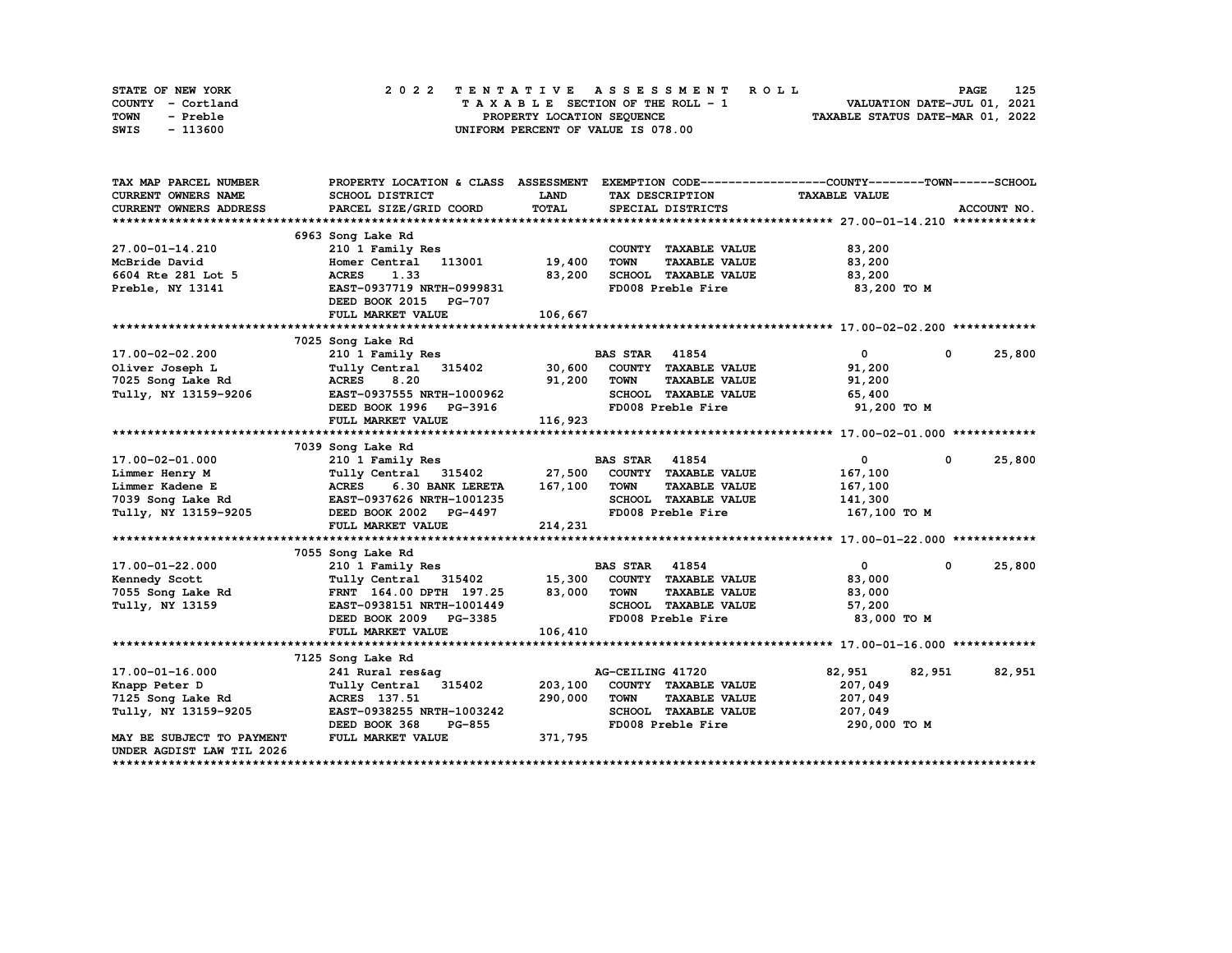STATE OF NEW YORK — 2022 TENTATIVE ASSESSMENT ROLL
COUNTY - Cortland — TAXABLE SECTION OF THE ROLL - 1 — VALUATION DATE-JUL 01, 2021
TOWN - Preble — PROPERTY LOCATION SEQUENCE — TAXABLE STATUS DATE-MAR 01, 2022
SWIS - 113600 — UNIFORM PERCENT OF VALUE IS 078.00

| TAX MAP PARCEL NUMBER / CURRENT OWNERS NAME / CURRENT OWNERS ADDRESS | PROPERTY LOCATION & CLASS / SCHOOL DISTRICT / PARCEL SIZE/GRID COORD | ASSESSMENT LAND | TOTAL | EXEMPTION CODE / TAX DESCRIPTION / SPECIAL DISTRICTS | COUNTY TAXABLE VALUE | TOWN | SCHOOL |
|---|---|---|---|---|---|---|---|
| **27.00-01-14.210** | 6963 Song Lake Rd | | | | | | |
| 27.00-01-14.210 | 210 1 Family Res | | | COUNTY TAXABLE VALUE | 83,200 | | |
| McBride David | Homer Central 113001 | 19,400 | | TOWN TAXABLE VALUE | 83,200 | | |
| 6604 Rte 281 Lot 5 | ACRES 1.33 | | 83,200 | SCHOOL TAXABLE VALUE | 83,200 | | |
| Preble, NY 13141 | EAST-0937719 NRTH-0999831 | | | FD008 Preble Fire | 83,200 TO M | | |
| | DEED BOOK 2015 PG-707 | | | | | | |
| | FULL MARKET VALUE | | 106,667 | | | | |
| **17.00-02-02.200** | 7025 Song Lake Rd | | | | | | |
| 17.00-02-02.200 | 210 1 Family Res | | | BAS STAR 41854 | 0 | 0 | 25,800 |
| Oliver Joseph L | Tully Central 315402 | 30,600 | | COUNTY TAXABLE VALUE | 91,200 | | |
| 7025 Song Lake Rd | ACRES 8.20 | | 91,200 | TOWN TAXABLE VALUE | 91,200 | | |
| Tully, NY 13159-9206 | EAST-0937555 NRTH-1000962 | | | SCHOOL TAXABLE VALUE | 65,400 | | |
| | DEED BOOK 1996 PG-3916 | | | FD008 Preble Fire | 91,200 TO M | | |
| | FULL MARKET VALUE | | 116,923 | | | | |
| **17.00-02-01.000** | 7039 Song Lake Rd | | | | | | |
| 17.00-02-01.000 | 210 1 Family Res | | | BAS STAR 41854 | 0 | 0 | 25,800 |
| Limmer Henry M | Tully Central 315402 | 27,500 | | COUNTY TAXABLE VALUE | 167,100 | | |
| Limmer Kadene E | ACRES 6.30 BANK LERETA | | 167,100 | TOWN TAXABLE VALUE | 167,100 | | |
| 7039 Song Lake Rd | EAST-0937626 NRTH-1001235 | | | SCHOOL TAXABLE VALUE | 141,300 | | |
| Tully, NY 13159-9205 | DEED BOOK 2002 PG-4497 | | | FD008 Preble Fire | 167,100 TO M | | |
| | FULL MARKET VALUE | | 214,231 | | | | |
| **17.00-01-22.000** | 7055 Song Lake Rd | | | | | | |
| 17.00-01-22.000 | 210 1 Family Res | | | BAS STAR 41854 | 0 | 0 | 25,800 |
| Kennedy Scott | Tully Central 315402 | 15,300 | | COUNTY TAXABLE VALUE | 83,000 | | |
| 7055 Song Lake Rd | FRNT 164.00 DPTH 197.25 | | 83,000 | TOWN TAXABLE VALUE | 83,000 | | |
| Tully, NY 13159 | EAST-0938151 NRTH-1001449 | | | SCHOOL TAXABLE VALUE | 57,200 | | |
| | DEED BOOK 2009 PG-3385 | | | FD008 Preble Fire | 83,000 TO M | | |
| | FULL MARKET VALUE | | 106,410 | | | | |
| **17.00-01-16.000** | 7125 Song Lake Rd | | | | | | |
| 17.00-01-16.000 | 241 Rural res&ag | | | AG-CEILING 41720 | 82,951 | 82,951 | 82,951 |
| Knapp Peter D | Tully Central 315402 | 203,100 | | COUNTY TAXABLE VALUE | 207,049 | | |
| 7125 Song Lake Rd | ACRES 137.51 | | 290,000 | TOWN TAXABLE VALUE | 207,049 | | |
| Tully, NY 13159-9205 | EAST-0938255 NRTH-1003242 | | | SCHOOL TAXABLE VALUE | 207,049 | | |
| | DEED BOOK 368 PG-855 | | | FD008 Preble Fire | 290,000 TO M | | |
| MAY BE SUBJECT TO PAYMENT | FULL MARKET VALUE | | 371,795 | | | | |
| UNDER AGDIST LAW TIL 2026 | | | | | | | |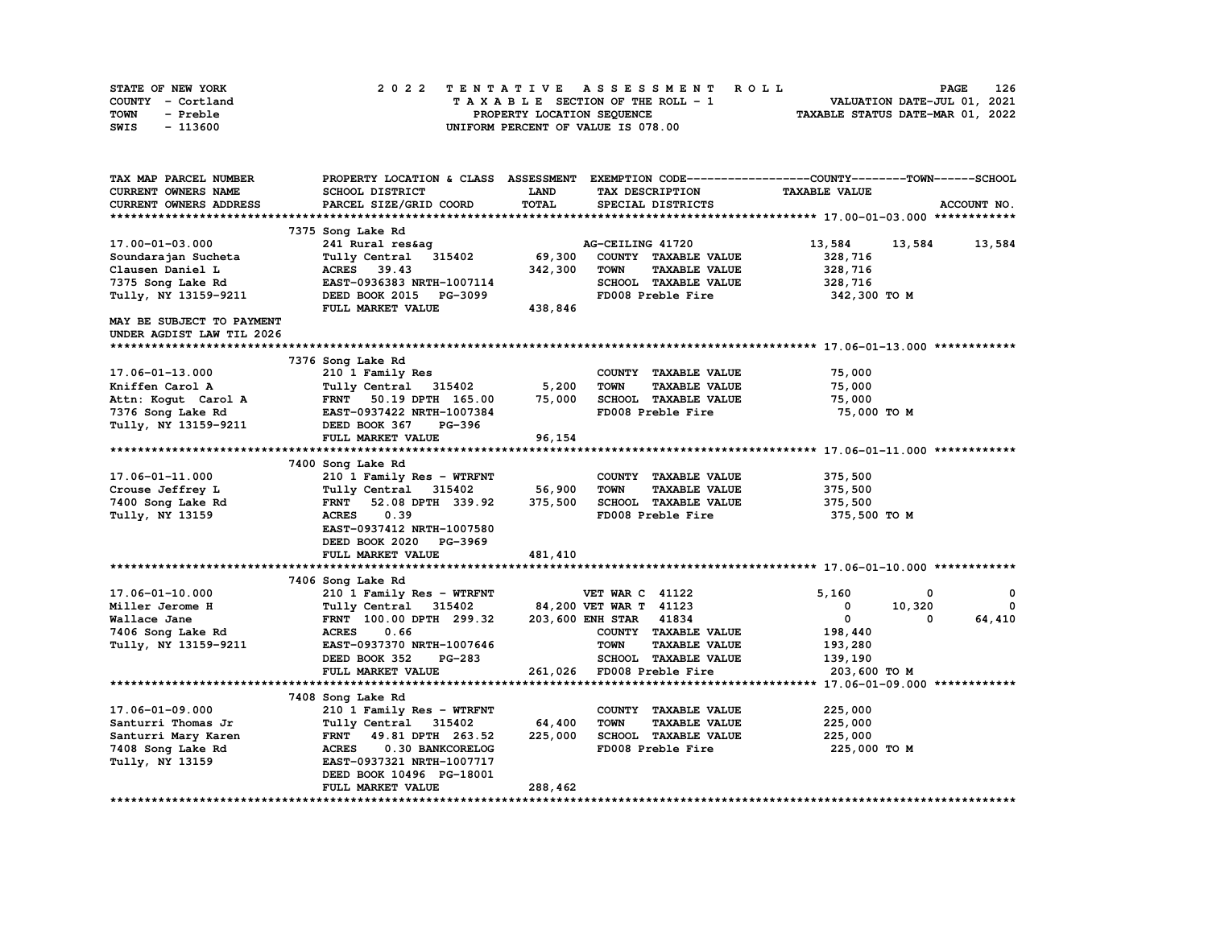STATE OF NEW YORK
COUNTY - Cortland
TOWN - Preble
SWIS - 113600

2022 TENTATIVE ASSESSMENT ROLL
TAXABLE SECTION OF THE ROLL - 1
PROPERTY LOCATION SEQUENCE
UNIFORM PERCENT OF VALUE IS 078.00

VALUATION DATE-JUL 01, 2021
TAXABLE STATUS DATE-MAR 01, 2022

| TAX MAP PARCEL NUMBER / CURRENT OWNERS NAME / CURRENT OWNERS ADDRESS | PROPERTY LOCATION & CLASS / SCHOOL DISTRICT / PARCEL SIZE/GRID COORD | ASSESSMENT LAND / TOTAL | EXEMPTION CODE / TAX DESCRIPTION / SPECIAL DISTRICTS | COUNTY TAXABLE VALUE | TOWN | SCHOOL / ACCOUNT NO. |
|---|---|---|---|---|---|---|
| **17.00-01-03.000** | 7375 Song Lake Rd | | | | | |
| 17.00-01-03.000 | 241 Rural res&ag | | AG-CEILING 41720 | 13,584 | 13,584 | 13,584 |
| Soundarajan Sucheta | Tully Central 315402 | 69,300 | COUNTY TAXABLE VALUE | 328,716 | | |
| Clausen Daniel L | ACRES 39.43 | 342,300 | TOWN TAXABLE VALUE | 328,716 | | |
| 7375 Song Lake Rd | EAST-0936383 NRTH-1007114 | | SCHOOL TAXABLE VALUE | 328,716 | | |
| Tully, NY 13159-9211 | DEED BOOK 2015 PG-3099 | | FD008 Preble Fire | 342,300 TO M | | |
| | FULL MARKET VALUE | 438,846 | | | | |
| MAY BE SUBJECT TO PAYMENT UNDER AGDIST LAW TIL 2026 | | | | | | |
| **17.06-01-13.000** | 7376 Song Lake Rd | | | | | |
| 17.06-01-13.000 | 210 1 Family Res | | COUNTY TAXABLE VALUE | 75,000 | | |
| Kniffen Carol A | Tully Central 315402 | 5,200 | TOWN TAXABLE VALUE | 75,000 | | |
| Attn: Kogut Carol A | FRNT 50.19 DPTH 165.00 | 75,000 | SCHOOL TAXABLE VALUE | 75,000 | | |
| 7376 Song Lake Rd | EAST-0937422 NRTH-1007384 | | FD008 Preble Fire | 75,000 TO M | | |
| Tully, NY 13159-9211 | DEED BOOK 367 PG-396 | | | | | |
| | FULL MARKET VALUE | 96,154 | | | | |
| **17.06-01-11.000** | 7400 Song Lake Rd | | | | | |
| 17.06-01-11.000 | 210 1 Family Res - WTRFNT | | COUNTY TAXABLE VALUE | 375,500 | | |
| Crouse Jeffrey L | Tully Central 315402 | 56,900 | TOWN TAXABLE VALUE | 375,500 | | |
| 7400 Song Lake Rd | FRNT 52.08 DPTH 339.92 | 375,500 | SCHOOL TAXABLE VALUE | 375,500 | | |
| Tully, NY 13159 | ACRES 0.39 | | FD008 Preble Fire | 375,500 TO M | | |
| | EAST-0937412 NRTH-1007580 | | | | | |
| | DEED BOOK 2020 PG-3969 | | | | | |
| | FULL MARKET VALUE | 481,410 | | | | |
| **17.06-01-10.000** | 7406 Song Lake Rd | | | | | |
| 17.06-01-10.000 | 210 1 Family Res - WTRFNT | | VET WAR C 41122 | 5,160 | 0 | 0 |
| Miller Jerome H | Tully Central 315402 | 84,200 | VET WAR T 41123 | 0 | 10,320 | 0 |
| Wallace Jane | FRNT 100.00 DPTH 299.32 | 203,600 | ENH STAR 41834 | 0 | 0 | 64,410 |
| 7406 Song Lake Rd | ACRES 0.66 | | COUNTY TAXABLE VALUE | 198,440 | | |
| Tully, NY 13159-9211 | EAST-0937370 NRTH-1007646 | | TOWN TAXABLE VALUE | 193,280 | | |
| | DEED BOOK 352 PG-283 | | SCHOOL TAXABLE VALUE | 139,190 | | |
| | FULL MARKET VALUE | 261,026 | FD008 Preble Fire | 203,600 TO M | | |
| **17.06-01-09.000** | 7408 Song Lake Rd | | | | | |
| 17.06-01-09.000 | 210 1 Family Res - WTRFNT | | COUNTY TAXABLE VALUE | 225,000 | | |
| Santurri Thomas Jr | Tully Central 315402 | 64,400 | TOWN TAXABLE VALUE | 225,000 | | |
| Santurri Mary Karen | FRNT 49.81 DPTH 263.52 | 225,000 | SCHOOL TAXABLE VALUE | 225,000 | | |
| 7408 Song Lake Rd | ACRES 0.30 BANKCORELOG | | FD008 Preble Fire | 225,000 TO M | | |
| Tully, NY 13159 | EAST-0937321 NRTH-1007717 | | | | | |
| | DEED BOOK 10496 PG-18001 | | | | | |
| | FULL MARKET VALUE | 288,462 | | | | |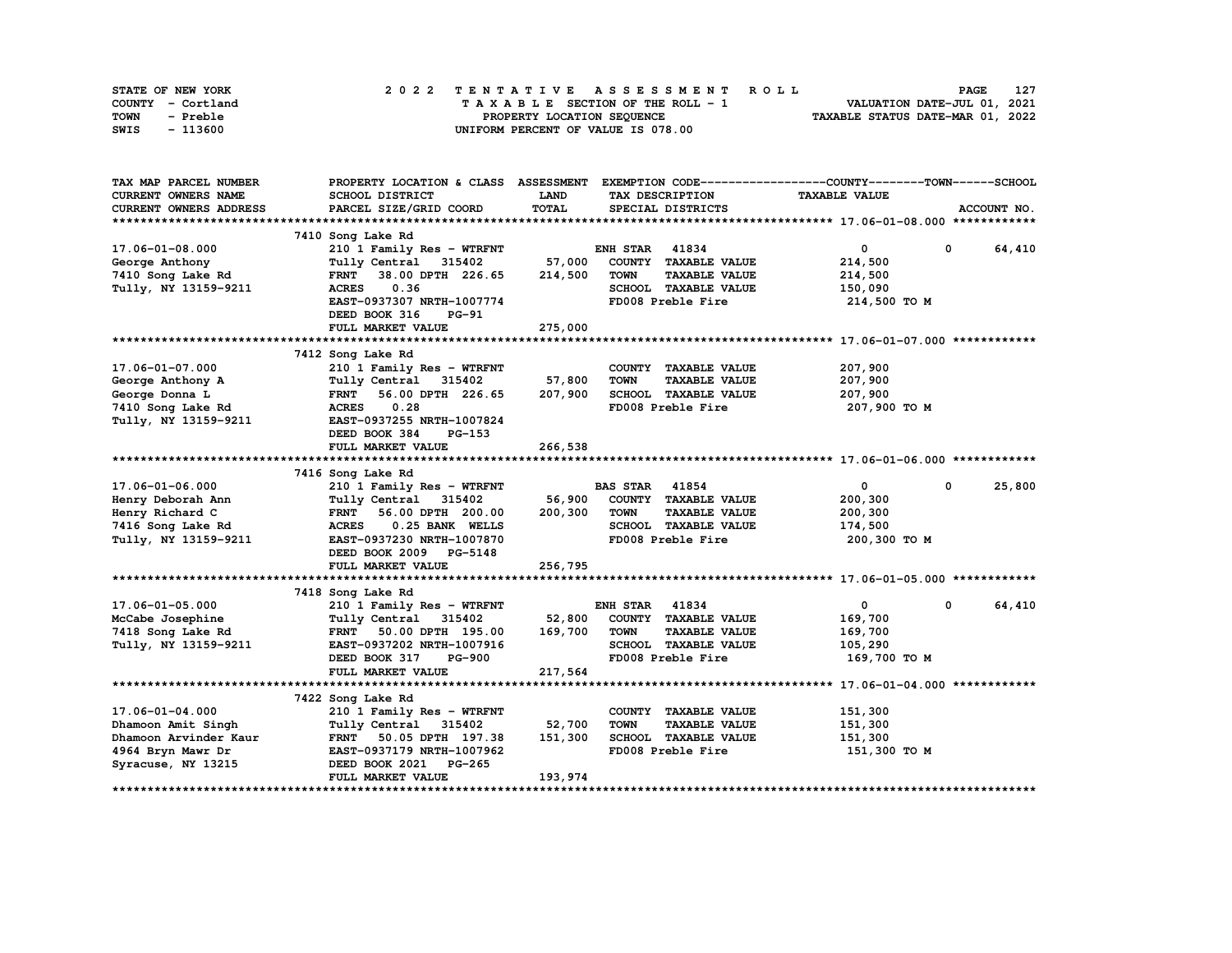STATE OF NEW YORK
COUNTY - Cortland
TOWN - Preble
SWIS - 113600

2 0 2 2 T E N T A T I V E A S S E S S M E N T R O L L
T A X A B L E SECTION OF THE ROLL - 1
PROPERTY LOCATION SEQUENCE
UNIFORM PERCENT OF VALUE IS 078.00

VALUATION DATE-JUL 01, 2021
TAXABLE STATUS DATE-MAR 01, 2022

| TAX MAP PARCEL NUMBER / CURRENT OWNERS NAME / CURRENT OWNERS ADDRESS | PROPERTY LOCATION & CLASS / SCHOOL DISTRICT / PARCEL SIZE/GRID COORD | ASSESSMENT LAND / TOTAL | EXEMPTION CODE / TAX DESCRIPTION / SPECIAL DISTRICTS | COUNTY / TOWN TAXABLE VALUE | SCHOOL / ACCOUNT NO. |
|---|---|---|---|---|---|
| **17.06-01-08.000** | 7410 Song Lake Rd | | | | |
| 17.06-01-08.000 | 210 1 Family Res - WTRFNT | | ENH STAR 41834 | 0 0 | 64,410 |
| George Anthony | Tully Central 315402 | 57,000 | COUNTY TAXABLE VALUE | 214,500 | |
| 7410 Song Lake Rd | FRNT 38.00 DPTH 226.65 | 214,500 | TOWN TAXABLE VALUE | 214,500 | |
| Tully, NY 13159-9211 | ACRES 0.36 | | SCHOOL TAXABLE VALUE | 150,090 | |
| | EAST-0937307 NRTH-1007774 | | FD008 Preble Fire | 214,500 TO M | |
| | DEED BOOK 316 PG-91 | | | | |
| | FULL MARKET VALUE | 275,000 | | | |
| **17.06-01-07.000** | 7412 Song Lake Rd | | | | |
| 17.06-01-07.000 | 210 1 Family Res - WTRFNT | | COUNTY TAXABLE VALUE | 207,900 | |
| George Anthony A | Tully Central 315402 | 57,800 | TOWN TAXABLE VALUE | 207,900 | |
| George Donna L | FRNT 56.00 DPTH 226.65 | 207,900 | SCHOOL TAXABLE VALUE | 207,900 | |
| 7410 Song Lake Rd | ACRES 0.28 | | FD008 Preble Fire | 207,900 TO M | |
| Tully, NY 13159-9211 | EAST-0937255 NRTH-1007824 | | | | |
| | DEED BOOK 384 PG-153 | | | | |
| | FULL MARKET VALUE | 266,538 | | | |
| **17.06-01-06.000** | 7416 Song Lake Rd | | | | |
| 17.06-01-06.000 | 210 1 Family Res - WTRFNT | | BAS STAR 41854 | 0 0 | 25,800 |
| Henry Deborah Ann | Tully Central 315402 | 56,900 | COUNTY TAXABLE VALUE | 200,300 | |
| Henry Richard C | FRNT 56.00 DPTH 200.00 | 200,300 | TOWN TAXABLE VALUE | 200,300 | |
| 7416 Song Lake Rd | ACRES 0.25 BANK WELLS | | SCHOOL TAXABLE VALUE | 174,500 | |
| Tully, NY 13159-9211 | EAST-0937230 NRTH-1007870 | | FD008 Preble Fire | 200,300 TO M | |
| | DEED BOOK 2009 PG-5148 | | | | |
| | FULL MARKET VALUE | 256,795 | | | |
| **17.06-01-05.000** | 7418 Song Lake Rd | | | | |
| 17.06-01-05.000 | 210 1 Family Res - WTRFNT | | ENH STAR 41834 | 0 0 | 64,410 |
| McCabe Josephine | Tully Central 315402 | 52,800 | COUNTY TAXABLE VALUE | 169,700 | |
| 7418 Song Lake Rd | FRNT 50.00 DPTH 195.00 | 169,700 | TOWN TAXABLE VALUE | 169,700 | |
| Tully, NY 13159-9211 | EAST-0937202 NRTH-1007916 | | SCHOOL TAXABLE VALUE | 105,290 | |
| | DEED BOOK 317 PG-900 | | FD008 Preble Fire | 169,700 TO M | |
| | FULL MARKET VALUE | 217,564 | | | |
| **17.06-01-04.000** | 7422 Song Lake Rd | | | | |
| 17.06-01-04.000 | 210 1 Family Res - WTRFNT | | COUNTY TAXABLE VALUE | 151,300 | |
| Dhamoon Amit Singh | Tully Central 315402 | 52,700 | TOWN TAXABLE VALUE | 151,300 | |
| Dhamoon Arvinder Kaur | FRNT 50.05 DPTH 197.38 | 151,300 | SCHOOL TAXABLE VALUE | 151,300 | |
| 4964 Bryn Mawr Dr | EAST-0937179 NRTH-1007962 | | FD008 Preble Fire | 151,300 TO M | |
| Syracuse, NY 13215 | DEED BOOK 2021 PG-265 | | | | |
| | FULL MARKET VALUE | 193,974 | | | |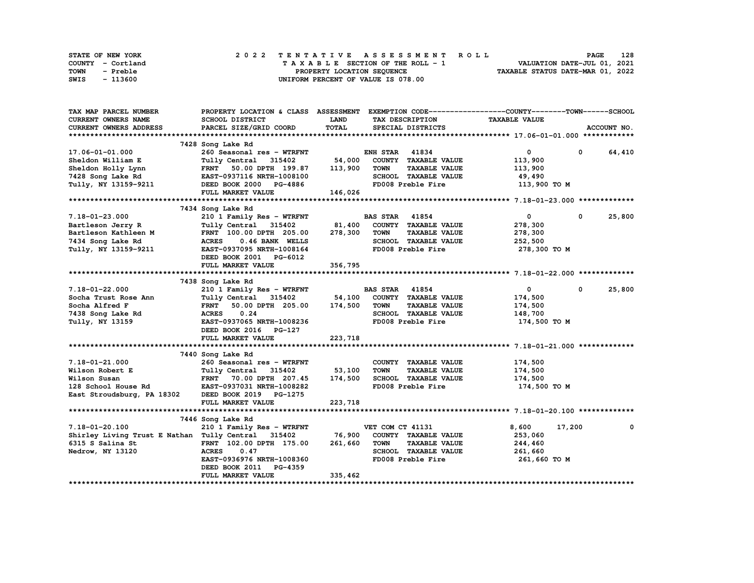STATE OF NEW YORK　　2 0 2 2　T E N T A T I V E　A S S E S S M E N T　R O L L
COUNTY - Cortland　　T A X A B L E SECTION OF THE ROLL - 1　　VALUATION DATE-JUL 01, 2021
TOWN - Preble　　PROPERTY LOCATION SEQUENCE　　TAXABLE STATUS DATE-MAR 01, 2022
SWIS - 113600　　UNIFORM PERCENT OF VALUE IS 078.00

| TAX MAP PARCEL NUMBER / CURRENT OWNERS NAME / CURRENT OWNERS ADDRESS | PROPERTY LOCATION & CLASS / SCHOOL DISTRICT / PARCEL SIZE/GRID COORD | ASSESSMENT LAND / TOTAL | EXEMPTION CODE / TAX DESCRIPTION / SPECIAL DISTRICTS | COUNTY TAXABLE VALUE | TOWN | SCHOOL / ACCOUNT NO. |
|---|---|---|---|---|---|---|
| **17.06-01-01.000** | 7428 Song Lake Rd | | | | | |
| 17.06-01-01.000 | 260 Seasonal res - WTRFNT | | ENH STAR 41834 | 0 | 0 | 64,410 |
| Sheldon William E | Tully Central 315402 | 54,000 | COUNTY TAXABLE VALUE | 113,900 | | |
| Sheldon Holly Lynn | FRNT 50.00 DPTH 199.87 | 113,900 | TOWN TAXABLE VALUE | 113,900 | | |
| 7428 Song Lake Rd | EAST-0937116 NRTH-1008100 | | SCHOOL TAXABLE VALUE | 49,490 | | |
| Tully, NY 13159-9211 | DEED BOOK 2000 PG-4886 | | FD008 Preble Fire | 113,900 TO M | | |
| | FULL MARKET VALUE | 146,026 | | | | |
| **7.18-01-23.000** | 7434 Song Lake Rd | | | | | |
| 7.18-01-23.000 | 210 1 Family Res - WTRFNT | | BAS STAR 41854 | 0 | 0 | 25,800 |
| Bartleson Jerry R | Tully Central 315402 | 81,400 | COUNTY TAXABLE VALUE | 278,300 | | |
| Bartleson Kathleen M | FRNT 100.00 DPTH 205.00 | 278,300 | TOWN TAXABLE VALUE | 278,300 | | |
| 7434 Song Lake Rd | ACRES 0.46 BANK WELLS | | SCHOOL TAXABLE VALUE | 252,500 | | |
| Tully, NY 13159-9211 | EAST-0937095 NRTH-1008164 | | FD008 Preble Fire | 278,300 TO M | | |
| | DEED BOOK 2001 PG-6012 | | | | | |
| | FULL MARKET VALUE | 356,795 | | | | |
| **7.18-01-22.000** | 7438 Song Lake Rd | | | | | |
| 7.18-01-22.000 | 210 1 Family Res - WTRFNT | | BAS STAR 41854 | 0 | 0 | 25,800 |
| Socha Trust Rose Ann | Tully Central 315402 | 54,100 | COUNTY TAXABLE VALUE | 174,500 | | |
| Socha Alfred F | FRNT 50.00 DPTH 205.00 | 174,500 | TOWN TAXABLE VALUE | 174,500 | | |
| 7438 Song Lake Rd | ACRES 0.24 | | SCHOOL TAXABLE VALUE | 148,700 | | |
| Tully, NY 13159 | EAST-0937065 NRTH-1008236 | | FD008 Preble Fire | 174,500 TO M | | |
| | DEED BOOK 2016 PG-127 | | | | | |
| | FULL MARKET VALUE | 223,718 | | | | |
| **7.18-01-21.000** | 7440 Song Lake Rd | | | | | |
| 7.18-01-21.000 | 260 Seasonal res - WTRFNT | | COUNTY TAXABLE VALUE | 174,500 | | |
| Wilson Robert E | Tully Central 315402 | 53,100 | TOWN TAXABLE VALUE | 174,500 | | |
| Wilson Susan | FRNT 70.00 DPTH 207.45 | 174,500 | SCHOOL TAXABLE VALUE | 174,500 | | |
| 128 School House Rd | EAST-0937031 NRTH-1008282 | | FD008 Preble Fire | 174,500 TO M | | |
| East Stroudsburg, PA 18302 | DEED BOOK 2019 PG-1275 | | | | | |
| | FULL MARKET VALUE | 223,718 | | | | |
| **7.18-01-20.100** | 7446 Song Lake Rd | | | | | |
| 7.18-01-20.100 | 210 1 Family Res - WTRFNT | | VET COM CT 41131 | 8,600 | 17,200 | 0 |
| Shirley Living Trust E Nathan | Tully Central 315402 | 76,900 | COUNTY TAXABLE VALUE | 253,060 | | |
| 6315 S Salina St | FRNT 102.00 DPTH 175.00 | 261,660 | TOWN TAXABLE VALUE | 244,460 | | |
| Nedrow, NY 13120 | ACRES 0.47 | | SCHOOL TAXABLE VALUE | 261,660 | | |
| | EAST-0936976 NRTH-1008360 | | FD008 Preble Fire | 261,660 TO M | | |
| | DEED BOOK 2011 PG-4359 | | | | | |
| | FULL MARKET VALUE | 335,462 | | | | |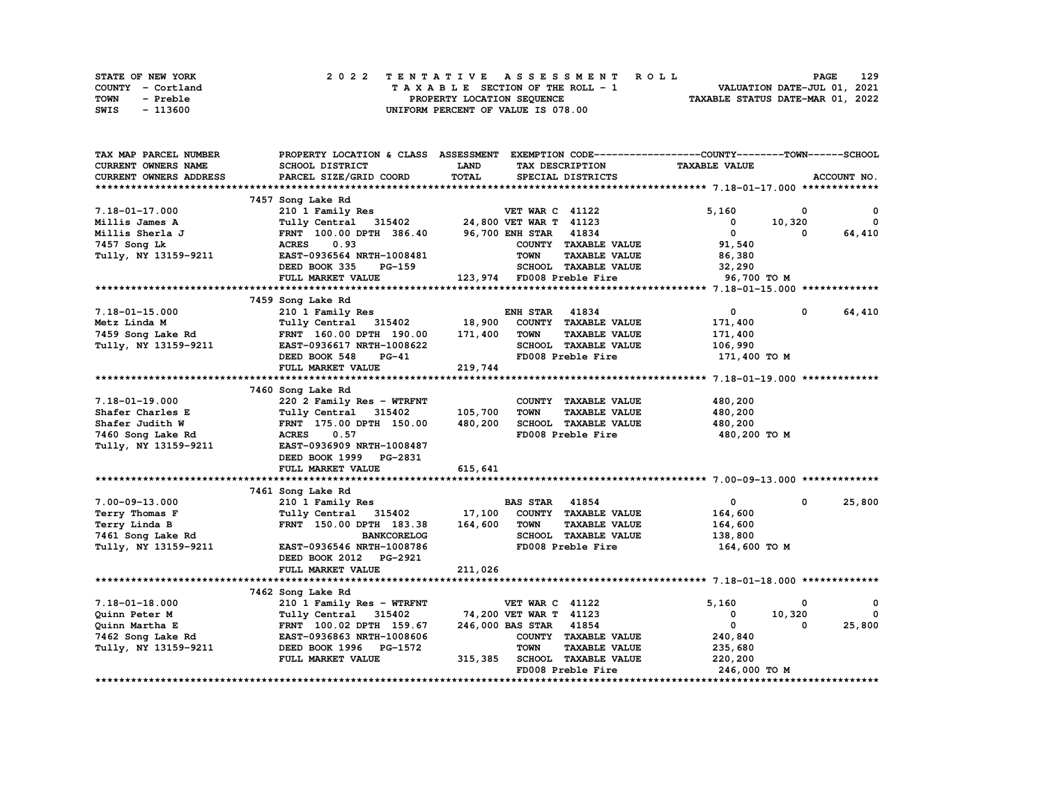STATE OF NEW YORK
COUNTY - Cortland
TOWN - Preble
SWIS - 113600

2022 TENTATIVE ASSESSMENT ROLL
TAXABLE SECTION OF THE ROLL - 1
PROPERTY LOCATION SEQUENCE
UNIFORM PERCENT OF VALUE IS 078.00

VALUATION DATE-JUL 01, 2021
TAXABLE STATUS DATE-MAR 01, 2022

| TAX MAP PARCEL NUMBER / CURRENT OWNERS NAME / CURRENT OWNERS ADDRESS | PROPERTY LOCATION & CLASS / SCHOOL DISTRICT / PARCEL SIZE/GRID COORD | ASSESSMENT LAND / TOTAL | EXEMPTION CODE / TAX DESCRIPTION / SPECIAL DISTRICTS | COUNTY TAXABLE VALUE | TOWN | SCHOOL ACCOUNT NO. |
|---|---|---|---|---|---|---|
| **7.18-01-17.000** | 7457 Song Lake Rd | | | | | |
| 7.18-01-17.000 | 210 1 Family Res | | VET WAR C 41122 | 5,160 | 0 | 0 |
| Millis James A | Tully Central 315402 | 24,800 | VET WAR T 41123 | 0 | 10,320 | 0 |
| Millis Sherla J | FRNT 100.00 DPTH 386.40 | 96,700 | ENH STAR 41834 | 0 | 0 | 64,410 |
| 7457 Song Lk | ACRES 0.93 | | COUNTY TAXABLE VALUE | 91,540 | | |
| Tully, NY 13159-9211 | EAST-0936564 NRTH-1008481 | | TOWN TAXABLE VALUE | 86,380 | | |
| | DEED BOOK 335 PG-159 | | SCHOOL TAXABLE VALUE | 32,290 | | |
| | FULL MARKET VALUE | 123,974 | FD008 Preble Fire | 96,700 TO M | | |
| **7.18-01-15.000** | 7459 Song Lake Rd | | | | | |
| 7.18-01-15.000 | 210 1 Family Res | | ENH STAR 41834 | 0 | 0 | 64,410 |
| Metz Linda M | Tully Central 315402 | 18,900 | COUNTY TAXABLE VALUE | 171,400 | | |
| 7459 Song Lake Rd | FRNT 160.00 DPTH 190.00 | 171,400 | TOWN TAXABLE VALUE | 171,400 | | |
| Tully, NY 13159-9211 | EAST-0936617 NRTH-1008622 | | SCHOOL TAXABLE VALUE | 106,990 | | |
| | DEED BOOK 548 PG-41 | | FD008 Preble Fire | 171,400 TO M | | |
| | FULL MARKET VALUE | 219,744 | | | | |
| **7.18-01-19.000** | 7460 Song Lake Rd | | | | | |
| 7.18-01-19.000 | 220 2 Family Res - WTRFNT | | COUNTY TAXABLE VALUE | 480,200 | | |
| Shafer Charles E | Tully Central 315402 | 105,700 | TOWN TAXABLE VALUE | 480,200 | | |
| Shafer Judith W | FRNT 175.00 DPTH 150.00 | 480,200 | SCHOOL TAXABLE VALUE | 480,200 | | |
| 7460 Song Lake Rd | ACRES 0.57 | | FD008 Preble Fire | 480,200 TO M | | |
| Tully, NY 13159-9211 | EAST-0936909 NRTH-1008487 | | | | | |
| | DEED BOOK 1999 PG-2831 | | | | | |
| | FULL MARKET VALUE | 615,641 | | | | |
| **7.00-09-13.000** | 7461 Song Lake Rd | | | | | |
| 7.00-09-13.000 | 210 1 Family Res | | BAS STAR 41854 | 0 | 0 | 25,800 |
| Terry Thomas F | Tully Central 315402 | 17,100 | COUNTY TAXABLE VALUE | 164,600 | | |
| Terry Linda B | FRNT 150.00 DPTH 183.38 | 164,600 | TOWN TAXABLE VALUE | 164,600 | | |
| 7461 Song Lake Rd | BANKCORELOG | | SCHOOL TAXABLE VALUE | 138,800 | | |
| Tully, NY 13159-9211 | EAST-0936546 NRTH-1008786 | | FD008 Preble Fire | 164,600 TO M | | |
| | DEED BOOK 2012 PG-2921 | | | | | |
| | FULL MARKET VALUE | 211,026 | | | | |
| **7.18-01-18.000** | 7462 Song Lake Rd | | | | | |
| 7.18-01-18.000 | 210 1 Family Res - WTRFNT | | VET WAR C 41122 | 5,160 | 0 | 0 |
| Quinn Peter M | Tully Central 315402 | 74,200 | VET WAR T 41123 | 0 | 10,320 | 0 |
| Quinn Martha E | FRNT 100.02 DPTH 159.67 | 246,000 | BAS STAR 41854 | 0 | 0 | 25,800 |
| 7462 Song Lake Rd | EAST-0936863 NRTH-1008606 | | COUNTY TAXABLE VALUE | 240,840 | | |
| Tully, NY 13159-9211 | DEED BOOK 1996 PG-1572 | | TOWN TAXABLE VALUE | 235,680 | | |
| | FULL MARKET VALUE | 315,385 | SCHOOL TAXABLE VALUE | 220,200 | | |
| | | | FD008 Preble Fire | 246,000 TO M | | |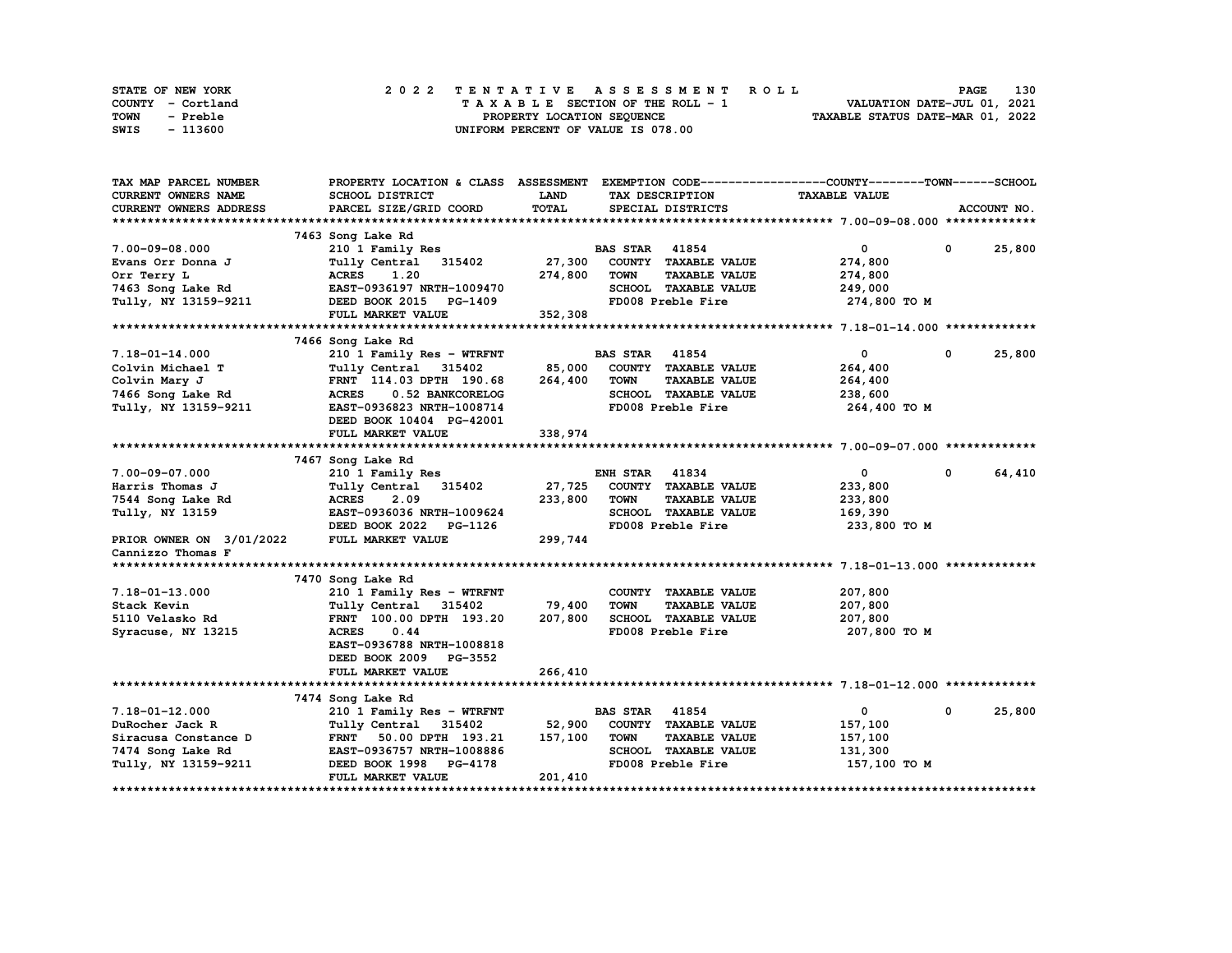STATE OF NEW YORK — 2022 TENTATIVE ASSESSMENT ROLL — PAGE 130
COUNTY - Cortland — TAXABLE SECTION OF THE ROLL - 1 — VALUATION DATE-JUL 01, 2021
TOWN - Preble — PROPERTY LOCATION SEQUENCE — TAXABLE STATUS DATE-MAR 01, 2022
SWIS - 113600 — UNIFORM PERCENT OF VALUE IS 078.00

| TAX MAP PARCEL NUMBER / CURRENT OWNERS NAME / CURRENT OWNERS ADDRESS | PROPERTY LOCATION & CLASS / SCHOOL DISTRICT / PARCEL SIZE/GRID COORD | ASSESSMENT LAND / TOTAL | EXEMPTION CODE / TAX DESCRIPTION / SPECIAL DISTRICTS | COUNTY / TOWN / SCHOOL TAXABLE VALUE | ACCOUNT NO. |
|---|---|---|---|---|---|
| **7.00-09-08.000** | 7463 Song Lake Rd | | | | |
| 7.00-09-08.000 | 210 1 Family Res | | BAS STAR 41854 | 0 0 25,800 | |
| Evans Orr Donna J | Tully Central 315402 | 27,300 | COUNTY TAXABLE VALUE | 274,800 | |
| Orr Terry L | ACRES 1.20 | 274,800 | TOWN TAXABLE VALUE | 274,800 | |
| 7463 Song Lake Rd | EAST-0936197 NRTH-1009470 | | SCHOOL TAXABLE VALUE | 249,000 | |
| Tully, NY 13159-9211 | DEED BOOK 2015 PG-1409 | | FD008 Preble Fire | 274,800 TO M | |
| | FULL MARKET VALUE | 352,308 | | | |
| **7.18-01-14.000** | 7466 Song Lake Rd | | | | |
| 7.18-01-14.000 | 210 1 Family Res - WTRFNT | | BAS STAR 41854 | 0 0 25,800 | |
| Colvin Michael T | Tully Central 315402 | 85,000 | COUNTY TAXABLE VALUE | 264,400 | |
| Colvin Mary J | FRNT 114.03 DPTH 190.68 | 264,400 | TOWN TAXABLE VALUE | 264,400 | |
| 7466 Song Lake Rd | ACRES 0.52 BANKCORELOG | | SCHOOL TAXABLE VALUE | 238,600 | |
| Tully, NY 13159-9211 | EAST-0936823 NRTH-1008714 | | FD008 Preble Fire | 264,400 TO M | |
| | DEED BOOK 10404 PG-42001 | | | | |
| | FULL MARKET VALUE | 338,974 | | | |
| **7.00-09-07.000** | 7467 Song Lake Rd | | | | |
| 7.00-09-07.000 | 210 1 Family Res | | ENH STAR 41834 | 0 0 64,410 | |
| Harris Thomas J | Tully Central 315402 | 27,725 | COUNTY TAXABLE VALUE | 233,800 | |
| 7544 Song Lake Rd | ACRES 2.09 | 233,800 | TOWN TAXABLE VALUE | 233,800 | |
| Tully, NY 13159 | EAST-0936036 NRTH-1009624 | | SCHOOL TAXABLE VALUE | 169,390 | |
| | DEED BOOK 2022 PG-1126 | | FD008 Preble Fire | 233,800 TO M | |
| PRIOR OWNER ON 3/01/2022 | FULL MARKET VALUE | 299,744 | | | |
| Cannizzo Thomas F | | | | | |
| **7.18-01-13.000** | 7470 Song Lake Rd | | | | |
| 7.18-01-13.000 | 210 1 Family Res - WTRFNT | | COUNTY TAXABLE VALUE | 207,800 | |
| Stack Kevin | Tully Central 315402 | 79,400 | TOWN TAXABLE VALUE | 207,800 | |
| 5110 Velasko Rd | FRNT 100.00 DPTH 193.20 | 207,800 | SCHOOL TAXABLE VALUE | 207,800 | |
| Syracuse, NY 13215 | ACRES 0.44 | | FD008 Preble Fire | 207,800 TO M | |
| | EAST-0936788 NRTH-1008818 | | | | |
| | DEED BOOK 2009 PG-3552 | | | | |
| | FULL MARKET VALUE | 266,410 | | | |
| **7.18-01-12.000** | 7474 Song Lake Rd | | | | |
| 7.18-01-12.000 | 210 1 Family Res - WTRFNT | | BAS STAR 41854 | 0 0 25,800 | |
| DuRocher Jack R | Tully Central 315402 | 52,900 | COUNTY TAXABLE VALUE | 157,100 | |
| Siracusa Constance D | FRNT 50.00 DPTH 193.21 | 157,100 | TOWN TAXABLE VALUE | 157,100 | |
| 7474 Song Lake Rd | EAST-0936757 NRTH-1008886 | | SCHOOL TAXABLE VALUE | 131,300 | |
| Tully, NY 13159-9211 | DEED BOOK 1998 PG-4178 | | FD008 Preble Fire | 157,100 TO M | |
| | FULL MARKET VALUE | 201,410 | | | |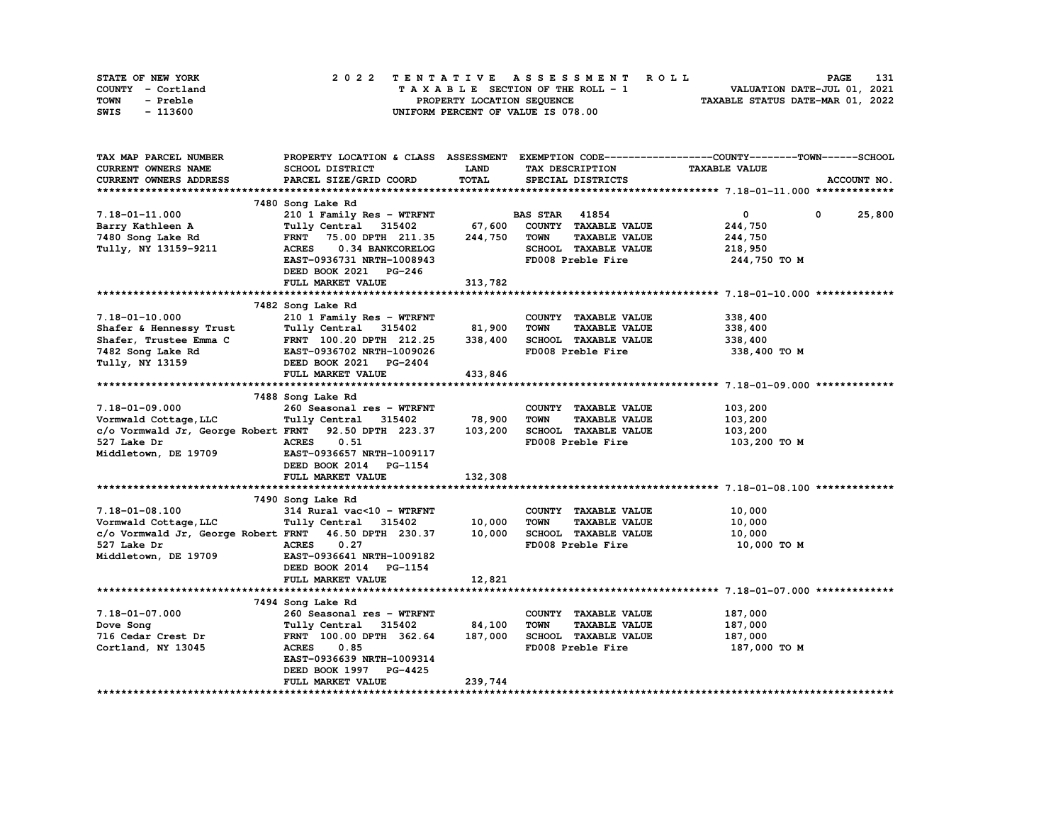STATE OF NEW YORK
COUNTY - Cortland
TOWN - Preble
SWIS - 113600

2022 TENTATIVE ASSESSMENT ROLL
TAXABLE SECTION OF THE ROLL - 1
PROPERTY LOCATION SEQUENCE
UNIFORM PERCENT OF VALUE IS 078.00

VALUATION DATE-JUL 01, 2021
TAXABLE STATUS DATE-MAR 01, 2022

| TAX MAP PARCEL NUMBER / CURRENT OWNERS NAME / CURRENT OWNERS ADDRESS | PROPERTY LOCATION & CLASS / SCHOOL DISTRICT / PARCEL SIZE/GRID COORD | ASSESSMENT LAND / TOTAL | EXEMPTION CODE / TAX DESCRIPTION / SPECIAL DISTRICTS | COUNTY | TOWN | SCHOOL / TAXABLE VALUE / ACCOUNT NO. |
|---|---|---|---|---|---|---|
| | 7480 Song Lake Rd | | | | | |
| 7.18-01-11.000 | 210 1 Family Res - WTRFNT | | BAS STAR 41854 | 0 | 0 | 25,800 |
| Barry Kathleen A | Tully Central 315402 | 67,600 | COUNTY TAXABLE VALUE | 244,750 | | |
| 7480 Song Lake Rd | FRNT 75.00 DPTH 211.35 | 244,750 | TOWN TAXABLE VALUE | | 244,750 | |
| Tully, NY 13159-9211 | ACRES 0.34 BANKCORELOG | | SCHOOL TAXABLE VALUE | | | 218,950 |
| | EAST-0936731 NRTH-1008943 | | FD008 Preble Fire | 244,750 TO M | | |
| | DEED BOOK 2021 PG-246 | | | | | |
| | FULL MARKET VALUE | 313,782 | | | | |
| | 7482 Song Lake Rd | | | | | |
| 7.18-01-10.000 | 210 1 Family Res - WTRFNT | | COUNTY TAXABLE VALUE | 338,400 | | |
| Shafer & Hennessy Trust | Tully Central 315402 | 81,900 | TOWN TAXABLE VALUE | | 338,400 | |
| Shafer, Trustee Emma C | FRNT 100.20 DPTH 212.25 | 338,400 | SCHOOL TAXABLE VALUE | | | 338,400 |
| 7482 Song Lake Rd | EAST-0936702 NRTH-1009026 | | FD008 Preble Fire | 338,400 TO M | | |
| Tully, NY 13159 | DEED BOOK 2021 PG-2404 | | | | | |
| | FULL MARKET VALUE | 433,846 | | | | |
| | 7488 Song Lake Rd | | | | | |
| 7.18-01-09.000 | 260 Seasonal res - WTRFNT | | COUNTY TAXABLE VALUE | 103,200 | | |
| Vormwald Cottage,LLC | Tully Central 315402 | 78,900 | TOWN TAXABLE VALUE | | 103,200 | |
| c/o Vormwald Jr, George Robert | FRNT 92.50 DPTH 223.37 | 103,200 | SCHOOL TAXABLE VALUE | | | 103,200 |
| 527 Lake Dr | ACRES 0.51 | | FD008 Preble Fire | 103,200 TO M | | |
| Middletown, DE 19709 | EAST-0936657 NRTH-1009117 | | | | | |
| | DEED BOOK 2014 PG-1154 | | | | | |
| | FULL MARKET VALUE | 132,308 | | | | |
| | 7490 Song Lake Rd | | | | | |
| 7.18-01-08.100 | 314 Rural vac<10 - WTRFNT | | COUNTY TAXABLE VALUE | 10,000 | | |
| Vormwald Cottage,LLC | Tully Central 315402 | 10,000 | TOWN TAXABLE VALUE | | 10,000 | |
| c/o Vormwald Jr, George Robert | FRNT 46.50 DPTH 230.37 | 10,000 | SCHOOL TAXABLE VALUE | | | 10,000 |
| 527 Lake Dr | ACRES 0.27 | | FD008 Preble Fire | 10,000 TO M | | |
| Middletown, DE 19709 | EAST-0936641 NRTH-1009182 | | | | | |
| | DEED BOOK 2014 PG-1154 | | | | | |
| | FULL MARKET VALUE | 12,821 | | | | |
| | 7494 Song Lake Rd | | | | | |
| 7.18-01-07.000 | 260 Seasonal res - WTRFNT | | COUNTY TAXABLE VALUE | 187,000 | | |
| Dove Song | Tully Central 315402 | 84,100 | TOWN TAXABLE VALUE | | 187,000 | |
| 716 Cedar Crest Dr | FRNT 100.00 DPTH 362.64 | 187,000 | SCHOOL TAXABLE VALUE | | | 187,000 |
| Cortland, NY 13045 | ACRES 0.85 | | FD008 Preble Fire | 187,000 TO M | | |
| | EAST-0936639 NRTH-1009314 | | | | | |
| | DEED BOOK 1997 PG-4425 | | | | | |
| | FULL MARKET VALUE | 239,744 | | | | |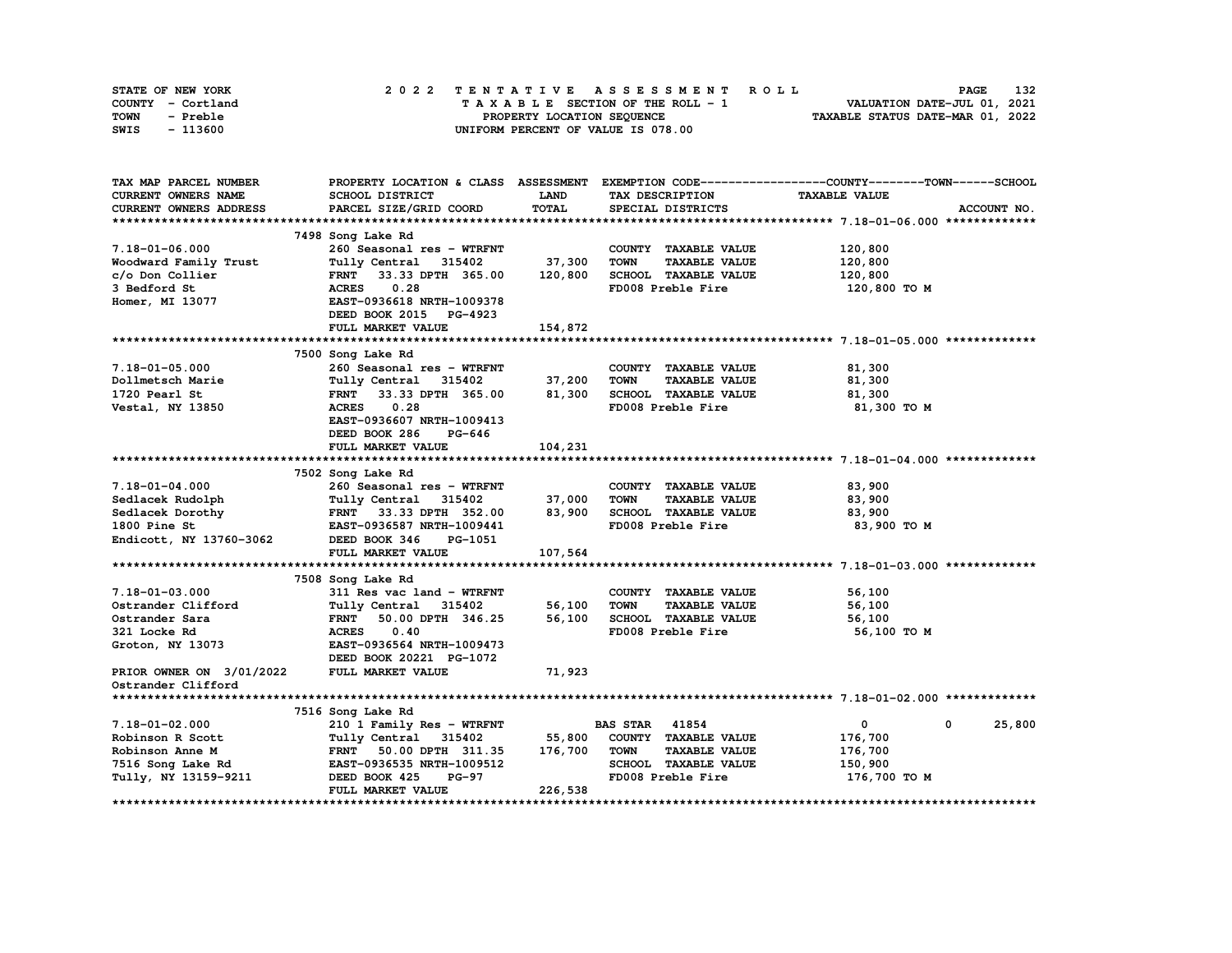STATE OF NEW YORK
COUNTY - Cortland
TOWN - Preble
SWIS - 113600

2 0 2 2 T E N T A T I V E A S S E S S M E N T R O L L
T A X A B L E SECTION OF THE ROLL - 1
PROPERTY LOCATION SEQUENCE
UNIFORM PERCENT OF VALUE IS 078.00

VALUATION DATE-JUL 01, 2021
TAXABLE STATUS DATE-MAR 01, 2022

| TAX MAP PARCEL NUMBER / CURRENT OWNERS NAME / CURRENT OWNERS ADDRESS | PROPERTY LOCATION & CLASS / SCHOOL DISTRICT / PARCEL SIZE/GRID COORD | ASSESSMENT LAND / TOTAL | EXEMPTION CODE / TAX DESCRIPTION / SPECIAL DISTRICTS | COUNTY | TOWN | SCHOOL / TAXABLE VALUE / ACCOUNT NO. |
|---|---|---|---|---|---|---|
| **7.18-01-06.000** | 7498 Song Lake Rd | | | | | |
| 7.18-01-06.000 | 260 Seasonal res - WTRFNT | | COUNTY TAXABLE VALUE | 120,800 | | |
| Woodward Family Trust | Tully Central 315402 | 37,300 | TOWN TAXABLE VALUE | | 120,800 | |
| c/o Don Collier | FRNT 33.33 DPTH 365.00 | 120,800 | SCHOOL TAXABLE VALUE | | | 120,800 |
| 3 Bedford St | ACRES 0.28 | | FD008 Preble Fire | 120,800 TO M | | |
| Homer, MI 13077 | EAST-0936618 NRTH-1009378 | | | | | |
| | DEED BOOK 2015 PG-4923 | | | | | |
| | FULL MARKET VALUE | 154,872 | | | | |
| **7.18-01-05.000** | 7500 Song Lake Rd | | | | | |
| 7.18-01-05.000 | 260 Seasonal res - WTRFNT | | COUNTY TAXABLE VALUE | 81,300 | | |
| Dollmetsch Marie | Tully Central 315402 | 37,200 | TOWN TAXABLE VALUE | | 81,300 | |
| 1720 Pearl St | FRNT 33.33 DPTH 365.00 | 81,300 | SCHOOL TAXABLE VALUE | | | 81,300 |
| Vestal, NY 13850 | ACRES 0.28 | | FD008 Preble Fire | 81,300 TO M | | |
| | EAST-0936607 NRTH-1009413 | | | | | |
| | DEED BOOK 286 PG-646 | | | | | |
| | FULL MARKET VALUE | 104,231 | | | | |
| **7.18-01-04.000** | 7502 Song Lake Rd | | | | | |
| 7.18-01-04.000 | 260 Seasonal res - WTRFNT | | COUNTY TAXABLE VALUE | 83,900 | | |
| Sedlacek Rudolph | Tully Central 315402 | 37,000 | TOWN TAXABLE VALUE | | 83,900 | |
| Sedlacek Dorothy | FRNT 33.33 DPTH 352.00 | 83,900 | SCHOOL TAXABLE VALUE | | | 83,900 |
| 1800 Pine St | EAST-0936587 NRTH-1009441 | | FD008 Preble Fire | 83,900 TO M | | |
| Endicott, NY 13760-3062 | DEED BOOK 346 PG-1051 | | | | | |
| | FULL MARKET VALUE | 107,564 | | | | |
| **7.18-01-03.000** | 7508 Song Lake Rd | | | | | |
| 7.18-01-03.000 | 311 Res vac land - WTRFNT | | COUNTY TAXABLE VALUE | 56,100 | | |
| Ostrander Clifford | Tully Central 315402 | 56,100 | TOWN TAXABLE VALUE | | 56,100 | |
| Ostrander Sara | FRNT 50.00 DPTH 346.25 | 56,100 | SCHOOL TAXABLE VALUE | | | 56,100 |
| 321 Locke Rd | ACRES 0.40 | | FD008 Preble Fire | 56,100 TO M | | |
| Groton, NY 13073 | EAST-0936564 NRTH-1009473 | | | | | |
| | DEED BOOK 20221 PG-1072 | | | | | |
| PRIOR OWNER ON 3/01/2022 | FULL MARKET VALUE | 71,923 | | | | |
| Ostrander Clifford | | | | | | |
| **7.18-01-02.000** | 7516 Song Lake Rd | | | | | |
| 7.18-01-02.000 | 210 1 Family Res - WTRFNT | | BAS STAR 41854 | 0 | 0 | 25,800 |
| Robinson R Scott | Tully Central 315402 | 55,800 | COUNTY TAXABLE VALUE | 176,700 | | |
| Robinson Anne M | FRNT 50.00 DPTH 311.35 | 176,700 | TOWN TAXABLE VALUE | | 176,700 | |
| 7516 Song Lake Rd | EAST-0936535 NRTH-1009512 | | SCHOOL TAXABLE VALUE | | | 150,900 |
| Tully, NY 13159-9211 | DEED BOOK 425 PG-97 | | FD008 Preble Fire | 176,700 TO M | | |
| | FULL MARKET VALUE | 226,538 | | | | |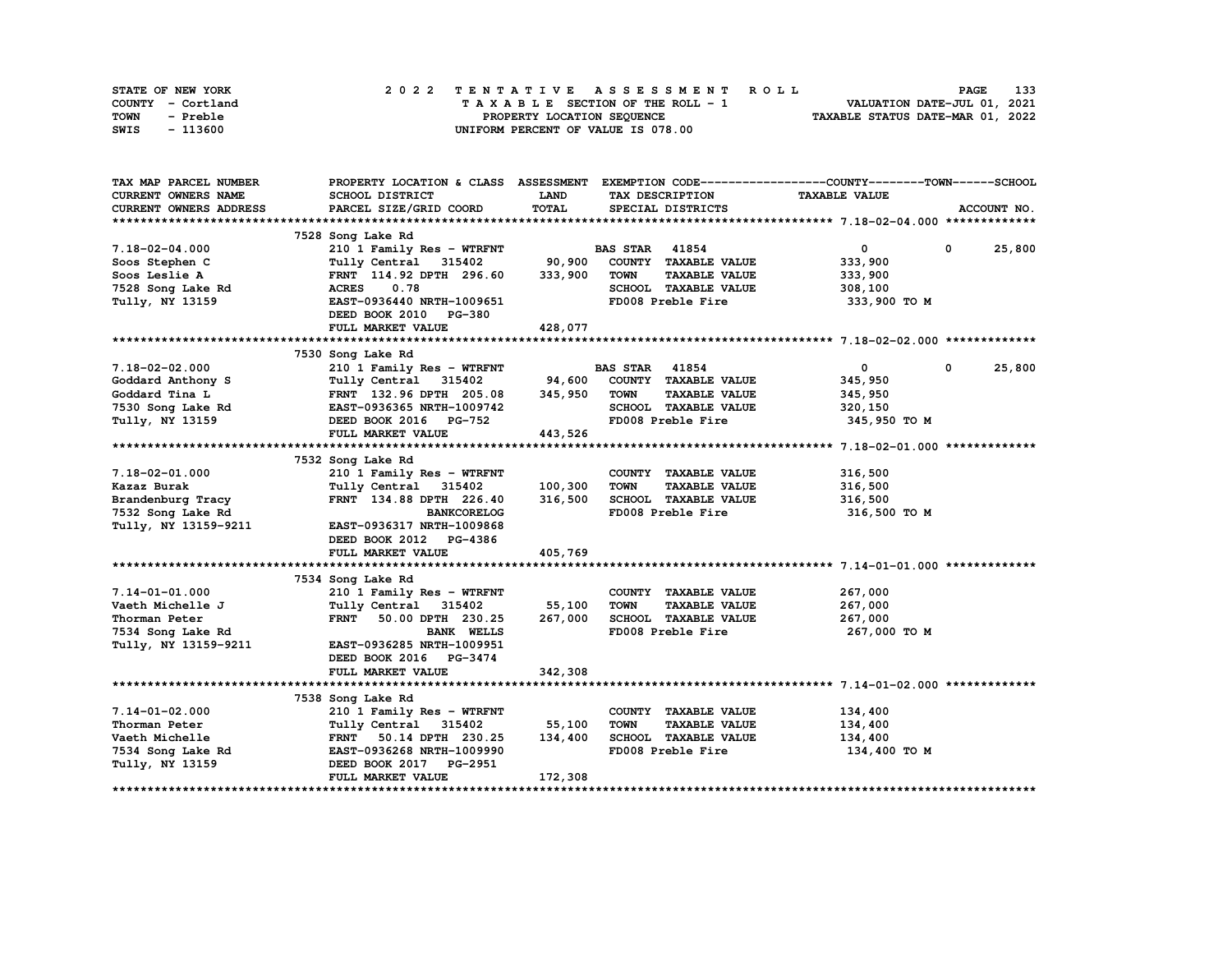STATE OF NEW YORK
COUNTY - Cortland
TOWN - Preble
SWIS - 113600

2 0 2 2 T E N T A T I V E A S S E S S M E N T R O L L
T A X A B L E SECTION OF THE ROLL - 1
PROPERTY LOCATION SEQUENCE
UNIFORM PERCENT OF VALUE IS 078.00

VALUATION DATE-JUL 01, 2021
TAXABLE STATUS DATE-MAR 01, 2022

| TAX MAP PARCEL NUMBER / CURRENT OWNERS NAME / CURRENT OWNERS ADDRESS | PROPERTY LOCATION & CLASS / SCHOOL DISTRICT / PARCEL SIZE/GRID COORD | ASSESSMENT LAND / TOTAL | EXEMPTION CODE / TAX DESCRIPTION / SPECIAL DISTRICTS | COUNTY / TAXABLE VALUE | TOWN | SCHOOL / ACCOUNT NO. |
|---|---|---|---|---|---|---|
| **7.18-02-04.000** | 7528 Song Lake Rd | | | | | |
| 7.18-02-04.000 | 210 1 Family Res - WTRFNT | | BAS STAR 41854 | 0 | 0 | 25,800 |
| Soos Stephen C | Tully Central 315402 | 90,900 | COUNTY TAXABLE VALUE | 333,900 | | |
| Soos Leslie A | FRNT 114.92 DPTH 296.60 | 333,900 | TOWN TAXABLE VALUE | 333,900 | | |
| 7528 Song Lake Rd | ACRES 0.78 | | SCHOOL TAXABLE VALUE | 308,100 | | |
| Tully, NY 13159 | EAST-0936440 NRTH-1009651 | | FD008 Preble Fire | 333,900 TO M | | |
| | DEED BOOK 2010 PG-380 | | | | | |
| | FULL MARKET VALUE | 428,077 | | | | |
| **7.18-02-02.000** | 7530 Song Lake Rd | | | | | |
| 7.18-02-02.000 | 210 1 Family Res - WTRFNT | | BAS STAR 41854 | 0 | 0 | 25,800 |
| Goddard Anthony S | Tully Central 315402 | 94,600 | COUNTY TAXABLE VALUE | 345,950 | | |
| Goddard Tina L | FRNT 132.96 DPTH 205.08 | 345,950 | TOWN TAXABLE VALUE | 345,950 | | |
| 7530 Song Lake Rd | EAST-0936365 NRTH-1009742 | | SCHOOL TAXABLE VALUE | 320,150 | | |
| Tully, NY 13159 | DEED BOOK 2016 PG-752 | | FD008 Preble Fire | 345,950 TO M | | |
| | FULL MARKET VALUE | 443,526 | | | | |
| **7.18-02-01.000** | 7532 Song Lake Rd | | | | | |
| 7.18-02-01.000 | 210 1 Family Res - WTRFNT | | COUNTY TAXABLE VALUE | 316,500 | | |
| Kazaz Burak | Tully Central 315402 | 100,300 | TOWN TAXABLE VALUE | 316,500 | | |
| Brandenburg Tracy | FRNT 134.88 DPTH 226.40 | 316,500 | SCHOOL TAXABLE VALUE | 316,500 | | |
| 7532 Song Lake Rd | BANKCORELOG | | FD008 Preble Fire | 316,500 TO M | | |
| Tully, NY 13159-9211 | EAST-0936317 NRTH-1009868 | | | | | |
| | DEED BOOK 2012 PG-4386 | | | | | |
| | FULL MARKET VALUE | 405,769 | | | | |
| **7.14-01-01.000** | 7534 Song Lake Rd | | | | | |
| 7.14-01-01.000 | 210 1 Family Res - WTRFNT | | COUNTY TAXABLE VALUE | 267,000 | | |
| Vaeth Michelle J | Tully Central 315402 | 55,100 | TOWN TAXABLE VALUE | 267,000 | | |
| Thorman Peter | FRNT 50.00 DPTH 230.25 | 267,000 | SCHOOL TAXABLE VALUE | 267,000 | | |
| 7534 Song Lake Rd | BANK WELLS | | FD008 Preble Fire | 267,000 TO M | | |
| Tully, NY 13159-9211 | EAST-0936285 NRTH-1009951 | | | | | |
| | DEED BOOK 2016 PG-3474 | | | | | |
| | FULL MARKET VALUE | 342,308 | | | | |
| **7.14-01-02.000** | 7538 Song Lake Rd | | | | | |
| 7.14-01-02.000 | 210 1 Family Res - WTRFNT | | COUNTY TAXABLE VALUE | 134,400 | | |
| Thorman Peter | Tully Central 315402 | 55,100 | TOWN TAXABLE VALUE | 134,400 | | |
| Vaeth Michelle | FRNT 50.14 DPTH 230.25 | 134,400 | SCHOOL TAXABLE VALUE | 134,400 | | |
| 7534 Song Lake Rd | EAST-0936268 NRTH-1009990 | | FD008 Preble Fire | 134,400 TO M | | |
| Tully, NY 13159 | DEED BOOK 2017 PG-2951 | | | | | |
| | FULL MARKET VALUE | 172,308 | | | | |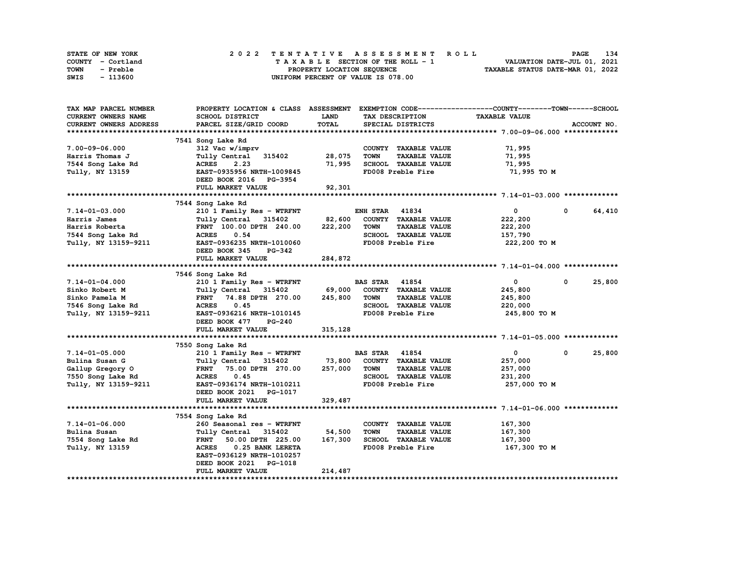STATE OF NEW YORK                2022 TENTATIVE ASSESSMENT ROLL
COUNTY - Cortland                TAXABLE SECTION OF THE ROLL - 1                VALUATION DATE-JUL 01, 2021
TOWN - Preble                    PROPERTY LOCATION SEQUENCE                     TAXABLE STATUS DATE-MAR 01, 2022
SWIS - 113600                    UNIFORM PERCENT OF VALUE IS 078.00

| TAX MAP PARCEL NUMBER / CURRENT OWNERS NAME / CURRENT OWNERS ADDRESS | PROPERTY LOCATION & CLASS / SCHOOL DISTRICT / PARCEL SIZE/GRID COORD | ASSESSMENT LAND / TOTAL | EXEMPTION CODE / TAX DESCRIPTION / SPECIAL DISTRICTS | COUNTY | TOWN | SCHOOL | TAXABLE VALUE / ACCOUNT NO. |
|---|---|---|---|---|---|---|---|
| 7.00-09-06.000 | 7541 Song Lake Rd | | | | | | |
| 7.00-09-06.000 | 312 Vac w/imprv | | COUNTY TAXABLE VALUE | | | | 71,995 |
| Harris Thomas J | Tully Central 315402 | 28,075 | TOWN TAXABLE VALUE | | | | 71,995 |
| 7544 Song Lake Rd | ACRES 2.23 | 71,995 | SCHOOL TAXABLE VALUE | | | | 71,995 |
| Tully, NY 13159 | EAST-0935956 NRTH-1009845 | | FD008 Preble Fire | | | | 71,995 TO M |
| | DEED BOOK 2016 PG-3954 | | | | | | |
| | FULL MARKET VALUE | 92,301 | | | | | |
| 7.14-01-03.000 | 7544 Song Lake Rd | | | | | | |
| 7.14-01-03.000 | 210 1 Family Res - WTRFNT | | ENH STAR 41834 | 0 | 0 | 64,410 | |
| Harris James | Tully Central 315402 | 82,600 | COUNTY TAXABLE VALUE | | | | 222,200 |
| Harris Roberta | FRNT 100.00 DPTH 240.00 | 222,200 | TOWN TAXABLE VALUE | | | | 222,200 |
| 7544 Song Lake Rd | ACRES 0.54 | | SCHOOL TAXABLE VALUE | | | | 157,790 |
| Tully, NY 13159-9211 | EAST-0936235 NRTH-1010060 | | FD008 Preble Fire | | | | 222,200 TO M |
| | DEED BOOK 345 PG-342 | | | | | | |
| | FULL MARKET VALUE | 284,872 | | | | | |
| 7.14-01-04.000 | 7546 Song Lake Rd | | | | | | |
| 7.14-01-04.000 | 210 1 Family Res - WTRFNT | | BAS STAR 41854 | 0 | 0 | 25,800 | |
| Sinko Robert M | Tully Central 315402 | 69,000 | COUNTY TAXABLE VALUE | | | | 245,800 |
| Sinko Pamela M | FRNT 74.88 DPTH 270.00 | 245,800 | TOWN TAXABLE VALUE | | | | 245,800 |
| 7546 Song Lake Rd | ACRES 0.45 | | SCHOOL TAXABLE VALUE | | | | 220,000 |
| Tully, NY 13159-9211 | EAST-0936216 NRTH-1010145 | | FD008 Preble Fire | | | | 245,800 TO M |
| | DEED BOOK 477 PG-240 | | | | | | |
| | FULL MARKET VALUE | 315,128 | | | | | |
| 7.14-01-05.000 | 7550 Song Lake Rd | | | | | | |
| 7.14-01-05.000 | 210 1 Family Res - WTRFNT | | BAS STAR 41854 | 0 | 0 | 25,800 | |
| Bulina Susan G | Tully Central 315402 | 73,800 | COUNTY TAXABLE VALUE | | | | 257,000 |
| Gallup Gregory O | FRNT 75.00 DPTH 270.00 | 257,000 | TOWN TAXABLE VALUE | | | | 257,000 |
| 7550 Song Lake Rd | ACRES 0.45 | | SCHOOL TAXABLE VALUE | | | | 231,200 |
| Tully, NY 13159-9211 | EAST-0936174 NRTH-1010211 | | FD008 Preble Fire | | | | 257,000 TO M |
| | DEED BOOK 2021 PG-1017 | | | | | | |
| | FULL MARKET VALUE | 329,487 | | | | | |
| 7.14-01-06.000 | 7554 Song Lake Rd | | | | | | |
| 7.14-01-06.000 | 260 Seasonal res - WTRFNT | | COUNTY TAXABLE VALUE | | | | 167,300 |
| Bulina Susan | Tully Central 315402 | 54,500 | TOWN TAXABLE VALUE | | | | 167,300 |
| 7554 Song Lake Rd | FRNT 50.00 DPTH 225.00 | 167,300 | SCHOOL TAXABLE VALUE | | | | 167,300 |
| Tully, NY 13159 | ACRES 0.25 BANK LERETA | | FD008 Preble Fire | | | | 167,300 TO M |
| | EAST-0936129 NRTH-1010257 | | | | | | |
| | DEED BOOK 2021 PG-1018 | | | | | | |
| | FULL MARKET VALUE | 214,487 | | | | | |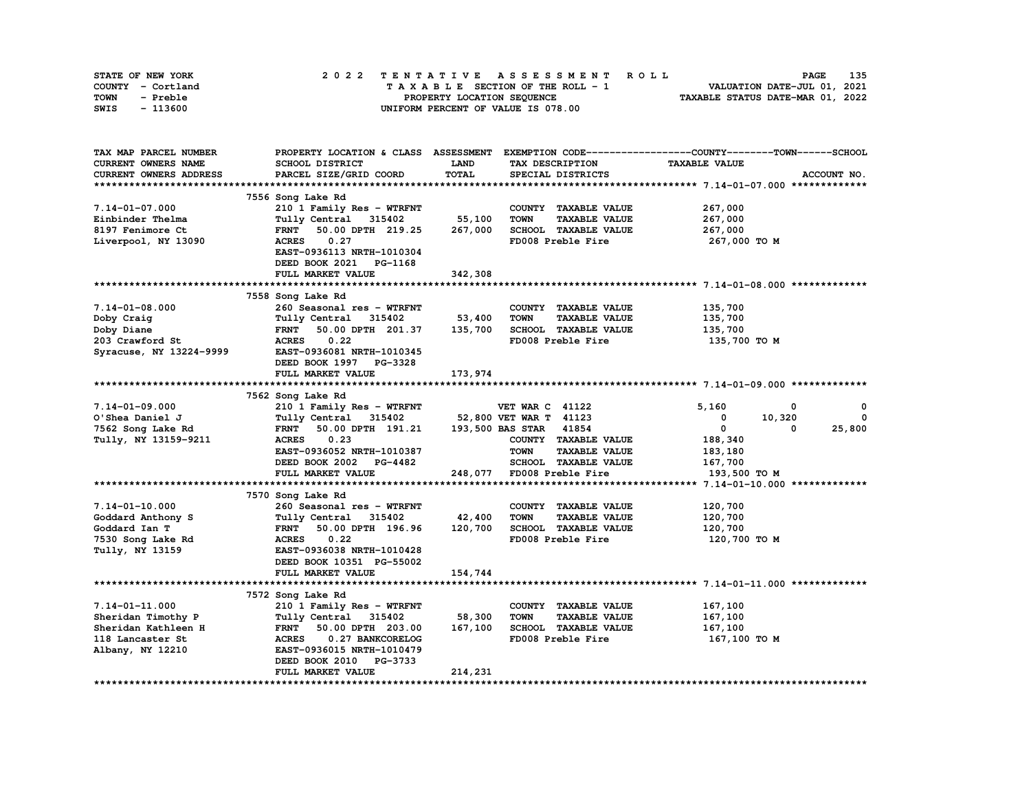STATE OF NEW YORK
COUNTY - Cortland
TOWN - Preble
SWIS - 113600

2022 TENTATIVE ASSESSMENT ROLL
TAXABLE SECTION OF THE ROLL - 1
PROPERTY LOCATION SEQUENCE
UNIFORM PERCENT OF VALUE IS 078.00

VALUATION DATE-JUL 01, 2021
TAXABLE STATUS DATE-MAR 01, 2022

| TAX MAP PARCEL NUMBER / CURRENT OWNERS NAME / CURRENT OWNERS ADDRESS | PROPERTY LOCATION & CLASS / SCHOOL DISTRICT / PARCEL SIZE/GRID COORD | ASSESSMENT LAND / TOTAL | EXEMPTION CODE / TAX DESCRIPTION / SPECIAL DISTRICTS | COUNTY / TAXABLE VALUE | TOWN | SCHOOL |
|---|---|---|---|---|---|---|
| **7.14-01-07.000** | 7556 Song Lake Rd | | | | | |
| 7.14-01-07.000 | 210 1 Family Res - WTRFNT | | COUNTY TAXABLE VALUE | 267,000 | | |
| Einbinder Thelma | Tully Central 315402 | 55,100 | TOWN TAXABLE VALUE | 267,000 | | |
| 8197 Fenimore Ct | FRNT 50.00 DPTH 219.25 | 267,000 | SCHOOL TAXABLE VALUE | 267,000 | | |
| Liverpool, NY 13090 | ACRES 0.27 | | FD008 Preble Fire | 267,000 TO M | | |
| | EAST-0936113 NRTH-1010304 | | | | | |
| | DEED BOOK 2021 PG-1168 | | | | | |
| | FULL MARKET VALUE | 342,308 | | | | |
| **7.14-01-08.000** | 7558 Song Lake Rd | | | | | |
| 7.14-01-08.000 | 260 Seasonal res - WTRFNT | | COUNTY TAXABLE VALUE | 135,700 | | |
| Doby Craig | Tully Central 315402 | 53,400 | TOWN TAXABLE VALUE | 135,700 | | |
| Doby Diane | FRNT 50.00 DPTH 201.37 | 135,700 | SCHOOL TAXABLE VALUE | 135,700 | | |
| 203 Crawford St | ACRES 0.22 | | FD008 Preble Fire | 135,700 TO M | | |
| Syracuse, NY 13224-9999 | EAST-0936081 NRTH-1010345 | | | | | |
| | DEED BOOK 1997 PG-3328 | | | | | |
| | FULL MARKET VALUE | 173,974 | | | | |
| **7.14-01-09.000** | 7562 Song Lake Rd | | | | | |
| 7.14-01-09.000 | 210 1 Family Res - WTRFNT | | VET WAR C 41122 | 5,160 | 0 | 0 |
| O'Shea Daniel J | Tully Central 315402 | 52,800 | VET WAR T 41123 | 0 | 10,320 | 0 |
| 7562 Song Lake Rd | FRNT 50.00 DPTH 191.21 | 193,500 | BAS STAR 41854 | 0 | 0 | 25,800 |
| Tully, NY 13159-9211 | ACRES 0.23 | | COUNTY TAXABLE VALUE | 188,340 | | |
| | EAST-0936052 NRTH-1010387 | | TOWN TAXABLE VALUE | 183,180 | | |
| | DEED BOOK 2002 PG-4482 | | SCHOOL TAXABLE VALUE | 167,700 | | |
| | FULL MARKET VALUE | 248,077 | FD008 Preble Fire | 193,500 TO M | | |
| **7.14-01-10.000** | 7570 Song Lake Rd | | | | | |
| 7.14-01-10.000 | 260 Seasonal res - WTRFNT | | COUNTY TAXABLE VALUE | 120,700 | | |
| Goddard Anthony S | Tully Central 315402 | 42,400 | TOWN TAXABLE VALUE | 120,700 | | |
| Goddard Ian T | FRNT 50.00 DPTH 196.96 | 120,700 | SCHOOL TAXABLE VALUE | 120,700 | | |
| 7530 Song Lake Rd | ACRES 0.22 | | FD008 Preble Fire | 120,700 TO M | | |
| Tully, NY 13159 | EAST-0936038 NRTH-1010428 | | | | | |
| | DEED BOOK 10351 PG-55002 | | | | | |
| | FULL MARKET VALUE | 154,744 | | | | |
| **7.14-01-11.000** | 7572 Song Lake Rd | | | | | |
| 7.14-01-11.000 | 210 1 Family Res - WTRFNT | | COUNTY TAXABLE VALUE | 167,100 | | |
| Sheridan Timothy P | Tully Central 315402 | 58,300 | TOWN TAXABLE VALUE | 167,100 | | |
| Sheridan Kathleen H | FRNT 50.00 DPTH 203.00 | 167,100 | SCHOOL TAXABLE VALUE | 167,100 | | |
| 118 Lancaster St | ACRES 0.27 BANKCORELOG | | FD008 Preble Fire | 167,100 TO M | | |
| Albany, NY 12210 | EAST-0936015 NRTH-1010479 | | | | | |
| | DEED BOOK 2010 PG-3733 | | | | | |
| | FULL MARKET VALUE | 214,231 | | | | |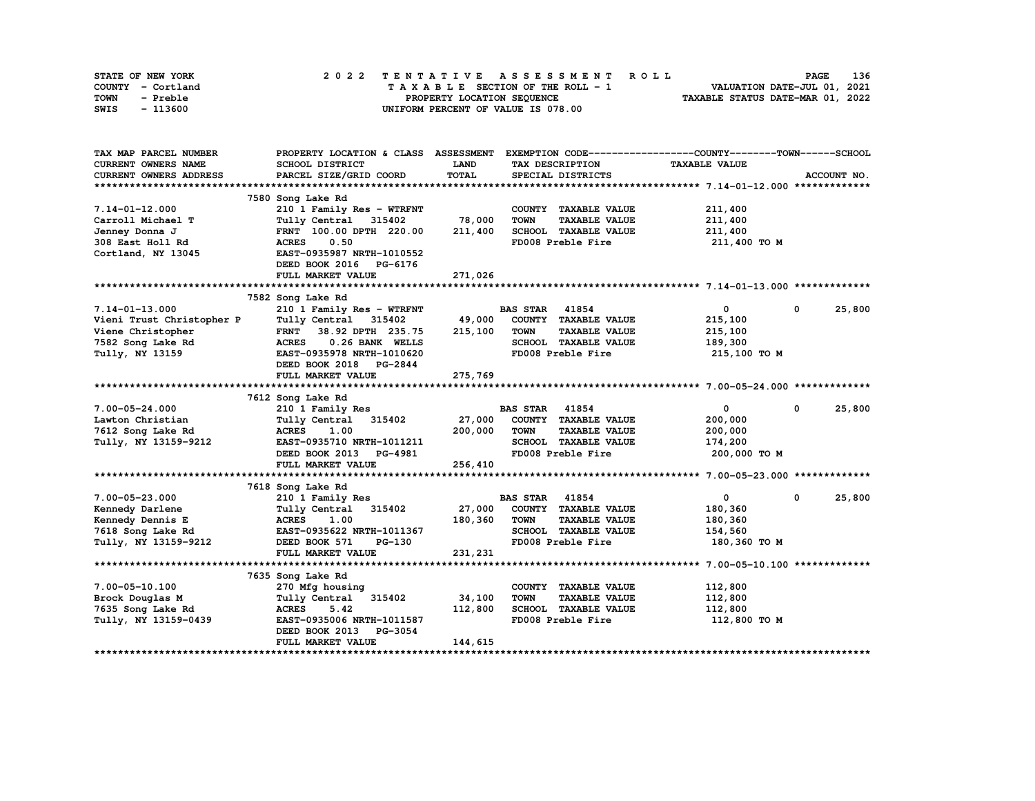STATE OF NEW YORK
COUNTY - Cortland
TOWN - Preble
SWIS - 113600

2022 TENTATIVE ASSESSMENT ROLL
TAXABLE SECTION OF THE ROLL - 1
PROPERTY LOCATION SEQUENCE
UNIFORM PERCENT OF VALUE IS 078.00

VALUATION DATE-JUL 01, 2021
TAXABLE STATUS DATE-MAR 01, 2022

| TAX MAP PARCEL NUMBER / CURRENT OWNERS NAME / CURRENT OWNERS ADDRESS | PROPERTY LOCATION & CLASS / SCHOOL DISTRICT / PARCEL SIZE/GRID COORD | ASSESSMENT LAND / TOTAL | EXEMPTION CODE / TAX DESCRIPTION / SPECIAL DISTRICTS | COUNTY / TAXABLE VALUE | TOWN | SCHOOL / ACCOUNT NO. |
|---|---|---|---|---|---|---|
| **7.14-01-12.000** | 7580 Song Lake Rd | | | | | |
| 7.14-01-12.000 | 210 1 Family Res - WTRFNT | | COUNTY TAXABLE VALUE | 211,400 | | |
| Carroll Michael T | Tully Central 315402 | 78,000 | TOWN TAXABLE VALUE | 211,400 | | |
| Jenney Donna J | FRNT 100.00 DPTH 220.00 | 211,400 | SCHOOL TAXABLE VALUE | 211,400 | | |
| 308 East Holl Rd | ACRES 0.50 | | FD008 Preble Fire | 211,400 TO M | | |
| Cortland, NY 13045 | EAST-0935987 NRTH-1010552 | | | | | |
| | DEED BOOK 2016 PG-6176 | | | | | |
| | FULL MARKET VALUE | 271,026 | | | | |
| **7.14-01-13.000** | 7582 Song Lake Rd | | | | | |
| 7.14-01-13.000 | 210 1 Family Res - WTRFNT | | BAS STAR 41854 | 0 | 0 | 25,800 |
| Vieni Trust Christopher P | Tully Central 315402 | 49,000 | COUNTY TAXABLE VALUE | 215,100 | | |
| Viene Christopher | FRNT 38.92 DPTH 235.75 | 215,100 | TOWN TAXABLE VALUE | 215,100 | | |
| 7582 Song Lake Rd | ACRES 0.26 BANK WELLS | | SCHOOL TAXABLE VALUE | 189,300 | | |
| Tully, NY 13159 | EAST-0935978 NRTH-1010620 | | FD008 Preble Fire | 215,100 TO M | | |
| | DEED BOOK 2018 PG-2844 | | | | | |
| | FULL MARKET VALUE | 275,769 | | | | |
| **7.00-05-24.000** | 7612 Song Lake Rd | | | | | |
| 7.00-05-24.000 | 210 1 Family Res | | BAS STAR 41854 | 0 | 0 | 25,800 |
| Lawton Christian | Tully Central 315402 | 27,000 | COUNTY TAXABLE VALUE | 200,000 | | |
| 7612 Song Lake Rd | ACRES 1.00 | 200,000 | TOWN TAXABLE VALUE | 200,000 | | |
| Tully, NY 13159-9212 | EAST-0935710 NRTH-1011211 | | SCHOOL TAXABLE VALUE | 174,200 | | |
| | DEED BOOK 2013 PG-4981 | | FD008 Preble Fire | 200,000 TO M | | |
| | FULL MARKET VALUE | 256,410 | | | | |
| **7.00-05-23.000** | 7618 Song Lake Rd | | | | | |
| 7.00-05-23.000 | 210 1 Family Res | | BAS STAR 41854 | 0 | 0 | 25,800 |
| Kennedy Darlene | Tully Central 315402 | 27,000 | COUNTY TAXABLE VALUE | 180,360 | | |
| Kennedy Dennis E | ACRES 1.00 | 180,360 | TOWN TAXABLE VALUE | 180,360 | | |
| 7618 Song Lake Rd | EAST-0935622 NRTH-1011367 | | SCHOOL TAXABLE VALUE | 154,560 | | |
| Tully, NY 13159-9212 | DEED BOOK 571 PG-130 | | FD008 Preble Fire | 180,360 TO M | | |
| | FULL MARKET VALUE | 231,231 | | | | |
| **7.00-05-10.100** | 7635 Song Lake Rd | | | | | |
| 7.00-05-10.100 | 270 Mfg housing | | COUNTY TAXABLE VALUE | 112,800 | | |
| Brock Douglas M | Tully Central 315402 | 34,100 | TOWN TAXABLE VALUE | 112,800 | | |
| 7635 Song Lake Rd | ACRES 5.42 | 112,800 | SCHOOL TAXABLE VALUE | 112,800 | | |
| Tully, NY 13159-0439 | EAST-0935006 NRTH-1011587 | | FD008 Preble Fire | 112,800 TO M | | |
| | DEED BOOK 2013 PG-3054 | | | | | |
| | FULL MARKET VALUE | 144,615 | | | | |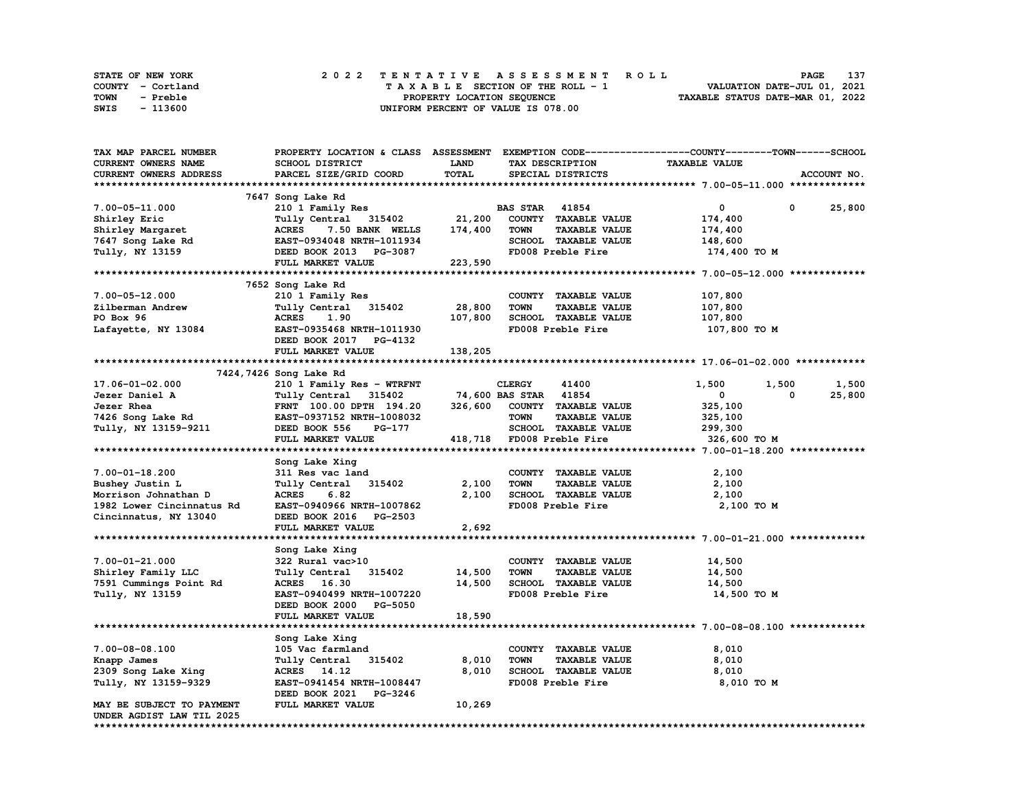STATE OF NEW YORK | 2022 TENTATIVE ASSESSMENT ROLL | PAGE 137
COUNTY - Cortland | TAXABLE SECTION OF THE ROLL - 1 | VALUATION DATE-JUL 01, 2021
TOWN - Preble | PROPERTY LOCATION SEQUENCE | TAXABLE STATUS DATE-MAR 01, 2022
SWIS - 113600 | UNIFORM PERCENT OF VALUE IS 078.00

| TAX MAP PARCEL NUMBER / CURRENT OWNERS NAME / CURRENT OWNERS ADDRESS | PROPERTY LOCATION & CLASS / SCHOOL DISTRICT / PARCEL SIZE/GRID COORD | ASSESSMENT LAND / TOTAL | EXEMPTION CODE / TAX DESCRIPTION / SPECIAL DISTRICTS | COUNTY TAXABLE VALUE | TOWN | SCHOOL / ACCOUNT NO. |
|---|---|---|---|---|---|---|
| **7.00-05-11.000** | 7647 Song Lake Rd | | | | | |
| 7.00-05-11.000 | 210 1 Family Res | | BAS STAR 41854 | 0 | 0 | 25,800 |
| Shirley Eric | Tully Central 315402 | 21,200 | COUNTY TAXABLE VALUE | 174,400 | | |
| Shirley Margaret | ACRES 7.50 BANK WELLS | 174,400 | TOWN TAXABLE VALUE | 174,400 | | |
| 7647 Song Lake Rd | EAST-0934048 NRTH-1011934 | | SCHOOL TAXABLE VALUE | 148,600 | | |
| Tully, NY 13159 | DEED BOOK 2013 PG-3087 | | FD008 Preble Fire | 174,400 TO M | | |
| | FULL MARKET VALUE | 223,590 | | | | |
| **7.00-05-12.000** | 7652 Song Lake Rd | | | | | |
| 7.00-05-12.000 | 210 1 Family Res | | COUNTY TAXABLE VALUE | 107,800 | | |
| Zilberman Andrew | Tully Central 315402 | 28,800 | TOWN TAXABLE VALUE | 107,800 | | |
| PO Box 96 | ACRES 1.90 | 107,800 | SCHOOL TAXABLE VALUE | 107,800 | | |
| Lafayette, NY 13084 | EAST-0935468 NRTH-1011930 | | FD008 Preble Fire | 107,800 TO M | | |
| | DEED BOOK 2017 PG-4132 | | | | | |
| | FULL MARKET VALUE | 138,205 | | | | |
| **17.06-01-02.000** | 7424,7426 Song Lake Rd | | | | | |
| 17.06-01-02.000 | 210 1 Family Res - WTRFNT | | CLERGY 41400 | 1,500 | 1,500 | 1,500 |
| Jezer Daniel A | Tully Central 315402 | 74,600 | BAS STAR 41854 | 0 | 0 | 25,800 |
| Jezer Rhea | FRNT 100.00 DPTH 194.20 | 326,600 | COUNTY TAXABLE VALUE | 325,100 | | |
| 7426 Song Lake Rd | EAST-0937152 NRTH-1008032 | | TOWN TAXABLE VALUE | 325,100 | | |
| Tully, NY 13159-9211 | DEED BOOK 556 PG-177 | | SCHOOL TAXABLE VALUE | 299,300 | | |
| | FULL MARKET VALUE | 418,718 | FD008 Preble Fire | 326,600 TO M | | |
| **7.00-01-18.200** | Song Lake Xing | | | | | |
| 7.00-01-18.200 | 311 Res vac land | | COUNTY TAXABLE VALUE | 2,100 | | |
| Bushey Justin L | Tully Central 315402 | 2,100 | TOWN TAXABLE VALUE | 2,100 | | |
| Morrison Johnathan D | ACRES 6.82 | 2,100 | SCHOOL TAXABLE VALUE | 2,100 | | |
| 1982 Lower Cincinnatus Rd | EAST-0940966 NRTH-1007862 | | FD008 Preble Fire | 2,100 TO M | | |
| Cincinnatus, NY 13040 | DEED BOOK 2016 PG-2503 | | | | | |
| | FULL MARKET VALUE | 2,692 | | | | |
| **7.00-01-21.000** | Song Lake Xing | | | | | |
| 7.00-01-21.000 | 322 Rural vac>10 | | COUNTY TAXABLE VALUE | 14,500 | | |
| Shirley Family LLC | Tully Central 315402 | 14,500 | TOWN TAXABLE VALUE | 14,500 | | |
| 7591 Cummings Point Rd | ACRES 16.30 | 14,500 | SCHOOL TAXABLE VALUE | 14,500 | | |
| Tully, NY 13159 | EAST-0940499 NRTH-1007220 | | FD008 Preble Fire | 14,500 TO M | | |
| | DEED BOOK 2000 PG-5050 | | | | | |
| | FULL MARKET VALUE | 18,590 | | | | |
| **7.00-08-08.100** | Song Lake Xing | | | | | |
| 7.00-08-08.100 | 105 Vac farmland | | COUNTY TAXABLE VALUE | 8,010 | | |
| Knapp James | Tully Central 315402 | 8,010 | TOWN TAXABLE VALUE | 8,010 | | |
| 2309 Song Lake Xing | ACRES 14.12 | 8,010 | SCHOOL TAXABLE VALUE | 8,010 | | |
| Tully, NY 13159-9329 | EAST-0941454 NRTH-1008447 | | FD008 Preble Fire | 8,010 TO M | | |
| | DEED BOOK 2021 PG-3246 | | | | | |
| MAY BE SUBJECT TO PAYMENT UNDER AGDIST LAW TIL 2025 | FULL MARKET VALUE | 10,269 | | | | |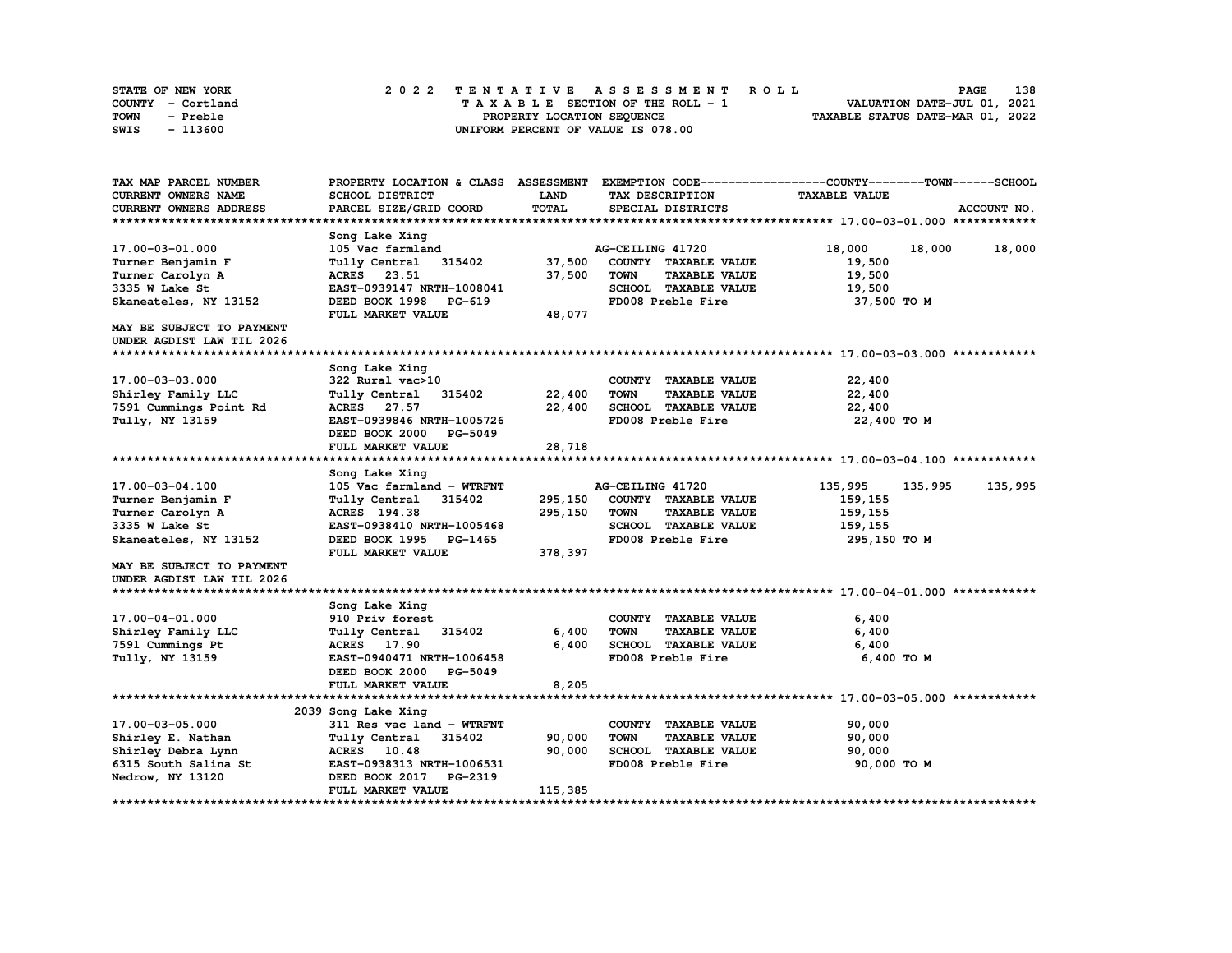STATE OF NEW YORK 2022 TENTATIVE ASSESSMENT ROLL
COUNTY - Cortland TAXABLE SECTION OF THE ROLL - 1 VALUATION DATE-JUL 01, 2021
TOWN - Preble PROPERTY LOCATION SEQUENCE TAXABLE STATUS DATE-MAR 01, 2022
SWIS - 113600 UNIFORM PERCENT OF VALUE IS 078.00

| TAX MAP PARCEL NUMBER / CURRENT OWNERS NAME / CURRENT OWNERS ADDRESS | PROPERTY LOCATION & CLASS / SCHOOL DISTRICT / PARCEL SIZE/GRID COORD | ASSESSMENT LAND / TOTAL | EXEMPTION CODE / TAX DESCRIPTION / SPECIAL DISTRICTS | COUNTY / TAXABLE VALUE | TOWN | SCHOOL / ACCOUNT NO. |
|---|---|---|---|---|---|---|
| **17.00-03-01.000** | Song Lake Xing | | | | | |
| 17.00-03-01.000 | 105 Vac farmland | | AG-CEILING 41720 | 18,000 | 18,000 | 18,000 |
| Turner Benjamin F | Tully Central 315402 | 37,500 | COUNTY TAXABLE VALUE | 19,500 | | |
| Turner Carolyn A | ACRES 23.51 | 37,500 | TOWN TAXABLE VALUE | 19,500 | | |
| 3335 W Lake St | EAST-0939147 NRTH-1008041 | | SCHOOL TAXABLE VALUE | 19,500 | | |
| Skaneateles, NY 13152 | DEED BOOK 1998 PG-619 | | FD008 Preble Fire | 37,500 TO M | | |
| | FULL MARKET VALUE | 48,077 | | | | |
| MAY BE SUBJECT TO PAYMENT | | | | | | |
| UNDER AGDIST LAW TIL 2026 | | | | | | |
| **17.00-03-03.000** | Song Lake Xing | | | | | |
| 17.00-03-03.000 | 322 Rural vac>10 | | COUNTY TAXABLE VALUE | 22,400 | | |
| Shirley Family LLC | Tully Central 315402 | 22,400 | TOWN TAXABLE VALUE | 22,400 | | |
| 7591 Cummings Point Rd | ACRES 27.57 | 22,400 | SCHOOL TAXABLE VALUE | 22,400 | | |
| Tully, NY 13159 | EAST-0939846 NRTH-1005726 | | FD008 Preble Fire | 22,400 TO M | | |
| | DEED BOOK 2000 PG-5049 | | | | | |
| | FULL MARKET VALUE | 28,718 | | | | |
| **17.00-03-04.100** | Song Lake Xing | | | | | |
| 17.00-03-04.100 | 105 Vac farmland - WTRFNT | | AG-CEILING 41720 | 135,995 | 135,995 | 135,995 |
| Turner Benjamin F | Tully Central 315402 | 295,150 | COUNTY TAXABLE VALUE | 159,155 | | |
| Turner Carolyn A | ACRES 194.38 | 295,150 | TOWN TAXABLE VALUE | 159,155 | | |
| 3335 W Lake St | EAST-0938410 NRTH-1005468 | | SCHOOL TAXABLE VALUE | 159,155 | | |
| Skaneateles, NY 13152 | DEED BOOK 1995 PG-1465 | | FD008 Preble Fire | 295,150 TO M | | |
| | FULL MARKET VALUE | 378,397 | | | | |
| MAY BE SUBJECT TO PAYMENT | | | | | | |
| UNDER AGDIST LAW TIL 2026 | | | | | | |
| **17.00-04-01.000** | Song Lake Xing | | | | | |
| 17.00-04-01.000 | 910 Priv forest | | COUNTY TAXABLE VALUE | 6,400 | | |
| Shirley Family LLC | Tully Central 315402 | 6,400 | TOWN TAXABLE VALUE | 6,400 | | |
| 7591 Cummings Pt | ACRES 17.90 | 6,400 | SCHOOL TAXABLE VALUE | 6,400 | | |
| Tully, NY 13159 | EAST-0940471 NRTH-1006458 | | FD008 Preble Fire | 6,400 TO M | | |
| | DEED BOOK 2000 PG-5049 | | | | | |
| | FULL MARKET VALUE | 8,205 | | | | |
| **17.00-03-05.000** | 2039 Song Lake Xing | | | | | |
| 17.00-03-05.000 | 311 Res vac land - WTRFNT | | COUNTY TAXABLE VALUE | 90,000 | | |
| Shirley E. Nathan | Tully Central 315402 | 90,000 | TOWN TAXABLE VALUE | 90,000 | | |
| Shirley Debra Lynn | ACRES 10.48 | 90,000 | SCHOOL TAXABLE VALUE | 90,000 | | |
| 6315 South Salina St | EAST-0938313 NRTH-1006531 | | FD008 Preble Fire | 90,000 TO M | | |
| Nedrow, NY 13120 | DEED BOOK 2017 PG-2319 | | | | | |
| | FULL MARKET VALUE | 115,385 | | | | |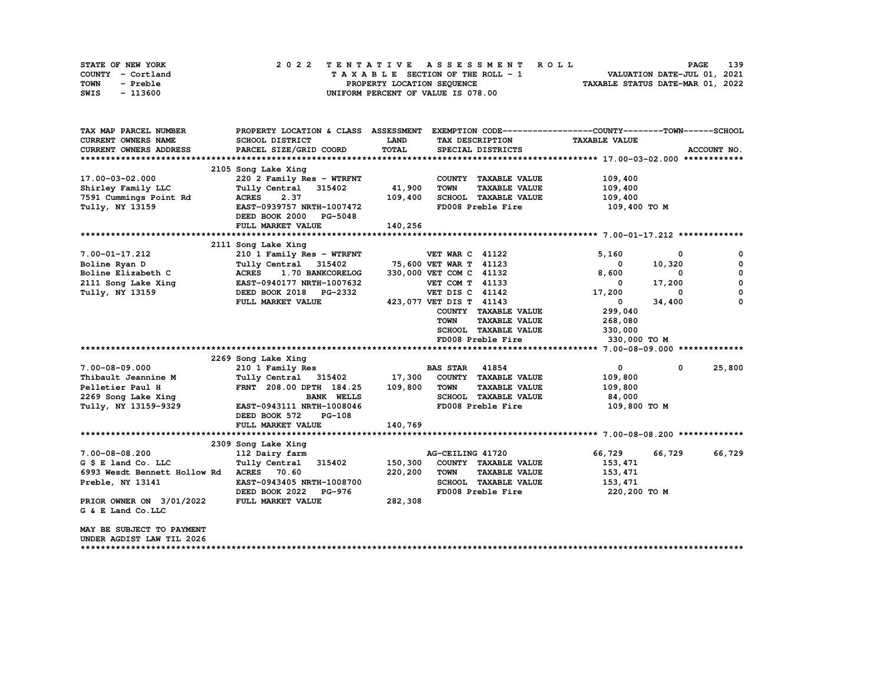STATE OF NEW YORK
COUNTY - Cortland
TOWN - Preble
SWIS - 113600

2 0 2 2 T E N T A T I V E A S S E S S M E N T R O L L
T A X A B L E SECTION OF THE ROLL - 1
PROPERTY LOCATION SEQUENCE
UNIFORM PERCENT OF VALUE IS 078.00

VALUATION DATE-JUL 01, 2021
TAXABLE STATUS DATE-MAR 01, 2022

| TAX MAP PARCEL NUMBER / CURRENT OWNERS NAME / CURRENT OWNERS ADDRESS | PROPERTY LOCATION & CLASS / SCHOOL DISTRICT / PARCEL SIZE/GRID COORD | ASSESSMENT LAND / TOTAL | EXEMPTION CODE / TAX DESCRIPTION / SPECIAL DISTRICTS | COUNTY | TOWN | SCHOOL / ACCOUNT NO. |
|---|---|---|---|---|---|---|
| ******** 17.00-03-02.000 ******** | | | | | | |
| | 2105 Song Lake Xing | | | | | |
| 17.00-03-02.000 | 220 2 Family Res - WTRFNT | | COUNTY TAXABLE VALUE | 109,400 | | |
| Shirley Family LLC | Tully Central 315402 | 41,900 | TOWN TAXABLE VALUE | 109,400 | | |
| 7591 Cummings Point Rd | ACRES 2.37 | 109,400 | SCHOOL TAXABLE VALUE | 109,400 | | |
| Tully, NY 13159 | EAST-0939757 NRTH-1007472 | | FD008 Preble Fire | 109,400 TO M | | |
| | DEED BOOK 2000 PG-5048 | | | | | |
| | FULL MARKET VALUE | 140,256 | | | | |
| ******** 7.00-01-17.212 ******** | | | | | | |
| | 2111 Song Lake Xing | | | | | |
| 7.00-01-17.212 | 210 1 Family Res - WTRFNT | | VET WAR C 41122 | 5,160 | 0 | 0 |
| Boline Ryan D | Tully Central 315402 | 75,600 | VET WAR T 41123 | 0 | 10,320 | 0 |
| Boline Elizabeth C | ACRES 1.70 BANKCORELOG | 330,000 | VET COM C 41132 | 8,600 | 0 | 0 |
| 2111 Song Lake Xing | EAST-0940177 NRTH-1007632 | | VET COM T 41133 | 0 | 17,200 | 0 |
| Tully, NY 13159 | DEED BOOK 2018 PG-2332 | | VET DIS C 41142 | 17,200 | 0 | 0 |
| | FULL MARKET VALUE | 423,077 | VET DIS T 41143 | 0 | 34,400 | 0 |
| | | | COUNTY TAXABLE VALUE | 299,040 | | |
| | | | TOWN TAXABLE VALUE | 268,080 | | |
| | | | SCHOOL TAXABLE VALUE | 330,000 | | |
| | | | FD008 Preble Fire | 330,000 TO M | | |
| ******** 7.00-08-09.000 ******** | | | | | | |
| | 2269 Song Lake Xing | | | | | |
| 7.00-08-09.000 | 210 1 Family Res | | BAS STAR 41854 | 0 | 0 | 25,800 |
| Thibault Jeannine M | Tully Central 315402 | 17,300 | COUNTY TAXABLE VALUE | 109,800 | | |
| Pelletier Paul H | FRNT 208.00 DPTH 184.25 | 109,800 | TOWN TAXABLE VALUE | 109,800 | | |
| 2269 Song Lake Xing | BANK WELLS | | SCHOOL TAXABLE VALUE | 84,000 | | |
| Tully, NY 13159-9329 | EAST-0943111 NRTH-1008046 | | FD008 Preble Fire | 109,800 TO M | | |
| | DEED BOOK 572 PG-108 | | | | | |
| | FULL MARKET VALUE | 140,769 | | | | |
| ******** 7.00-08-08.200 ******** | | | | | | |
| | 2309 Song Lake Xing | | | | | |
| 7.00-08-08.200 | 112 Dairy farm | | AG-CEILING 41720 | 66,729 | 66,729 | 66,729 |
| G $ E land Co. LLC | Tully Central 315402 | 150,300 | COUNTY TAXABLE VALUE | 153,471 | | |
| 6993 Wesdt Bennett Hollow Rd | ACRES 70.60 | 220,200 | TOWN TAXABLE VALUE | 153,471 | | |
| Preble, NY 13141 | EAST-0943405 NRTH-1008700 | | SCHOOL TAXABLE VALUE | 153,471 | | |
| | DEED BOOK 2022 PG-976 | | FD008 Preble Fire | 220,200 TO M | | |
| PRIOR OWNER ON 3/01/2022 | FULL MARKET VALUE | 282,308 | | | | |
| G & E Land Co.LLC | | | | | | |
| MAY BE SUBJECT TO PAYMENT | | | | | | |
| UNDER AGDIST LAW TIL 2026 | | | | | | |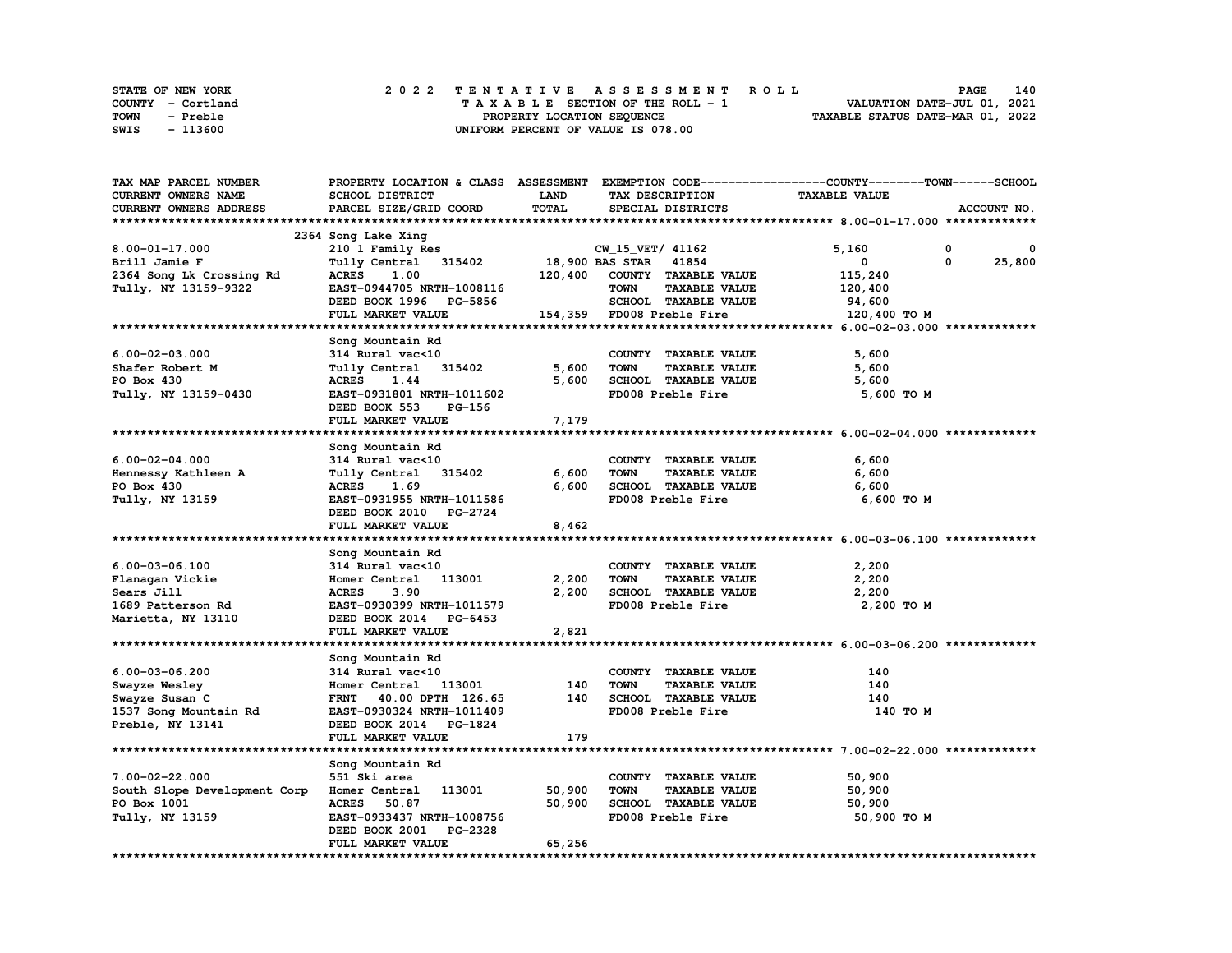STATE OF NEW YORK — 2022 TENTATIVE ASSESSMENT ROLL
COUNTY - Cortland — TAXABLE SECTION OF THE ROLL - 1 — VALUATION DATE-JUL 01, 2021
TOWN - Preble — PROPERTY LOCATION SEQUENCE — TAXABLE STATUS DATE-MAR 01, 2022
SWIS - 113600 — UNIFORM PERCENT OF VALUE IS 078.00

| TAX MAP PARCEL NUMBER / CURRENT OWNERS NAME / CURRENT OWNERS ADDRESS | PROPERTY LOCATION & CLASS / SCHOOL DISTRICT / PARCEL SIZE/GRID COORD | ASSESSMENT LAND | TOTAL | EXEMPTION CODE / TAX DESCRIPTION / SPECIAL DISTRICTS | COUNTY TAXABLE VALUE | TOWN | SCHOOL |
|---|---|---|---|---|---|---|---|
| **8.00-01-17.000** | 2364 Song Lake Xing | | | | | | |
| 8.00-01-17.000 | 210 1 Family Res | | | CW_15_VET/ 41162 | 5,160 | 0 | 0 |
| Brill Jamie F | Tully Central 315402 | 18,900 | | BAS STAR 41854 | 0 | 0 | 25,800 |
| 2364 Song Lk Crossing Rd | ACRES 1.00 | | 120,400 | COUNTY TAXABLE VALUE | 115,240 | | |
| Tully, NY 13159-9322 | EAST-0944705 NRTH-1008116 | | | TOWN TAXABLE VALUE | 120,400 | | |
| | DEED BOOK 1996 PG-5856 | | | SCHOOL TAXABLE VALUE | 94,600 | | |
| | FULL MARKET VALUE | | 154,359 | FD008 Preble Fire | 120,400 TO M | | |
| **6.00-02-03.000** | Song Mountain Rd | | | | | | |
| 6.00-02-03.000 | 314 Rural vac<10 | | | COUNTY TAXABLE VALUE | 5,600 | | |
| Shafer Robert M | Tully Central 315402 | 5,600 | | TOWN TAXABLE VALUE | 5,600 | | |
| PO Box 430 | ACRES 1.44 | | 5,600 | SCHOOL TAXABLE VALUE | 5,600 | | |
| Tully, NY 13159-0430 | EAST-0931801 NRTH-1011602 | | | FD008 Preble Fire | 5,600 TO M | | |
| | DEED BOOK 553 PG-156 | | | | | | |
| | FULL MARKET VALUE | | 7,179 | | | | |
| **6.00-02-04.000** | Song Mountain Rd | | | | | | |
| 6.00-02-04.000 | 314 Rural vac<10 | | | COUNTY TAXABLE VALUE | 6,600 | | |
| Hennessy Kathleen A | Tully Central 315402 | 6,600 | | TOWN TAXABLE VALUE | 6,600 | | |
| PO Box 430 | ACRES 1.69 | | 6,600 | SCHOOL TAXABLE VALUE | 6,600 | | |
| Tully, NY 13159 | EAST-0931955 NRTH-1011586 | | | FD008 Preble Fire | 6,600 TO M | | |
| | DEED BOOK 2010 PG-2724 | | | | | | |
| | FULL MARKET VALUE | | 8,462 | | | | |
| **6.00-03-06.100** | Song Mountain Rd | | | | | | |
| 6.00-03-06.100 | 314 Rural vac<10 | | | COUNTY TAXABLE VALUE | 2,200 | | |
| Flanagan Vickie | Homer Central 113001 | 2,200 | | TOWN TAXABLE VALUE | 2,200 | | |
| Sears Jill | ACRES 3.90 | | 2,200 | SCHOOL TAXABLE VALUE | 2,200 | | |
| 1689 Patterson Rd | EAST-0930399 NRTH-1011579 | | | FD008 Preble Fire | 2,200 TO M | | |
| Marietta, NY 13110 | DEED BOOK 2014 PG-6453 | | | | | | |
| | FULL MARKET VALUE | | 2,821 | | | | |
| **6.00-03-06.200** | Song Mountain Rd | | | | | | |
| 6.00-03-06.200 | 314 Rural vac<10 | | | COUNTY TAXABLE VALUE | 140 | | |
| Swayze Wesley | Homer Central 113001 | 140 | | TOWN TAXABLE VALUE | 140 | | |
| Swayze Susan C | FRNT 40.00 DPTH 126.65 | | 140 | SCHOOL TAXABLE VALUE | 140 | | |
| 1537 Song Mountain Rd | EAST-0930324 NRTH-1011409 | | | FD008 Preble Fire | 140 TO M | | |
| Preble, NY 13141 | DEED BOOK 2014 PG-1824 | | | | | | |
| | FULL MARKET VALUE | | 179 | | | | |
| **7.00-02-22.000** | Song Mountain Rd | | | | | | |
| 7.00-02-22.000 | 551 Ski area | | | COUNTY TAXABLE VALUE | 50,900 | | |
| South Slope Development Corp | Homer Central 113001 | 50,900 | | TOWN TAXABLE VALUE | 50,900 | | |
| PO Box 1001 | ACRES 50.87 | | 50,900 | SCHOOL TAXABLE VALUE | 50,900 | | |
| Tully, NY 13159 | EAST-0933437 NRTH-1008756 | | | FD008 Preble Fire | 50,900 TO M | | |
| | DEED BOOK 2001 PG-2328 | | | | | | |
| | FULL MARKET VALUE | | 65,256 | | | | |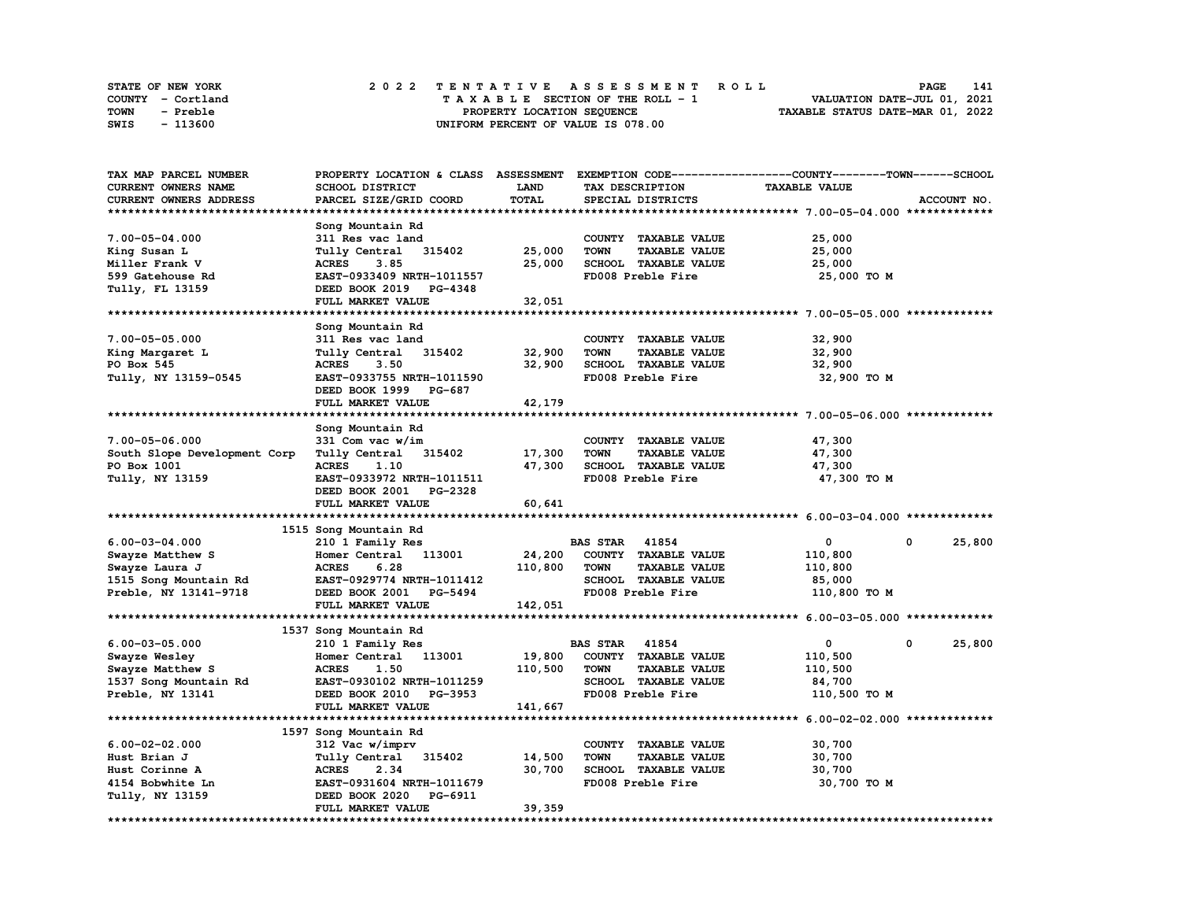STATE OF NEW YORK
COUNTY - Cortland
TOWN - Preble
SWIS - 113600

2 0 2 2 T E N T A T I V E A S S E S S M E N T R O L L
T A X A B L E SECTION OF THE ROLL - 1
PROPERTY LOCATION SEQUENCE
UNIFORM PERCENT OF VALUE IS 078.00

VALUATION DATE-JUL 01, 2021
TAXABLE STATUS DATE-MAR 01, 2022

| TAX MAP PARCEL NUMBER<br>CURRENT OWNERS NAME<br>CURRENT OWNERS ADDRESS | PROPERTY LOCATION & CLASS<br>SCHOOL DISTRICT<br>PARCEL SIZE/GRID COORD | ASSESSMENT<br>LAND<br>TOTAL | EXEMPTION CODE<br>TAX DESCRIPTION<br>SPECIAL DISTRICTS | COUNTY<br>TAXABLE VALUE | TOWN | SCHOOL<br>ACCOUNT NO. |
|---|---|---|---|---|---|---|
| **7.00-05-04.000** | Song Mountain Rd | | | | | |
| 7.00-05-04.000 | 311 Res vac land | | COUNTY TAXABLE VALUE | 25,000 | | |
| King Susan L | Tully Central 315402 | 25,000 | TOWN TAXABLE VALUE | 25,000 | | |
| Miller Frank V | ACRES 3.85 | 25,000 | SCHOOL TAXABLE VALUE | 25,000 | | |
| 599 Gatehouse Rd | EAST-0933409 NRTH-1011557 | | FD008 Preble Fire | 25,000 TO M | | |
| Tully, FL 13159 | DEED BOOK 2019 PG-4348 | | | | | |
| | FULL MARKET VALUE | 32,051 | | | | |
| **7.00-05-05.000** | Song Mountain Rd | | | | | |
| 7.00-05-05.000 | 311 Res vac land | | COUNTY TAXABLE VALUE | 32,900 | | |
| King Margaret L | Tully Central 315402 | 32,900 | TOWN TAXABLE VALUE | 32,900 | | |
| PO Box 545 | ACRES 3.50 | 32,900 | SCHOOL TAXABLE VALUE | 32,900 | | |
| Tully, NY 13159-0545 | EAST-0933755 NRTH-1011590 | | FD008 Preble Fire | 32,900 TO M | | |
| | DEED BOOK 1999 PG-687 | | | | | |
| | FULL MARKET VALUE | 42,179 | | | | |
| **7.00-05-06.000** | Song Mountain Rd | | | | | |
| 7.00-05-06.000 | 331 Com vac w/im | | COUNTY TAXABLE VALUE | 47,300 | | |
| South Slope Development Corp | Tully Central 315402 | 17,300 | TOWN TAXABLE VALUE | 47,300 | | |
| PO Box 1001 | ACRES 1.10 | 47,300 | SCHOOL TAXABLE VALUE | 47,300 | | |
| Tully, NY 13159 | EAST-0933972 NRTH-1011511 | | FD008 Preble Fire | 47,300 TO M | | |
| | DEED BOOK 2001 PG-2328 | | | | | |
| | FULL MARKET VALUE | 60,641 | | | | |
| **6.00-03-04.000** | 1515 Song Mountain Rd | | | | | |
| 6.00-03-04.000 | 210 1 Family Res | | BAS STAR 41854 | 0 | 0 | 25,800 |
| Swayze Matthew S | Homer Central 113001 | 24,200 | COUNTY TAXABLE VALUE | 110,800 | | |
| Swayze Laura J | ACRES 6.28 | 110,800 | TOWN TAXABLE VALUE | 110,800 | | |
| 1515 Song Mountain Rd | EAST-0929774 NRTH-1011412 | | SCHOOL TAXABLE VALUE | 85,000 | | |
| Preble, NY 13141-9718 | DEED BOOK 2001 PG-5494 | | FD008 Preble Fire | 110,800 TO M | | |
| | FULL MARKET VALUE | 142,051 | | | | |
| **6.00-03-05.000** | 1537 Song Mountain Rd | | | | | |
| 6.00-03-05.000 | 210 1 Family Res | | BAS STAR 41854 | 0 | 0 | 25,800 |
| Swayze Wesley | Homer Central 113001 | 19,800 | COUNTY TAXABLE VALUE | 110,500 | | |
| Swayze Matthew S | ACRES 1.50 | 110,500 | TOWN TAXABLE VALUE | 110,500 | | |
| 1537 Song Mountain Rd | EAST-0930102 NRTH-1011259 | | SCHOOL TAXABLE VALUE | 84,700 | | |
| Preble, NY 13141 | DEED BOOK 2010 PG-3953 | | FD008 Preble Fire | 110,500 TO M | | |
| | FULL MARKET VALUE | 141,667 | | | | |
| **6.00-02-02.000** | 1597 Song Mountain Rd | | | | | |
| 6.00-02-02.000 | 312 Vac w/imprv | | COUNTY TAXABLE VALUE | 30,700 | | |
| Hust Brian J | Tully Central 315402 | 14,500 | TOWN TAXABLE VALUE | 30,700 | | |
| Hust Corinne A | ACRES 2.34 | 30,700 | SCHOOL TAXABLE VALUE | 30,700 | | |
| 4154 Bobwhite Ln | EAST-0931604 NRTH-1011679 | | FD008 Preble Fire | 30,700 TO M | | |
| Tully, NY 13159 | DEED BOOK 2020 PG-6911 | | | | | |
| | FULL MARKET VALUE | 39,359 | | | | |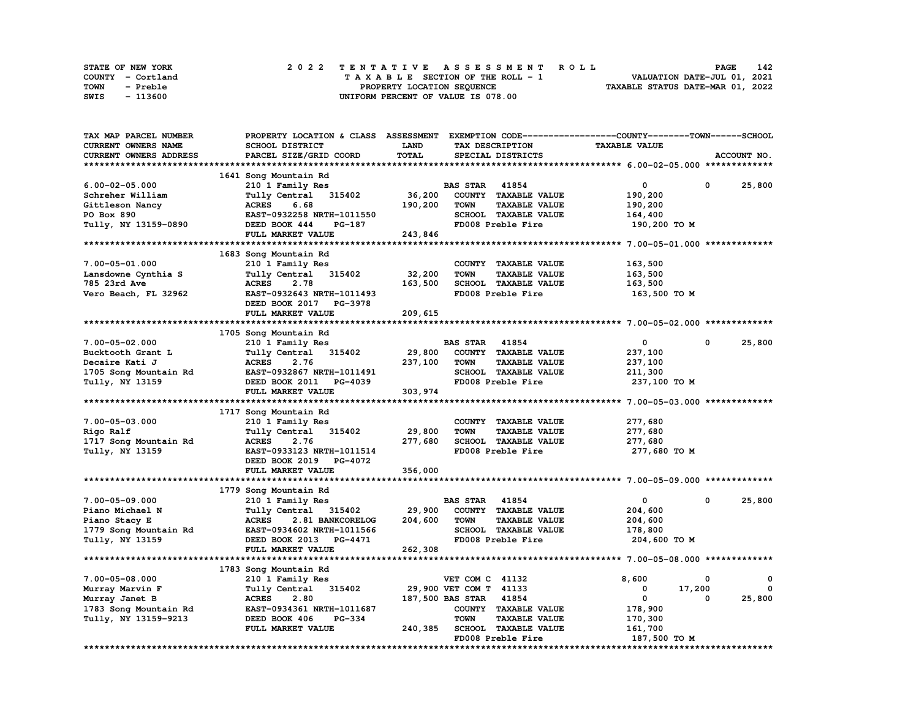STATE OF NEW YORK · COUNTY - Cortland · TOWN - Preble · SWIS - 113600

# 2022 TENTATIVE ASSESSMENT ROLL

TAXABLE SECTION OF THE ROLL - 1
PROPERTY LOCATION SEQUENCE
UNIFORM PERCENT OF VALUE IS 078.00

VALUATION DATE-JUL 01, 2021
TAXABLE STATUS DATE-MAR 01, 2022

| TAX MAP PARCEL NUMBER / CURRENT OWNERS NAME / CURRENT OWNERS ADDRESS | PROPERTY LOCATION & CLASS / SCHOOL DISTRICT / PARCEL SIZE/GRID COORD | ASSESSMENT LAND | TOTAL | EXEMPTION CODE / TAX DESCRIPTION / SPECIAL DISTRICTS | COUNTY TAXABLE VALUE | TOWN | SCHOOL |
|---|---|---|---|---|---|---|---|
| **6.00-02-05.000** | 1641 Song Mountain Rd | | | | | | |
| 6.00-02-05.000 | 210 1 Family Res | | | BAS STAR 41854 | 0 | 0 | 25,800 |
| Schreher William | Tully Central 315402 | 36,200 | | COUNTY TAXABLE VALUE | 190,200 | | |
| Gittleson Nancy | ACRES 6.68 | | 190,200 | TOWN TAXABLE VALUE | 190,200 | | |
| PO Box 890 | EAST-0932258 NRTH-1011550 | | | SCHOOL TAXABLE VALUE | 164,400 | | |
| Tully, NY 13159-0890 | DEED BOOK 444 PG-187 | | | FD008 Preble Fire | 190,200 TO M | | |
| | FULL MARKET VALUE | | 243,846 | | | | |
| **7.00-05-01.000** | 1683 Song Mountain Rd | | | | | | |
| 7.00-05-01.000 | 210 1 Family Res | | | COUNTY TAXABLE VALUE | 163,500 | | |
| Lansdowne Cynthia S | Tully Central 315402 | 32,200 | | TOWN TAXABLE VALUE | 163,500 | | |
| 785 23rd Ave | ACRES 2.78 | | 163,500 | SCHOOL TAXABLE VALUE | 163,500 | | |
| Vero Beach, FL 32962 | EAST-0932643 NRTH-1011493 | | | FD008 Preble Fire | 163,500 TO M | | |
| | DEED BOOK 2017 PG-3978 | | | | | | |
| | FULL MARKET VALUE | | 209,615 | | | | |
| **7.00-05-02.000** | 1705 Song Mountain Rd | | | | | | |
| 7.00-05-02.000 | 210 1 Family Res | | | BAS STAR 41854 | 0 | 0 | 25,800 |
| Bucktooth Grant L | Tully Central 315402 | 29,800 | | COUNTY TAXABLE VALUE | 237,100 | | |
| Decaire Kati J | ACRES 2.76 | | 237,100 | TOWN TAXABLE VALUE | 237,100 | | |
| 1705 Song Mountain Rd | EAST-0932867 NRTH-1011491 | | | SCHOOL TAXABLE VALUE | 211,300 | | |
| Tully, NY 13159 | DEED BOOK 2011 PG-4039 | | | FD008 Preble Fire | 237,100 TO M | | |
| | FULL MARKET VALUE | | 303,974 | | | | |
| **7.00-05-03.000** | 1717 Song Mountain Rd | | | | | | |
| 7.00-05-03.000 | 210 1 Family Res | | | COUNTY TAXABLE VALUE | 277,680 | | |
| Rigo Ralf | Tully Central 315402 | 29,800 | | TOWN TAXABLE VALUE | 277,680 | | |
| 1717 Song Mountain Rd | ACRES 2.76 | | 277,680 | SCHOOL TAXABLE VALUE | 277,680 | | |
| Tully, NY 13159 | EAST-0933123 NRTH-1011514 | | | FD008 Preble Fire | 277,680 TO M | | |
| | DEED BOOK 2019 PG-4072 | | | | | | |
| | FULL MARKET VALUE | | 356,000 | | | | |
| **7.00-05-09.000** | 1779 Song Mountain Rd | | | | | | |
| 7.00-05-09.000 | 210 1 Family Res | | | BAS STAR 41854 | 0 | 0 | 25,800 |
| Piano Michael N | Tully Central 315402 | 29,900 | | COUNTY TAXABLE VALUE | 204,600 | | |
| Piano Stacy E | ACRES 2.81 BANKCORELOG | | 204,600 | TOWN TAXABLE VALUE | 204,600 | | |
| 1779 Song Mountain Rd | EAST-0934602 NRTH-1011566 | | | SCHOOL TAXABLE VALUE | 178,800 | | |
| Tully, NY 13159 | DEED BOOK 2013 PG-4471 | | | FD008 Preble Fire | 204,600 TO M | | |
| | FULL MARKET VALUE | | 262,308 | | | | |
| **7.00-05-08.000** | 1783 Song Mountain Rd | | | | | | |
| 7.00-05-08.000 | 210 1 Family Res | | | VET COM C 41132 | 8,600 | 0 | 0 |
| Murray Marvin F | Tully Central 315402 | 29,900 | | VET COM T 41133 | 0 | 17,200 | 0 |
| Murray Janet B | ACRES 2.80 | | 187,500 | BAS STAR 41854 | 0 | 0 | 25,800 |
| 1783 Song Mountain Rd | EAST-0934361 NRTH-1011687 | | | COUNTY TAXABLE VALUE | 178,900 | | |
| Tully, NY 13159-9213 | DEED BOOK 406 PG-334 | | | TOWN TAXABLE VALUE | 170,300 | | |
| | FULL MARKET VALUE | | 240,385 | SCHOOL TAXABLE VALUE | 161,700 | | |
| | | | | FD008 Preble Fire | 187,500 TO M | | |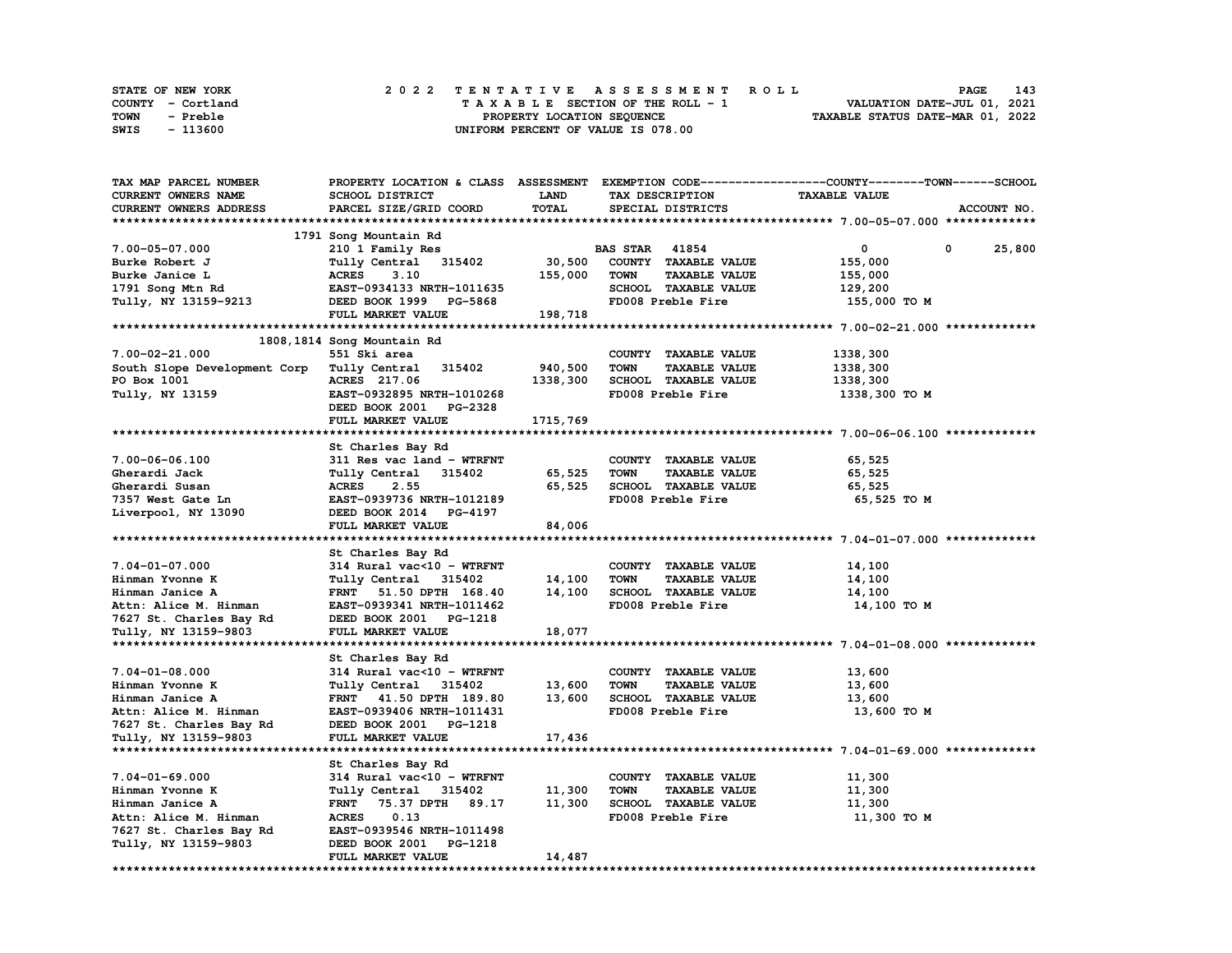STATE OF NEW YORK
COUNTY - Cortland
TOWN - Preble
SWIS - 113600

2022 TENTATIVE ASSESSMENT ROLL
TAXABLE SECTION OF THE ROLL - 1
PROPERTY LOCATION SEQUENCE
UNIFORM PERCENT OF VALUE IS 078.00

VALUATION DATE-JUL 01, 2021
TAXABLE STATUS DATE-MAR 01, 2022

| TAX MAP PARCEL NUMBER / CURRENT OWNERS NAME / CURRENT OWNERS ADDRESS | PROPERTY LOCATION & CLASS / SCHOOL DISTRICT / PARCEL SIZE/GRID COORD | ASSESSMENT LAND / TOTAL | EXEMPTION CODE / TAX DESCRIPTION / SPECIAL DISTRICTS | COUNTY / TAXABLE VALUE | TOWN | SCHOOL / ACCOUNT NO. |
|---|---|---|---|---|---|---|
| | 1791 Song Mountain Rd | | | | | |
| 7.00-05-07.000 | 210 1 Family Res | | BAS STAR 41854 | 0 | 0 | 25,800 |
| Burke Robert J | Tully Central 315402 | 30,500 | COUNTY TAXABLE VALUE | 155,000 | | |
| Burke Janice L | ACRES 3.10 | 155,000 | TOWN TAXABLE VALUE | 155,000 | | |
| 1791 Song Mtn Rd | EAST-0934133 NRTH-1011635 | | SCHOOL TAXABLE VALUE | 129,200 | | |
| Tully, NY 13159-9213 | DEED BOOK 1999 PG-5868 | | FD008 Preble Fire | 155,000 TO M | | |
| | FULL MARKET VALUE | 198,718 | | | | |
| | 1808,1814 Song Mountain Rd | | | | | |
| 7.00-02-21.000 | 551 Ski area | | COUNTY TAXABLE VALUE | 1338,300 | | |
| South Slope Development Corp | Tully Central 315402 | 940,500 | TOWN TAXABLE VALUE | 1338,300 | | |
| PO Box 1001 | ACRES 217.06 | 1338,300 | SCHOOL TAXABLE VALUE | 1338,300 | | |
| Tully, NY 13159 | EAST-0932895 NRTH-1010268 | | FD008 Preble Fire | 1338,300 TO M | | |
| | DEED BOOK 2001 PG-2328 | | | | | |
| | FULL MARKET VALUE | 1715,769 | | | | |
| | St Charles Bay Rd | | | | | |
| 7.00-06-06.100 | 311 Res vac land - WTRFNT | | COUNTY TAXABLE VALUE | 65,525 | | |
| Gherardi Jack | Tully Central 315402 | 65,525 | TOWN TAXABLE VALUE | 65,525 | | |
| Gherardi Susan | ACRES 2.55 | 65,525 | SCHOOL TAXABLE VALUE | 65,525 | | |
| 7357 West Gate Ln | EAST-0939736 NRTH-1012189 | | FD008 Preble Fire | 65,525 TO M | | |
| Liverpool, NY 13090 | DEED BOOK 2014 PG-4197 | | | | | |
| | FULL MARKET VALUE | 84,006 | | | | |
| | St Charles Bay Rd | | | | | |
| 7.04-01-07.000 | 314 Rural vac<10 - WTRFNT | | COUNTY TAXABLE VALUE | 14,100 | | |
| Hinman Yvonne K | Tully Central 315402 | 14,100 | TOWN TAXABLE VALUE | 14,100 | | |
| Hinman Janice A | FRNT 51.50 DPTH 168.40 | 14,100 | SCHOOL TAXABLE VALUE | 14,100 | | |
| Attn: Alice M. Hinman | EAST-0939341 NRTH-1011462 | | FD008 Preble Fire | 14,100 TO M | | |
| 7627 St. Charles Bay Rd | DEED BOOK 2001 PG-1218 | | | | | |
| Tully, NY 13159-9803 | FULL MARKET VALUE | 18,077 | | | | |
| | St Charles Bay Rd | | | | | |
| 7.04-01-08.000 | 314 Rural vac<10 - WTRFNT | | COUNTY TAXABLE VALUE | 13,600 | | |
| Hinman Yvonne K | Tully Central 315402 | 13,600 | TOWN TAXABLE VALUE | 13,600 | | |
| Hinman Janice A | FRNT 41.50 DPTH 189.80 | 13,600 | SCHOOL TAXABLE VALUE | 13,600 | | |
| Attn: Alice M. Hinman | EAST-0939406 NRTH-1011431 | | FD008 Preble Fire | 13,600 TO M | | |
| 7627 St. Charles Bay Rd | DEED BOOK 2001 PG-1218 | | | | | |
| Tully, NY 13159-9803 | FULL MARKET VALUE | 17,436 | | | | |
| | St Charles Bay Rd | | | | | |
| 7.04-01-69.000 | 314 Rural vac<10 - WTRFNT | | COUNTY TAXABLE VALUE | 11,300 | | |
| Hinman Yvonne K | Tully Central 315402 | 11,300 | TOWN TAXABLE VALUE | 11,300 | | |
| Hinman Janice A | FRNT 75.37 DPTH 89.17 | 11,300 | SCHOOL TAXABLE VALUE | 11,300 | | |
| Attn: Alice M. Hinman | ACRES 0.13 | | FD008 Preble Fire | 11,300 TO M | | |
| 7627 St. Charles Bay Rd | EAST-0939546 NRTH-1011498 | | | | | |
| Tully, NY 13159-9803 | DEED BOOK 2001 PG-1218 | | | | | |
| | FULL MARKET VALUE | 14,487 | | | | |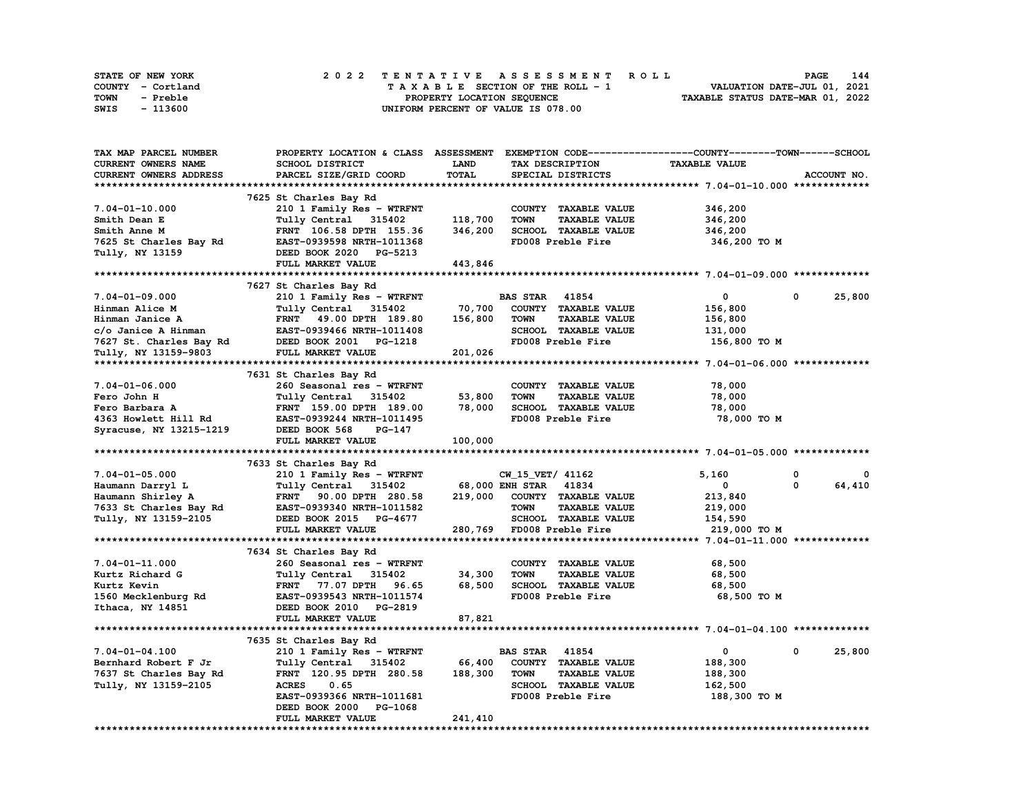STATE OF NEW YORK | COUNTY - Cortland | TOWN - Preble | SWIS - 113600

**2022 TENTATIVE ASSESSMENT ROLL**
TAXABLE SECTION OF THE ROLL - 1
PROPERTY LOCATION SEQUENCE
UNIFORM PERCENT OF VALUE IS 078.00

VALUATION DATE-JUL 01, 2021
TAXABLE STATUS DATE-MAR 01, 2022

| TAX MAP PARCEL NUMBER / CURRENT OWNERS NAME / CURRENT OWNERS ADDRESS | PROPERTY LOCATION & CLASS / SCHOOL DISTRICT / PARCEL SIZE/GRID COORD | ASSESSMENT LAND / TOTAL | EXEMPTION CODE / TAX DESCRIPTION / SPECIAL DISTRICTS | COUNTY TAXABLE VALUE | TOWN | SCHOOL |
|---|---|---|---|---|---|---|
| | 7625 St Charles Bay Rd | | | | | |
| 7.04-01-10.000 | 210 1 Family Res - WTRFNT | | COUNTY TAXABLE VALUE | 346,200 | | |
| Smith Dean E | Tully Central 315402 | 118,700 | TOWN TAXABLE VALUE | 346,200 | | |
| Smith Anne M | FRNT 106.58 DPTH 155.36 | 346,200 | SCHOOL TAXABLE VALUE | 346,200 | | |
| 7625 St Charles Bay Rd | EAST-0939598 NRTH-1011368 | | FD008 Preble Fire | 346,200 TO M | | |
| Tully, NY 13159 | DEED BOOK 2020 PG-5213 | | | | | |
| | FULL MARKET VALUE | 443,846 | | | | |
| | 7627 St Charles Bay Rd | | | | | |
| 7.04-01-09.000 | 210 1 Family Res - WTRFNT | | BAS STAR 41854 | 0 | 0 | 25,800 |
| Hinman Alice M | Tully Central 315402 | 70,700 | COUNTY TAXABLE VALUE | 156,800 | | |
| Hinman Janice A | FRNT 49.00 DPTH 189.80 | 156,800 | TOWN TAXABLE VALUE | 156,800 | | |
| c/o Janice A Hinman | EAST-0939466 NRTH-1011408 | | SCHOOL TAXABLE VALUE | 131,000 | | |
| 7627 St. Charles Bay Rd | DEED BOOK 2001 PG-1218 | | FD008 Preble Fire | 156,800 TO M | | |
| Tully, NY 13159-9803 | FULL MARKET VALUE | 201,026 | | | | |
| | 7631 St Charles Bay Rd | | | | | |
| 7.04-01-06.000 | 260 Seasonal res - WTRFNT | | COUNTY TAXABLE VALUE | 78,000 | | |
| Fero John H | Tully Central 315402 | 53,800 | TOWN TAXABLE VALUE | 78,000 | | |
| Fero Barbara A | FRNT 159.00 DPTH 189.00 | 78,000 | SCHOOL TAXABLE VALUE | 78,000 | | |
| 4363 Howlett Hill Rd | EAST-0939244 NRTH-1011495 | | FD008 Preble Fire | 78,000 TO M | | |
| Syracuse, NY 13215-1219 | DEED BOOK 568 PG-147 | | | | | |
| | FULL MARKET VALUE | 100,000 | | | | |
| | 7633 St Charles Bay Rd | | | | | |
| 7.04-01-05.000 | 210 1 Family Res - WTRFNT | | CW_15_VET/ 41162 | 5,160 | 0 | 0 |
| Haumann Darryl L | Tully Central 315402 | 68,000 | ENH STAR 41834 | 0 | 0 | 64,410 |
| Haumann Shirley A | FRNT 90.00 DPTH 280.58 | 219,000 | COUNTY TAXABLE VALUE | 213,840 | | |
| 7633 St Charles Bay Rd | EAST-0939340 NRTH-1011582 | | TOWN TAXABLE VALUE | 219,000 | | |
| Tully, NY 13159-2105 | DEED BOOK 2015 PG-4677 | | SCHOOL TAXABLE VALUE | 154,590 | | |
| | FULL MARKET VALUE | 280,769 | FD008 Preble Fire | 219,000 TO M | | |
| | 7634 St Charles Bay Rd | | | | | |
| 7.04-01-11.000 | 260 Seasonal res - WTRFNT | | COUNTY TAXABLE VALUE | 68,500 | | |
| Kurtz Richard G | Tully Central 315402 | 34,300 | TOWN TAXABLE VALUE | 68,500 | | |
| Kurtz Kevin | FRNT 77.07 DPTH 96.65 | 68,500 | SCHOOL TAXABLE VALUE | 68,500 | | |
| 1560 Mecklenburg Rd | EAST-0939543 NRTH-1011574 | | FD008 Preble Fire | 68,500 TO M | | |
| Ithaca, NY 14851 | DEED BOOK 2010 PG-2819 | | | | | |
| | FULL MARKET VALUE | 87,821 | | | | |
| | 7635 St Charles Bay Rd | | | | | |
| 7.04-01-04.100 | 210 1 Family Res - WTRFNT | | BAS STAR 41854 | 0 | 0 | 25,800 |
| Bernhard Robert F Jr | Tully Central 315402 | 66,400 | COUNTY TAXABLE VALUE | 188,300 | | |
| 7637 St Charles Bay Rd | FRNT 120.95 DPTH 280.58 | 188,300 | TOWN TAXABLE VALUE | 188,300 | | |
| Tully, NY 13159-2105 | ACRES 0.65 | | SCHOOL TAXABLE VALUE | 162,500 | | |
| | EAST-0939366 NRTH-1011681 | | FD008 Preble Fire | 188,300 TO M | | |
| | DEED BOOK 2000 PG-1068 | | | | | |
| | FULL MARKET VALUE | 241,410 | | | | |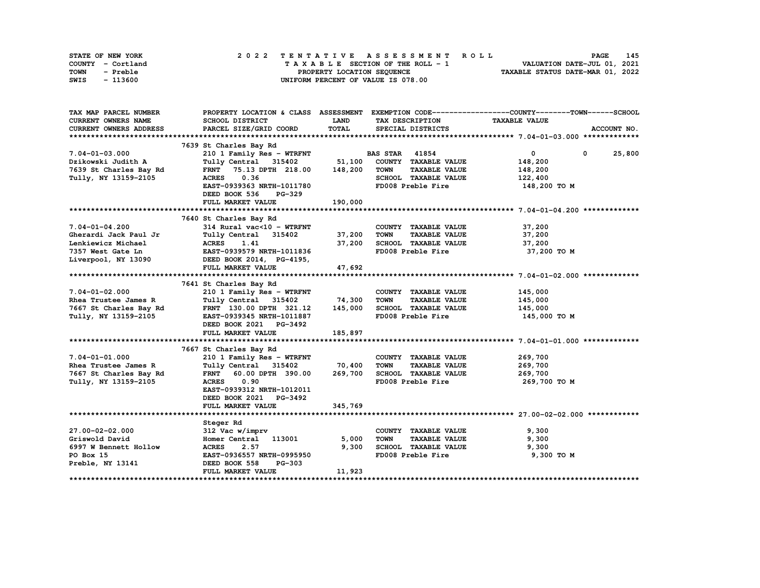STATE OF NEW YORK
COUNTY - Cortland
TOWN - Preble
SWIS - 113600

2 0 2 2 T E N T A T I V E A S S E S S M E N T R O L L
T A X A B L E SECTION OF THE ROLL - 1
PROPERTY LOCATION SEQUENCE
UNIFORM PERCENT OF VALUE IS 078.00

VALUATION DATE-JUL 01, 2021
TAXABLE STATUS DATE-MAR 01, 2022

| TAX MAP PARCEL NUMBER / CURRENT OWNERS NAME / CURRENT OWNERS ADDRESS | PROPERTY LOCATION & CLASS / SCHOOL DISTRICT / PARCEL SIZE/GRID COORD | ASSESSMENT LAND / TOTAL | EXEMPTION CODE / TAX DESCRIPTION / SPECIAL DISTRICTS | COUNTY / TOWN / SCHOOL TAXABLE VALUE | ACCOUNT NO. |
|---|---|---|---|---|---|
| **7.04-01-03.000** | 7639 St Charles Bay Rd | | | | |
| 7.04-01-03.000 | 210 1 Family Res - WTRFNT | | BAS STAR 41854 | 0 0 25,800 | |
| Dzikowski Judith A | Tully Central 315402 | 51,100 | COUNTY TAXABLE VALUE | 148,200 | |
| 7639 St Charles Bay Rd | FRNT 75.13 DPTH 218.00 | 148,200 | TOWN TAXABLE VALUE | 148,200 | |
| Tully, NY 13159-2105 | ACRES 0.36 | | SCHOOL TAXABLE VALUE | 122,400 | |
| | EAST-0939363 NRTH-1011780 | | FD008 Preble Fire | 148,200 TO M | |
| | DEED BOOK 536 PG-329 | | | | |
| | FULL MARKET VALUE | 190,000 | | | |
| **7.04-01-04.200** | 7640 St Charles Bay Rd | | | | |
| 7.04-01-04.200 | 314 Rural vac<10 - WTRFNT | | COUNTY TAXABLE VALUE | 37,200 | |
| Gherardi Jack Paul Jr | Tully Central 315402 | 37,200 | TOWN TAXABLE VALUE | 37,200 | |
| Lenkiewicz Michael | ACRES 1.41 | 37,200 | SCHOOL TAXABLE VALUE | 37,200 | |
| 7357 West Gate Ln | EAST-0939579 NRTH-1011836 | | FD008 Preble Fire | 37,200 TO M | |
| Liverpool, NY 13090 | DEED BOOK 2014, PG-4195, | | | | |
| | FULL MARKET VALUE | 47,692 | | | |
| **7.04-01-02.000** | 7641 St Charles Bay Rd | | | | |
| 7.04-01-02.000 | 210 1 Family Res - WTRFNT | | COUNTY TAXABLE VALUE | 145,000 | |
| Rhea Trustee James R | Tully Central 315402 | 74,300 | TOWN TAXABLE VALUE | 145,000 | |
| 7667 St Charles Bay Rd | FRNT 130.00 DPTH 321.12 | 145,000 | SCHOOL TAXABLE VALUE | 145,000 | |
| Tully, NY 13159-2105 | EAST-0939345 NRTH-1011887 | | FD008 Preble Fire | 145,000 TO M | |
| | DEED BOOK 2021 PG-3492 | | | | |
| | FULL MARKET VALUE | 185,897 | | | |
| **7.04-01-01.000** | 7667 St Charles Bay Rd | | | | |
| 7.04-01-01.000 | 210 1 Family Res - WTRFNT | | COUNTY TAXABLE VALUE | 269,700 | |
| Rhea Trustee James R | Tully Central 315402 | 70,400 | TOWN TAXABLE VALUE | 269,700 | |
| 7667 St Charles Bay Rd | FRNT 60.00 DPTH 390.00 | 269,700 | SCHOOL TAXABLE VALUE | 269,700 | |
| Tully, NY 13159-2105 | ACRES 0.90 | | FD008 Preble Fire | 269,700 TO M | |
| | EAST-0939312 NRTH-1012011 | | | | |
| | DEED BOOK 2021 PG-3492 | | | | |
| | FULL MARKET VALUE | 345,769 | | | |
| **27.00-02-02.000** | Steger Rd | | | | |
| 27.00-02-02.000 | 312 Vac w/imprv | | COUNTY TAXABLE VALUE | 9,300 | |
| Griswold David | Homer Central 113001 | 5,000 | TOWN TAXABLE VALUE | 9,300 | |
| 6997 W Bennett Hollow | ACRES 2.57 | 9,300 | SCHOOL TAXABLE VALUE | 9,300 | |
| PO Box 15 | EAST-0936557 NRTH-0995950 | | FD008 Preble Fire | 9,300 TO M | |
| Preble, NY 13141 | DEED BOOK 558 PG-303 | | | | |
| | FULL MARKET VALUE | 11,923 | | | |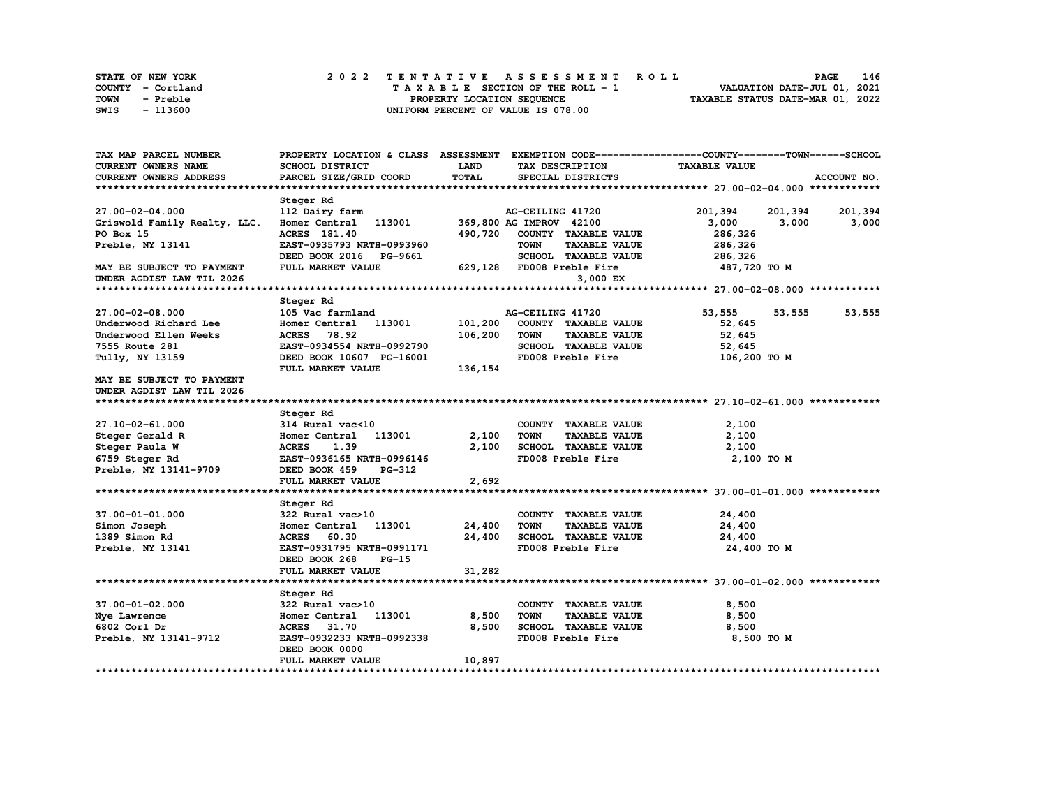STATE OF NEW YORK
COUNTY - Cortland
TOWN - Preble
SWIS - 113600

**2022 TENTATIVE ASSESSMENT ROLL**
TAXABLE SECTION OF THE ROLL - 1
PROPERTY LOCATION SEQUENCE
UNIFORM PERCENT OF VALUE IS 078.00

VALUATION DATE-JUL 01, 2021
TAXABLE STATUS DATE-MAR 01, 2022

| TAX MAP PARCEL NUMBER<br>CURRENT OWNERS NAME<br>CURRENT OWNERS ADDRESS | PROPERTY LOCATION & CLASS<br>SCHOOL DISTRICT<br>PARCEL SIZE/GRID COORD | ASSESSMENT<br>LAND<br>TOTAL | EXEMPTION CODE<br>TAX DESCRIPTION<br>SPECIAL DISTRICTS | COUNTY<br>TAXABLE VALUE | TOWN | SCHOOL<br>ACCOUNT NO. |
|---|---|---|---|---|---|---|
| **27.00-02-04.000** | Steger Rd | | | | | |
| 27.00-02-04.000 | 112 Dairy farm | | AG-CEILING 41720 | 201,394 | 201,394 | 201,394 |
| Griswold Family Realty, LLC. | Homer Central 113001 | 369,800 | AG IMPROV 42100 | 3,000 | 3,000 | 3,000 |
| PO Box 15 | ACRES 181.40 | 490,720 | COUNTY TAXABLE VALUE | 286,326 | | |
| Preble, NY 13141 | EAST-0935793 NRTH-0993960 | | TOWN TAXABLE VALUE | 286,326 | | |
| | DEED BOOK 2016 PG-9661 | | SCHOOL TAXABLE VALUE | 286,326 | | |
| MAY BE SUBJECT TO PAYMENT | FULL MARKET VALUE | 629,128 | FD008 Preble Fire | 487,720 TO M | | |
| UNDER AGDIST LAW TIL 2026 | | | 3,000 EX | | | |
| **27.00-02-08.000** | Steger Rd | | | | | |
| 27.00-02-08.000 | 105 Vac farmland | | AG-CEILING 41720 | 53,555 | 53,555 | 53,555 |
| Underwood Richard Lee | Homer Central 113001 | 101,200 | COUNTY TAXABLE VALUE | 52,645 | | |
| Underwood Ellen Weeks | ACRES 78.92 | 106,200 | TOWN TAXABLE VALUE | 52,645 | | |
| 7555 Route 281 | EAST-0934554 NRTH-0992790 | | SCHOOL TAXABLE VALUE | 52,645 | | |
| Tully, NY 13159 | DEED BOOK 10607 PG-16001 | | FD008 Preble Fire | 106,200 TO M | | |
| | FULL MARKET VALUE | 136,154 | | | | |
| MAY BE SUBJECT TO PAYMENT | | | | | | |
| UNDER AGDIST LAW TIL 2026 | | | | | | |
| **27.10-02-61.000** | Steger Rd | | | | | |
| 27.10-02-61.000 | 314 Rural vac<10 | | COUNTY TAXABLE VALUE | 2,100 | | |
| Steger Gerald R | Homer Central 113001 | 2,100 | TOWN TAXABLE VALUE | 2,100 | | |
| Steger Paula W | ACRES 1.39 | 2,100 | SCHOOL TAXABLE VALUE | 2,100 | | |
| 6759 Steger Rd | EAST-0936165 NRTH-0996146 | | FD008 Preble Fire | 2,100 TO M | | |
| Preble, NY 13141-9709 | DEED BOOK 459 PG-312 | | | | | |
| | FULL MARKET VALUE | 2,692 | | | | |
| **37.00-01-01.000** | Steger Rd | | | | | |
| 37.00-01-01.000 | 322 Rural vac>10 | | COUNTY TAXABLE VALUE | 24,400 | | |
| Simon Joseph | Homer Central 113001 | 24,400 | TOWN TAXABLE VALUE | 24,400 | | |
| 1389 Simon Rd | ACRES 60.30 | 24,400 | SCHOOL TAXABLE VALUE | 24,400 | | |
| Preble, NY 13141 | EAST-0931795 NRTH-0991171 | | FD008 Preble Fire | 24,400 TO M | | |
| | DEED BOOK 268 PG-15 | | | | | |
| | FULL MARKET VALUE | 31,282 | | | | |
| **37.00-01-02.000** | Steger Rd | | | | | |
| 37.00-01-02.000 | 322 Rural vac>10 | | COUNTY TAXABLE VALUE | 8,500 | | |
| Nye Lawrence | Homer Central 113001 | 8,500 | TOWN TAXABLE VALUE | 8,500 | | |
| 6802 Corl Dr | ACRES 31.70 | 8,500 | SCHOOL TAXABLE VALUE | 8,500 | | |
| Preble, NY 13141-9712 | EAST-0932233 NRTH-0992338 | | FD008 Preble Fire | 8,500 TO M | | |
| | DEED BOOK 0000 | | | | | |
| | FULL MARKET VALUE | 10,897 | | | | |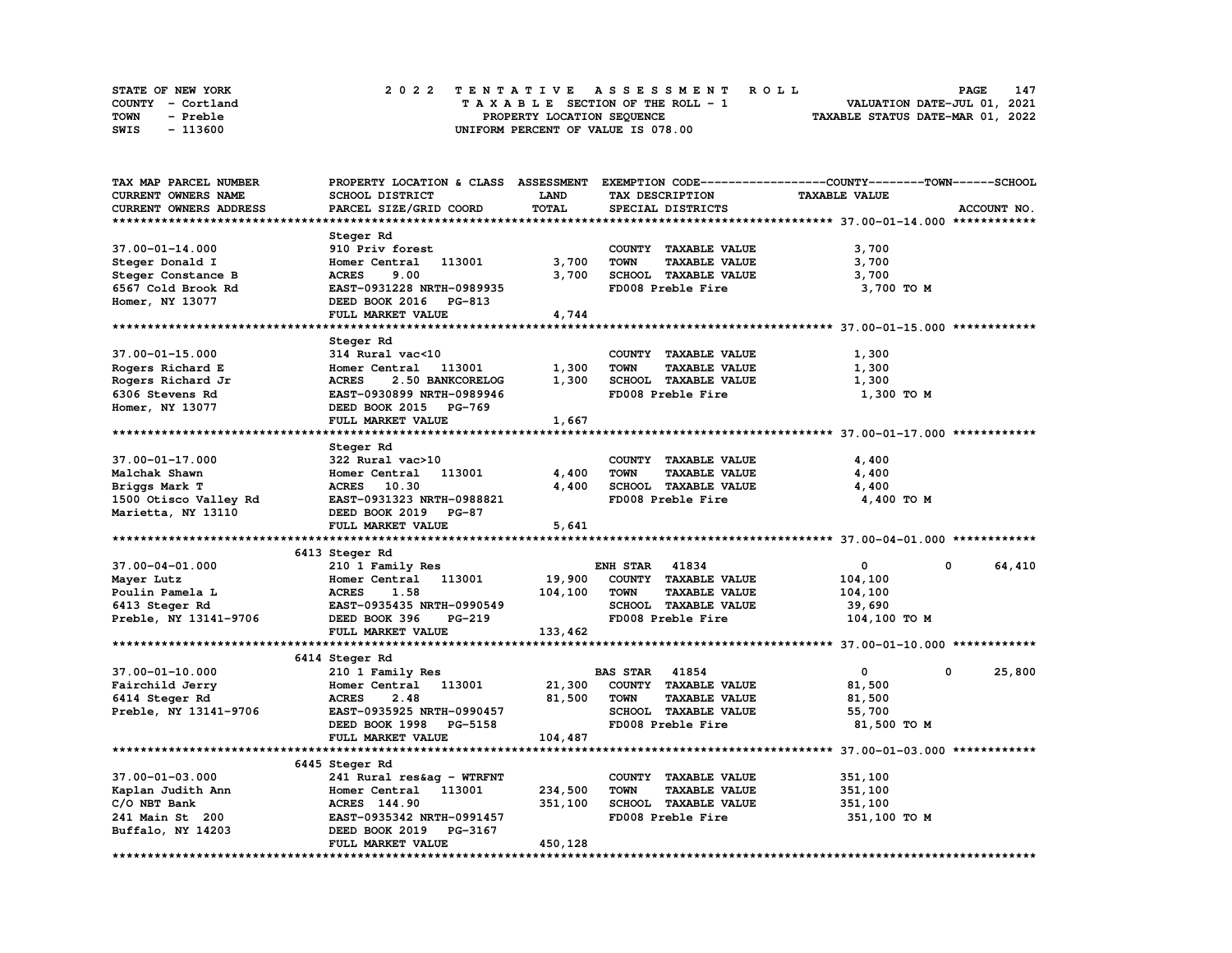STATE OF NEW YORK
COUNTY - Cortland
TOWN - Preble
SWIS - 113600

2 0 2 2 T E N T A T I V E A S S E S S M E N T R O L L
T A X A B L E SECTION OF THE ROLL - 1
PROPERTY LOCATION SEQUENCE
UNIFORM PERCENT OF VALUE IS 078.00

VALUATION DATE-JUL 01, 2021
TAXABLE STATUS DATE-MAR 01, 2022

| TAX MAP PARCEL NUMBER / CURRENT OWNERS NAME / CURRENT OWNERS ADDRESS | PROPERTY LOCATION & CLASS / SCHOOL DISTRICT / PARCEL SIZE/GRID COORD | ASSESSMENT LAND / TOTAL | EXEMPTION CODE / TAX DESCRIPTION / SPECIAL DISTRICTS | COUNTY / TOWN / SCHOOL TAXABLE VALUE | ACCOUNT NO. |
|---|---|---|---|---|---|
| **37.00-01-14.000** | Steger Rd | | | | |
| | 910 Priv forest | | COUNTY TAXABLE VALUE | 3,700 | |
| Steger Donald I | Homer Central 113001 | 3,700 | TOWN TAXABLE VALUE | 3,700 | |
| Steger Constance B | ACRES 9.00 | 3,700 | SCHOOL TAXABLE VALUE | 3,700 | |
| 6567 Cold Brook Rd | EAST-0931228 NRTH-0989935 | | FD008 Preble Fire | 3,700 TO M | |
| Homer, NY 13077 | DEED BOOK 2016 PG-813 | | | | |
| | FULL MARKET VALUE | 4,744 | | | |
| **37.00-01-15.000** | Steger Rd | | | | |
| | 314 Rural vac<10 | | COUNTY TAXABLE VALUE | 1,300 | |
| Rogers Richard E | Homer Central 113001 | 1,300 | TOWN TAXABLE VALUE | 1,300 | |
| Rogers Richard Jr | ACRES 2.50 BANKCORELOG | 1,300 | SCHOOL TAXABLE VALUE | 1,300 | |
| 6306 Stevens Rd | EAST-0930899 NRTH-0989946 | | FD008 Preble Fire | 1,300 TO M | |
| Homer, NY 13077 | DEED BOOK 2015 PG-769 | | | | |
| | FULL MARKET VALUE | 1,667 | | | |
| **37.00-01-17.000** | Steger Rd | | | | |
| | 322 Rural vac>10 | | COUNTY TAXABLE VALUE | 4,400 | |
| Malchak Shawn | Homer Central 113001 | 4,400 | TOWN TAXABLE VALUE | 4,400 | |
| Briggs Mark T | ACRES 10.30 | 4,400 | SCHOOL TAXABLE VALUE | 4,400 | |
| 1500 Otisco Valley Rd | EAST-0931323 NRTH-0988821 | | FD008 Preble Fire | 4,400 TO M | |
| Marietta, NY 13110 | DEED BOOK 2019 PG-87 | | | | |
| | FULL MARKET VALUE | 5,641 | | | |
| **37.00-04-01.000** | 6413 Steger Rd | | | | |
| | 210 1 Family Res | | ENH STAR 41834 | 0 0 64,410 | |
| Mayer Lutz | Homer Central 113001 | 19,900 | COUNTY TAXABLE VALUE | 104,100 | |
| Poulin Pamela L | ACRES 1.58 | 104,100 | TOWN TAXABLE VALUE | 104,100 | |
| 6413 Steger Rd | EAST-0935435 NRTH-0990549 | | SCHOOL TAXABLE VALUE | 39,690 | |
| Preble, NY 13141-9706 | DEED BOOK 396 PG-219 | | FD008 Preble Fire | 104,100 TO M | |
| | FULL MARKET VALUE | 133,462 | | | |
| **37.00-01-10.000** | 6414 Steger Rd | | | | |
| | 210 1 Family Res | | BAS STAR 41854 | 0 0 25,800 | |
| Fairchild Jerry | Homer Central 113001 | 21,300 | COUNTY TAXABLE VALUE | 81,500 | |
| 6414 Steger Rd | ACRES 2.48 | 81,500 | TOWN TAXABLE VALUE | 81,500 | |
| Preble, NY 13141-9706 | EAST-0935925 NRTH-0990457 | | SCHOOL TAXABLE VALUE | 55,700 | |
| | DEED BOOK 1998 PG-5158 | | FD008 Preble Fire | 81,500 TO M | |
| | FULL MARKET VALUE | 104,487 | | | |
| **37.00-01-03.000** | 6445 Steger Rd | | | | |
| | 241 Rural res&ag - WTRFNT | | COUNTY TAXABLE VALUE | 351,100 | |
| Kaplan Judith Ann | Homer Central 113001 | 234,500 | TOWN TAXABLE VALUE | 351,100 | |
| C/O NBT Bank | ACRES 144.90 | 351,100 | SCHOOL TAXABLE VALUE | 351,100 | |
| 241 Main St 200 | EAST-0935342 NRTH-0991457 | | FD008 Preble Fire | 351,100 TO M | |
| Buffalo, NY 14203 | DEED BOOK 2019 PG-3167 | | | | |
| | FULL MARKET VALUE | 450,128 | | | |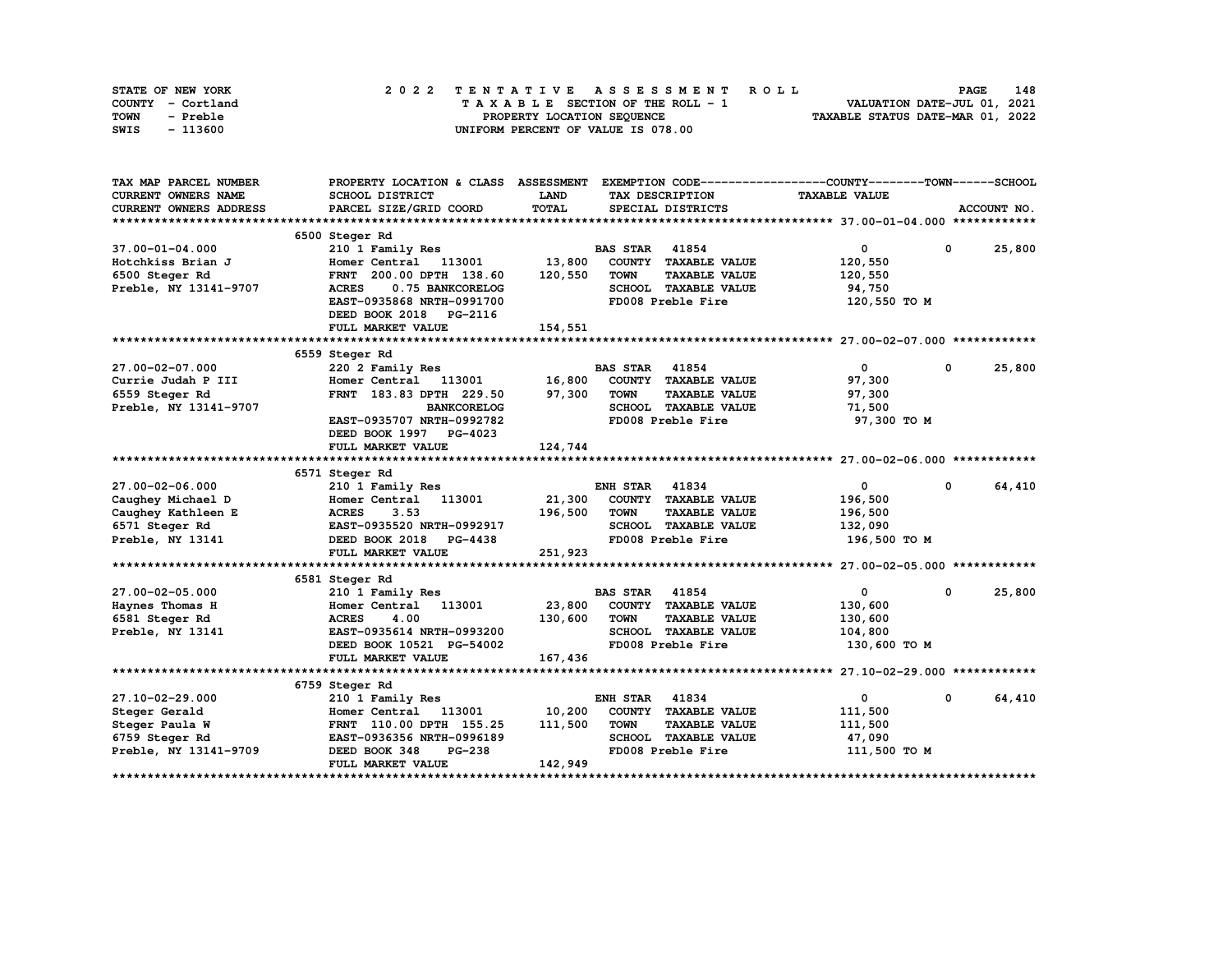STATE OF NEW YORK
COUNTY - Cortland
TOWN - Preble
SWIS - 113600

2 0 2 2 T E N T A T I V E A S S E S S M E N T R O L L
T A X A B L E SECTION OF THE ROLL - 1
PROPERTY LOCATION SEQUENCE
UNIFORM PERCENT OF VALUE IS 078.00

VALUATION DATE-JUL 01, 2021
TAXABLE STATUS DATE-MAR 01, 2022

| TAX MAP PARCEL NUMBER / CURRENT OWNERS NAME / CURRENT OWNERS ADDRESS | PROPERTY LOCATION & CLASS / SCHOOL DISTRICT / PARCEL SIZE/GRID COORD | ASSESSMENT LAND / TOTAL | EXEMPTION CODE / TAX DESCRIPTION / SPECIAL DISTRICTS | COUNTY / TAXABLE VALUE | TOWN | SCHOOL |
|---|---|---|---|---|---|---|
| | 6500 Steger Rd | | | | | |
| 37.00-01-04.000 | 210 1 Family Res | | BAS STAR 41854 | 0 | 0 | 25,800 |
| Hotchkiss Brian J | Homer Central 113001 | 13,800 | COUNTY TAXABLE VALUE | 120,550 | | |
| 6500 Steger Rd | FRNT 200.00 DPTH 138.60 | 120,550 | TOWN TAXABLE VALUE | 120,550 | | |
| Preble, NY 13141-9707 | ACRES 0.75 BANKCORELOG | | SCHOOL TAXABLE VALUE | 94,750 | | |
| | EAST-0935868 NRTH-0991700 | | FD008 Preble Fire | 120,550 TO M | | |
| | DEED BOOK 2018 PG-2116 | | | | | |
| | FULL MARKET VALUE | 154,551 | | | | |
| | 6559 Steger Rd | | | | | |
| 27.00-02-07.000 | 220 2 Family Res | | BAS STAR 41854 | 0 | 0 | 25,800 |
| Currie Judah P III | Homer Central 113001 | 16,800 | COUNTY TAXABLE VALUE | 97,300 | | |
| 6559 Steger Rd | FRNT 183.83 DPTH 229.50 | 97,300 | TOWN TAXABLE VALUE | 97,300 | | |
| Preble, NY 13141-9707 | BANKCORELOG | | SCHOOL TAXABLE VALUE | 71,500 | | |
| | EAST-0935707 NRTH-0992782 | | FD008 Preble Fire | 97,300 TO M | | |
| | DEED BOOK 1997 PG-4023 | | | | | |
| | FULL MARKET VALUE | 124,744 | | | | |
| | 6571 Steger Rd | | | | | |
| 27.00-02-06.000 | 210 1 Family Res | | ENH STAR 41834 | 0 | 0 | 64,410 |
| Caughey Michael D | Homer Central 113001 | 21,300 | COUNTY TAXABLE VALUE | 196,500 | | |
| Caughey Kathleen E | ACRES 3.53 | 196,500 | TOWN TAXABLE VALUE | 196,500 | | |
| 6571 Steger Rd | EAST-0935520 NRTH-0992917 | | SCHOOL TAXABLE VALUE | 132,090 | | |
| Preble, NY 13141 | DEED BOOK 2018 PG-4438 | | FD008 Preble Fire | 196,500 TO M | | |
| | FULL MARKET VALUE | 251,923 | | | | |
| | 6581 Steger Rd | | | | | |
| 27.00-02-05.000 | 210 1 Family Res | | BAS STAR 41854 | 0 | 0 | 25,800 |
| Haynes Thomas H | Homer Central 113001 | 23,800 | COUNTY TAXABLE VALUE | 130,600 | | |
| 6581 Steger Rd | ACRES 4.00 | 130,600 | TOWN TAXABLE VALUE | 130,600 | | |
| Preble, NY 13141 | EAST-0935614 NRTH-0993200 | | SCHOOL TAXABLE VALUE | 104,800 | | |
| | DEED BOOK 10521 PG-54002 | | FD008 Preble Fire | 130,600 TO M | | |
| | FULL MARKET VALUE | 167,436 | | | | |
| | 6759 Steger Rd | | | | | |
| 27.10-02-29.000 | 210 1 Family Res | | ENH STAR 41834 | 0 | 0 | 64,410 |
| Steger Gerald | Homer Central 113001 | 10,200 | COUNTY TAXABLE VALUE | 111,500 | | |
| Steger Paula W | FRNT 110.00 DPTH 155.25 | 111,500 | TOWN TAXABLE VALUE | 111,500 | | |
| 6759 Steger Rd | EAST-0936356 NRTH-0996189 | | SCHOOL TAXABLE VALUE | 47,090 | | |
| Preble, NY 13141-9709 | DEED BOOK 348 PG-238 | | FD008 Preble Fire | 111,500 TO M | | |
| | FULL MARKET VALUE | 142,949 | | | | |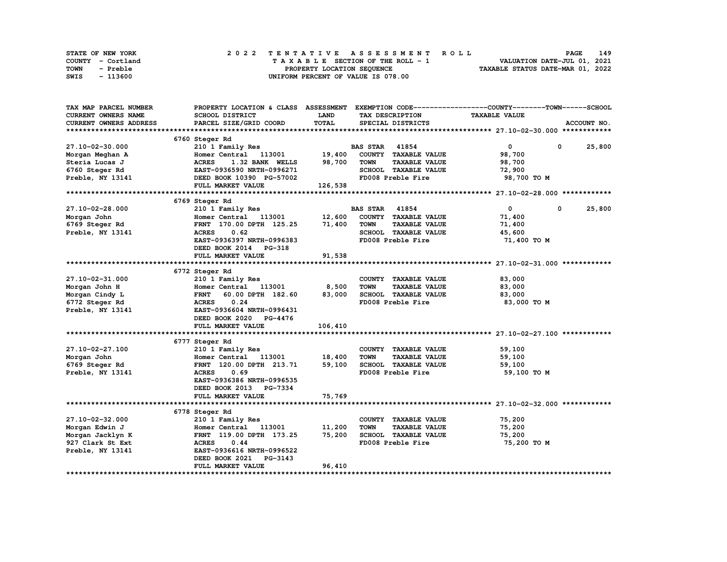STATE OF NEW YORK
COUNTY - Cortland
TOWN - Preble
SWIS - 113600

2 0 2 2 T E N T A T I V E A S S E S S M E N T R O L L
T A X A B L E SECTION OF THE ROLL - 1
PROPERTY LOCATION SEQUENCE
UNIFORM PERCENT OF VALUE IS 078.00

PAGE 149
VALUATION DATE-JUL 01, 2021
TAXABLE STATUS DATE-MAR 01, 2022

| TAX MAP PARCEL NUMBER / CURRENT OWNERS NAME / CURRENT OWNERS ADDRESS | PROPERTY LOCATION & CLASS / SCHOOL DISTRICT / PARCEL SIZE/GRID COORD | ASSESSMENT LAND / TOTAL | EXEMPTION CODE / TAX DESCRIPTION / SPECIAL DISTRICTS | COUNTY TAXABLE VALUE | TOWN | SCHOOL / ACCOUNT NO. |
|---|---|---|---|---|---|---|
| **27.10-02-30.000** | 6760 Steger Rd | | | | | |
| 27.10-02-30.000 | 210 1 Family Res | | BAS STAR 41854 | 0 | 0 | 25,800 |
| Morgan Meghan A | Homer Central 113001 | 19,400 | COUNTY TAXABLE VALUE | 98,700 | | |
| Steria Lucas J | ACRES 1.32 BANK WELLS | 98,700 | TOWN TAXABLE VALUE | 98,700 | | |
| 6760 Steger Rd | EAST-0936590 NRTH-0996271 | | SCHOOL TAXABLE VALUE | 72,900 | | |
| Preble, NY 13141 | DEED BOOK 10390 PG-57002 | | FD008 Preble Fire | 98,700 TO M | | |
| | FULL MARKET VALUE | 126,538 | | | | |
| **27.10-02-28.000** | 6769 Steger Rd | | | | | |
| 27.10-02-28.000 | 210 1 Family Res | | BAS STAR 41854 | 0 | 0 | 25,800 |
| Morgan John | Homer Central 113001 | 12,600 | COUNTY TAXABLE VALUE | 71,400 | | |
| 6769 Steger Rd | FRNT 170.00 DPTH 125.25 | 71,400 | TOWN TAXABLE VALUE | 71,400 | | |
| Preble, NY 13141 | ACRES 0.62 | | SCHOOL TAXABLE VALUE | 45,600 | | |
| | EAST-0936397 NRTH-0996383 | | FD008 Preble Fire | 71,400 TO M | | |
| | DEED BOOK 2014 PG-318 | | | | | |
| | FULL MARKET VALUE | 91,538 | | | | |
| **27.10-02-31.000** | 6772 Steger Rd | | | | | |
| 27.10-02-31.000 | 210 1 Family Res | | COUNTY TAXABLE VALUE | 83,000 | | |
| Morgan John H | Homer Central 113001 | 8,500 | TOWN TAXABLE VALUE | 83,000 | | |
| Morgan Cindy L | FRNT 60.00 DPTH 182.60 | 83,000 | SCHOOL TAXABLE VALUE | 83,000 | | |
| 6772 Steger Rd | ACRES 0.24 | | FD008 Preble Fire | 83,000 TO M | | |
| Preble, NY 13141 | EAST-0936604 NRTH-0996431 | | | | | |
| | DEED BOOK 2020 PG-4476 | | | | | |
| | FULL MARKET VALUE | 106,410 | | | | |
| **27.10-02-27.100** | 6777 Steger Rd | | | | | |
| 27.10-02-27.100 | 210 1 Family Res | | COUNTY TAXABLE VALUE | 59,100 | | |
| Morgan John | Homer Central 113001 | 18,400 | TOWN TAXABLE VALUE | 59,100 | | |
| 6769 Steger Rd | FRNT 120.00 DPTH 213.71 | 59,100 | SCHOOL TAXABLE VALUE | 59,100 | | |
| Preble, NY 13141 | ACRES 0.69 | | FD008 Preble Fire | 59,100 TO M | | |
| | EAST-0936386 NRTH-0996535 | | | | | |
| | DEED BOOK 2013 PG-7334 | | | | | |
| | FULL MARKET VALUE | 75,769 | | | | |
| **27.10-02-32.000** | 6778 Steger Rd | | | | | |
| 27.10-02-32.000 | 210 1 Family Res | | COUNTY TAXABLE VALUE | 75,200 | | |
| Morgan Edwin J | Homer Central 113001 | 11,200 | TOWN TAXABLE VALUE | 75,200 | | |
| Morgan Jacklyn K | FRNT 119.00 DPTH 173.25 | 75,200 | SCHOOL TAXABLE VALUE | 75,200 | | |
| 927 Clark St Ext | ACRES 0.44 | | FD008 Preble Fire | 75,200 TO M | | |
| Preble, NY 13141 | EAST-0936616 NRTH-0996522 | | | | | |
| | DEED BOOK 2021 PG-3143 | | | | | |
| | FULL MARKET VALUE | 96,410 | | | | |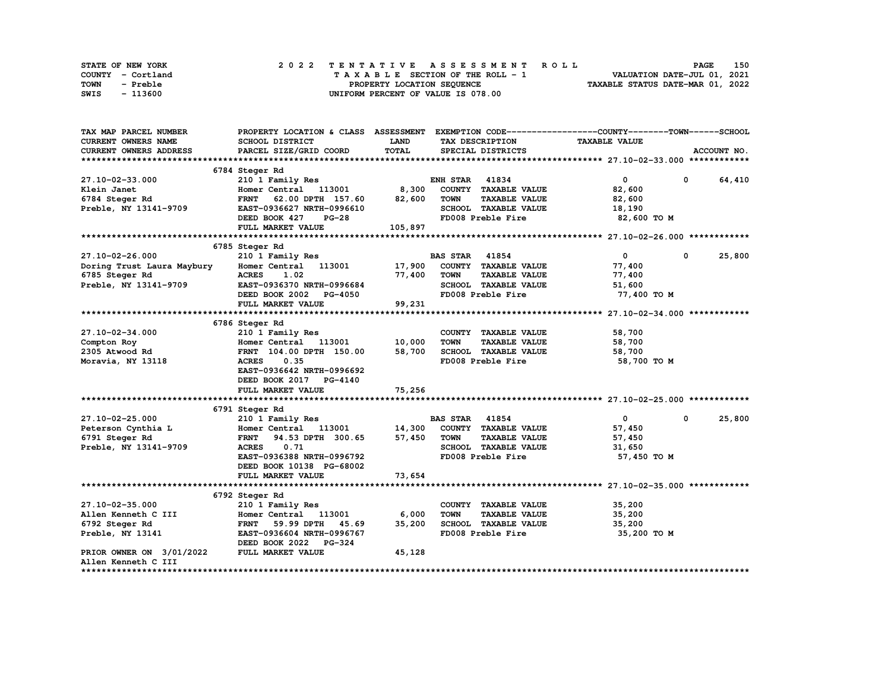STATE OF NEW YORK
COUNTY - Cortland
TOWN - Preble
SWIS - 113600

2 0 2 2 T E N T A T I V E A S S E S S M E N T R O L L
T A X A B L E SECTION OF THE ROLL - 1
PROPERTY LOCATION SEQUENCE
UNIFORM PERCENT OF VALUE IS 078.00

VALUATION DATE-JUL 01, 2021
TAXABLE STATUS DATE-MAR 01, 2022

| TAX MAP PARCEL NUMBER / CURRENT OWNERS NAME / CURRENT OWNERS ADDRESS | PROPERTY LOCATION & CLASS / SCHOOL DISTRICT / PARCEL SIZE/GRID COORD | ASSESSMENT LAND / TOTAL | EXEMPTION CODE / TAX DESCRIPTION / SPECIAL DISTRICTS | COUNTY / TOWN / SCHOOL TAXABLE VALUE | ACCOUNT NO. |
|---|---|---|---|---|---|
| **27.10-02-33.000** | 6784 Steger Rd | | | | |
| 27.10-02-33.000 | 210 1 Family Res | | ENH STAR 41834 | 0 0 64,410 | |
| Klein Janet | Homer Central 113001 | 8,300 | COUNTY TAXABLE VALUE | 82,600 | |
| 6784 Steger Rd | FRNT 62.00 DPTH 157.60 | 82,600 | TOWN TAXABLE VALUE | 82,600 | |
| Preble, NY 13141-9709 | EAST-0936627 NRTH-0996610 | | SCHOOL TAXABLE VALUE | 18,190 | |
| | DEED BOOK 427 PG-28 | | FD008 Preble Fire | 82,600 TO M | |
| | FULL MARKET VALUE | 105,897 | | | |
| **27.10-02-26.000** | 6785 Steger Rd | | | | |
| 27.10-02-26.000 | 210 1 Family Res | | BAS STAR 41854 | 0 0 25,800 | |
| Doring Trust Laura Maybury | Homer Central 113001 | 17,900 | COUNTY TAXABLE VALUE | 77,400 | |
| 6785 Steger Rd | ACRES 1.02 | 77,400 | TOWN TAXABLE VALUE | 77,400 | |
| Preble, NY 13141-9709 | EAST-0936370 NRTH-0996684 | | SCHOOL TAXABLE VALUE | 51,600 | |
| | DEED BOOK 2002 PG-4050 | | FD008 Preble Fire | 77,400 TO M | |
| | FULL MARKET VALUE | 99,231 | | | |
| **27.10-02-34.000** | 6786 Steger Rd | | | | |
| 27.10-02-34.000 | 210 1 Family Res | | COUNTY TAXABLE VALUE | 58,700 | |
| Compton Roy | Homer Central 113001 | 10,000 | TOWN TAXABLE VALUE | 58,700 | |
| 2305 Atwood Rd | FRNT 104.00 DPTH 150.00 | 58,700 | SCHOOL TAXABLE VALUE | 58,700 | |
| Moravia, NY 13118 | ACRES 0.35 | | FD008 Preble Fire | 58,700 TO M | |
| | EAST-0936642 NRTH-0996692 | | | | |
| | DEED BOOK 2017 PG-4140 | | | | |
| | FULL MARKET VALUE | 75,256 | | | |
| **27.10-02-25.000** | 6791 Steger Rd | | | | |
| 27.10-02-25.000 | 210 1 Family Res | | BAS STAR 41854 | 0 0 25,800 | |
| Peterson Cynthia L | Homer Central 113001 | 14,300 | COUNTY TAXABLE VALUE | 57,450 | |
| 6791 Steger Rd | FRNT 94.53 DPTH 300.65 | 57,450 | TOWN TAXABLE VALUE | 57,450 | |
| Preble, NY 13141-9709 | ACRES 0.71 | | SCHOOL TAXABLE VALUE | 31,650 | |
| | EAST-0936388 NRTH-0996792 | | FD008 Preble Fire | 57,450 TO M | |
| | DEED BOOK 10138 PG-68002 | | | | |
| | FULL MARKET VALUE | 73,654 | | | |
| **27.10-02-35.000** | 6792 Steger Rd | | | | |
| 27.10-02-35.000 | 210 1 Family Res | | COUNTY TAXABLE VALUE | 35,200 | |
| Allen Kenneth C III | Homer Central 113001 | 6,000 | TOWN TAXABLE VALUE | 35,200 | |
| 6792 Steger Rd | FRNT 59.99 DPTH 45.69 | 35,200 | SCHOOL TAXABLE VALUE | 35,200 | |
| Preble, NY 13141 | EAST-0936604 NRTH-0996767 | | FD008 Preble Fire | 35,200 TO M | |
| | DEED BOOK 2022 PG-324 | | | | |
| PRIOR OWNER ON 3/01/2022 | FULL MARKET VALUE | 45,128 | | | |
| Allen Kenneth C III | | | | | |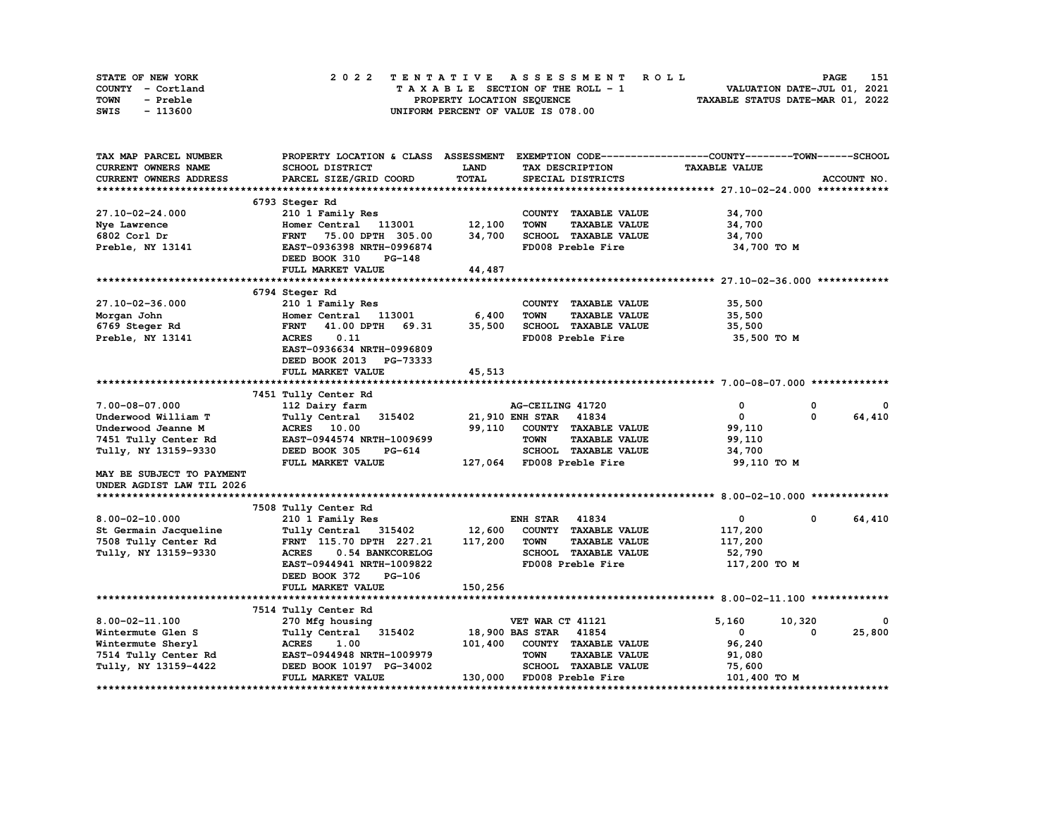STATE OF NEW YORK
COUNTY - Cortland
TOWN - Preble
SWIS - 113600

2022 TENTATIVE ASSESSMENT ROLL
TAXABLE SECTION OF THE ROLL - 1
PROPERTY LOCATION SEQUENCE
UNIFORM PERCENT OF VALUE IS 078.00

VALUATION DATE-JUL 01, 2021
TAXABLE STATUS DATE-MAR 01, 2022

```
TAX MAP PARCEL NUMBER          PROPERTY LOCATION & CLASS  ASSESSMENT  EXEMPTION CODE------------------COUNTY--------TOWN------SCHOOL
CURRENT OWNERS NAME            SCHOOL DISTRICT               LAND      TAX DESCRIPTION              TAXABLE VALUE
CURRENT OWNERS ADDRESS         PARCEL SIZE/GRID COORD        TOTAL     SPECIAL DISTRICTS                                     ACCOUNT NO.
******************************************************************************************************* 27.10-02-24.000 ************
                               6793 Steger Rd
27.10-02-24.000                210 1 Family Res                        COUNTY  TAXABLE VALUE             34,700
Nye Lawrence                   Homer Central  113001        12,100     TOWN    TAXABLE VALUE             34,700
6802 Corl Dr                   FRNT  75.00 DPTH 305.00      34,700     SCHOOL  TAXABLE VALUE             34,700
Preble, NY 13141               EAST-0936398 NRTH-0996874               FD008 Preble Fire                  34,700 TO M
                               DEED BOOK 310    PG-148
                               FULL MARKET VALUE            44,487
******************************************************************************************************* 27.10-02-36.000 ************
                               6794 Steger Rd
27.10-02-36.000                210 1 Family Res                        COUNTY  TAXABLE VALUE             35,500
Morgan John                    Homer Central  113001         6,400     TOWN    TAXABLE VALUE             35,500
6769 Steger Rd                 FRNT  41.00 DPTH  69.31      35,500     SCHOOL  TAXABLE VALUE             35,500
Preble, NY 13141               ACRES    0.11                           FD008 Preble Fire                  35,500 TO M
                               EAST-0936634 NRTH-0996809
                               DEED BOOK 2013   PG-73333
                               FULL MARKET VALUE            45,513
******************************************************************************************************* 7.00-08-07.000 *************
                               7451 Tully Center Rd
7.00-08-07.000                 112 Dairy farm                          AG-CEILING 41720                       0           0           0
Underwood William T            Tully Central  315402        21,910 ENH STAR   41834                       0           0      64,410
Underwood Jeanne M             ACRES   10.00                99,110     COUNTY  TAXABLE VALUE             99,110
7451 Tully Center Rd           EAST-0944574 NRTH-1009699               TOWN    TAXABLE VALUE             99,110
Tully, NY 13159-9330           DEED BOOK 305    PG-614                 SCHOOL  TAXABLE VALUE             34,700
                               FULL MARKET VALUE           127,064     FD008 Preble Fire                  99,110 TO M
MAY BE SUBJECT TO PAYMENT
UNDER AGDIST LAW TIL 2026
******************************************************************************************************* 8.00-02-10.000 *************
                               7508 Tully Center Rd
8.00-02-10.000                 210 1 Family Res                        ENH STAR   41834                       0           0      64,410
St Germain Jacqueline          Tully Central  315402        12,600     COUNTY  TAXABLE VALUE            117,200
7508 Tully Center Rd           FRNT 115.70 DPTH 227.21     117,200     TOWN    TAXABLE VALUE            117,200
Tully, NY 13159-9330           ACRES    0.54 BANKCORELOG               SCHOOL  TAXABLE VALUE             52,790
                               EAST-0944941 NRTH-1009822               FD008 Preble Fire                 117,200 TO M
                               DEED BOOK 372    PG-106
                               FULL MARKET VALUE           150,256
******************************************************************************************************* 8.00-02-11.100 *************
                               7514 Tully Center Rd
8.00-02-11.100                 270 Mfg housing                         VET WAR CT 41121                   5,160      10,320           0
Wintermute Glen S              Tully Central  315402        18,900 BAS STAR   41854                       0           0      25,800
Wintermute Sheryl              ACRES    1.00               101,400     COUNTY  TAXABLE VALUE             96,240
7514 Tully Center Rd           EAST-0944948 NRTH-1009979               TOWN    TAXABLE VALUE             91,080
Tully, NY 13159-4422           DEED BOOK 10197  PG-34002               SCHOOL  TAXABLE VALUE             75,600
                               FULL MARKET VALUE           130,000     FD008 Preble Fire                 101,400 TO M
************************************************************************************************************************************
```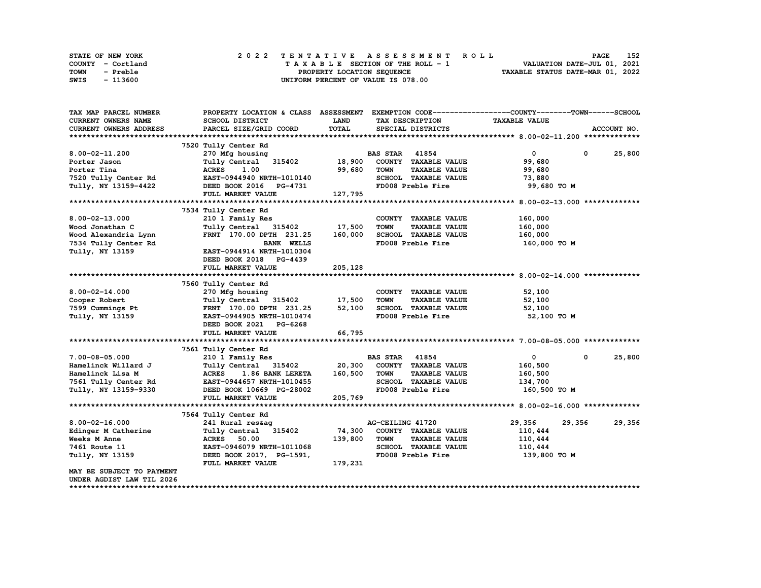STATE OF NEW YORK
COUNTY - Cortland
TOWN - Preble
SWIS - 113600

2022 TENTATIVE ASSESSMENT ROLL
TAXABLE SECTION OF THE ROLL - 1
PROPERTY LOCATION SEQUENCE
UNIFORM PERCENT OF VALUE IS 078.00

VALUATION DATE-JUL 01, 2021
TAXABLE STATUS DATE-MAR 01, 2022

| TAX MAP PARCEL NUMBER / CURRENT OWNERS NAME / CURRENT OWNERS ADDRESS | PROPERTY LOCATION & CLASS / SCHOOL DISTRICT / PARCEL SIZE/GRID COORD | ASSESSMENT LAND / TOTAL | EXEMPTION CODE / TAX DESCRIPTION / SPECIAL DISTRICTS | COUNTY TAXABLE VALUE | TOWN | SCHOOL |
|---|---|---|---|---|---|---|
| **8.00-02-11.200** | 7520 Tully Center Rd | | | | | |
| 8.00-02-11.200 | 270 Mfg housing | | BAS STAR 41854 | 0 | 0 | 25,800 |
| Porter Jason | Tully Central 315402 | 18,900 | COUNTY TAXABLE VALUE | 99,680 | | |
| Porter Tina | ACRES 1.00 | 99,680 | TOWN TAXABLE VALUE | 99,680 | | |
| 7520 Tully Center Rd | EAST-0944940 NRTH-1010140 | | SCHOOL TAXABLE VALUE | 73,880 | | |
| Tully, NY 13159-4422 | DEED BOOK 2016 PG-4731 | | FD008 Preble Fire | 99,680 TO M | | |
| | FULL MARKET VALUE | 127,795 | | | | |
| **8.00-02-13.000** | 7534 Tully Center Rd | | | | | |
| 8.00-02-13.000 | 210 1 Family Res | | COUNTY TAXABLE VALUE | 160,000 | | |
| Wood Jonathan C | Tully Central 315402 | 17,500 | TOWN TAXABLE VALUE | 160,000 | | |
| Wood Alexandria Lynn | FRNT 170.00 DPTH 231.25 | 160,000 | SCHOOL TAXABLE VALUE | 160,000 | | |
| 7534 Tully Center Rd | BANK WELLS | | FD008 Preble Fire | 160,000 TO M | | |
| Tully, NY 13159 | EAST-0944914 NRTH-1010304 | | | | | |
| | DEED BOOK 2018 PG-4439 | | | | | |
| | FULL MARKET VALUE | 205,128 | | | | |
| **8.00-02-14.000** | 7560 Tully Center Rd | | | | | |
| 8.00-02-14.000 | 270 Mfg housing | | COUNTY TAXABLE VALUE | 52,100 | | |
| Cooper Robert | Tully Central 315402 | 17,500 | TOWN TAXABLE VALUE | 52,100 | | |
| 7599 Cummings Pt | FRNT 170.00 DPTH 231.25 | 52,100 | SCHOOL TAXABLE VALUE | 52,100 | | |
| Tully, NY 13159 | EAST-0944905 NRTH-1010474 | | FD008 Preble Fire | 52,100 TO M | | |
| | DEED BOOK 2021 PG-6268 | | | | | |
| | FULL MARKET VALUE | 66,795 | | | | |
| **7.00-08-05.000** | 7561 Tully Center Rd | | | | | |
| 7.00-08-05.000 | 210 1 Family Res | | BAS STAR 41854 | 0 | 0 | 25,800 |
| Hamelinck Willard J | Tully Central 315402 | 20,300 | COUNTY TAXABLE VALUE | 160,500 | | |
| Hamelinck Lisa M | ACRES 1.86 BANK LERETA | 160,500 | TOWN TAXABLE VALUE | 160,500 | | |
| 7561 Tully Center Rd | EAST-0944657 NRTH-1010455 | | SCHOOL TAXABLE VALUE | 134,700 | | |
| Tully, NY 13159-9330 | DEED BOOK 10669 PG-28002 | | FD008 Preble Fire | 160,500 TO M | | |
| | FULL MARKET VALUE | 205,769 | | | | |
| **8.00-02-16.000** | 7564 Tully Center Rd | | | | | |
| 8.00-02-16.000 | 241 Rural res&ag | | AG-CEILING 41720 | 29,356 | 29,356 | 29,356 |
| Edinger M Catherine | Tully Central 315402 | 74,300 | COUNTY TAXABLE VALUE | 110,444 | | |
| Weeks M Anne | ACRES 50.00 | 139,800 | TOWN TAXABLE VALUE | 110,444 | | |
| 7461 Route 11 | EAST-0946079 NRTH-1011068 | | SCHOOL TAXABLE VALUE | 110,444 | | |
| Tully, NY 13159 | DEED BOOK 2017, PG-1591, | | FD008 Preble Fire | 139,800 TO M | | |
| | FULL MARKET VALUE | 179,231 | | | | |
| MAY BE SUBJECT TO PAYMENT | | | | | | |
| UNDER AGDIST LAW TIL 2026 | | | | | | |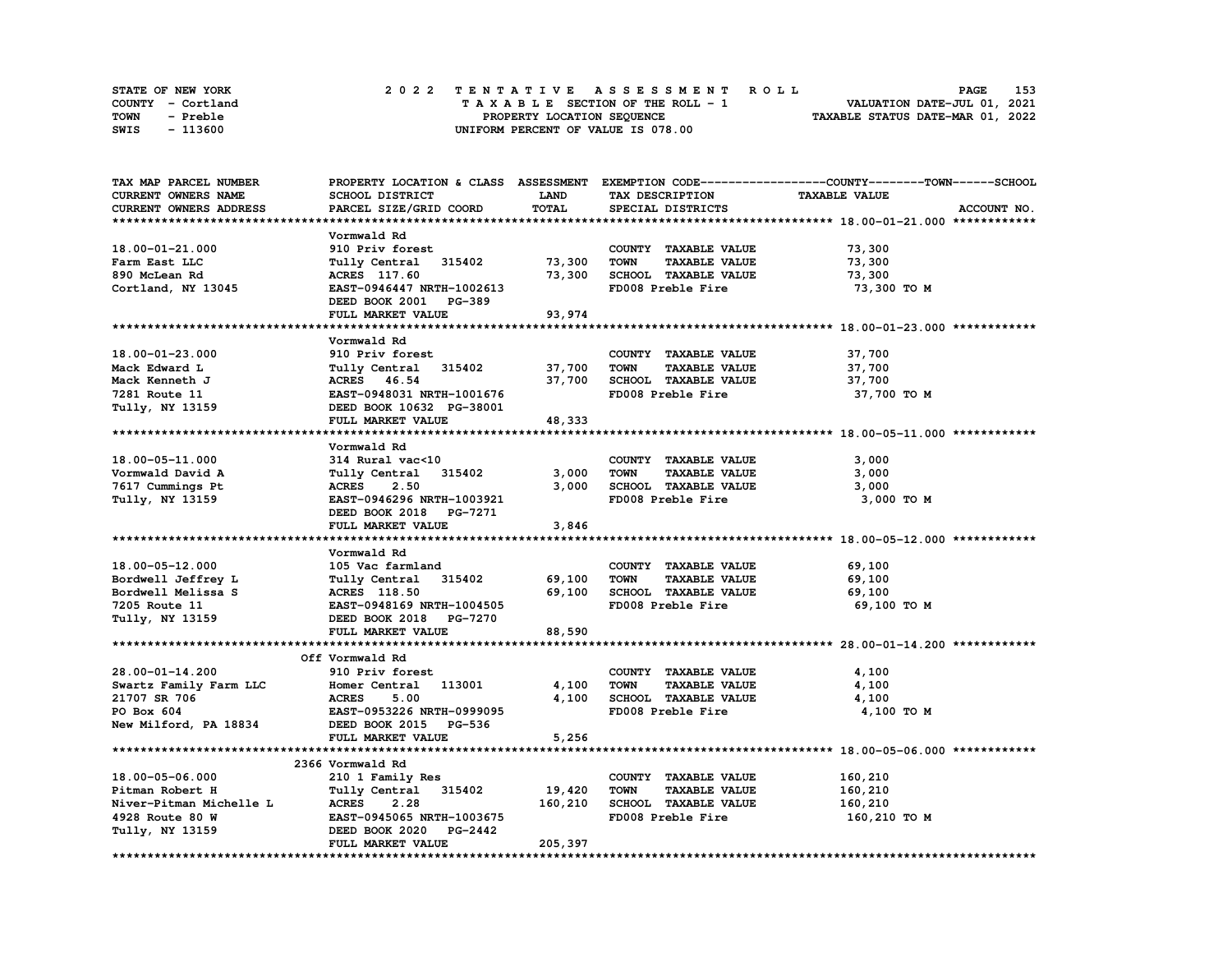STATE OF NEW YORK
COUNTY - Cortland
TOWN - Preble
SWIS - 113600

2 0 2 2 T E N T A T I V E A S S E S S M E N T R O L L
T A X A B L E SECTION OF THE ROLL - 1
PROPERTY LOCATION SEQUENCE
UNIFORM PERCENT OF VALUE IS 078.00

VALUATION DATE-JUL 01, 2021
TAXABLE STATUS DATE-MAR 01, 2022

| TAX MAP PARCEL NUMBER / CURRENT OWNERS NAME / CURRENT OWNERS ADDRESS | PROPERTY LOCATION & CLASS / SCHOOL DISTRICT / PARCEL SIZE/GRID COORD | ASSESSMENT LAND / TOTAL | EXEMPTION CODE / TAX DESCRIPTION / SPECIAL DISTRICTS | COUNTY--------TOWN------SCHOOL TAXABLE VALUE | ACCOUNT NO. |
|---|---|---|---|---|---|
| **18.00-01-21.000** | Vormwald Rd | | | | |
| 18.00-01-21.000 | 910 Priv forest | | COUNTY TAXABLE VALUE | 73,300 | |
| Farm East LLC | Tully Central 315402 | 73,300 | TOWN TAXABLE VALUE | 73,300 | |
| 890 McLean Rd | ACRES 117.60 | 73,300 | SCHOOL TAXABLE VALUE | 73,300 | |
| Cortland, NY 13045 | EAST-0946447 NRTH-1002613 | | FD008 Preble Fire | 73,300 TO M | |
| | DEED BOOK 2001 PG-389 | | | | |
| | FULL MARKET VALUE | 93,974 | | | |
| **18.00-01-23.000** | Vormwald Rd | | | | |
| 18.00-01-23.000 | 910 Priv forest | | COUNTY TAXABLE VALUE | 37,700 | |
| Mack Edward L | Tully Central 315402 | 37,700 | TOWN TAXABLE VALUE | 37,700 | |
| Mack Kenneth J | ACRES 46.54 | 37,700 | SCHOOL TAXABLE VALUE | 37,700 | |
| 7281 Route 11 | EAST-0948031 NRTH-1001676 | | FD008 Preble Fire | 37,700 TO M | |
| Tully, NY 13159 | DEED BOOK 10632 PG-38001 | | | | |
| | FULL MARKET VALUE | 48,333 | | | |
| **18.00-05-11.000** | Vormwald Rd | | | | |
| 18.00-05-11.000 | 314 Rural vac<10 | | COUNTY TAXABLE VALUE | 3,000 | |
| Vormwald David A | Tully Central 315402 | 3,000 | TOWN TAXABLE VALUE | 3,000 | |
| 7617 Cummings Pt | ACRES 2.50 | 3,000 | SCHOOL TAXABLE VALUE | 3,000 | |
| Tully, NY 13159 | EAST-0946296 NRTH-1003921 | | FD008 Preble Fire | 3,000 TO M | |
| | DEED BOOK 2018 PG-7271 | | | | |
| | FULL MARKET VALUE | 3,846 | | | |
| **18.00-05-12.000** | Vormwald Rd | | | | |
| 18.00-05-12.000 | 105 Vac farmland | | COUNTY TAXABLE VALUE | 69,100 | |
| Bordwell Jeffrey L | Tully Central 315402 | 69,100 | TOWN TAXABLE VALUE | 69,100 | |
| Bordwell Melissa S | ACRES 118.50 | 69,100 | SCHOOL TAXABLE VALUE | 69,100 | |
| 7205 Route 11 | EAST-0948169 NRTH-1004505 | | FD008 Preble Fire | 69,100 TO M | |
| Tully, NY 13159 | DEED BOOK 2018 PG-7270 | | | | |
| | FULL MARKET VALUE | 88,590 | | | |
| **28.00-01-14.200** | Off Vormwald Rd | | | | |
| 28.00-01-14.200 | 910 Priv forest | | COUNTY TAXABLE VALUE | 4,100 | |
| Swartz Family Farm LLC | Homer Central 113001 | 4,100 | TOWN TAXABLE VALUE | 4,100 | |
| 21707 SR 706 | ACRES 5.00 | 4,100 | SCHOOL TAXABLE VALUE | 4,100 | |
| PO Box 604 | EAST-0953226 NRTH-0999095 | | FD008 Preble Fire | 4,100 TO M | |
| New Milford, PA 18834 | DEED BOOK 2015 PG-536 | | | | |
| | FULL MARKET VALUE | 5,256 | | | |
| **18.00-05-06.000** | 2366 Vormwald Rd | | | | |
| 18.00-05-06.000 | 210 1 Family Res | | COUNTY TAXABLE VALUE | 160,210 | |
| Pitman Robert H | Tully Central 315402 | 19,420 | TOWN TAXABLE VALUE | 160,210 | |
| Niver-Pitman Michelle L | ACRES 2.28 | 160,210 | SCHOOL TAXABLE VALUE | 160,210 | |
| 4928 Route 80 W | EAST-0945065 NRTH-1003675 | | FD008 Preble Fire | 160,210 TO M | |
| Tully, NY 13159 | DEED BOOK 2020 PG-2442 | | | | |
| | FULL MARKET VALUE | 205,397 | | | |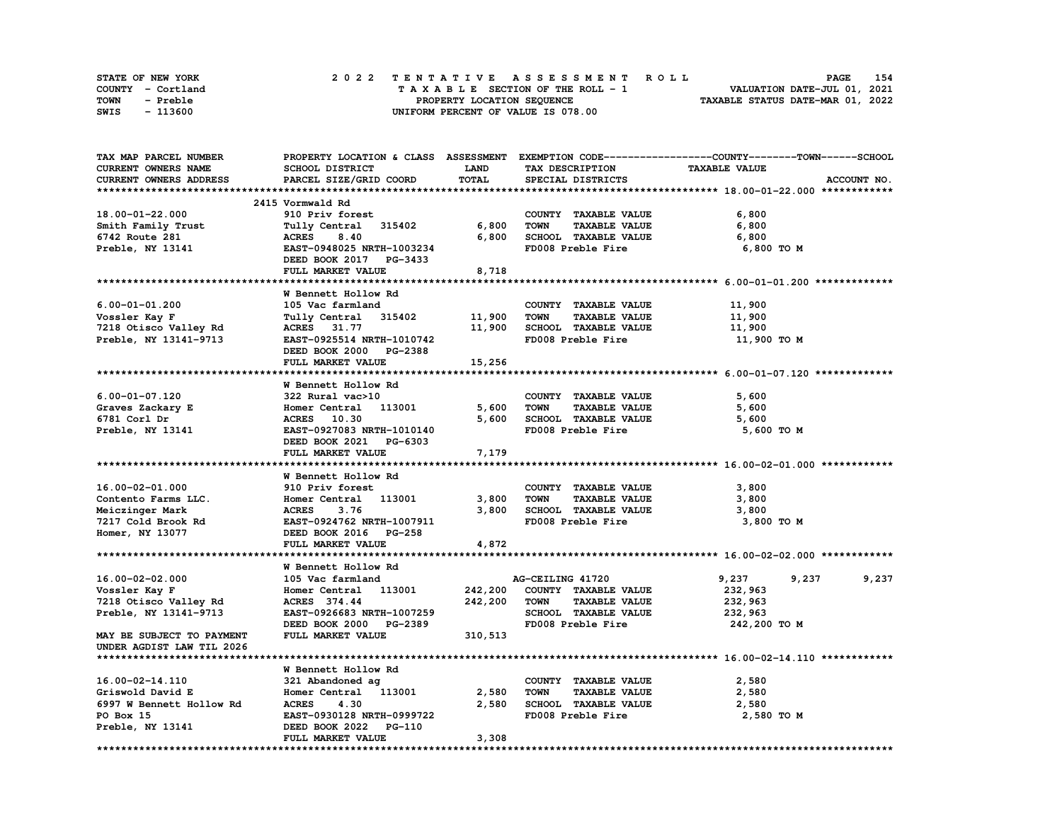STATE OF NEW YORK
COUNTY - Cortland
TOWN - Preble
SWIS - 113600

2 0 2 2 T E N T A T I V E A S S E S S M E N T R O L L
T A X A B L E SECTION OF THE ROLL - 1
PROPERTY LOCATION SEQUENCE
UNIFORM PERCENT OF VALUE IS 078.00

VALUATION DATE-JUL 01, 2021
TAXABLE STATUS DATE-MAR 01, 2022

| TAX MAP PARCEL NUMBER / CURRENT OWNERS NAME / CURRENT OWNERS ADDRESS | PROPERTY LOCATION & CLASS / SCHOOL DISTRICT / PARCEL SIZE/GRID COORD | ASSESSMENT LAND / TOTAL | EXEMPTION CODE / TAX DESCRIPTION / SPECIAL DISTRICTS | COUNTY | TOWN | SCHOOL / TAXABLE VALUE / ACCOUNT NO. |
|---|---|---|---|---|---|---|
| **18.00-01-22.000** | 2415 Vormwald Rd | | | | | |
| 18.00-01-22.000 | 910 Priv forest | | COUNTY TAXABLE VALUE | 6,800 | | |
| Smith Family Trust | Tully Central 315402 | 6,800 | TOWN TAXABLE VALUE | 6,800 | | |
| 6742 Route 281 | ACRES 8.40 | 6,800 | SCHOOL TAXABLE VALUE | 6,800 | | |
| Preble, NY 13141 | EAST-0948025 NRTH-1003234 | | FD008 Preble Fire | 6,800 TO M | | |
| | DEED BOOK 2017 PG-3433 | | | | | |
| | FULL MARKET VALUE | 8,718 | | | | |
| **6.00-01-01.200** | W Bennett Hollow Rd | | | | | |
| 6.00-01-01.200 | 105 Vac farmland | | COUNTY TAXABLE VALUE | 11,900 | | |
| Vossler Kay F | Tully Central 315402 | 11,900 | TOWN TAXABLE VALUE | 11,900 | | |
| 7218 Otisco Valley Rd | ACRES 31.77 | 11,900 | SCHOOL TAXABLE VALUE | 11,900 | | |
| Preble, NY 13141-9713 | EAST-0925514 NRTH-1010742 | | FD008 Preble Fire | 11,900 TO M | | |
| | DEED BOOK 2000 PG-2388 | | | | | |
| | FULL MARKET VALUE | 15,256 | | | | |
| **6.00-01-07.120** | W Bennett Hollow Rd | | | | | |
| 6.00-01-07.120 | 322 Rural vac>10 | | COUNTY TAXABLE VALUE | 5,600 | | |
| Graves Zackary E | Homer Central 113001 | 5,600 | TOWN TAXABLE VALUE | 5,600 | | |
| 6781 Corl Dr | ACRES 10.30 | 5,600 | SCHOOL TAXABLE VALUE | 5,600 | | |
| Preble, NY 13141 | EAST-0927083 NRTH-1010140 | | FD008 Preble Fire | 5,600 TO M | | |
| | DEED BOOK 2021 PG-6303 | | | | | |
| | FULL MARKET VALUE | 7,179 | | | | |
| **16.00-02-01.000** | W Bennett Hollow Rd | | | | | |
| 16.00-02-01.000 | 910 Priv forest | | COUNTY TAXABLE VALUE | 3,800 | | |
| Contento Farms LLC. | Homer Central 113001 | 3,800 | TOWN TAXABLE VALUE | 3,800 | | |
| Meiczinger Mark | ACRES 3.76 | 3,800 | SCHOOL TAXABLE VALUE | 3,800 | | |
| 7217 Cold Brook Rd | EAST-0924762 NRTH-1007911 | | FD008 Preble Fire | 3,800 TO M | | |
| Homer, NY 13077 | DEED BOOK 2016 PG-258 | | | | | |
| | FULL MARKET VALUE | 4,872 | | | | |
| **16.00-02-02.000** | W Bennett Hollow Rd | | | | | |
| 16.00-02-02.000 | 105 Vac farmland | | AG-CEILING 41720 | 9,237 | 9,237 | 9,237 |
| Vossler Kay F | Homer Central 113001 | 242,200 | COUNTY TAXABLE VALUE | 232,963 | | |
| 7218 Otisco Valley Rd | ACRES 374.44 | 242,200 | TOWN TAXABLE VALUE | 232,963 | | |
| Preble, NY 13141-9713 | EAST-0926683 NRTH-1007259 | | SCHOOL TAXABLE VALUE | 232,963 | | |
| | DEED BOOK 2000 PG-2389 | | FD008 Preble Fire | 242,200 TO M | | |
| MAY BE SUBJECT TO PAYMENT | FULL MARKET VALUE | 310,513 | | | | |
| UNDER AGDIST LAW TIL 2026 | | | | | | |
| **16.00-02-14.110** | W Bennett Hollow Rd | | | | | |
| 16.00-02-14.110 | 321 Abandoned ag | | COUNTY TAXABLE VALUE | 2,580 | | |
| Griswold David E | Homer Central 113001 | 2,580 | TOWN TAXABLE VALUE | 2,580 | | |
| 6997 W Bennett Hollow Rd | ACRES 4.30 | 2,580 | SCHOOL TAXABLE VALUE | 2,580 | | |
| PO Box 15 | EAST-0930128 NRTH-0999722 | | FD008 Preble Fire | 2,580 TO M | | |
| Preble, NY 13141 | DEED BOOK 2022 PG-110 | | | | | |
| | FULL MARKET VALUE | 3,308 | | | | |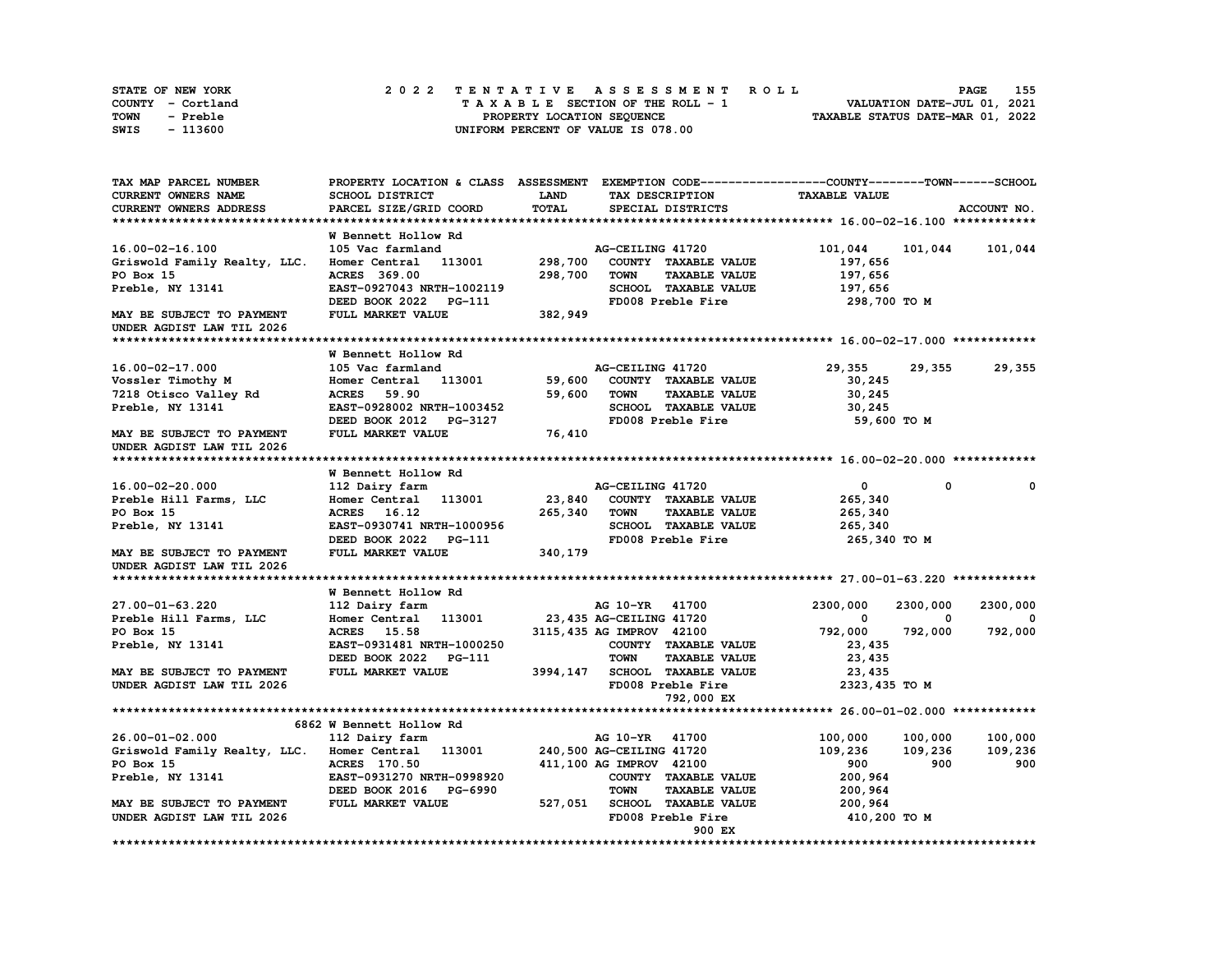STATE OF NEW YORK — 2022 TENTATIVE ASSESSMENT ROLL — PAGE 155
COUNTY - Cortland — TAXABLE SECTION OF THE ROLL - 1 — VALUATION DATE-JUL 01, 2021
TOWN - Preble — PROPERTY LOCATION SEQUENCE — TAXABLE STATUS DATE-MAR 01, 2022
SWIS - 113600 — UNIFORM PERCENT OF VALUE IS 078.00

| TAX MAP PARCEL NUMBER / CURRENT OWNERS NAME / CURRENT OWNERS ADDRESS | PROPERTY LOCATION & CLASS / SCHOOL DISTRICT / PARCEL SIZE/GRID COORD | ASSESSMENT LAND | TOTAL | EXEMPTION CODE / TAX DESCRIPTION / SPECIAL DISTRICTS | COUNTY TAXABLE VALUE | TOWN | SCHOOL | ACCOUNT NO. |
|---|---|---|---|---|---|---|---|---|
| **16.00-02-16.100** | W Bennett Hollow Rd | | | | | | | |
| 16.00-02-16.100 | 105 Vac farmland | | | AG-CEILING 41720 | 101,044 | 101,044 | 101,044 | |
| Griswold Family Realty, LLC. | Homer Central 113001 | 298,700 | | COUNTY TAXABLE VALUE | 197,656 | | | |
| PO Box 15 | ACRES 369.00 | | 298,700 | TOWN TAXABLE VALUE | 197,656 | | | |
| Preble, NY 13141 | EAST-0927043 NRTH-1002119 | | | SCHOOL TAXABLE VALUE | 197,656 | | | |
| | DEED BOOK 2022 PG-111 | | | FD008 Preble Fire | 298,700 TO M | | | |
| MAY BE SUBJECT TO PAYMENT UNDER AGDIST LAW TIL 2026 | FULL MARKET VALUE | | 382,949 | | | | | |
| **16.00-02-17.000** | W Bennett Hollow Rd | | | | | | | |
| 16.00-02-17.000 | 105 Vac farmland | | | AG-CEILING 41720 | 29,355 | 29,355 | 29,355 | |
| Vossler Timothy M | Homer Central 113001 | 59,600 | | COUNTY TAXABLE VALUE | 30,245 | | | |
| 7218 Otisco Valley Rd | ACRES 59.90 | | 59,600 | TOWN TAXABLE VALUE | 30,245 | | | |
| Preble, NY 13141 | EAST-0928002 NRTH-1003452 | | | SCHOOL TAXABLE VALUE | 30,245 | | | |
| | DEED BOOK 2012 PG-3127 | | | FD008 Preble Fire | 59,600 TO M | | | |
| MAY BE SUBJECT TO PAYMENT UNDER AGDIST LAW TIL 2026 | FULL MARKET VALUE | | 76,410 | | | | | |
| **16.00-02-20.000** | W Bennett Hollow Rd | | | | | | | |
| 16.00-02-20.000 | 112 Dairy farm | | | AG-CEILING 41720 | 0 | 0 | 0 | |
| Preble Hill Farms, LLC | Homer Central 113001 | 23,840 | | COUNTY TAXABLE VALUE | 265,340 | | | |
| PO Box 15 | ACRES 16.12 | | 265,340 | TOWN TAXABLE VALUE | 265,340 | | | |
| Preble, NY 13141 | EAST-0930741 NRTH-1000956 | | | SCHOOL TAXABLE VALUE | 265,340 | | | |
| | DEED BOOK 2022 PG-111 | | | FD008 Preble Fire | 265,340 TO M | | | |
| MAY BE SUBJECT TO PAYMENT UNDER AGDIST LAW TIL 2026 | FULL MARKET VALUE | | 340,179 | | | | | |
| **27.00-01-63.220** | W Bennett Hollow Rd | | | | | | | |
| 27.00-01-63.220 | 112 Dairy farm | | | AG 10-YR 41700 | 2300,000 | 2300,000 | 2300,000 | |
| Preble Hill Farms, LLC | Homer Central 113001 | 23,435 | | AG-CEILING 41720 | 0 | 0 | 0 | |
| PO Box 15 | ACRES 15.58 | | 3115,435 | AG IMPROV 42100 | 792,000 | 792,000 | 792,000 | |
| Preble, NY 13141 | EAST-0931481 NRTH-1000250 | | | COUNTY TAXABLE VALUE | 23,435 | | | |
| | DEED BOOK 2022 PG-111 | | | TOWN TAXABLE VALUE | 23,435 | | | |
| MAY BE SUBJECT TO PAYMENT | FULL MARKET VALUE | | 3994,147 | SCHOOL TAXABLE VALUE | 23,435 | | | |
| UNDER AGDIST LAW TIL 2026 | | | | FD008 Preble Fire | 2323,435 TO M | | | |
| | | | | 792,000 EX | | | | |
| **26.00-01-02.000** | 6862 W Bennett Hollow Rd | | | | | | | |
| 26.00-01-02.000 | 112 Dairy farm | | | AG 10-YR 41700 | 100,000 | 100,000 | 100,000 | |
| Griswold Family Realty, LLC. | Homer Central 113001 | 240,500 | | AG-CEILING 41720 | 109,236 | 109,236 | 109,236 | |
| PO Box 15 | ACRES 170.50 | | 411,100 | AG IMPROV 42100 | 900 | 900 | 900 | |
| Preble, NY 13141 | EAST-0931270 NRTH-0998920 | | | COUNTY TAXABLE VALUE | 200,964 | | | |
| | DEED BOOK 2016 PG-6990 | | | TOWN TAXABLE VALUE | 200,964 | | | |
| MAY BE SUBJECT TO PAYMENT | FULL MARKET VALUE | | 527,051 | SCHOOL TAXABLE VALUE | 200,964 | | | |
| UNDER AGDIST LAW TIL 2026 | | | | FD008 Preble Fire | 410,200 TO M | | | |
| | | | | 900 EX | | | | |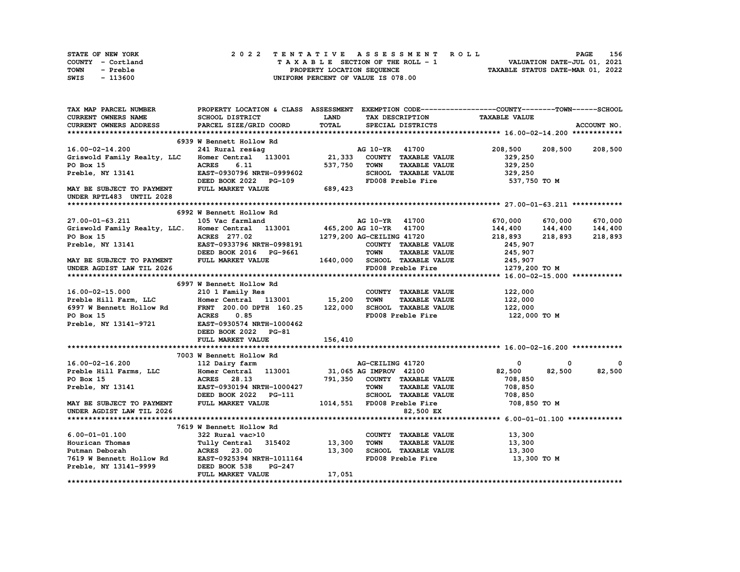STATE OF NEW YORK
COUNTY - Cortland
TOWN - Preble
SWIS - 113600

2 0 2 2 T E N T A T I V E A S S E S S M E N T R O L L
T A X A B L E SECTION OF THE ROLL - 1
PROPERTY LOCATION SEQUENCE
UNIFORM PERCENT OF VALUE IS 078.00

VALUATION DATE-JUL 01, 2021
TAXABLE STATUS DATE-MAR 01, 2022

```
TAX MAP PARCEL NUMBER          PROPERTY LOCATION & CLASS  ASSESSMENT  EXEMPTION CODE------------------COUNTY--------TOWN------SCHOOL
CURRENT OWNERS NAME            SCHOOL DISTRICT               LAND        TAX DESCRIPTION                TAXABLE VALUE
CURRENT OWNERS ADDRESS         PARCEL SIZE/GRID COORD        TOTAL       SPECIAL DISTRICTS                                    ACCOUNT NO.
****************************************************************************************************** 16.00-02-14.200 ************
                               6939 W Bennett Hollow Rd
16.00-02-14.200                241 Rural res&ag                           AG 10-YR   41700              208,500    208,500    208,500
Griswold Family Realty, LLC    Homer Central   113001        21,333     COUNTY  TAXABLE VALUE            329,250
PO Box 15                      ACRES     6.11               537,750     TOWN    TAXABLE VALUE            329,250
Preble, NY 13141               EAST-0930796 NRTH-0999602                SCHOOL  TAXABLE VALUE            329,250
                               DEED BOOK 2022   PG-109                  FD008 Preble Fire                 537,750 TO M
MAY BE SUBJECT TO PAYMENT      FULL MARKET VALUE            689,423
UNDER RPTL483  UNTIL 2028
****************************************************************************************************** 27.00-01-63.211 ************
                               6992 W Bennett Hollow Rd
27.00-01-63.211                105 Vac farmland                           AG 10-YR   41700              670,000    670,000    670,000
Griswold Family Realty, LLC.   Homer Central   113001       465,200 AG 10-YR   41700                    144,400    144,400    144,400
PO Box 15                      ACRES  277.02               1279,200 AG-CEILING 41720                    218,893    218,893    218,893
Preble, NY 13141               EAST-0933796 NRTH-0998191                COUNTY  TAXABLE VALUE            245,907
                               DEED BOOK 2016   PG-9661                 TOWN    TAXABLE VALUE            245,907
MAY BE SUBJECT TO PAYMENT      FULL MARKET VALUE           1640,000     SCHOOL  TAXABLE VALUE            245,907
UNDER AGDIST LAW TIL 2026                                               FD008 Preble Fire                1279,200 TO M
****************************************************************************************************** 16.00-02-15.000 ************
                               6997 W Bennett Hollow Rd
16.00-02-15.000                210 1 Family Res                         COUNTY  TAXABLE VALUE            122,000
Preble Hill Farm, LLC          Homer Central   113001        15,200     TOWN    TAXABLE VALUE            122,000
6997 W Bennett Hollow Rd       FRNT 200.00 DPTH 160.25      122,000     SCHOOL  TAXABLE VALUE            122,000
PO Box 15                      ACRES     0.85                           FD008 Preble Fire                 122,000 TO M
Preble, NY 13141-9721          EAST-0930574 NRTH-1000462
                               DEED BOOK 2022   PG-81
                               FULL MARKET VALUE            156,410
****************************************************************************************************** 16.00-02-16.200 ************
                               7003 W Bennett Hollow Rd
16.00-02-16.200                112 Dairy farm                             AG-CEILING 41720                    0          0          0
Preble Hill Farms, LLC         Homer Central   113001        31,065 AG IMPROV  42100                     82,500     82,500     82,500
PO Box 15                      ACRES    28.13               791,350     COUNTY  TAXABLE VALUE            708,850
Preble, NY 13141               EAST-0930194 NRTH-1000427                TOWN    TAXABLE VALUE            708,850
                               DEED BOOK 2022   PG-111                  SCHOOL  TAXABLE VALUE            708,850
MAY BE SUBJECT TO PAYMENT      FULL MARKET VALUE           1014,551     FD008 Preble Fire                 708,850 TO M
UNDER AGDIST LAW TIL 2026                                                         82,500 EX
****************************************************************************************************** 6.00-01-01.100 *************
                               7619 W Bennett Hollow Rd
6.00-01-01.100                 322 Rural vac>10                         COUNTY  TAXABLE VALUE             13,300
Hourican Thomas                Tully Central   315402        13,300     TOWN    TAXABLE VALUE             13,300
Putman Deborah                 ACRES    23.00                13,300     SCHOOL  TAXABLE VALUE             13,300
7619 W Bennett Hollow Rd       EAST-0925394 NRTH-1011164                FD008 Preble Fire                  13,300 TO M
Preble, NY 13141-9999          DEED BOOK 538    PG-247
                               FULL MARKET VALUE             17,051
************************************************************************************************************************************
```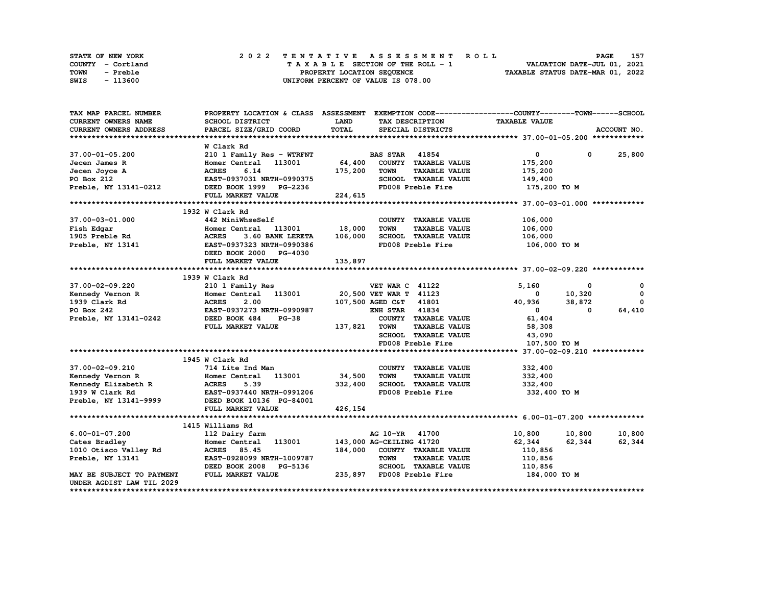STATE OF NEW YORK — COUNTY - Cortland — TOWN - Preble — SWIS - 113600

2 0 2 2 T E N T A T I V E A S S E S S M E N T R O L L
T A X A B L E SECTION OF THE ROLL - 1
PROPERTY LOCATION SEQUENCE
UNIFORM PERCENT OF VALUE IS 078.00

VALUATION DATE-JUL 01, 2021
TAXABLE STATUS DATE-MAR 01, 2022

| TAX MAP PARCEL NUMBER / CURRENT OWNERS NAME / CURRENT OWNERS ADDRESS | PROPERTY LOCATION & CLASS / SCHOOL DISTRICT / PARCEL SIZE/GRID COORD | ASSESSMENT LAND / TOTAL | EXEMPTION CODE / TAX DESCRIPTION / SPECIAL DISTRICTS | COUNTY TAXABLE VALUE | TOWN | SCHOOL / ACCOUNT NO. |
|---|---|---|---|---|---|---|
| **37.00-01-05.200** | W Clark Rd | | | | | |
| 37.00-01-05.200 | 210 1 Family Res - WTRFNT | | BAS STAR 41854 | 0 | 0 | 25,800 |
| Jecen James R | Homer Central 113001 | 64,400 | COUNTY TAXABLE VALUE | 175,200 | | |
| Jecen Joyce A | ACRES 6.14 | 175,200 | TOWN TAXABLE VALUE | 175,200 | | |
| PO Box 212 | EAST-0937031 NRTH-0990375 | | SCHOOL TAXABLE VALUE | 149,400 | | |
| Preble, NY 13141-0212 | DEED BOOK 1999 PG-2236 | | FD008 Preble Fire | 175,200 TO M | | |
| | FULL MARKET VALUE | 224,615 | | | | |
| **37.00-03-01.000** | 1932 W Clark Rd | | | | | |
| 37.00-03-01.000 | 442 MiniWhseSelf | | COUNTY TAXABLE VALUE | 106,000 | | |
| Fish Edgar | Homer Central 113001 | 18,000 | TOWN TAXABLE VALUE | 106,000 | | |
| 1905 Preble Rd | ACRES 3.60 BANK LERETA | 106,000 | SCHOOL TAXABLE VALUE | 106,000 | | |
| Preble, NY 13141 | EAST-0937323 NRTH-0990386 | | FD008 Preble Fire | 106,000 TO M | | |
| | DEED BOOK 2000 PG-4030 | | | | | |
| | FULL MARKET VALUE | 135,897 | | | | |
| **37.00-02-09.220** | 1939 W Clark Rd | | | | | |
| 37.00-02-09.220 | 210 1 Family Res | | VET WAR C 41122 | 5,160 | 0 | 0 |
| Kennedy Vernon R | Homer Central 113001 | 20,500 | VET WAR T 41123 | 0 | 10,320 | 0 |
| 1939 Clark Rd | ACRES 2.00 | 107,500 | AGED C&T 41801 | 40,936 | 38,872 | 0 |
| PO Box 242 | EAST-0937273 NRTH-0990987 | | ENH STAR 41834 | 0 | 0 | 64,410 |
| Preble, NY 13141-0242 | DEED BOOK 484 PG-38 | | COUNTY TAXABLE VALUE | 61,404 | | |
| | FULL MARKET VALUE | 137,821 | TOWN TAXABLE VALUE | 58,308 | | |
| | | | SCHOOL TAXABLE VALUE | 43,090 | | |
| | | | FD008 Preble Fire | 107,500 TO M | | |
| **37.00-02-09.210** | 1945 W Clark Rd | | | | | |
| 37.00-02-09.210 | 714 Lite Ind Man | | COUNTY TAXABLE VALUE | 332,400 | | |
| Kennedy Vernon R | Homer Central 113001 | 34,500 | TOWN TAXABLE VALUE | 332,400 | | |
| Kennedy Elizabeth R | ACRES 5.39 | 332,400 | SCHOOL TAXABLE VALUE | 332,400 | | |
| 1939 W Clark Rd | EAST-0937440 NRTH-0991206 | | FD008 Preble Fire | 332,400 TO M | | |
| Preble, NY 13141-9999 | DEED BOOK 10136 PG-84001 | | | | | |
| | FULL MARKET VALUE | 426,154 | | | | |
| **6.00-01-07.200** | 1415 Williams Rd | | | | | |
| 6.00-01-07.200 | 112 Dairy farm | | AG 10-YR 41700 | 10,800 | 10,800 | 10,800 |
| Cates Bradley | Homer Central 113001 | 143,000 | AG-CEILING 41720 | 62,344 | 62,344 | 62,344 |
| 1010 Otisco Valley Rd | ACRES 85.45 | 184,000 | COUNTY TAXABLE VALUE | 110,856 | | |
| Preble, NY 13141 | EAST-0928099 NRTH-1009787 | | TOWN TAXABLE VALUE | 110,856 | | |
| | DEED BOOK 2008 PG-5136 | | SCHOOL TAXABLE VALUE | 110,856 | | |
| MAY BE SUBJECT TO PAYMENT UNDER AGDIST LAW TIL 2029 | FULL MARKET VALUE | 235,897 | FD008 Preble Fire | 184,000 TO M | | |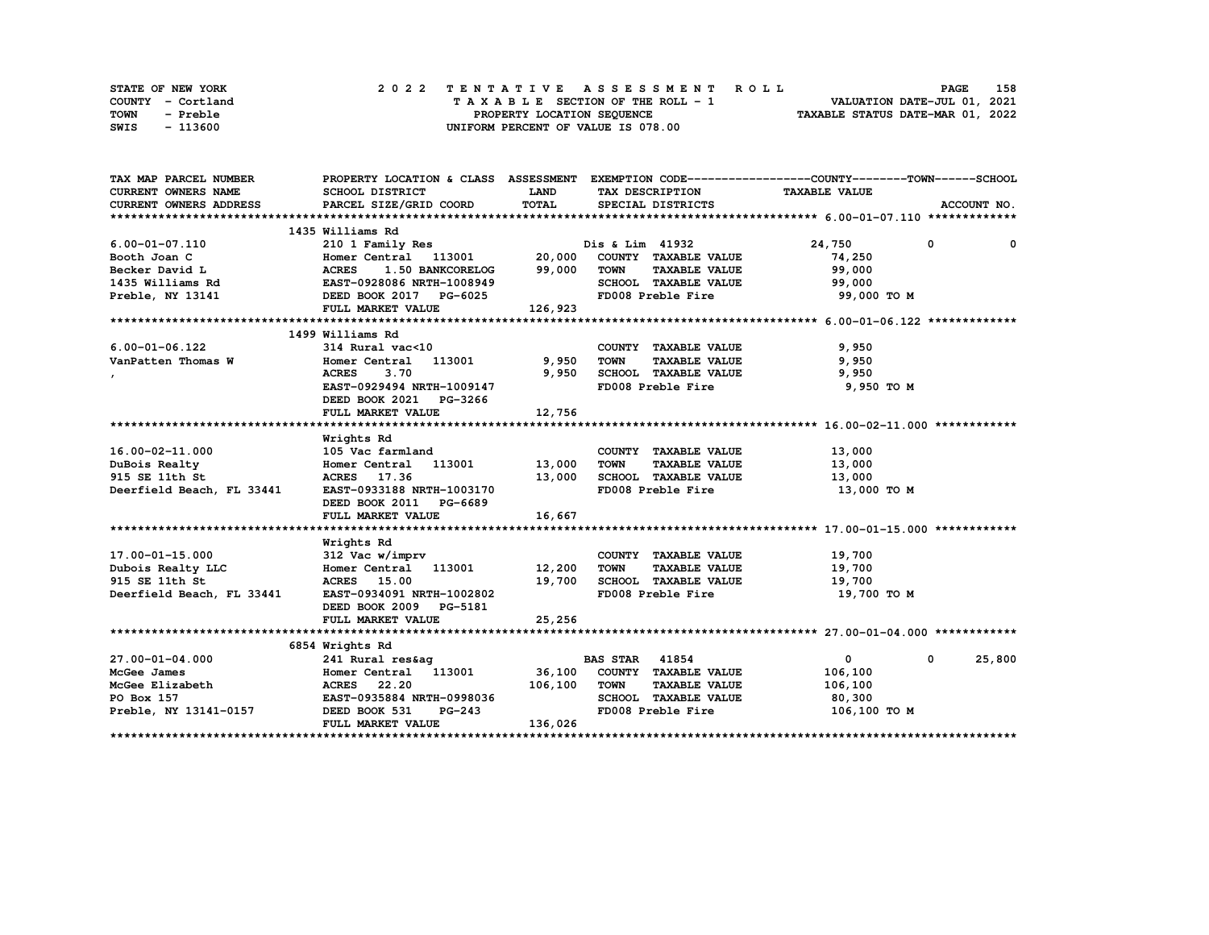STATE OF NEW YORK
COUNTY - Cortland
TOWN - Preble
SWIS - 113600

2022 TENTATIVE ASSESSMENT ROLL
TAXABLE SECTION OF THE ROLL - 1
PROPERTY LOCATION SEQUENCE
UNIFORM PERCENT OF VALUE IS 078.00

VALUATION DATE-JUL 01, 2021
TAXABLE STATUS DATE-MAR 01, 2022

| TAX MAP PARCEL NUMBER / CURRENT OWNERS NAME / CURRENT OWNERS ADDRESS | PROPERTY LOCATION & CLASS / SCHOOL DISTRICT / PARCEL SIZE/GRID COORD | ASSESSMENT LAND / TOTAL | EXEMPTION CODE / TAX DESCRIPTION / SPECIAL DISTRICTS | COUNTY / TAXABLE VALUE | TOWN | SCHOOL / ACCOUNT NO. |
|---|---|---|---|---|---|---|
| | 1435 Williams Rd | | | | | |
| 6.00-01-07.110 | 210 1 Family Res | | Dis & Lim 41932 | 24,750 | 0 | 0 |
| Booth Joan C | Homer Central 113001 | 20,000 | COUNTY TAXABLE VALUE | 74,250 | | |
| Becker David L | ACRES 1.50 BANKCORELOG | 99,000 | TOWN TAXABLE VALUE | 99,000 | | |
| 1435 Williams Rd | EAST-0928086 NRTH-1008949 | | SCHOOL TAXABLE VALUE | 99,000 | | |
| Preble, NY 13141 | DEED BOOK 2017 PG-6025 | | FD008 Preble Fire | 99,000 TO M | | |
| | FULL MARKET VALUE | 126,923 | | | | |
| | 1499 Williams Rd | | | | | |
| 6.00-01-06.122 | 314 Rural vac<10 | | COUNTY TAXABLE VALUE | 9,950 | | |
| VanPatten Thomas W | Homer Central 113001 | 9,950 | TOWN TAXABLE VALUE | 9,950 | | |
| , | ACRES 3.70 | 9,950 | SCHOOL TAXABLE VALUE | 9,950 | | |
| | EAST-0929494 NRTH-1009147 | | FD008 Preble Fire | 9,950 TO M | | |
| | DEED BOOK 2021 PG-3266 | | | | | |
| | FULL MARKET VALUE | 12,756 | | | | |
| | Wrights Rd | | | | | |
| 16.00-02-11.000 | 105 Vac farmland | | COUNTY TAXABLE VALUE | 13,000 | | |
| DuBois Realty | Homer Central 113001 | 13,000 | TOWN TAXABLE VALUE | 13,000 | | |
| 915 SE 11th St | ACRES 17.36 | 13,000 | SCHOOL TAXABLE VALUE | 13,000 | | |
| Deerfield Beach, FL 33441 | EAST-0933188 NRTH-1003170 | | FD008 Preble Fire | 13,000 TO M | | |
| | DEED BOOK 2011 PG-6689 | | | | | |
| | FULL MARKET VALUE | 16,667 | | | | |
| | Wrights Rd | | | | | |
| 17.00-01-15.000 | 312 Vac w/imprv | | COUNTY TAXABLE VALUE | 19,700 | | |
| Dubois Realty LLC | Homer Central 113001 | 12,200 | TOWN TAXABLE VALUE | 19,700 | | |
| 915 SE 11th St | ACRES 15.00 | 19,700 | SCHOOL TAXABLE VALUE | 19,700 | | |
| Deerfield Beach, FL 33441 | EAST-0934091 NRTH-1002802 | | FD008 Preble Fire | 19,700 TO M | | |
| | DEED BOOK 2009 PG-5181 | | | | | |
| | FULL MARKET VALUE | 25,256 | | | | |
| | 6854 Wrights Rd | | | | | |
| 27.00-01-04.000 | 241 Rural res&ag | | BAS STAR 41854 | 0 | 0 | 25,800 |
| McGee James | Homer Central 113001 | 36,100 | COUNTY TAXABLE VALUE | 106,100 | | |
| McGee Elizabeth | ACRES 22.20 | 106,100 | TOWN TAXABLE VALUE | 106,100 | | |
| PO Box 157 | EAST-0935884 NRTH-0998036 | | SCHOOL TAXABLE VALUE | 80,300 | | |
| Preble, NY 13141-0157 | DEED BOOK 531 PG-243 | | FD008 Preble Fire | 106,100 TO M | | |
| | FULL MARKET VALUE | 136,026 | | | | |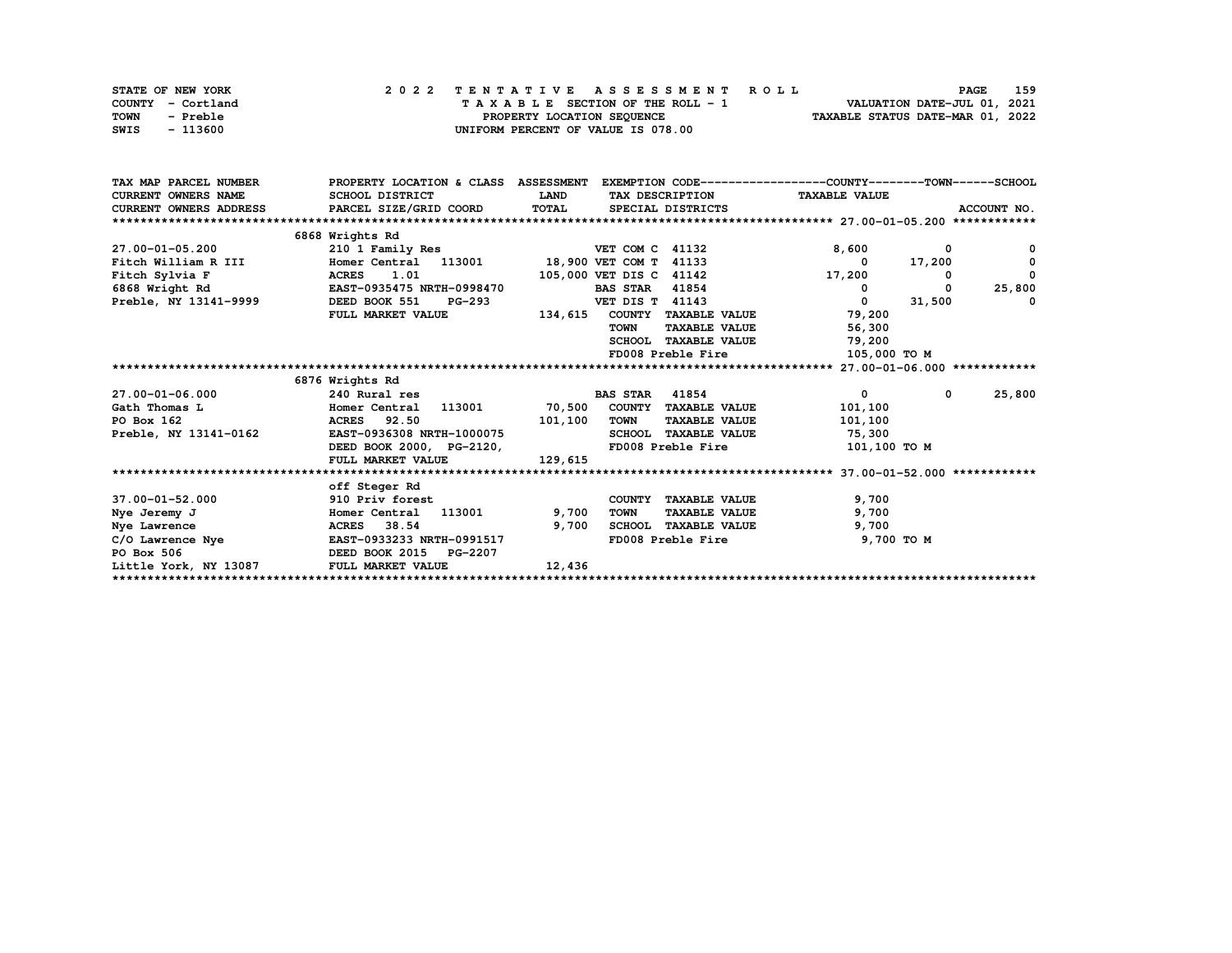STATE OF NEW YORK
COUNTY - Cortland
TOWN - Preble
SWIS - 113600

2 0 2 2 T E N T A T I V E A S S E S S M E N T R O L L
T A X A B L E SECTION OF THE ROLL - 1
PROPERTY LOCATION SEQUENCE
UNIFORM PERCENT OF VALUE IS 078.00

VALUATION DATE-JUL 01, 2021
TAXABLE STATUS DATE-MAR 01, 2022

| TAX MAP PARCEL NUMBER / CURRENT OWNERS NAME / CURRENT OWNERS ADDRESS | PROPERTY LOCATION & CLASS / SCHOOL DISTRICT / PARCEL SIZE/GRID COORD | ASSESSMENT LAND / TOTAL | EXEMPTION CODE / TAX DESCRIPTION / SPECIAL DISTRICTS | COUNTY TAXABLE VALUE | TOWN | SCHOOL | ACCOUNT NO. |
|---|---|---|---|---|---|---|---|
| **27.00-01-05.200** | 6868 Wrights Rd | | | | | | |
| 27.00-01-05.200 | 210 1 Family Res | | VET COM C 41132 | 8,600 | 0 | 0 | |
| Fitch William R III | Homer Central 113001 | 18,900 | VET COM T 41133 | 0 | 17,200 | 0 | |
| Fitch Sylvia F | ACRES 1.01 | 105,000 | VET DIS C 41142 | 17,200 | 0 | 0 | |
| 6868 Wright Rd | EAST-0935475 NRTH-0998470 | | BAS STAR 41854 | 0 | 0 | 25,800 | |
| Preble, NY 13141-9999 | DEED BOOK 551 PG-293 | | VET DIS T 41143 | 0 | 31,500 | 0 | |
| | FULL MARKET VALUE | 134,615 | COUNTY TAXABLE VALUE | 79,200 | | | |
| | | | TOWN TAXABLE VALUE | 56,300 | | | |
| | | | SCHOOL TAXABLE VALUE | 79,200 | | | |
| | | | FD008 Preble Fire | 105,000 TO M | | | |
| **27.00-01-06.000** | 6876 Wrights Rd | | | | | | |
| 27.00-01-06.000 | 240 Rural res | | BAS STAR 41854 | 0 | 0 | 25,800 | |
| Gath Thomas L | Homer Central 113001 | 70,500 | COUNTY TAXABLE VALUE | 101,100 | | | |
| PO Box 162 | ACRES 92.50 | 101,100 | TOWN TAXABLE VALUE | 101,100 | | | |
| Preble, NY 13141-0162 | EAST-0936308 NRTH-1000075 | | SCHOOL TAXABLE VALUE | 75,300 | | | |
| | DEED BOOK 2000, PG-2120, | | FD008 Preble Fire | 101,100 TO M | | | |
| | FULL MARKET VALUE | 129,615 | | | | | |
| **37.00-01-52.000** | off Steger Rd | | | | | | |
| 37.00-01-52.000 | 910 Priv forest | | COUNTY TAXABLE VALUE | 9,700 | | | |
| Nye Jeremy J | Homer Central 113001 | 9,700 | TOWN TAXABLE VALUE | 9,700 | | | |
| Nye Lawrence | ACRES 38.54 | 9,700 | SCHOOL TAXABLE VALUE | 9,700 | | | |
| C/O Lawrence Nye | EAST-0933233 NRTH-0991517 | | FD008 Preble Fire | 9,700 TO M | | | |
| PO Box 506 | DEED BOOK 2015 PG-2207 | | | | | | |
| Little York, NY 13087 | FULL MARKET VALUE | 12,436 | | | | | |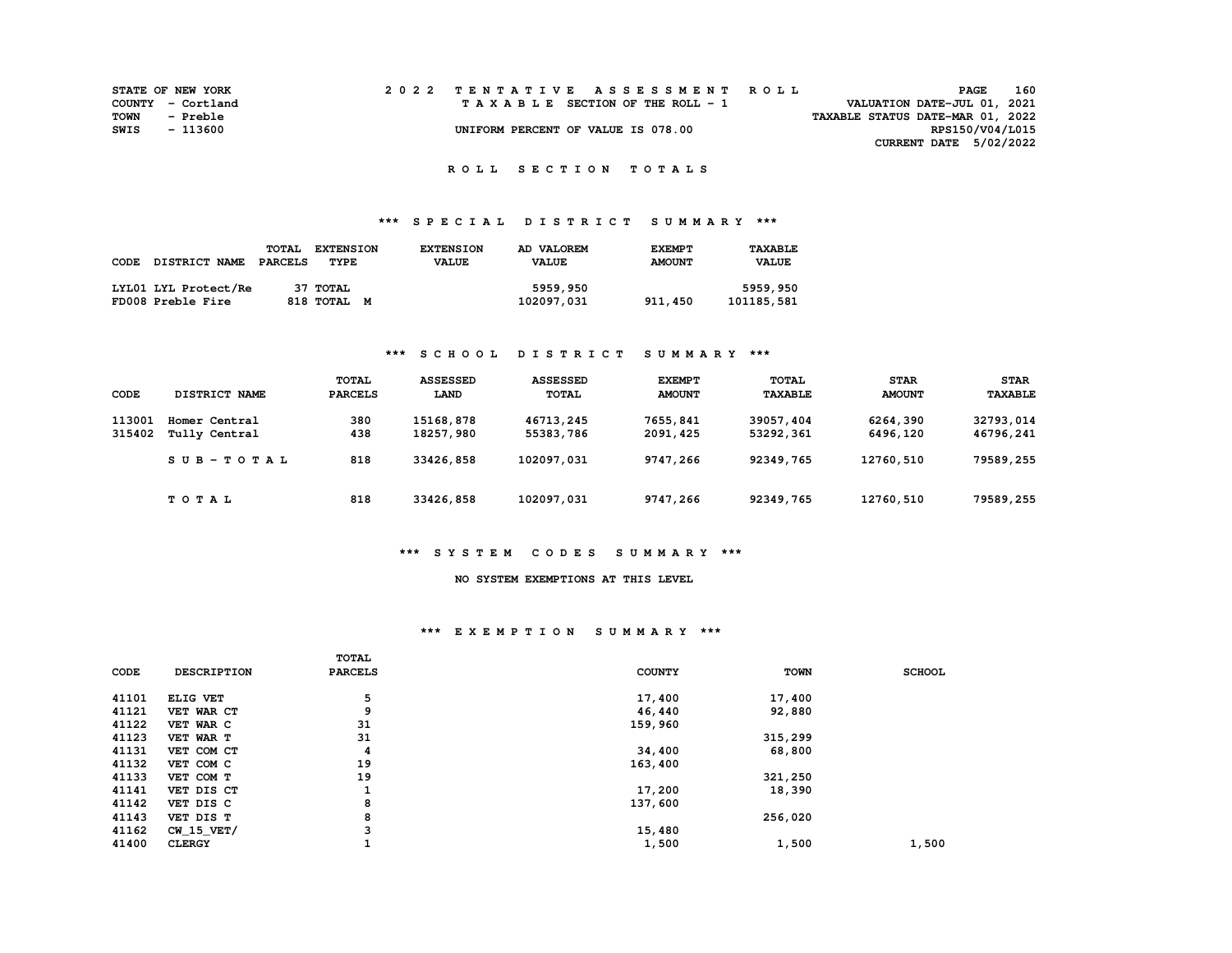STATE OF NEW YORK
COUNTY - Cortland
TOWN - Preble
SWIS - 113600

2022 TENTATIVE ASSESSMENT ROLL
TAXABLE SECTION OF THE ROLL - 1
UNIFORM PERCENT OF VALUE IS 078.00

VALUATION DATE-JUL 01, 2021
TAXABLE STATUS DATE-MAR 01, 2022
RPS150/V04/L015
CURRENT DATE 5/02/2022

## ROLL SECTION TOTALS

### *** SPECIAL DISTRICT SUMMARY ***

| CODE | DISTRICT NAME | TOTAL PARCELS | EXTENSION TYPE | EXTENSION VALUE | AD VALOREM VALUE | EXEMPT AMOUNT | TAXABLE VALUE |
|---|---|---|---|---|---|---|---|
| LYL01 | LYL Protect/Re | 37 | TOTAL | | 5959,950 | | 5959,950 |
| FD008 | Preble Fire | 818 | TOTAL M | | 102097,031 | 911,450 | 101185,581 |

### *** SCHOOL DISTRICT SUMMARY ***

| CODE | DISTRICT NAME | TOTAL PARCELS | ASSESSED LAND | ASSESSED TOTAL | EXEMPT AMOUNT | TOTAL TAXABLE | STAR AMOUNT | STAR TAXABLE |
|---|---|---|---|---|---|---|---|---|
| 113001 | Homer Central | 380 | 15168,878 | 46713,245 | 7655,841 | 39057,404 | 6264,390 | 32793,014 |
| 315402 | Tully Central | 438 | 18257,980 | 55383,786 | 2091,425 | 53292,361 | 6496,120 | 46796,241 |
| | SUB-TOTAL | 818 | 33426,858 | 102097,031 | 9747,266 | 92349,765 | 12760,510 | 79589,255 |
| | TOTAL | 818 | 33426,858 | 102097,031 | 9747,266 | 92349,765 | 12760,510 | 79589,255 |

### *** SYSTEM CODES SUMMARY ***

NO SYSTEM EXEMPTIONS AT THIS LEVEL

### *** EXEMPTION SUMMARY ***

| CODE | DESCRIPTION | TOTAL PARCELS | COUNTY | TOWN | SCHOOL |
|---|---|---|---|---|---|
| 41101 | ELIG VET | 5 | 17,400 | 17,400 | |
| 41121 | VET WAR CT | 9 | 46,440 | 92,880 | |
| 41122 | VET WAR C | 31 | 159,960 | | |
| 41123 | VET WAR T | 31 | | 315,299 | |
| 41131 | VET COM CT | 4 | 34,400 | 68,800 | |
| 41132 | VET COM C | 19 | 163,400 | | |
| 41133 | VET COM T | 19 | | 321,250 | |
| 41141 | VET DIS CT | 1 | 17,200 | 18,390 | |
| 41142 | VET DIS C | 8 | 137,600 | | |
| 41143 | VET DIS T | 8 | | 256,020 | |
| 41162 | CW_15_VET/ | 3 | 15,480 | | |
| 41400 | CLERGY | 1 | 1,500 | 1,500 | 1,500 |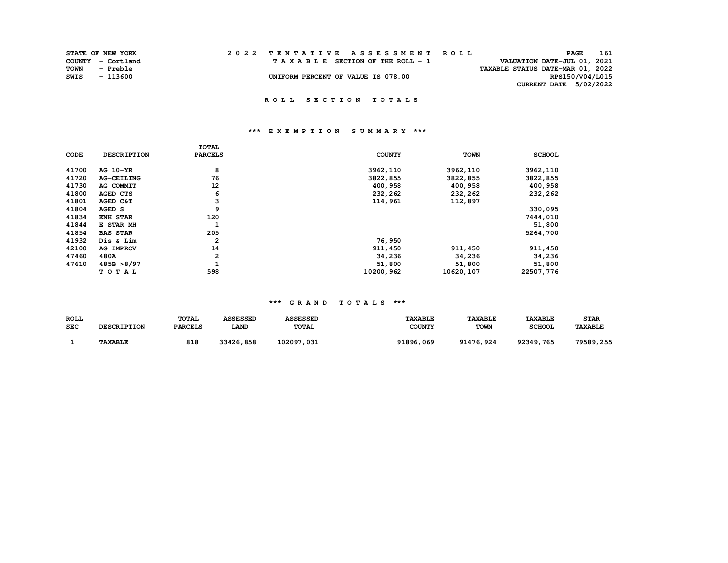STATE OF NEW YORK
COUNTY - Cortland
TOWN - Preble
SWIS - 113600

2 0 2 2 T E N T A T I V E A S S E S S M E N T R O L L
T A X A B L E SECTION OF THE ROLL - 1
UNIFORM PERCENT OF VALUE IS 078.00

VALUATION DATE-JUL 01, 2021
TAXABLE STATUS DATE-MAR 01, 2022
RPS150/V04/L015
CURRENT DATE 5/02/2022

## R O L L S E C T I O N T O T A L S

### *** E X E M P T I O N S U M M A R Y ***

| CODE | DESCRIPTION | TOTAL PARCELS | COUNTY | TOWN | SCHOOL |
|---|---|---|---|---|---|
| 41700 | AG 10-YR | 8 | 3962,110 | 3962,110 | 3962,110 |
| 41720 | AG-CEILING | 76 | 3822,855 | 3822,855 | 3822,855 |
| 41730 | AG COMMIT | 12 | 400,958 | 400,958 | 400,958 |
| 41800 | AGED CTS | 6 | 232,262 | 232,262 | 232,262 |
| 41801 | AGED C&T | 3 | 114,961 | 112,897 | |
| 41804 | AGED S | 9 | | | 330,095 |
| 41834 | ENH STAR | 120 | | | 7444,010 |
| 41844 | E STAR MH | 1 | | | 51,800 |
| 41854 | BAS STAR | 205 | | | 5264,700 |
| 41932 | Dis & Lim | 2 | 76,950 | | |
| 42100 | AG IMPROV | 14 | 911,450 | 911,450 | 911,450 |
| 47460 | 480A | 2 | 34,236 | 34,236 | 34,236 |
| 47610 | 485B >8/97 | 1 | 51,800 | 51,800 | 51,800 |
| | T O T A L | 598 | 10200,962 | 10620,107 | 22507,776 |

### *** G R A N D T O T A L S ***

| ROLL SEC | DESCRIPTION | TOTAL PARCELS | ASSESSED LAND | ASSESSED TOTAL | TAXABLE COUNTY | TAXABLE TOWN | TAXABLE SCHOOL | STAR TAXABLE |
|---|---|---|---|---|---|---|---|---|
| 1 | TAXABLE | 818 | 33426,858 | 102097,031 | 91896,069 | 91476,924 | 92349,765 | 79589,255 |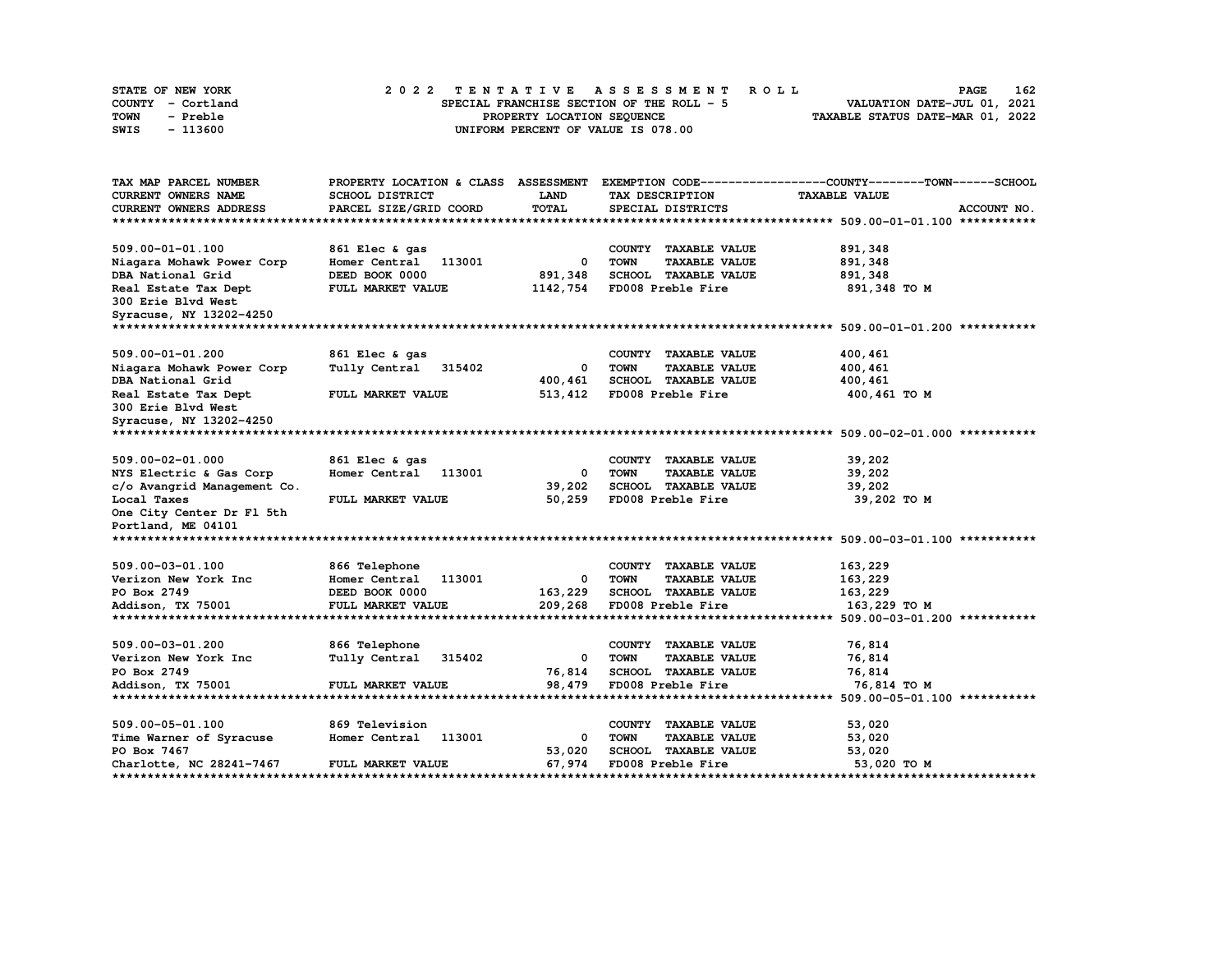STATE OF NEW YORK
COUNTY - Cortland
TOWN - Preble
SWIS - 113600

2 0 2 2 TENTATIVE ASSESSMENT ROLL
SPECIAL FRANCHISE SECTION OF THE ROLL - 5
PROPERTY LOCATION SEQUENCE
UNIFORM PERCENT OF VALUE IS 078.00

VALUATION DATE-JUL 01, 2021
TAXABLE STATUS DATE-MAR 01, 2022

| TAX MAP PARCEL NUMBER / CURRENT OWNERS NAME / CURRENT OWNERS ADDRESS | PROPERTY LOCATION & CLASS / SCHOOL DISTRICT / PARCEL SIZE/GRID COORD | ASSESSMENT LAND / TOTAL | EXEMPTION CODE / TAX DESCRIPTION / SPECIAL DISTRICTS | COUNTY--------TOWN------SCHOOL TAXABLE VALUE | ACCOUNT NO. |
|---|---|---|---|---|---|
| 509.00-01-01.100 | 861 Elec & gas | | COUNTY TAXABLE VALUE | 891,348 | |
| Niagara Mohawk Power Corp | Homer Central 113001 | 0 | TOWN TAXABLE VALUE | 891,348 | |
| DBA National Grid | DEED BOOK 0000 | 891,348 | SCHOOL TAXABLE VALUE | 891,348 | |
| Real Estate Tax Dept | FULL MARKET VALUE | 1142,754 | FD008 Preble Fire | 891,348 TO M | |
| 300 Erie Blvd West | | | | | |
| Syracuse, NY 13202-4250 | | | | | |
| 509.00-01-01.200 | 861 Elec & gas | | COUNTY TAXABLE VALUE | 400,461 | |
| Niagara Mohawk Power Corp | Tully Central 315402 | 0 | TOWN TAXABLE VALUE | 400,461 | |
| DBA National Grid | | 400,461 | SCHOOL TAXABLE VALUE | 400,461 | |
| Real Estate Tax Dept | FULL MARKET VALUE | 513,412 | FD008 Preble Fire | 400,461 TO M | |
| 300 Erie Blvd West | | | | | |
| Syracuse, NY 13202-4250 | | | | | |
| 509.00-02-01.000 | 861 Elec & gas | | COUNTY TAXABLE VALUE | 39,202 | |
| NYS Electric & Gas Corp | Homer Central 113001 | 0 | TOWN TAXABLE VALUE | 39,202 | |
| c/o Avangrid Management Co. | | 39,202 | SCHOOL TAXABLE VALUE | 39,202 | |
| Local Taxes | FULL MARKET VALUE | 50,259 | FD008 Preble Fire | 39,202 TO M | |
| One City Center Dr Fl 5th | | | | | |
| Portland, ME 04101 | | | | | |
| 509.00-03-01.100 | 866 Telephone | | COUNTY TAXABLE VALUE | 163,229 | |
| Verizon New York Inc | Homer Central 113001 | 0 | TOWN TAXABLE VALUE | 163,229 | |
| PO Box 2749 | DEED BOOK 0000 | 163,229 | SCHOOL TAXABLE VALUE | 163,229 | |
| Addison, TX 75001 | FULL MARKET VALUE | 209,268 | FD008 Preble Fire | 163,229 TO M | |
| 509.00-03-01.200 | 866 Telephone | | COUNTY TAXABLE VALUE | 76,814 | |
| Verizon New York Inc | Tully Central 315402 | 0 | TOWN TAXABLE VALUE | 76,814 | |
| PO Box 2749 | | 76,814 | SCHOOL TAXABLE VALUE | 76,814 | |
| Addison, TX 75001 | FULL MARKET VALUE | 98,479 | FD008 Preble Fire | 76,814 TO M | |
| 509.00-05-01.100 | 869 Television | | COUNTY TAXABLE VALUE | 53,020 | |
| Time Warner of Syracuse | Homer Central 113001 | 0 | TOWN TAXABLE VALUE | 53,020 | |
| PO Box 7467 | | 53,020 | SCHOOL TAXABLE VALUE | 53,020 | |
| Charlotte, NC 28241-7467 | FULL MARKET VALUE | 67,974 | FD008 Preble Fire | 53,020 TO M | |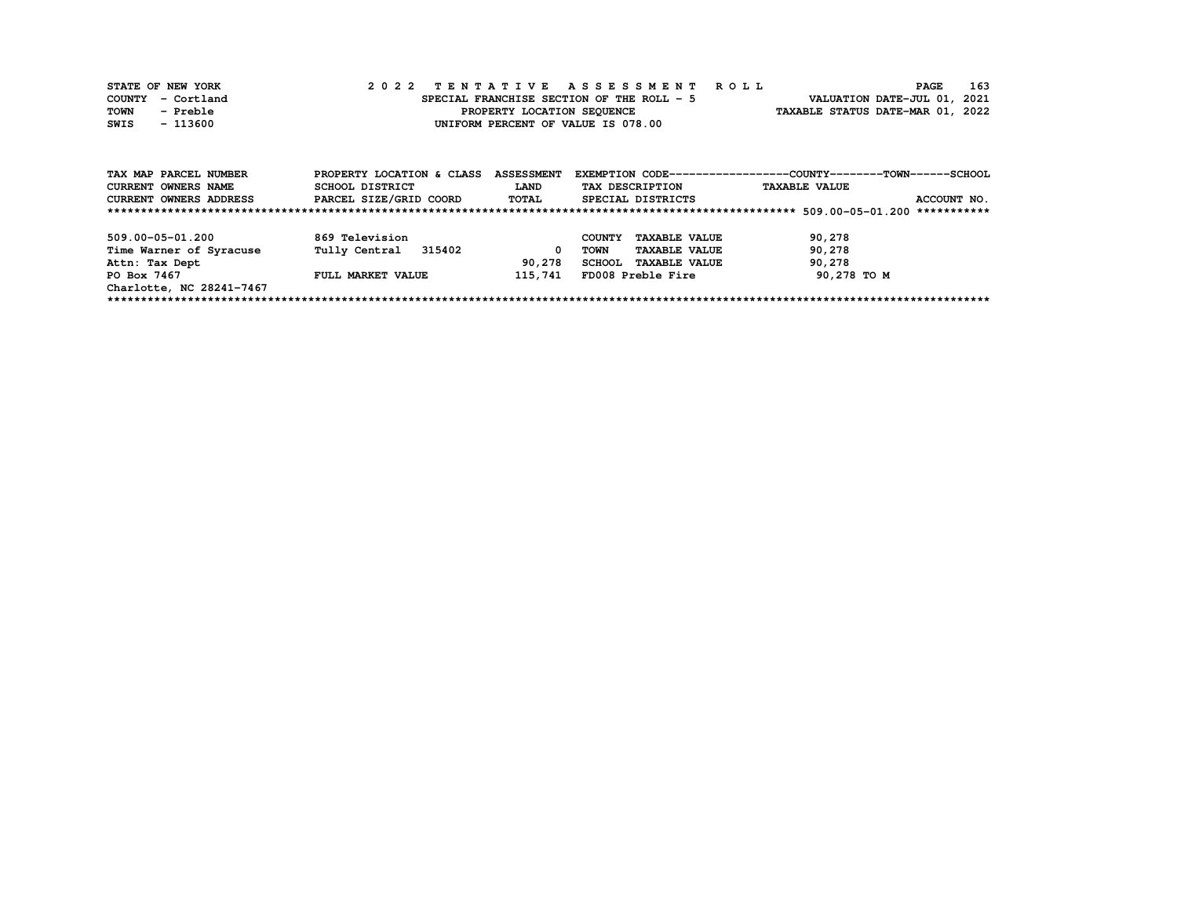STATE OF NEW YORK | COUNTY - Cortland | TOWN - Preble | SWIS - 113600

**2022 TENTATIVE ASSESSMENT ROLL**
SPECIAL FRANCHISE SECTION OF THE ROLL - 5
PROPERTY LOCATION SEQUENCE
UNIFORM PERCENT OF VALUE IS 078.00

VALUATION DATE-JUL 01, 2021
TAXABLE STATUS DATE-MAR 01, 2022

| TAX MAP PARCEL NUMBER / CURRENT OWNERS NAME / CURRENT OWNERS ADDRESS | PROPERTY LOCATION & CLASS / SCHOOL DISTRICT / PARCEL SIZE/GRID COORD | ASSESSMENT LAND / TOTAL | EXEMPTION CODE / TAX DESCRIPTION / SPECIAL DISTRICTS | COUNTY--TOWN--SCHOOL TAXABLE VALUE | ACCOUNT NO. |
|---|---|---|---|---|---|
| 509.00-05-01.200 | 869 Television | | COUNTY TAXABLE VALUE | 90,278 | |
| Time Warner of Syracuse | Tully Central 315402 | 0 | TOWN TAXABLE VALUE | 90,278 | |
| Attn: Tax Dept | | 90,278 | SCHOOL TAXABLE VALUE | 90,278 | |
| PO Box 7467 | FULL MARKET VALUE | 115,741 | FD008 Preble Fire | 90,278 TO M | |
| Charlotte, NC 28241-7467 | | | | | |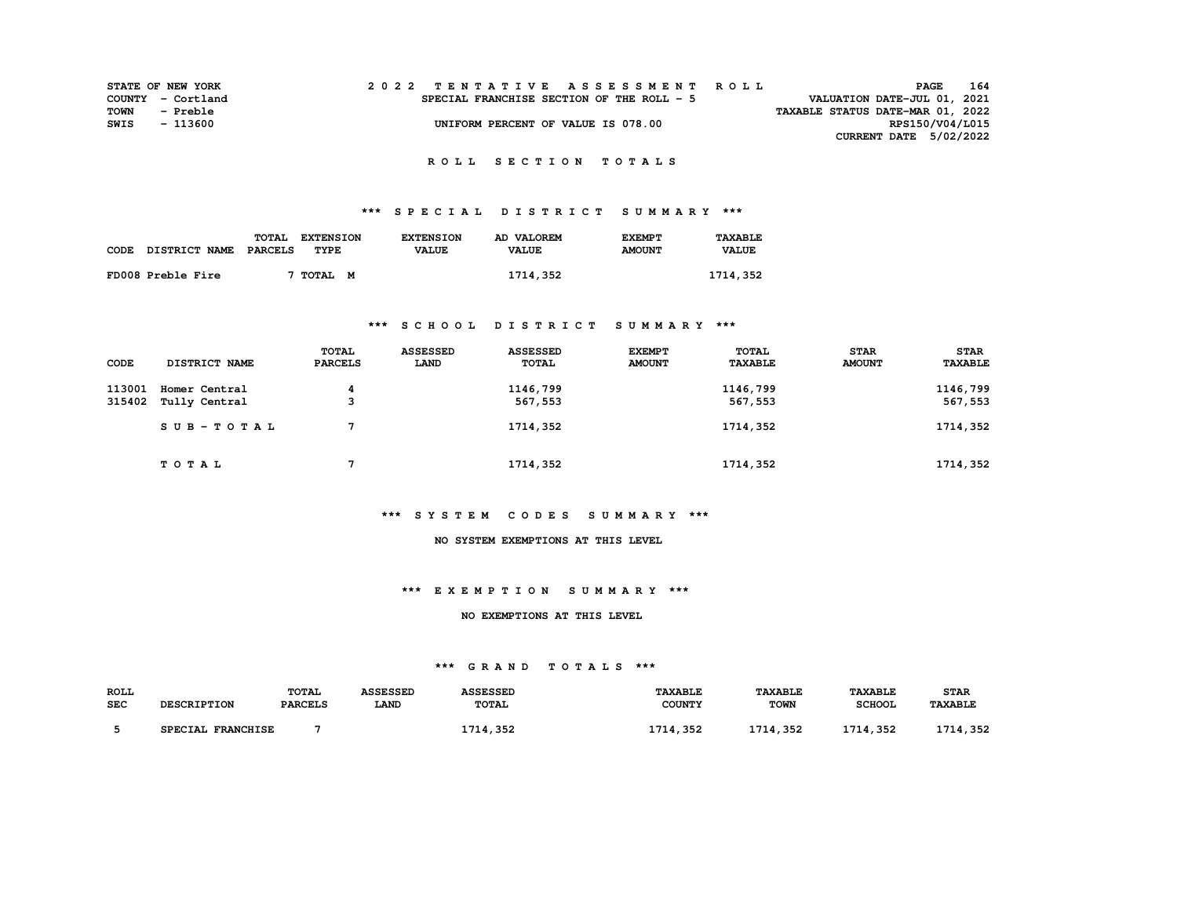STATE OF NEW YORK
COUNTY - Cortland
TOWN - Preble
SWIS - 113600

2022 TENTATIVE ASSESSMENT ROLL
SPECIAL FRANCHISE SECTION OF THE ROLL - 5
UNIFORM PERCENT OF VALUE IS 078.00

VALUATION DATE-JUL 01, 2021
TAXABLE STATUS DATE-MAR 01, 2022
RPS150/V04/L015
CURRENT DATE 5/02/2022

## ROLL SECTION TOTALS

### *** SPECIAL DISTRICT SUMMARY ***

| CODE | DISTRICT NAME | TOTAL PARCELS | EXTENSION TYPE | EXTENSION VALUE | AD VALOREM VALUE | EXEMPT AMOUNT | TAXABLE VALUE |
|---|---|---|---|---|---|---|---|
| FD008 | Preble Fire | 7 | TOTAL M | | 1714,352 | | 1714,352 |

### *** SCHOOL DISTRICT SUMMARY ***

| CODE | DISTRICT NAME | TOTAL PARCELS | ASSESSED LAND | ASSESSED TOTAL | EXEMPT AMOUNT | TOTAL TAXABLE | STAR AMOUNT | STAR TAXABLE |
|---|---|---|---|---|---|---|---|---|
| 113001 | Homer Central | 4 | | 1146,799 | | 1146,799 | | 1146,799 |
| 315402 | Tully Central | 3 | | 567,553 | | 567,553 | | 567,553 |
| | SUB-TOTAL | 7 | | 1714,352 | | 1714,352 | | 1714,352 |
| | TOTAL | 7 | | 1714,352 | | 1714,352 | | 1714,352 |

### *** SYSTEM CODES SUMMARY ***

NO SYSTEM EXEMPTIONS AT THIS LEVEL

### *** EXEMPTION SUMMARY ***

NO EXEMPTIONS AT THIS LEVEL

### *** GRAND TOTALS ***

| ROLL SEC | DESCRIPTION | TOTAL PARCELS | ASSESSED LAND | ASSESSED TOTAL | TAXABLE COUNTY | TAXABLE TOWN | TAXABLE SCHOOL | STAR TAXABLE |
|---|---|---|---|---|---|---|---|---|
| 5 | SPECIAL FRANCHISE | 7 | | 1714,352 | 1714,352 | 1714,352 | 1714,352 | 1714,352 |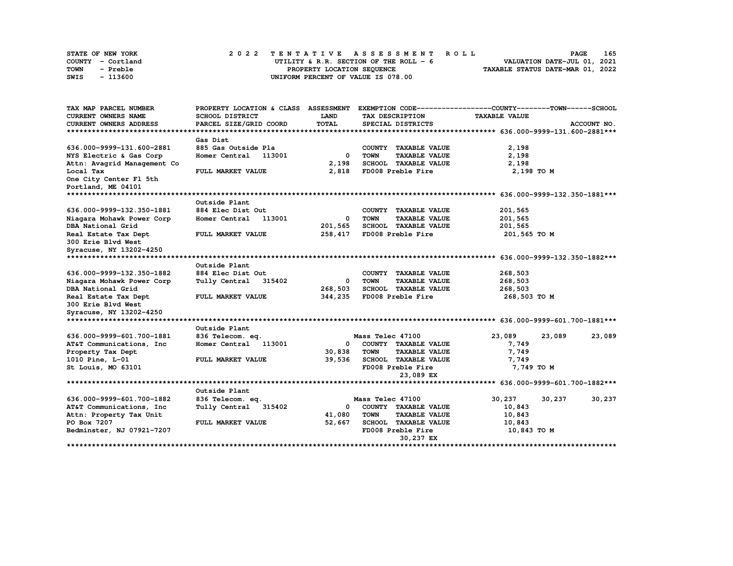STATE OF NEW YORK
COUNTY - Cortland
TOWN - Preble
SWIS - 113600

2 0 2 2 T E N T A T I V E A S S E S S M E N T R O L L
UTILITY & R.R. SECTION OF THE ROLL - 6
PROPERTY LOCATION SEQUENCE
UNIFORM PERCENT OF VALUE IS 078.00

VALUATION DATE-JUL 01, 2021
TAXABLE STATUS DATE-MAR 01, 2022

| TAX MAP PARCEL NUMBER / CURRENT OWNERS NAME / CURRENT OWNERS ADDRESS | PROPERTY LOCATION & CLASS / SCHOOL DISTRICT / PARCEL SIZE/GRID COORD | ASSESSMENT LAND / TOTAL | EXEMPTION CODE / TAX DESCRIPTION / SPECIAL DISTRICTS | COUNTY TAXABLE VALUE | TOWN | SCHOOL |
|---|---|---|---|---|---|---|
| **636.000-9999-131.600-2881** | Gas Dist | | | | | |
| 636.000-9999-131.600-2881 | 885 Gas Outside Pla | | COUNTY TAXABLE VALUE | 2,198 | | |
| NYS Electric & Gas Corp | Homer Central 113001 | 0 | TOWN TAXABLE VALUE | 2,198 | | |
| Attn: Avagrid Management Co | | 2,198 | SCHOOL TAXABLE VALUE | 2,198 | | |
| Local Tax | FULL MARKET VALUE | 2,818 | FD008 Preble Fire | 2,198 TO M | | |
| One City Center Fl 5th | | | | | | |
| Portland, ME 04101 | | | | | | |
| **636.000-9999-132.350-1881** | Outside Plant | | | | | |
| 636.000-9999-132.350-1881 | 884 Elec Dist Out | | COUNTY TAXABLE VALUE | 201,565 | | |
| Niagara Mohawk Power Corp | Homer Central 113001 | 0 | TOWN TAXABLE VALUE | 201,565 | | |
| DBA National Grid | | 201,565 | SCHOOL TAXABLE VALUE | 201,565 | | |
| Real Estate Tax Dept | FULL MARKET VALUE | 258,417 | FD008 Preble Fire | 201,565 TO M | | |
| 300 Erie Blvd West | | | | | | |
| Syracuse, NY 13202-4250 | | | | | | |
| **636.000-9999-132.350-1882** | Outside Plant | | | | | |
| 636.000-9999-132.350-1882 | 884 Elec Dist Out | | COUNTY TAXABLE VALUE | 268,503 | | |
| Niagara Mohawk Power Corp | Tully Central 315402 | 0 | TOWN TAXABLE VALUE | 268,503 | | |
| DBA National Grid | | 268,503 | SCHOOL TAXABLE VALUE | 268,503 | | |
| Real Estate Tax Dept | FULL MARKET VALUE | 344,235 | FD008 Preble Fire | 268,503 TO M | | |
| 300 Erie Blvd West | | | | | | |
| Syracuse, NY 13202-4250 | | | | | | |
| **636.000-9999-601.700-1881** | Outside Plant | | | | | |
| 636.000-9999-601.700-1881 | 836 Telecom. eq. | | Mass Telec 47100 | 23,089 | 23,089 | 23,089 |
| AT&T Communications, Inc | Homer Central 113001 | 0 | COUNTY TAXABLE VALUE | 7,749 | | |
| Property Tax Dept | | 30,838 | TOWN TAXABLE VALUE | 7,749 | | |
| 1010 Pine, L-01 | FULL MARKET VALUE | 39,536 | SCHOOL TAXABLE VALUE | 7,749 | | |
| St Louis, MO 63101 | | | FD008 Preble Fire | 7,749 TO M | | |
| | | | 23,089 EX | | | |
| **636.000-9999-601.700-1882** | Outside Plant | | | | | |
| 636.000-9999-601.700-1882 | 836 Telecom. eq. | | Mass Telec 47100 | 30,237 | 30,237 | 30,237 |
| AT&T Communications, Inc | Tully Central 315402 | 0 | COUNTY TAXABLE VALUE | 10,843 | | |
| Attn: Property Tax Unit | | 41,080 | TOWN TAXABLE VALUE | 10,843 | | |
| PO Box 7207 | FULL MARKET VALUE | 52,667 | SCHOOL TAXABLE VALUE | 10,843 | | |
| Bedminster, NJ 07921-7207 | | | FD008 Preble Fire | 10,843 TO M | | |
| | | | 30,237 EX | | | |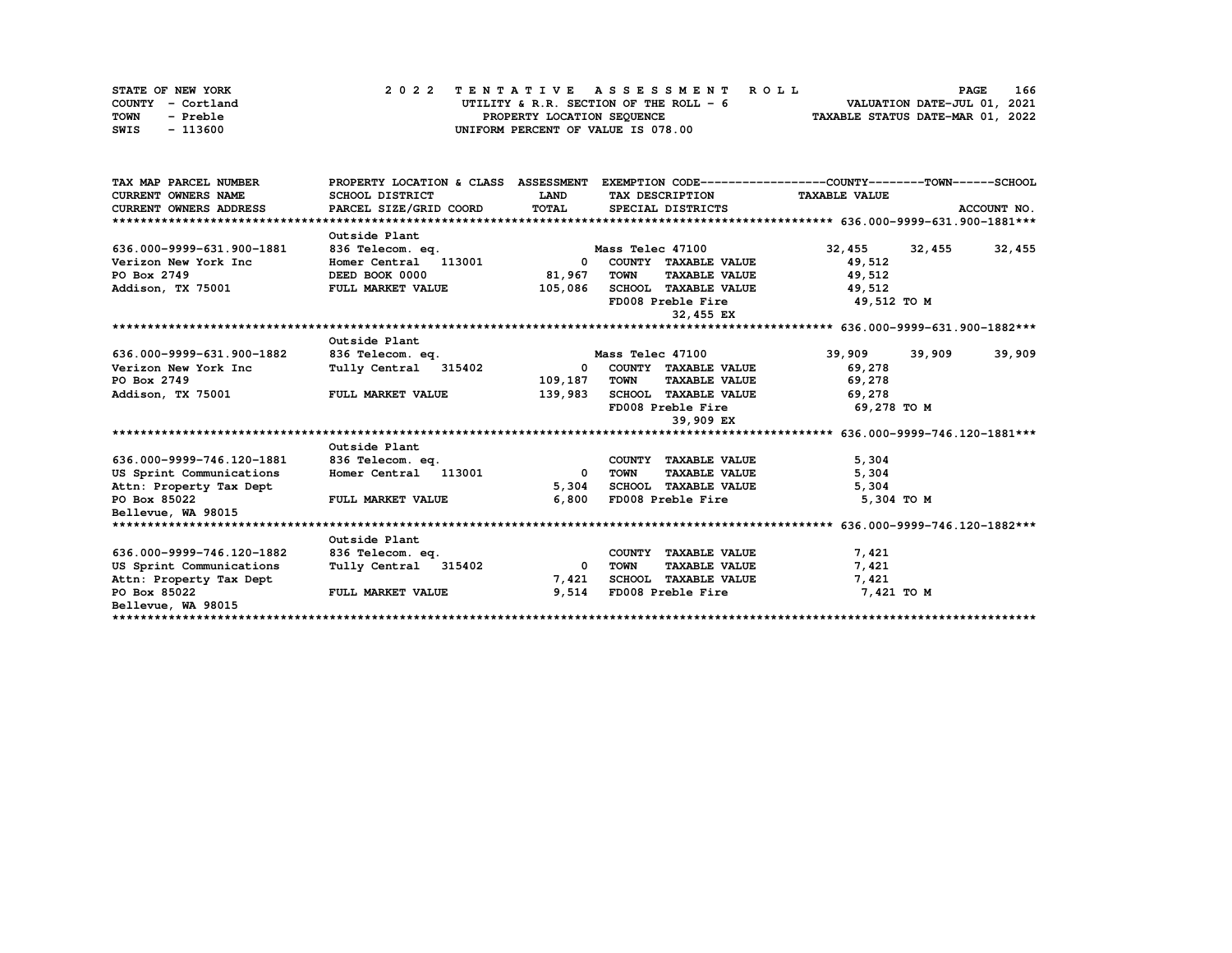STATE OF NEW YORK
COUNTY - Cortland
TOWN - Preble
SWIS - 113600

2 0 2 2 T E N T A T I V E A S S E S S M E N T R O L L
UTILITY & R.R. SECTION OF THE ROLL - 6
PROPERTY LOCATION SEQUENCE
UNIFORM PERCENT OF VALUE IS 078.00

VALUATION DATE-JUL 01, 2021
TAXABLE STATUS DATE-MAR 01, 2022

| TAX MAP PARCEL NUMBER / CURRENT OWNERS NAME / CURRENT OWNERS ADDRESS | PROPERTY LOCATION & CLASS / SCHOOL DISTRICT / PARCEL SIZE/GRID COORD | ASSESSMENT LAND / TOTAL | EXEMPTION CODE / TAX DESCRIPTION / SPECIAL DISTRICTS | COUNTY TAXABLE VALUE | TOWN | SCHOOL / ACCOUNT NO. |
|---|---|---|---|---|---|---|
| **636.000-9999-631.900-1881** | Outside Plant | | | | | |
| 636.000-9999-631.900-1881 | 836 Telecom. eq. | | Mass Telec 47100 | 32,455 | 32,455 | 32,455 |
| Verizon New York Inc | Homer Central 113001 | 0 | COUNTY TAXABLE VALUE | 49,512 | | |
| PO Box 2749 | DEED BOOK 0000 | 81,967 | TOWN TAXABLE VALUE | 49,512 | | |
| Addison, TX 75001 | FULL MARKET VALUE | 105,086 | SCHOOL TAXABLE VALUE | 49,512 | | |
| | | | FD008 Preble Fire | 49,512 TO M | | |
| | | | 32,455 EX | | | |
| **636.000-9999-631.900-1882** | Outside Plant | | | | | |
| 636.000-9999-631.900-1882 | 836 Telecom. eq. | | Mass Telec 47100 | 39,909 | 39,909 | 39,909 |
| Verizon New York Inc | Tully Central 315402 | 0 | COUNTY TAXABLE VALUE | 69,278 | | |
| PO Box 2749 | | 109,187 | TOWN TAXABLE VALUE | 69,278 | | |
| Addison, TX 75001 | FULL MARKET VALUE | 139,983 | SCHOOL TAXABLE VALUE | 69,278 | | |
| | | | FD008 Preble Fire | 69,278 TO M | | |
| | | | 39,909 EX | | | |
| **636.000-9999-746.120-1881** | Outside Plant | | | | | |
| 636.000-9999-746.120-1881 | 836 Telecom. eq. | | COUNTY TAXABLE VALUE | 5,304 | | |
| US Sprint Communications | Homer Central 113001 | 0 | TOWN TAXABLE VALUE | 5,304 | | |
| Attn: Property Tax Dept | | 5,304 | SCHOOL TAXABLE VALUE | 5,304 | | |
| PO Box 85022 | FULL MARKET VALUE | 6,800 | FD008 Preble Fire | 5,304 TO M | | |
| Bellevue, WA 98015 | | | | | | |
| **636.000-9999-746.120-1882** | Outside Plant | | | | | |
| 636.000-9999-746.120-1882 | 836 Telecom. eq. | | COUNTY TAXABLE VALUE | 7,421 | | |
| US Sprint Communications | Tully Central 315402 | 0 | TOWN TAXABLE VALUE | 7,421 | | |
| Attn: Property Tax Dept | | 7,421 | SCHOOL TAXABLE VALUE | 7,421 | | |
| PO Box 85022 | FULL MARKET VALUE | 9,514 | FD008 Preble Fire | 7,421 TO M | | |
| Bellevue, WA 98015 | | | | | | |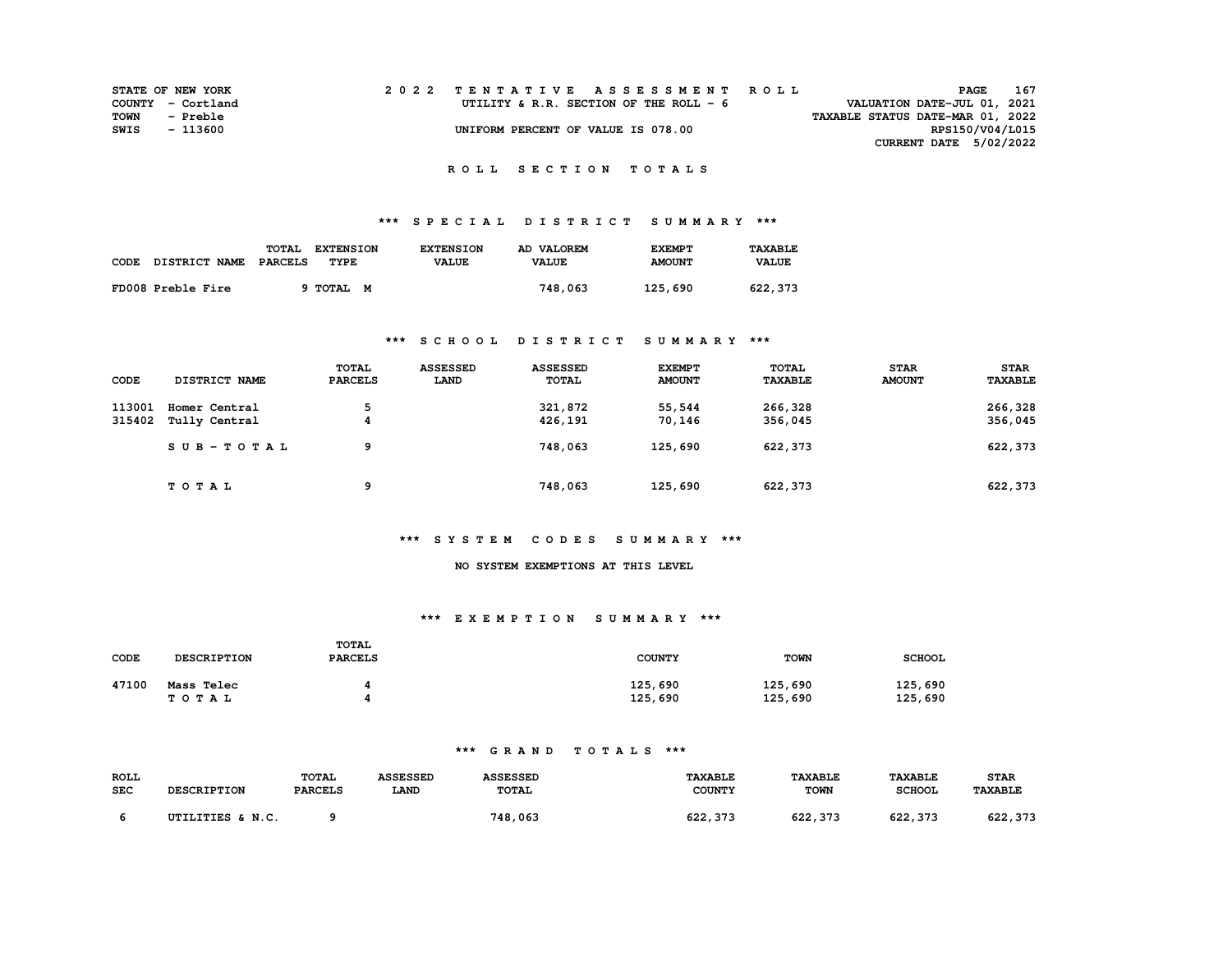STATE OF NEW YORK
COUNTY - Cortland
TOWN - Preble
SWIS - 113600

2 0 2 2 T E N T A T I V E A S S E S S M E N T R O L L
UTILITY & R.R. SECTION OF THE ROLL - 6
UNIFORM PERCENT OF VALUE IS 078.00

VALUATION DATE-JUL 01, 2021
TAXABLE STATUS DATE-MAR 01, 2022
RPS150/V04/L015
CURRENT DATE 5/02/2022

## R O L L S E C T I O N T O T A L S

### *** S P E C I A L D I S T R I C T S U M M A R Y ***

| CODE DISTRICT NAME | TOTAL PARCELS | EXTENSION TYPE | EXTENSION VALUE | AD VALOREM VALUE | EXEMPT AMOUNT | TAXABLE VALUE |
|---|---|---|---|---|---|---|
| FD008 Preble Fire | 9 | TOTAL M | | 748,063 | 125,690 | 622,373 |

### *** S C H O O L D I S T R I C T S U M M A R Y ***

| CODE | DISTRICT NAME | TOTAL PARCELS | ASSESSED LAND | ASSESSED TOTAL | EXEMPT AMOUNT | TOTAL TAXABLE | STAR AMOUNT | STAR TAXABLE |
|---|---|---|---|---|---|---|---|---|
| 113001 | Homer Central | 5 | | 321,872 | 55,544 | 266,328 | | 266,328 |
| 315402 | Tully Central | 4 | | 426,191 | 70,146 | 356,045 | | 356,045 |
| | S U B - T O T A L | 9 | | 748,063 | 125,690 | 622,373 | | 622,373 |
| | T O T A L | 9 | | 748,063 | 125,690 | 622,373 | | 622,373 |

### *** S Y S T E M C O D E S S U M M A R Y ***

NO SYSTEM EXEMPTIONS AT THIS LEVEL

### *** E X E M P T I O N S U M M A R Y ***

| CODE | DESCRIPTION | TOTAL PARCELS | COUNTY | TOWN | SCHOOL |
|---|---|---|---|---|---|
| 47100 | Mass Telec | 4 | 125,690 | 125,690 | 125,690 |
| | T O T A L | 4 | 125,690 | 125,690 | 125,690 |

### *** G R A N D T O T A L S ***

| ROLL SEC | DESCRIPTION | TOTAL PARCELS | ASSESSED LAND | ASSESSED TOTAL | TAXABLE COUNTY | TAXABLE TOWN | TAXABLE SCHOOL | STAR TAXABLE |
|---|---|---|---|---|---|---|---|---|
| 6 | UTILITIES & N.C. | 9 | | 748,063 | 622,373 | 622,373 | 622,373 | 622,373 |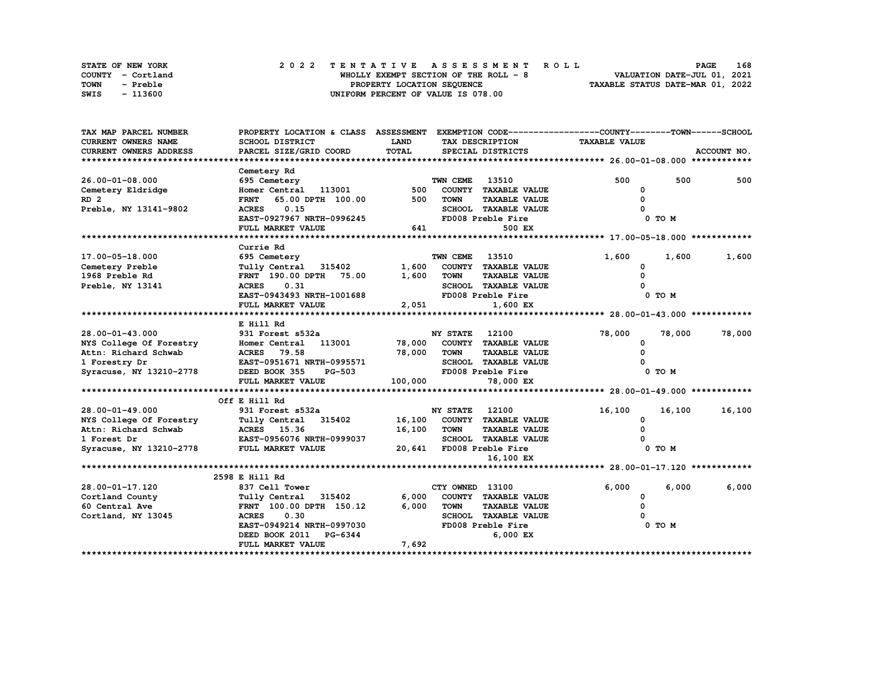STATE OF NEW YORK
COUNTY - Cortland
TOWN - Preble
SWIS - 113600

# 2022 TENTATIVE ASSESSMENT ROLL

WHOLLY EXEMPT SECTION OF THE ROLL - 8
PROPERTY LOCATION SEQUENCE
UNIFORM PERCENT OF VALUE IS 078.00

VALUATION DATE-JUL 01, 2021
TAXABLE STATUS DATE-MAR 01, 2022

| TAX MAP PARCEL NUMBER / CURRENT OWNERS NAME / CURRENT OWNERS ADDRESS | PROPERTY LOCATION & CLASS / SCHOOL DISTRICT / PARCEL SIZE/GRID COORD | ASSESSMENT LAND / TOTAL | EXEMPTION CODE / TAX DESCRIPTION / SPECIAL DISTRICTS | COUNTY TAXABLE VALUE | TOWN | SCHOOL |
|---|---|---|---|---|---|---|
| **26.00-01-08.000** | Cemetery Rd | | | | | |
| 26.00-01-08.000 | 695 Cemetery | | TWN CEME 13510 | 500 | 500 | 500 |
| Cemetery Eldridge | Homer Central 113001 | 500 | COUNTY TAXABLE VALUE | 0 | | |
| RD 2 | FRNT 65.00 DPTH 100.00 | 500 | TOWN TAXABLE VALUE | 0 | | |
| Preble, NY 13141-9802 | ACRES 0.15 | | SCHOOL TAXABLE VALUE | 0 | | |
| | EAST-0927967 NRTH-0996245 | | FD008 Preble Fire | 0 TO M | | |
| | FULL MARKET VALUE | 641 | 500 EX | | | |
| **17.00-05-18.000** | Currie Rd | | | | | |
| 17.00-05-18.000 | 695 Cemetery | | TWN CEME 13510 | 1,600 | 1,600 | 1,600 |
| Cemetery Preble | Tully Central 315402 | 1,600 | COUNTY TAXABLE VALUE | 0 | | |
| 1968 Preble Rd | FRNT 190.00 DPTH 75.00 | 1,600 | TOWN TAXABLE VALUE | 0 | | |
| Preble, NY 13141 | ACRES 0.31 | | SCHOOL TAXABLE VALUE | 0 | | |
| | EAST-0943493 NRTH-1001688 | | FD008 Preble Fire | 0 TO M | | |
| | FULL MARKET VALUE | 2,051 | 1,600 EX | | | |
| **28.00-01-43.000** | E Hill Rd | | | | | |
| 28.00-01-43.000 | 931 Forest s532a | | NY STATE 12100 | 78,000 | 78,000 | 78,000 |
| NYS College Of Forestry | Homer Central 113001 | 78,000 | COUNTY TAXABLE VALUE | 0 | | |
| Attn: Richard Schwab | ACRES 79.58 | 78,000 | TOWN TAXABLE VALUE | 0 | | |
| 1 Forestry Dr | EAST-0951671 NRTH-0995571 | | SCHOOL TAXABLE VALUE | 0 | | |
| Syracuse, NY 13210-2778 | DEED BOOK 355 PG-503 | | FD008 Preble Fire | 0 TO M | | |
| | FULL MARKET VALUE | 100,000 | 78,000 EX | | | |
| **28.00-01-49.000** | Off E Hill Rd | | | | | |
| 28.00-01-49.000 | 931 Forest s532a | | NY STATE 12100 | 16,100 | 16,100 | 16,100 |
| NYS College Of Forestry | Tully Central 315402 | 16,100 | COUNTY TAXABLE VALUE | 0 | | |
| Attn: Richard Schwab | ACRES 15.36 | 16,100 | TOWN TAXABLE VALUE | 0 | | |
| 1 Forest Dr | EAST-0956076 NRTH-0999037 | | SCHOOL TAXABLE VALUE | 0 | | |
| Syracuse, NY 13210-2778 | FULL MARKET VALUE | 20,641 | FD008 Preble Fire | 0 TO M | | |
| | | | 16,100 EX | | | |
| **28.00-01-17.120** | 2598 E Hill Rd | | | | | |
| 28.00-01-17.120 | 837 Cell Tower | | CTY OWNED 13100 | 6,000 | 6,000 | 6,000 |
| Cortland County | Tully Central 315402 | 6,000 | COUNTY TAXABLE VALUE | 0 | | |
| 60 Central Ave | FRNT 100.00 DPTH 150.12 | 6,000 | TOWN TAXABLE VALUE | 0 | | |
| Cortland, NY 13045 | ACRES 0.30 | | SCHOOL TAXABLE VALUE | 0 | | |
| | EAST-0949214 NRTH-0997030 | | FD008 Preble Fire | 0 TO M | | |
| | DEED BOOK 2011 PG-6344 | | 6,000 EX | | | |
| | FULL MARKET VALUE | 7,692 | | | | |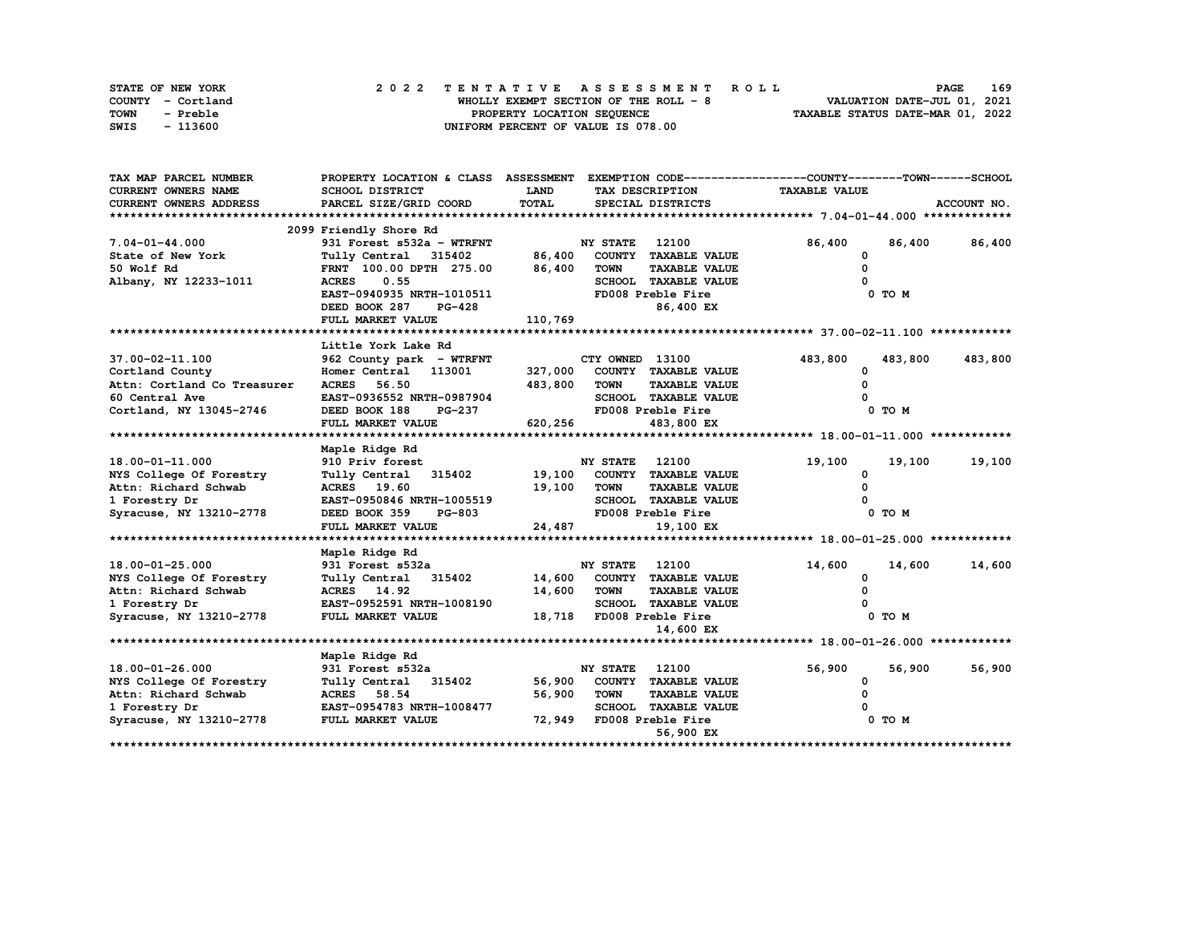STATE OF NEW YORK
COUNTY - Cortland
TOWN - Preble
SWIS - 113600

# 2022 TENTATIVE ASSESSMENT ROLL

WHOLLY EXEMPT SECTION OF THE ROLL - 8
PROPERTY LOCATION SEQUENCE
UNIFORM PERCENT OF VALUE IS 078.00

VALUATION DATE-JUL 01, 2021
TAXABLE STATUS DATE-MAR 01, 2022

| TAX MAP PARCEL NUMBER / CURRENT OWNERS NAME / CURRENT OWNERS ADDRESS | PROPERTY LOCATION & CLASS / SCHOOL DISTRICT / PARCEL SIZE/GRID COORD | ASSESSMENT LAND / TOTAL | EXEMPTION CODE / TAX DESCRIPTION / SPECIAL DISTRICTS | COUNTY TAXABLE VALUE | TOWN | SCHOOL / ACCOUNT NO. |
|---|---|---|---|---|---|---|
| **7.04-01-44.000** | 2099 Friendly Shore Rd | | | | | |
| 7.04-01-44.000 | 931 Forest s532a - WTRFNT | | NY STATE 12100 | 86,400 | 86,400 | 86,400 |
| State of New York | Tully Central 315402 | 86,400 | COUNTY TAXABLE VALUE | 0 | | |
| 50 Wolf Rd | FRNT 100.00 DPTH 275.00 | 86,400 | TOWN TAXABLE VALUE | 0 | | |
| Albany, NY 12233-1011 | ACRES 0.55 | | SCHOOL TAXABLE VALUE | 0 | | |
| | EAST-0940935 NRTH-1010511 | | FD008 Preble Fire | 0 TO M | | |
| | DEED BOOK 287 PG-428 | | 86,400 EX | | | |
| | FULL MARKET VALUE | 110,769 | | | | |
| **37.00-02-11.100** | Little York Lake Rd | | | | | |
| 37.00-02-11.100 | 962 County park - WTRFNT | | CTY OWNED 13100 | 483,800 | 483,800 | 483,800 |
| Cortland County | Homer Central 113001 | 327,000 | COUNTY TAXABLE VALUE | 0 | | |
| Attn: Cortland Co Treasurer | ACRES 56.50 | 483,800 | TOWN TAXABLE VALUE | 0 | | |
| 60 Central Ave | EAST-0936552 NRTH-0987904 | | SCHOOL TAXABLE VALUE | 0 | | |
| Cortland, NY 13045-2746 | DEED BOOK 188 PG-237 | | FD008 Preble Fire | 0 TO M | | |
| | FULL MARKET VALUE | 620,256 | 483,800 EX | | | |
| **18.00-01-11.000** | Maple Ridge Rd | | | | | |
| 18.00-01-11.000 | 910 Priv forest | | NY STATE 12100 | 19,100 | 19,100 | 19,100 |
| NYS College Of Forestry | Tully Central 315402 | 19,100 | COUNTY TAXABLE VALUE | 0 | | |
| Attn: Richard Schwab | ACRES 19.60 | 19,100 | TOWN TAXABLE VALUE | 0 | | |
| 1 Forestry Dr | EAST-0950846 NRTH-1005519 | | SCHOOL TAXABLE VALUE | 0 | | |
| Syracuse, NY 13210-2778 | DEED BOOK 359 PG-803 | | FD008 Preble Fire | 0 TO M | | |
| | FULL MARKET VALUE | 24,487 | 19,100 EX | | | |
| **18.00-01-25.000** | Maple Ridge Rd | | | | | |
| 18.00-01-25.000 | 931 Forest s532a | | NY STATE 12100 | 14,600 | 14,600 | 14,600 |
| NYS College Of Forestry | Tully Central 315402 | 14,600 | COUNTY TAXABLE VALUE | 0 | | |
| Attn: Richard Schwab | ACRES 14.92 | 14,600 | TOWN TAXABLE VALUE | 0 | | |
| 1 Forestry Dr | EAST-0952591 NRTH-1008190 | | SCHOOL TAXABLE VALUE | 0 | | |
| Syracuse, NY 13210-2778 | FULL MARKET VALUE | 18,718 | FD008 Preble Fire | 0 TO M | | |
| | | | 14,600 EX | | | |
| **18.00-01-26.000** | Maple Ridge Rd | | | | | |
| 18.00-01-26.000 | 931 Forest s532a | | NY STATE 12100 | 56,900 | 56,900 | 56,900 |
| NYS College Of Forestry | Tully Central 315402 | 56,900 | COUNTY TAXABLE VALUE | 0 | | |
| Attn: Richard Schwab | ACRES 58.54 | 56,900 | TOWN TAXABLE VALUE | 0 | | |
| 1 Forestry Dr | EAST-0954783 NRTH-1008477 | | SCHOOL TAXABLE VALUE | 0 | | |
| Syracuse, NY 13210-2778 | FULL MARKET VALUE | 72,949 | FD008 Preble Fire | 0 TO M | | |
| | | | 56,900 EX | | | |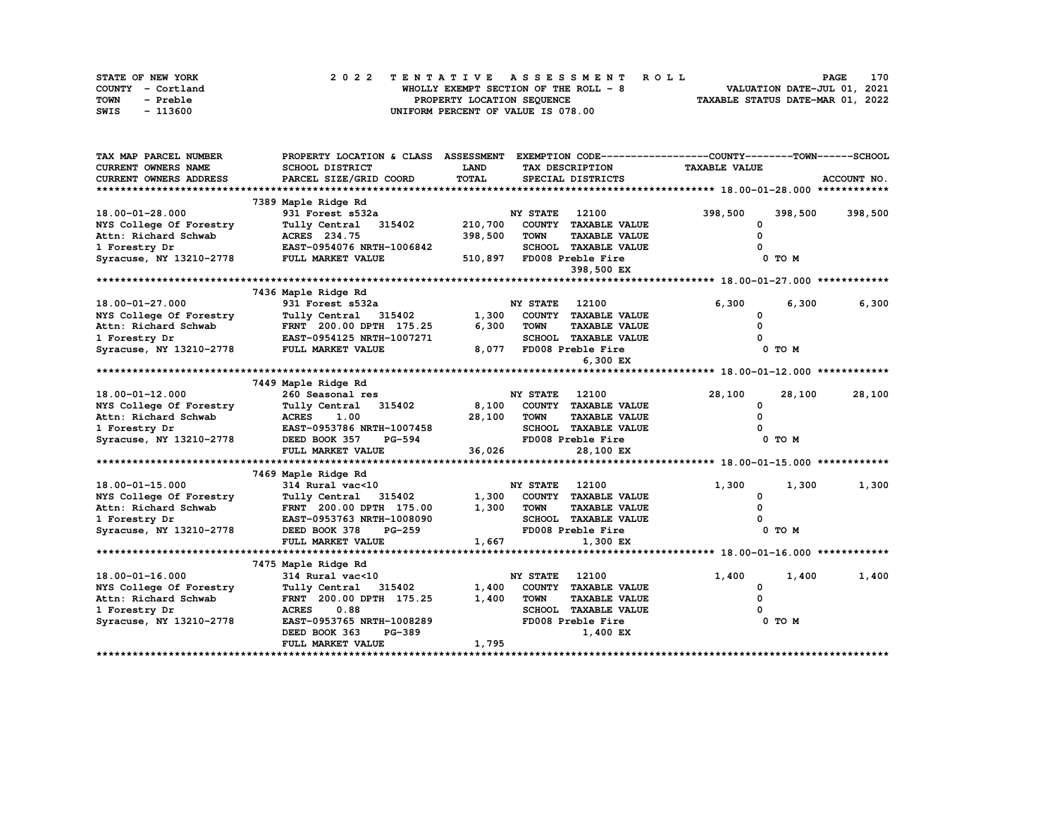STATE OF NEW YORK
COUNTY - Cortland
TOWN - Preble
SWIS - 113600

2 0 2 2 T E N T A T I V E A S S E S S M E N T R O L L
WHOLLY EXEMPT SECTION OF THE ROLL - 8
PROPERTY LOCATION SEQUENCE
UNIFORM PERCENT OF VALUE IS 078.00

VALUATION DATE-JUL 01, 2021
TAXABLE STATUS DATE-MAR 01, 2022

| TAX MAP PARCEL NUMBER / CURRENT OWNERS NAME / CURRENT OWNERS ADDRESS | PROPERTY LOCATION & CLASS / SCHOOL DISTRICT / PARCEL SIZE/GRID COORD | ASSESSMENT LAND / TOTAL | EXEMPTION CODE / TAX DESCRIPTION / SPECIAL DISTRICTS | COUNTY TAXABLE VALUE | TOWN | SCHOOL / ACCOUNT NO. |
|---|---|---|---|---|---|---|
| 7389 Maple Ridge Rd | | | | | | 18.00-01-28.000 |
| 18.00-01-28.000 | 931 Forest s532a | | NY STATE 12100 | 398,500 | 398,500 | 398,500 |
| NYS College Of Forestry | Tully Central 315402 | 210,700 | COUNTY TAXABLE VALUE | 0 | | |
| Attn: Richard Schwab | ACRES 234.75 | 398,500 | TOWN TAXABLE VALUE | 0 | | |
| 1 Forestry Dr | EAST-0954076 NRTH-1006842 | | SCHOOL TAXABLE VALUE | 0 | | |
| Syracuse, NY 13210-2778 | FULL MARKET VALUE | 510,897 | FD008 Preble Fire | 0 TO M | | |
| | | | 398,500 EX | | | |
| 7436 Maple Ridge Rd | | | | | | 18.00-01-27.000 |
| 18.00-01-27.000 | 931 Forest s532a | | NY STATE 12100 | 6,300 | 6,300 | 6,300 |
| NYS College Of Forestry | Tully Central 315402 | 1,300 | COUNTY TAXABLE VALUE | 0 | | |
| Attn: Richard Schwab | FRNT 200.00 DPTH 175.25 | 6,300 | TOWN TAXABLE VALUE | 0 | | |
| 1 Forestry Dr | EAST-0954125 NRTH-1007271 | | SCHOOL TAXABLE VALUE | 0 | | |
| Syracuse, NY 13210-2778 | FULL MARKET VALUE | 8,077 | FD008 Preble Fire | 0 TO M | | |
| | | | 6,300 EX | | | |
| 7449 Maple Ridge Rd | | | | | | 18.00-01-12.000 |
| 18.00-01-12.000 | 260 Seasonal res | | NY STATE 12100 | 28,100 | 28,100 | 28,100 |
| NYS College Of Forestry | Tully Central 315402 | 8,100 | COUNTY TAXABLE VALUE | 0 | | |
| Attn: Richard Schwab | ACRES 1.00 | 28,100 | TOWN TAXABLE VALUE | 0 | | |
| 1 Forestry Dr | EAST-0953786 NRTH-1007458 | | SCHOOL TAXABLE VALUE | 0 | | |
| Syracuse, NY 13210-2778 | DEED BOOK 357 PG-594 | | FD008 Preble Fire | 0 TO M | | |
| | FULL MARKET VALUE | 36,026 | 28,100 EX | | | |
| 7469 Maple Ridge Rd | | | | | | 18.00-01-15.000 |
| 18.00-01-15.000 | 314 Rural vac<10 | | NY STATE 12100 | 1,300 | 1,300 | 1,300 |
| NYS College Of Forestry | Tully Central 315402 | 1,300 | COUNTY TAXABLE VALUE | 0 | | |
| Attn: Richard Schwab | FRNT 200.00 DPTH 175.00 | 1,300 | TOWN TAXABLE VALUE | 0 | | |
| 1 Forestry Dr | EAST-0953763 NRTH-1008090 | | SCHOOL TAXABLE VALUE | 0 | | |
| Syracuse, NY 13210-2778 | DEED BOOK 378 PG-259 | | FD008 Preble Fire | 0 TO M | | |
| | FULL MARKET VALUE | 1,667 | 1,300 EX | | | |
| 7475 Maple Ridge Rd | | | | | | 18.00-01-16.000 |
| 18.00-01-16.000 | 314 Rural vac<10 | | NY STATE 12100 | 1,400 | 1,400 | 1,400 |
| NYS College Of Forestry | Tully Central 315402 | 1,400 | COUNTY TAXABLE VALUE | 0 | | |
| Attn: Richard Schwab | FRNT 200.00 DPTH 175.25 | 1,400 | TOWN TAXABLE VALUE | 0 | | |
| 1 Forestry Dr | ACRES 0.88 | | SCHOOL TAXABLE VALUE | 0 | | |
| Syracuse, NY 13210-2778 | EAST-0953765 NRTH-1008289 | | FD008 Preble Fire | 0 TO M | | |
| | DEED BOOK 363 PG-389 | | 1,400 EX | | | |
| | FULL MARKET VALUE | 1,795 | | | | |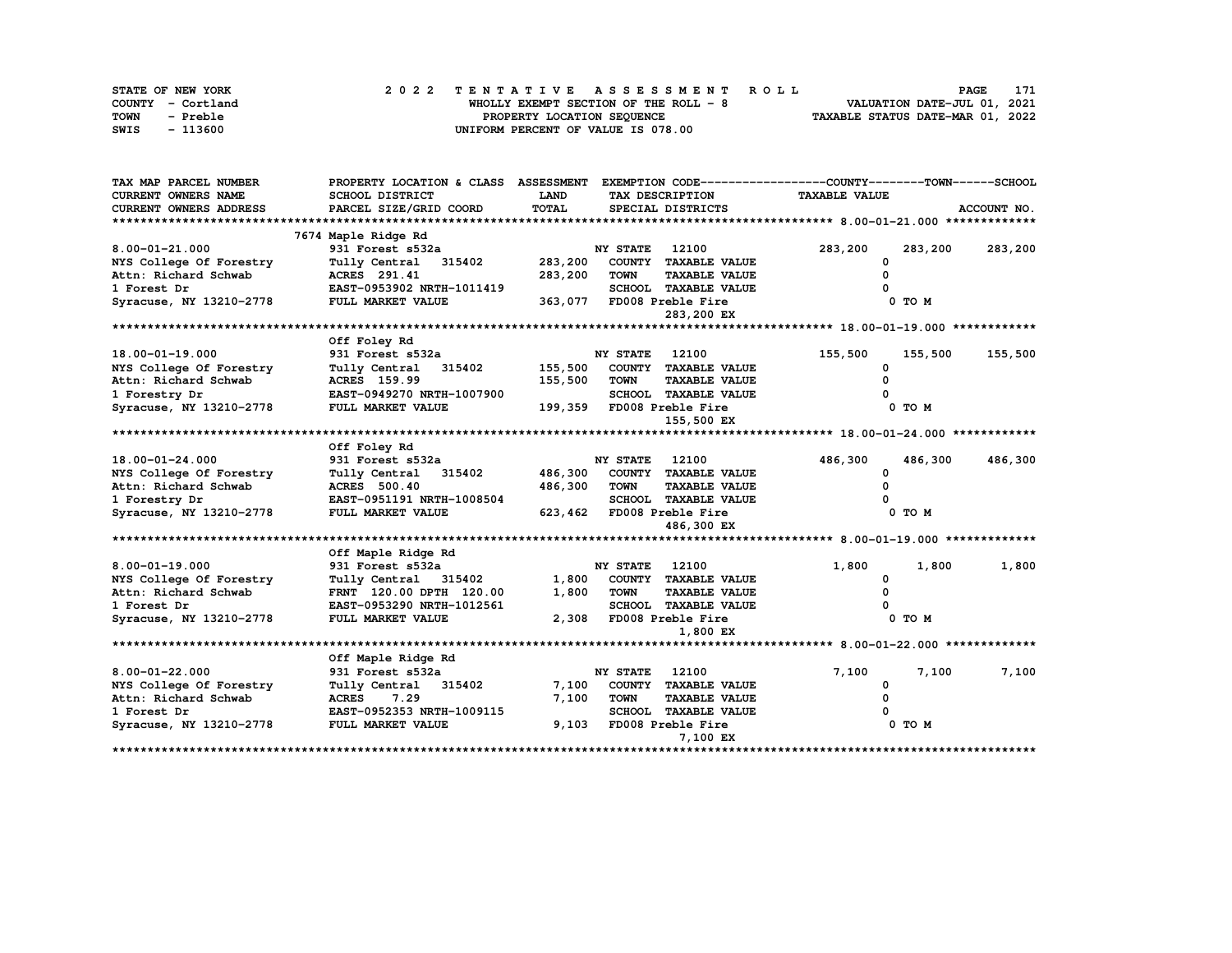STATE OF NEW YORK
COUNTY - Cortland
TOWN - Preble
SWIS - 113600

2 0 2 2 T E N T A T I V E A S S E S S M E N T R O L L
WHOLLY EXEMPT SECTION OF THE ROLL - 8
PROPERTY LOCATION SEQUENCE
UNIFORM PERCENT OF VALUE IS 078.00

VALUATION DATE-JUL 01, 2021
TAXABLE STATUS DATE-MAR 01, 2022

```
TAX MAP PARCEL NUMBER          PROPERTY LOCATION & CLASS  ASSESSMENT  EXEMPTION CODE------------------COUNTY--------TOWN------SCHOOL
CURRENT OWNERS NAME            SCHOOL DISTRICT              LAND       TAX DESCRIPTION            TAXABLE VALUE
CURRENT OWNERS ADDRESS         PARCEL SIZE/GRID COORD       TOTAL      SPECIAL DISTRICTS                                  ACCOUNT NO.
******************************************************************************************************* 8.00-01-21.000 *************
                               7674 Maple Ridge Rd
8.00-01-21.000                 931 Forest s532a                        NY STATE   12100            283,200    283,200    283,200
NYS College Of Forestry        Tully Central   315402      283,200     COUNTY  TAXABLE VALUE              0
Attn: Richard Schwab           ACRES 291.41                283,200     TOWN    TAXABLE VALUE              0
1 Forest Dr                    EAST-0953902 NRTH-1011419               SCHOOL  TAXABLE VALUE              0
Syracuse, NY 13210-2778        FULL MARKET VALUE           363,077     FD008 Preble Fire                  0 TO M
                                                                            283,200 EX
******************************************************************************************************* 18.00-01-19.000 ************
                               Off Foley Rd
18.00-01-19.000                931 Forest s532a                        NY STATE   12100            155,500    155,500    155,500
NYS College Of Forestry        Tully Central   315402      155,500     COUNTY  TAXABLE VALUE              0
Attn: Richard Schwab           ACRES 159.99                155,500     TOWN    TAXABLE VALUE              0
1 Forestry Dr                  EAST-0949270 NRTH-1007900               SCHOOL  TAXABLE VALUE              0
Syracuse, NY 13210-2778        FULL MARKET VALUE           199,359     FD008 Preble Fire                  0 TO M
                                                                            155,500 EX
******************************************************************************************************* 18.00-01-24.000 ************
                               Off Foley Rd
18.00-01-24.000                931 Forest s532a                        NY STATE   12100            486,300    486,300    486,300
NYS College Of Forestry        Tully Central   315402      486,300     COUNTY  TAXABLE VALUE              0
Attn: Richard Schwab           ACRES 500.40                486,300     TOWN    TAXABLE VALUE              0
1 Forestry Dr                  EAST-0951191 NRTH-1008504               SCHOOL  TAXABLE VALUE              0
Syracuse, NY 13210-2778        FULL MARKET VALUE           623,462     FD008 Preble Fire                  0 TO M
                                                                            486,300 EX
******************************************************************************************************* 8.00-01-19.000 *************
                               Off Maple Ridge Rd
8.00-01-19.000                 931 Forest s532a                        NY STATE   12100              1,800      1,800      1,800
NYS College Of Forestry        Tully Central   315402        1,800     COUNTY  TAXABLE VALUE              0
Attn: Richard Schwab           FRNT 120.00 DPTH 120.00       1,800     TOWN    TAXABLE VALUE              0
1 Forest Dr                    EAST-0953290 NRTH-1012561               SCHOOL  TAXABLE VALUE              0
Syracuse, NY 13210-2778        FULL MARKET VALUE             2,308     FD008 Preble Fire                  0 TO M
                                                                              1,800 EX
******************************************************************************************************* 8.00-01-22.000 *************
                               Off Maple Ridge Rd
8.00-01-22.000                 931 Forest s532a                        NY STATE   12100              7,100      7,100      7,100
NYS College Of Forestry        Tully Central   315402        7,100     COUNTY  TAXABLE VALUE              0
Attn: Richard Schwab           ACRES     7.29                7,100     TOWN    TAXABLE VALUE              0
1 Forest Dr                    EAST-0952353 NRTH-1009115               SCHOOL  TAXABLE VALUE              0
Syracuse, NY 13210-2778        FULL MARKET VALUE             9,103     FD008 Preble Fire                  0 TO M
                                                                              7,100 EX
************************************************************************************************************************************
```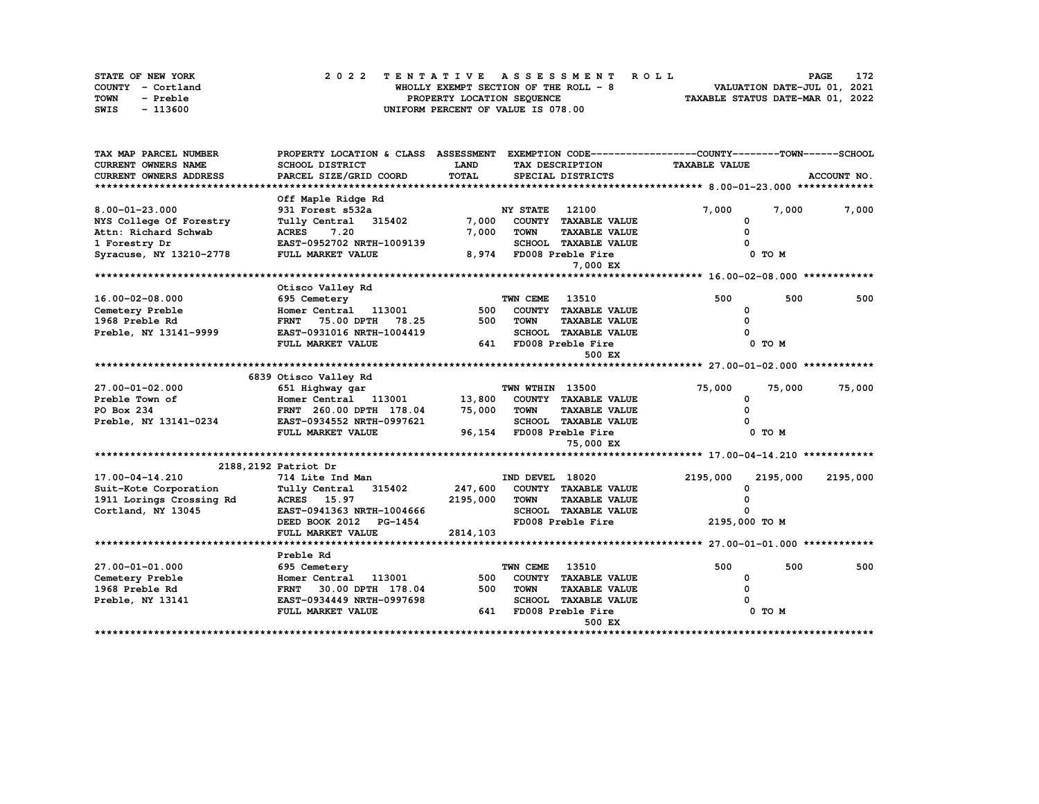STATE OF NEW YORK
COUNTY - Cortland
TOWN - Preble
SWIS - 113600

2022 TENTATIVE ASSESSMENT ROLL
WHOLLY EXEMPT SECTION OF THE ROLL - 8
PROPERTY LOCATION SEQUENCE
UNIFORM PERCENT OF VALUE IS 078.00

VALUATION DATE-JUL 01, 2021
TAXABLE STATUS DATE-MAR 01, 2022

| TAX MAP PARCEL NUMBER / CURRENT OWNERS NAME / CURRENT OWNERS ADDRESS | PROPERTY LOCATION & CLASS / SCHOOL DISTRICT / PARCEL SIZE/GRID COORD | ASSESSMENT LAND | TOTAL | EXEMPTION CODE / TAX DESCRIPTION / SPECIAL DISTRICTS | COUNTY TAXABLE VALUE | TOWN | SCHOOL / ACCOUNT NO. |
|---|---|---|---|---|---|---|---|
| 8.00-01-23.000 | Off Maple Ridge Rd | | | | | | |
| 8.00-01-23.000 | 931 Forest s532a | | | NY STATE 12100 | 7,000 | 7,000 | 7,000 |
| NYS College Of Forestry | Tully Central 315402 | 7,000 | | COUNTY TAXABLE VALUE | 0 | | |
| Attn: Richard Schwab | ACRES 7.20 | | 7,000 | TOWN TAXABLE VALUE | 0 | | |
| 1 Forestry Dr | EAST-0952702 NRTH-1009139 | | | SCHOOL TAXABLE VALUE | 0 | | |
| Syracuse, NY 13210-2778 | FULL MARKET VALUE | | 8,974 | FD008 Preble Fire | 0 TO M | | |
| | | | | 7,000 EX | | | |
| 16.00-02-08.000 | Otisco Valley Rd | | | | | | |
| 16.00-02-08.000 | 695 Cemetery | | | TWN CEME 13510 | 500 | 500 | 500 |
| Cemetery Preble | Homer Central 113001 | 500 | | COUNTY TAXABLE VALUE | 0 | | |
| 1968 Preble Rd | FRNT 75.00 DPTH 78.25 | | 500 | TOWN TAXABLE VALUE | 0 | | |
| Preble, NY 13141-9999 | EAST-0931016 NRTH-1004419 | | | SCHOOL TAXABLE VALUE | 0 | | |
| | FULL MARKET VALUE | | 641 | FD008 Preble Fire | 0 TO M | | |
| | | | | 500 EX | | | |
| 27.00-01-02.000 | 6839 Otisco Valley Rd | | | | | | |
| 27.00-01-02.000 | 651 Highway gar | | | TWN WTHIN 13500 | 75,000 | 75,000 | 75,000 |
| Preble Town of | Homer Central 113001 | 13,800 | | COUNTY TAXABLE VALUE | 0 | | |
| PO Box 234 | FRNT 260.00 DPTH 178.04 | | 75,000 | TOWN TAXABLE VALUE | 0 | | |
| Preble, NY 13141-0234 | EAST-0934552 NRTH-0997621 | | | SCHOOL TAXABLE VALUE | 0 | | |
| | FULL MARKET VALUE | | 96,154 | FD008 Preble Fire | 0 TO M | | |
| | | | | 75,000 EX | | | |
| 17.00-04-14.210 | 2188,2192 Patriot Dr | | | | | | |
| 17.00-04-14.210 | 714 Lite Ind Man | | | IND DEVEL 18020 | 2195,000 | 2195,000 | 2195,000 |
| Suit-Kote Corporation | Tully Central 315402 | 247,600 | | COUNTY TAXABLE VALUE | 0 | | |
| 1911 Lorings Crossing Rd | ACRES 15.97 | | 2195,000 | TOWN TAXABLE VALUE | 0 | | |
| Cortland, NY 13045 | EAST-0941363 NRTH-1004666 | | | SCHOOL TAXABLE VALUE | 0 | | |
| | DEED BOOK 2012 PG-1454 | | | FD008 Preble Fire | 2195,000 TO M | | |
| | FULL MARKET VALUE | | 2814,103 | | | | |
| 27.00-01-01.000 | Preble Rd | | | | | | |
| 27.00-01-01.000 | 695 Cemetery | | | TWN CEME 13510 | 500 | 500 | 500 |
| Cemetery Preble | Homer Central 113001 | 500 | | COUNTY TAXABLE VALUE | 0 | | |
| 1968 Preble Rd | FRNT 30.00 DPTH 178.04 | | 500 | TOWN TAXABLE VALUE | 0 | | |
| Preble, NY 13141 | EAST-0934449 NRTH-0997698 | | | SCHOOL TAXABLE VALUE | 0 | | |
| | FULL MARKET VALUE | | 641 | FD008 Preble Fire | 0 TO M | | |
| | | | | 500 EX | | | |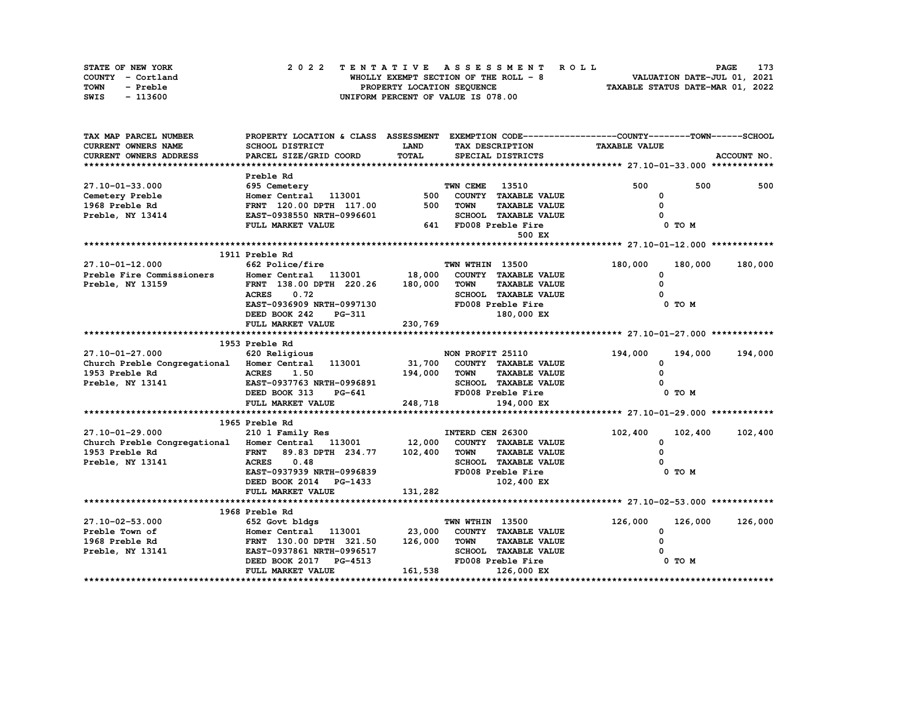STATE OF NEW YORK
COUNTY - Cortland
TOWN - Preble
SWIS - 113600

2022 TENTATIVE ASSESSMENT ROLL
WHOLLY EXEMPT SECTION OF THE ROLL - 8
PROPERTY LOCATION SEQUENCE
UNIFORM PERCENT OF VALUE IS 078.00

VALUATION DATE-JUL 01, 2021
TAXABLE STATUS DATE-MAR 01, 2022

| TAX MAP PARCEL NUMBER / CURRENT OWNERS NAME / CURRENT OWNERS ADDRESS | PROPERTY LOCATION & CLASS / SCHOOL DISTRICT / PARCEL SIZE/GRID COORD | ASSESSMENT LAND / TOTAL | EXEMPTION CODE / TAX DESCRIPTION / SPECIAL DISTRICTS | COUNTY TAXABLE VALUE | TOWN | SCHOOL / ACCOUNT NO. |
|---|---|---|---|---|---|---|
| ******** 27.10-01-33.000 ******** | | | | | | |
| | Preble Rd | | | | | |
| 27.10-01-33.000 | 695 Cemetery | | TWN CEME 13510 | 500 | 500 | 500 |
| Cemetery Preble | Homer Central 113001 | 500 | COUNTY TAXABLE VALUE | 0 | | |
| 1968 Preble Rd | FRNT 120.00 DPTH 117.00 | 500 | TOWN TAXABLE VALUE | 0 | | |
| Preble, NY 13414 | EAST-0938550 NRTH-0996601 | | SCHOOL TAXABLE VALUE | 0 | | |
| | FULL MARKET VALUE | 641 | FD008 Preble Fire 500 EX | 0 TO M | | |
| ******** 27.10-01-12.000 ******** | | | | | | |
| | 1911 Preble Rd | | | | | |
| 27.10-01-12.000 | 662 Police/fire | | TWN WTHIN 13500 | 180,000 | 180,000 | 180,000 |
| Preble Fire Commissioners | Homer Central 113001 | 18,000 | COUNTY TAXABLE VALUE | 0 | | |
| Preble, NY 13159 | FRNT 138.00 DPTH 220.26 | 180,000 | TOWN TAXABLE VALUE | 0 | | |
| | ACRES 0.72 | | SCHOOL TAXABLE VALUE | 0 | | |
| | EAST-0936909 NRTH-0997130 | | FD008 Preble Fire | 0 TO M | | |
| | DEED BOOK 242 PG-311 | | 180,000 EX | | | |
| | FULL MARKET VALUE | 230,769 | | | | |
| ******** 27.10-01-27.000 ******** | | | | | | |
| | 1953 Preble Rd | | | | | |
| 27.10-01-27.000 | 620 Religious | | NON PROFIT 25110 | 194,000 | 194,000 | 194,000 |
| Church Preble Congregational | Homer Central 113001 | 31,700 | COUNTY TAXABLE VALUE | 0 | | |
| 1953 Preble Rd | ACRES 1.50 | 194,000 | TOWN TAXABLE VALUE | 0 | | |
| Preble, NY 13141 | EAST-0937763 NRTH-0996891 | | SCHOOL TAXABLE VALUE | 0 | | |
| | DEED BOOK 313 PG-641 | | FD008 Preble Fire | 0 TO M | | |
| | FULL MARKET VALUE | 248,718 | 194,000 EX | | | |
| ******** 27.10-01-29.000 ******** | | | | | | |
| | 1965 Preble Rd | | | | | |
| 27.10-01-29.000 | 210 1 Family Res | | INTERD CEN 26300 | 102,400 | 102,400 | 102,400 |
| Church Preble Congregational | Homer Central 113001 | 12,000 | COUNTY TAXABLE VALUE | 0 | | |
| 1953 Preble Rd | FRNT 89.83 DPTH 234.77 | 102,400 | TOWN TAXABLE VALUE | 0 | | |
| Preble, NY 13141 | ACRES 0.48 | | SCHOOL TAXABLE VALUE | 0 | | |
| | EAST-0937939 NRTH-0996839 | | FD008 Preble Fire | 0 TO M | | |
| | DEED BOOK 2014 PG-1433 | | 102,400 EX | | | |
| | FULL MARKET VALUE | 131,282 | | | | |
| ******** 27.10-02-53.000 ******** | | | | | | |
| | 1968 Preble Rd | | | | | |
| 27.10-02-53.000 | 652 Govt bldgs | | TWN WTHIN 13500 | 126,000 | 126,000 | 126,000 |
| Preble Town of | Homer Central 113001 | 23,000 | COUNTY TAXABLE VALUE | 0 | | |
| 1968 Preble Rd | FRNT 130.00 DPTH 321.50 | 126,000 | TOWN TAXABLE VALUE | 0 | | |
| Preble, NY 13141 | EAST-0937861 NRTH-0996517 | | SCHOOL TAXABLE VALUE | 0 | | |
| | DEED BOOK 2017 PG-4513 | | FD008 Preble Fire | 0 TO M | | |
| | FULL MARKET VALUE | 161,538 | 126,000 EX | | | |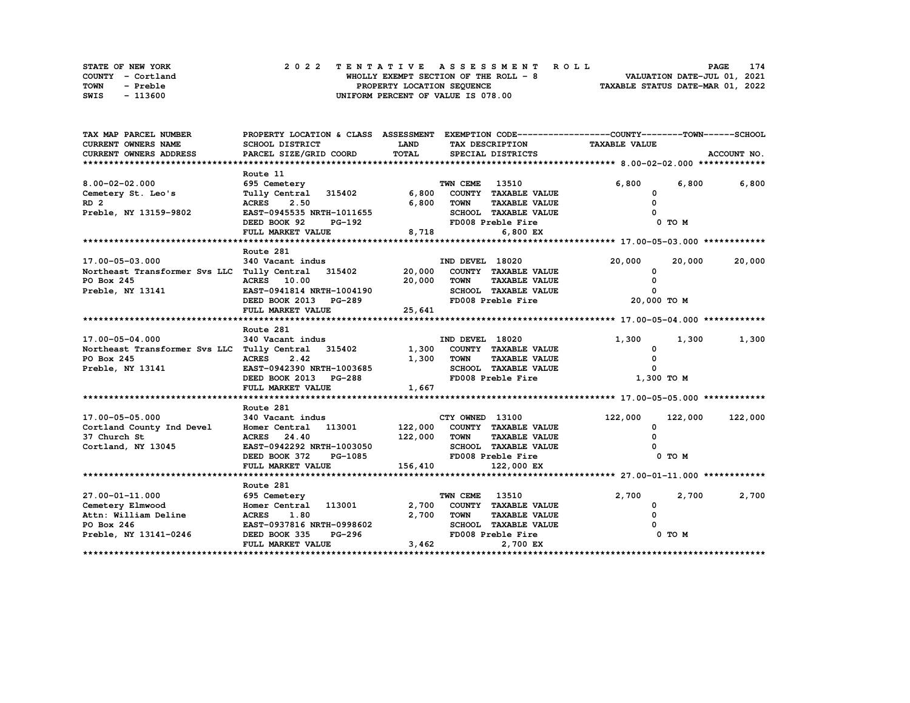STATE OF NEW YORK
COUNTY - Cortland
TOWN - Preble
SWIS - 113600

2 0 2 2 T E N T A T I V E A S S E S S M E N T R O L L
WHOLLY EXEMPT SECTION OF THE ROLL - 8
PROPERTY LOCATION SEQUENCE
UNIFORM PERCENT OF VALUE IS 078.00

VALUATION DATE-JUL 01, 2021
TAXABLE STATUS DATE-MAR 01, 2022

```
TAX MAP PARCEL NUMBER          PROPERTY LOCATION & CLASS  ASSESSMENT  EXEMPTION CODE------------------COUNTY--------TOWN------SCHOOL
CURRENT OWNERS NAME            SCHOOL DISTRICT               LAND      TAX DESCRIPTION               TAXABLE VALUE
CURRENT OWNERS ADDRESS         PARCEL SIZE/GRID COORD        TOTAL     SPECIAL DISTRICTS                                    ACCOUNT NO.
******************************************************************************************************* 8.00-02-02.000 *************
                               Route 11
8.00-02-02.000                 695 Cemetery                            TWN CEME   13510                 6,800      6,800       6,800
Cemetery St. Leo's             Tully Central   315402       6,800      COUNTY  TAXABLE VALUE              0
RD 2                           ACRES     2.50               6,800      TOWN    TAXABLE VALUE              0
Preble, NY 13159-9802          EAST-0945535 NRTH-1011655               SCHOOL  TAXABLE VALUE              0
                               DEED BOOK 92      PG-192                FD008 Preble Fire                     0 TO M
                               FULL MARKET VALUE            8,718              6,800 EX
******************************************************************************************************* 17.00-05-03.000 ************
                               Route 281
17.00-05-03.000                340 Vacant indus                        IND DEVEL  18020                20,000     20,000      20,000
Northeast Transformer Svs LLC  Tully Central   315402      20,000      COUNTY  TAXABLE VALUE              0
PO Box 245                     ACRES    10.00              20,000      TOWN    TAXABLE VALUE              0
Preble, NY 13141               EAST-0941814 NRTH-1004190               SCHOOL  TAXABLE VALUE              0
                               DEED BOOK 2013    PG-289                FD008 Preble Fire                20,000 TO M
                               FULL MARKET VALUE           25,641
******************************************************************************************************* 17.00-05-04.000 ************
                               Route 281
17.00-05-04.000                340 Vacant indus                        IND DEVEL  18020                 1,300      1,300       1,300
Northeast Transformer Svs LLC  Tully Central   315402       1,300      COUNTY  TAXABLE VALUE              0
PO Box 245                     ACRES     2.42               1,300      TOWN    TAXABLE VALUE              0
Preble, NY 13141               EAST-0942390 NRTH-1003685               SCHOOL  TAXABLE VALUE              0
                               DEED BOOK 2013    PG-288                FD008 Preble Fire                 1,300 TO M
                               FULL MARKET VALUE            1,667
******************************************************************************************************* 17.00-05-05.000 ************
                               Route 281
17.00-05-05.000                340 Vacant indus                        CTY OWNED  13100               122,000    122,000     122,000
Cortland County Ind Devel      Homer Central   113001     122,000      COUNTY  TAXABLE VALUE              0
37 Church St                   ACRES    24.40             122,000      TOWN    TAXABLE VALUE              0
Cortland, NY 13045             EAST-0942292 NRTH-1003050               SCHOOL  TAXABLE VALUE              0
                               DEED BOOK 372     PG-1085               FD008 Preble Fire                     0 TO M
                               FULL MARKET VALUE          156,410            122,000 EX
******************************************************************************************************* 27.00-01-11.000 ************
                               Route 281
27.00-01-11.000                695 Cemetery                            TWN CEME   13510                 2,700      2,700       2,700
Cemetery Elmwood               Homer Central   113001       2,700      COUNTY  TAXABLE VALUE              0
Attn: William Deline           ACRES     1.80               2,700      TOWN    TAXABLE VALUE              0
PO Box 246                     EAST-0937816 NRTH-0998602               SCHOOL  TAXABLE VALUE              0
Preble, NY 13141-0246          DEED BOOK 335     PG-296                FD008 Preble Fire                     0 TO M
                               FULL MARKET VALUE            3,462              2,700 EX
************************************************************************************************************************************
```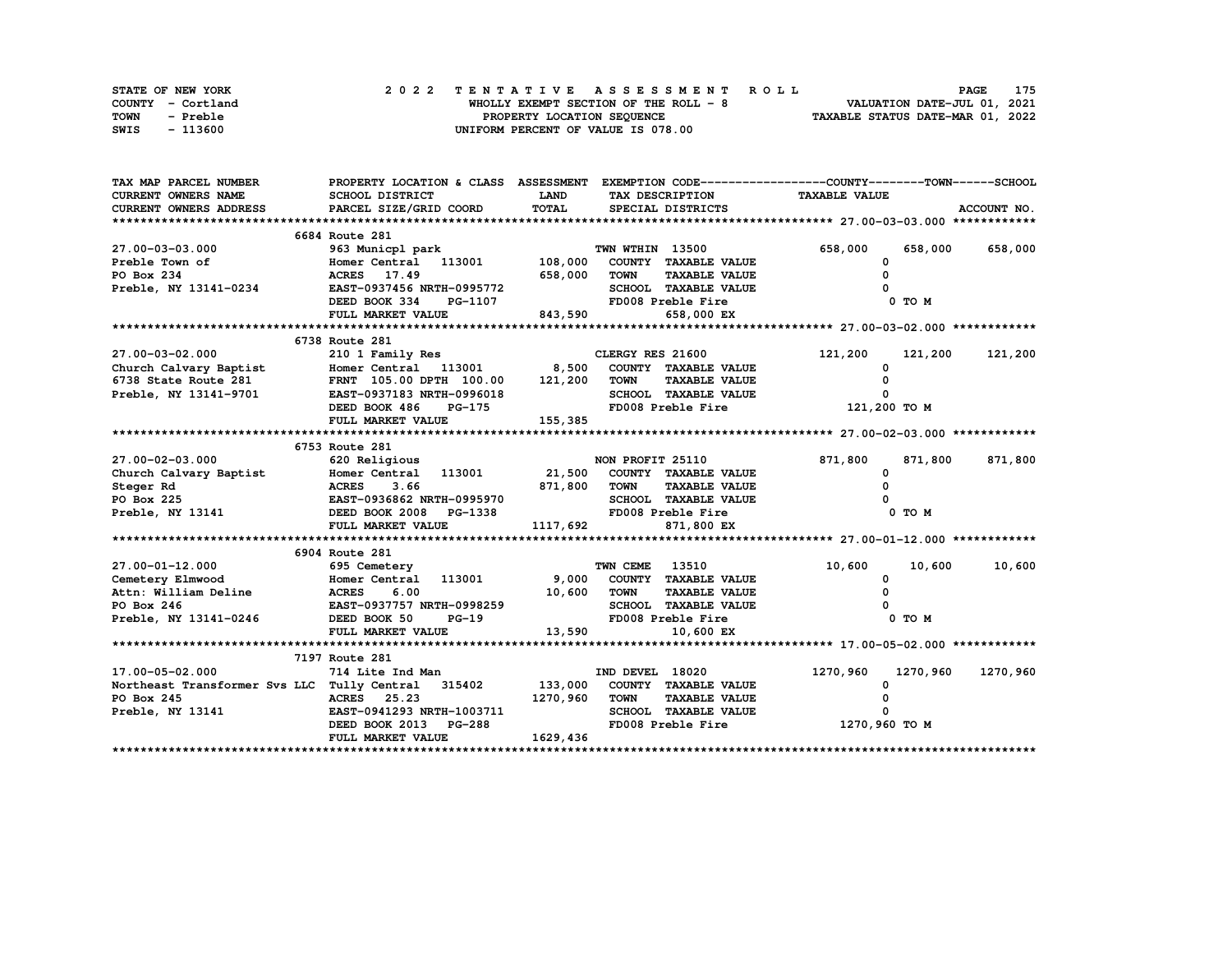STATE OF NEW YORK
COUNTY - Cortland
TOWN - Preble
SWIS - 113600

# 2022 TENTATIVE ASSESSMENT ROLL

WHOLLY EXEMPT SECTION OF THE ROLL - 8
PROPERTY LOCATION SEQUENCE
UNIFORM PERCENT OF VALUE IS 078.00

VALUATION DATE-JUL 01, 2021
TAXABLE STATUS DATE-MAR 01, 2022

| TAX MAP PARCEL NUMBER / CURRENT OWNERS NAME / CURRENT OWNERS ADDRESS | PROPERTY LOCATION & CLASS / SCHOOL DISTRICT / PARCEL SIZE/GRID COORD | ASSESSMENT LAND / TOTAL | EXEMPTION CODE / TAX DESCRIPTION / SPECIAL DISTRICTS | COUNTY TAXABLE VALUE | TOWN | SCHOOL |
|---|---|---|---|---|---|---|
| **27.00-03-03.000** | 6684 Route 281 | | | | | |
| 27.00-03-03.000 | 963 Municpl park | | TWN WTHIN 13500 | 658,000 | 658,000 | 658,000 |
| Preble Town of | Homer Central 113001 | 108,000 | COUNTY TAXABLE VALUE | 0 | | |
| PO Box 234 | ACRES 17.49 | 658,000 | TOWN TAXABLE VALUE | 0 | | |
| Preble, NY 13141-0234 | EAST-0937456 NRTH-0995772 | | SCHOOL TAXABLE VALUE | 0 | | |
| | DEED BOOK 334 PG-1107 | | FD008 Preble Fire | 0 TO M | | |
| | FULL MARKET VALUE | 843,590 | 658,000 EX | | | |
| **27.00-03-02.000** | 6738 Route 281 | | | | | |
| 27.00-03-02.000 | 210 1 Family Res | | CLERGY RES 21600 | 121,200 | 121,200 | 121,200 |
| Church Calvary Baptist | Homer Central 113001 | 8,500 | COUNTY TAXABLE VALUE | 0 | | |
| 6738 State Route 281 | FRNT 105.00 DPTH 100.00 | 121,200 | TOWN TAXABLE VALUE | 0 | | |
| Preble, NY 13141-9701 | EAST-0937183 NRTH-0996018 | | SCHOOL TAXABLE VALUE | 0 | | |
| | DEED BOOK 486 PG-175 | | FD008 Preble Fire | 121,200 TO M | | |
| | FULL MARKET VALUE | 155,385 | | | | |
| **27.00-02-03.000** | 6753 Route 281 | | | | | |
| 27.00-02-03.000 | 620 Religious | | NON PROFIT 25110 | 871,800 | 871,800 | 871,800 |
| Church Calvary Baptist | Homer Central 113001 | 21,500 | COUNTY TAXABLE VALUE | 0 | | |
| Steger Rd | ACRES 3.66 | 871,800 | TOWN TAXABLE VALUE | 0 | | |
| PO Box 225 | EAST-0936862 NRTH-0995970 | | SCHOOL TAXABLE VALUE | 0 | | |
| Preble, NY 13141 | DEED BOOK 2008 PG-1338 | | FD008 Preble Fire | 0 TO M | | |
| | FULL MARKET VALUE | 1117,692 | 871,800 EX | | | |
| **27.00-01-12.000** | 6904 Route 281 | | | | | |
| 27.00-01-12.000 | 695 Cemetery | | TWN CEME 13510 | 10,600 | 10,600 | 10,600 |
| Cemetery Elmwood | Homer Central 113001 | 9,000 | COUNTY TAXABLE VALUE | 0 | | |
| Attn: William Deline | ACRES 6.00 | 10,600 | TOWN TAXABLE VALUE | 0 | | |
| PO Box 246 | EAST-0937757 NRTH-0998259 | | SCHOOL TAXABLE VALUE | 0 | | |
| Preble, NY 13141-0246 | DEED BOOK 50 PG-19 | | FD008 Preble Fire | 0 TO M | | |
| | FULL MARKET VALUE | 13,590 | 10,600 EX | | | |
| **17.00-05-02.000** | 7197 Route 281 | | | | | |
| 17.00-05-02.000 | 714 Lite Ind Man | | IND DEVEL 18020 | 1270,960 | 1270,960 | 1270,960 |
| Northeast Transformer Svs LLC | Tully Central 315402 | 133,000 | COUNTY TAXABLE VALUE | 0 | | |
| PO Box 245 | ACRES 25.23 | 1270,960 | TOWN TAXABLE VALUE | 0 | | |
| Preble, NY 13141 | EAST-0941293 NRTH-1003711 | | SCHOOL TAXABLE VALUE | 0 | | |
| | DEED BOOK 2013 PG-288 | | FD008 Preble Fire | 1270,960 TO M | | |
| | FULL MARKET VALUE | 1629,436 | | | | |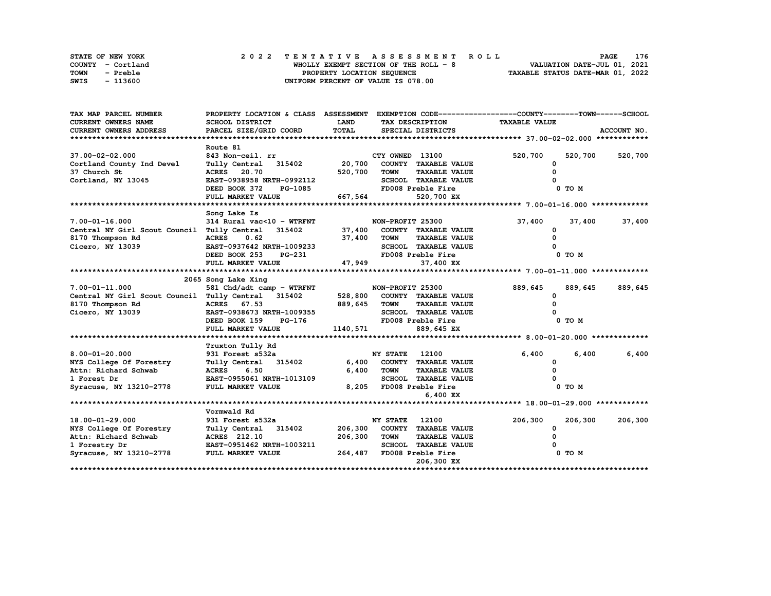STATE OF NEW YORK
COUNTY - Cortland
TOWN - Preble
SWIS - 113600

# 2022 TENTATIVE ASSESSMENT ROLL

WHOLLY EXEMPT SECTION OF THE ROLL - 8
PROPERTY LOCATION SEQUENCE
UNIFORM PERCENT OF VALUE IS 078.00

VALUATION DATE-JUL 01, 2021
TAXABLE STATUS DATE-MAR 01, 2022

| TAX MAP PARCEL NUMBER / CURRENT OWNERS NAME / CURRENT OWNERS ADDRESS | PROPERTY LOCATION & CLASS / SCHOOL DISTRICT / PARCEL SIZE/GRID COORD | ASSESSMENT LAND / TOTAL | EXEMPTION CODE / TAX DESCRIPTION / SPECIAL DISTRICTS | COUNTY TAXABLE VALUE | TOWN | SCHOOL |
|---|---|---|---|---|---|---|
| **37.00-02-02.000** | Route 81 | | | | | |
| 37.00-02-02.000 | 843 Non-ceil. rr | | CTY OWNED 13100 | 520,700 | 520,700 | 520,700 |
| Cortland County Ind Devel | Tully Central 315402 | 20,700 | COUNTY TAXABLE VALUE | 0 | | |
| 37 Church St | ACRES 20.70 | 520,700 | TOWN TAXABLE VALUE | 0 | | |
| Cortland, NY 13045 | EAST-0938958 NRTH-0992112 | | SCHOOL TAXABLE VALUE | 0 | | |
| | DEED BOOK 372 PG-1085 | | FD008 Preble Fire | 0 TO M | | |
| | FULL MARKET VALUE | 667,564 | 520,700 EX | | | |
| **7.00-01-16.000** | Song Lake Is | | | | | |
| 7.00-01-16.000 | 314 Rural vac<10 - WTRFNT | | NON-PROFIT 25300 | 37,400 | 37,400 | 37,400 |
| Central NY Girl Scout Council | Tully Central 315402 | 37,400 | COUNTY TAXABLE VALUE | 0 | | |
| 8170 Thompson Rd | ACRES 0.62 | 37,400 | TOWN TAXABLE VALUE | 0 | | |
| Cicero, NY 13039 | EAST-0937642 NRTH-1009233 | | SCHOOL TAXABLE VALUE | 0 | | |
| | DEED BOOK 253 PG-231 | | FD008 Preble Fire | 0 TO M | | |
| | FULL MARKET VALUE | 47,949 | 37,400 EX | | | |
| **7.00-01-11.000** | 2065 Song Lake Xing | | | | | |
| 7.00-01-11.000 | 581 Chd/adt camp - WTRFNT | | NON-PROFIT 25300 | 889,645 | 889,645 | 889,645 |
| Central NY Girl Scout Council | Tully Central 315402 | 528,800 | COUNTY TAXABLE VALUE | 0 | | |
| 8170 Thompson Rd | ACRES 67.53 | 889,645 | TOWN TAXABLE VALUE | 0 | | |
| Cicero, NY 13039 | EAST-0938673 NRTH-1009355 | | SCHOOL TAXABLE VALUE | 0 | | |
| | DEED BOOK 159 PG-176 | | FD008 Preble Fire | 0 TO M | | |
| | FULL MARKET VALUE | 1140,571 | 889,645 EX | | | |
| **8.00-01-20.000** | Truxton Tully Rd | | | | | |
| 8.00-01-20.000 | 931 Forest s532a | | NY STATE 12100 | 6,400 | 6,400 | 6,400 |
| NYS College Of Forestry | Tully Central 315402 | 6,400 | COUNTY TAXABLE VALUE | 0 | | |
| Attn: Richard Schwab | ACRES 6.50 | 6,400 | TOWN TAXABLE VALUE | 0 | | |
| 1 Forest Dr | EAST-0955061 NRTH-1013109 | | SCHOOL TAXABLE VALUE | 0 | | |
| Syracuse, NY 13210-2778 | FULL MARKET VALUE | 8,205 | FD008 Preble Fire | 0 TO M | | |
| | | | 6,400 EX | | | |
| **18.00-01-29.000** | Vormwald Rd | | | | | |
| 18.00-01-29.000 | 931 Forest s532a | | NY STATE 12100 | 206,300 | 206,300 | 206,300 |
| NYS College Of Forestry | Tully Central 315402 | 206,300 | COUNTY TAXABLE VALUE | 0 | | |
| Attn: Richard Schwab | ACRES 212.10 | 206,300 | TOWN TAXABLE VALUE | 0 | | |
| 1 Forestry Dr | EAST-0951462 NRTH-1003211 | | SCHOOL TAXABLE VALUE | 0 | | |
| Syracuse, NY 13210-2778 | FULL MARKET VALUE | 264,487 | FD008 Preble Fire | 0 TO M | | |
| | | | 206,300 EX | | | |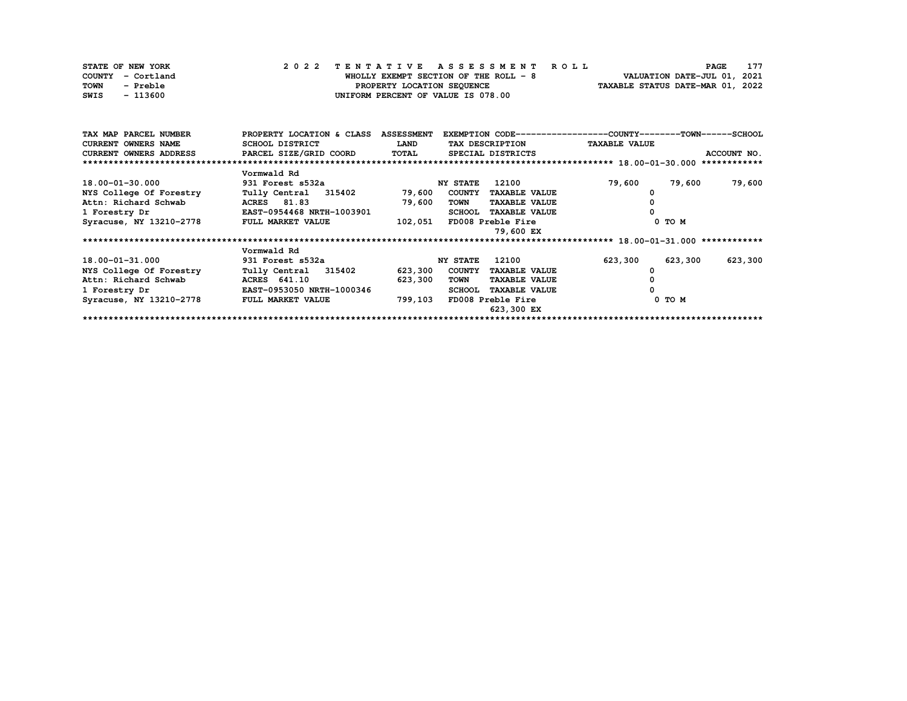STATE OF NEW YORK
COUNTY - Cortland
TOWN - Preble
SWIS - 113600

# 2022 TENTATIVE ASSESSMENT ROLL

WHOLLY EXEMPT SECTION OF THE ROLL - 8
PROPERTY LOCATION SEQUENCE
UNIFORM PERCENT OF VALUE IS 078.00

VALUATION DATE-JUL 01, 2021
TAXABLE STATUS DATE-MAR 01, 2022

| TAX MAP PARCEL NUMBER / CURRENT OWNERS NAME / CURRENT OWNERS ADDRESS | PROPERTY LOCATION & CLASS / SCHOOL DISTRICT / PARCEL SIZE/GRID COORD | ASSESSMENT LAND / TOTAL | EXEMPTION CODE / TAX DESCRIPTION / SPECIAL DISTRICTS | COUNTY / TAXABLE VALUE | TOWN | SCHOOL / ACCOUNT NO. |
|---|---|---|---|---|---|---|
| 18.00-01-30.000 | Vormwald Rd | | | | | |
| 18.00-01-30.000 | 931 Forest s532a | | NY STATE 12100 | 79,600 | 79,600 | 79,600 |
| NYS College Of Forestry | Tully Central 315402 | 79,600 | COUNTY TAXABLE VALUE | 0 | | |
| Attn: Richard Schwab | ACRES 81.83 | 79,600 | TOWN TAXABLE VALUE | 0 | | |
| 1 Forestry Dr | EAST-0954468 NRTH-1003901 | | SCHOOL TAXABLE VALUE | 0 | | |
| Syracuse, NY 13210-2778 | FULL MARKET VALUE | 102,051 | FD008 Preble Fire | 0 TO M | | |
| | | | 79,600 EX | | | |
| 18.00-01-31.000 | Vormwald Rd | | | | | |
| 18.00-01-31.000 | 931 Forest s532a | | NY STATE 12100 | 623,300 | 623,300 | 623,300 |
| NYS College Of Forestry | Tully Central 315402 | 623,300 | COUNTY TAXABLE VALUE | 0 | | |
| Attn: Richard Schwab | ACRES 641.10 | 623,300 | TOWN TAXABLE VALUE | 0 | | |
| 1 Forestry Dr | EAST-0953050 NRTH-1000346 | | SCHOOL TAXABLE VALUE | 0 | | |
| Syracuse, NY 13210-2778 | FULL MARKET VALUE | 799,103 | FD008 Preble Fire | 0 TO M | | |
| | | | 623,300 EX | | | |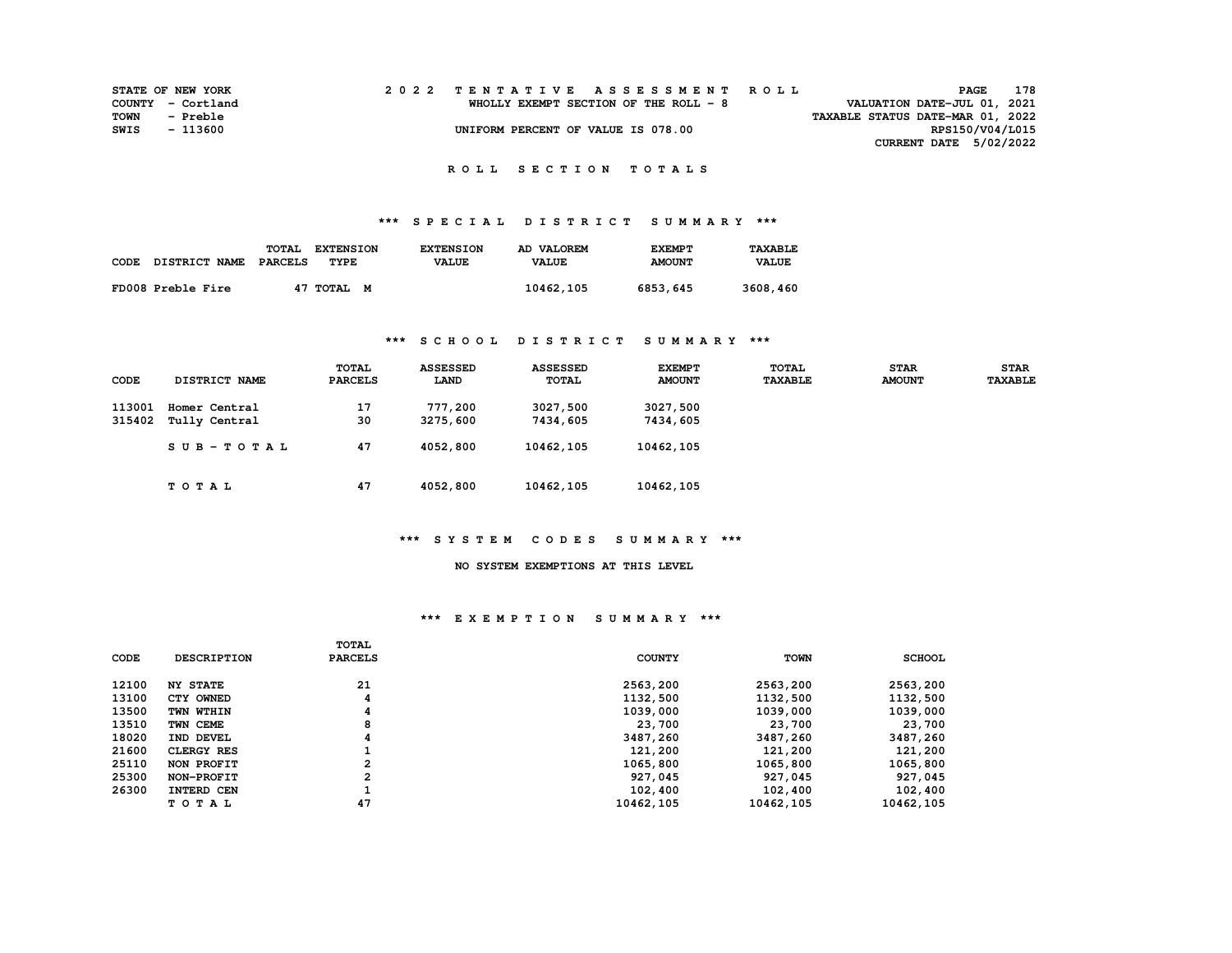STATE OF NEW YORK
COUNTY - Cortland
TOWN - Preble
SWIS - 113600

2022 TENTATIVE ASSESSMENT ROLL
WHOLLY EXEMPT SECTION OF THE ROLL - 8
UNIFORM PERCENT OF VALUE IS 078.00

VALUATION DATE-JUL 01, 2021
TAXABLE STATUS DATE-MAR 01, 2022
RPS150/V04/L015
CURRENT DATE 5/02/2022

## ROLL SECTION TOTALS

### *** SPECIAL DISTRICT SUMMARY ***

| CODE DISTRICT NAME | TOTAL PARCELS | EXTENSION TYPE | EXTENSION VALUE | AD VALOREM VALUE | EXEMPT AMOUNT | TAXABLE VALUE |
|---|---|---|---|---|---|---|
| FD008 Preble Fire | 47 | TOTAL M | | 10462,105 | 6853,645 | 3608,460 |

### *** SCHOOL DISTRICT SUMMARY ***

| CODE | DISTRICT NAME | TOTAL PARCELS | ASSESSED LAND | ASSESSED TOTAL | EXEMPT AMOUNT | TOTAL TAXABLE | STAR AMOUNT | STAR TAXABLE |
|---|---|---|---|---|---|---|---|---|
| 113001 | Homer Central | 17 | 777,200 | 3027,500 | 3027,500 | | | |
| 315402 | Tully Central | 30 | 3275,600 | 7434,605 | 7434,605 | | | |
| | SUB-TOTAL | 47 | 4052,800 | 10462,105 | 10462,105 | | | |
| | TOTAL | 47 | 4052,800 | 10462,105 | 10462,105 | | | |

### *** SYSTEM CODES SUMMARY ***

NO SYSTEM EXEMPTIONS AT THIS LEVEL

### *** EXEMPTION SUMMARY ***

| CODE | DESCRIPTION | TOTAL PARCELS | COUNTY | TOWN | SCHOOL |
|---|---|---|---|---|---|
| 12100 | NY STATE | 21 | 2563,200 | 2563,200 | 2563,200 |
| 13100 | CTY OWNED | 4 | 1132,500 | 1132,500 | 1132,500 |
| 13500 | TWN WTHIN | 4 | 1039,000 | 1039,000 | 1039,000 |
| 13510 | TWN CEME | 8 | 23,700 | 23,700 | 23,700 |
| 18020 | IND DEVEL | 4 | 3487,260 | 3487,260 | 3487,260 |
| 21600 | CLERGY RES | 1 | 121,200 | 121,200 | 121,200 |
| 25110 | NON PROFIT | 2 | 1065,800 | 1065,800 | 1065,800 |
| 25300 | NON-PROFIT | 2 | 927,045 | 927,045 | 927,045 |
| 26300 | INTERD CEN | 1 | 102,400 | 102,400 | 102,400 |
| | TOTAL | 47 | 10462,105 | 10462,105 | 10462,105 |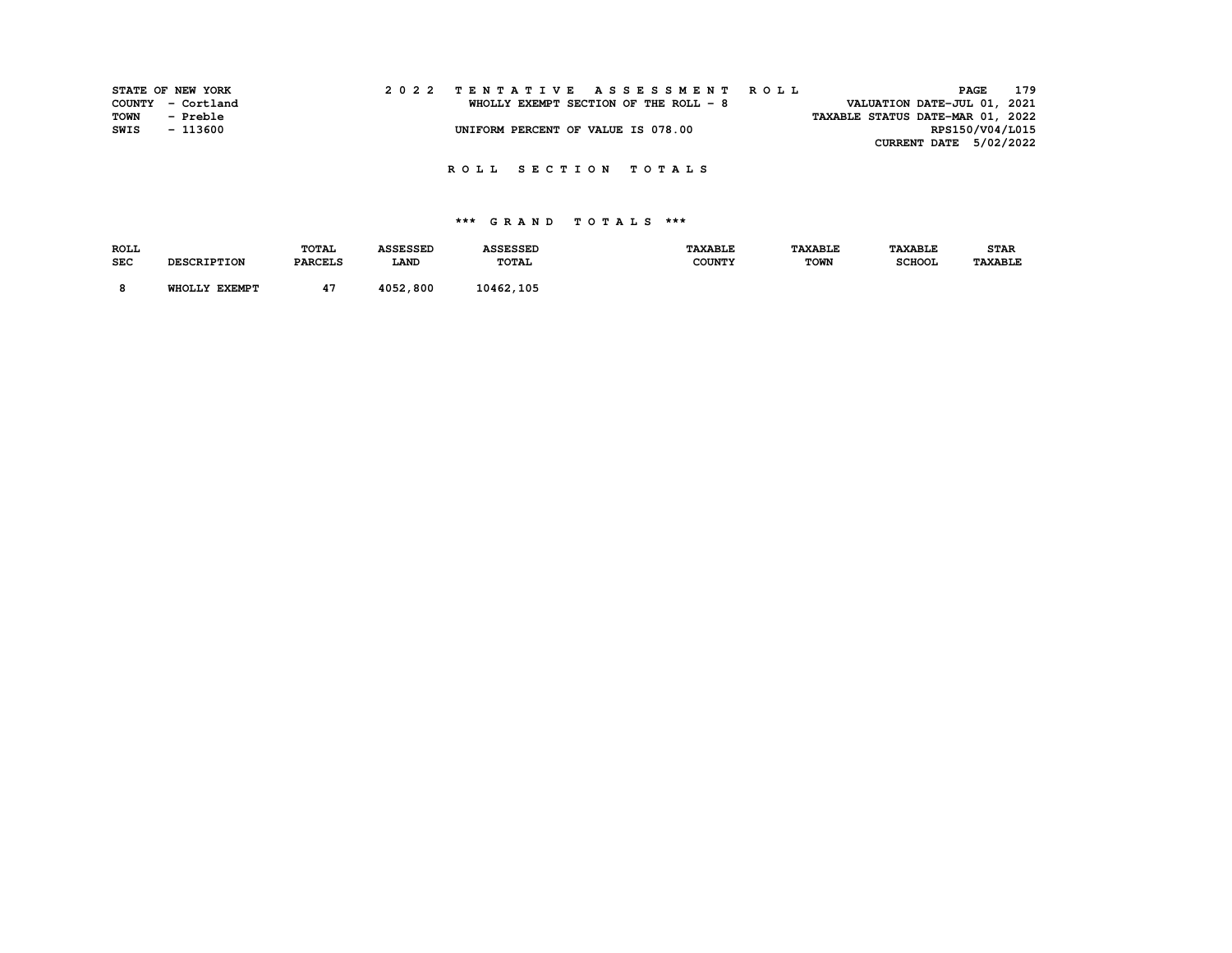STATE OF NEW YORK
COUNTY - Cortland
TOWN - Preble
SWIS - 113600

# 2 0 2 2 T E N T A T I V E A S S E S S M E N T R O L L

WHOLLY EXEMPT SECTION OF THE ROLL - 8

UNIFORM PERCENT OF VALUE IS 078.00

VALUATION DATE-JUL 01, 2021
TAXABLE STATUS DATE-MAR 01, 2022
RPS150/V04/L015
CURRENT DATE 5/02/2022

## R O L L S E C T I O N T O T A L S

### \*\*\* G R A N D T O T A L S \*\*\*

| ROLL SEC | DESCRIPTION | TOTAL PARCELS | ASSESSED LAND | ASSESSED TOTAL | TAXABLE COUNTY | TAXABLE TOWN | TAXABLE SCHOOL | STAR TAXABLE |
|---|---|---|---|---|---|---|---|---|
| 8 | WHOLLY EXEMPT | 47 | 4052,800 | 10462,105 | | | | |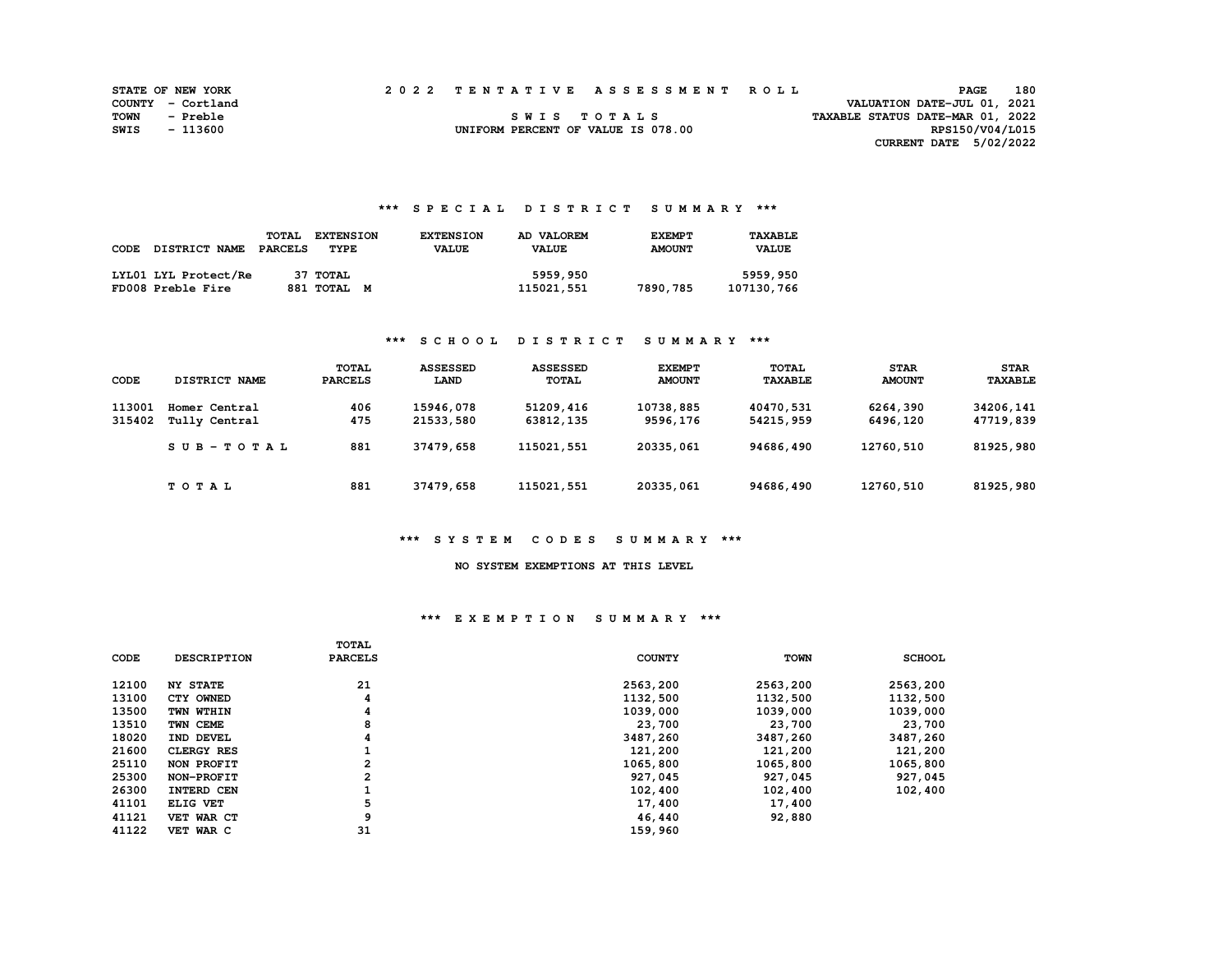STATE OF NEW YORK
COUNTY - Cortland
TOWN - Preble
SWIS - 113600

# 2022 TENTATIVE ASSESSMENT ROLL

SWIS TOTALS
UNIFORM PERCENT OF VALUE IS 078.00

VALUATION DATE-JUL 01, 2021
TAXABLE STATUS DATE-MAR 01, 2022
RPS150/V04/L015
CURRENT DATE 5/02/2022

## *** SPECIAL DISTRICT SUMMARY ***

| CODE | DISTRICT NAME | TOTAL PARCELS | EXTENSION TYPE | EXTENSION VALUE | AD VALOREM VALUE | EXEMPT AMOUNT | TAXABLE VALUE |
|---|---|---|---|---|---|---|---|
| LYL01 | LYL Protect/Re | 37 | TOTAL | | 5959,950 | | 5959,950 |
| FD008 | Preble Fire | 881 | TOTAL M | | 115021,551 | 7890,785 | 107130,766 |

## *** SCHOOL DISTRICT SUMMARY ***

| CODE | DISTRICT NAME | TOTAL PARCELS | ASSESSED LAND | ASSESSED TOTAL | EXEMPT AMOUNT | TOTAL TAXABLE | STAR AMOUNT | STAR TAXABLE |
|---|---|---|---|---|---|---|---|---|
| 113001 | Homer Central | 406 | 15946,078 | 51209,416 | 10738,885 | 40470,531 | 6264,390 | 34206,141 |
| 315402 | Tully Central | 475 | 21533,580 | 63812,135 | 9596,176 | 54215,959 | 6496,120 | 47719,839 |
| | SUB-TOTAL | 881 | 37479,658 | 115021,551 | 20335,061 | 94686,490 | 12760,510 | 81925,980 |
| | TOTAL | 881 | 37479,658 | 115021,551 | 20335,061 | 94686,490 | 12760,510 | 81925,980 |

## *** SYSTEM CODES SUMMARY ***

NO SYSTEM EXEMPTIONS AT THIS LEVEL

## *** EXEMPTION SUMMARY ***

| CODE | DESCRIPTION | TOTAL PARCELS | COUNTY | TOWN | SCHOOL |
|---|---|---|---|---|---|
| 12100 | NY STATE | 21 | 2563,200 | 2563,200 | 2563,200 |
| 13100 | CTY OWNED | 4 | 1132,500 | 1132,500 | 1132,500 |
| 13500 | TWN WTHIN | 4 | 1039,000 | 1039,000 | 1039,000 |
| 13510 | TWN CEME | 8 | 23,700 | 23,700 | 23,700 |
| 18020 | IND DEVEL | 4 | 3487,260 | 3487,260 | 3487,260 |
| 21600 | CLERGY RES | 1 | 121,200 | 121,200 | 121,200 |
| 25110 | NON PROFIT | 2 | 1065,800 | 1065,800 | 1065,800 |
| 25300 | NON-PROFIT | 2 | 927,045 | 927,045 | 927,045 |
| 26300 | INTERD CEN | 1 | 102,400 | 102,400 | 102,400 |
| 41101 | ELIG VET | 5 | 17,400 | 17,400 | |
| 41121 | VET WAR CT | 9 | 46,440 | 92,880 | |
| 41122 | VET WAR C | 31 | 159,960 | | |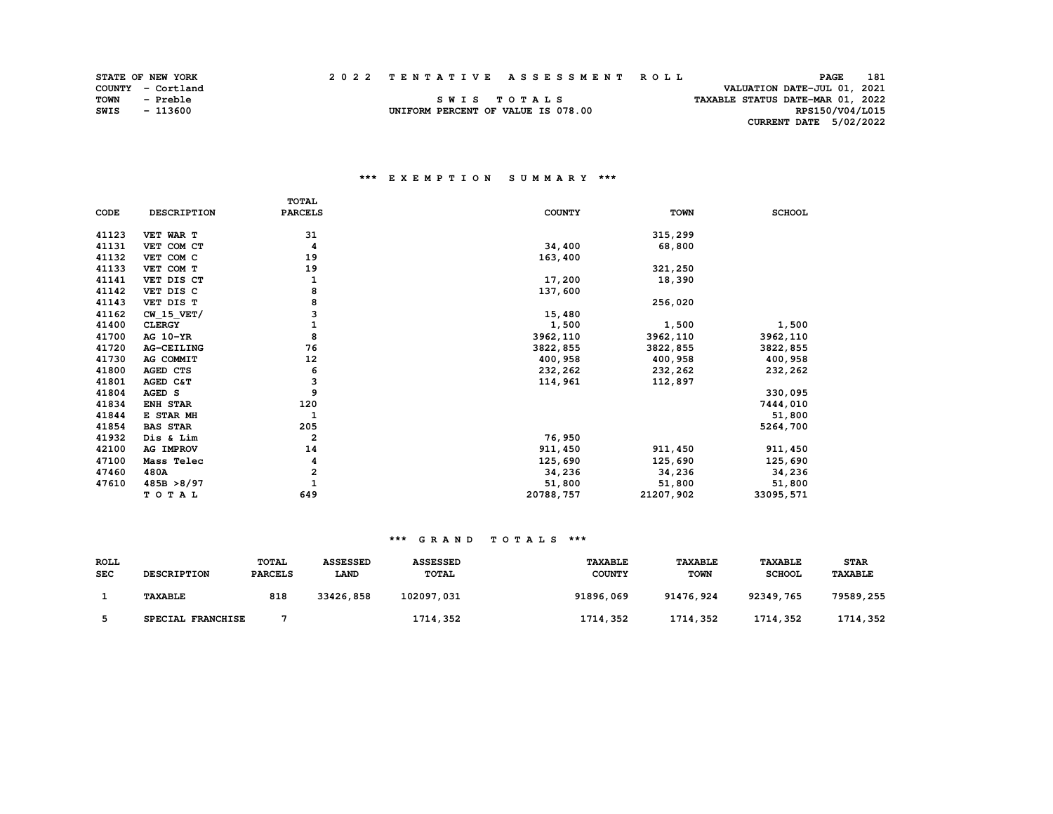STATE OF NEW YORK — 2 0 2 2 T E N T A T I V E A S S E S S M E N T R O L L

COUNTY - Cortland
TOWN - Preble
SWIS - 113600

S W I S T O T A L S
UNIFORM PERCENT OF VALUE IS 078.00

VALUATION DATE-JUL 01, 2021
TAXABLE STATUS DATE-MAR 01, 2022
RPS150/V04/L015
CURRENT DATE 5/02/2022

### *** E X E M P T I O N S U M M A R Y ***

| CODE | DESCRIPTION | TOTAL PARCELS | COUNTY | TOWN | SCHOOL |
|---|---|---|---|---|---|
| 41123 | VET WAR T | 31 | | 315,299 | |
| 41131 | VET COM CT | 4 | 34,400 | 68,800 | |
| 41132 | VET COM C | 19 | 163,400 | | |
| 41133 | VET COM T | 19 | | 321,250 | |
| 41141 | VET DIS CT | 1 | 17,200 | 18,390 | |
| 41142 | VET DIS C | 8 | 137,600 | | |
| 41143 | VET DIS T | 8 | | 256,020 | |
| 41162 | CW_15_VET/ | 3 | 15,480 | | |
| 41400 | CLERGY | 1 | 1,500 | 1,500 | 1,500 |
| 41700 | AG 10-YR | 8 | 3962,110 | 3962,110 | 3962,110 |
| 41720 | AG-CEILING | 76 | 3822,855 | 3822,855 | 3822,855 |
| 41730 | AG COMMIT | 12 | 400,958 | 400,958 | 400,958 |
| 41800 | AGED CTS | 6 | 232,262 | 232,262 | 232,262 |
| 41801 | AGED C&T | 3 | 114,961 | 112,897 | |
| 41804 | AGED S | 9 | | | 330,095 |
| 41834 | ENH STAR | 120 | | | 7444,010 |
| 41844 | E STAR MH | 1 | | | 51,800 |
| 41854 | BAS STAR | 205 | | | 5264,700 |
| 41932 | Dis & Lim | 2 | 76,950 | | |
| 42100 | AG IMPROV | 14 | 911,450 | 911,450 | 911,450 |
| 47100 | Mass Telec | 4 | 125,690 | 125,690 | 125,690 |
| 47460 | 480A | 2 | 34,236 | 34,236 | 34,236 |
| 47610 | 485B >8/97 | 1 | 51,800 | 51,800 | 51,800 |
| | T O T A L | 649 | 20788,757 | 21207,902 | 33095,571 |

### *** G R A N D T O T A L S ***

| ROLL SEC | DESCRIPTION | TOTAL PARCELS | ASSESSED LAND | ASSESSED TOTAL | TAXABLE COUNTY | TAXABLE TOWN | TAXABLE SCHOOL | STAR TAXABLE |
|---|---|---|---|---|---|---|---|---|
| 1 | TAXABLE | 818 | 33426,858 | 102097,031 | 91896,069 | 91476,924 | 92349,765 | 79589,255 |
| 5 | SPECIAL FRANCHISE | 7 | | 1714,352 | 1714,352 | 1714,352 | 1714,352 | 1714,352 |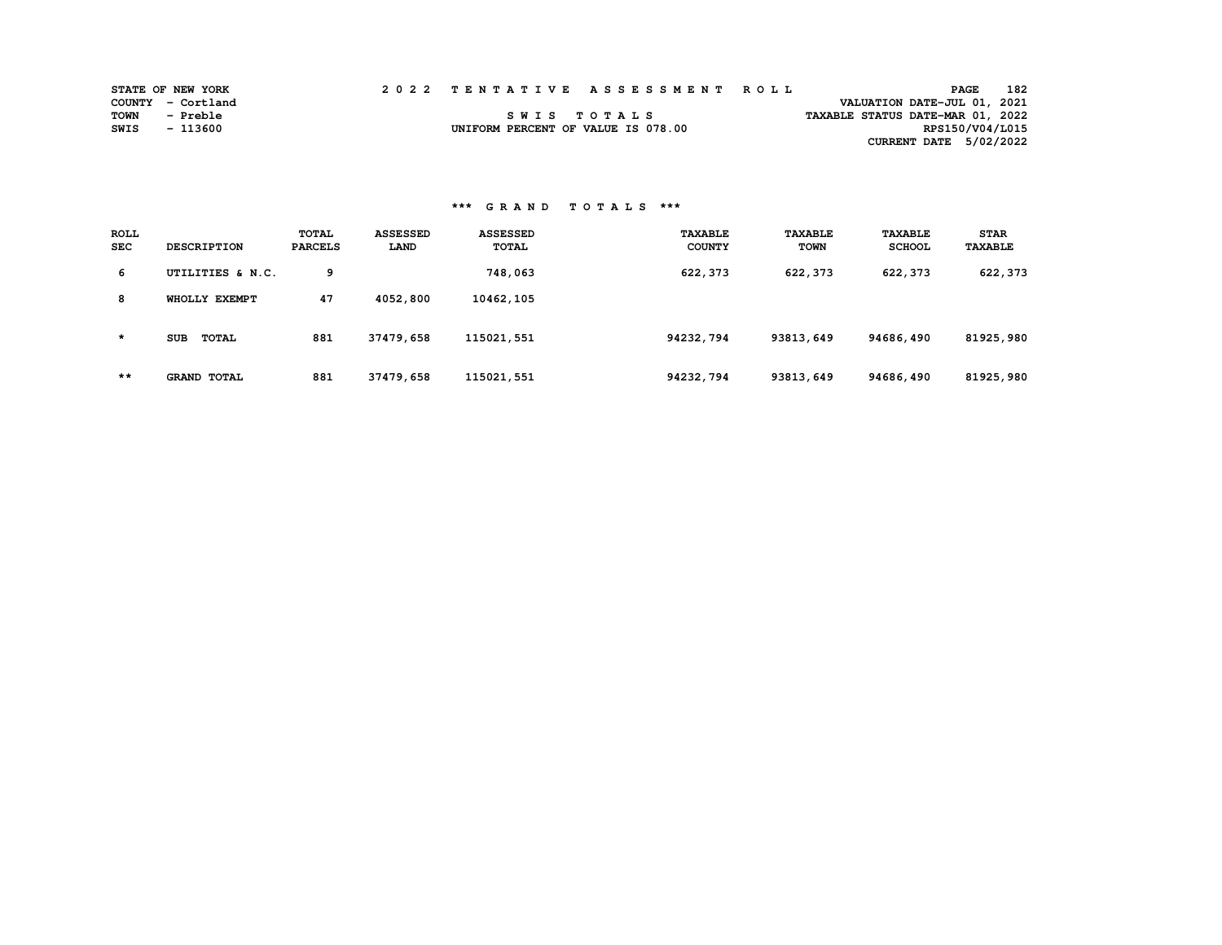STATE OF NEW YORK
COUNTY - Cortland
TOWN - Preble
SWIS - 113600

2 0 2 2 T E N T A T I V E A S S E S S M E N T R O L L

S W I S T O T A L S

UNIFORM PERCENT OF VALUE IS 078.00

VALUATION DATE-JUL 01, 2021
TAXABLE STATUS DATE-MAR 01, 2022
RPS150/V04/L015
CURRENT DATE 5/02/2022

*** G R A N D T O T A L S ***

| ROLL SEC | DESCRIPTION | TOTAL PARCELS | ASSESSED LAND | ASSESSED TOTAL | TAXABLE COUNTY | TAXABLE TOWN | TAXABLE SCHOOL | STAR TAXABLE |
|---|---|---|---|---|---|---|---|---|
| 6 | UTILITIES & N.C. | 9 | | 748,063 | 622,373 | 622,373 | 622,373 | 622,373 |
| 8 | WHOLLY EXEMPT | 47 | 4052,800 | 10462,105 | | | | |
| * | SUB TOTAL | 881 | 37479,658 | 115021,551 | 94232,794 | 93813,649 | 94686,490 | 81925,980 |
| ** | GRAND TOTAL | 881 | 37479,658 | 115021,551 | 94232,794 | 93813,649 | 94686,490 | 81925,980 |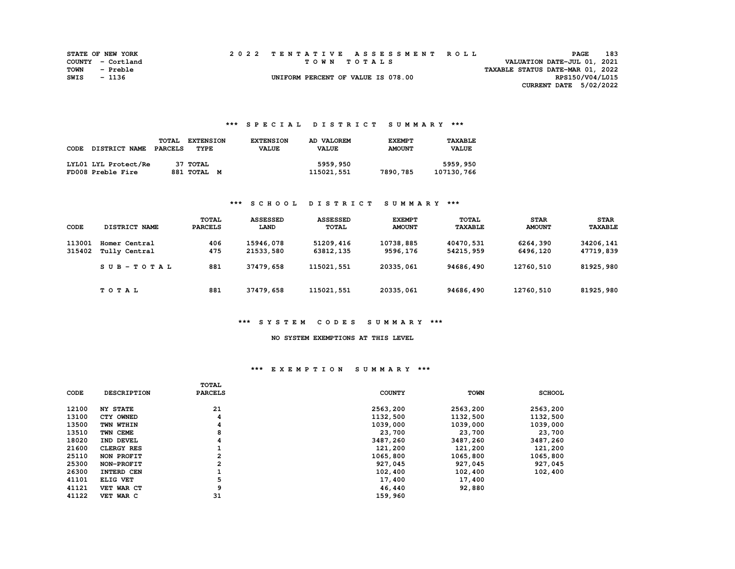STATE OF NEW YORK
COUNTY - Cortland
TOWN - Preble
SWIS - 1136

2 0 2 2 T E N T A T I V E A S S E S S M E N T R O L L
T O W N T O T A L S
UNIFORM PERCENT OF VALUE IS 078.00

VALUATION DATE-JUL 01, 2021
TAXABLE STATUS DATE-MAR 01, 2022
RPS150/V04/L015
CURRENT DATE 5/02/2022

### *** S P E C I A L D I S T R I C T S U M M A R Y ***

| CODE DISTRICT NAME | TOTAL PARCELS | EXTENSION TYPE | EXTENSION VALUE | AD VALOREM VALUE | EXEMPT AMOUNT | TAXABLE VALUE |
|---|---|---|---|---|---|---|
| LYL01 LYL Protect/Re | 37 | TOTAL | | 5959,950 | | 5959,950 |
| FD008 Preble Fire | 881 | TOTAL M | | 115021,551 | 7890,785 | 107130,766 |

### *** S C H O O L D I S T R I C T S U M M A R Y ***

| CODE | DISTRICT NAME | TOTAL PARCELS | ASSESSED LAND | ASSESSED TOTAL | EXEMPT AMOUNT | TOTAL TAXABLE | STAR AMOUNT | STAR TAXABLE |
|---|---|---|---|---|---|---|---|---|
| 113001 | Homer Central | 406 | 15946,078 | 51209,416 | 10738,885 | 40470,531 | 6264,390 | 34206,141 |
| 315402 | Tully Central | 475 | 21533,580 | 63812,135 | 9596,176 | 54215,959 | 6496,120 | 47719,839 |
| | S U B - T O T A L | 881 | 37479,658 | 115021,551 | 20335,061 | 94686,490 | 12760,510 | 81925,980 |
| | T O T A L | 881 | 37479,658 | 115021,551 | 20335,061 | 94686,490 | 12760,510 | 81925,980 |

### *** S Y S T E M C O D E S S U M M A R Y ***

NO SYSTEM EXEMPTIONS AT THIS LEVEL

### *** E X E M P T I O N S U M M A R Y ***

| CODE | DESCRIPTION | TOTAL PARCELS | COUNTY | TOWN | SCHOOL |
|---|---|---|---|---|---|
| 12100 | NY STATE | 21 | 2563,200 | 2563,200 | 2563,200 |
| 13100 | CTY OWNED | 4 | 1132,500 | 1132,500 | 1132,500 |
| 13500 | TWN WTHIN | 4 | 1039,000 | 1039,000 | 1039,000 |
| 13510 | TWN CEME | 8 | 23,700 | 23,700 | 23,700 |
| 18020 | IND DEVEL | 4 | 3487,260 | 3487,260 | 3487,260 |
| 21600 | CLERGY RES | 1 | 121,200 | 121,200 | 121,200 |
| 25110 | NON PROFIT | 2 | 1065,800 | 1065,800 | 1065,800 |
| 25300 | NON-PROFIT | 2 | 927,045 | 927,045 | 927,045 |
| 26300 | INTERD CEN | 1 | 102,400 | 102,400 | 102,400 |
| 41101 | ELIG VET | 5 | 17,400 | 17,400 | |
| 41121 | VET WAR CT | 9 | 46,440 | 92,880 | |
| 41122 | VET WAR C | 31 | 159,960 | | |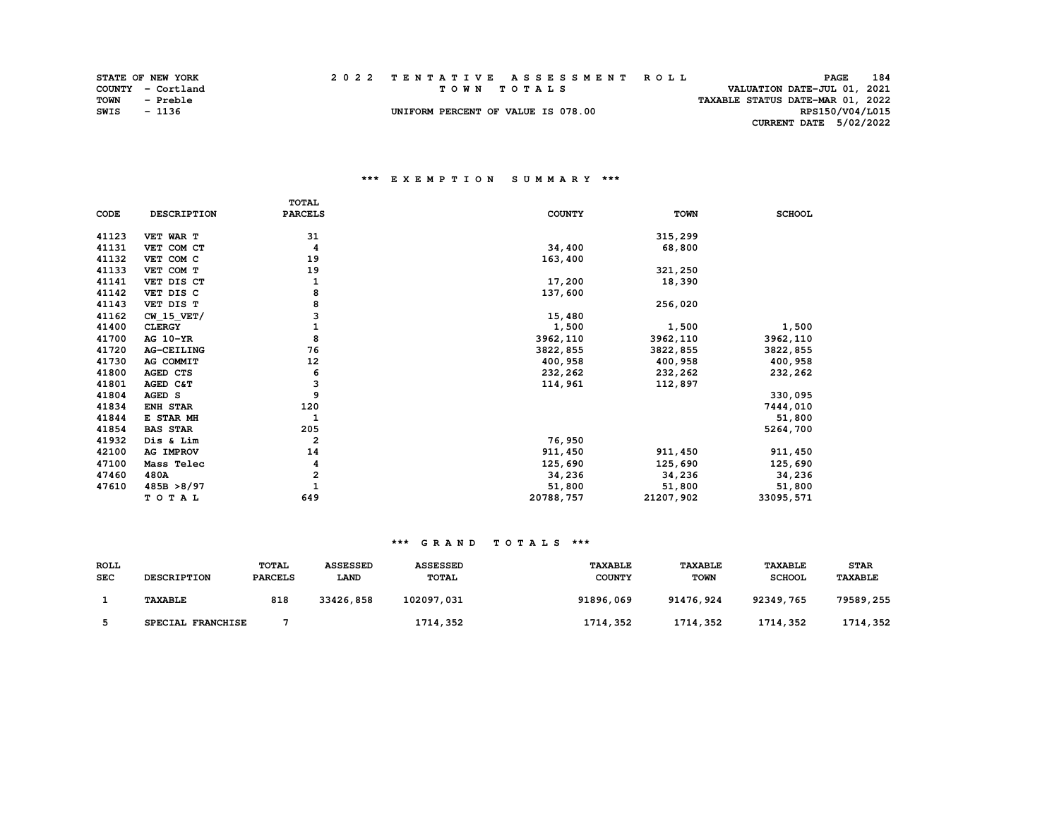STATE OF NEW YORK
COUNTY - Cortland
TOWN - Preble
SWIS - 1136

# 2022 TENTATIVE ASSESSMENT ROLL
## TOWN TOTALS

UNIFORM PERCENT OF VALUE IS 078.00

VALUATION DATE-JUL 01, 2021
TAXABLE STATUS DATE-MAR 01, 2022
RPS150/V04/L015
CURRENT DATE 5/02/2022

### *** EXEMPTION SUMMARY ***

| CODE | DESCRIPTION | TOTAL PARCELS | COUNTY | TOWN | SCHOOL |
|---|---|---|---|---|---|
| 41123 | VET WAR T | 31 | | 315,299 | |
| 41131 | VET COM CT | 4 | 34,400 | 68,800 | |
| 41132 | VET COM C | 19 | 163,400 | | |
| 41133 | VET COM T | 19 | | 321,250 | |
| 41141 | VET DIS CT | 1 | 17,200 | 18,390 | |
| 41142 | VET DIS C | 8 | 137,600 | | |
| 41143 | VET DIS T | 8 | | 256,020 | |
| 41162 | CW_15_VET/ | 3 | 15,480 | | |
| 41400 | CLERGY | 1 | 1,500 | 1,500 | 1,500 |
| 41700 | AG 10-YR | 8 | 3962,110 | 3962,110 | 3962,110 |
| 41720 | AG-CEILING | 76 | 3822,855 | 3822,855 | 3822,855 |
| 41730 | AG COMMIT | 12 | 400,958 | 400,958 | 400,958 |
| 41800 | AGED CTS | 6 | 232,262 | 232,262 | 232,262 |
| 41801 | AGED C&T | 3 | 114,961 | 112,897 | |
| 41804 | AGED S | 9 | | | 330,095 |
| 41834 | ENH STAR | 120 | | | 7444,010 |
| 41844 | E STAR MH | 1 | | | 51,800 |
| 41854 | BAS STAR | 205 | | | 5264,700 |
| 41932 | Dis & Lim | 2 | 76,950 | | |
| 42100 | AG IMPROV | 14 | 911,450 | 911,450 | 911,450 |
| 47100 | Mass Telec | 4 | 125,690 | 125,690 | 125,690 |
| 47460 | 480A | 2 | 34,236 | 34,236 | 34,236 |
| 47610 | 485B >8/97 | 1 | 51,800 | 51,800 | 51,800 |
| | TOTAL | 649 | 20788,757 | 21207,902 | 33095,571 |

### *** GRAND TOTALS ***

| ROLL SEC | DESCRIPTION | TOTAL PARCELS | ASSESSED LAND | ASSESSED TOTAL | TAXABLE COUNTY | TAXABLE TOWN | TAXABLE SCHOOL | STAR TAXABLE |
|---|---|---|---|---|---|---|---|---|
| 1 | TAXABLE | 818 | 33426,858 | 102097,031 | 91896,069 | 91476,924 | 92349,765 | 79589,255 |
| 5 | SPECIAL FRANCHISE | 7 | | 1714,352 | 1714,352 | 1714,352 | 1714,352 | 1714,352 |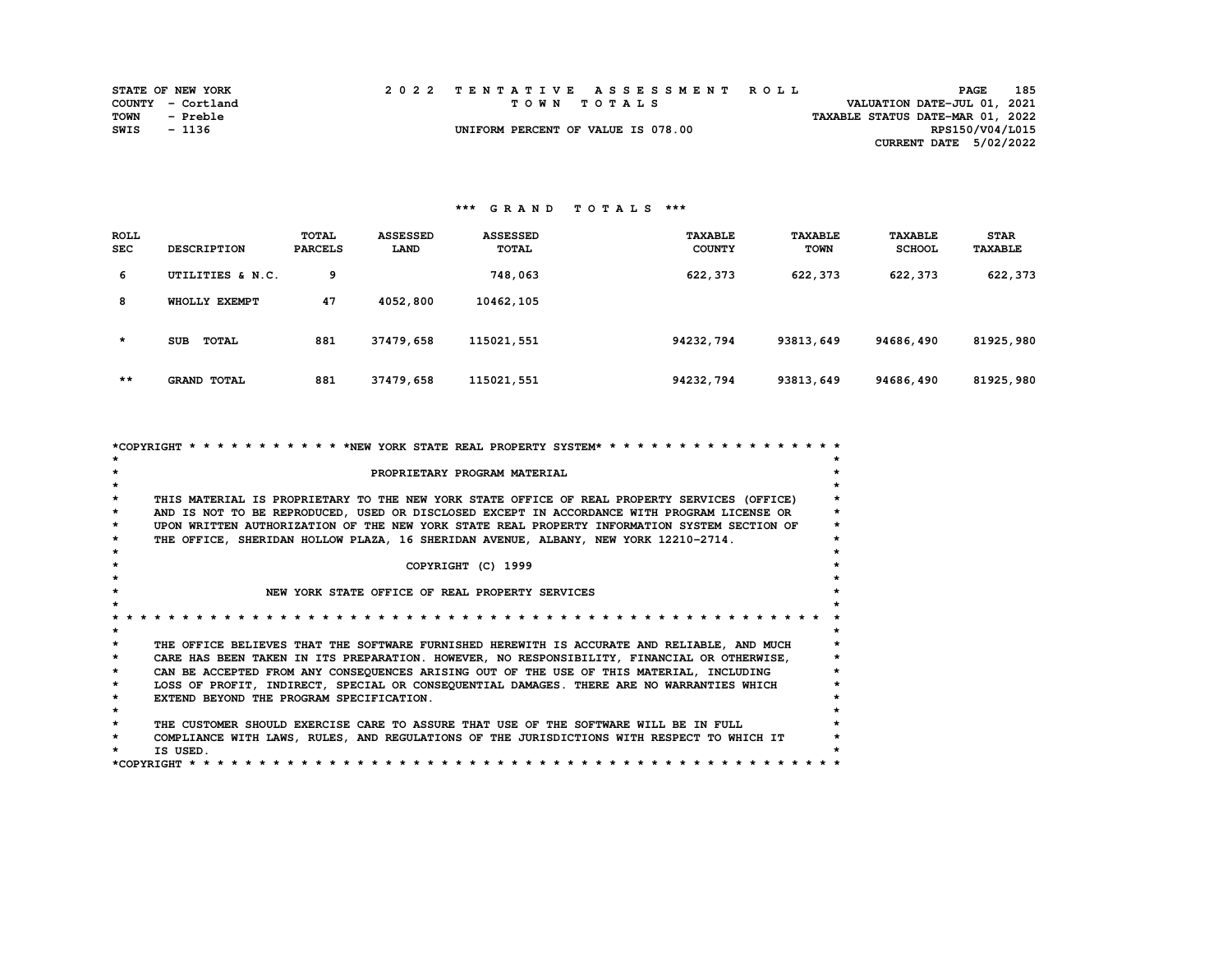STATE OF NEW YORK
COUNTY - Cortland
TOWN - Preble
SWIS - 1136

2 0 2 2 T E N T A T I V E A S S E S S M E N T R O L L
T O W N T O T A L S
UNIFORM PERCENT OF VALUE IS 078.00

VALUATION DATE-JUL 01, 2021
TAXABLE STATUS DATE-MAR 01, 2022
RPS150/V04/L015
CURRENT DATE 5/02/2022

### *** G R A N D T O T A L S ***

| ROLL SEC | DESCRIPTION | TOTAL PARCELS | ASSESSED LAND | ASSESSED TOTAL | TAXABLE COUNTY | TAXABLE TOWN | TAXABLE SCHOOL | STAR TAXABLE |
|---|---|---|---|---|---|---|---|---|
| 6 | UTILITIES & N.C. | 9 | | 748,063 | 622,373 | 622,373 | 622,373 | 622,373 |
| 8 | WHOLLY EXEMPT | 47 | 4052,800 | 10462,105 | | | | |
| * | SUB TOTAL | 881 | 37479,658 | 115021,551 | 94232,794 | 93813,649 | 94686,490 | 81925,980 |
| ** | GRAND TOTAL | 881 | 37479,658 | 115021,551 | 94232,794 | 93813,649 | 94686,490 | 81925,980 |

*COPYRIGHT * * * * * * * * * * * *NEW YORK STATE REAL PROPERTY SYSTEM* * * * * * * * * * * * * * * * * *

PROPRIETARY PROGRAM MATERIAL

THIS MATERIAL IS PROPRIETARY TO THE NEW YORK STATE OFFICE OF REAL PROPERTY SERVICES (OFFICE) AND IS NOT TO BE REPRODUCED, USED OR DISCLOSED EXCEPT IN ACCORDANCE WITH PROGRAM LICENSE OR UPON WRITTEN AUTHORIZATION OF THE NEW YORK STATE REAL PROPERTY INFORMATION SYSTEM SECTION OF THE OFFICE, SHERIDAN HOLLOW PLAZA, 16 SHERIDAN AVENUE, ALBANY, NEW YORK 12210-2714.

COPYRIGHT (C) 1999

NEW YORK STATE OFFICE OF REAL PROPERTY SERVICES

THE OFFICE BELIEVES THAT THE SOFTWARE FURNISHED HEREWITH IS ACCURATE AND RELIABLE, AND MUCH CARE HAS BEEN TAKEN IN ITS PREPARATION. HOWEVER, NO RESPONSIBILITY, FINANCIAL OR OTHERWISE, CAN BE ACCEPTED FROM ANY CONSEQUENCES ARISING OUT OF THE USE OF THIS MATERIAL, INCLUDING LOSS OF PROFIT, INDIRECT, SPECIAL OR CONSEQUENTIAL DAMAGES. THERE ARE NO WARRANTIES WHICH EXTEND BEYOND THE PROGRAM SPECIFICATION.

THE CUSTOMER SHOULD EXERCISE CARE TO ASSURE THAT USE OF THE SOFTWARE WILL BE IN FULL COMPLIANCE WITH LAWS, RULES, AND REGULATIONS OF THE JURISDICTIONS WITH RESPECT TO WHICH IT IS USED.

*COPYRIGHT * * * * * * * * * * * * * * * * * * * * * * * * * * * * * * * * * * * * * * * * * * * * * * *